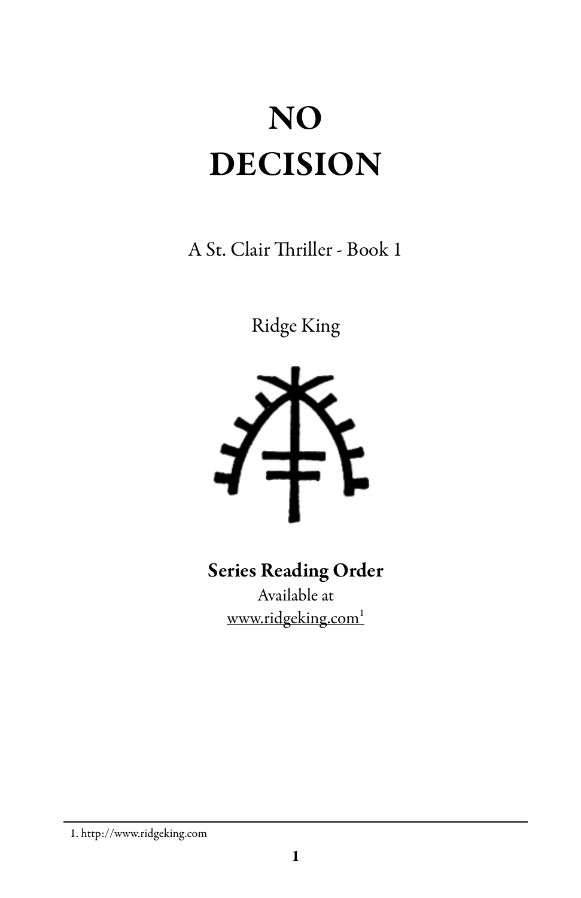# NO DECISION

A St. Clair Thriller - Book 1

Ridge King

**Series Reading Order**

Available at

www.ridgeking.com[1]

1. http://www.ridgeking.com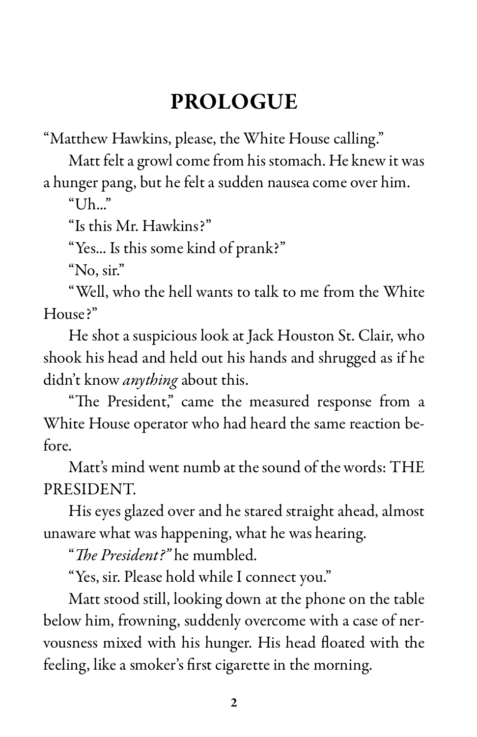# PROLOGUE

"Matthew Hawkins, please, the White House calling."

Matt felt a growl come from his stomach. He knew it was a hunger pang, but he felt a sudden nausea come over him.

"Uh..."

"Is this Mr. Hawkins?"

"Yes... Is this some kind of prank?"

"No, sir."

"Well, who the hell wants to talk to me from the White House?"

He shot a suspicious look at Jack Houston St. Clair, who shook his head and held out his hands and shrugged as if he didn't know *anything* about this.

"The President," came the measured response from a White House operator who had heard the same reaction before.

Matt's mind went numb at the sound of the words: THE PRESIDENT.

His eyes glazed over and he stared straight ahead, almost unaware what was happening, what he was hearing.

"*The President?*" he mumbled.

"Yes, sir. Please hold while I connect you."

Matt stood still, looking down at the phone on the table below him, frowning, suddenly overcome with a case of nervousness mixed with his hunger. His head floated with the feeling, like a smoker's first cigarette in the morning.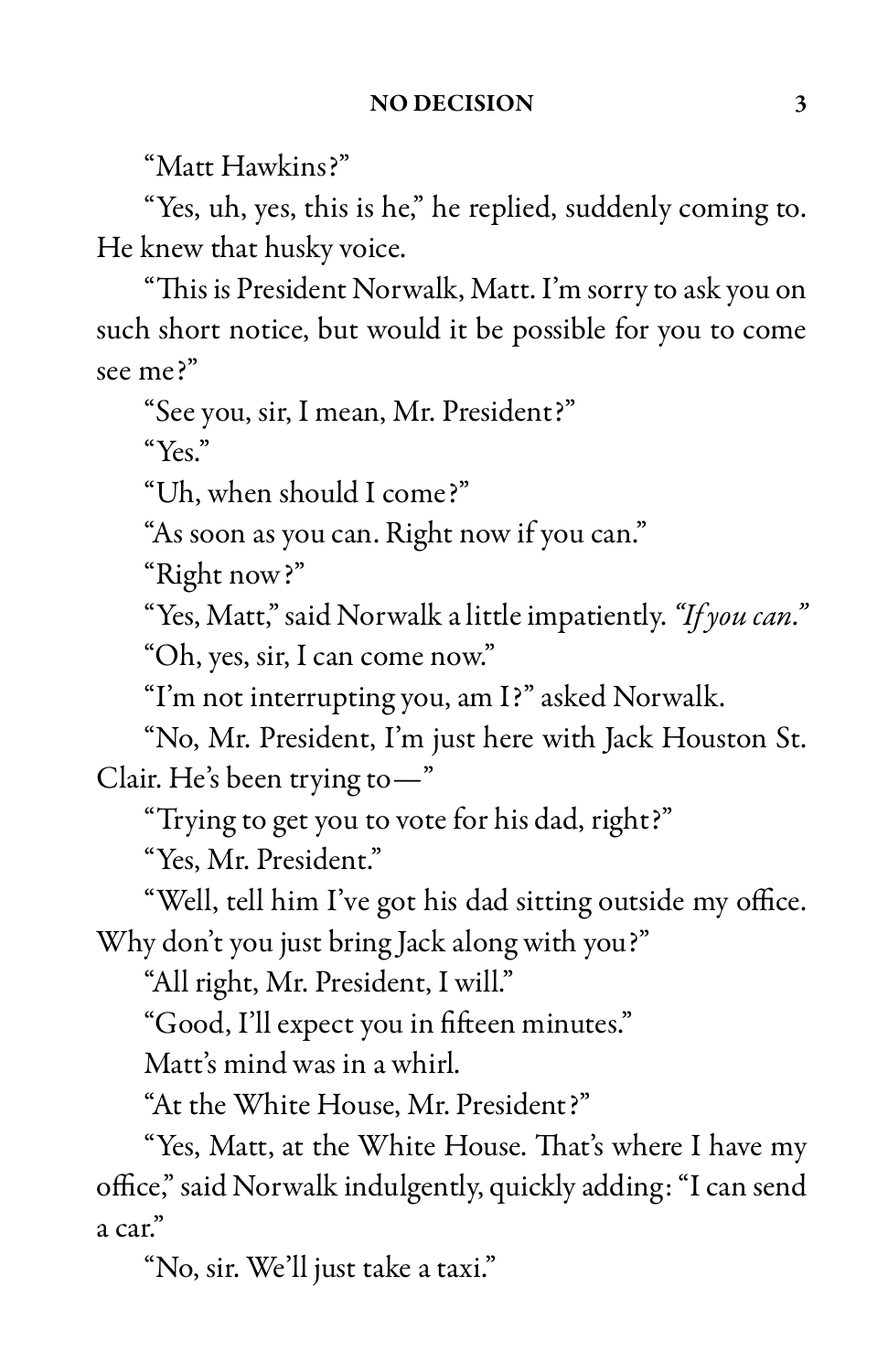"Matt Hawkins?"

"Yes, uh, yes, this is he," he replied, suddenly coming to. He knew that husky voice.

"This is President Norwalk, Matt. I'm sorry to ask you on such short notice, but would it be possible for you to come see me?"

"See you, sir, I mean, Mr. President?"

"Yes."

"Uh, when should I come?"

"As soon as you can. Right now if you can."

"Right now?"

"Yes, Matt," said Norwalk a little impatiently. *"If you can."*

"Oh, yes, sir, I can come now."

"I'm not interrupting you, am I?" asked Norwalk.

"No, Mr. President, I'm just here with Jack Houston St. Clair. He's been trying to—"

"Trying to get you to vote for his dad, right?"

"Yes, Mr. President."

"Well, tell him I've got his dad sitting outside my office. Why don't you just bring Jack along with you?"

"All right, Mr. President, I will."

"Good, I'll expect you in fifteen minutes."

Matt's mind was in a whirl.

"At the White House, Mr. President?"

"Yes, Matt, at the White House. That's where I have my office," said Norwalk indulgently, quickly adding: "I can send a car."

"No, sir. We'll just take a taxi."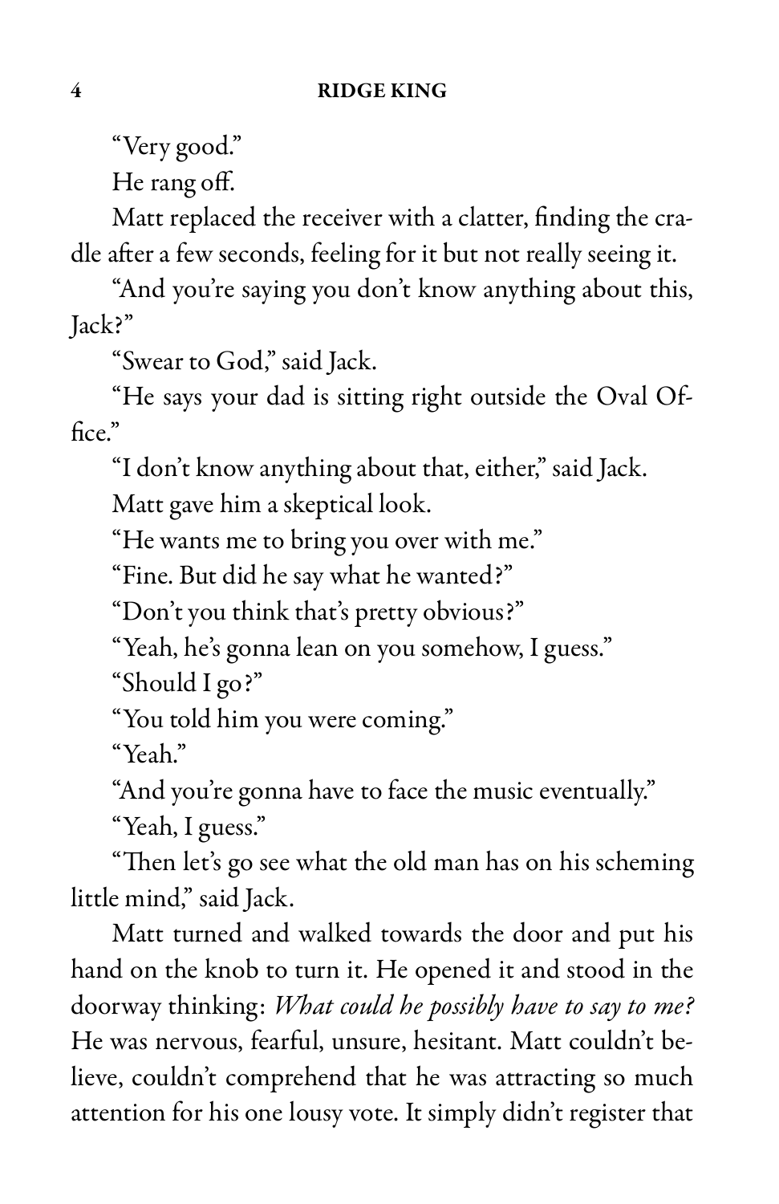"Very good."

He rang off.

Matt replaced the receiver with a clatter, finding the cradle after a few seconds, feeling for it but not really seeing it.

"And you're saying you don't know anything about this, Jack?"

"Swear to God," said Jack.

"He says your dad is sitting right outside the Oval Office."

"I don't know anything about that, either," said Jack.

Matt gave him a skeptical look.

"He wants me to bring you over with me."

"Fine. But did he say what he wanted?"

"Don't you think that's pretty obvious?"

"Yeah, he's gonna lean on you somehow, I guess."

"Should I go?"

"You told him you were coming."

"Yeah."

"And you're gonna have to face the music eventually."

"Yeah, I guess."

"Then let's go see what the old man has on his scheming little mind," said Jack.

Matt turned and walked towards the door and put his hand on the knob to turn it. He opened it and stood in the doorway thinking: *What could he possibly have to say to me?* He was nervous, fearful, unsure, hesitant. Matt couldn't believe, couldn't comprehend that he was attracting so much attention for his one lousy vote. It simply didn't register that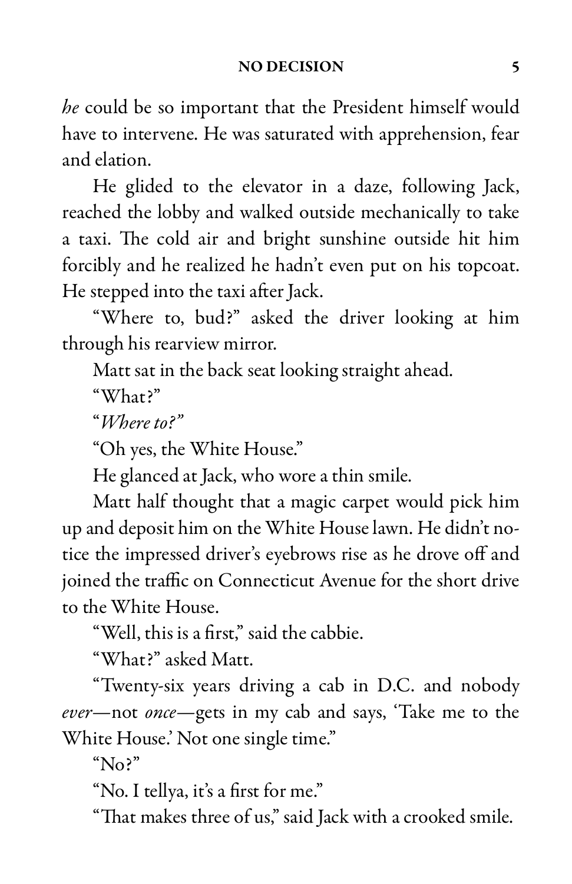*he* could be so important that the President himself would have to intervene. He was saturated with apprehension, fear and elation.

He glided to the elevator in a daze, following Jack, reached the lobby and walked outside mechanically to take a taxi. The cold air and bright sunshine outside hit him forcibly and he realized he hadn't even put on his topcoat. He stepped into the taxi after Jack.

"Where to, bud?" asked the driver looking at him through his rearview mirror.

Matt sat in the back seat looking straight ahead.

"What?"

"*Where to?*"

"Oh yes, the White House."

He glanced at Jack, who wore a thin smile.

Matt half thought that a magic carpet would pick him up and deposit him on the White House lawn. He didn't notice the impressed driver's eyebrows rise as he drove off and joined the traffic on Connecticut Avenue for the short drive to the White House.

"Well, this is a first," said the cabbie.

"What?" asked Matt.

"Twenty-six years driving a cab in D.C. and nobody *ever*—not *once*—gets in my cab and says, 'Take me to the White House.' Not one single time."

"No?"

"No. I tellya, it's a first for me."

"That makes three of us," said Jack with a crooked smile.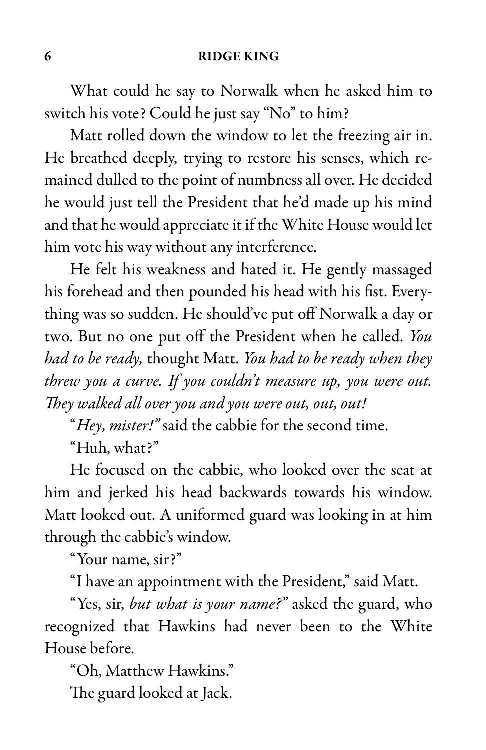What could he say to Norwalk when he asked him to switch his vote? Could he just say "No" to him?

Matt rolled down the window to let the freezing air in. He breathed deeply, trying to restore his senses, which remained dulled to the point of numbness all over. He decided he would just tell the President that he'd made up his mind and that he would appreciate it if the White House would let him vote his way without any interference.

He felt his weakness and hated it. He gently massaged his forehead and then pounded his head with his fist. Everything was so sudden. He should've put off Norwalk a day or two. But no one put off the President when he called. *You had to be ready,* thought Matt. *You had to be ready when they threw you a curve. If you couldn't measure up, you were out. They walked all over you and you were out, out, out!*

"*Hey, mister!*" said the cabbie for the second time.

"Huh, what?"

He focused on the cabbie, who looked over the seat at him and jerked his head backwards towards his window. Matt looked out. A uniformed guard was looking in at him through the cabbie's window.

"Your name, sir?"

"I have an appointment with the President," said Matt.

"Yes, sir, *but what is your name?*" asked the guard, who recognized that Hawkins had never been to the White House before.

"Oh, Matthew Hawkins."

The guard looked at Jack.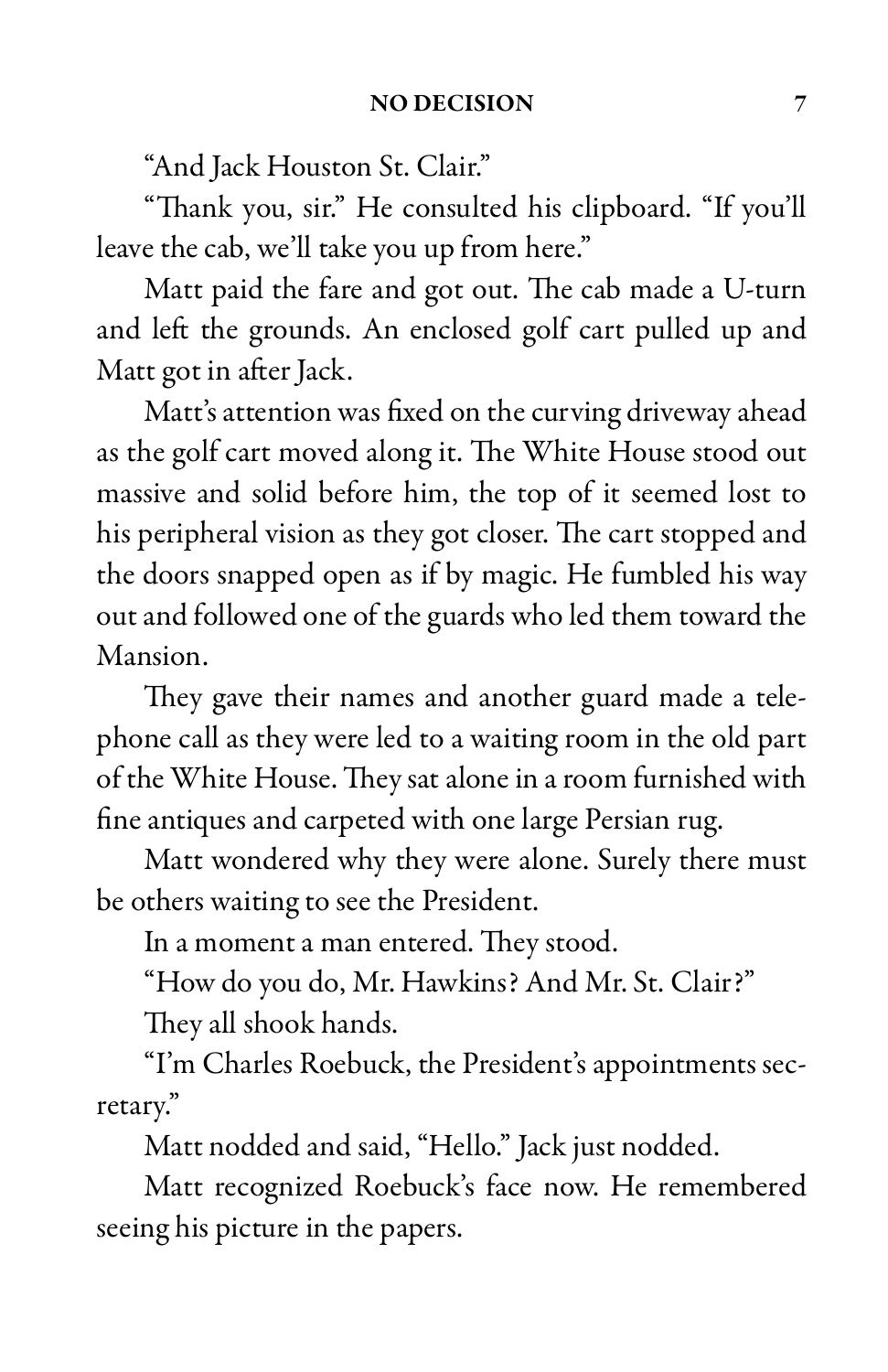"And Jack Houston St. Clair."

"Thank you, sir." He consulted his clipboard. "If you'll leave the cab, we'll take you up from here."

Matt paid the fare and got out. The cab made a U-turn and left the grounds. An enclosed golf cart pulled up and Matt got in after Jack.

Matt's attention was fixed on the curving driveway ahead as the golf cart moved along it. The White House stood out massive and solid before him, the top of it seemed lost to his peripheral vision as they got closer. The cart stopped and the doors snapped open as if by magic. He fumbled his way out and followed one of the guards who led them toward the Mansion.

They gave their names and another guard made a telephone call as they were led to a waiting room in the old part of the White House. They sat alone in a room furnished with fine antiques and carpeted with one large Persian rug.

Matt wondered why they were alone. Surely there must be others waiting to see the President.

In a moment a man entered. They stood.

"How do you do, Mr. Hawkins? And Mr. St. Clair?"

They all shook hands.

"I'm Charles Roebuck, the President's appointments secretary."

Matt nodded and said, "Hello." Jack just nodded.

Matt recognized Roebuck's face now. He remembered seeing his picture in the papers.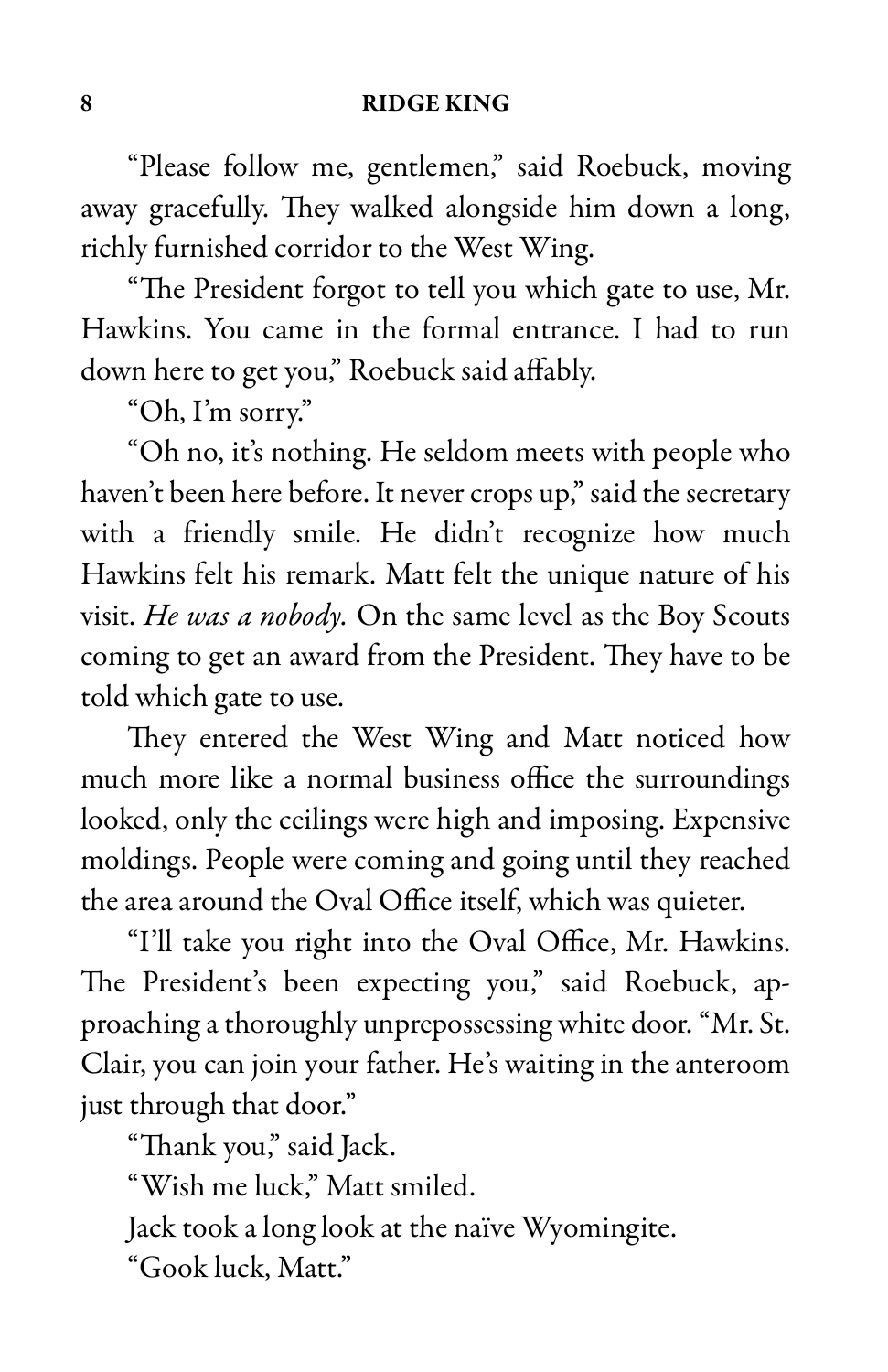"Please follow me, gentlemen," said Roebuck, moving away gracefully. They walked alongside him down a long, richly furnished corridor to the West Wing.

"The President forgot to tell you which gate to use, Mr. Hawkins. You came in the formal entrance. I had to run down here to get you," Roebuck said affably.

"Oh, I'm sorry."

"Oh no, it's nothing. He seldom meets with people who haven't been here before. It never crops up," said the secretary with a friendly smile. He didn't recognize how much Hawkins felt his remark. Matt felt the unique nature of his visit. *He was a nobody.* On the same level as the Boy Scouts coming to get an award from the President. They have to be told which gate to use.

They entered the West Wing and Matt noticed how much more like a normal business office the surroundings looked, only the ceilings were high and imposing. Expensive moldings. People were coming and going until they reached the area around the Oval Office itself, which was quieter.

"I'll take you right into the Oval Office, Mr. Hawkins. The President's been expecting you," said Roebuck, approaching a thoroughly unprepossessing white door. "Mr. St. Clair, you can join your father. He's waiting in the anteroom just through that door."

"Thank you," said Jack.

"Wish me luck," Matt smiled.

Jack took a long look at the naïve Wyomingite.

"Gook luck, Matt."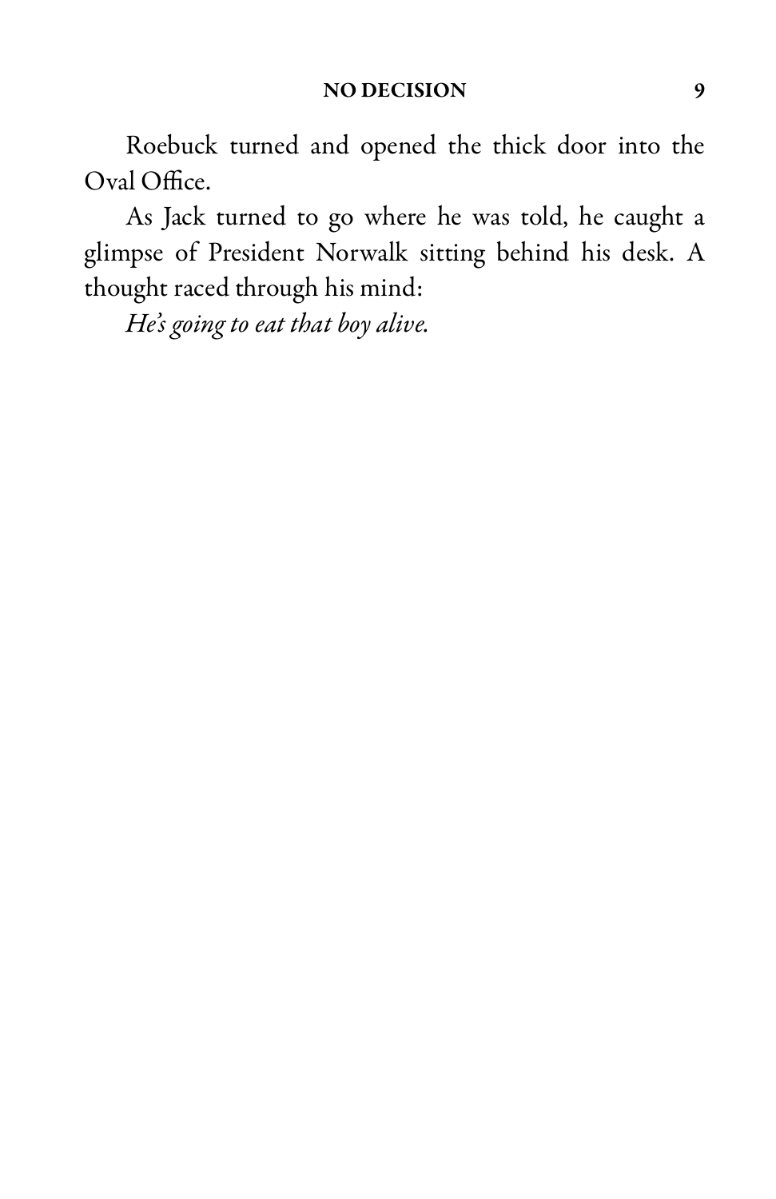Roebuck turned and opened the thick door into the Oval Office.

As Jack turned to go where he was told, he caught a glimpse of President Norwalk sitting behind his desk. A thought raced through his mind:

*He's going to eat that boy alive.*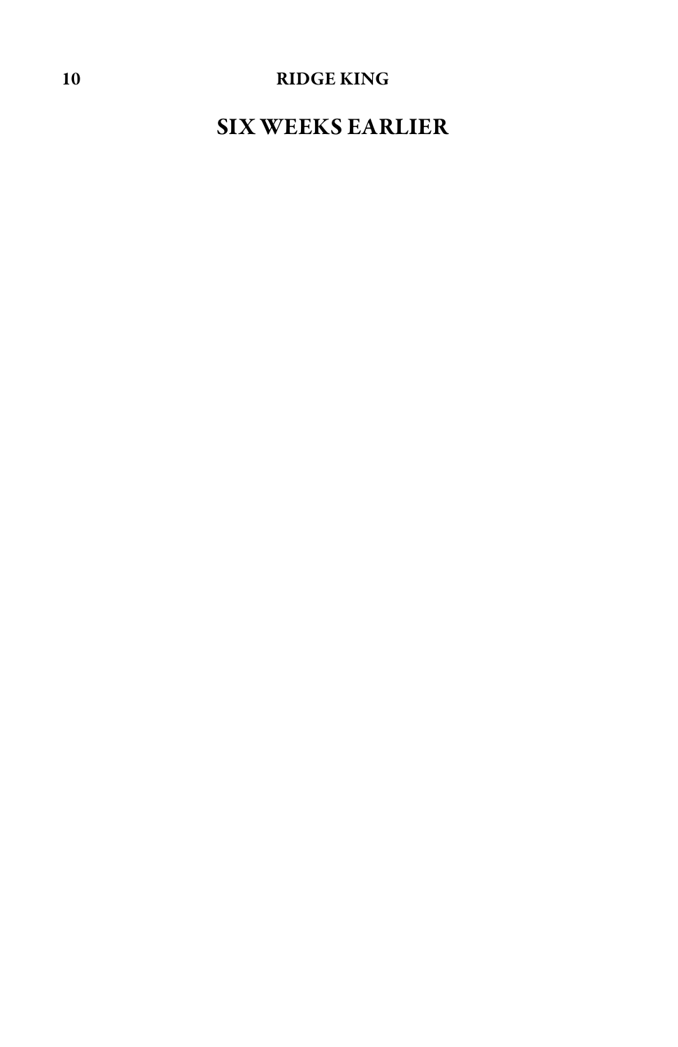# SIX WEEKS EARLIER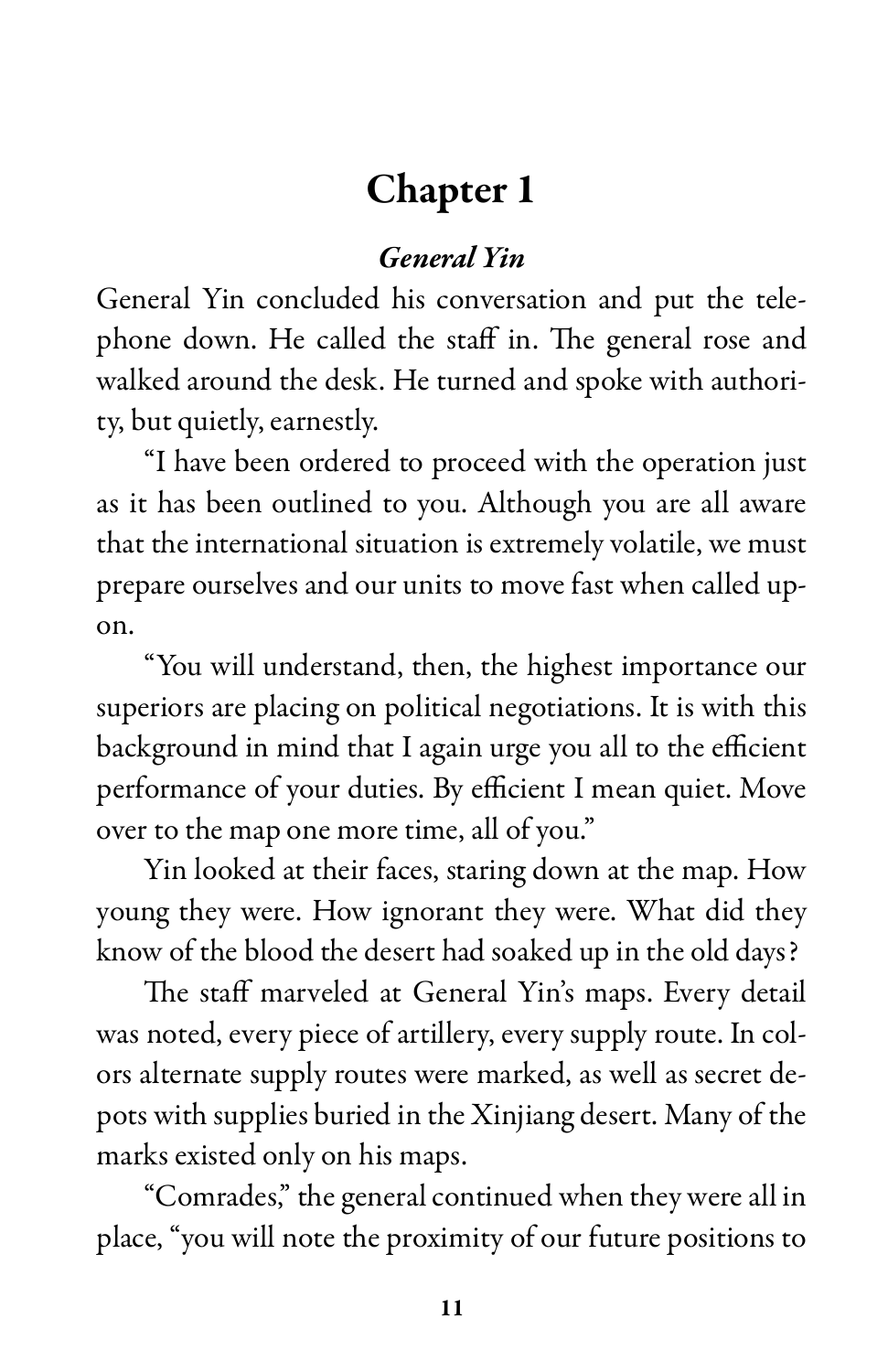# Chapter 1

### *General Yin*

General Yin concluded his conversation and put the telephone down. He called the staff in. The general rose and walked around the desk. He turned and spoke with authority, but quietly, earnestly.

"I have been ordered to proceed with the operation just as it has been outlined to you. Although you are all aware that the international situation is extremely volatile, we must prepare ourselves and our units to move fast when called upon.

"You will understand, then, the highest importance our superiors are placing on political negotiations. It is with this background in mind that I again urge you all to the efficient performance of your duties. By efficient I mean quiet. Move over to the map one more time, all of you."

Yin looked at their faces, staring down at the map. How young they were. How ignorant they were. What did they know of the blood the desert had soaked up in the old days?

The staff marveled at General Yin's maps. Every detail was noted, every piece of artillery, every supply route. In colors alternate supply routes were marked, as well as secret depots with supplies buried in the Xinjiang desert. Many of the marks existed only on his maps.

"Comrades," the general continued when they were all in place, "you will note the proximity of our future positions to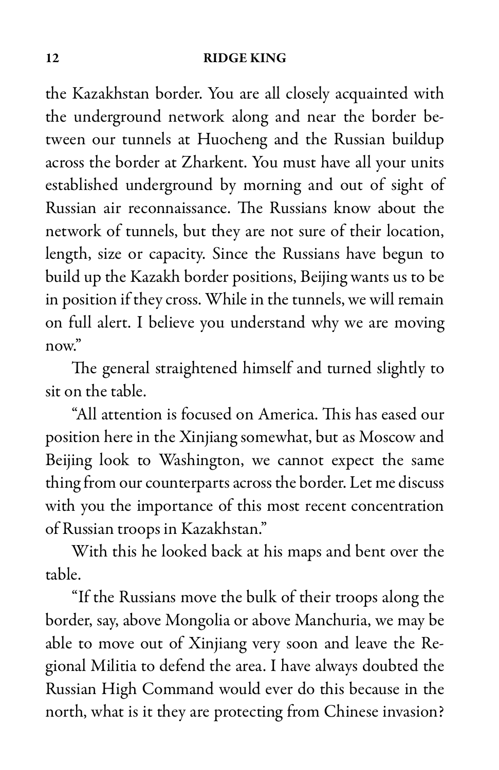the Kazakhstan border. You are all closely acquainted with the underground network along and near the border between our tunnels at Huocheng and the Russian buildup across the border at Zharkent. You must have all your units established underground by morning and out of sight of Russian air reconnaissance. The Russians know about the network of tunnels, but they are not sure of their location, length, size or capacity. Since the Russians have begun to build up the Kazakh border positions, Beijing wants us to be in position if they cross. While in the tunnels, we will remain on full alert. I believe you understand why we are moving now."

The general straightened himself and turned slightly to sit on the table.

"All attention is focused on America. This has eased our position here in the Xinjiang somewhat, but as Moscow and Beijing look to Washington, we cannot expect the same thing from our counterparts across the border. Let me discuss with you the importance of this most recent concentration of Russian troops in Kazakhstan."

With this he looked back at his maps and bent over the table.

"If the Russians move the bulk of their troops along the border, say, above Mongolia or above Manchuria, we may be able to move out of Xinjiang very soon and leave the Regional Militia to defend the area. I have always doubted the Russian High Command would ever do this because in the north, what is it they are protecting from Chinese invasion?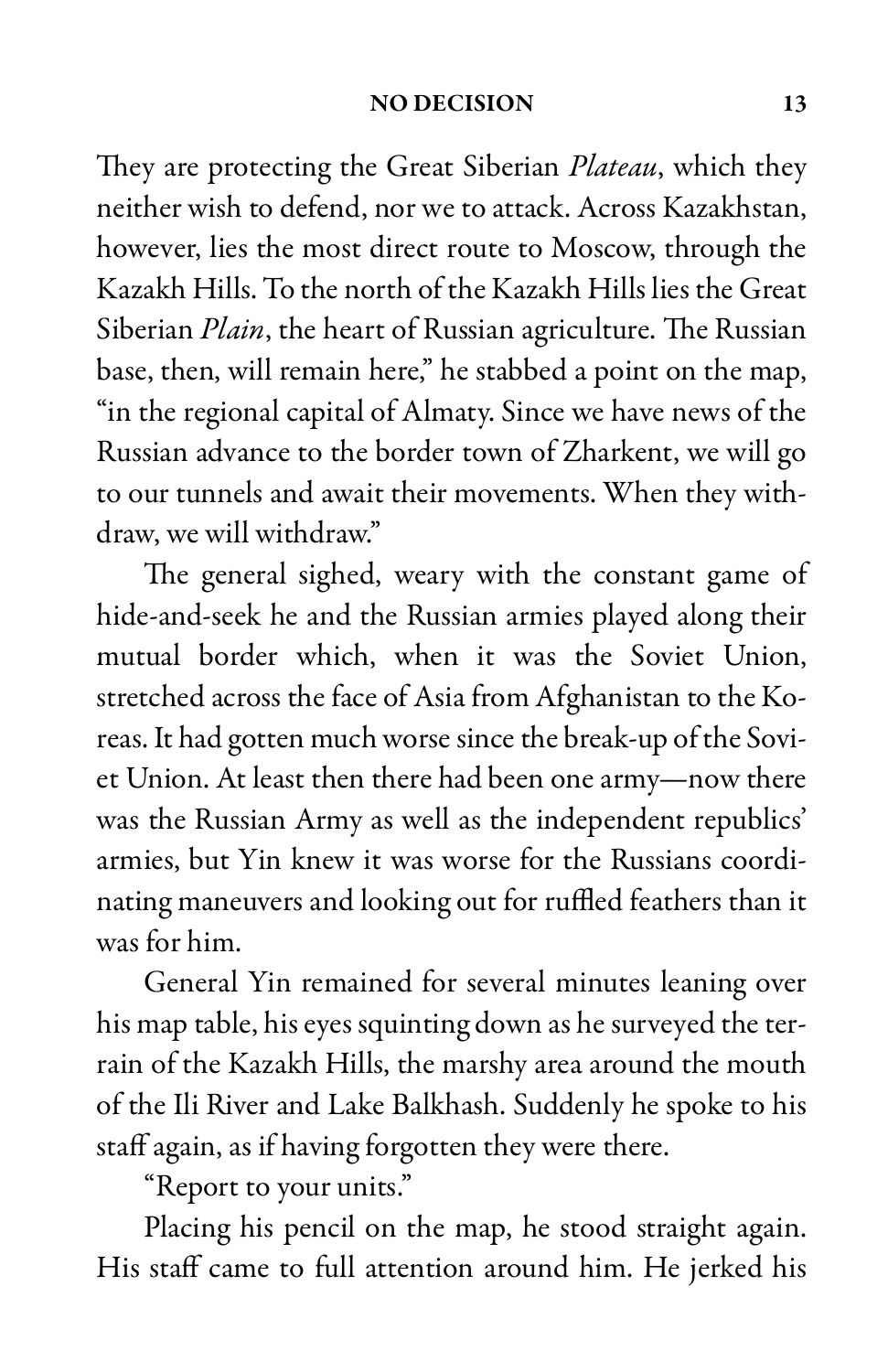They are protecting the Great Siberian *Plateau*, which they neither wish to defend, nor we to attack. Across Kazakhstan, however, lies the most direct route to Moscow, through the Kazakh Hills. To the north of the Kazakh Hills lies the Great Siberian *Plain*, the heart of Russian agriculture. The Russian base, then, will remain here," he stabbed a point on the map, "in the regional capital of Almaty. Since we have news of the Russian advance to the border town of Zharkent, we will go to our tunnels and await their movements. When they withdraw, we will withdraw."

The general sighed, weary with the constant game of hide-and-seek he and the Russian armies played along their mutual border which, when it was the Soviet Union, stretched across the face of Asia from Afghanistan to the Koreas. It had gotten much worse since the break-up of the Soviet Union. At least then there had been one army—now there was the Russian Army as well as the independent republics' armies, but Yin knew it was worse for the Russians coordinating maneuvers and looking out for ruffled feathers than it was for him.

General Yin remained for several minutes leaning over his map table, his eyes squinting down as he surveyed the terrain of the Kazakh Hills, the marshy area around the mouth of the Ili River and Lake Balkhash. Suddenly he spoke to his staff again, as if having forgotten they were there.

"Report to your units."

Placing his pencil on the map, he stood straight again. His staff came to full attention around him. He jerked his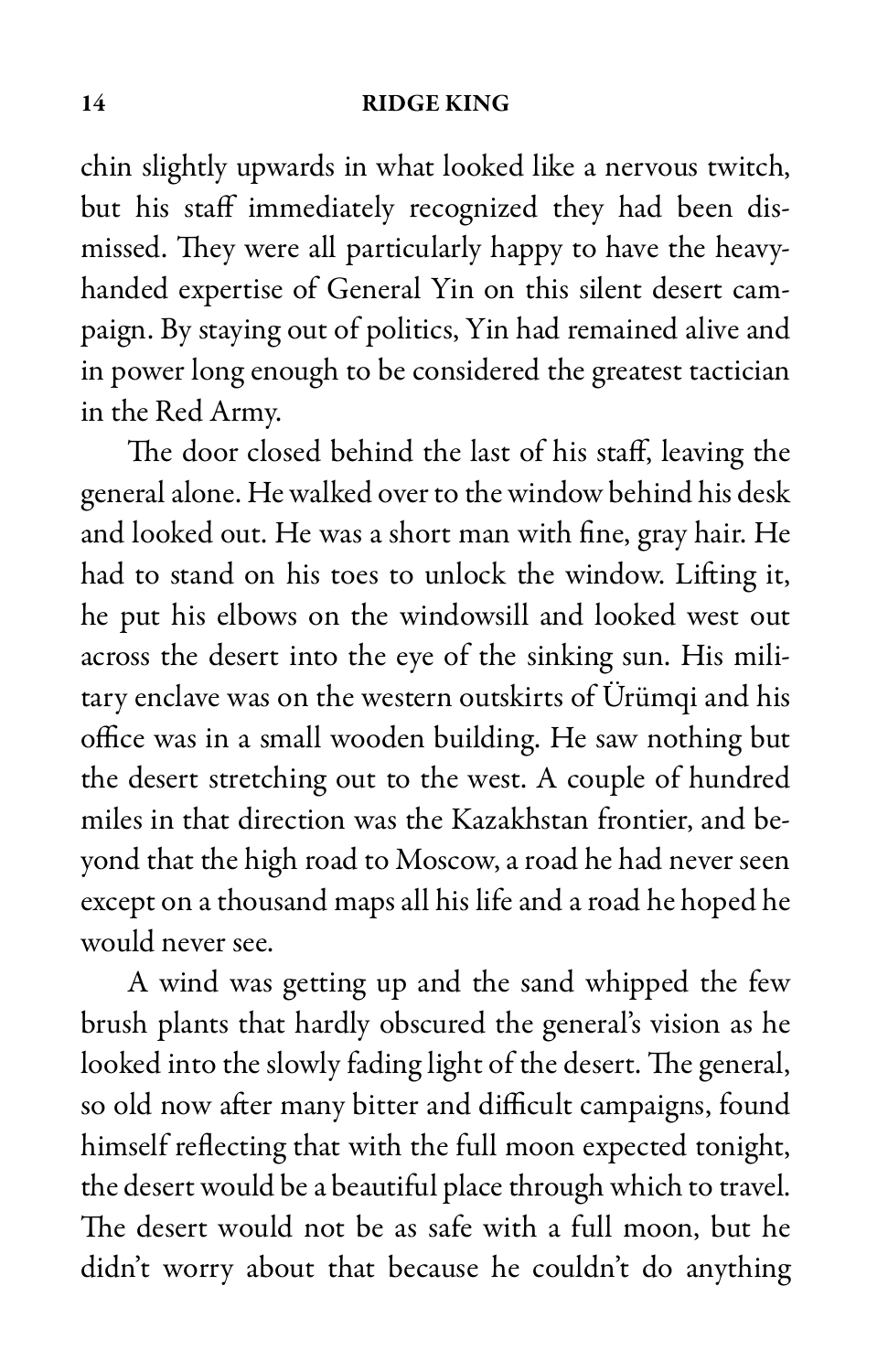chin slightly upwards in what looked like a nervous twitch, but his staff immediately recognized they had been dismissed. They were all particularly happy to have the heavy-handed expertise of General Yin on this silent desert campaign. By staying out of politics, Yin had remained alive and in power long enough to be considered the greatest tactician in the Red Army.

The door closed behind the last of his staff, leaving the general alone. He walked over to the window behind his desk and looked out. He was a short man with fine, gray hair. He had to stand on his toes to unlock the window. Lifting it, he put his elbows on the windowsill and looked west out across the desert into the eye of the sinking sun. His military enclave was on the western outskirts of Ürümqi and his office was in a small wooden building. He saw nothing but the desert stretching out to the west. A couple of hundred miles in that direction was the Kazakhstan frontier, and beyond that the high road to Moscow, a road he had never seen except on a thousand maps all his life and a road he hoped he would never see.

A wind was getting up and the sand whipped the few brush plants that hardly obscured the general's vision as he looked into the slowly fading light of the desert. The general, so old now after many bitter and difficult campaigns, found himself reflecting that with the full moon expected tonight, the desert would be a beautiful place through which to travel. The desert would not be as safe with a full moon, but he didn't worry about that because he couldn't do anything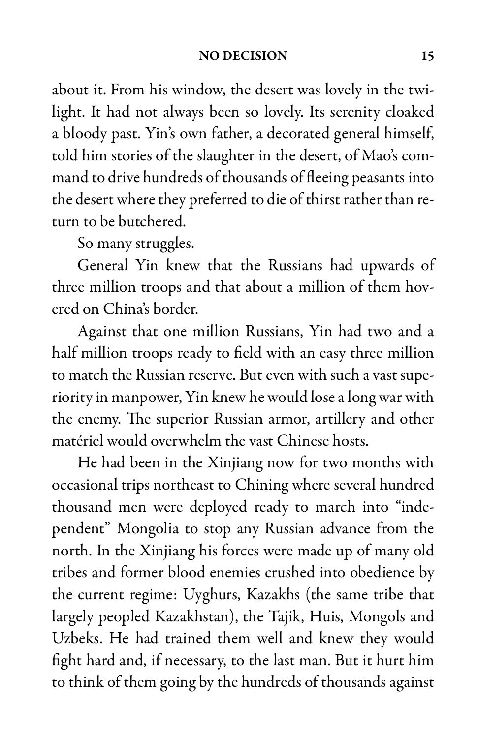about it. From his window, the desert was lovely in the twilight. It had not always been so lovely. Its serenity cloaked a bloody past. Yin's own father, a decorated general himself, told him stories of the slaughter in the desert, of Mao's command to drive hundreds of thousands of fleeing peasants into the desert where they preferred to die of thirst rather than return to be butchered.

So many struggles.

General Yin knew that the Russians had upwards of three million troops and that about a million of them hovered on China's border.

Against that one million Russians, Yin had two and a half million troops ready to field with an easy three million to match the Russian reserve. But even with such a vast superiority in manpower, Yin knew he would lose a long war with the enemy. The superior Russian armor, artillery and other matériel would overwhelm the vast Chinese hosts.

He had been in the Xinjiang now for two months with occasional trips northeast to Chining where several hundred thousand men were deployed ready to march into "independent" Mongolia to stop any Russian advance from the north. In the Xinjiang his forces were made up of many old tribes and former blood enemies crushed into obedience by the current regime: Uyghurs, Kazakhs (the same tribe that largely peopled Kazakhstan), the Tajik, Huis, Mongols and Uzbeks. He had trained them well and knew they would fight hard and, if necessary, to the last man. But it hurt him to think of them going by the hundreds of thousands against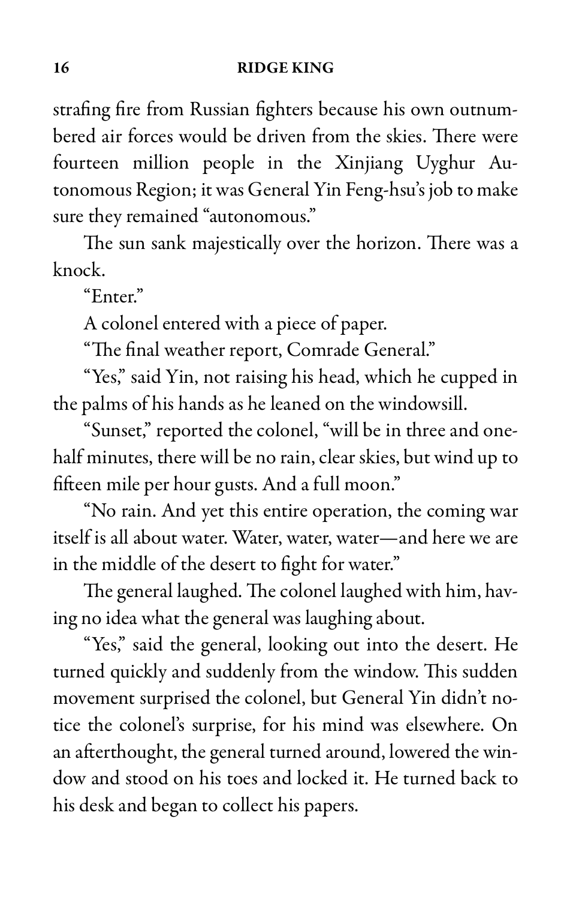strafing fire from Russian fighters because his own outnumbered air forces would be driven from the skies. There were fourteen million people in the Xinjiang Uyghur Autonomous Region; it was General Yin Feng-hsu's job to make sure they remained "autonomous."

The sun sank majestically over the horizon. There was a knock.

"Enter."

A colonel entered with a piece of paper.

"The final weather report, Comrade General."

"Yes," said Yin, not raising his head, which he cupped in the palms of his hands as he leaned on the windowsill.

"Sunset," reported the colonel, "will be in three and one-half minutes, there will be no rain, clear skies, but wind up to fifteen mile per hour gusts. And a full moon."

"No rain. And yet this entire operation, the coming war itself is all about water. Water, water, water—and here we are in the middle of the desert to fight for water."

The general laughed. The colonel laughed with him, having no idea what the general was laughing about.

"Yes," said the general, looking out into the desert. He turned quickly and suddenly from the window. This sudden movement surprised the colonel, but General Yin didn't notice the colonel's surprise, for his mind was elsewhere. On an afterthought, the general turned around, lowered the window and stood on his toes and locked it. He turned back to his desk and began to collect his papers.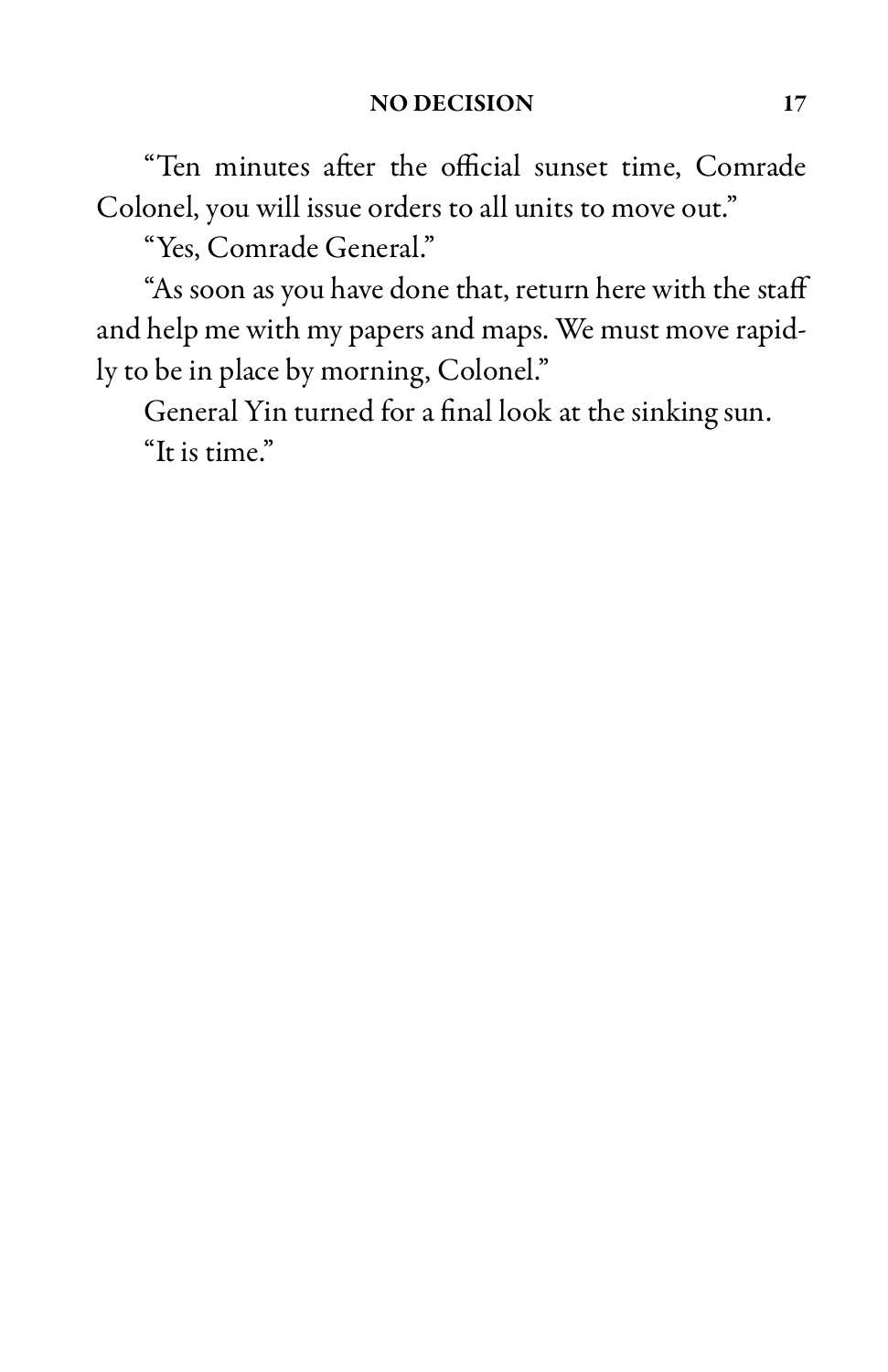"Ten minutes after the official sunset time, Comrade Colonel, you will issue orders to all units to move out."

"Yes, Comrade General."

"As soon as you have done that, return here with the staff and help me with my papers and maps. We must move rapidly to be in place by morning, Colonel."

General Yin turned for a final look at the sinking sun.

"It is time."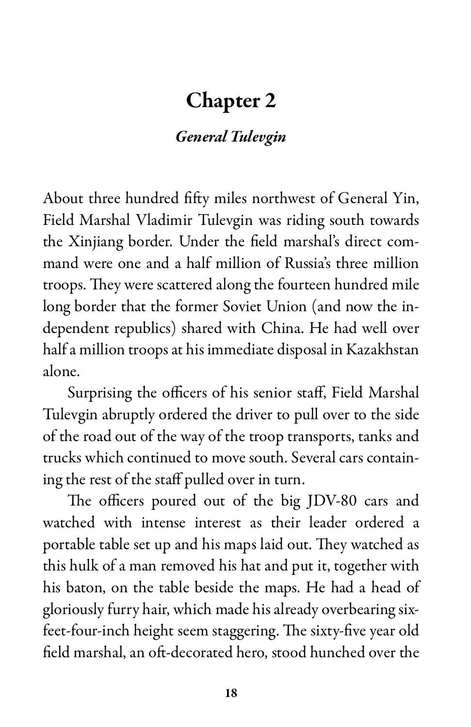# Chapter 2

## *General Tulevgin*

About three hundred fifty miles northwest of General Yin, Field Marshal Vladimir Tulevgin was riding south towards the Xinjiang border. Under the field marshal's direct command were one and a half million of Russia's three million troops. They were scattered along the fourteen hundred mile long border that the former Soviet Union (and now the independent republics) shared with China. He had well over half a million troops at his immediate disposal in Kazakhstan alone.

Surprising the officers of his senior staff, Field Marshal Tulevgin abruptly ordered the driver to pull over to the side of the road out of the way of the troop transports, tanks and trucks which continued to move south. Several cars containing the rest of the staff pulled over in turn.

The officers poured out of the big JDV-80 cars and watched with intense interest as their leader ordered a portable table set up and his maps laid out. They watched as this hulk of a man removed his hat and put it, together with his baton, on the table beside the maps. He had a head of gloriously furry hair, which made his already overbearing six-feet-four-inch height seem staggering. The sixty-five year old field marshal, an oft-decorated hero, stood hunched over the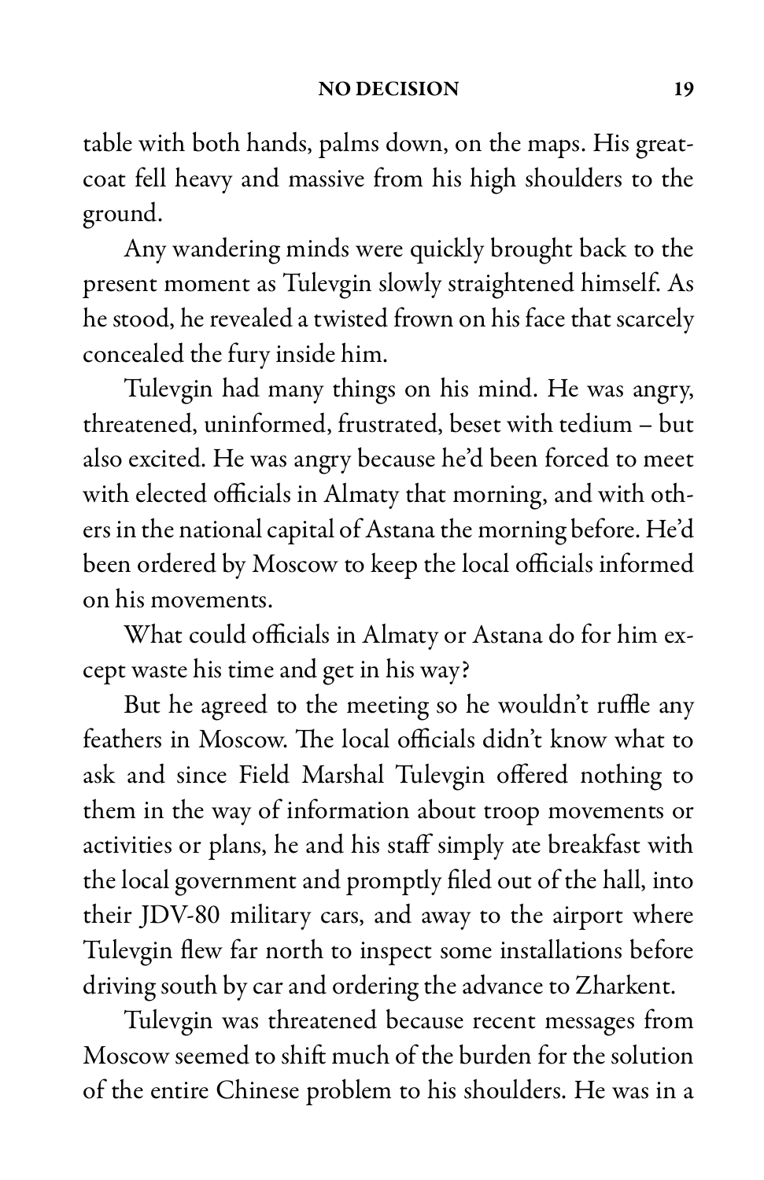table with both hands, palms down, on the maps. His greatcoat fell heavy and massive from his high shoulders to the ground.

Any wandering minds were quickly brought back to the present moment as Tulevgin slowly straightened himself. As he stood, he revealed a twisted frown on his face that scarcely concealed the fury inside him.

Tulevgin had many things on his mind. He was angry, threatened, uninformed, frustrated, beset with tedium – but also excited. He was angry because he'd been forced to meet with elected officials in Almaty that morning, and with others in the national capital of Astana the morning before. He'd been ordered by Moscow to keep the local officials informed on his movements.

What could officials in Almaty or Astana do for him except waste his time and get in his way?

But he agreed to the meeting so he wouldn't ruffle any feathers in Moscow. The local officials didn't know what to ask and since Field Marshal Tulevgin offered nothing to them in the way of information about troop movements or activities or plans, he and his staff simply ate breakfast with the local government and promptly filed out of the hall, into their JDV-80 military cars, and away to the airport where Tulevgin flew far north to inspect some installations before driving south by car and ordering the advance to Zharkent.

Tulevgin was threatened because recent messages from Moscow seemed to shift much of the burden for the solution of the entire Chinese problem to his shoulders. He was in a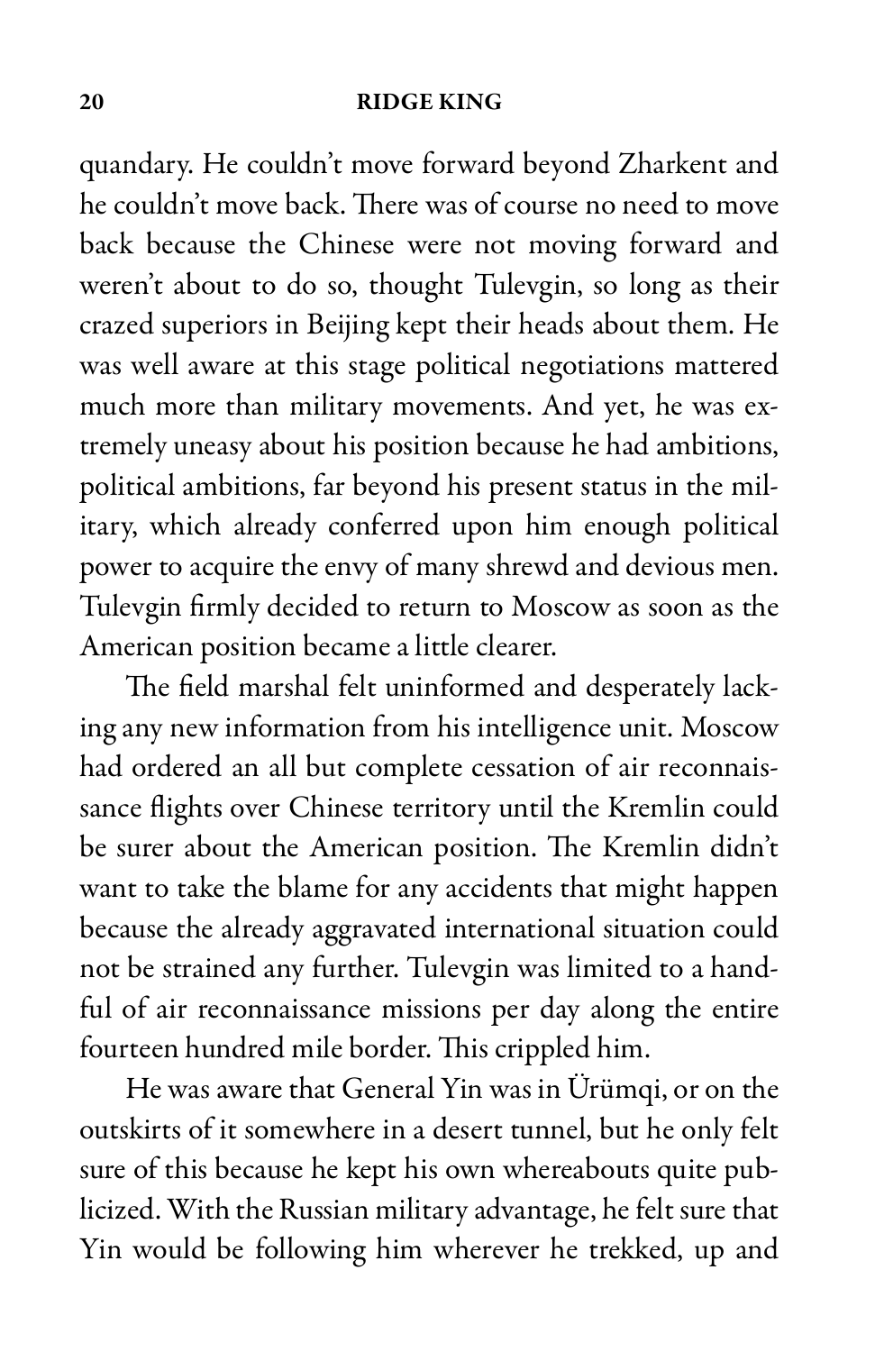quandary. He couldn't move forward beyond Zharkent and he couldn't move back. There was of course no need to move back because the Chinese were not moving forward and weren't about to do so, thought Tulevgin, so long as their crazed superiors in Beijing kept their heads about them. He was well aware at this stage political negotiations mattered much more than military movements. And yet, he was extremely uneasy about his position because he had ambitions, political ambitions, far beyond his present status in the military, which already conferred upon him enough political power to acquire the envy of many shrewd and devious men. Tulevgin firmly decided to return to Moscow as soon as the American position became a little clearer.

The field marshal felt uninformed and desperately lacking any new information from his intelligence unit. Moscow had ordered an all but complete cessation of air reconnaissance flights over Chinese territory until the Kremlin could be surer about the American position. The Kremlin didn't want to take the blame for any accidents that might happen because the already aggravated international situation could not be strained any further. Tulevgin was limited to a handful of air reconnaissance missions per day along the entire fourteen hundred mile border. This crippled him.

He was aware that General Yin was in Ürümqi, or on the outskirts of it somewhere in a desert tunnel, but he only felt sure of this because he kept his own whereabouts quite publicized. With the Russian military advantage, he felt sure that Yin would be following him wherever he trekked, up and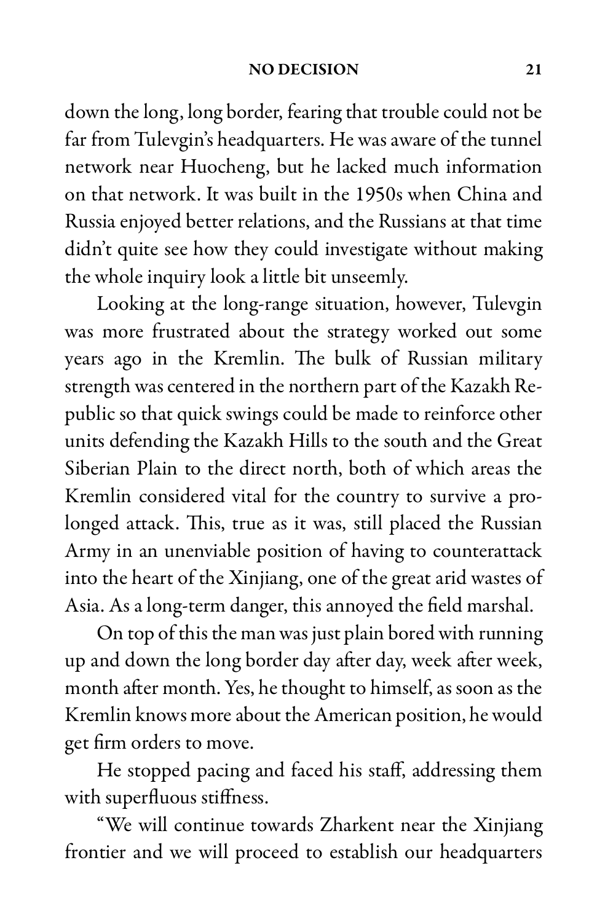down the long, long border, fearing that trouble could not be far from Tulevgin's headquarters. He was aware of the tunnel network near Huocheng, but he lacked much information on that network. It was built in the 1950s when China and Russia enjoyed better relations, and the Russians at that time didn't quite see how they could investigate without making the whole inquiry look a little bit unseemly.

Looking at the long-range situation, however, Tulevgin was more frustrated about the strategy worked out some years ago in the Kremlin. The bulk of Russian military strength was centered in the northern part of the Kazakh Republic so that quick swings could be made to reinforce other units defending the Kazakh Hills to the south and the Great Siberian Plain to the direct north, both of which areas the Kremlin considered vital for the country to survive a prolonged attack. This, true as it was, still placed the Russian Army in an unenviable position of having to counterattack into the heart of the Xinjiang, one of the great arid wastes of Asia. As a long-term danger, this annoyed the field marshal.

On top of this the man was just plain bored with running up and down the long border day after day, week after week, month after month. Yes, he thought to himself, as soon as the Kremlin knows more about the American position, he would get firm orders to move.

He stopped pacing and faced his staff, addressing them with superfluous stiffness.

"We will continue towards Zharkent near the Xinjiang frontier and we will proceed to establish our headquarters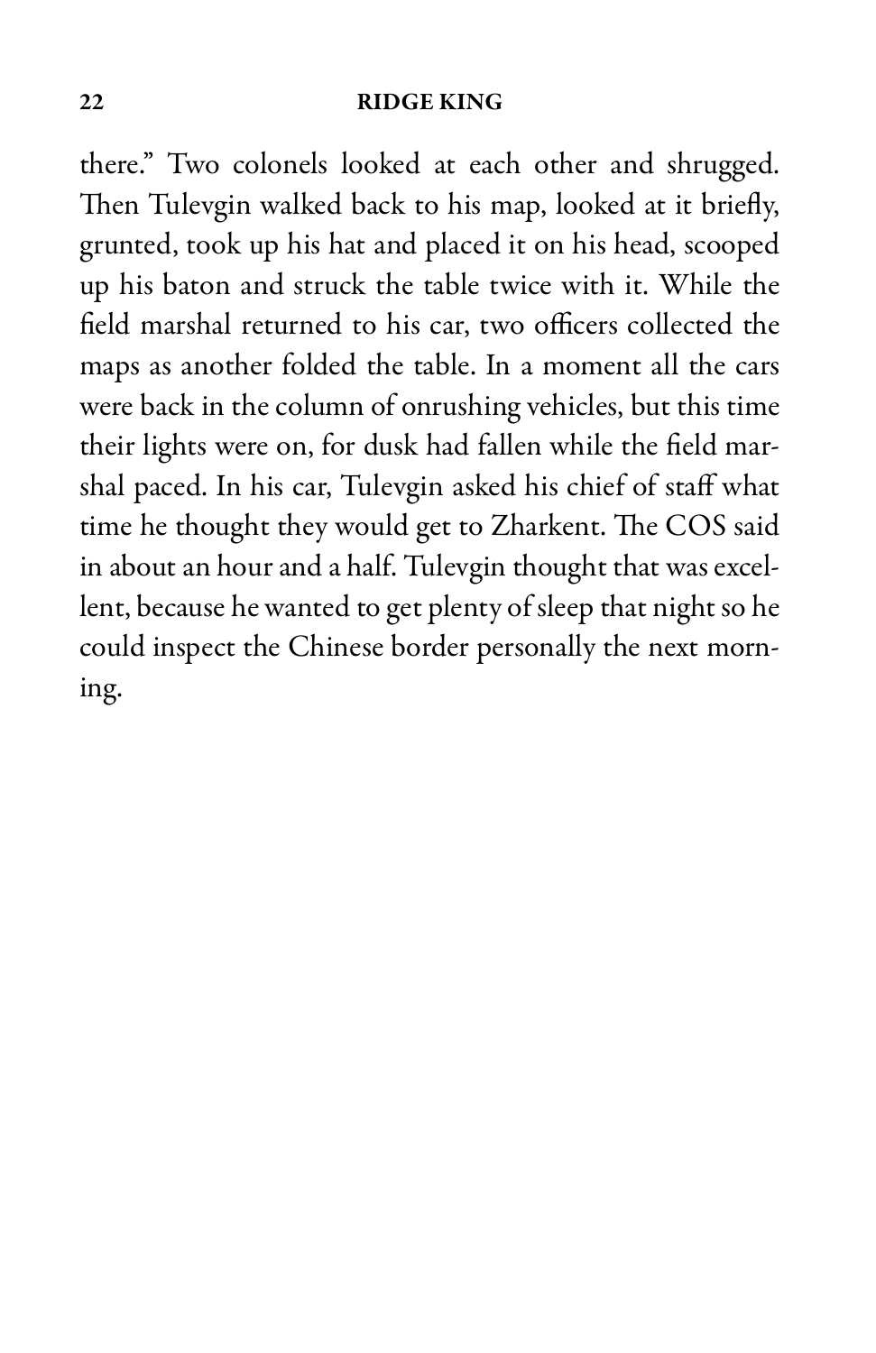there." Two colonels looked at each other and shrugged. Then Tulevgin walked back to his map, looked at it briefly, grunted, took up his hat and placed it on his head, scooped up his baton and struck the table twice with it. While the field marshal returned to his car, two officers collected the maps as another folded the table. In a moment all the cars were back in the column of onrushing vehicles, but this time their lights were on, for dusk had fallen while the field marshal paced. In his car, Tulevgin asked his chief of staff what time he thought they would get to Zharkent. The COS said in about an hour and a half. Tulevgin thought that was excellent, because he wanted to get plenty of sleep that night so he could inspect the Chinese border personally the next morning.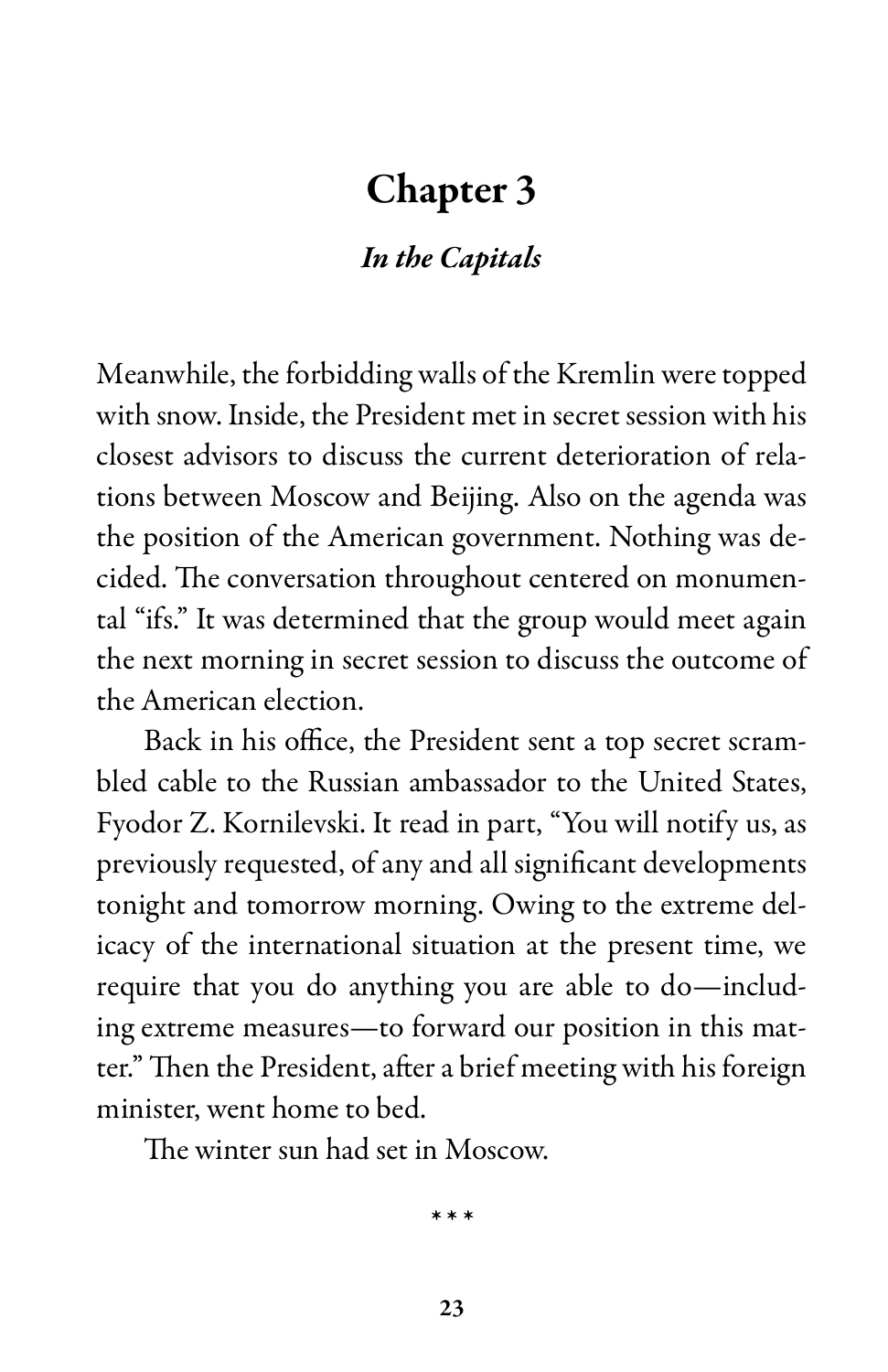# Chapter 3

## *In the Capitals*

Meanwhile, the forbidding walls of the Kremlin were topped with snow. Inside, the President met in secret session with his closest advisors to discuss the current deterioration of relations between Moscow and Beijing. Also on the agenda was the position of the American government. Nothing was decided. The conversation throughout centered on monumental "ifs." It was determined that the group would meet again the next morning in secret session to discuss the outcome of the American election.

Back in his office, the President sent a top secret scrambled cable to the Russian ambassador to the United States, Fyodor Z. Kornilevski. It read in part, "You will notify us, as previously requested, of any and all significant developments tonight and tomorrow morning. Owing to the extreme delicacy of the international situation at the present time, we require that you do anything you are able to do—including extreme measures—to forward our position in this matter." Then the President, after a brief meeting with his foreign minister, went home to bed.

The winter sun had set in Moscow.

\* \* \*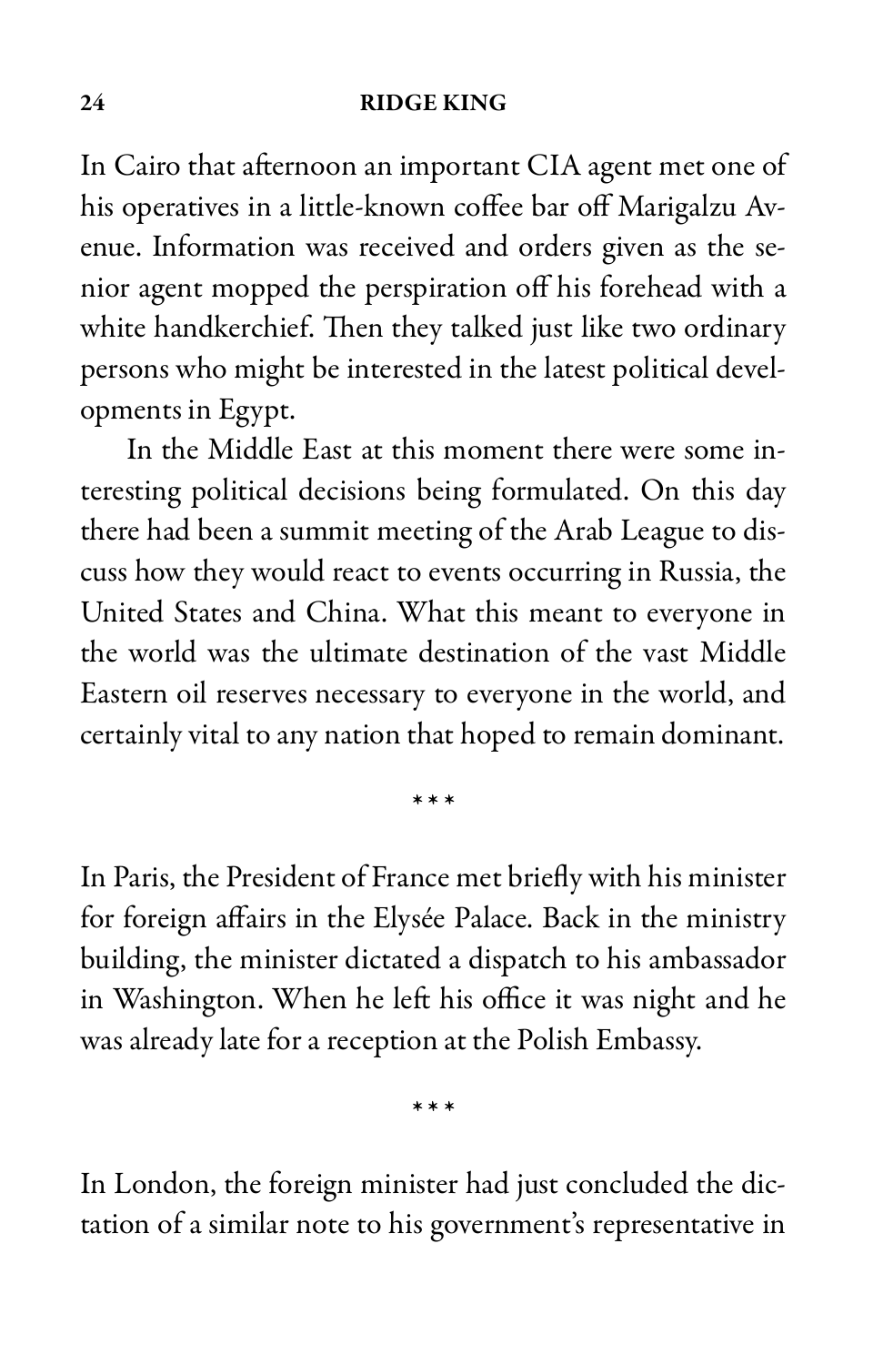In Cairo that afternoon an important CIA agent met one of his operatives in a little-known coffee bar off Marigalzu Avenue. Information was received and orders given as the senior agent mopped the perspiration off his forehead with a white handkerchief. Then they talked just like two ordinary persons who might be interested in the latest political developments in Egypt.

In the Middle East at this moment there were some interesting political decisions being formulated. On this day there had been a summit meeting of the Arab League to discuss how they would react to events occurring in Russia, the United States and China. What this meant to everyone in the world was the ultimate destination of the vast Middle Eastern oil reserves necessary to everyone in the world, and certainly vital to any nation that hoped to remain dominant.

\* \* \*

In Paris, the President of France met briefly with his minister for foreign affairs in the Elysée Palace. Back in the ministry building, the minister dictated a dispatch to his ambassador in Washington. When he left his office it was night and he was already late for a reception at the Polish Embassy.

\* \* \*

In London, the foreign minister had just concluded the dictation of a similar note to his government's representative in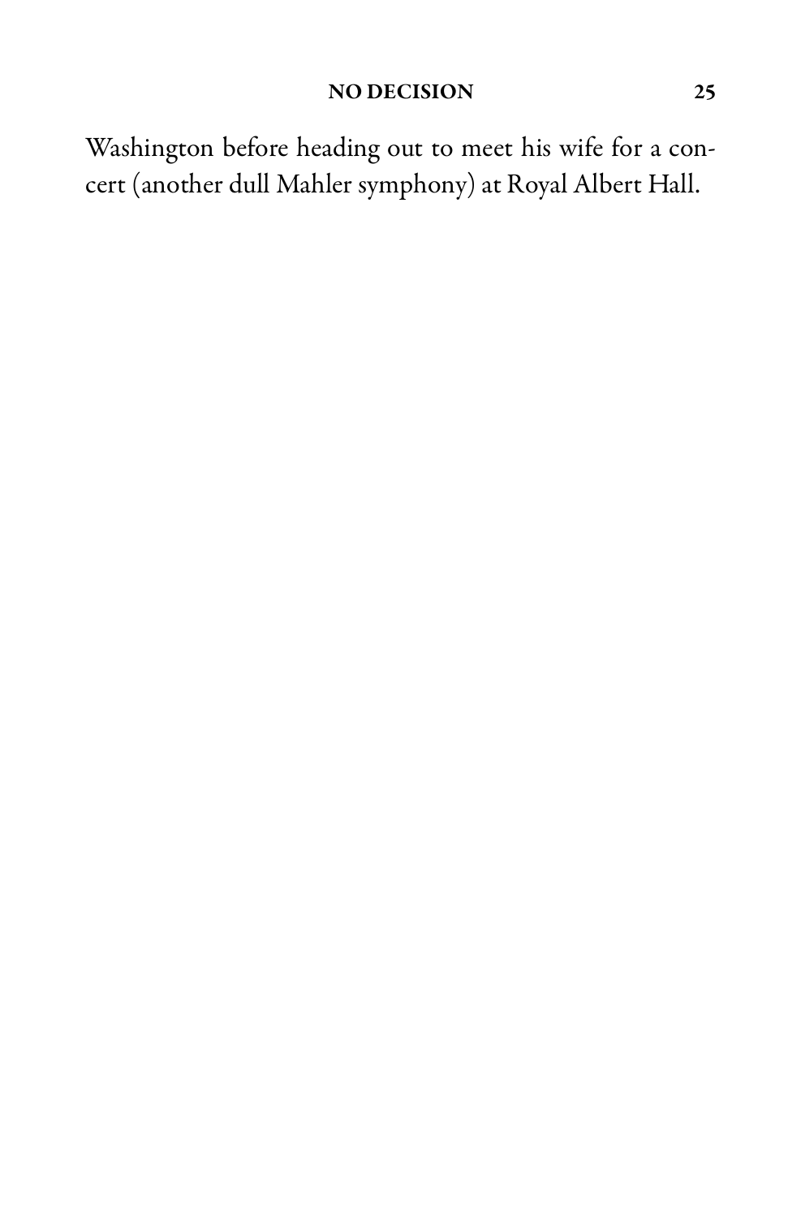Washington before heading out to meet his wife for a concert (another dull Mahler symphony) at Royal Albert Hall.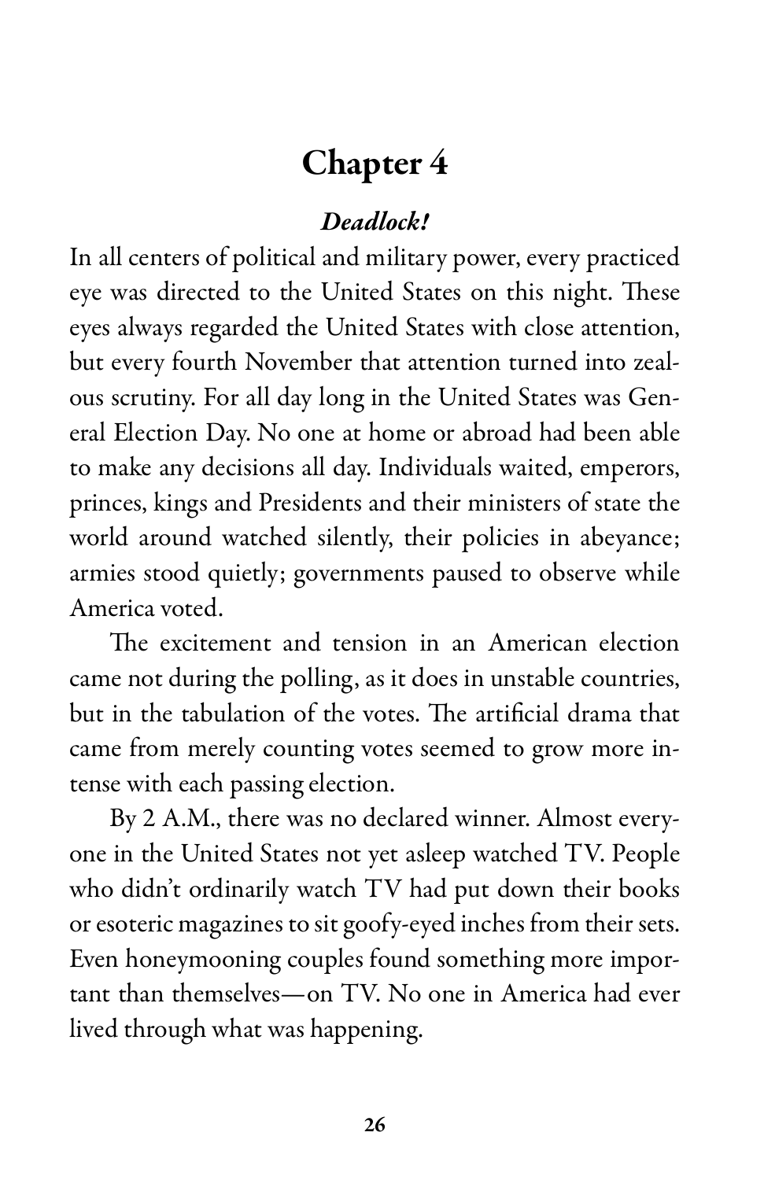# Chapter 4

### *Deadlock!*

In all centers of political and military power, every practiced eye was directed to the United States on this night. These eyes always regarded the United States with close attention, but every fourth November that attention turned into zealous scrutiny. For all day long in the United States was General Election Day. No one at home or abroad had been able to make any decisions all day. Individuals waited, emperors, princes, kings and Presidents and their ministers of state the world around watched silently, their policies in abeyance; armies stood quietly; governments paused to observe while America voted.

The excitement and tension in an American election came not during the polling, as it does in unstable countries, but in the tabulation of the votes. The artificial drama that came from merely counting votes seemed to grow more intense with each passing election.

By 2 A.M., there was no declared winner. Almost everyone in the United States not yet asleep watched TV. People who didn't ordinarily watch TV had put down their books or esoteric magazines to sit goofy-eyed inches from their sets. Even honeymooning couples found something more important than themselves—on TV. No one in America had ever lived through what was happening.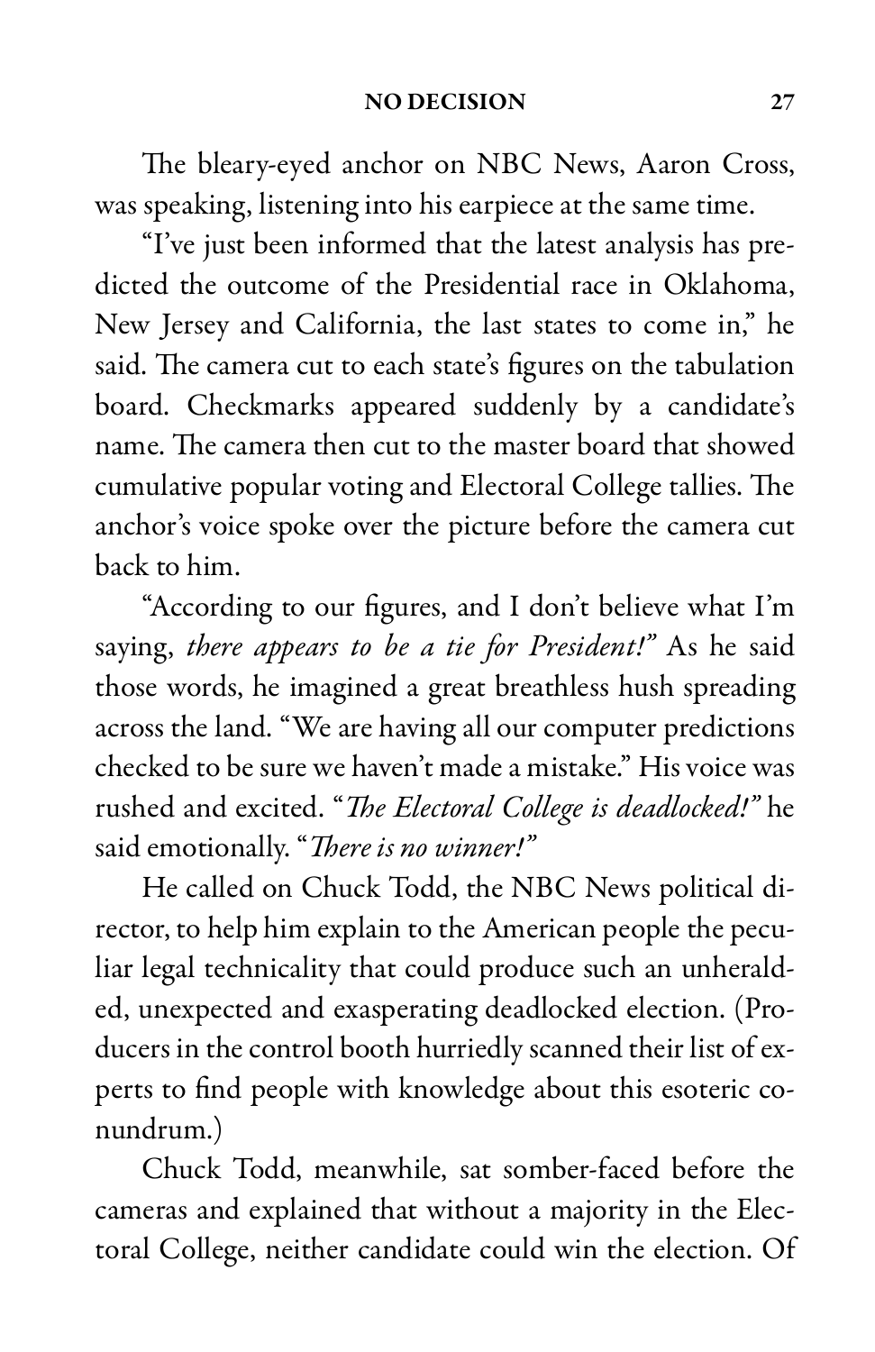The bleary-eyed anchor on NBC News, Aaron Cross, was speaking, listening into his earpiece at the same time.

"I've just been informed that the latest analysis has predicted the outcome of the Presidential race in Oklahoma, New Jersey and California, the last states to come in," he said. The camera cut to each state's figures on the tabulation board. Checkmarks appeared suddenly by a candidate's name. The camera then cut to the master board that showed cumulative popular voting and Electoral College tallies. The anchor's voice spoke over the picture before the camera cut back to him.

"According to our figures, and I don't believe what I'm saying, *there appears to be a tie for President!*" As he said those words, he imagined a great breathless hush spreading across the land. "We are having all our computer predictions checked to be sure we haven't made a mistake." His voice was rushed and excited. "*The Electoral College is deadlocked!*" he said emotionally. "*There is no winner!*"

He called on Chuck Todd, the NBC News political director, to help him explain to the American people the peculiar legal technicality that could produce such an unheralded, unexpected and exasperating deadlocked election. (Producers in the control booth hurriedly scanned their list of experts to find people with knowledge about this esoteric conundrum.)

Chuck Todd, meanwhile, sat somber-faced before the cameras and explained that without a majority in the Electoral College, neither candidate could win the election. Of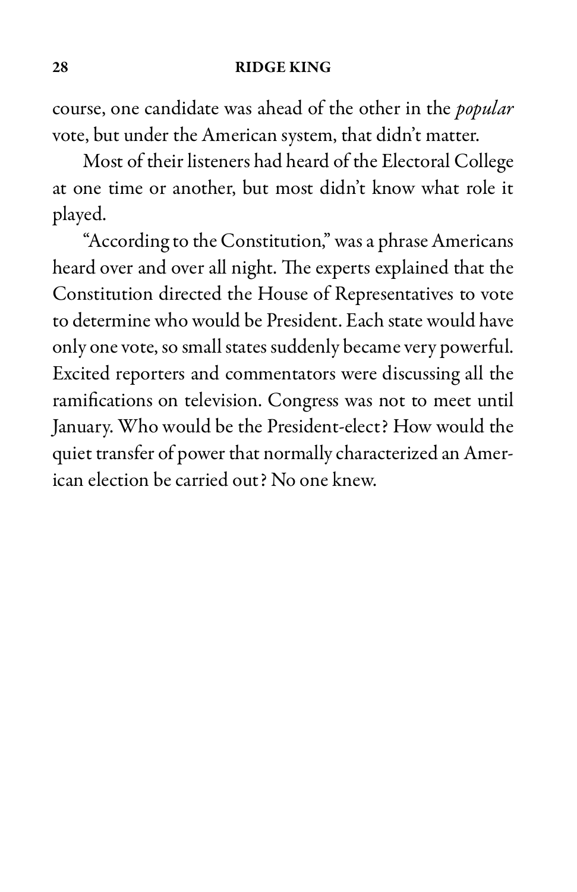course, one candidate was ahead of the other in the *popular* vote, but under the American system, that didn't matter.

Most of their listeners had heard of the Electoral College at one time or another, but most didn't know what role it played.

"According to the Constitution," was a phrase Americans heard over and over all night. The experts explained that the Constitution directed the House of Representatives to vote to determine who would be President. Each state would have only one vote, so small states suddenly became very powerful. Excited reporters and commentators were discussing all the ramifications on television. Congress was not to meet until January. Who would be the President-elect? How would the quiet transfer of power that normally characterized an American election be carried out? No one knew.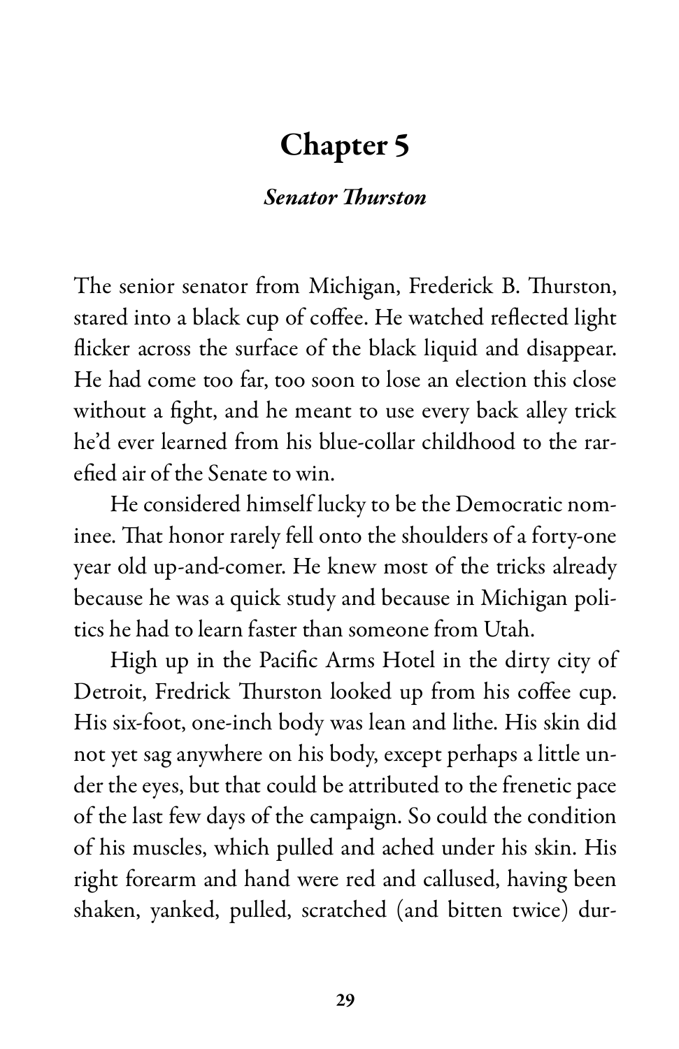# Chapter 5

***Senator Thurston***

The senior senator from Michigan, Frederick B. Thurston, stared into a black cup of coffee. He watched reflected light flicker across the surface of the black liquid and disappear. He had come too far, too soon to lose an election this close without a fight, and he meant to use every back alley trick he'd ever learned from his blue-collar childhood to the rarefied air of the Senate to win.

He considered himself lucky to be the Democratic nominee. That honor rarely fell onto the shoulders of a forty-one year old up-and-comer. He knew most of the tricks already because he was a quick study and because in Michigan politics he had to learn faster than someone from Utah.

High up in the Pacific Arms Hotel in the dirty city of Detroit, Fredrick Thurston looked up from his coffee cup. His six-foot, one-inch body was lean and lithe. His skin did not yet sag anywhere on his body, except perhaps a little under the eyes, but that could be attributed to the frenetic pace of the last few days of the campaign. So could the condition of his muscles, which pulled and ached under his skin. His right forearm and hand were red and callused, having been shaken, yanked, pulled, scratched (and bitten twice) dur-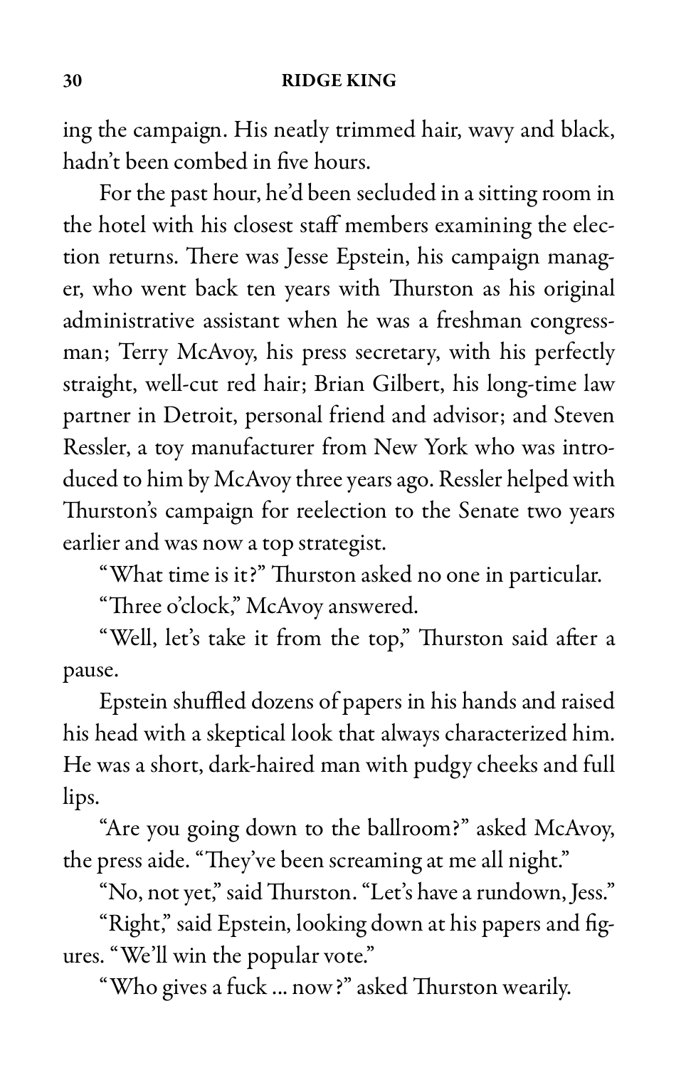ing the campaign. His neatly trimmed hair, wavy and black, hadn't been combed in five hours.

For the past hour, he'd been secluded in a sitting room in the hotel with his closest staff members examining the election returns. There was Jesse Epstein, his campaign manager, who went back ten years with Thurston as his original administrative assistant when he was a freshman congressman; Terry McAvoy, his press secretary, with his perfectly straight, well-cut red hair; Brian Gilbert, his long-time law partner in Detroit, personal friend and advisor; and Steven Ressler, a toy manufacturer from New York who was introduced to him by McAvoy three years ago. Ressler helped with Thurston's campaign for reelection to the Senate two years earlier and was now a top strategist.

"What time is it?" Thurston asked no one in particular.

"Three o'clock," McAvoy answered.

"Well, let's take it from the top," Thurston said after a pause.

Epstein shuffled dozens of papers in his hands and raised his head with a skeptical look that always characterized him. He was a short, dark-haired man with pudgy cheeks and full lips.

"Are you going down to the ballroom?" asked McAvoy, the press aide. "They've been screaming at me all night."

"No, not yet," said Thurston. "Let's have a rundown, Jess."

"Right," said Epstein, looking down at his papers and figures. "We'll win the popular vote."

"Who gives a fuck ... now?" asked Thurston wearily.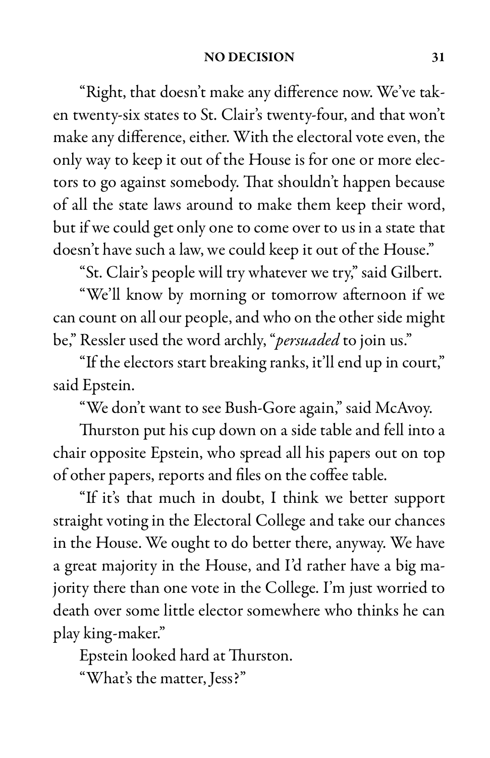"Right, that doesn't make any difference now. We've taken twenty-six states to St. Clair's twenty-four, and that won't make any difference, either. With the electoral vote even, the only way to keep it out of the House is for one or more electors to go against somebody. That shouldn't happen because of all the state laws around to make them keep their word, but if we could get only one to come over to us in a state that doesn't have such a law, we could keep it out of the House."

"St. Clair's people will try whatever we try," said Gilbert.

"We'll know by morning or tomorrow afternoon if we can count on all our people, and who on the other side might be," Ressler used the word archly, "*persuaded* to join us."

"If the electors start breaking ranks, it'll end up in court," said Epstein.

"We don't want to see Bush-Gore again," said McAvoy.

Thurston put his cup down on a side table and fell into a chair opposite Epstein, who spread all his papers out on top of other papers, reports and files on the coffee table.

"If it's that much in doubt, I think we better support straight voting in the Electoral College and take our chances in the House. We ought to do better there, anyway. We have a great majority in the House, and I'd rather have a big majority there than one vote in the College. I'm just worried to death over some little elector somewhere who thinks he can play king-maker."

Epstein looked hard at Thurston.

"What's the matter, Jess?"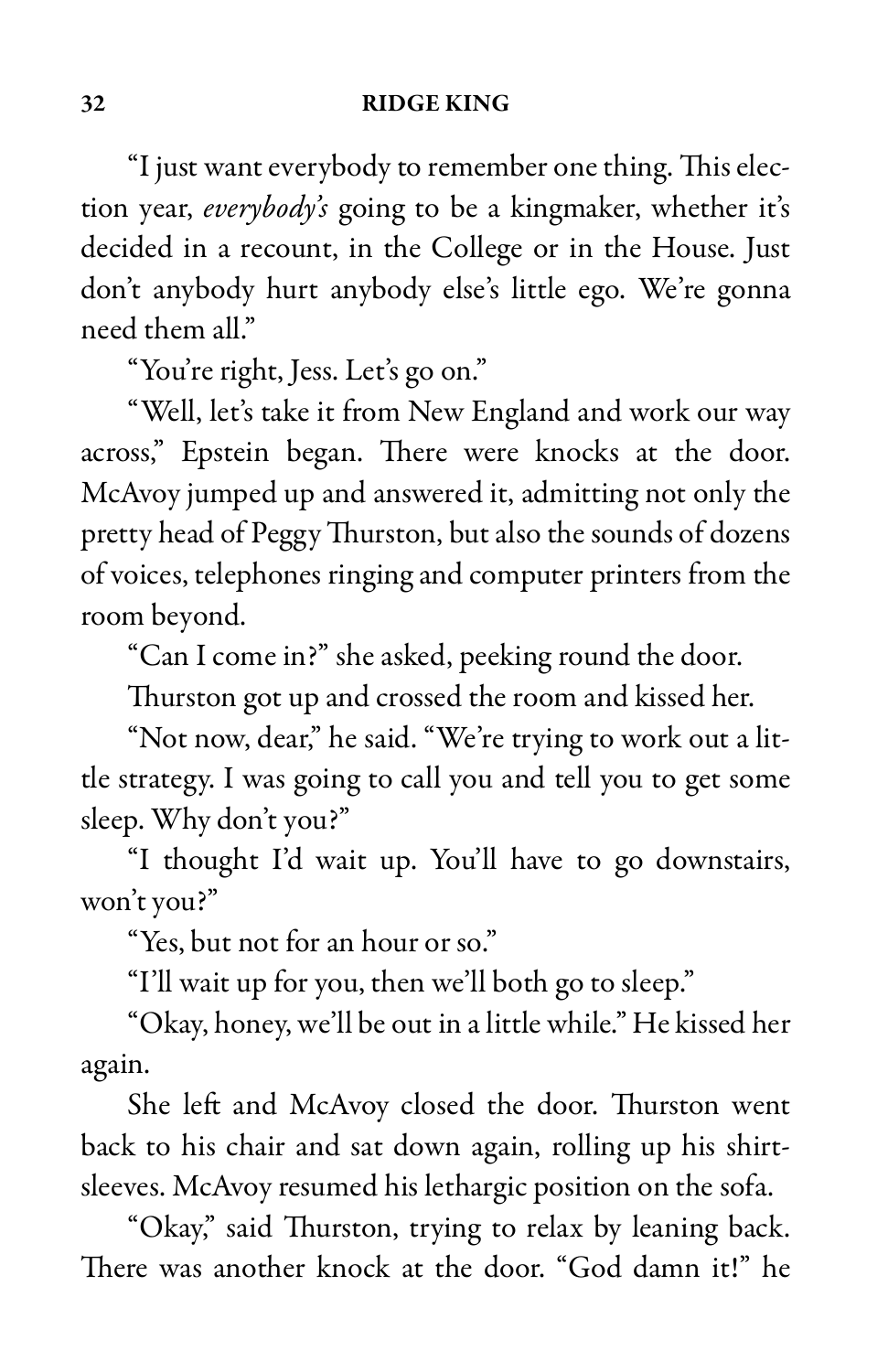"I just want everybody to remember one thing. This election year, *everybody's* going to be a kingmaker, whether it's decided in a recount, in the College or in the House. Just don't anybody hurt anybody else's little ego. We're gonna need them all."

"You're right, Jess. Let's go on."

"Well, let's take it from New England and work our way across," Epstein began. There were knocks at the door. McAvoy jumped up and answered it, admitting not only the pretty head of Peggy Thurston, but also the sounds of dozens of voices, telephones ringing and computer printers from the room beyond.

"Can I come in?" she asked, peeking round the door.

Thurston got up and crossed the room and kissed her.

"Not now, dear," he said. "We're trying to work out a little strategy. I was going to call you and tell you to get some sleep. Why don't you?"

"I thought I'd wait up. You'll have to go downstairs, won't you?"

"Yes, but not for an hour or so."

"I'll wait up for you, then we'll both go to sleep."

"Okay, honey, we'll be out in a little while." He kissed her again.

She left and McAvoy closed the door. Thurston went back to his chair and sat down again, rolling up his shirtsleeves. McAvoy resumed his lethargic position on the sofa.

"Okay," said Thurston, trying to relax by leaning back. There was another knock at the door. "God damn it!" he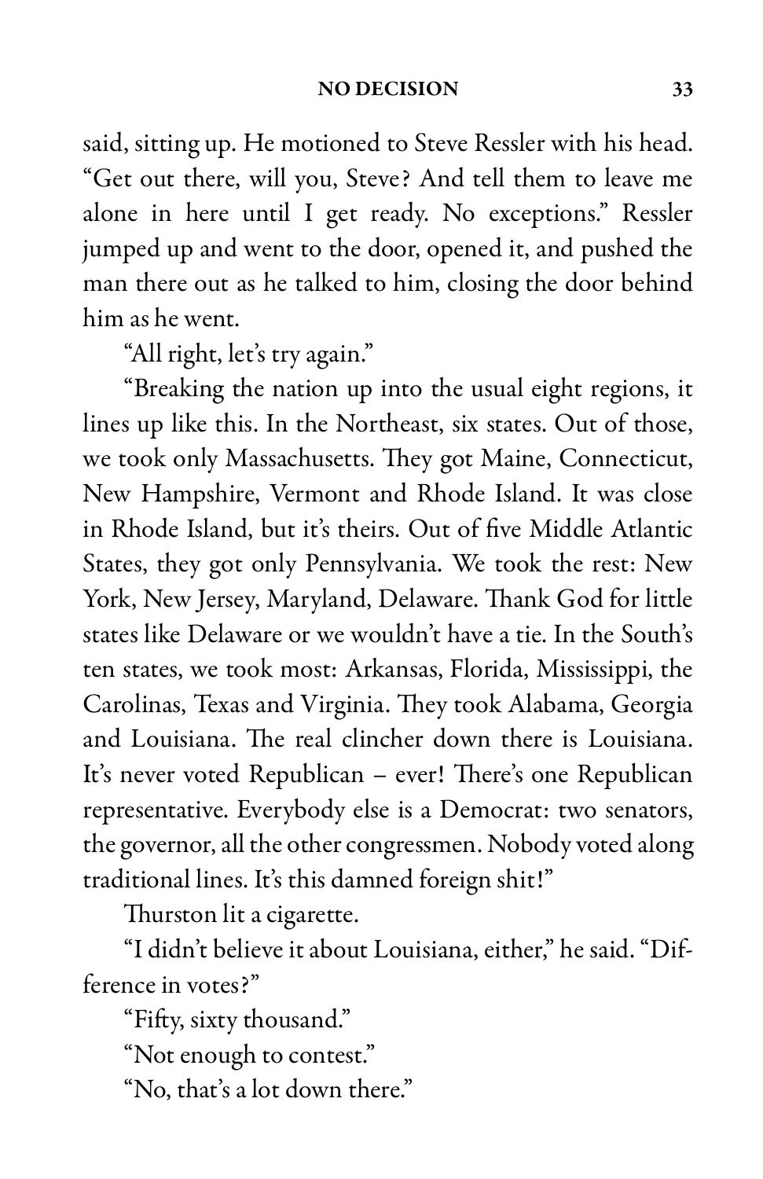said, sitting up. He motioned to Steve Ressler with his head. "Get out there, will you, Steve? And tell them to leave me alone in here until I get ready. No exceptions." Ressler jumped up and went to the door, opened it, and pushed the man there out as he talked to him, closing the door behind him as he went.

"All right, let's try again."

"Breaking the nation up into the usual eight regions, it lines up like this. In the Northeast, six states. Out of those, we took only Massachusetts. They got Maine, Connecticut, New Hampshire, Vermont and Rhode Island. It was close in Rhode Island, but it's theirs. Out of five Middle Atlantic States, they got only Pennsylvania. We took the rest: New York, New Jersey, Maryland, Delaware. Thank God for little states like Delaware or we wouldn't have a tie. In the South's ten states, we took most: Arkansas, Florida, Mississippi, the Carolinas, Texas and Virginia. They took Alabama, Georgia and Louisiana. The real clincher down there is Louisiana. It's never voted Republican – ever! There's one Republican representative. Everybody else is a Democrat: two senators, the governor, all the other congressmen. Nobody voted along traditional lines. It's this damned foreign shit!"

Thurston lit a cigarette.

"I didn't believe it about Louisiana, either," he said. "Difference in votes?"

"Fifty, sixty thousand."

"Not enough to contest."

"No, that's a lot down there."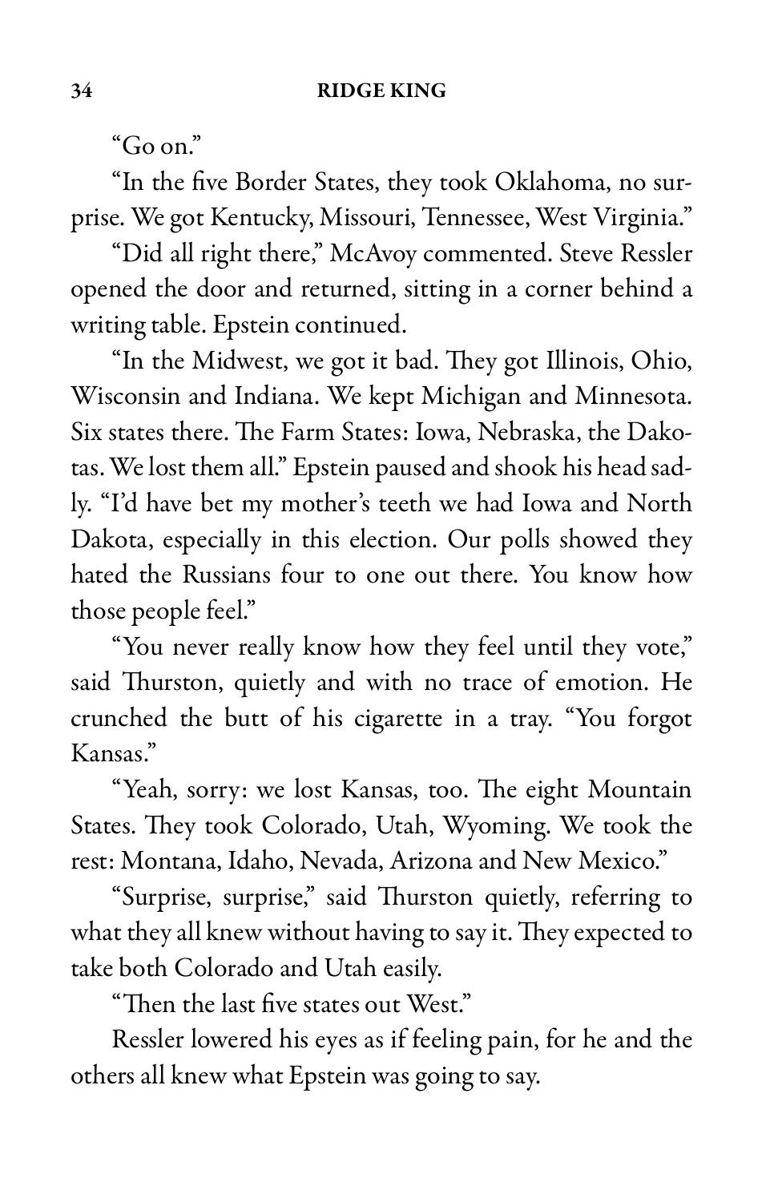"Go on."

"In the five Border States, they took Oklahoma, no surprise. We got Kentucky, Missouri, Tennessee, West Virginia."

"Did all right there," McAvoy commented. Steve Ressler opened the door and returned, sitting in a corner behind a writing table. Epstein continued.

"In the Midwest, we got it bad. They got Illinois, Ohio, Wisconsin and Indiana. We kept Michigan and Minnesota. Six states there. The Farm States: Iowa, Nebraska, the Dakotas. We lost them all." Epstein paused and shook his head sadly. "I'd have bet my mother's teeth we had Iowa and North Dakota, especially in this election. Our polls showed they hated the Russians four to one out there. You know how those people feel."

"You never really know how they feel until they vote," said Thurston, quietly and with no trace of emotion. He crunched the butt of his cigarette in a tray. "You forgot Kansas."

"Yeah, sorry: we lost Kansas, too. The eight Mountain States. They took Colorado, Utah, Wyoming. We took the rest: Montana, Idaho, Nevada, Arizona and New Mexico."

"Surprise, surprise," said Thurston quietly, referring to what they all knew without having to say it. They expected to take both Colorado and Utah easily.

"Then the last five states out West."

Ressler lowered his eyes as if feeling pain, for he and the others all knew what Epstein was going to say.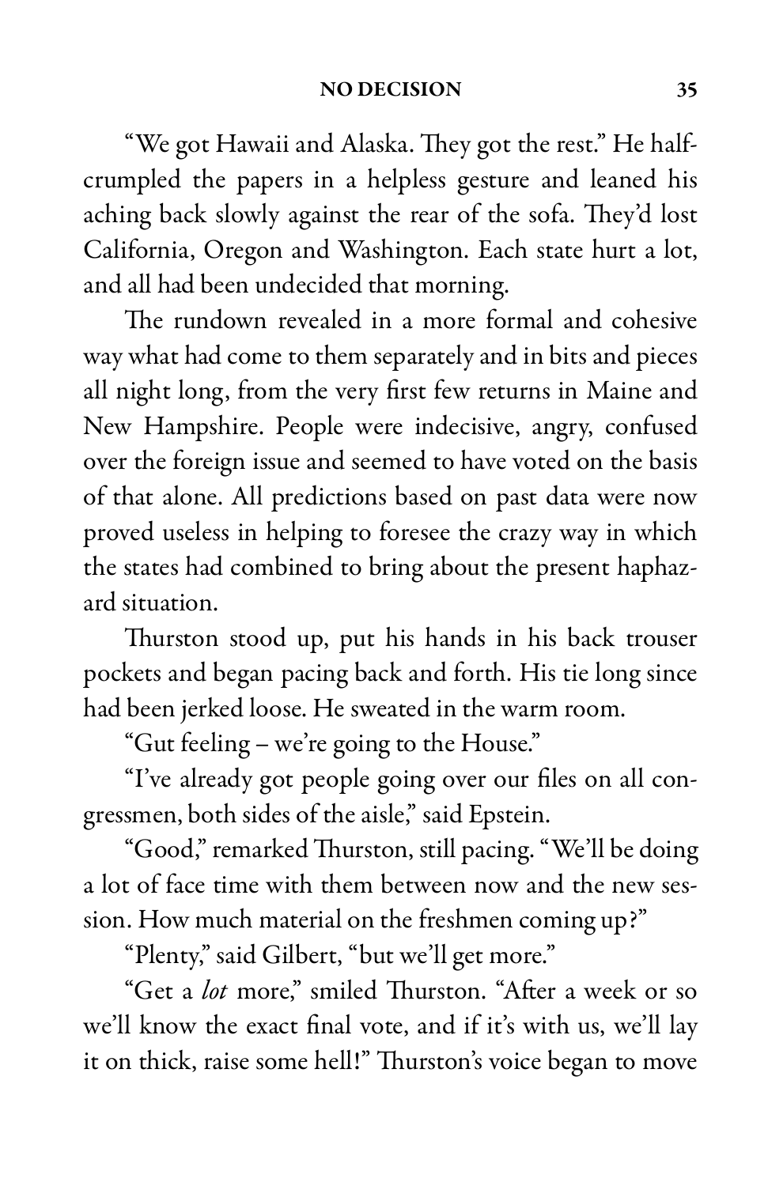"We got Hawaii and Alaska. They got the rest." He half-crumpled the papers in a helpless gesture and leaned his aching back slowly against the rear of the sofa. They'd lost California, Oregon and Washington. Each state hurt a lot, and all had been undecided that morning.

The rundown revealed in a more formal and cohesive way what had come to them separately and in bits and pieces all night long, from the very first few returns in Maine and New Hampshire. People were indecisive, angry, confused over the foreign issue and seemed to have voted on the basis of that alone. All predictions based on past data were now proved useless in helping to foresee the crazy way in which the states had combined to bring about the present haphazard situation.

Thurston stood up, put his hands in his back trouser pockets and began pacing back and forth. His tie long since had been jerked loose. He sweated in the warm room.

"Gut feeling – we're going to the House."

"I've already got people going over our files on all congressmen, both sides of the aisle," said Epstein.

"Good," remarked Thurston, still pacing. "We'll be doing a lot of face time with them between now and the new session. How much material on the freshmen coming up?"

"Plenty," said Gilbert, "but we'll get more."

"Get a *lot* more," smiled Thurston. "After a week or so we'll know the exact final vote, and if it's with us, we'll lay it on thick, raise some hell!" Thurston's voice began to move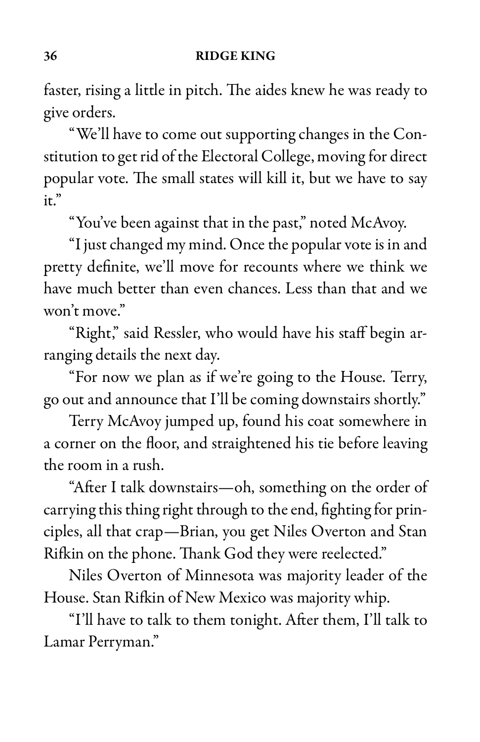faster, rising a little in pitch. The aides knew he was ready to give orders.

"We'll have to come out supporting changes in the Constitution to get rid of the Electoral College, moving for direct popular vote. The small states will kill it, but we have to say it."

"You've been against that in the past," noted McAvoy.

"I just changed my mind. Once the popular vote is in and pretty definite, we'll move for recounts where we think we have much better than even chances. Less than that and we won't move."

"Right," said Ressler, who would have his staff begin arranging details the next day.

"For now we plan as if we're going to the House. Terry, go out and announce that I'll be coming downstairs shortly."

Terry McAvoy jumped up, found his coat somewhere in a corner on the floor, and straightened his tie before leaving the room in a rush.

"After I talk downstairs—oh, something on the order of carrying this thing right through to the end, fighting for principles, all that crap—Brian, you get Niles Overton and Stan Rifkin on the phone. Thank God they were reelected."

Niles Overton of Minnesota was majority leader of the House. Stan Rifkin of New Mexico was majority whip.

"I'll have to talk to them tonight. After them, I'll talk to Lamar Perryman."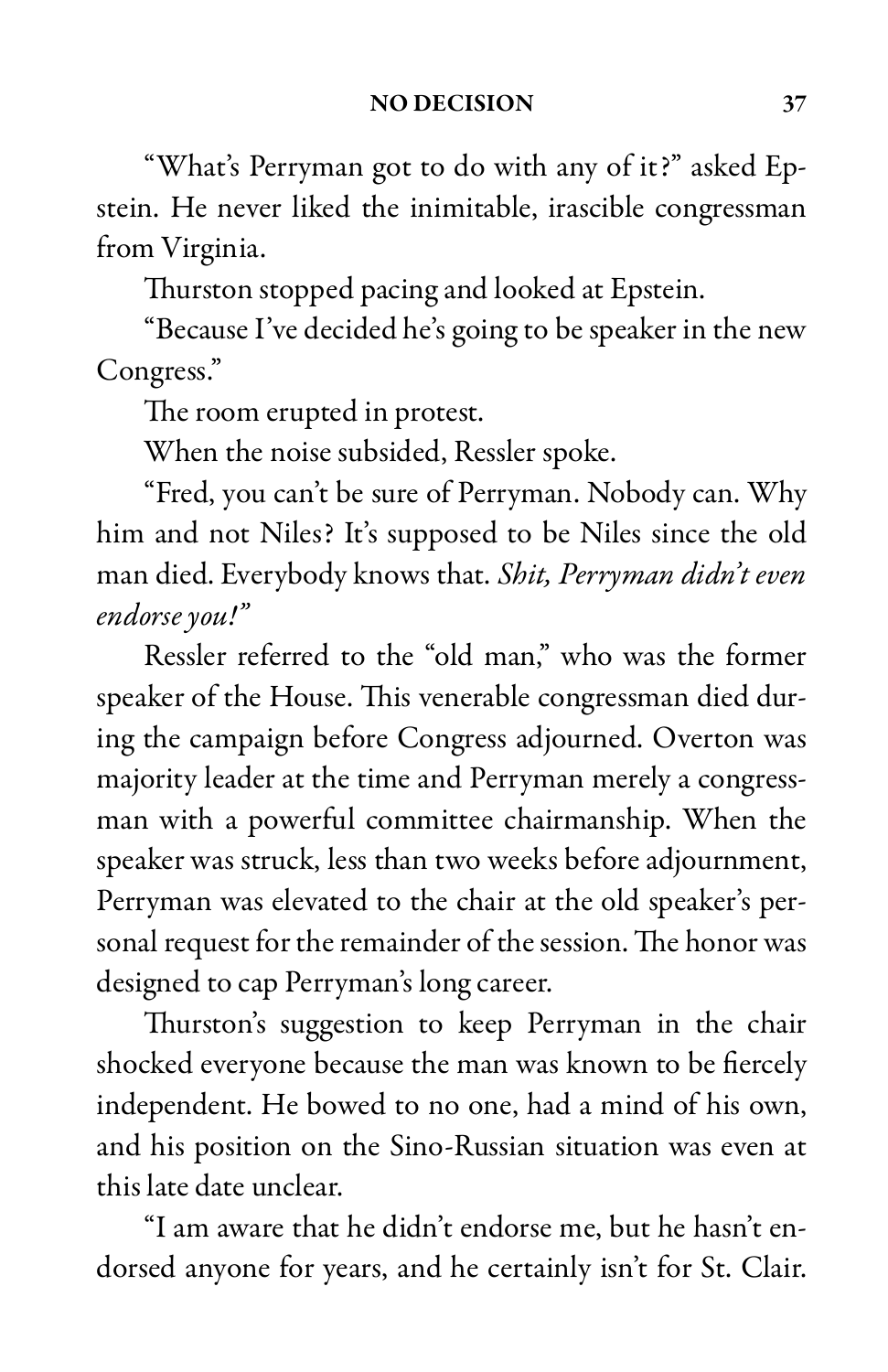"What's Perryman got to do with any of it?" asked Epstein. He never liked the inimitable, irascible congressman from Virginia.

Thurston stopped pacing and looked at Epstein.

"Because I've decided he's going to be speaker in the new Congress."

The room erupted in protest.

When the noise subsided, Ressler spoke.

"Fred, you can't be sure of Perryman. Nobody can. Why him and not Niles? It's supposed to be Niles since the old man died. Everybody knows that. *Shit, Perryman didn't even endorse you!"*

Ressler referred to the "old man," who was the former speaker of the House. This venerable congressman died during the campaign before Congress adjourned. Overton was majority leader at the time and Perryman merely a congressman with a powerful committee chairmanship. When the speaker was struck, less than two weeks before adjournment, Perryman was elevated to the chair at the old speaker's personal request for the remainder of the session. The honor was designed to cap Perryman's long career.

Thurston's suggestion to keep Perryman in the chair shocked everyone because the man was known to be fiercely independent. He bowed to no one, had a mind of his own, and his position on the Sino-Russian situation was even at this late date unclear.

"I am aware that he didn't endorse me, but he hasn't endorsed anyone for years, and he certainly isn't for St. Clair.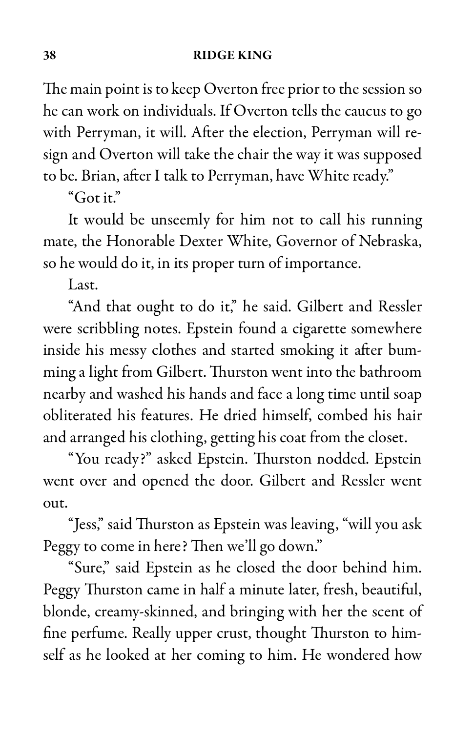The main point is to keep Overton free prior to the session so he can work on individuals. If Overton tells the caucus to go with Perryman, it will. After the election, Perryman will resign and Overton will take the chair the way it was supposed to be. Brian, after I talk to Perryman, have White ready."

"Got it."

It would be unseemly for him not to call his running mate, the Honorable Dexter White, Governor of Nebraska, so he would do it, in its proper turn of importance.

Last.

"And that ought to do it," he said. Gilbert and Ressler were scribbling notes. Epstein found a cigarette somewhere inside his messy clothes and started smoking it after bumming a light from Gilbert. Thurston went into the bathroom nearby and washed his hands and face a long time until soap obliterated his features. He dried himself, combed his hair and arranged his clothing, getting his coat from the closet.

"You ready?" asked Epstein. Thurston nodded. Epstein went over and opened the door. Gilbert and Ressler went out.

"Jess," said Thurston as Epstein was leaving, "will you ask Peggy to come in here? Then we'll go down."

"Sure," said Epstein as he closed the door behind him. Peggy Thurston came in half a minute later, fresh, beautiful, blonde, creamy-skinned, and bringing with her the scent of fine perfume. Really upper crust, thought Thurston to himself as he looked at her coming to him. He wondered how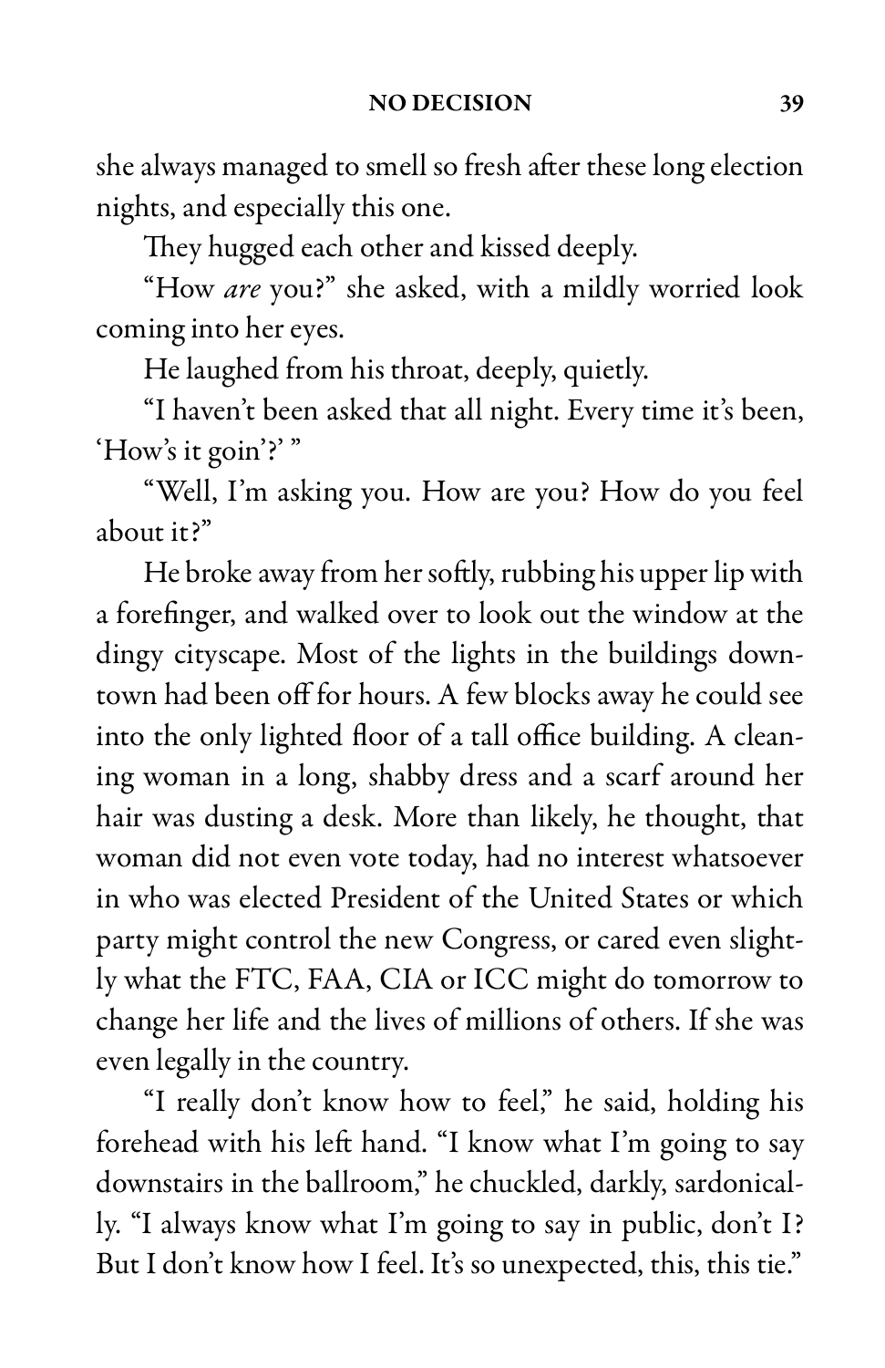she always managed to smell so fresh after these long election nights, and especially this one.

They hugged each other and kissed deeply.

"How *are* you?" she asked, with a mildly worried look coming into her eyes.

He laughed from his throat, deeply, quietly.

"I haven't been asked that all night. Every time it's been, 'How's it goin'?' "

"Well, I'm asking you. How are you? How do you feel about it?"

He broke away from her softly, rubbing his upper lip with a forefinger, and walked over to look out the window at the dingy cityscape. Most of the lights in the buildings downtown had been off for hours. A few blocks away he could see into the only lighted floor of a tall office building. A cleaning woman in a long, shabby dress and a scarf around her hair was dusting a desk. More than likely, he thought, that woman did not even vote today, had no interest whatsoever in who was elected President of the United States or which party might control the new Congress, or cared even slightly what the FTC, FAA, CIA or ICC might do tomorrow to change her life and the lives of millions of others. If she was even legally in the country.

"I really don't know how to feel," he said, holding his forehead with his left hand. "I know what I'm going to say downstairs in the ballroom," he chuckled, darkly, sardonically. "I always know what I'm going to say in public, don't I? But I don't know how I feel. It's so unexpected, this, this tie."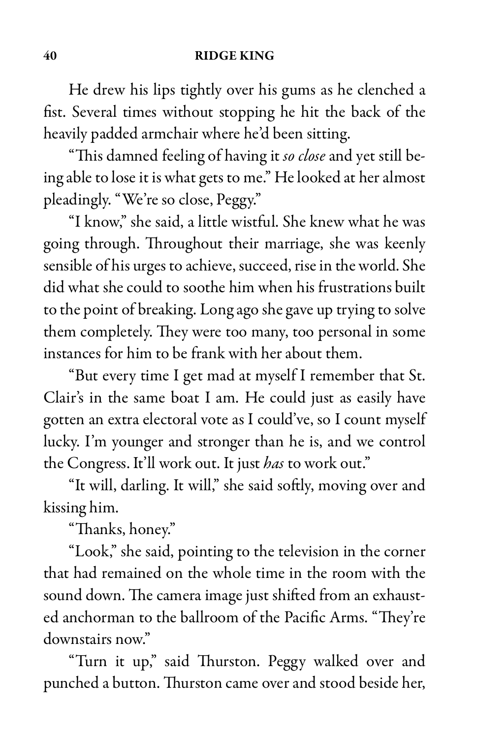He drew his lips tightly over his gums as he clenched a fist. Several times without stopping he hit the back of the heavily padded armchair where he'd been sitting.

"This damned feeling of having it *so close* and yet still being able to lose it is what gets to me." He looked at her almost pleadingly. "We're so close, Peggy."

"I know," she said, a little wistful. She knew what he was going through. Throughout their marriage, she was keenly sensible of his urges to achieve, succeed, rise in the world. She did what she could to soothe him when his frustrations built to the point of breaking. Long ago she gave up trying to solve them completely. They were too many, too personal in some instances for him to be frank with her about them.

"But every time I get mad at myself I remember that St. Clair's in the same boat I am. He could just as easily have gotten an extra electoral vote as I could've, so I count myself lucky. I'm younger and stronger than he is, and we control the Congress. It'll work out. It just *has* to work out."

"It will, darling. It will," she said softly, moving over and kissing him.

"Thanks, honey."

"Look," she said, pointing to the television in the corner that had remained on the whole time in the room with the sound down. The camera image just shifted from an exhausted anchorman to the ballroom of the Pacific Arms. "They're downstairs now."

"Turn it up," said Thurston. Peggy walked over and punched a button. Thurston came over and stood beside her,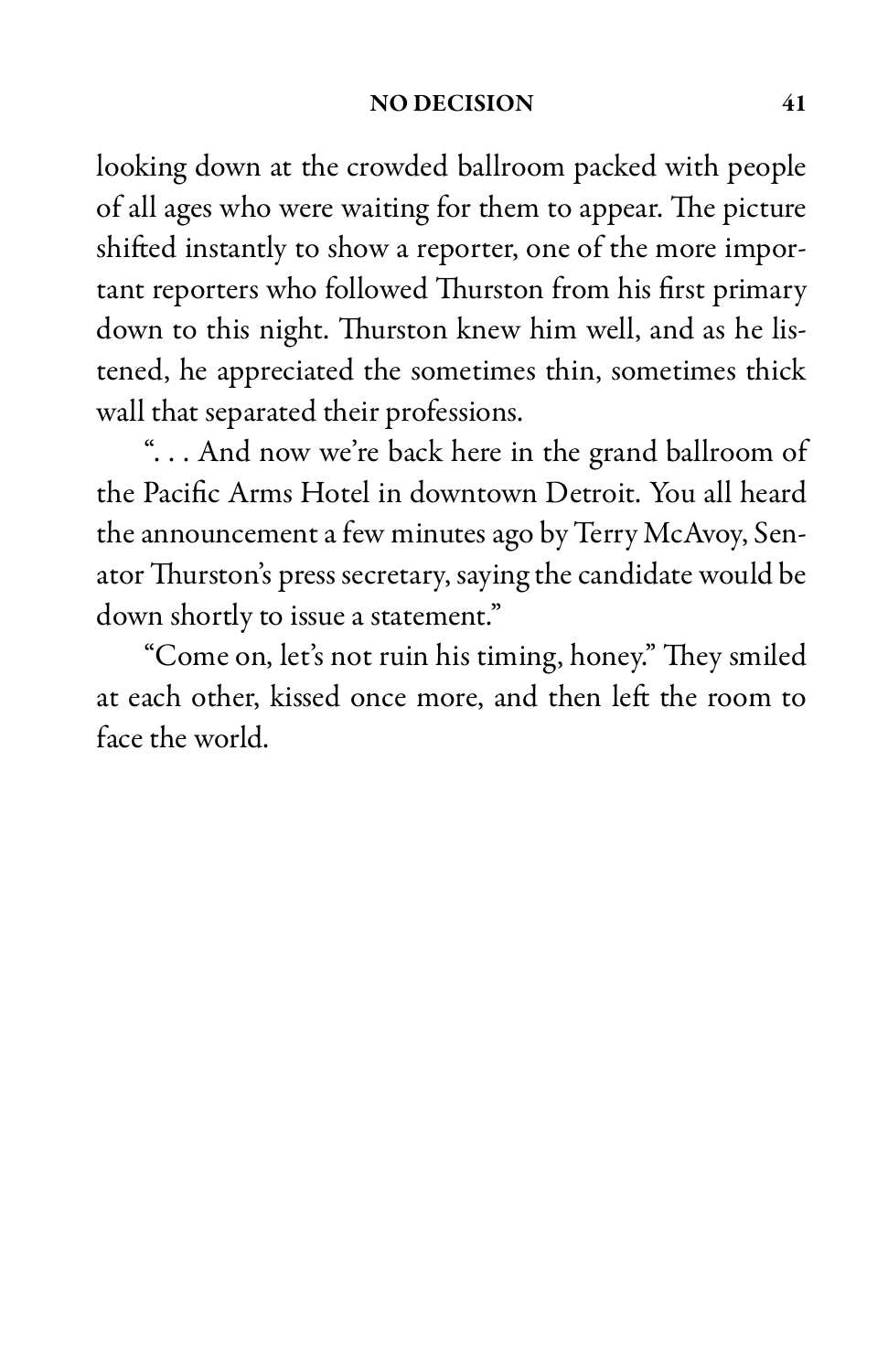looking down at the crowded ballroom packed with people of all ages who were waiting for them to appear. The picture shifted instantly to show a reporter, one of the more important reporters who followed Thurston from his first primary down to this night. Thurston knew him well, and as he listened, he appreciated the sometimes thin, sometimes thick wall that separated their professions.

". . . And now we're back here in the grand ballroom of the Pacific Arms Hotel in downtown Detroit. You all heard the announcement a few minutes ago by Terry McAvoy, Senator Thurston's press secretary, saying the candidate would be down shortly to issue a statement."

"Come on, let's not ruin his timing, honey." They smiled at each other, kissed once more, and then left the room to face the world.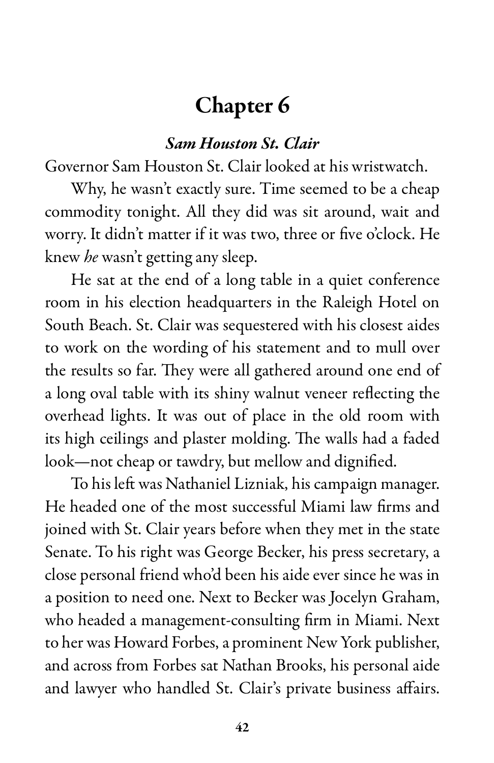# Chapter 6

### *Sam Houston St. Clair*

Governor Sam Houston St. Clair looked at his wristwatch.

Why, he wasn't exactly sure. Time seemed to be a cheap commodity tonight. All they did was sit around, wait and worry. It didn't matter if it was two, three or five o'clock. He knew *he* wasn't getting any sleep.

He sat at the end of a long table in a quiet conference room in his election headquarters in the Raleigh Hotel on South Beach. St. Clair was sequestered with his closest aides to work on the wording of his statement and to mull over the results so far. They were all gathered around one end of a long oval table with its shiny walnut veneer reflecting the overhead lights. It was out of place in the old room with its high ceilings and plaster molding. The walls had a faded look—not cheap or tawdry, but mellow and dignified.

To his left was Nathaniel Lizniak, his campaign manager. He headed one of the most successful Miami law firms and joined with St. Clair years before when they met in the state Senate. To his right was George Becker, his press secretary, a close personal friend who'd been his aide ever since he was in a position to need one. Next to Becker was Jocelyn Graham, who headed a management-consulting firm in Miami. Next to her was Howard Forbes, a prominent New York publisher, and across from Forbes sat Nathan Brooks, his personal aide and lawyer who handled St. Clair's private business affairs.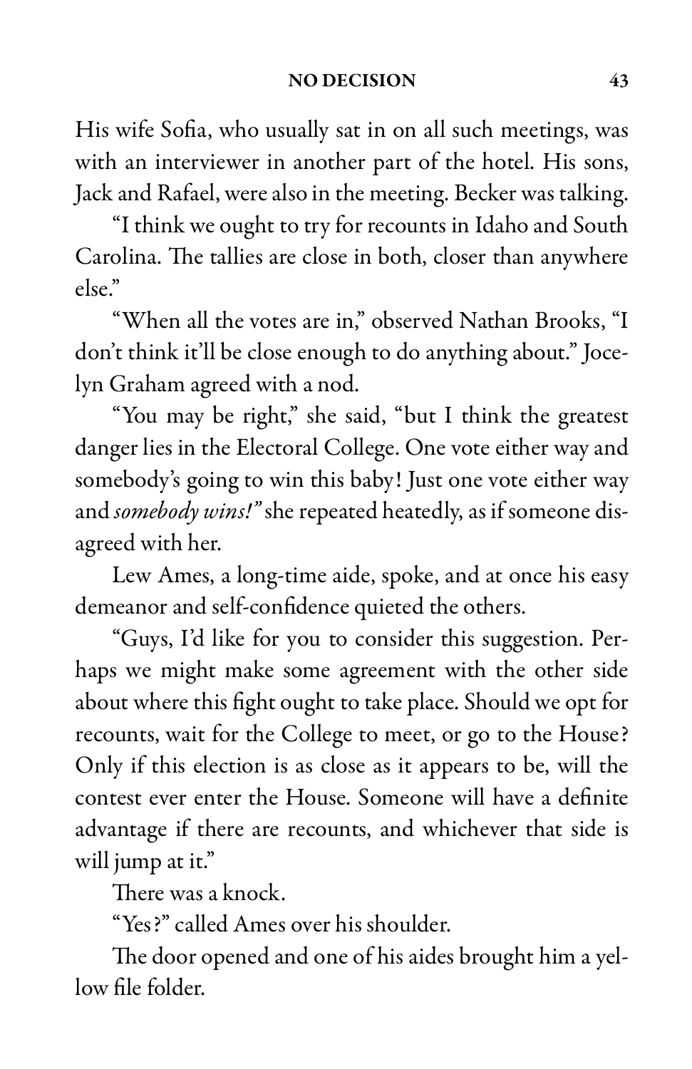His wife Sofia, who usually sat in on all such meetings, was with an interviewer in another part of the hotel. His sons, Jack and Rafael, were also in the meeting. Becker was talking.

"I think we ought to try for recounts in Idaho and South Carolina. The tallies are close in both, closer than anywhere else."

"When all the votes are in," observed Nathan Brooks, "I don't think it'll be close enough to do anything about." Jocelyn Graham agreed with a nod.

"You may be right," she said, "but I think the greatest danger lies in the Electoral College. One vote either way and somebody's going to win this baby! Just one vote either way and *somebody wins!"* she repeated heatedly, as if someone disagreed with her.

Lew Ames, a long-time aide, spoke, and at once his easy demeanor and self-confidence quieted the others.

"Guys, I'd like for you to consider this suggestion. Perhaps we might make some agreement with the other side about where this fight ought to take place. Should we opt for recounts, wait for the College to meet, or go to the House? Only if this election is as close as it appears to be, will the contest ever enter the House. Someone will have a definite advantage if there are recounts, and whichever that side is will jump at it."

There was a knock.

"Yes?" called Ames over his shoulder.

The door opened and one of his aides brought him a yellow file folder.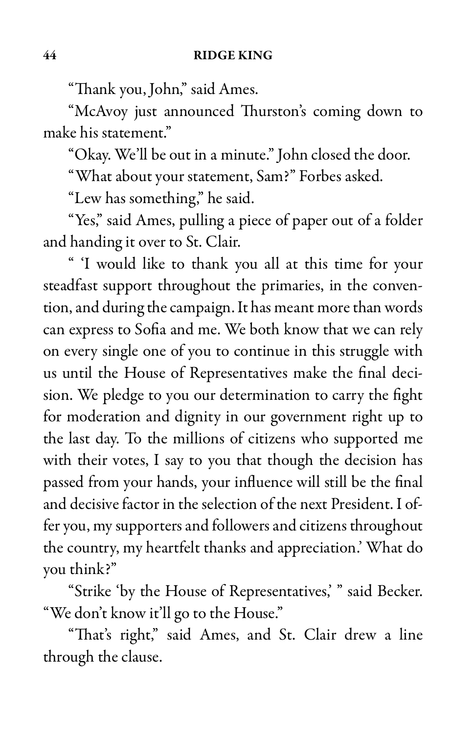"Thank you, John," said Ames.

"McAvoy just announced Thurston's coming down to make his statement."

"Okay. We'll be out in a minute." John closed the door.

"What about your statement, Sam?" Forbes asked.

"Lew has something," he said.

"Yes," said Ames, pulling a piece of paper out of a folder and handing it over to St. Clair.

" 'I would like to thank you all at this time for your steadfast support throughout the primaries, in the convention, and during the campaign. It has meant more than words can express to Sofia and me. We both know that we can rely on every single one of you to continue in this struggle with us until the House of Representatives make the final decision. We pledge to you our determination to carry the fight for moderation and dignity in our government right up to the last day. To the millions of citizens who supported me with their votes, I say to you that though the decision has passed from your hands, your influence will still be the final and decisive factor in the selection of the next President. I offer you, my supporters and followers and citizens throughout the country, my heartfelt thanks and appreciation.' What do you think?"

"Strike 'by the House of Representatives,' " said Becker. "We don't know it'll go to the House."

"That's right," said Ames, and St. Clair drew a line through the clause.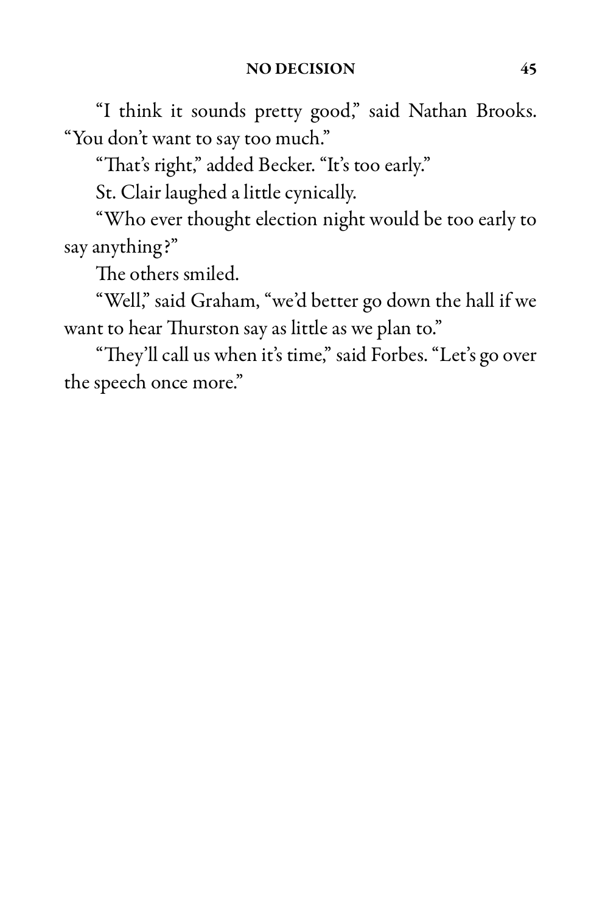"I think it sounds pretty good," said Nathan Brooks. "You don't want to say too much."

"That's right," added Becker. "It's too early."

St. Clair laughed a little cynically.

"Who ever thought election night would be too early to say anything?"

The others smiled.

"Well," said Graham, "we'd better go down the hall if we want to hear Thurston say as little as we plan to."

"They'll call us when it's time," said Forbes. "Let's go over the speech once more."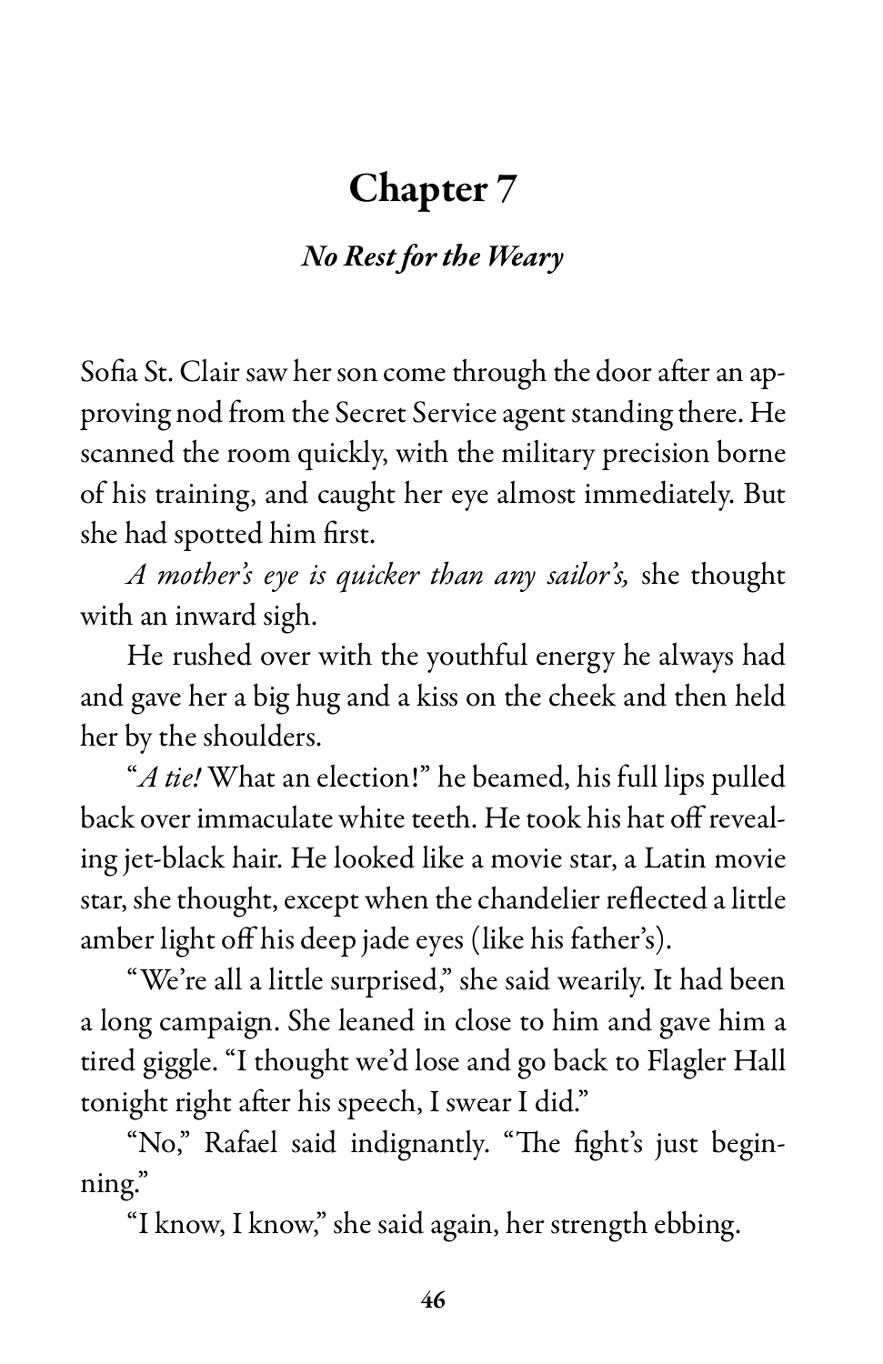# Chapter 7

## *No Rest for the Weary*

Sofia St. Clair saw her son come through the door after an approving nod from the Secret Service agent standing there. He scanned the room quickly, with the military precision borne of his training, and caught her eye almost immediately. But she had spotted him first.

*A mother's eye is quicker than any sailor's,* she thought with an inward sigh.

He rushed over with the youthful energy he always had and gave her a big hug and a kiss on the cheek and then held her by the shoulders.

"*A tie!* What an election!" he beamed, his full lips pulled back over immaculate white teeth. He took his hat off revealing jet-black hair. He looked like a movie star, a Latin movie star, she thought, except when the chandelier reflected a little amber light off his deep jade eyes (like his father's).

"We're all a little surprised," she said wearily. It had been a long campaign. She leaned in close to him and gave him a tired giggle. "I thought we'd lose and go back to Flagler Hall tonight right after his speech, I swear I did."

"No," Rafael said indignantly. "The fight's just beginning."

"I know, I know," she said again, her strength ebbing.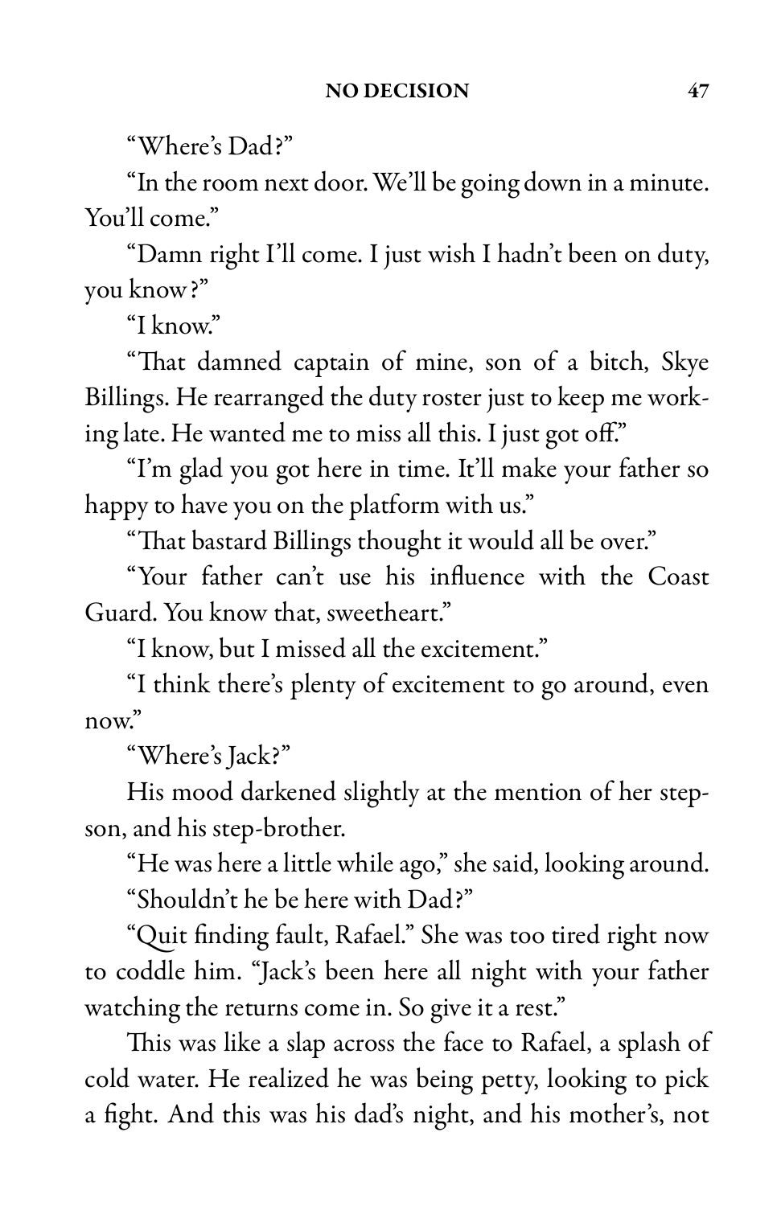"Where's Dad?"

"In the room next door. We'll be going down in a minute. You'll come."

"Damn right I'll come. I just wish I hadn't been on duty, you know?"

"I know."

"That damned captain of mine, son of a bitch, Skye Billings. He rearranged the duty roster just to keep me working late. He wanted me to miss all this. I just got off."

"I'm glad you got here in time. It'll make your father so happy to have you on the platform with us."

"That bastard Billings thought it would all be over."

"Your father can't use his influence with the Coast Guard. You know that, sweetheart."

"I know, but I missed all the excitement."

"I think there's plenty of excitement to go around, even now."

"Where's Jack?"

His mood darkened slightly at the mention of her stepson, and his step-brother.

"He was here a little while ago," she said, looking around.

"Shouldn't he be here with Dad?"

"Quit finding fault, Rafael." She was too tired right now to coddle him. "Jack's been here all night with your father watching the returns come in. So give it a rest."

This was like a slap across the face to Rafael, a splash of cold water. He realized he was being petty, looking to pick a fight. And this was his dad's night, and his mother's, not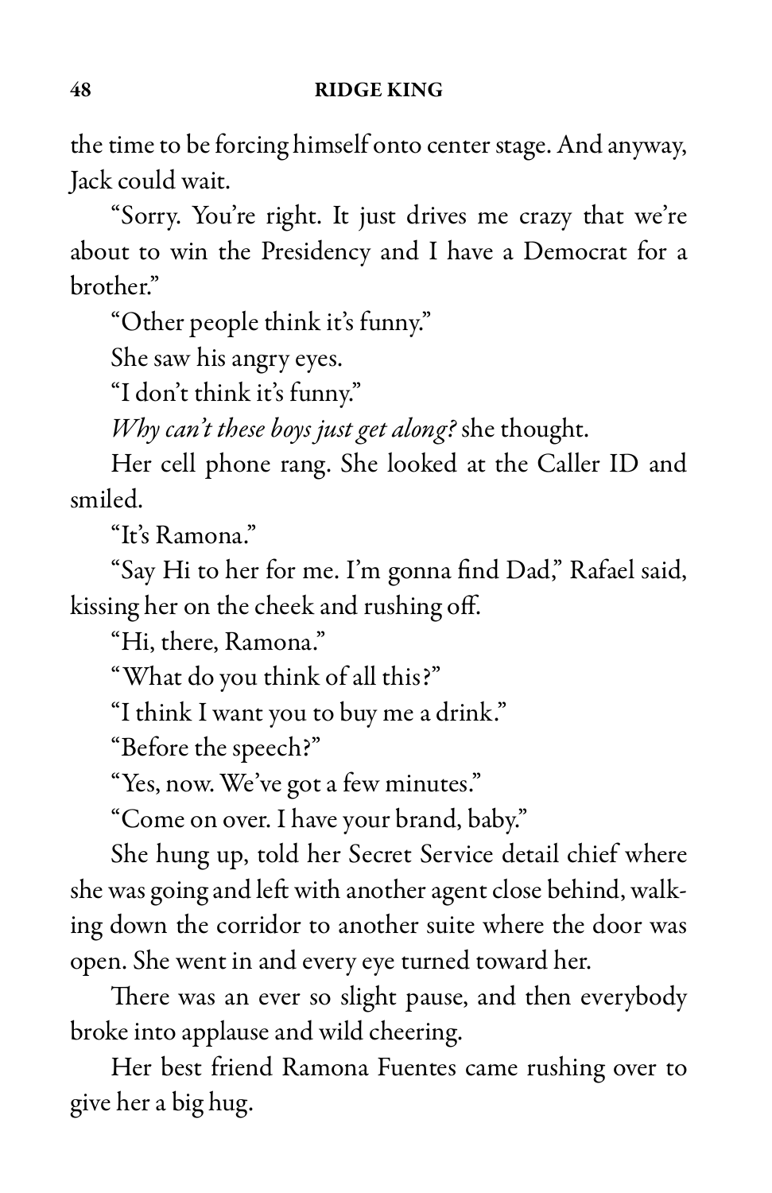the time to be forcing himself onto center stage. And anyway, Jack could wait.

"Sorry. You're right. It just drives me crazy that we're about to win the Presidency and I have a Democrat for a brother."

"Other people think it's funny."

She saw his angry eyes.

"I don't think it's funny."

*Why can't these boys just get along?* she thought.

Her cell phone rang. She looked at the Caller ID and smiled.

"It's Ramona."

"Say Hi to her for me. I'm gonna find Dad," Rafael said, kissing her on the cheek and rushing off.

"Hi, there, Ramona."

"What do you think of all this?"

"I think I want you to buy me a drink."

"Before the speech?"

"Yes, now. We've got a few minutes."

"Come on over. I have your brand, baby."

She hung up, told her Secret Service detail chief where she was going and left with another agent close behind, walking down the corridor to another suite where the door was open. She went in and every eye turned toward her.

There was an ever so slight pause, and then everybody broke into applause and wild cheering.

Her best friend Ramona Fuentes came rushing over to give her a big hug.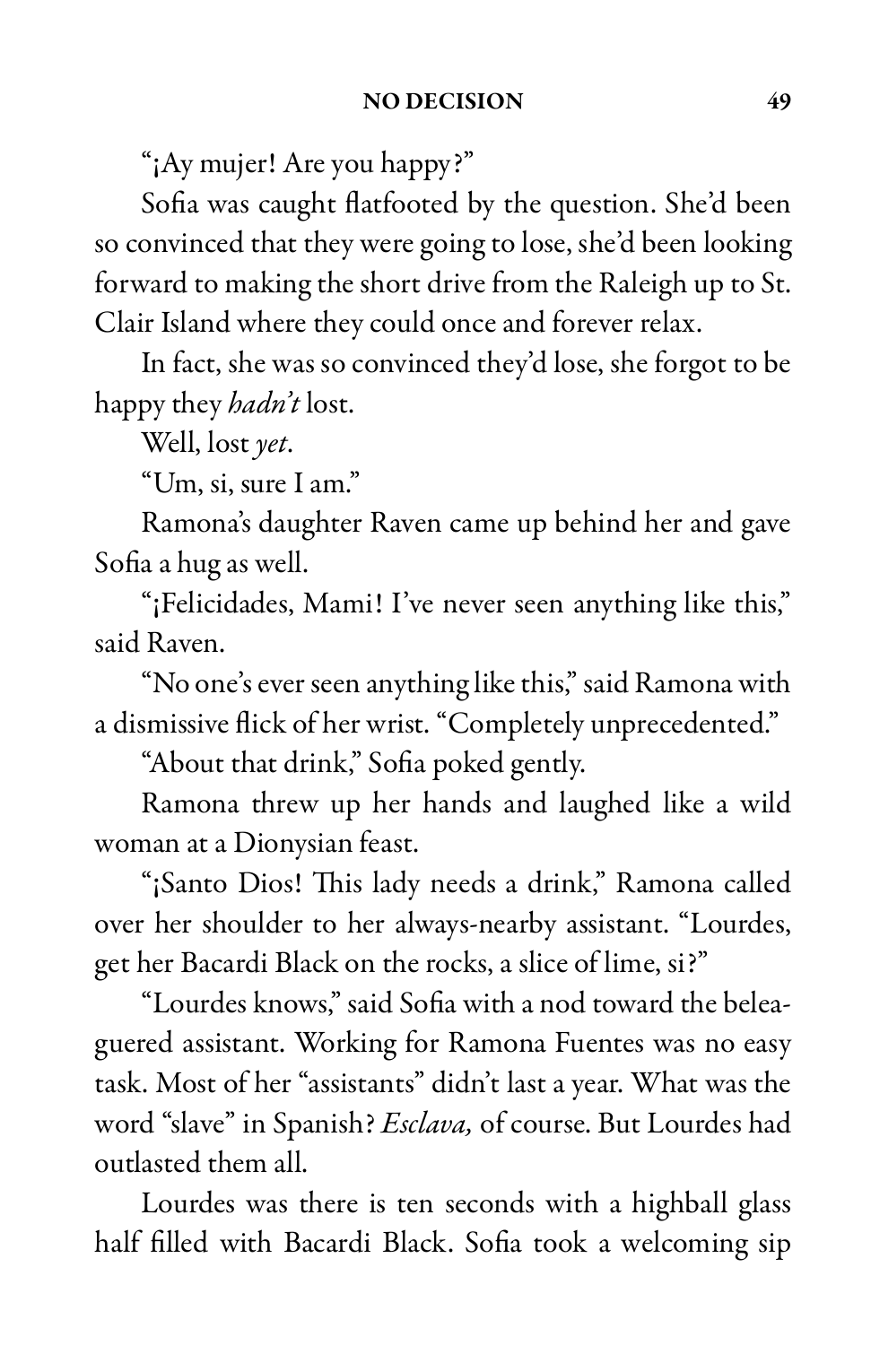"¡Ay mujer! Are you happy?"

Sofia was caught flatfooted by the question. She'd been so convinced that they were going to lose, she'd been looking forward to making the short drive from the Raleigh up to St. Clair Island where they could once and forever relax.

In fact, she was so convinced they'd lose, she forgot to be happy they *hadn't* lost.

Well, lost *yet*.

"Um, si, sure I am."

Ramona's daughter Raven came up behind her and gave Sofia a hug as well.

"¡Felicidades, Mami! I've never seen anything like this," said Raven.

"No one's ever seen anything like this," said Ramona with a dismissive flick of her wrist. "Completely unprecedented."

"About that drink," Sofia poked gently.

Ramona threw up her hands and laughed like a wild woman at a Dionysian feast.

"¡Santo Dios! This lady needs a drink," Ramona called over her shoulder to her always-nearby assistant. "Lourdes, get her Bacardi Black on the rocks, a slice of lime, si?"

"Lourdes knows," said Sofia with a nod toward the beleaguered assistant. Working for Ramona Fuentes was no easy task. Most of her "assistants" didn't last a year. What was the word "slave" in Spanish? *Esclava,* of course. But Lourdes had outlasted them all.

Lourdes was there is ten seconds with a highball glass half filled with Bacardi Black. Sofia took a welcoming sip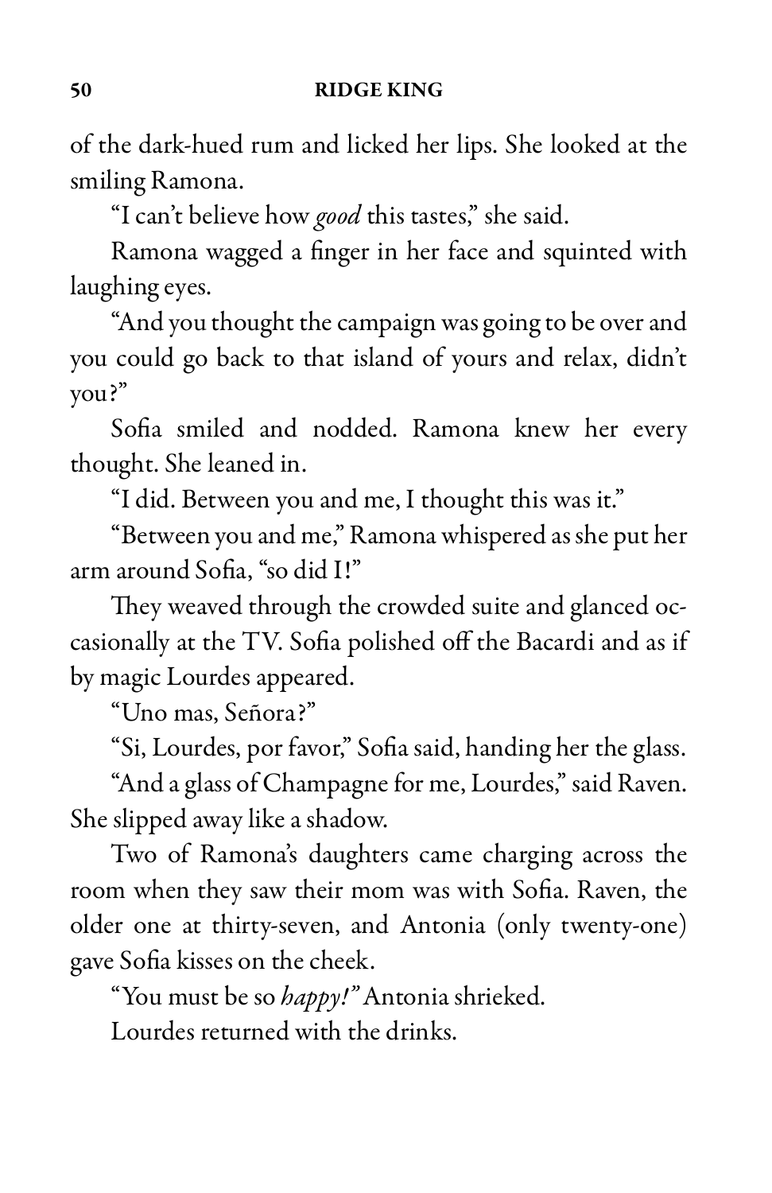of the dark-hued rum and licked her lips. She looked at the smiling Ramona.

"I can't believe how *good* this tastes," she said.

Ramona wagged a finger in her face and squinted with laughing eyes.

"And you thought the campaign was going to be over and you could go back to that island of yours and relax, didn't you?"

Sofia smiled and nodded. Ramona knew her every thought. She leaned in.

"I did. Between you and me, I thought this was it."

"Between you and me," Ramona whispered as she put her arm around Sofia, "so did I!"

They weaved through the crowded suite and glanced occasionally at the TV. Sofia polished off the Bacardi and as if by magic Lourdes appeared.

"Uno mas, Señora?"

"Si, Lourdes, por favor," Sofia said, handing her the glass.

"And a glass of Champagne for me, Lourdes," said Raven. She slipped away like a shadow.

Two of Ramona's daughters came charging across the room when they saw their mom was with Sofia. Raven, the older one at thirty-seven, and Antonia (only twenty-one) gave Sofia kisses on the cheek.

"You must be so *happy!"* Antonia shrieked.

Lourdes returned with the drinks.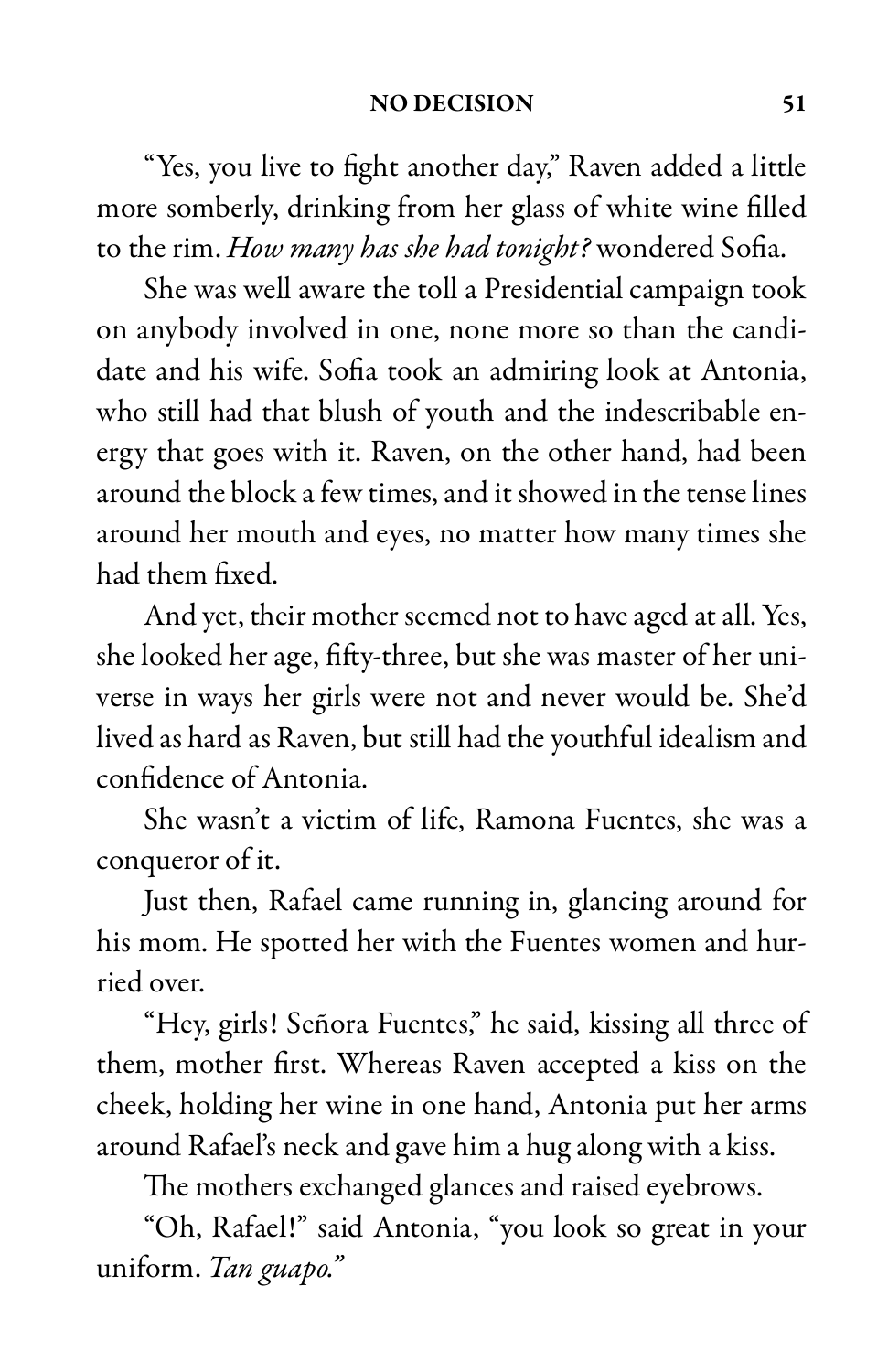"Yes, you live to fight another day," Raven added a little more somberly, drinking from her glass of white wine filled to the rim. *How many has she had tonight?* wondered Sofia.

She was well aware the toll a Presidential campaign took on anybody involved in one, none more so than the candidate and his wife. Sofia took an admiring look at Antonia, who still had that blush of youth and the indescribable energy that goes with it. Raven, on the other hand, had been around the block a few times, and it showed in the tense lines around her mouth and eyes, no matter how many times she had them fixed.

And yet, their mother seemed not to have aged at all. Yes, she looked her age, fifty-three, but she was master of her universe in ways her girls were not and never would be. She'd lived as hard as Raven, but still had the youthful idealism and confidence of Antonia.

She wasn't a victim of life, Ramona Fuentes, she was a conqueror of it.

Just then, Rafael came running in, glancing around for his mom. He spotted her with the Fuentes women and hurried over.

"Hey, girls! Señora Fuentes," he said, kissing all three of them, mother first. Whereas Raven accepted a kiss on the cheek, holding her wine in one hand, Antonia put her arms around Rafael's neck and gave him a hug along with a kiss.

The mothers exchanged glances and raised eyebrows.

"Oh, Rafael!" said Antonia, "you look so great in your uniform. *Tan guapo.*"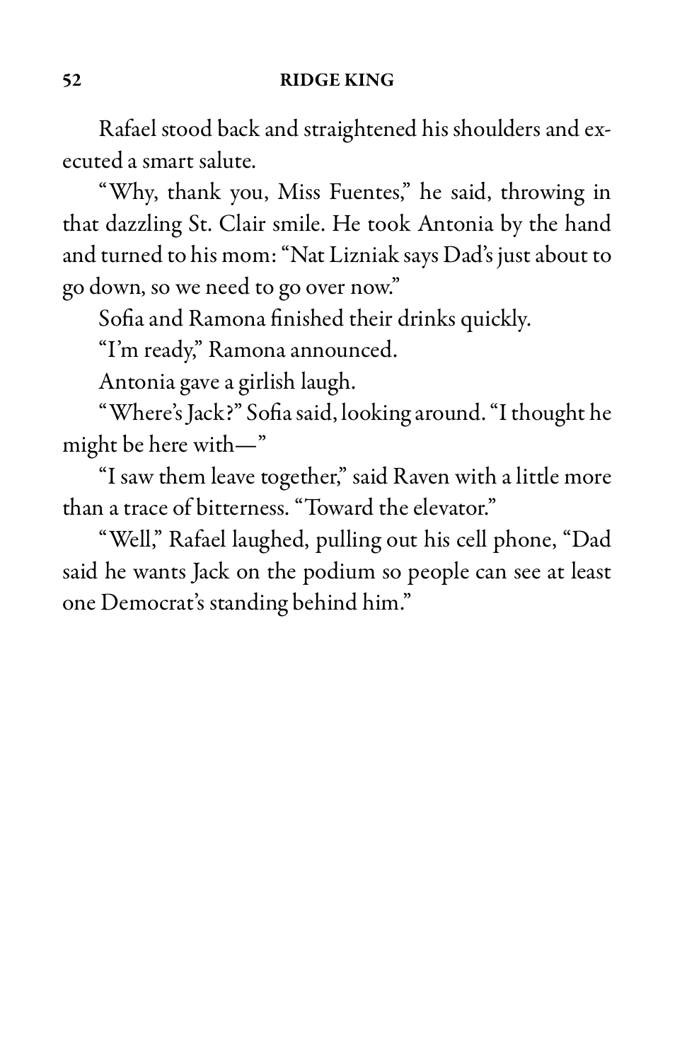Rafael stood back and straightened his shoulders and executed a smart salute.

"Why, thank you, Miss Fuentes," he said, throwing in that dazzling St. Clair smile. He took Antonia by the hand and turned to his mom: "Nat Lizniak says Dad's just about to go down, so we need to go over now."

Sofia and Ramona finished their drinks quickly.

"I'm ready," Ramona announced.

Antonia gave a girlish laugh.

"Where's Jack?" Sofia said, looking around. "I thought he might be here with—"

"I saw them leave together," said Raven with a little more than a trace of bitterness. "Toward the elevator."

"Well," Rafael laughed, pulling out his cell phone, "Dad said he wants Jack on the podium so people can see at least one Democrat's standing behind him."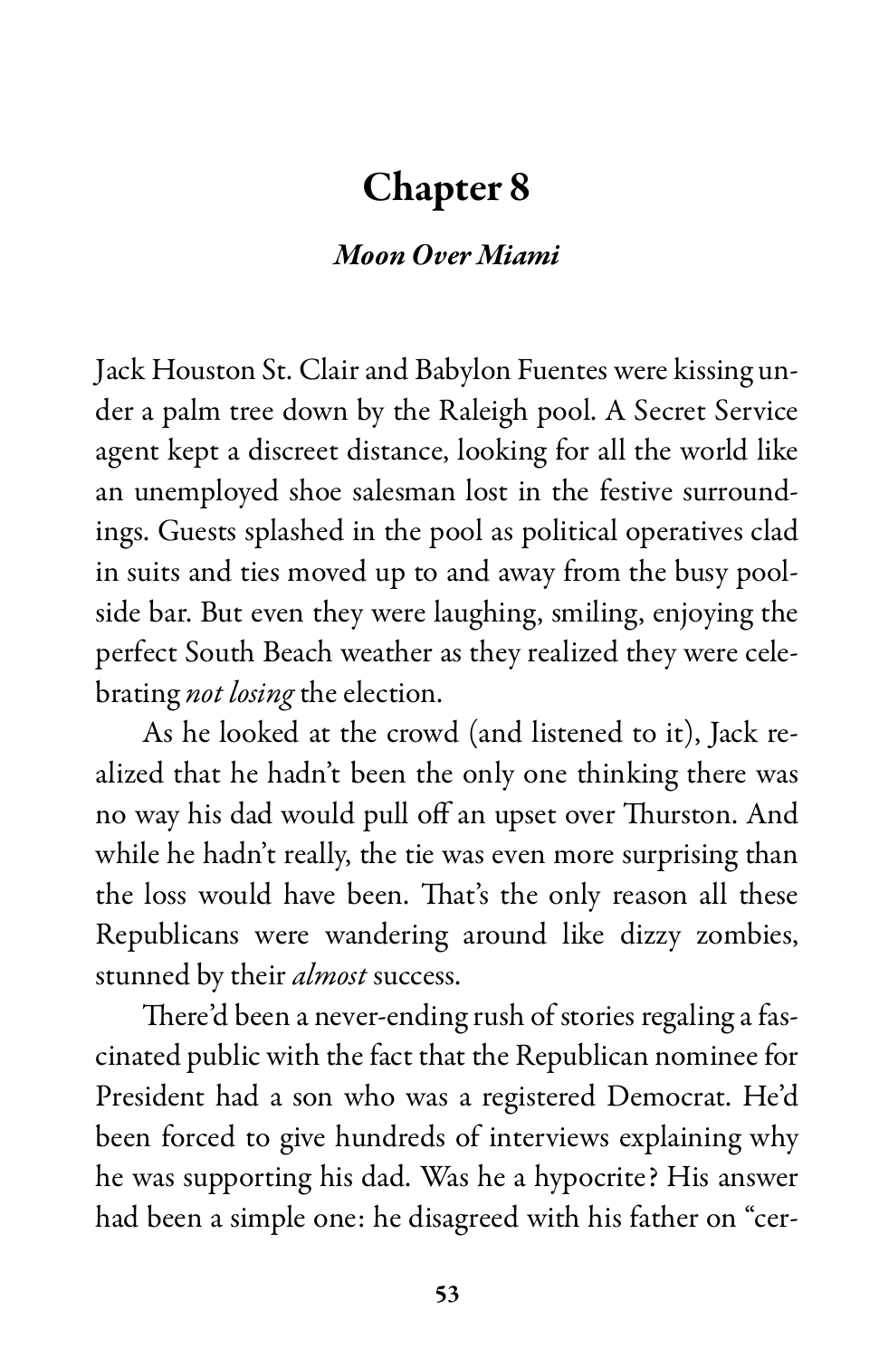# Chapter 8

## *Moon Over Miami*

Jack Houston St. Clair and Babylon Fuentes were kissing under a palm tree down by the Raleigh pool. A Secret Service agent kept a discreet distance, looking for all the world like an unemployed shoe salesman lost in the festive surroundings. Guests splashed in the pool as political operatives clad in suits and ties moved up to and away from the busy poolside bar. But even they were laughing, smiling, enjoying the perfect South Beach weather as they realized they were celebrating *not losing* the election.

As he looked at the crowd (and listened to it), Jack realized that he hadn't been the only one thinking there was no way his dad would pull off an upset over Thurston. And while he hadn't really, the tie was even more surprising than the loss would have been. That's the only reason all these Republicans were wandering around like dizzy zombies, stunned by their *almost* success.

There'd been a never-ending rush of stories regaling a fascinated public with the fact that the Republican nominee for President had a son who was a registered Democrat. He'd been forced to give hundreds of interviews explaining why he was supporting his dad. Was he a hypocrite? His answer had been a simple one: he disagreed with his father on "cer-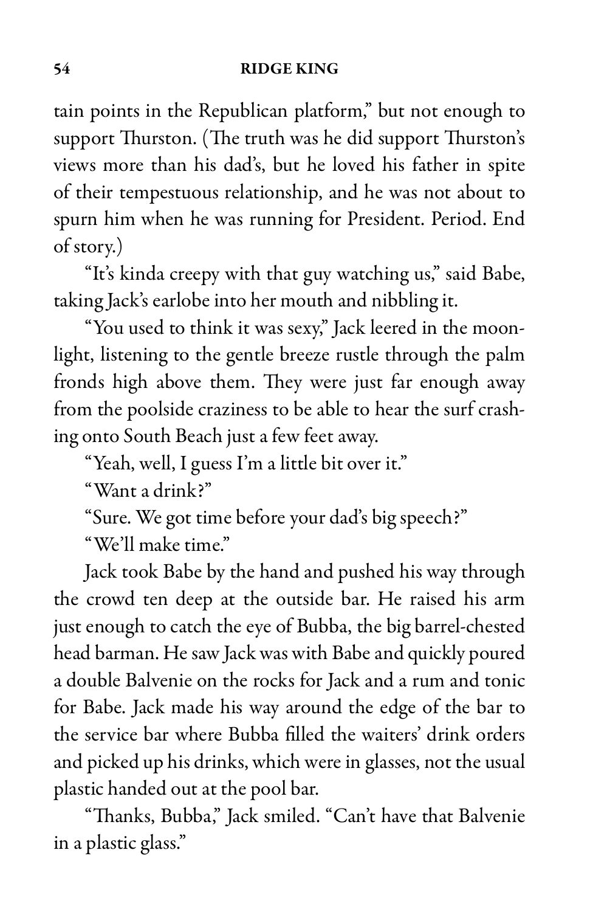tain points in the Republican platform," but not enough to support Thurston. (The truth was he did support Thurston's views more than his dad's, but he loved his father in spite of their tempestuous relationship, and he was not about to spurn him when he was running for President. Period. End of story.)

"It's kinda creepy with that guy watching us," said Babe, taking Jack's earlobe into her mouth and nibbling it.

"You used to think it was sexy," Jack leered in the moonlight, listening to the gentle breeze rustle through the palm fronds high above them. They were just far enough away from the poolside craziness to be able to hear the surf crashing onto South Beach just a few feet away.

"Yeah, well, I guess I'm a little bit over it."

"Want a drink?"

"Sure. We got time before your dad's big speech?"

"We'll make time."

Jack took Babe by the hand and pushed his way through the crowd ten deep at the outside bar. He raised his arm just enough to catch the eye of Bubba, the big barrel-chested head barman. He saw Jack was with Babe and quickly poured a double Balvenie on the rocks for Jack and a rum and tonic for Babe. Jack made his way around the edge of the bar to the service bar where Bubba filled the waiters' drink orders and picked up his drinks, which were in glasses, not the usual plastic handed out at the pool bar.

"Thanks, Bubba," Jack smiled. "Can't have that Balvenie in a plastic glass."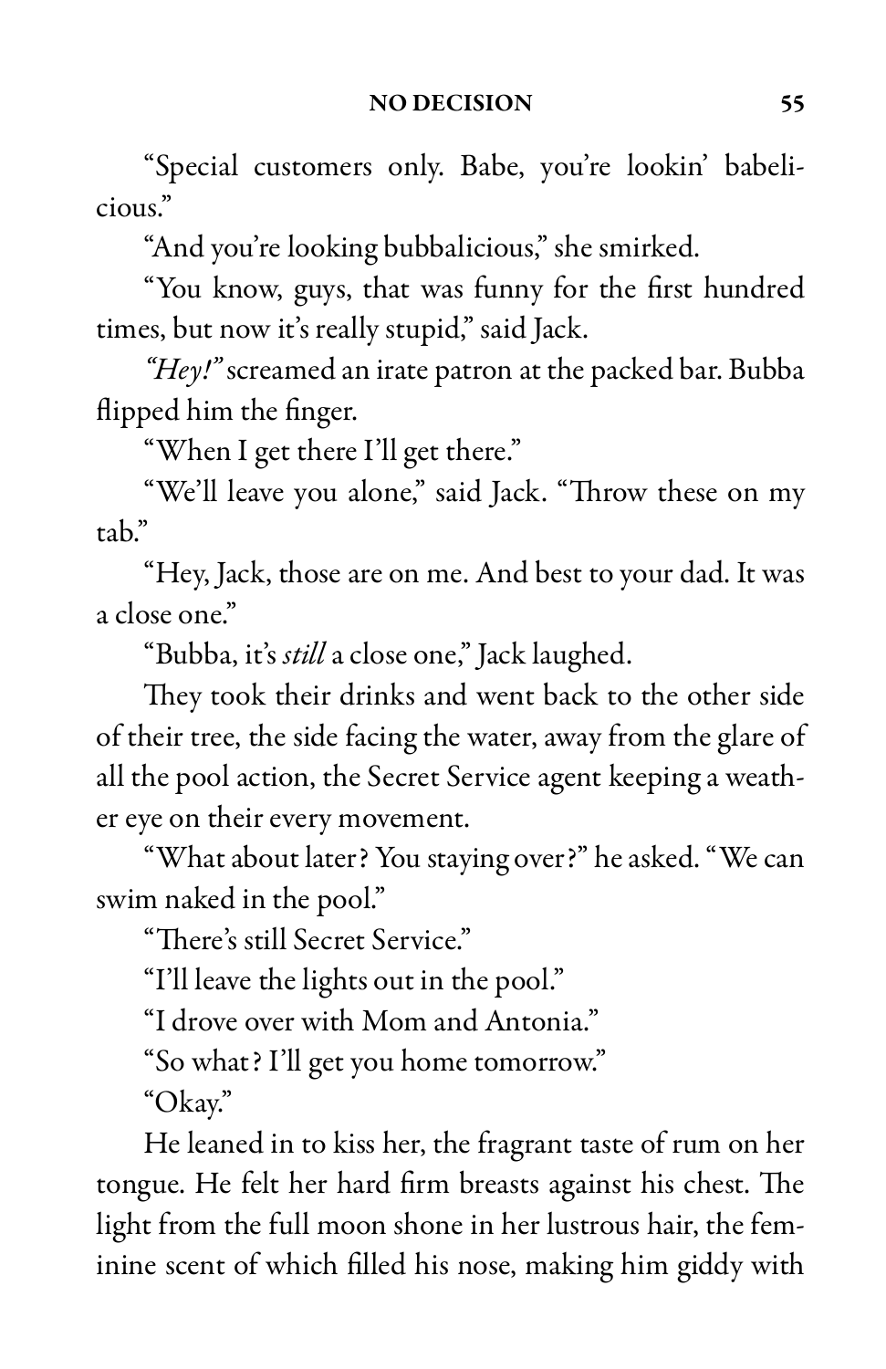"Special customers only. Babe, you're lookin' babelicious."

"And you're looking bubbalicious," she smirked.

"You know, guys, that was funny for the first hundred times, but now it's really stupid," said Jack.

*"Hey!"* screamed an irate patron at the packed bar. Bubba flipped him the finger.

"When I get there I'll get there."

"We'll leave you alone," said Jack. "Throw these on my tab."

"Hey, Jack, those are on me. And best to your dad. It was a close one."

"Bubba, it's *still* a close one," Jack laughed.

They took their drinks and went back to the other side of their tree, the side facing the water, away from the glare of all the pool action, the Secret Service agent keeping a weather eye on their every movement.

"What about later? You staying over?" he asked. "We can swim naked in the pool."

"There's still Secret Service."

"I'll leave the lights out in the pool."

"I drove over with Mom and Antonia."

"So what? I'll get you home tomorrow."

"Okay."

He leaned in to kiss her, the fragrant taste of rum on her tongue. He felt her hard firm breasts against his chest. The light from the full moon shone in her lustrous hair, the feminine scent of which filled his nose, making him giddy with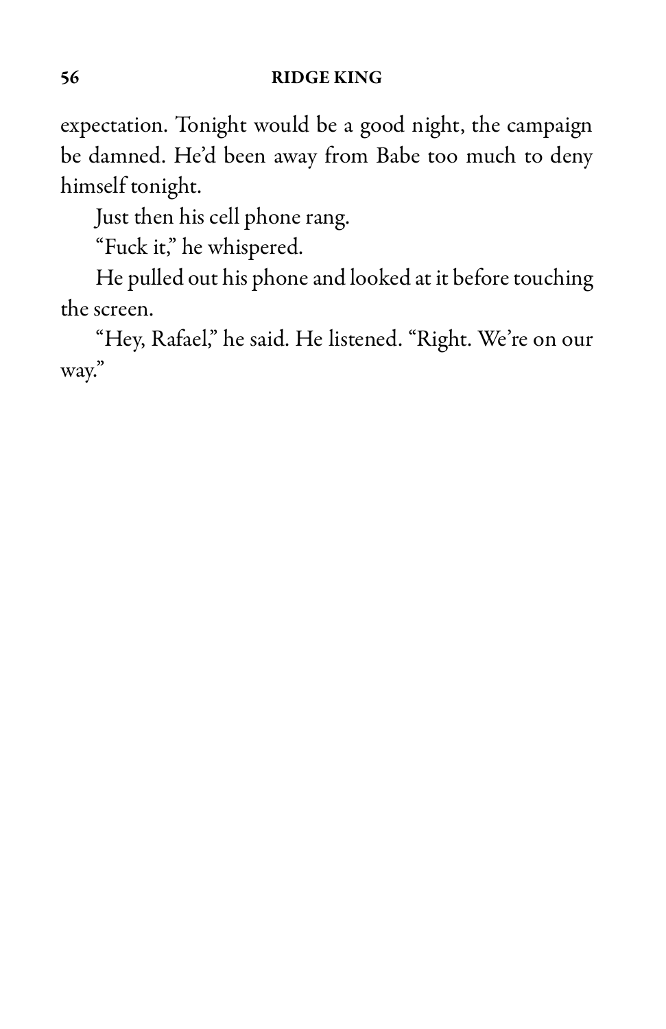expectation. Tonight would be a good night, the campaign be damned. He'd been away from Babe too much to deny himself tonight.

Just then his cell phone rang.

"Fuck it," he whispered.

He pulled out his phone and looked at it before touching the screen.

"Hey, Rafael," he said. He listened. "Right. We're on our way."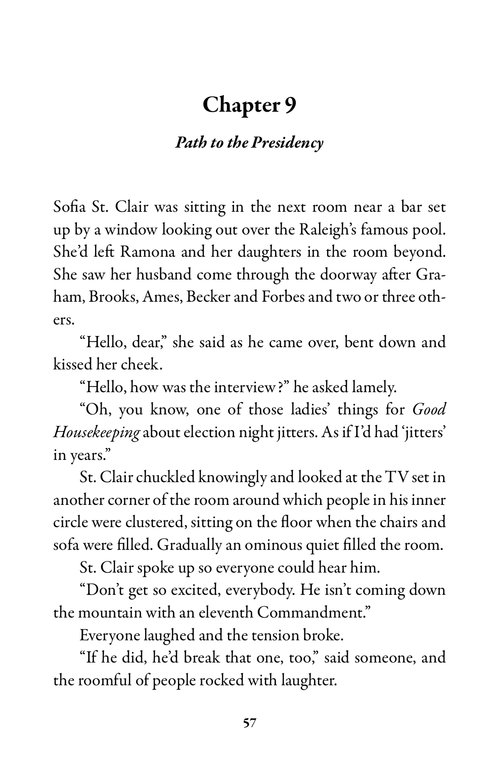# Chapter 9

## *Path to the Presidency*

Sofia St. Clair was sitting in the next room near a bar set up by a window looking out over the Raleigh's famous pool. She'd left Ramona and her daughters in the room beyond. She saw her husband come through the doorway after Graham, Brooks, Ames, Becker and Forbes and two or three others.

"Hello, dear," she said as he came over, bent down and kissed her cheek.

"Hello, how was the interview?" he asked lamely.

"Oh, you know, one of those ladies' things for *Good Housekeeping* about election night jitters. As if I'd had 'jitters' in years."

St. Clair chuckled knowingly and looked at the TV set in another corner of the room around which people in his inner circle were clustered, sitting on the floor when the chairs and sofa were filled. Gradually an ominous quiet filled the room.

St. Clair spoke up so everyone could hear him.

"Don't get so excited, everybody. He isn't coming down the mountain with an eleventh Commandment."

Everyone laughed and the tension broke.

"If he did, he'd break that one, too," said someone, and the roomful of people rocked with laughter.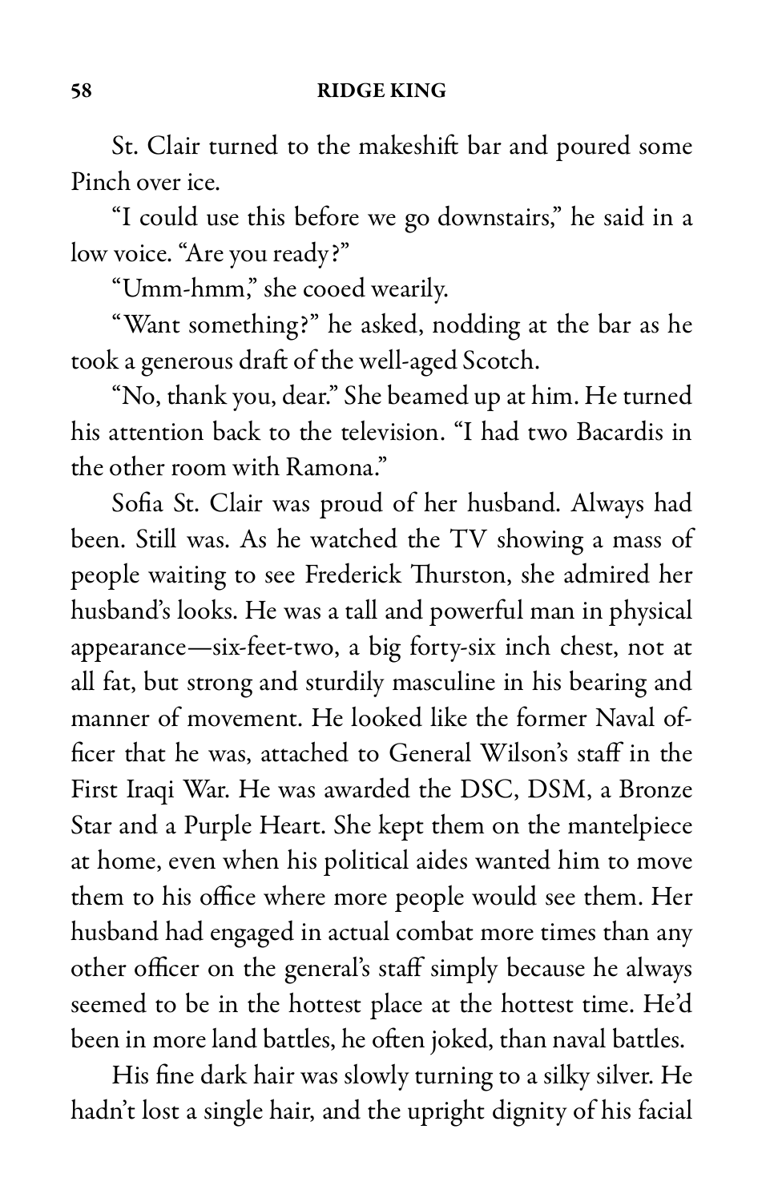St. Clair turned to the makeshift bar and poured some Pinch over ice.

"I could use this before we go downstairs," he said in a low voice. "Are you ready?"

"Umm-hmm," she cooed wearily.

"Want something?" he asked, nodding at the bar as he took a generous draft of the well-aged Scotch.

"No, thank you, dear." She beamed up at him. He turned his attention back to the television. "I had two Bacardis in the other room with Ramona."

Sofia St. Clair was proud of her husband. Always had been. Still was. As he watched the TV showing a mass of people waiting to see Frederick Thurston, she admired her husband's looks. He was a tall and powerful man in physical appearance—six-feet-two, a big forty-six inch chest, not at all fat, but strong and sturdily masculine in his bearing and manner of movement. He looked like the former Naval officer that he was, attached to General Wilson's staff in the First Iraqi War. He was awarded the DSC, DSM, a Bronze Star and a Purple Heart. She kept them on the mantelpiece at home, even when his political aides wanted him to move them to his office where more people would see them. Her husband had engaged in actual combat more times than any other officer on the general's staff simply because he always seemed to be in the hottest place at the hottest time. He'd been in more land battles, he often joked, than naval battles.

His fine dark hair was slowly turning to a silky silver. He hadn't lost a single hair, and the upright dignity of his facial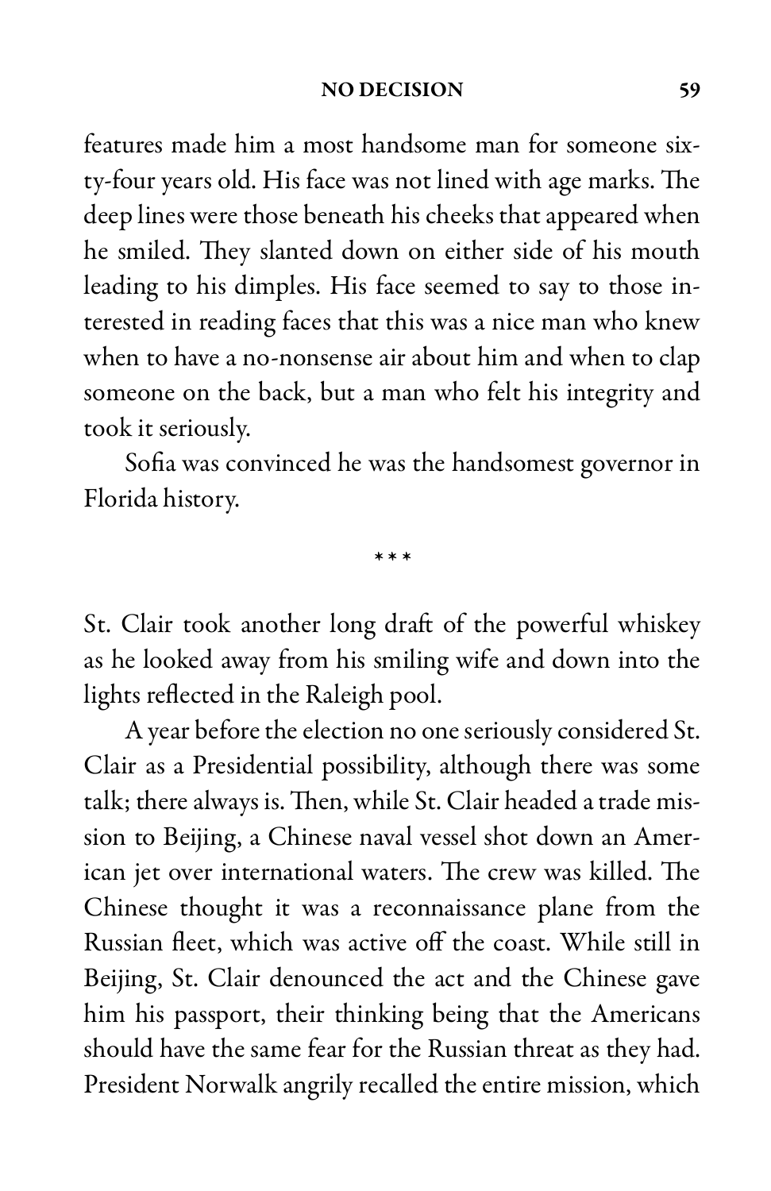features made him a most handsome man for someone sixty-four years old. His face was not lined with age marks. The deep lines were those beneath his cheeks that appeared when he smiled. They slanted down on either side of his mouth leading to his dimples. His face seemed to say to those interested in reading faces that this was a nice man who knew when to have a no-nonsense air about him and when to clap someone on the back, but a man who felt his integrity and took it seriously.

Sofia was convinced he was the handsomest governor in Florida history.

\* \* \*

St. Clair took another long draft of the powerful whiskey as he looked away from his smiling wife and down into the lights reflected in the Raleigh pool.

A year before the election no one seriously considered St. Clair as a Presidential possibility, although there was some talk; there always is. Then, while St. Clair headed a trade mission to Beijing, a Chinese naval vessel shot down an American jet over international waters. The crew was killed. The Chinese thought it was a reconnaissance plane from the Russian fleet, which was active off the coast. While still in Beijing, St. Clair denounced the act and the Chinese gave him his passport, their thinking being that the Americans should have the same fear for the Russian threat as they had. President Norwalk angrily recalled the entire mission, which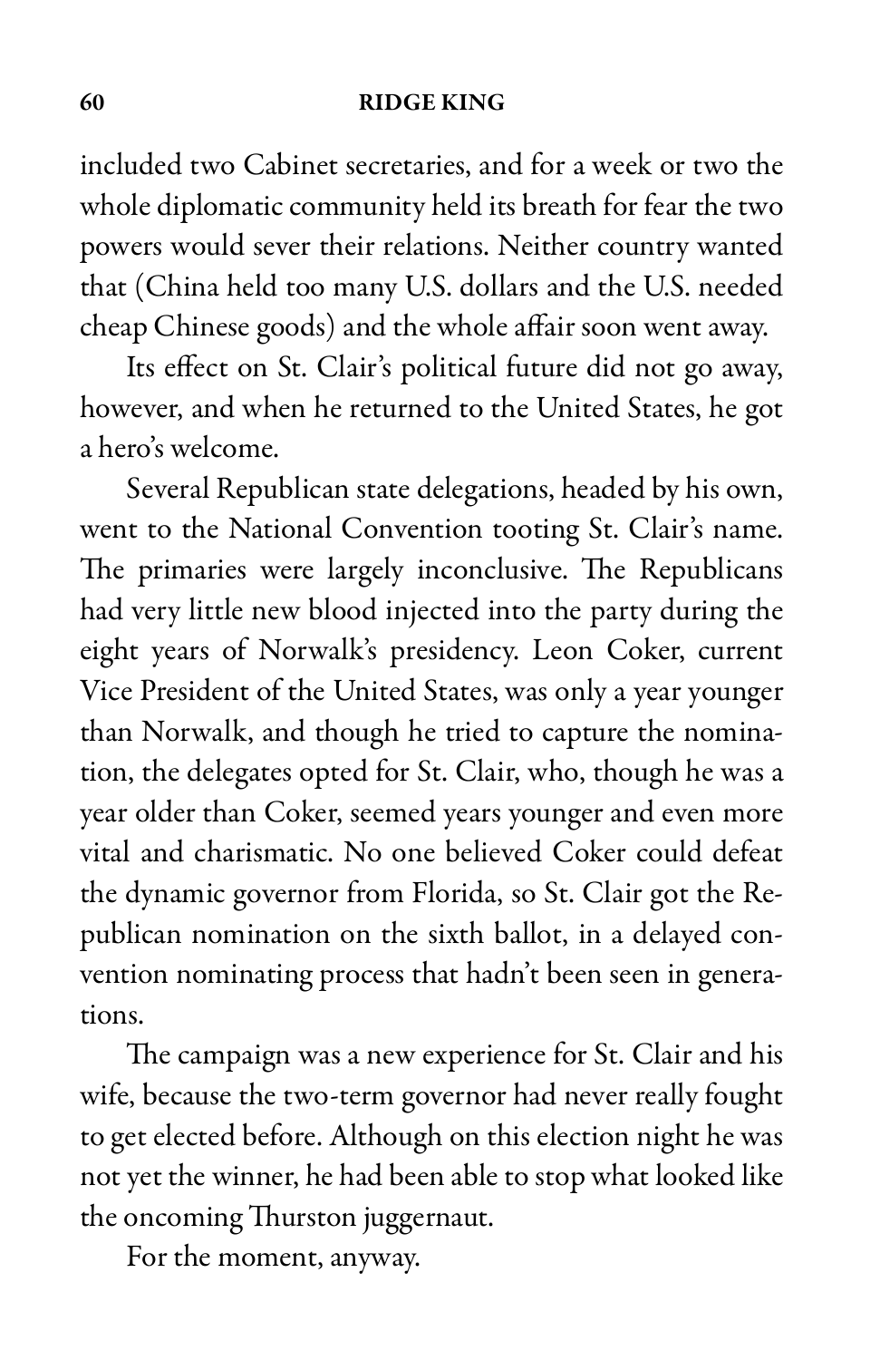included two Cabinet secretaries, and for a week or two the whole diplomatic community held its breath for fear the two powers would sever their relations. Neither country wanted that (China held too many U.S. dollars and the U.S. needed cheap Chinese goods) and the whole affair soon went away.

Its effect on St. Clair's political future did not go away, however, and when he returned to the United States, he got a hero's welcome.

Several Republican state delegations, headed by his own, went to the National Convention tooting St. Clair's name. The primaries were largely inconclusive. The Republicans had very little new blood injected into the party during the eight years of Norwalk's presidency. Leon Coker, current Vice President of the United States, was only a year younger than Norwalk, and though he tried to capture the nomination, the delegates opted for St. Clair, who, though he was a year older than Coker, seemed years younger and even more vital and charismatic. No one believed Coker could defeat the dynamic governor from Florida, so St. Clair got the Republican nomination on the sixth ballot, in a delayed convention nominating process that hadn't been seen in generations.

The campaign was a new experience for St. Clair and his wife, because the two-term governor had never really fought to get elected before. Although on this election night he was not yet the winner, he had been able to stop what looked like the oncoming Thurston juggernaut.

For the moment, anyway.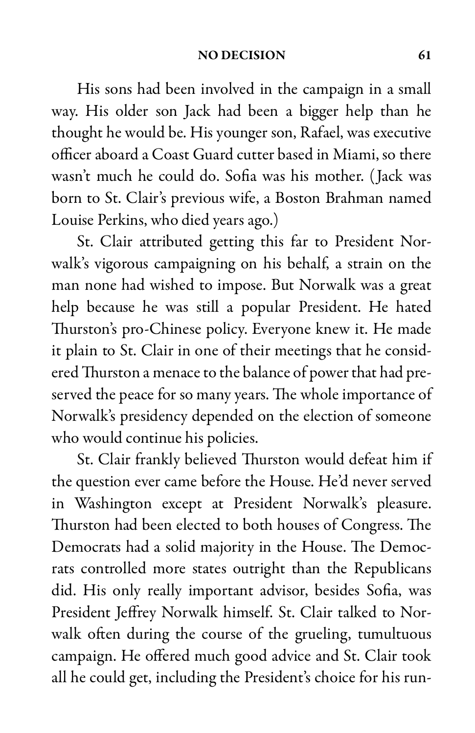His sons had been involved in the campaign in a small way. His older son Jack had been a bigger help than he thought he would be. His younger son, Rafael, was executive officer aboard a Coast Guard cutter based in Miami, so there wasn't much he could do. Sofia was his mother. (Jack was born to St. Clair's previous wife, a Boston Brahman named Louise Perkins, who died years ago.)

St. Clair attributed getting this far to President Norwalk's vigorous campaigning on his behalf, a strain on the man none had wished to impose. But Norwalk was a great help because he was still a popular President. He hated Thurston's pro-Chinese policy. Everyone knew it. He made it plain to St. Clair in one of their meetings that he considered Thurston a menace to the balance of power that had preserved the peace for so many years. The whole importance of Norwalk's presidency depended on the election of someone who would continue his policies.

St. Clair frankly believed Thurston would defeat him if the question ever came before the House. He'd never served in Washington except at President Norwalk's pleasure. Thurston had been elected to both houses of Congress. The Democrats had a solid majority in the House. The Democrats controlled more states outright than the Republicans did. His only really important advisor, besides Sofia, was President Jeffrey Norwalk himself. St. Clair talked to Norwalk often during the course of the grueling, tumultuous campaign. He offered much good advice and St. Clair took all he could get, including the President's choice for his run-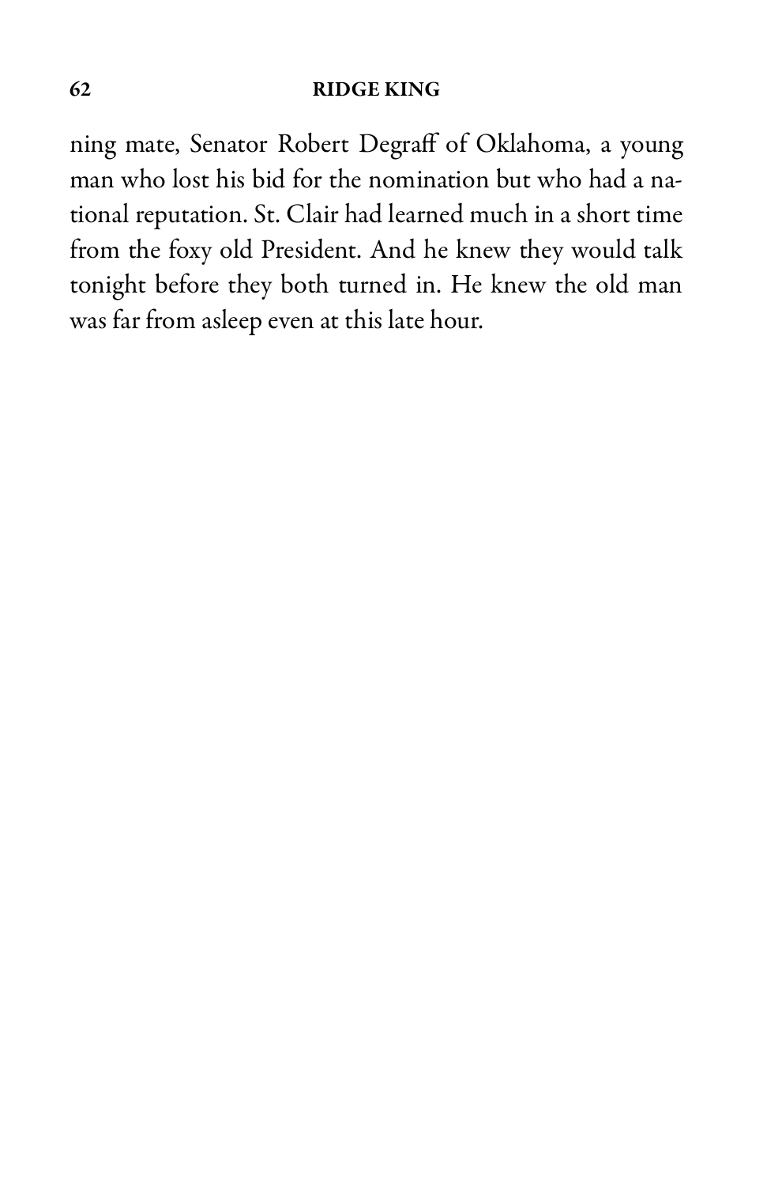ning mate, Senator Robert Degraff of Oklahoma, a young man who lost his bid for the nomination but who had a national reputation. St. Clair had learned much in a short time from the foxy old President. And he knew they would talk tonight before they both turned in. He knew the old man was far from asleep even at this late hour.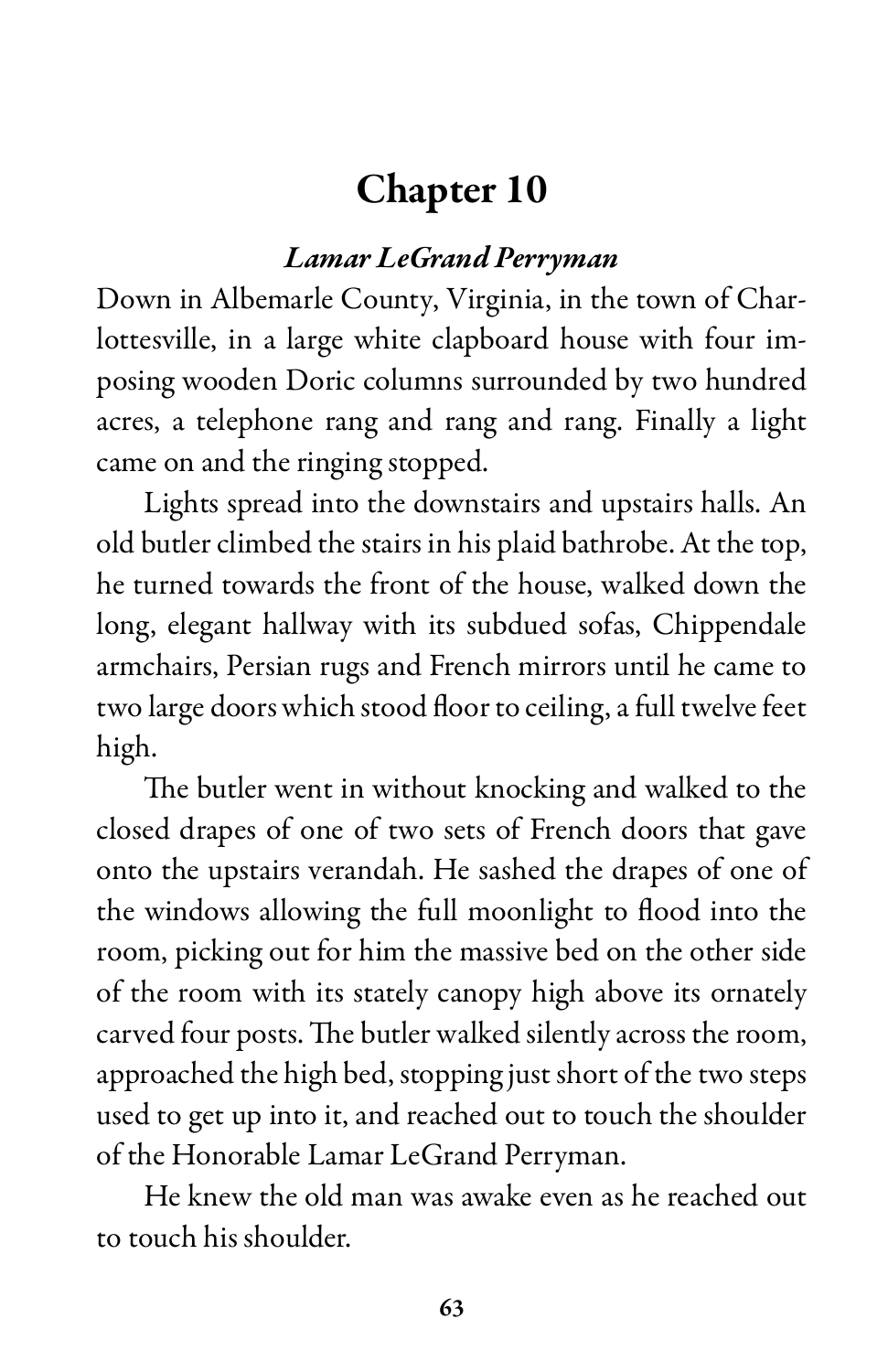# Chapter 10

### *Lamar LeGrand Perryman*

Down in Albemarle County, Virginia, in the town of Charlottesville, in a large white clapboard house with four imposing wooden Doric columns surrounded by two hundred acres, a telephone rang and rang and rang. Finally a light came on and the ringing stopped.

Lights spread into the downstairs and upstairs halls. An old butler climbed the stairs in his plaid bathrobe. At the top, he turned towards the front of the house, walked down the long, elegant hallway with its subdued sofas, Chippendale armchairs, Persian rugs and French mirrors until he came to two large doors which stood floor to ceiling, a full twelve feet high.

The butler went in without knocking and walked to the closed drapes of one of two sets of French doors that gave onto the upstairs verandah. He sashed the drapes of one of the windows allowing the full moonlight to flood into the room, picking out for him the massive bed on the other side of the room with its stately canopy high above its ornately carved four posts. The butler walked silently across the room, approached the high bed, stopping just short of the two steps used to get up into it, and reached out to touch the shoulder of the Honorable Lamar LeGrand Perryman.

He knew the old man was awake even as he reached out to touch his shoulder.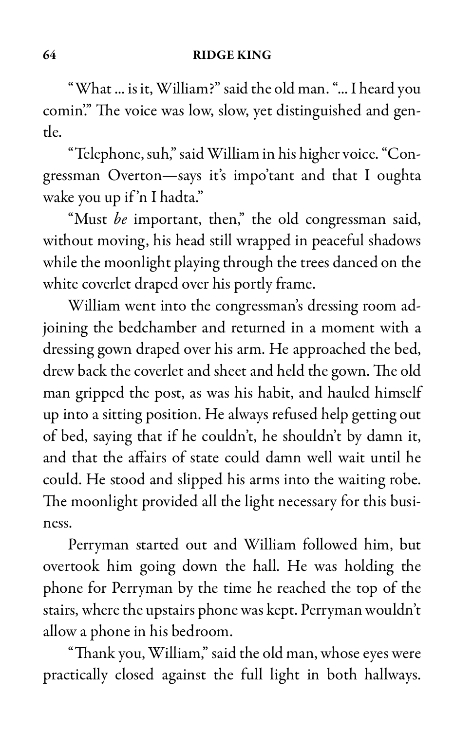"What ... is it, William?" said the old man. "... I heard you comin'." The voice was low, slow, yet distinguished and gentle.

"Telephone, suh," said William in his higher voice. "Congressman Overton—says it's impo'tant and that I oughta wake you up if'n I hadta."

"Must *be* important, then," the old congressman said, without moving, his head still wrapped in peaceful shadows while the moonlight playing through the trees danced on the white coverlet draped over his portly frame.

William went into the congressman's dressing room adjoining the bedchamber and returned in a moment with a dressing gown draped over his arm. He approached the bed, drew back the coverlet and sheet and held the gown. The old man gripped the post, as was his habit, and hauled himself up into a sitting position. He always refused help getting out of bed, saying that if he couldn't, he shouldn't by damn it, and that the affairs of state could damn well wait until he could. He stood and slipped his arms into the waiting robe. The moonlight provided all the light necessary for this business.

Perryman started out and William followed him, but overtook him going down the hall. He was holding the phone for Perryman by the time he reached the top of the stairs, where the upstairs phone was kept. Perryman wouldn't allow a phone in his bedroom.

"Thank you, William," said the old man, whose eyes were practically closed against the full light in both hallways.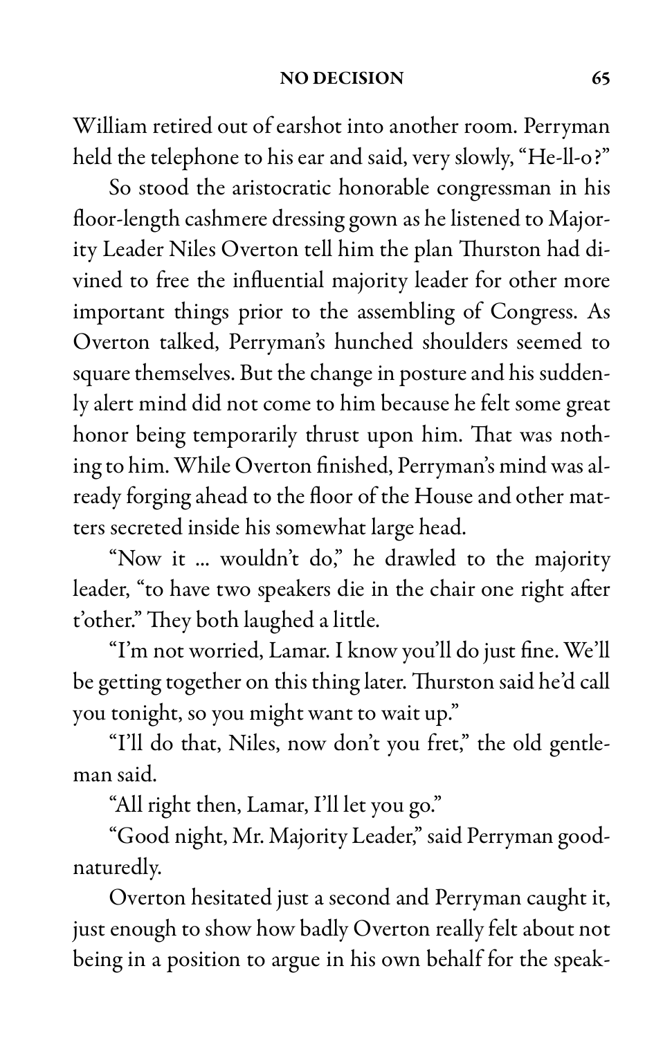William retired out of earshot into another room. Perryman held the telephone to his ear and said, very slowly, "He-ll-o?"

So stood the aristocratic honorable congressman in his floor-length cashmere dressing gown as he listened to Majority Leader Niles Overton tell him the plan Thurston had divined to free the influential majority leader for other more important things prior to the assembling of Congress. As Overton talked, Perryman's hunched shoulders seemed to square themselves. But the change in posture and his suddenly alert mind did not come to him because he felt some great honor being temporarily thrust upon him. That was nothing to him. While Overton finished, Perryman's mind was already forging ahead to the floor of the House and other matters secreted inside his somewhat large head.

"Now it ... wouldn't do," he drawled to the majority leader, "to have two speakers die in the chair one right after t'other." They both laughed a little.

"I'm not worried, Lamar. I know you'll do just fine. We'll be getting together on this thing later. Thurston said he'd call you tonight, so you might want to wait up."

"I'll do that, Niles, now don't you fret," the old gentleman said.

"All right then, Lamar, I'll let you go."

"Good night, Mr. Majority Leader," said Perryman good-naturedly.

Overton hesitated just a second and Perryman caught it, just enough to show how badly Overton really felt about not being in a position to argue in his own behalf for the speak-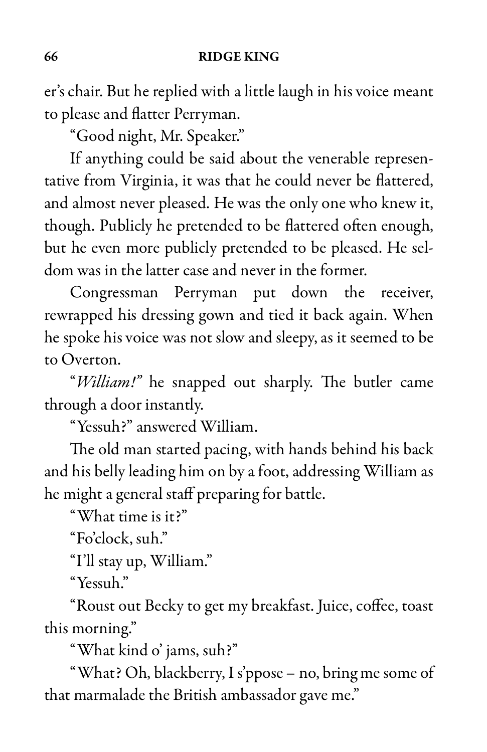er's chair. But he replied with a little laugh in his voice meant to please and flatter Perryman.

"Good night, Mr. Speaker."

If anything could be said about the venerable representative from Virginia, it was that he could never be flattered, and almost never pleased. He was the only one who knew it, though. Publicly he pretended to be flattered often enough, but he even more publicly pretended to be pleased. He seldom was in the latter case and never in the former.

Congressman Perryman put down the receiver, rewrapped his dressing gown and tied it back again. When he spoke his voice was not slow and sleepy, as it seemed to be to Overton.

"*William!*" he snapped out sharply. The butler came through a door instantly.

"Yessuh?" answered William.

The old man started pacing, with hands behind his back and his belly leading him on by a foot, addressing William as he might a general staff preparing for battle.

"What time is it?"

"Fo'clock, suh."

"I'll stay up, William."

"Yessuh."

"Roust out Becky to get my breakfast. Juice, coffee, toast this morning."

"What kind o' jams, suh?"

"What? Oh, blackberry, I s'ppose – no, bring me some of that marmalade the British ambassador gave me."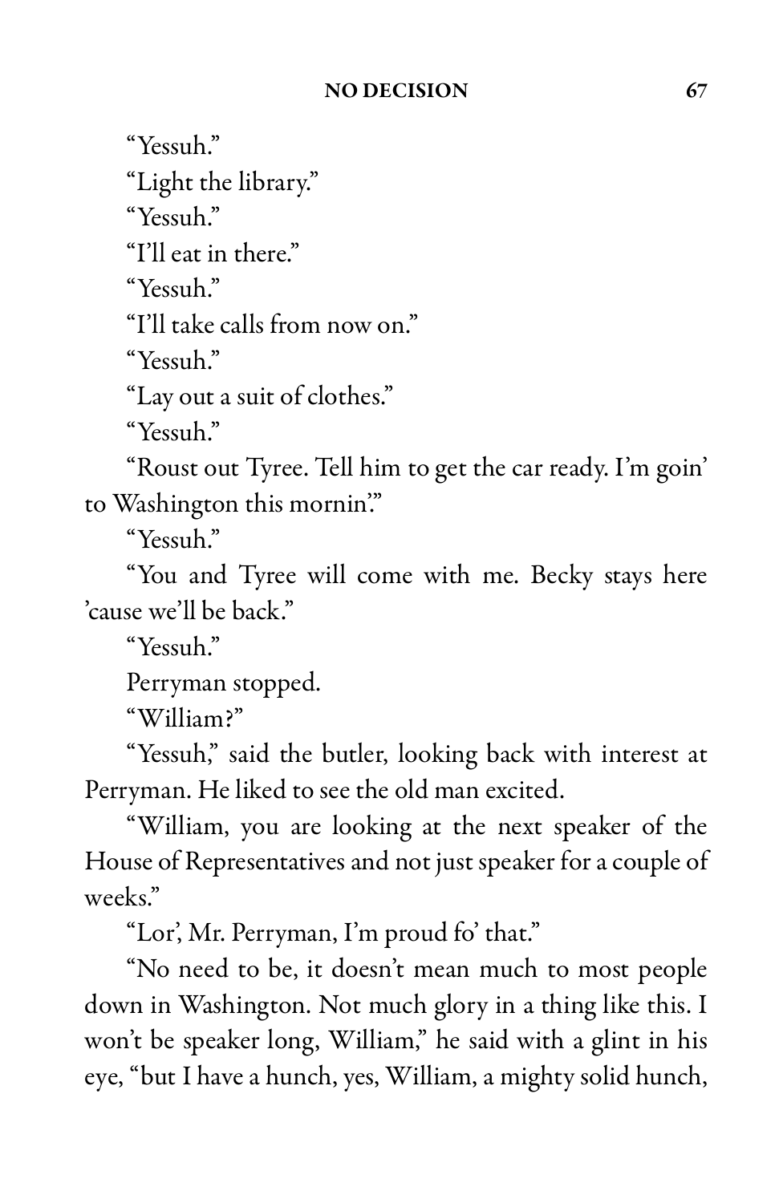"Yessuh."

"Light the library."

"Yessuh."

"I'll eat in there."

"Yessuh."

"I'll take calls from now on."

"Yessuh."

"Lay out a suit of clothes."

"Yessuh."

"Roust out Tyree. Tell him to get the car ready. I'm goin' to Washington this mornin'."

"Yessuh."

"You and Tyree will come with me. Becky stays here 'cause we'll be back."

"Yessuh."

Perryman stopped.

"William?"

"Yessuh," said the butler, looking back with interest at Perryman. He liked to see the old man excited.

"William, you are looking at the next speaker of the House of Representatives and not just speaker for a couple of weeks."

"Lor', Mr. Perryman, I'm proud fo' that."

"No need to be, it doesn't mean much to most people down in Washington. Not much glory in a thing like this. I won't be speaker long, William," he said with a glint in his eye, "but I have a hunch, yes, William, a mighty solid hunch,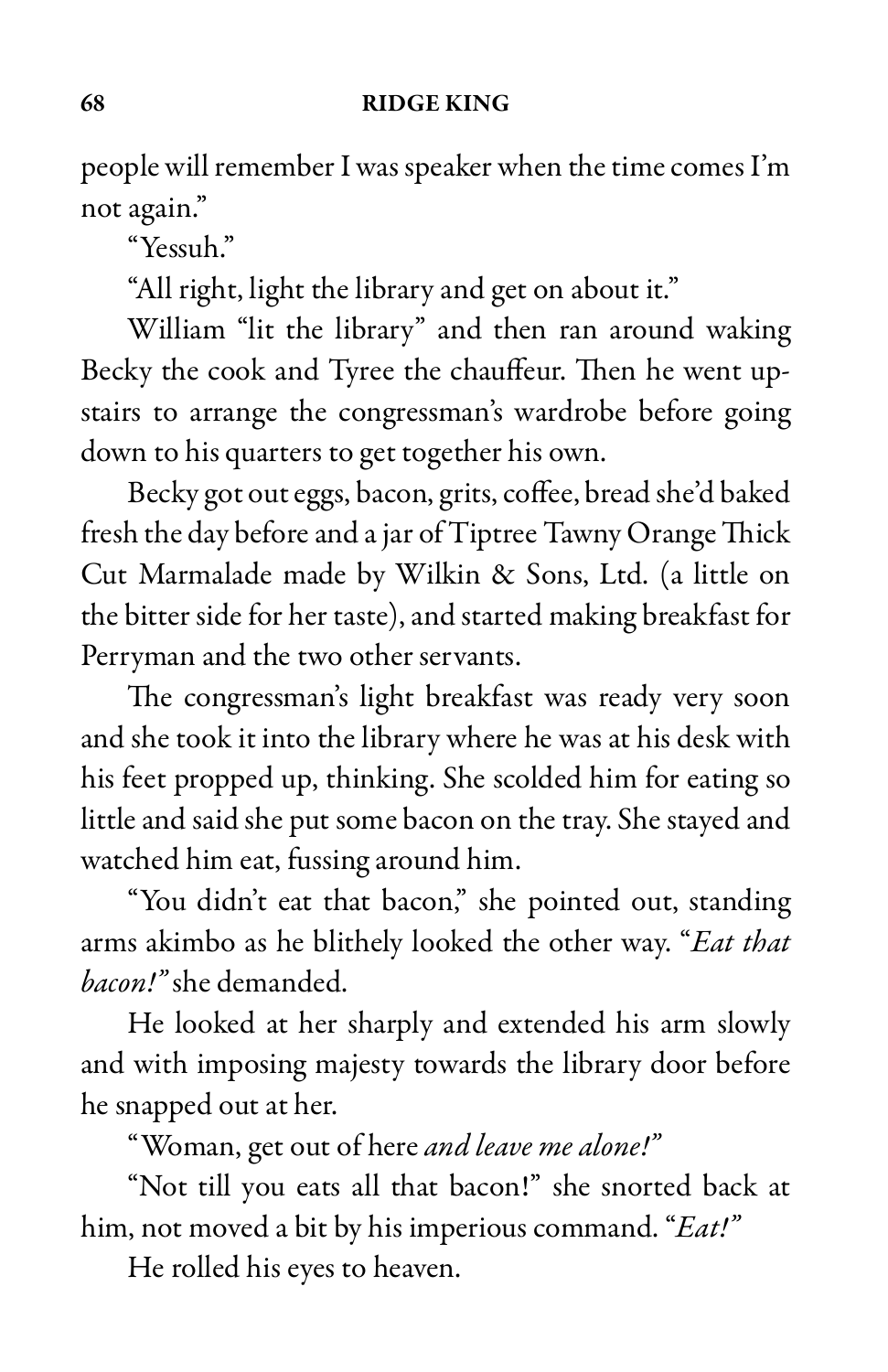people will remember I was speaker when the time comes I'm not again."

"Yessuh."

"All right, light the library and get on about it."

William "lit the library" and then ran around waking Becky the cook and Tyree the chauffeur. Then he went upstairs to arrange the congressman's wardrobe before going down to his quarters to get together his own.

Becky got out eggs, bacon, grits, coffee, bread she'd baked fresh the day before and a jar of Tiptree Tawny Orange Thick Cut Marmalade made by Wilkin & Sons, Ltd. (a little on the bitter side for her taste), and started making breakfast for Perryman and the two other servants.

The congressman's light breakfast was ready very soon and she took it into the library where he was at his desk with his feet propped up, thinking. She scolded him for eating so little and said she put some bacon on the tray. She stayed and watched him eat, fussing around him.

"You didn't eat that bacon," she pointed out, standing arms akimbo as he blithely looked the other way. "*Eat that bacon!*" she demanded.

He looked at her sharply and extended his arm slowly and with imposing majesty towards the library door before he snapped out at her.

"Woman, get out of here *and leave me alone!*"

"Not till you eats all that bacon!" she snorted back at him, not moved a bit by his imperious command. "*Eat!*"

He rolled his eyes to heaven.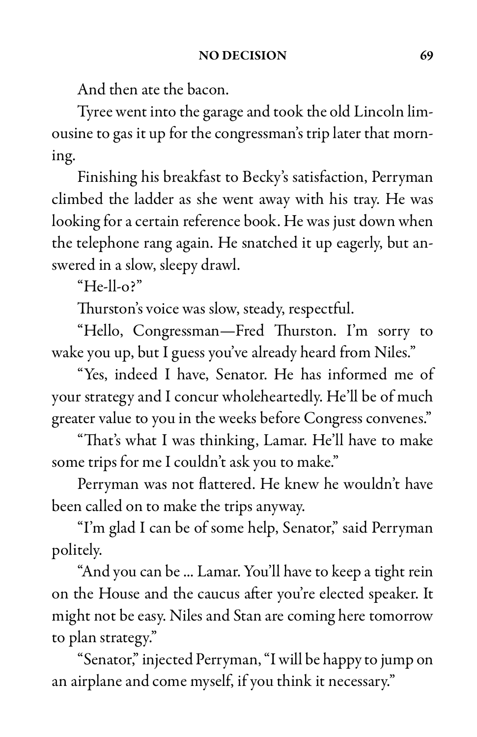And then ate the bacon.

Tyree went into the garage and took the old Lincoln limousine to gas it up for the congressman's trip later that morning.

Finishing his breakfast to Becky's satisfaction, Perryman climbed the ladder as she went away with his tray. He was looking for a certain reference book. He was just down when the telephone rang again. He snatched it up eagerly, but answered in a slow, sleepy drawl.

"He-ll-o?"

Thurston's voice was slow, steady, respectful.

"Hello, Congressman—Fred Thurston. I'm sorry to wake you up, but I guess you've already heard from Niles."

"Yes, indeed I have, Senator. He has informed me of your strategy and I concur wholeheartedly. He'll be of much greater value to you in the weeks before Congress convenes."

"That's what I was thinking, Lamar. He'll have to make some trips for me I couldn't ask you to make."

Perryman was not flattered. He knew he wouldn't have been called on to make the trips anyway.

"I'm glad I can be of some help, Senator," said Perryman politely.

"And you can be ... Lamar. You'll have to keep a tight rein on the House and the caucus after you're elected speaker. It might not be easy. Niles and Stan are coming here tomorrow to plan strategy."

"Senator," injected Perryman, "I will be happy to jump on an airplane and come myself, if you think it necessary."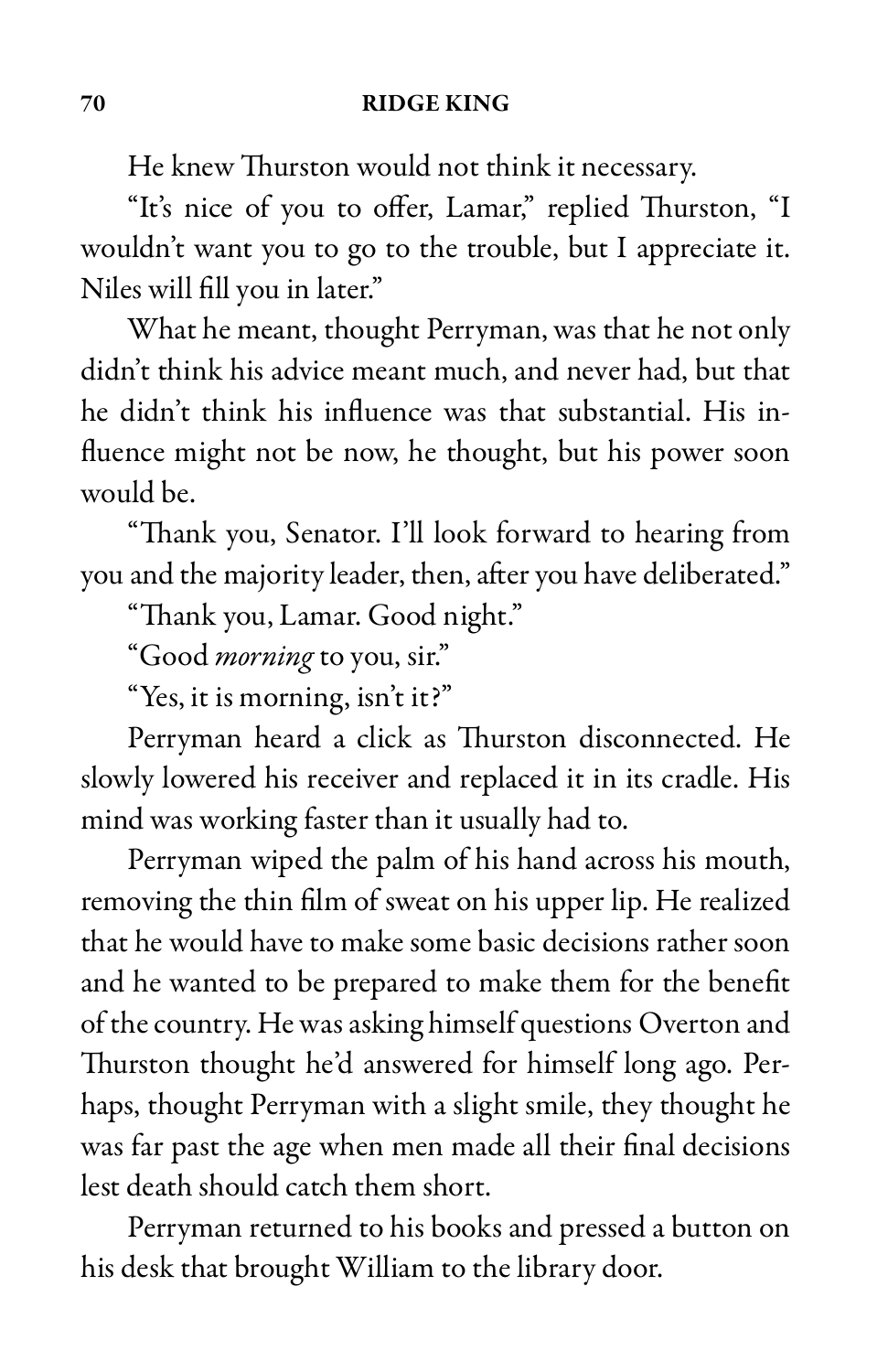He knew Thurston would not think it necessary.

"It's nice of you to offer, Lamar," replied Thurston, "I wouldn't want you to go to the trouble, but I appreciate it. Niles will fill you in later."

What he meant, thought Perryman, was that he not only didn't think his advice meant much, and never had, but that he didn't think his influence was that substantial. His influence might not be now, he thought, but his power soon would be.

"Thank you, Senator. I'll look forward to hearing from you and the majority leader, then, after you have deliberated."

"Thank you, Lamar. Good night."

"Good *morning* to you, sir."

"Yes, it is morning, isn't it?"

Perryman heard a click as Thurston disconnected. He slowly lowered his receiver and replaced it in its cradle. His mind was working faster than it usually had to.

Perryman wiped the palm of his hand across his mouth, removing the thin film of sweat on his upper lip. He realized that he would have to make some basic decisions rather soon and he wanted to be prepared to make them for the benefit of the country. He was asking himself questions Overton and Thurston thought he'd answered for himself long ago. Perhaps, thought Perryman with a slight smile, they thought he was far past the age when men made all their final decisions lest death should catch them short.

Perryman returned to his books and pressed a button on his desk that brought William to the library door.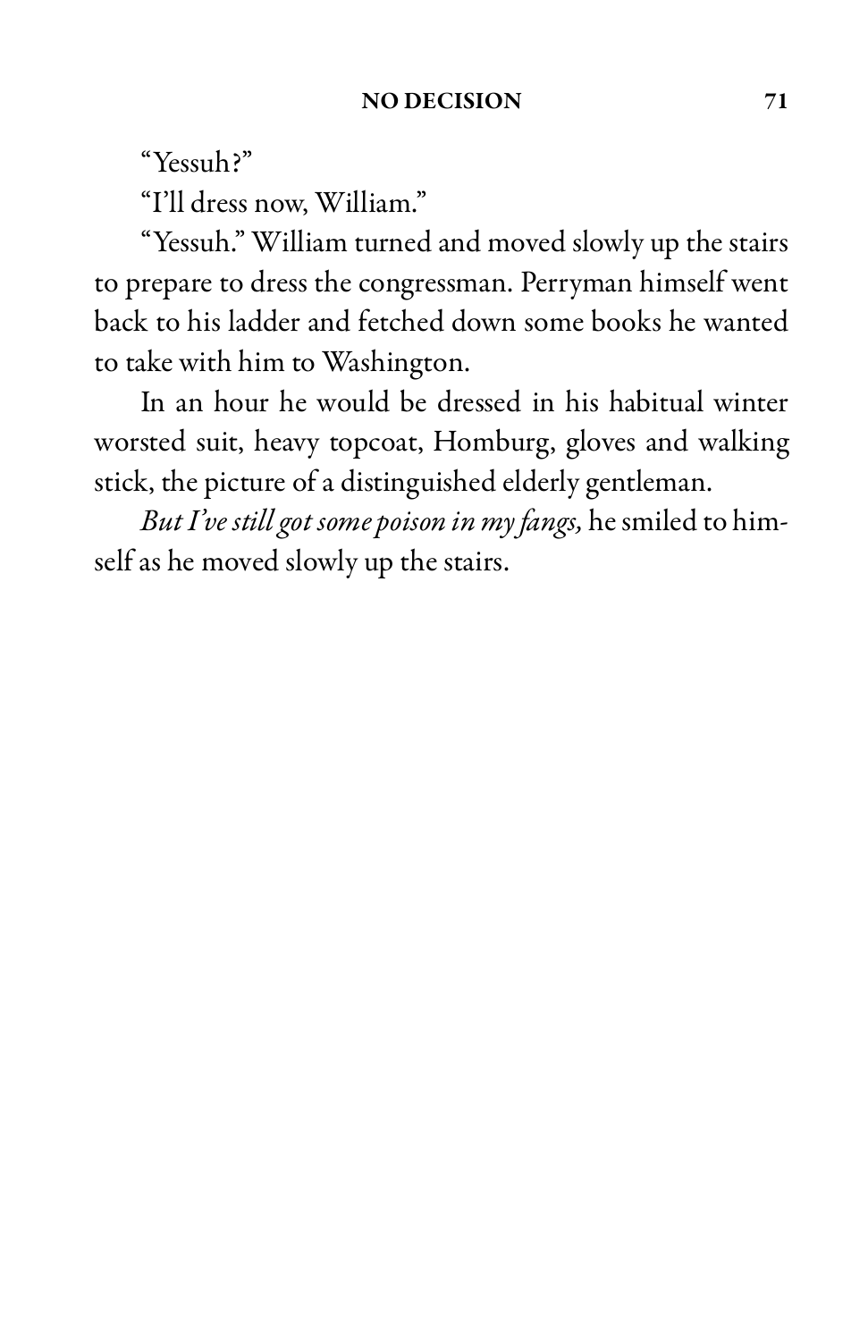"Yessuh?"

"I'll dress now, William."

"Yessuh." William turned and moved slowly up the stairs to prepare to dress the congressman. Perryman himself went back to his ladder and fetched down some books he wanted to take with him to Washington.

In an hour he would be dressed in his habitual winter worsted suit, heavy topcoat, Homburg, gloves and walking stick, the picture of a distinguished elderly gentleman.

*But I've still got some poison in my fangs,* he smiled to himself as he moved slowly up the stairs.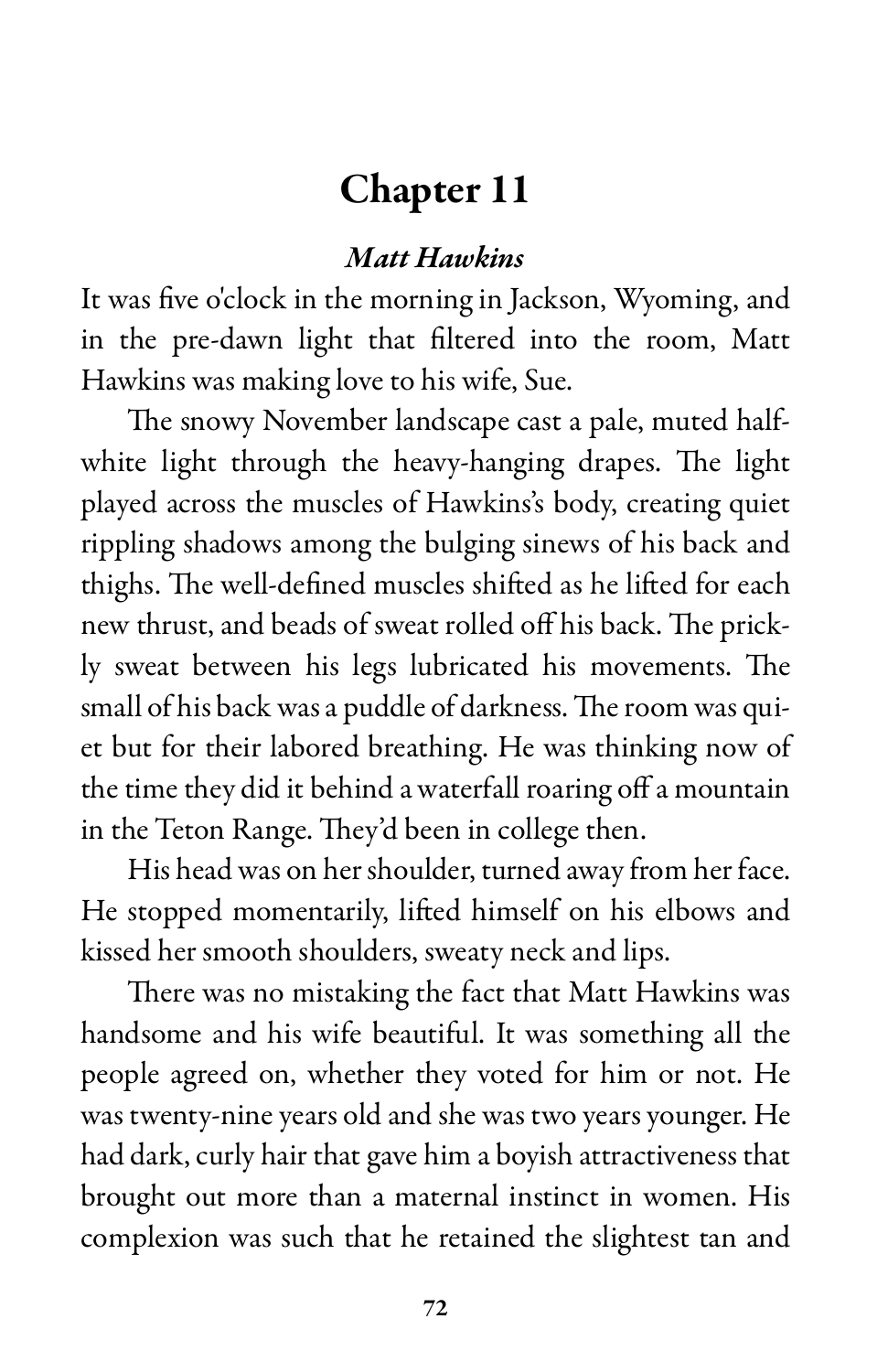# Chapter 11

### *Matt Hawkins*

It was five o'clock in the morning in Jackson, Wyoming, and in the pre-dawn light that filtered into the room, Matt Hawkins was making love to his wife, Sue.

The snowy November landscape cast a pale, muted half-white light through the heavy-hanging drapes. The light played across the muscles of Hawkins's body, creating quiet rippling shadows among the bulging sinews of his back and thighs. The well-defined muscles shifted as he lifted for each new thrust, and beads of sweat rolled off his back. The prickly sweat between his legs lubricated his movements. The small of his back was a puddle of darkness. The room was quiet but for their labored breathing. He was thinking now of the time they did it behind a waterfall roaring off a mountain in the Teton Range. They'd been in college then.

His head was on her shoulder, turned away from her face. He stopped momentarily, lifted himself on his elbows and kissed her smooth shoulders, sweaty neck and lips.

There was no mistaking the fact that Matt Hawkins was handsome and his wife beautiful. It was something all the people agreed on, whether they voted for him or not. He was twenty-nine years old and she was two years younger. He had dark, curly hair that gave him a boyish attractiveness that brought out more than a maternal instinct in women. His complexion was such that he retained the slightest tan and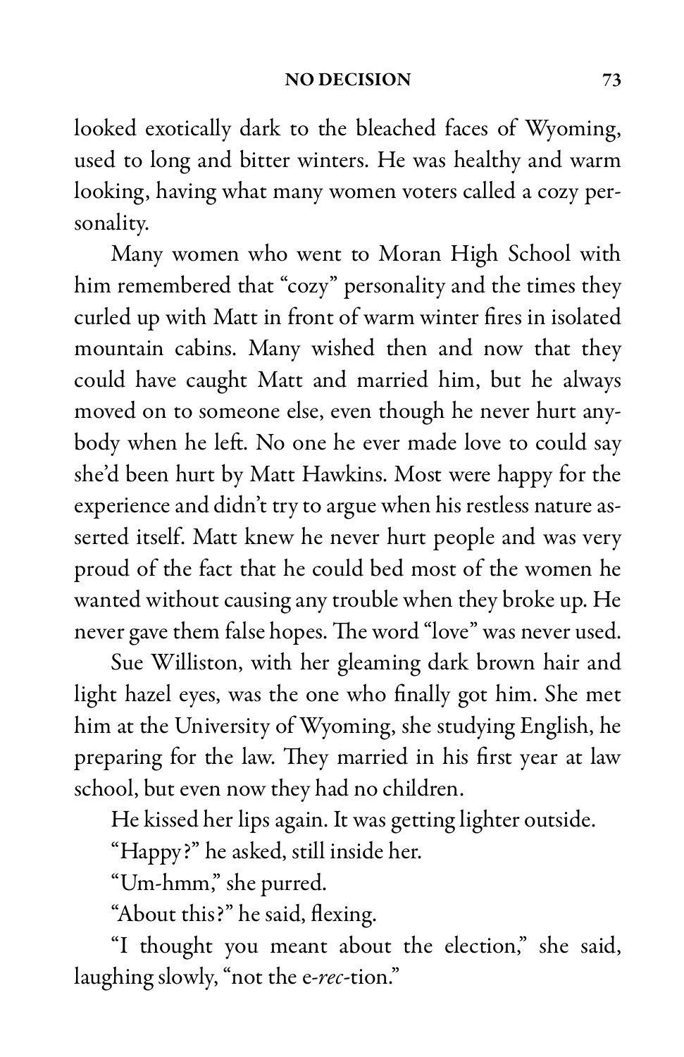looked exotically dark to the bleached faces of Wyoming, used to long and bitter winters. He was healthy and warm looking, having what many women voters called a cozy personality.

Many women who went to Moran High School with him remembered that "cozy" personality and the times they curled up with Matt in front of warm winter fires in isolated mountain cabins. Many wished then and now that they could have caught Matt and married him, but he always moved on to someone else, even though he never hurt anybody when he left. No one he ever made love to could say she'd been hurt by Matt Hawkins. Most were happy for the experience and didn't try to argue when his restless nature asserted itself. Matt knew he never hurt people and was very proud of the fact that he could bed most of the women he wanted without causing any trouble when they broke up. He never gave them false hopes. The word "love" was never used.

Sue Williston, with her gleaming dark brown hair and light hazel eyes, was the one who finally got him. She met him at the University of Wyoming, she studying English, he preparing for the law. They married in his first year at law school, but even now they had no children.

He kissed her lips again. It was getting lighter outside.

"Happy?" he asked, still inside her.

"Um-hmm," she purred.

"About this?" he said, flexing.

"I thought you meant about the election," she said, laughing slowly, "not the e-*rec*-tion."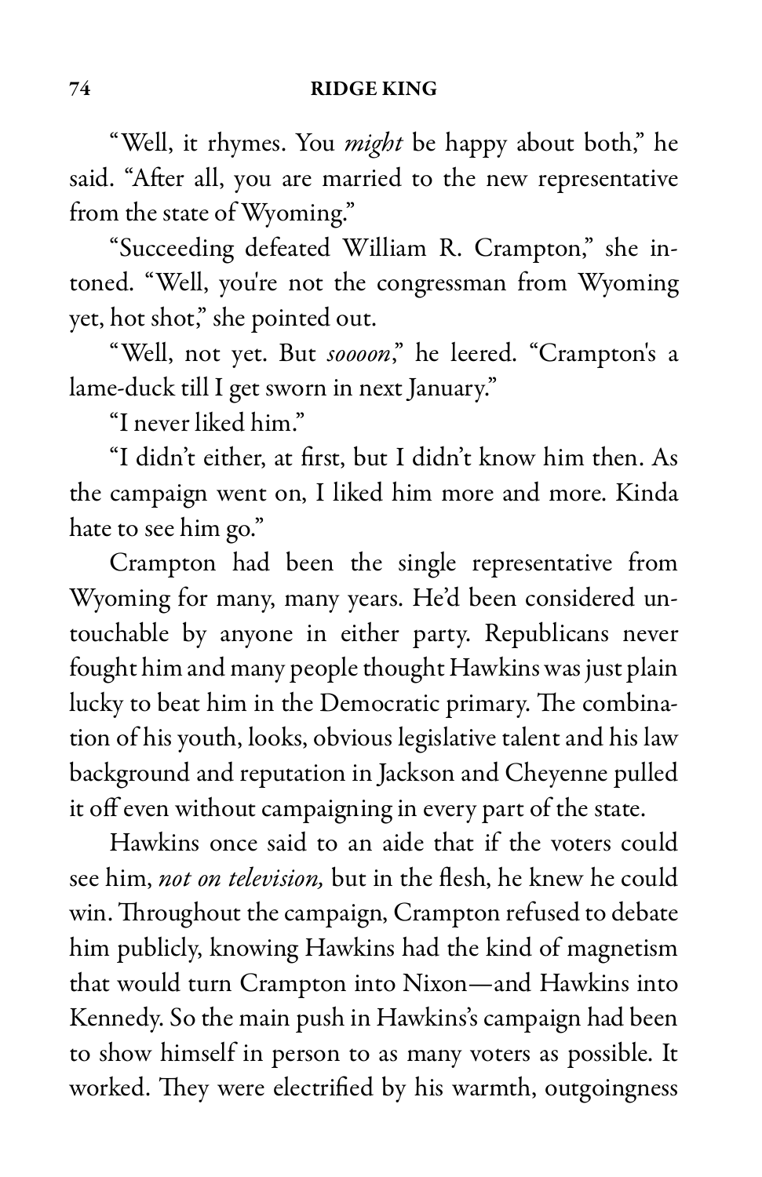"Well, it rhymes. You *might* be happy about both," he said. "After all, you are married to the new representative from the state of Wyoming."

"Succeeding defeated William R. Crampton," she intoned. "Well, you're not the congressman from Wyoming yet, hot shot," she pointed out.

"Well, not yet. But *soooon*," he leered. "Crampton's a lame-duck till I get sworn in next January."

"I never liked him."

"I didn't either, at first, but I didn't know him then. As the campaign went on, I liked him more and more. Kinda hate to see him go."

Crampton had been the single representative from Wyoming for many, many years. He'd been considered untouchable by anyone in either party. Republicans never fought him and many people thought Hawkins was just plain lucky to beat him in the Democratic primary. The combination of his youth, looks, obvious legislative talent and his law background and reputation in Jackson and Cheyenne pulled it off even without campaigning in every part of the state.

Hawkins once said to an aide that if the voters could see him, *not on television,* but in the flesh, he knew he could win. Throughout the campaign, Crampton refused to debate him publicly, knowing Hawkins had the kind of magnetism that would turn Crampton into Nixon—and Hawkins into Kennedy. So the main push in Hawkins's campaign had been to show himself in person to as many voters as possible. It worked. They were electrified by his warmth, outgoingness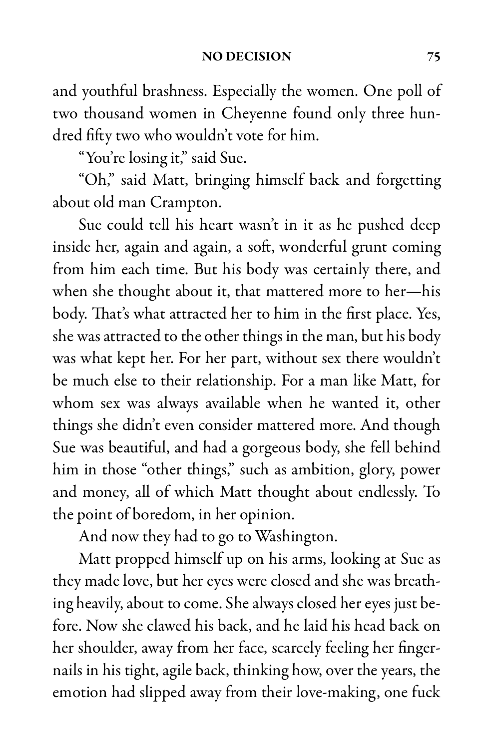and youthful brashness. Especially the women. One poll of two thousand women in Cheyenne found only three hundred fifty two who wouldn't vote for him.

"You're losing it," said Sue.

"Oh," said Matt, bringing himself back and forgetting about old man Crampton.

Sue could tell his heart wasn't in it as he pushed deep inside her, again and again, a soft, wonderful grunt coming from him each time. But his body was certainly there, and when she thought about it, that mattered more to her—his body. That's what attracted her to him in the first place. Yes, she was attracted to the other things in the man, but his body was what kept her. For her part, without sex there wouldn't be much else to their relationship. For a man like Matt, for whom sex was always available when he wanted it, other things she didn't even consider mattered more. And though Sue was beautiful, and had a gorgeous body, she fell behind him in those "other things," such as ambition, glory, power and money, all of which Matt thought about endlessly. To the point of boredom, in her opinion.

And now they had to go to Washington.

Matt propped himself up on his arms, looking at Sue as they made love, but her eyes were closed and she was breathing heavily, about to come. She always closed her eyes just before. Now she clawed his back, and he laid his head back on her shoulder, away from her face, scarcely feeling her fingernails in his tight, agile back, thinking how, over the years, the emotion had slipped away from their love-making, one fuck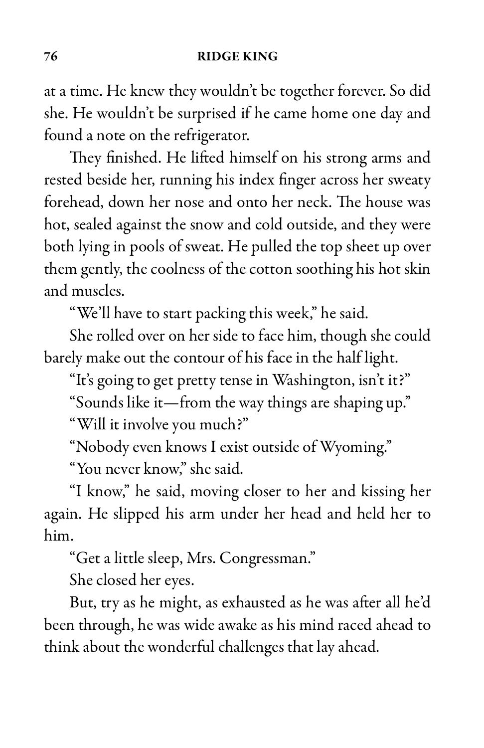at a time. He knew they wouldn't be together forever. So did she. He wouldn't be surprised if he came home one day and found a note on the refrigerator.

They finished. He lifted himself on his strong arms and rested beside her, running his index finger across her sweaty forehead, down her nose and onto her neck. The house was hot, sealed against the snow and cold outside, and they were both lying in pools of sweat. He pulled the top sheet up over them gently, the coolness of the cotton soothing his hot skin and muscles.

"We'll have to start packing this week," he said.

She rolled over on her side to face him, though she could barely make out the contour of his face in the half light.

"It's going to get pretty tense in Washington, isn't it?"

"Sounds like it—from the way things are shaping up."

"Will it involve you much?"

"Nobody even knows I exist outside of Wyoming."

"You never know," she said.

"I know," he said, moving closer to her and kissing her again. He slipped his arm under her head and held her to him.

"Get a little sleep, Mrs. Congressman."

She closed her eyes.

But, try as he might, as exhausted as he was after all he'd been through, he was wide awake as his mind raced ahead to think about the wonderful challenges that lay ahead.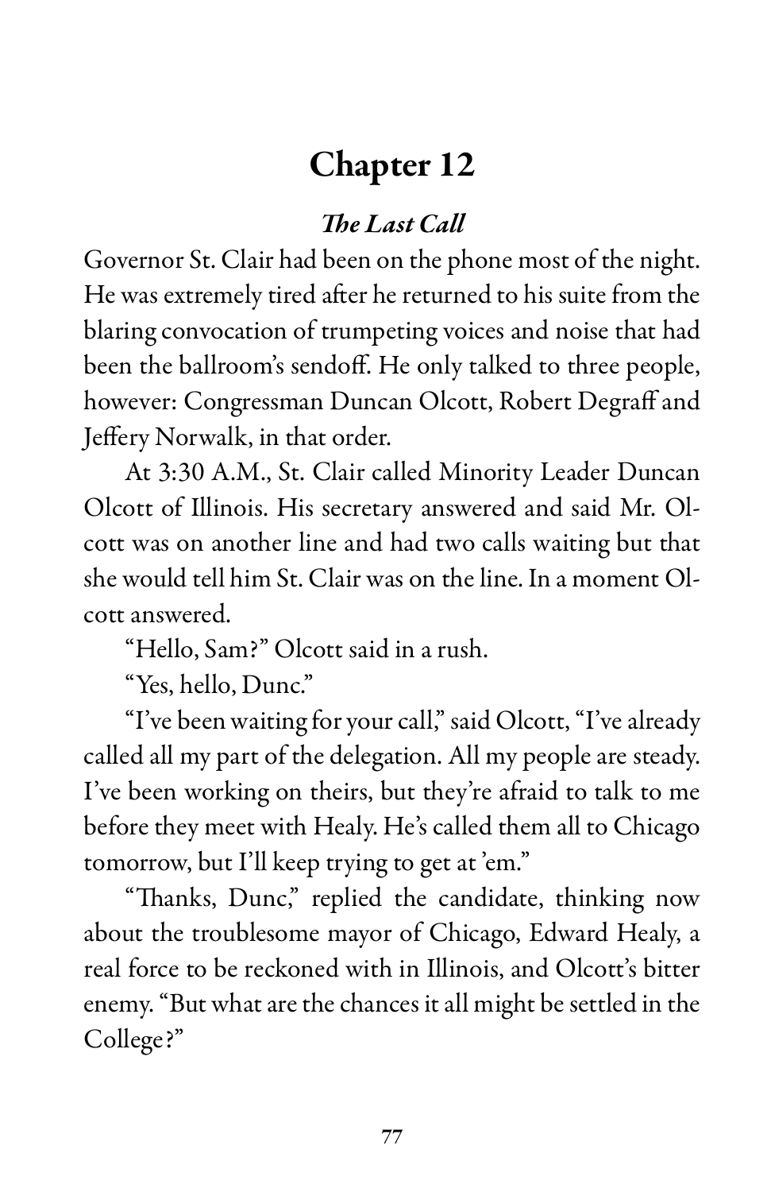# Chapter 12

## *The Last Call*

Governor St. Clair had been on the phone most of the night. He was extremely tired after he returned to his suite from the blaring convocation of trumpeting voices and noise that had been the ballroom's sendoff. He only talked to three people, however: Congressman Duncan Olcott, Robert Degraff and Jeffery Norwalk, in that order.

At 3:30 A.M., St. Clair called Minority Leader Duncan Olcott of Illinois. His secretary answered and said Mr. Olcott was on another line and had two calls waiting but that she would tell him St. Clair was on the line. In a moment Olcott answered.

"Hello, Sam?" Olcott said in a rush.

"Yes, hello, Dunc."

"I've been waiting for your call," said Olcott, "I've already called all my part of the delegation. All my people are steady. I've been working on theirs, but they're afraid to talk to me before they meet with Healy. He's called them all to Chicago tomorrow, but I'll keep trying to get at 'em."

"Thanks, Dunc," replied the candidate, thinking now about the troublesome mayor of Chicago, Edward Healy, a real force to be reckoned with in Illinois, and Olcott's bitter enemy. "But what are the chances it all might be settled in the College?"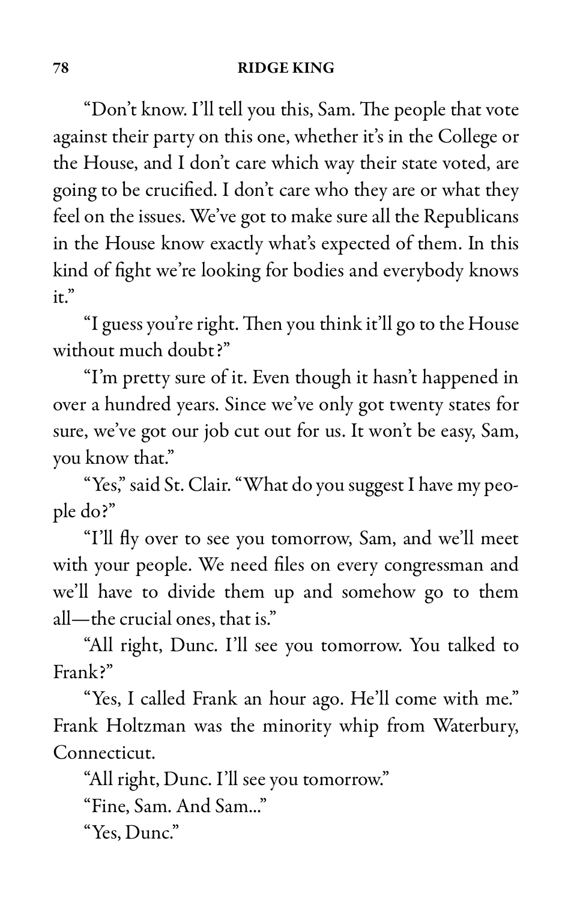"Don't know. I'll tell you this, Sam. The people that vote against their party on this one, whether it's in the College or the House, and I don't care which way their state voted, are going to be crucified. I don't care who they are or what they feel on the issues. We've got to make sure all the Republicans in the House know exactly what's expected of them. In this kind of fight we're looking for bodies and everybody knows it."

"I guess you're right. Then you think it'll go to the House without much doubt?"

"I'm pretty sure of it. Even though it hasn't happened in over a hundred years. Since we've only got twenty states for sure, we've got our job cut out for us. It won't be easy, Sam, you know that."

"Yes," said St. Clair. "What do you suggest I have my people do?"

"I'll fly over to see you tomorrow, Sam, and we'll meet with your people. We need files on every congressman and we'll have to divide them up and somehow go to them all—the crucial ones, that is."

"All right, Dunc. I'll see you tomorrow. You talked to Frank?"

"Yes, I called Frank an hour ago. He'll come with me." Frank Holtzman was the minority whip from Waterbury, Connecticut.

"All right, Dunc. I'll see you tomorrow."

"Fine, Sam. And Sam..."

"Yes, Dunc."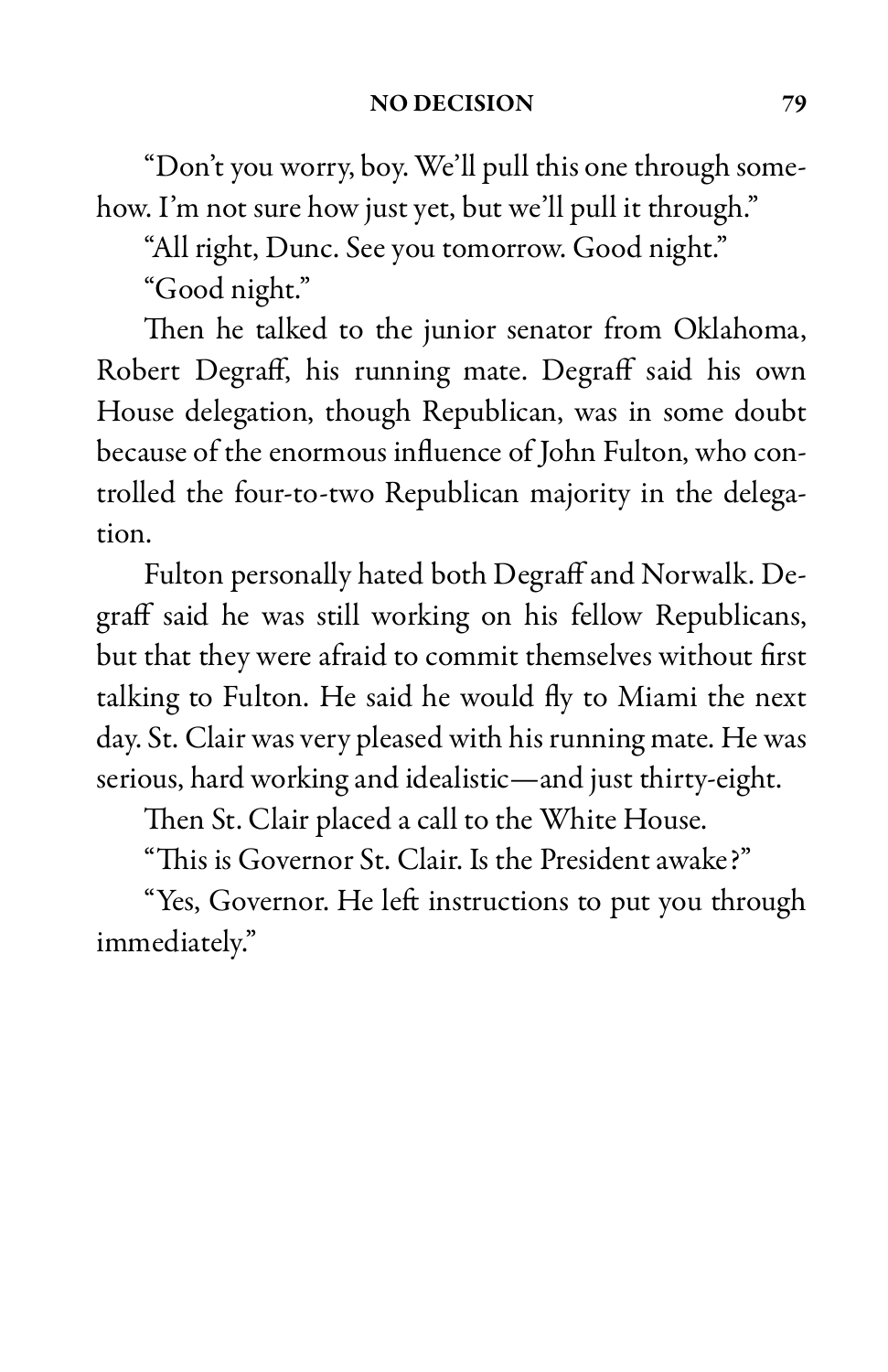"Don't you worry, boy. We'll pull this one through somehow. I'm not sure how just yet, but we'll pull it through."

"All right, Dunc. See you tomorrow. Good night."

"Good night."

Then he talked to the junior senator from Oklahoma, Robert Degraff, his running mate. Degraff said his own House delegation, though Republican, was in some doubt because of the enormous influence of John Fulton, who controlled the four-to-two Republican majority in the delegation.

Fulton personally hated both Degraff and Norwalk. Degraff said he was still working on his fellow Republicans, but that they were afraid to commit themselves without first talking to Fulton. He said he would fly to Miami the next day. St. Clair was very pleased with his running mate. He was serious, hard working and idealistic—and just thirty-eight.

Then St. Clair placed a call to the White House.

"This is Governor St. Clair. Is the President awake?"

"Yes, Governor. He left instructions to put you through immediately."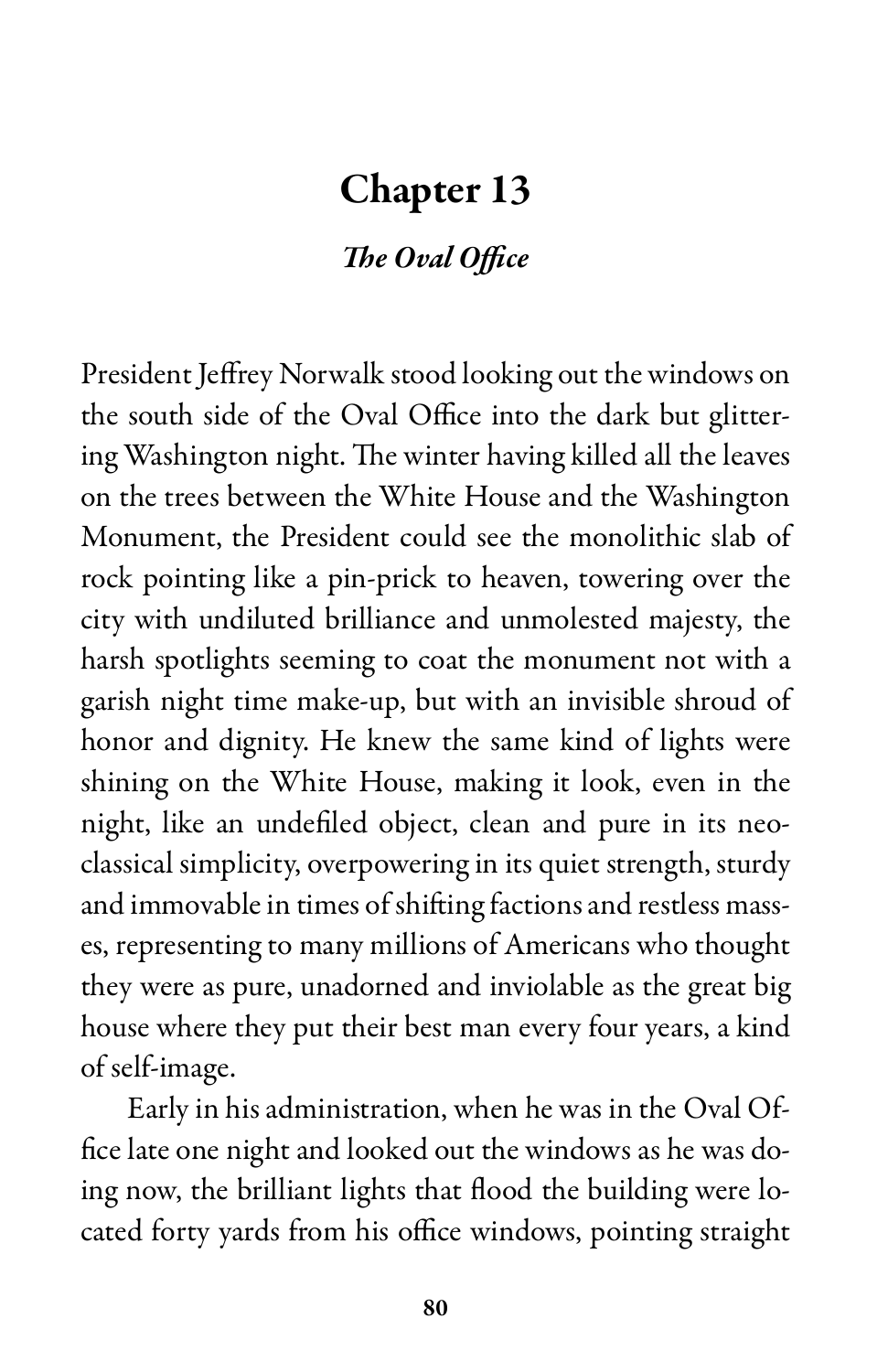# Chapter 13

## *The Oval Office*

President Jeffrey Norwalk stood looking out the windows on the south side of the Oval Office into the dark but glittering Washington night. The winter having killed all the leaves on the trees between the White House and the Washington Monument, the President could see the monolithic slab of rock pointing like a pin-prick to heaven, towering over the city with undiluted brilliance and unmolested majesty, the harsh spotlights seeming to coat the monument not with a garish night time make-up, but with an invisible shroud of honor and dignity. He knew the same kind of lights were shining on the White House, making it look, even in the night, like an undefiled object, clean and pure in its neoclassical simplicity, overpowering in its quiet strength, sturdy and immovable in times of shifting factions and restless masses, representing to many millions of Americans who thought they were as pure, unadorned and inviolable as the great big house where they put their best man every four years, a kind of self-image.

Early in his administration, when he was in the Oval Office late one night and looked out the windows as he was doing now, the brilliant lights that flood the building were located forty yards from his office windows, pointing straight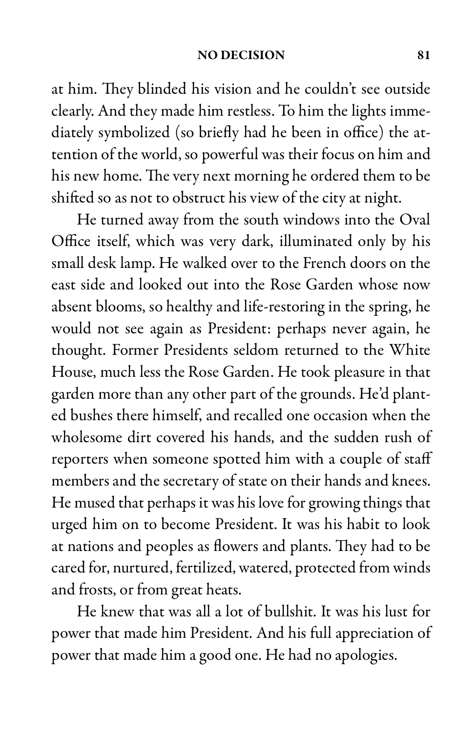at him. They blinded his vision and he couldn't see outside clearly. And they made him restless. To him the lights immediately symbolized (so briefly had he been in office) the attention of the world, so powerful was their focus on him and his new home. The very next morning he ordered them to be shifted so as not to obstruct his view of the city at night.

He turned away from the south windows into the Oval Office itself, which was very dark, illuminated only by his small desk lamp. He walked over to the French doors on the east side and looked out into the Rose Garden whose now absent blooms, so healthy and life-restoring in the spring, he would not see again as President: perhaps never again, he thought. Former Presidents seldom returned to the White House, much less the Rose Garden. He took pleasure in that garden more than any other part of the grounds. He'd planted bushes there himself, and recalled one occasion when the wholesome dirt covered his hands, and the sudden rush of reporters when someone spotted him with a couple of staff members and the secretary of state on their hands and knees. He mused that perhaps it was his love for growing things that urged him on to become President. It was his habit to look at nations and peoples as flowers and plants. They had to be cared for, nurtured, fertilized, watered, protected from winds and frosts, or from great heats.

He knew that was all a lot of bullshit. It was his lust for power that made him President. And his full appreciation of power that made him a good one. He had no apologies.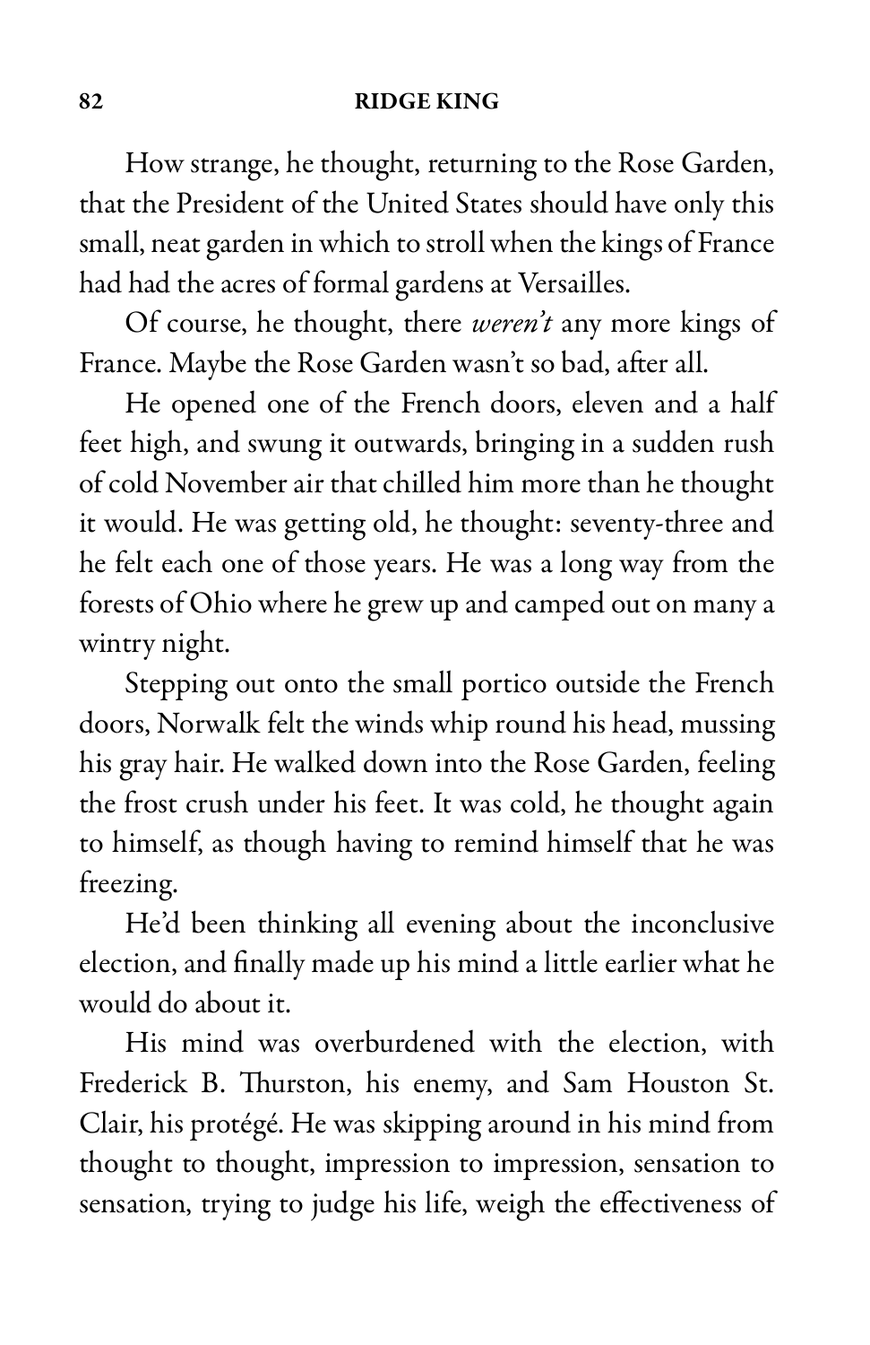How strange, he thought, returning to the Rose Garden, that the President of the United States should have only this small, neat garden in which to stroll when the kings of France had had the acres of formal gardens at Versailles.

Of course, he thought, there *weren't* any more kings of France. Maybe the Rose Garden wasn't so bad, after all.

He opened one of the French doors, eleven and a half feet high, and swung it outwards, bringing in a sudden rush of cold November air that chilled him more than he thought it would. He was getting old, he thought: seventy-three and he felt each one of those years. He was a long way from the forests of Ohio where he grew up and camped out on many a wintry night.

Stepping out onto the small portico outside the French doors, Norwalk felt the winds whip round his head, mussing his gray hair. He walked down into the Rose Garden, feeling the frost crush under his feet. It was cold, he thought again to himself, as though having to remind himself that he was freezing.

He'd been thinking all evening about the inconclusive election, and finally made up his mind a little earlier what he would do about it.

His mind was overburdened with the election, with Frederick B. Thurston, his enemy, and Sam Houston St. Clair, his protégé. He was skipping around in his mind from thought to thought, impression to impression, sensation to sensation, trying to judge his life, weigh the effectiveness of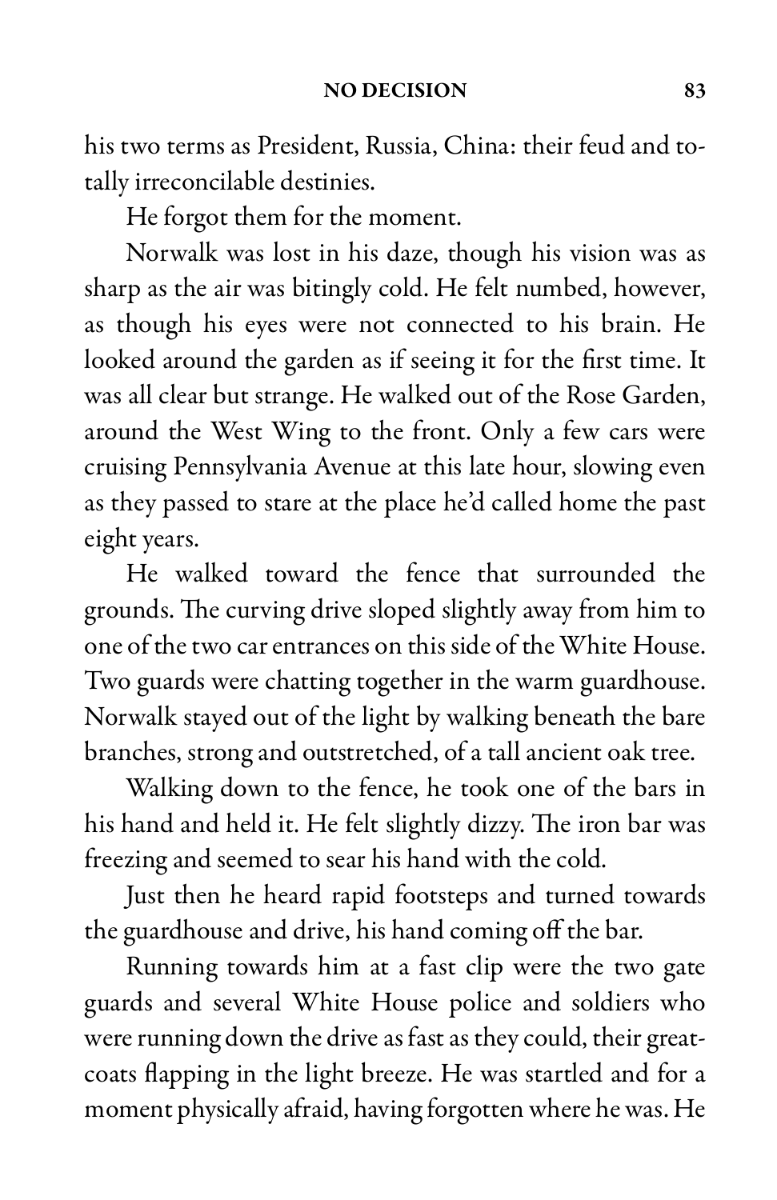his two terms as President, Russia, China: their feud and totally irreconcilable destinies.

He forgot them for the moment.

Norwalk was lost in his daze, though his vision was as sharp as the air was bitingly cold. He felt numbed, however, as though his eyes were not connected to his brain. He looked around the garden as if seeing it for the first time. It was all clear but strange. He walked out of the Rose Garden, around the West Wing to the front. Only a few cars were cruising Pennsylvania Avenue at this late hour, slowing even as they passed to stare at the place he'd called home the past eight years.

He walked toward the fence that surrounded the grounds. The curving drive sloped slightly away from him to one of the two car entrances on this side of the White House. Two guards were chatting together in the warm guardhouse. Norwalk stayed out of the light by walking beneath the bare branches, strong and outstretched, of a tall ancient oak tree.

Walking down to the fence, he took one of the bars in his hand and held it. He felt slightly dizzy. The iron bar was freezing and seemed to sear his hand with the cold.

Just then he heard rapid footsteps and turned towards the guardhouse and drive, his hand coming off the bar.

Running towards him at a fast clip were the two gate guards and several White House police and soldiers who were running down the drive as fast as they could, their greatcoats flapping in the light breeze. He was startled and for a moment physically afraid, having forgotten where he was. He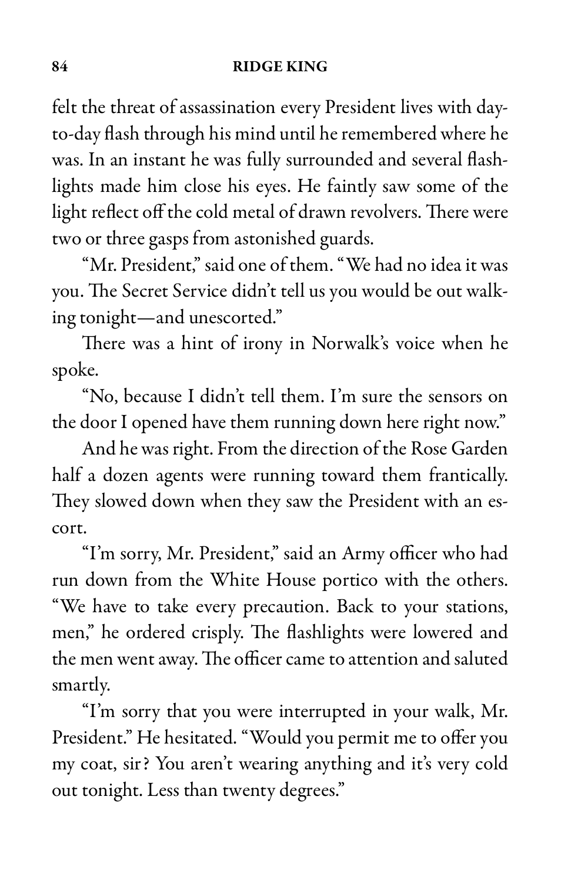felt the threat of assassination every President lives with day-to-day flash through his mind until he remembered where he was. In an instant he was fully surrounded and several flashlights made him close his eyes. He faintly saw some of the light reflect off the cold metal of drawn revolvers. There were two or three gasps from astonished guards.

"Mr. President," said one of them. "We had no idea it was you. The Secret Service didn't tell us you would be out walking tonight—and unescorted."

There was a hint of irony in Norwalk's voice when he spoke.

"No, because I didn't tell them. I'm sure the sensors on the door I opened have them running down here right now."

And he was right. From the direction of the Rose Garden half a dozen agents were running toward them frantically. They slowed down when they saw the President with an escort.

"I'm sorry, Mr. President," said an Army officer who had run down from the White House portico with the others. "We have to take every precaution. Back to your stations, men," he ordered crisply. The flashlights were lowered and the men went away. The officer came to attention and saluted smartly.

"I'm sorry that you were interrupted in your walk, Mr. President." He hesitated. "Would you permit me to offer you my coat, sir? You aren't wearing anything and it's very cold out tonight. Less than twenty degrees."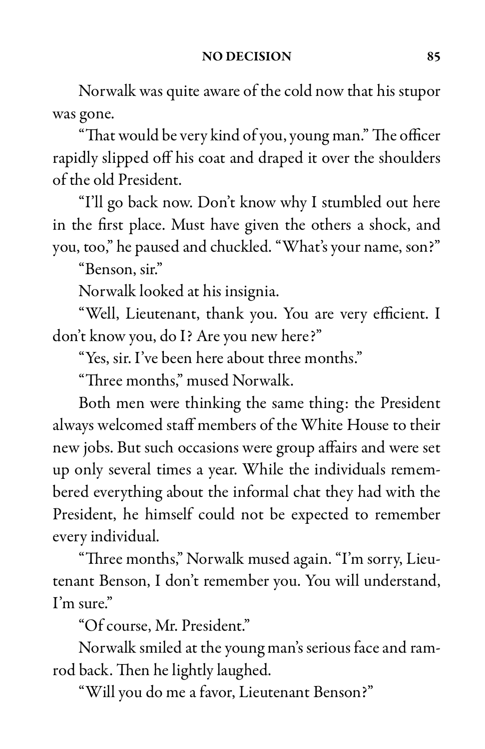Norwalk was quite aware of the cold now that his stupor was gone.

"That would be very kind of you, young man." The officer rapidly slipped off his coat and draped it over the shoulders of the old President.

"I'll go back now. Don't know why I stumbled out here in the first place. Must have given the others a shock, and you, too," he paused and chuckled. "What's your name, son?"

"Benson, sir."

Norwalk looked at his insignia.

"Well, Lieutenant, thank you. You are very efficient. I don't know you, do I? Are you new here?"

"Yes, sir. I've been here about three months."

"Three months," mused Norwalk.

Both men were thinking the same thing: the President always welcomed staff members of the White House to their new jobs. But such occasions were group affairs and were set up only several times a year. While the individuals remembered everything about the informal chat they had with the President, he himself could not be expected to remember every individual.

"Three months," Norwalk mused again. "I'm sorry, Lieutenant Benson, I don't remember you. You will understand, I'm sure."

"Of course, Mr. President."

Norwalk smiled at the young man's serious face and ramrod back. Then he lightly laughed.

"Will you do me a favor, Lieutenant Benson?"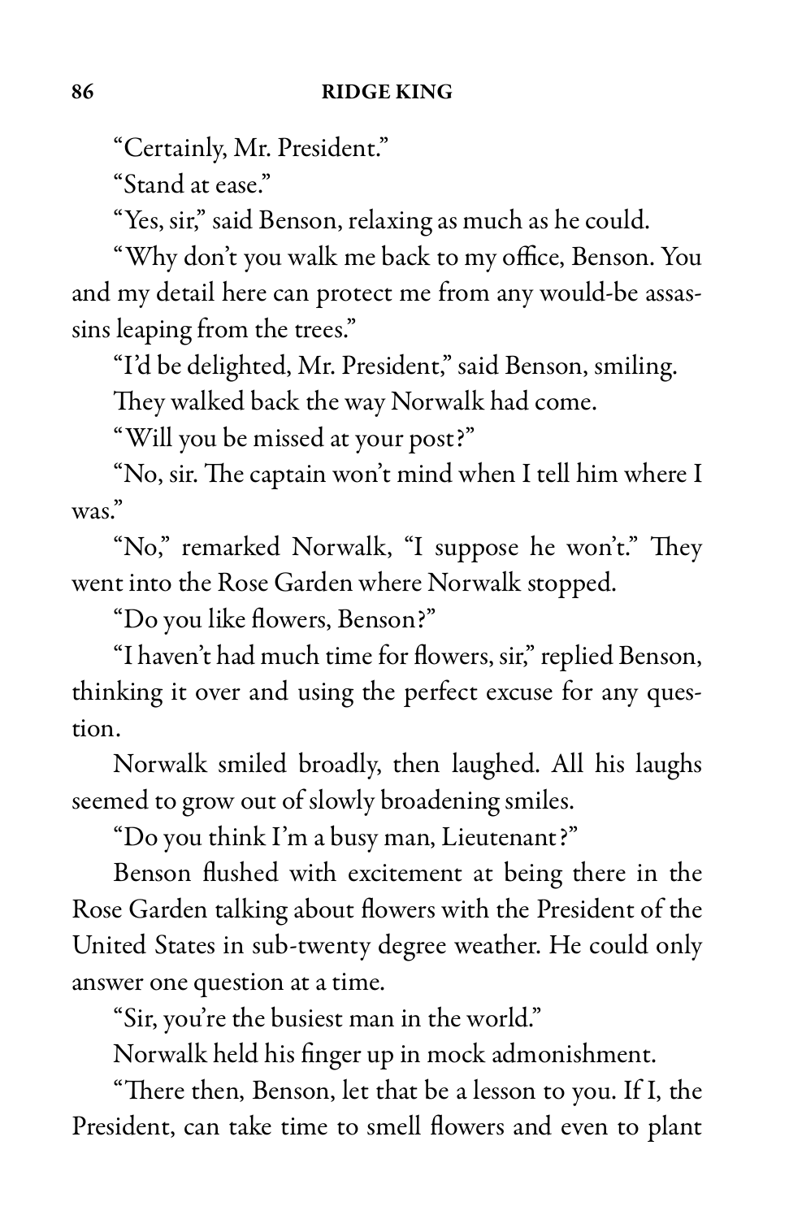"Certainly, Mr. President."

"Stand at ease."

"Yes, sir," said Benson, relaxing as much as he could.

"Why don't you walk me back to my office, Benson. You and my detail here can protect me from any would-be assassins leaping from the trees."

"I'd be delighted, Mr. President," said Benson, smiling.

They walked back the way Norwalk had come.

"Will you be missed at your post?"

"No, sir. The captain won't mind when I tell him where I was."

"No," remarked Norwalk, "I suppose he won't." They went into the Rose Garden where Norwalk stopped.

"Do you like flowers, Benson?"

"I haven't had much time for flowers, sir," replied Benson, thinking it over and using the perfect excuse for any question.

Norwalk smiled broadly, then laughed. All his laughs seemed to grow out of slowly broadening smiles.

"Do you think I'm a busy man, Lieutenant?"

Benson flushed with excitement at being there in the Rose Garden talking about flowers with the President of the United States in sub-twenty degree weather. He could only answer one question at a time.

"Sir, you're the busiest man in the world."

Norwalk held his finger up in mock admonishment.

"There then, Benson, let that be a lesson to you. If I, the President, can take time to smell flowers and even to plant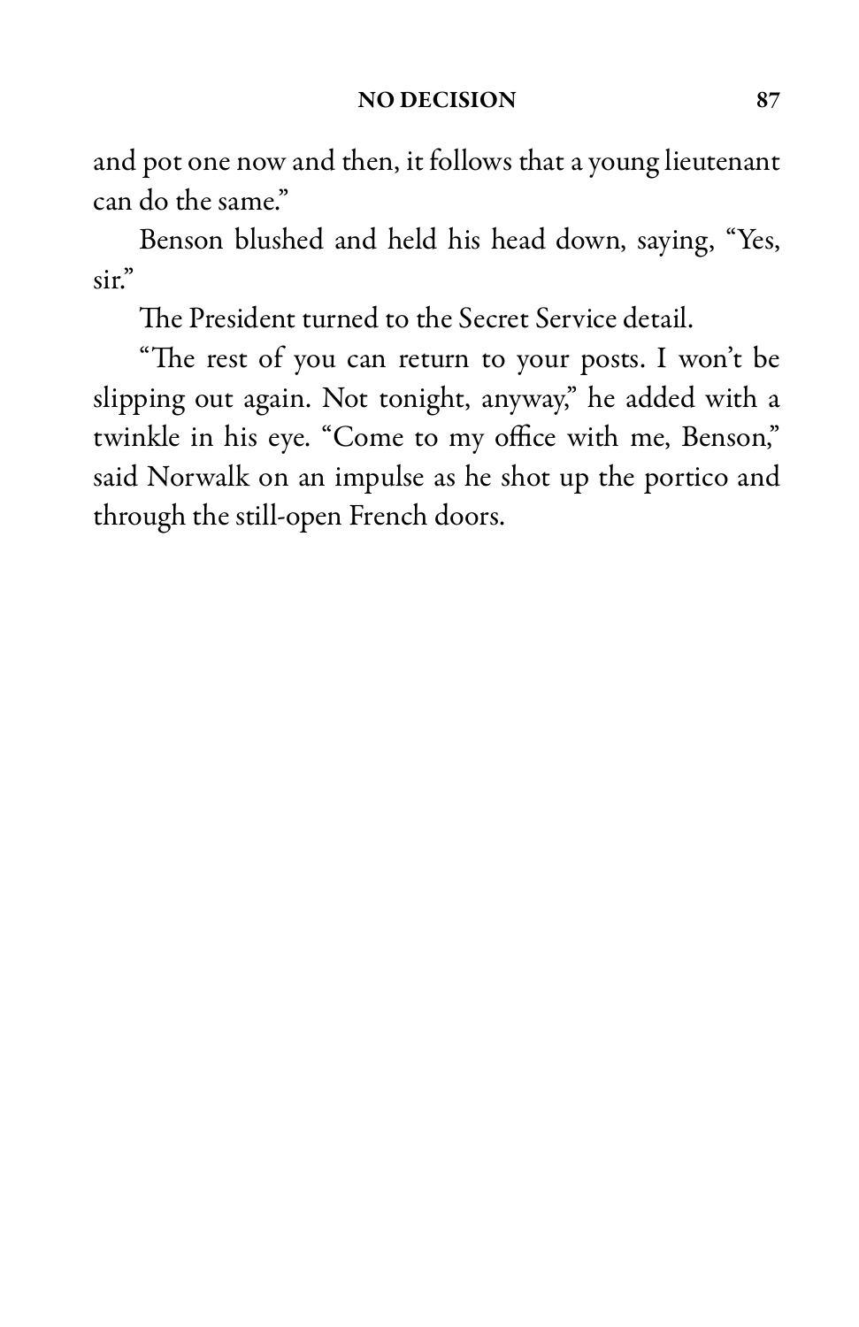and pot one now and then, it follows that a young lieutenant can do the same."

Benson blushed and held his head down, saying, "Yes, sir."

The President turned to the Secret Service detail.

"The rest of you can return to your posts. I won't be slipping out again. Not tonight, anyway," he added with a twinkle in his eye. "Come to my office with me, Benson," said Norwalk on an impulse as he shot up the portico and through the still-open French doors.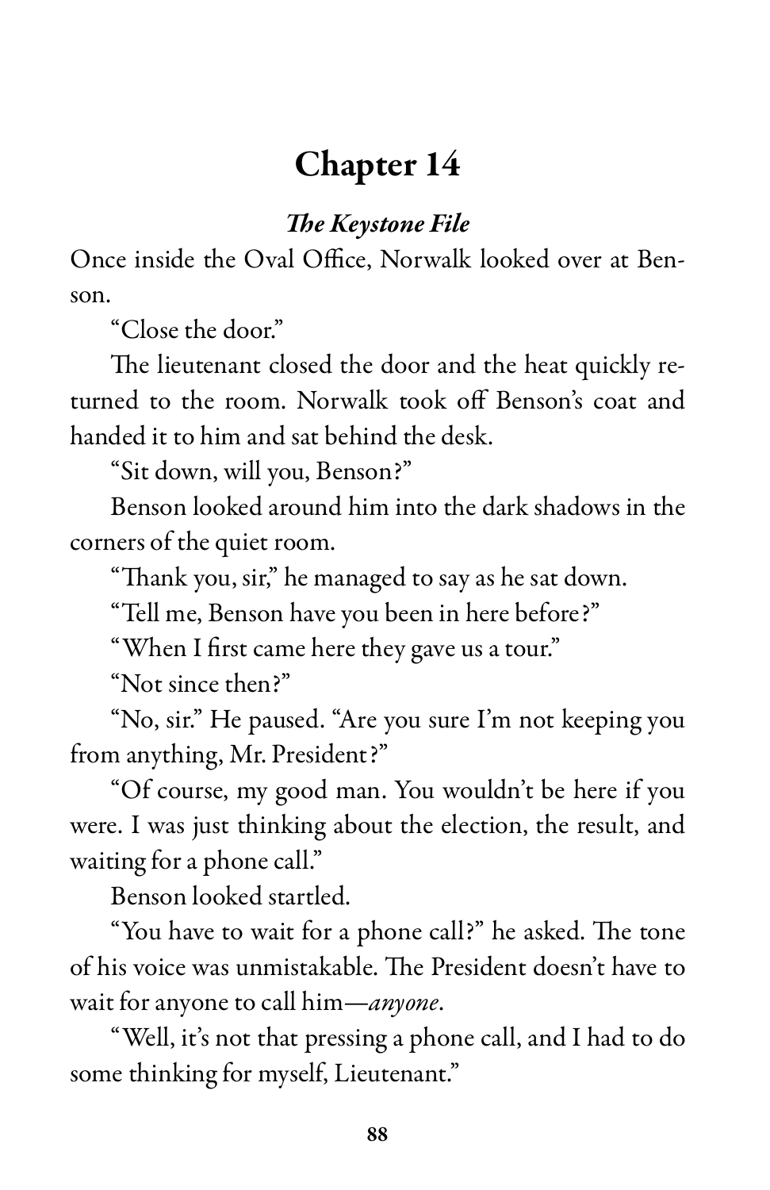# Chapter 14

***The Keystone File***

Once inside the Oval Office, Norwalk looked over at Benson.

"Close the door."

The lieutenant closed the door and the heat quickly returned to the room. Norwalk took off Benson's coat and handed it to him and sat behind the desk.

"Sit down, will you, Benson?"

Benson looked around him into the dark shadows in the corners of the quiet room.

"Thank you, sir," he managed to say as he sat down.

"Tell me, Benson have you been in here before?"

"When I first came here they gave us a tour."

"Not since then?"

"No, sir." He paused. "Are you sure I'm not keeping you from anything, Mr. President?"

"Of course, my good man. You wouldn't be here if you were. I was just thinking about the election, the result, and waiting for a phone call."

Benson looked startled.

"You have to wait for a phone call?" he asked. The tone of his voice was unmistakable. The President doesn't have to wait for anyone to call him—*anyone*.

"Well, it's not that pressing a phone call, and I had to do some thinking for myself, Lieutenant."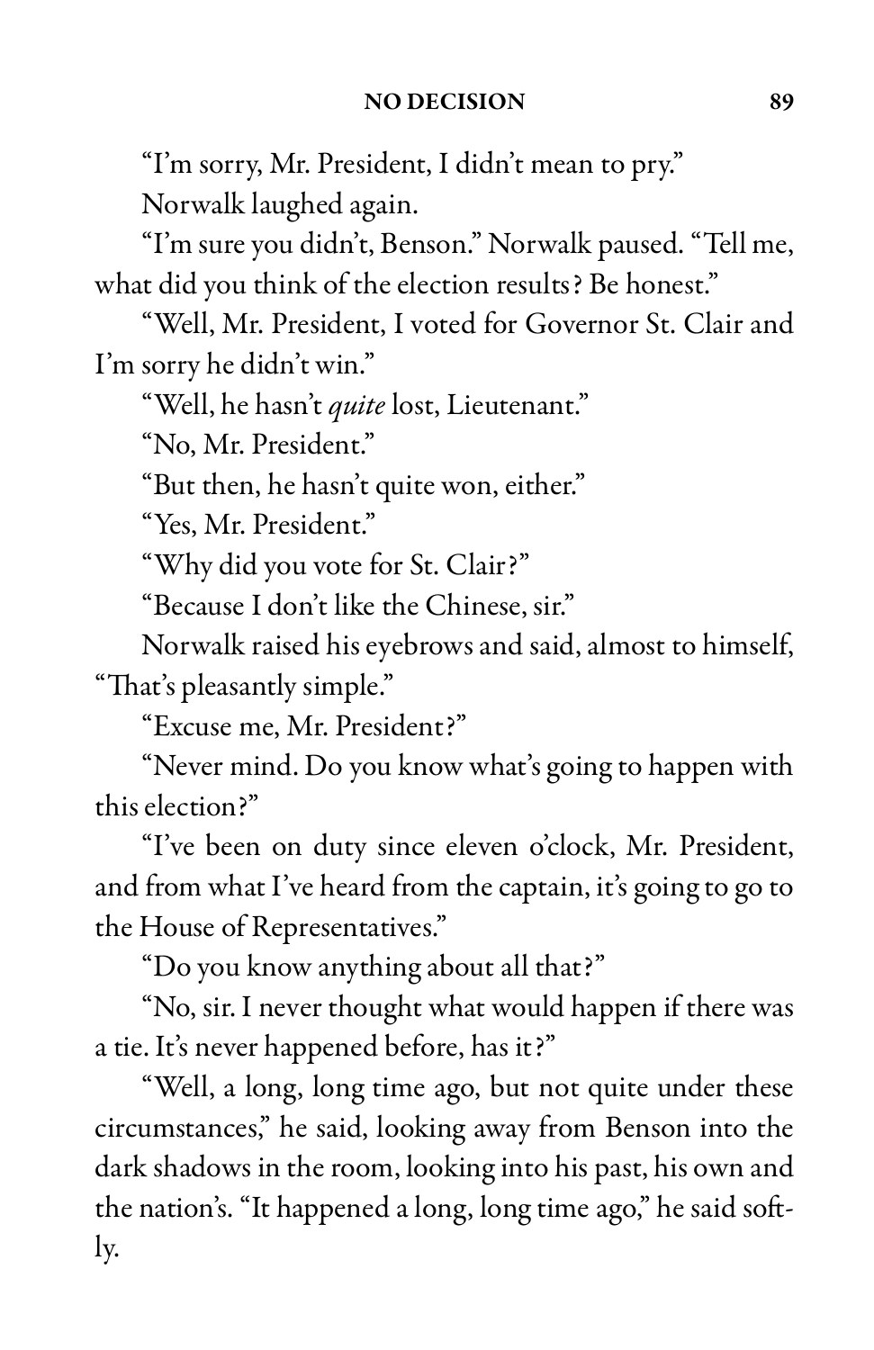"I'm sorry, Mr. President, I didn't mean to pry."

Norwalk laughed again.

"I'm sure you didn't, Benson." Norwalk paused. "Tell me, what did you think of the election results? Be honest."

"Well, Mr. President, I voted for Governor St. Clair and I'm sorry he didn't win."

"Well, he hasn't *quite* lost, Lieutenant."

"No, Mr. President."

"But then, he hasn't quite won, either."

"Yes, Mr. President."

"Why did you vote for St. Clair?"

"Because I don't like the Chinese, sir."

Norwalk raised his eyebrows and said, almost to himself, "That's pleasantly simple."

"Excuse me, Mr. President?"

"Never mind. Do you know what's going to happen with this election?"

"I've been on duty since eleven o'clock, Mr. President, and from what I've heard from the captain, it's going to go to the House of Representatives."

"Do you know anything about all that?"

"No, sir. I never thought what would happen if there was a tie. It's never happened before, has it?"

"Well, a long, long time ago, but not quite under these circumstances," he said, looking away from Benson into the dark shadows in the room, looking into his past, his own and the nation's. "It happened a long, long time ago," he said softly.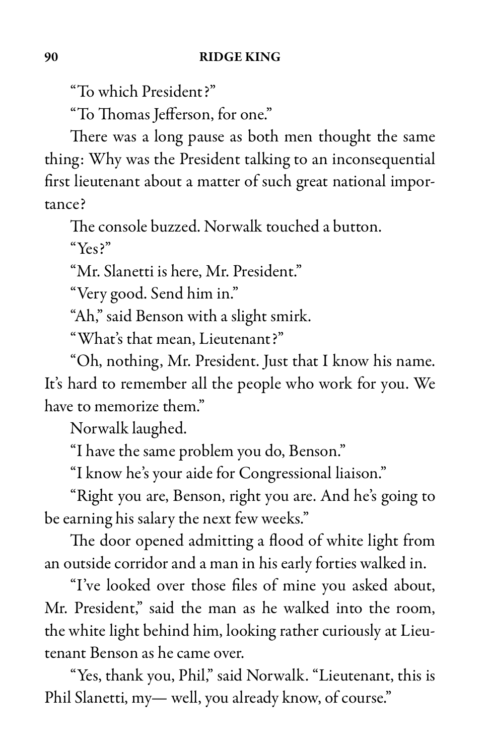"To which President?"

"To Thomas Jefferson, for one."

There was a long pause as both men thought the same thing: Why was the President talking to an inconsequential first lieutenant about a matter of such great national importance?

The console buzzed. Norwalk touched a button.

"Yes?"

"Mr. Slanetti is here, Mr. President."

"Very good. Send him in."

"Ah," said Benson with a slight smirk.

"What's that mean, Lieutenant?"

"Oh, nothing, Mr. President. Just that I know his name. It's hard to remember all the people who work for you. We have to memorize them."

Norwalk laughed.

"I have the same problem you do, Benson."

"I know he's your aide for Congressional liaison."

"Right you are, Benson, right you are. And he's going to be earning his salary the next few weeks."

The door opened admitting a flood of white light from an outside corridor and a man in his early forties walked in.

"I've looked over those files of mine you asked about, Mr. President," said the man as he walked into the room, the white light behind him, looking rather curiously at Lieutenant Benson as he came over.

"Yes, thank you, Phil," said Norwalk. "Lieutenant, this is Phil Slanetti, my— well, you already know, of course."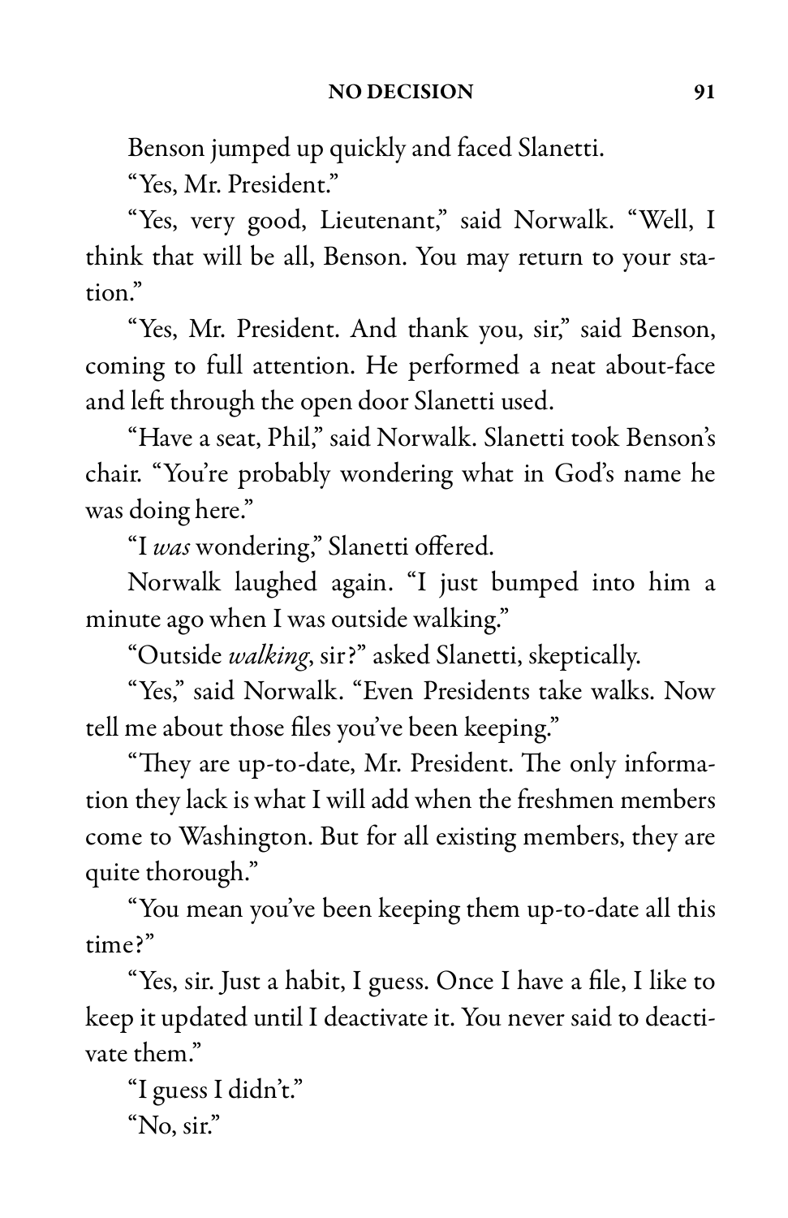Benson jumped up quickly and faced Slanetti.

"Yes, Mr. President."

"Yes, very good, Lieutenant," said Norwalk. "Well, I think that will be all, Benson. You may return to your station."

"Yes, Mr. President. And thank you, sir," said Benson, coming to full attention. He performed a neat about-face and left through the open door Slanetti used.

"Have a seat, Phil," said Norwalk. Slanetti took Benson's chair. "You're probably wondering what in God's name he was doing here."

"I *was* wondering," Slanetti offered.

Norwalk laughed again. "I just bumped into him a minute ago when I was outside walking."

"Outside *walking*, sir?" asked Slanetti, skeptically.

"Yes," said Norwalk. "Even Presidents take walks. Now tell me about those files you've been keeping."

"They are up-to-date, Mr. President. The only information they lack is what I will add when the freshmen members come to Washington. But for all existing members, they are quite thorough."

"You mean you've been keeping them up-to-date all this time?"

"Yes, sir. Just a habit, I guess. Once I have a file, I like to keep it updated until I deactivate it. You never said to deactivate them."

"I guess I didn't."

"No, sir."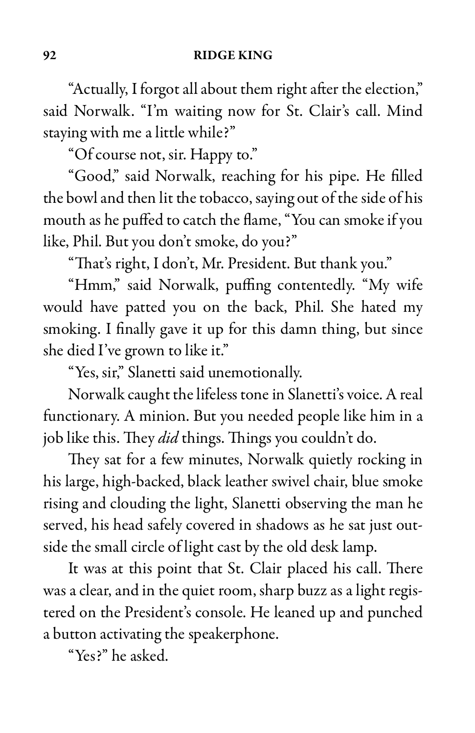"Actually, I forgot all about them right after the election," said Norwalk. "I'm waiting now for St. Clair's call. Mind staying with me a little while?"

"Of course not, sir. Happy to."

"Good," said Norwalk, reaching for his pipe. He filled the bowl and then lit the tobacco, saying out of the side of his mouth as he puffed to catch the flame, "You can smoke if you like, Phil. But you don't smoke, do you?"

"That's right, I don't, Mr. President. But thank you."

"Hmm," said Norwalk, puffing contentedly. "My wife would have patted you on the back, Phil. She hated my smoking. I finally gave it up for this damn thing, but since she died I've grown to like it."

"Yes, sir," Slanetti said unemotionally.

Norwalk caught the lifeless tone in Slanetti's voice. A real functionary. A minion. But you needed people like him in a job like this. They *did* things. Things you couldn't do.

They sat for a few minutes, Norwalk quietly rocking in his large, high-backed, black leather swivel chair, blue smoke rising and clouding the light, Slanetti observing the man he served, his head safely covered in shadows as he sat just outside the small circle of light cast by the old desk lamp.

It was at this point that St. Clair placed his call. There was a clear, and in the quiet room, sharp buzz as a light registered on the President's console. He leaned up and punched a button activating the speakerphone.

"Yes?" he asked.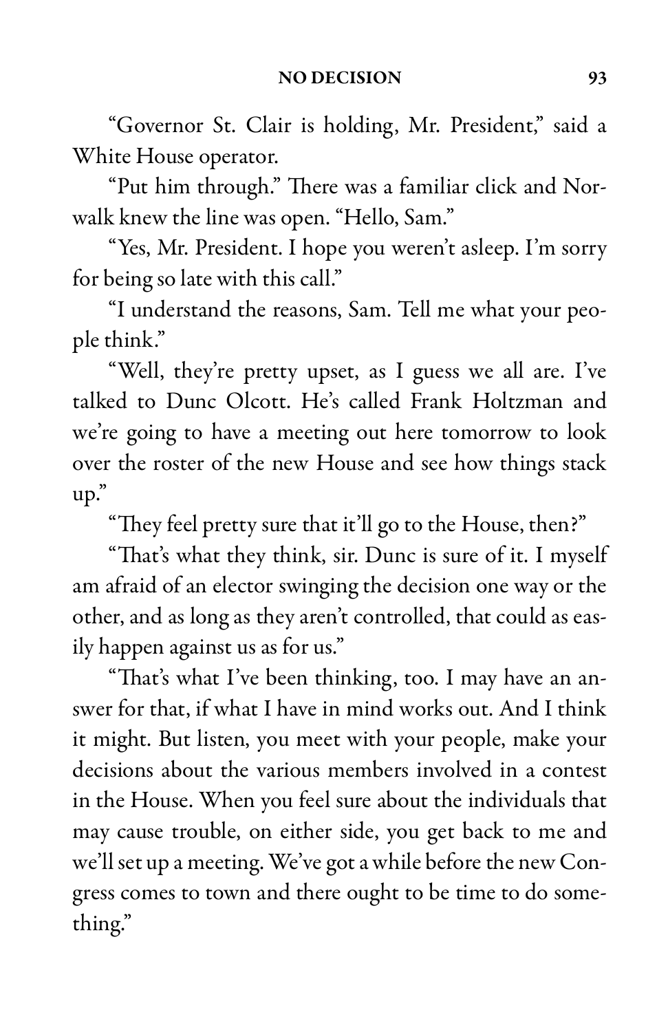"Governor St. Clair is holding, Mr. President," said a White House operator.

"Put him through." There was a familiar click and Norwalk knew the line was open. "Hello, Sam."

"Yes, Mr. President. I hope you weren't asleep. I'm sorry for being so late with this call."

"I understand the reasons, Sam. Tell me what your people think."

"Well, they're pretty upset, as I guess we all are. I've talked to Dunc Olcott. He's called Frank Holtzman and we're going to have a meeting out here tomorrow to look over the roster of the new House and see how things stack up."

"They feel pretty sure that it'll go to the House, then?"

"That's what they think, sir. Dunc is sure of it. I myself am afraid of an elector swinging the decision one way or the other, and as long as they aren't controlled, that could as easily happen against us as for us."

"That's what I've been thinking, too. I may have an answer for that, if what I have in mind works out. And I think it might. But listen, you meet with your people, make your decisions about the various members involved in a contest in the House. When you feel sure about the individuals that may cause trouble, on either side, you get back to me and we'll set up a meeting. We've got a while before the new Congress comes to town and there ought to be time to do something."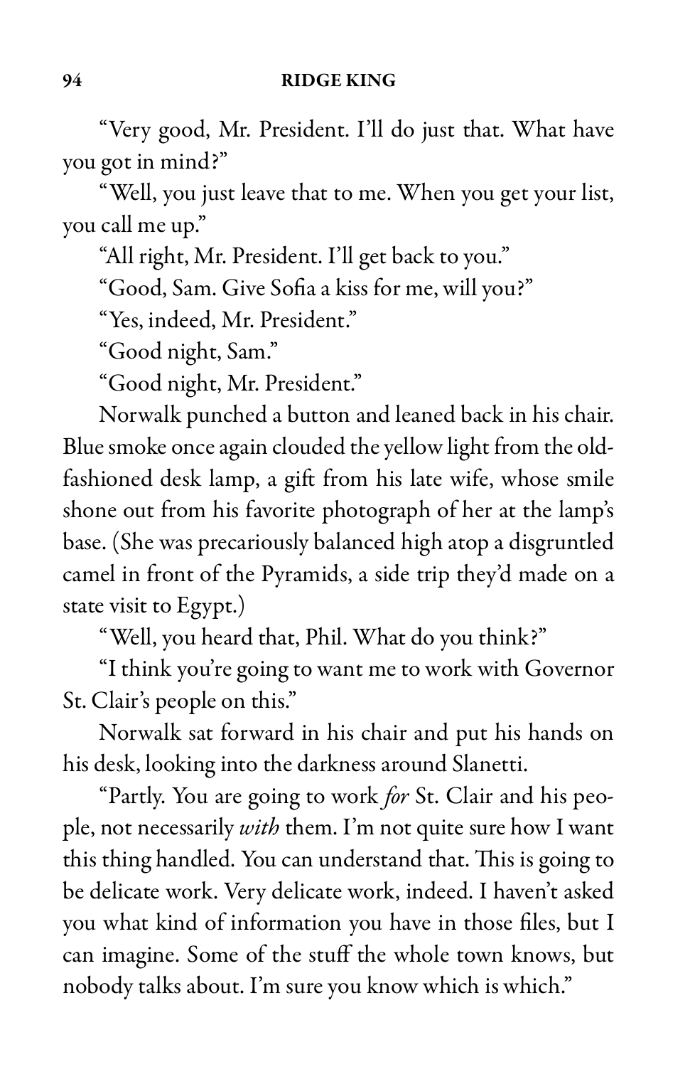"Very good, Mr. President. I'll do just that. What have you got in mind?"

"Well, you just leave that to me. When you get your list, you call me up."

"All right, Mr. President. I'll get back to you."

"Good, Sam. Give Sofia a kiss for me, will you?"

"Yes, indeed, Mr. President."

"Good night, Sam."

"Good night, Mr. President."

Norwalk punched a button and leaned back in his chair. Blue smoke once again clouded the yellow light from the old-fashioned desk lamp, a gift from his late wife, whose smile shone out from his favorite photograph of her at the lamp's base. (She was precariously balanced high atop a disgruntled camel in front of the Pyramids, a side trip they'd made on a state visit to Egypt.)

"Well, you heard that, Phil. What do you think?"

"I think you're going to want me to work with Governor St. Clair's people on this."

Norwalk sat forward in his chair and put his hands on his desk, looking into the darkness around Slanetti.

"Partly. You are going to work *for* St. Clair and his people, not necessarily *with* them. I'm not quite sure how I want this thing handled. You can understand that. This is going to be delicate work. Very delicate work, indeed. I haven't asked you what kind of information you have in those files, but I can imagine. Some of the stuff the whole town knows, but nobody talks about. I'm sure you know which is which."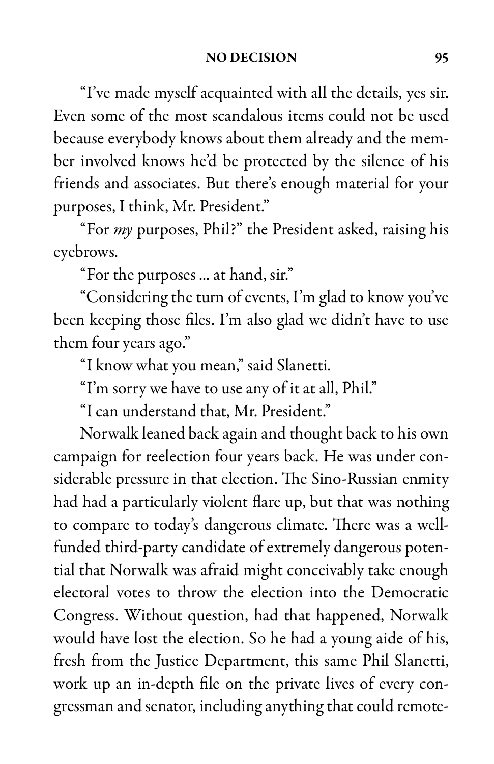"I've made myself acquainted with all the details, yes sir. Even some of the most scandalous items could not be used because everybody knows about them already and the member involved knows he'd be protected by the silence of his friends and associates. But there's enough material for your purposes, I think, Mr. President."

"For *my* purposes, Phil?" the President asked, raising his eyebrows.

"For the purposes ... at hand, sir."

"Considering the turn of events, I'm glad to know you've been keeping those files. I'm also glad we didn't have to use them four years ago."

"I know what you mean," said Slanetti.

"I'm sorry we have to use any of it at all, Phil."

"I can understand that, Mr. President."

Norwalk leaned back again and thought back to his own campaign for reelection four years back. He was under considerable pressure in that election. The Sino-Russian enmity had had a particularly violent flare up, but that was nothing to compare to today's dangerous climate. There was a well-funded third-party candidate of extremely dangerous potential that Norwalk was afraid might conceivably take enough electoral votes to throw the election into the Democratic Congress. Without question, had that happened, Norwalk would have lost the election. So he had a young aide of his, fresh from the Justice Department, this same Phil Slanetti, work up an in-depth file on the private lives of every congressman and senator, including anything that could remote-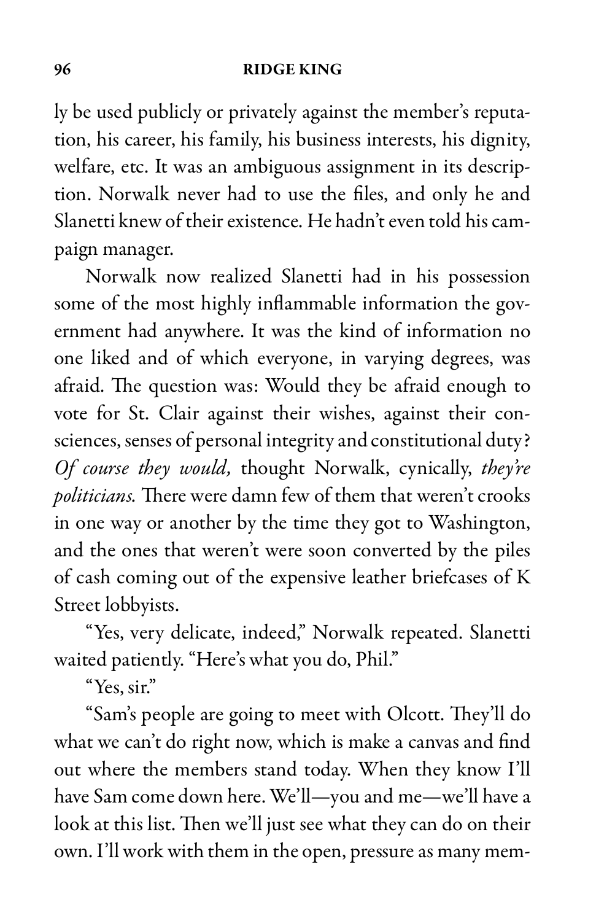ly be used publicly or privately against the member's reputation, his career, his family, his business interests, his dignity, welfare, etc. It was an ambiguous assignment in its description. Norwalk never had to use the files, and only he and Slanetti knew of their existence. He hadn't even told his campaign manager.

Norwalk now realized Slanetti had in his possession some of the most highly inflammable information the government had anywhere. It was the kind of information no one liked and of which everyone, in varying degrees, was afraid. The question was: Would they be afraid enough to vote for St. Clair against their wishes, against their consciences, senses of personal integrity and constitutional duty? *Of course they would,* thought Norwalk, cynically, *they're politicians.* There were damn few of them that weren't crooks in one way or another by the time they got to Washington, and the ones that weren't were soon converted by the piles of cash coming out of the expensive leather briefcases of K Street lobbyists.

"Yes, very delicate, indeed," Norwalk repeated. Slanetti waited patiently. "Here's what you do, Phil."

"Yes, sir."

"Sam's people are going to meet with Olcott. They'll do what we can't do right now, which is make a canvas and find out where the members stand today. When they know I'll have Sam come down here. We'll—you and me—we'll have a look at this list. Then we'll just see what they can do on their own. I'll work with them in the open, pressure as many mem-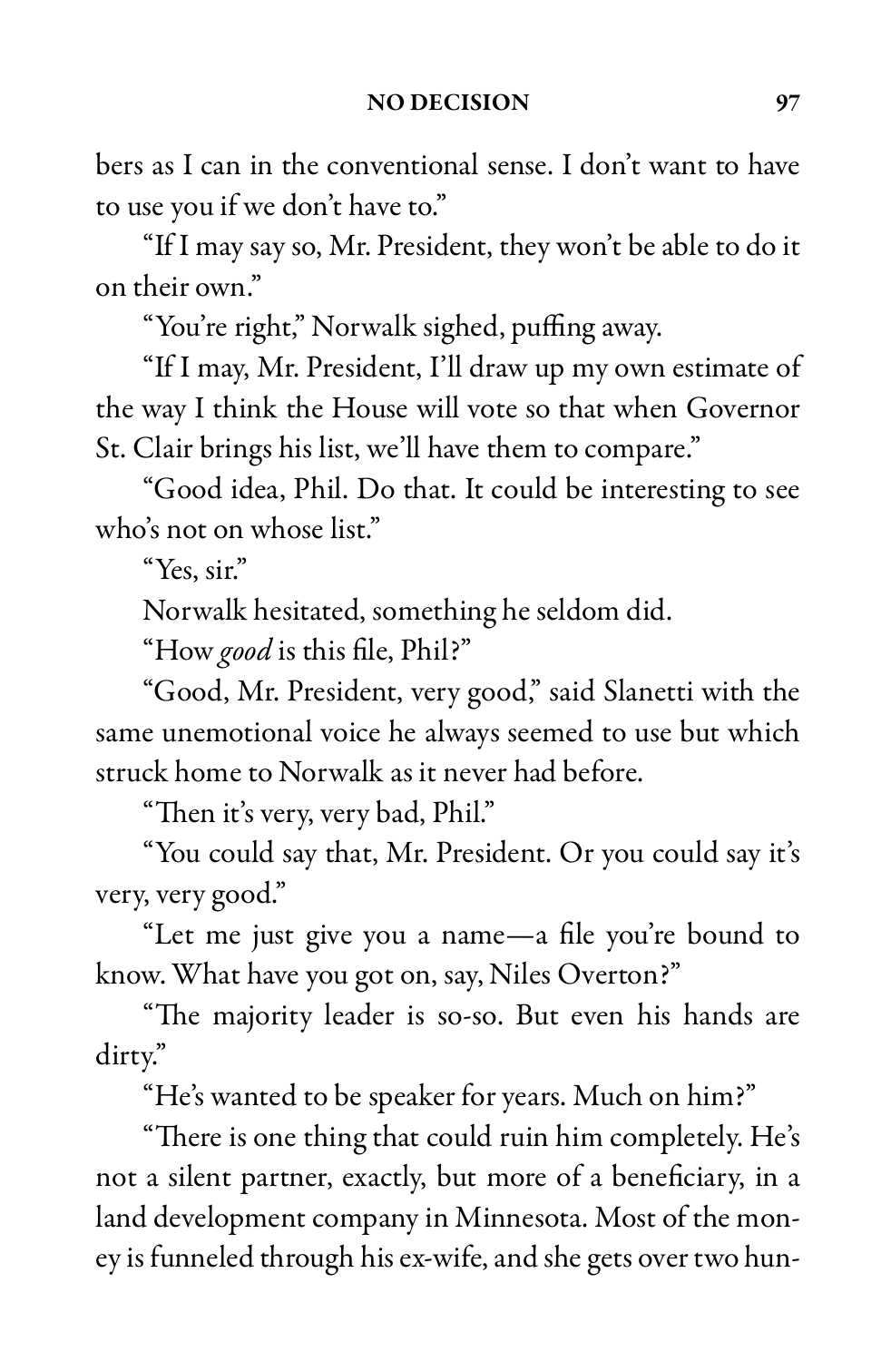bers as I can in the conventional sense. I don't want to have to use you if we don't have to."

"If I may say so, Mr. President, they won't be able to do it on their own."

"You're right," Norwalk sighed, puffing away.

"If I may, Mr. President, I'll draw up my own estimate of the way I think the House will vote so that when Governor St. Clair brings his list, we'll have them to compare."

"Good idea, Phil. Do that. It could be interesting to see who's not on whose list."

"Yes, sir."

Norwalk hesitated, something he seldom did.

"How *good* is this file, Phil?"

"Good, Mr. President, very good," said Slanetti with the same unemotional voice he always seemed to use but which struck home to Norwalk as it never had before.

"Then it's very, very bad, Phil."

"You could say that, Mr. President. Or you could say it's very, very good."

"Let me just give you a name—a file you're bound to know. What have you got on, say, Niles Overton?"

"The majority leader is so-so. But even his hands are dirty."

"He's wanted to be speaker for years. Much on him?"

"There is one thing that could ruin him completely. He's not a silent partner, exactly, but more of a beneficiary, in a land development company in Minnesota. Most of the money is funneled through his ex-wife, and she gets over two hun-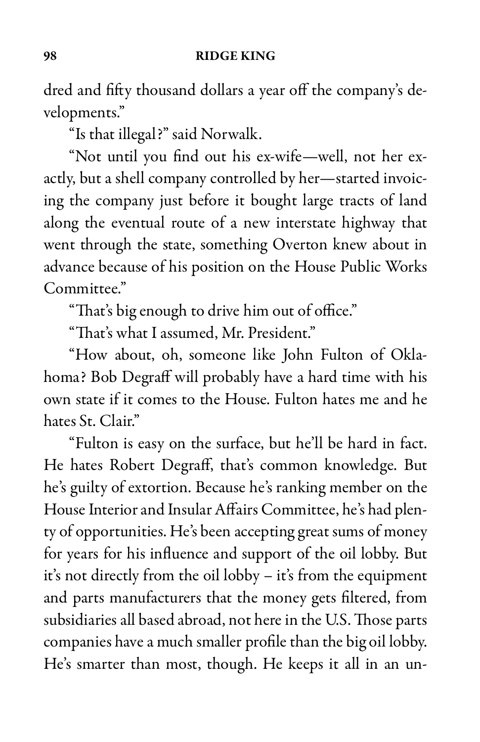dred and fifty thousand dollars a year off the company's developments."

"Is that illegal?" said Norwalk.

"Not until you find out his ex-wife—well, not her exactly, but a shell company controlled by her—started invoicing the company just before it bought large tracts of land along the eventual route of a new interstate highway that went through the state, something Overton knew about in advance because of his position on the House Public Works Committee."

"That's big enough to drive him out of office."

"That's what I assumed, Mr. President."

"How about, oh, someone like John Fulton of Oklahoma? Bob Degraff will probably have a hard time with his own state if it comes to the House. Fulton hates me and he hates St. Clair."

"Fulton is easy on the surface, but he'll be hard in fact. He hates Robert Degraff, that's common knowledge. But he's guilty of extortion. Because he's ranking member on the House Interior and Insular Affairs Committee, he's had plenty of opportunities. He's been accepting great sums of money for years for his influence and support of the oil lobby. But it's not directly from the oil lobby – it's from the equipment and parts manufacturers that the money gets filtered, from subsidiaries all based abroad, not here in the U.S. Those parts companies have a much smaller profile than the big oil lobby. He's smarter than most, though. He keeps it all in an un-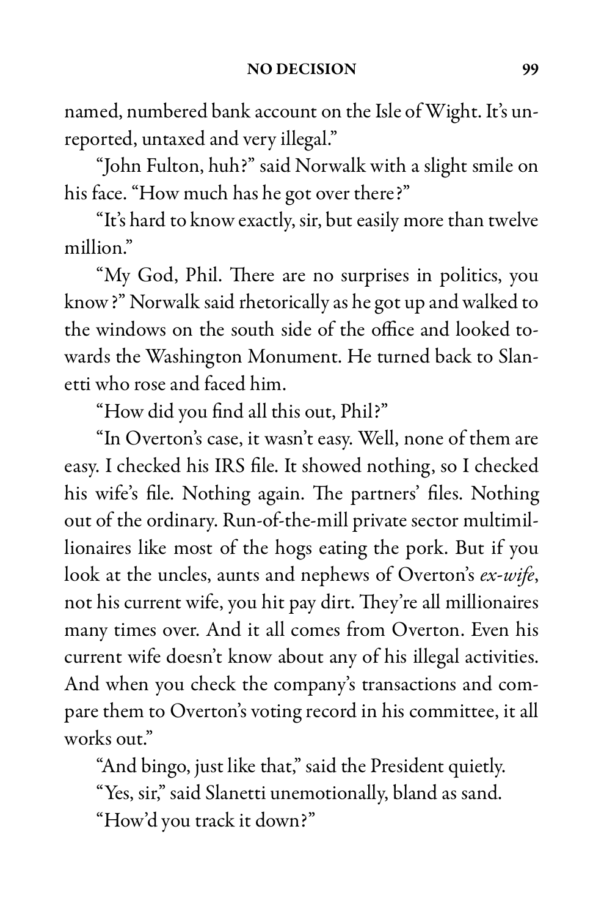named, numbered bank account on the Isle of Wight. It's unreported, untaxed and very illegal."

"John Fulton, huh?" said Norwalk with a slight smile on his face. "How much has he got over there?"

"It's hard to know exactly, sir, but easily more than twelve million."

"My God, Phil. There are no surprises in politics, you know?" Norwalk said rhetorically as he got up and walked to the windows on the south side of the office and looked towards the Washington Monument. He turned back to Slanetti who rose and faced him.

"How did you find all this out, Phil?"

"In Overton's case, it wasn't easy. Well, none of them are easy. I checked his IRS file. It showed nothing, so I checked his wife's file. Nothing again. The partners' files. Nothing out of the ordinary. Run-of-the-mill private sector multimillionaires like most of the hogs eating the pork. But if you look at the uncles, aunts and nephews of Overton's *ex-wife*, not his current wife, you hit pay dirt. They're all millionaires many times over. And it all comes from Overton. Even his current wife doesn't know about any of his illegal activities. And when you check the company's transactions and compare them to Overton's voting record in his committee, it all works out."

"And bingo, just like that," said the President quietly.

"Yes, sir," said Slanetti unemotionally, bland as sand.

"How'd you track it down?"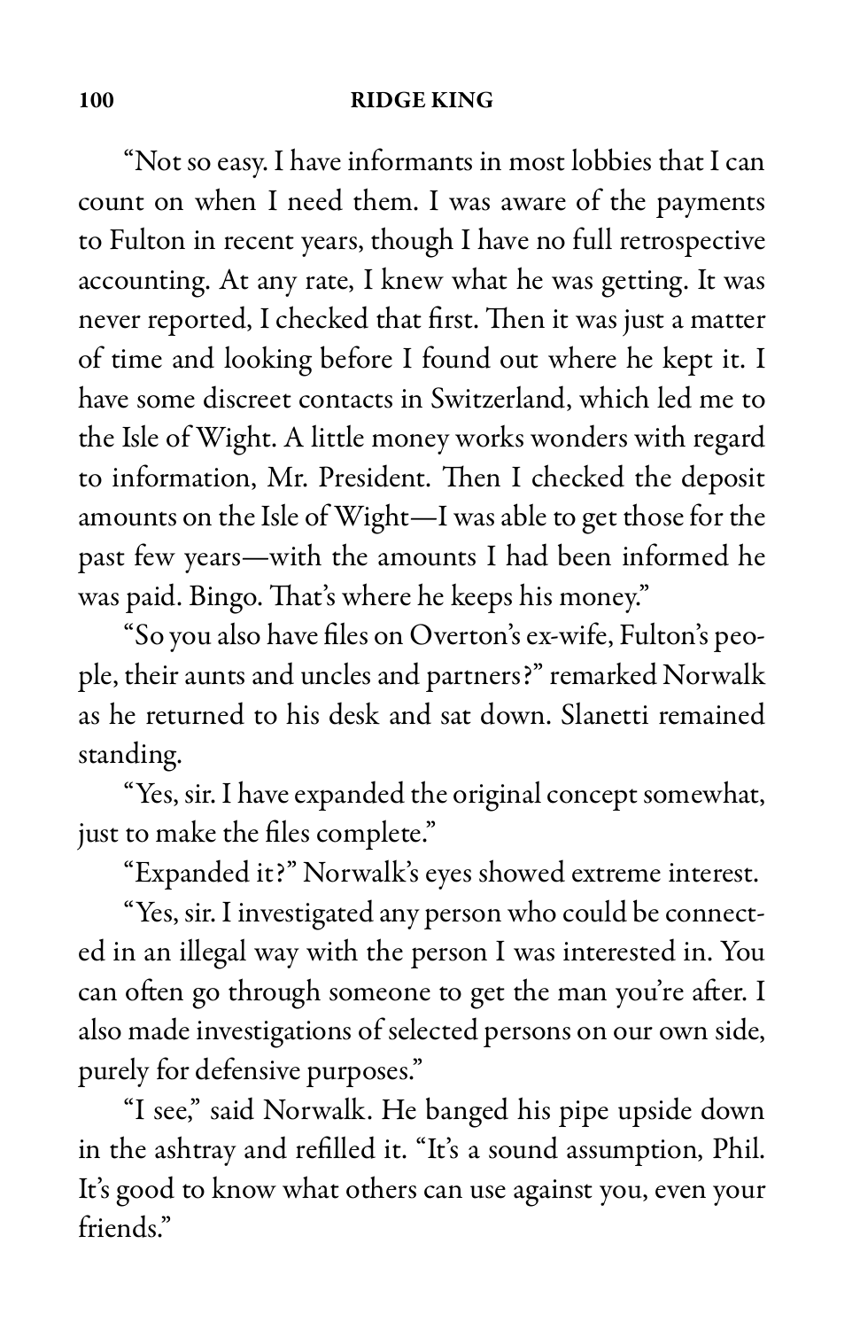"Not so easy. I have informants in most lobbies that I can count on when I need them. I was aware of the payments to Fulton in recent years, though I have no full retrospective accounting. At any rate, I knew what he was getting. It was never reported, I checked that first. Then it was just a matter of time and looking before I found out where he kept it. I have some discreet contacts in Switzerland, which led me to the Isle of Wight. A little money works wonders with regard to information, Mr. President. Then I checked the deposit amounts on the Isle of Wight—I was able to get those for the past few years—with the amounts I had been informed he was paid. Bingo. That's where he keeps his money."

"So you also have files on Overton's ex-wife, Fulton's people, their aunts and uncles and partners?" remarked Norwalk as he returned to his desk and sat down. Slanetti remained standing.

"Yes, sir. I have expanded the original concept somewhat, just to make the files complete."

"Expanded it?" Norwalk's eyes showed extreme interest.

"Yes, sir. I investigated any person who could be connected in an illegal way with the person I was interested in. You can often go through someone to get the man you're after. I also made investigations of selected persons on our own side, purely for defensive purposes."

"I see," said Norwalk. He banged his pipe upside down in the ashtray and refilled it. "It's a sound assumption, Phil. It's good to know what others can use against you, even your friends."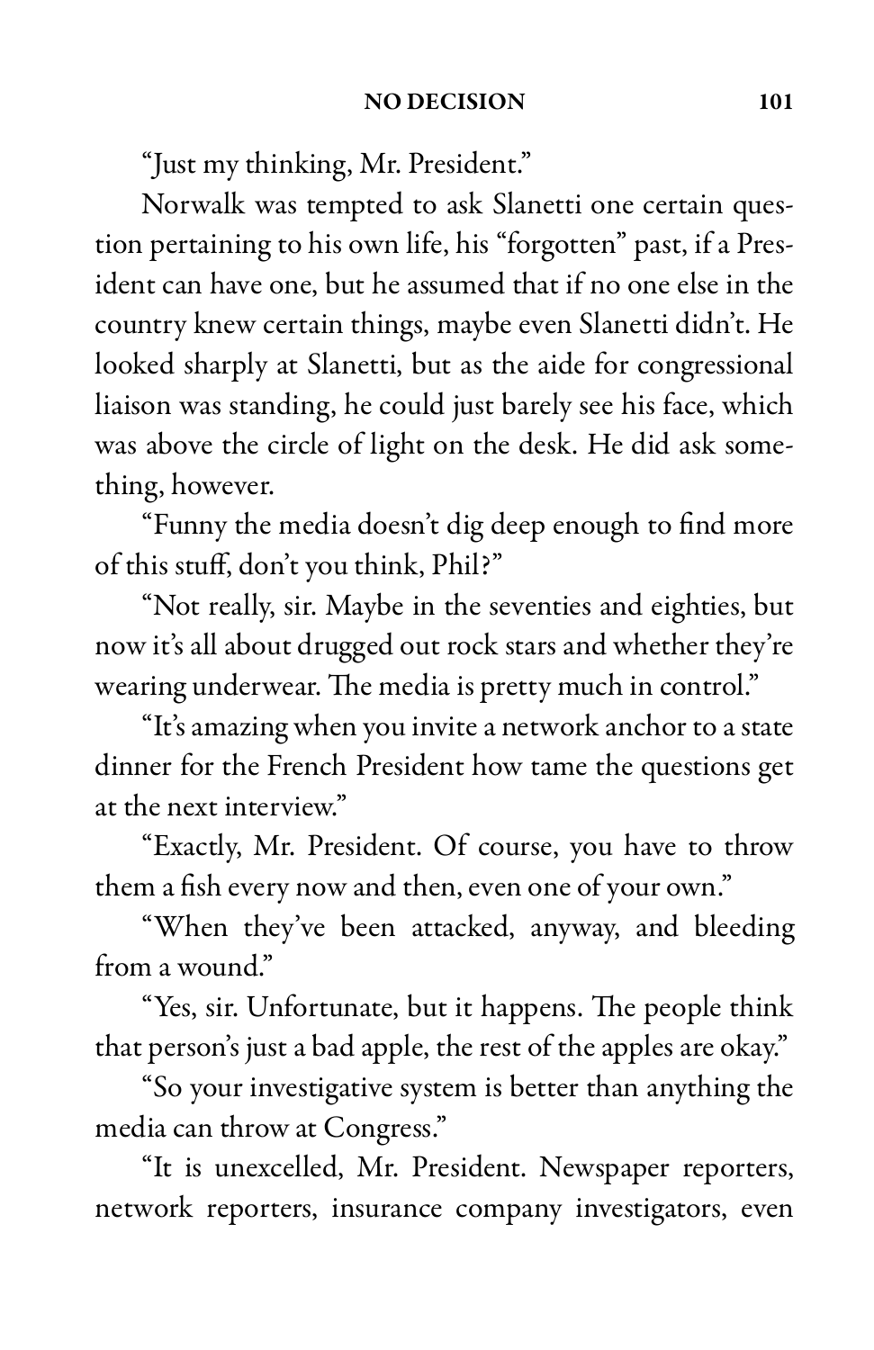"Just my thinking, Mr. President."

Norwalk was tempted to ask Slanetti one certain question pertaining to his own life, his "forgotten" past, if a President can have one, but he assumed that if no one else in the country knew certain things, maybe even Slanetti didn't. He looked sharply at Slanetti, but as the aide for congressional liaison was standing, he could just barely see his face, which was above the circle of light on the desk. He did ask something, however.

"Funny the media doesn't dig deep enough to find more of this stuff, don't you think, Phil?"

"Not really, sir. Maybe in the seventies and eighties, but now it's all about drugged out rock stars and whether they're wearing underwear. The media is pretty much in control."

"It's amazing when you invite a network anchor to a state dinner for the French President how tame the questions get at the next interview."

"Exactly, Mr. President. Of course, you have to throw them a fish every now and then, even one of your own."

"When they've been attacked, anyway, and bleeding from a wound."

"Yes, sir. Unfortunate, but it happens. The people think that person's just a bad apple, the rest of the apples are okay."

"So your investigative system is better than anything the media can throw at Congress."

"It is unexcelled, Mr. President. Newspaper reporters, network reporters, insurance company investigators, even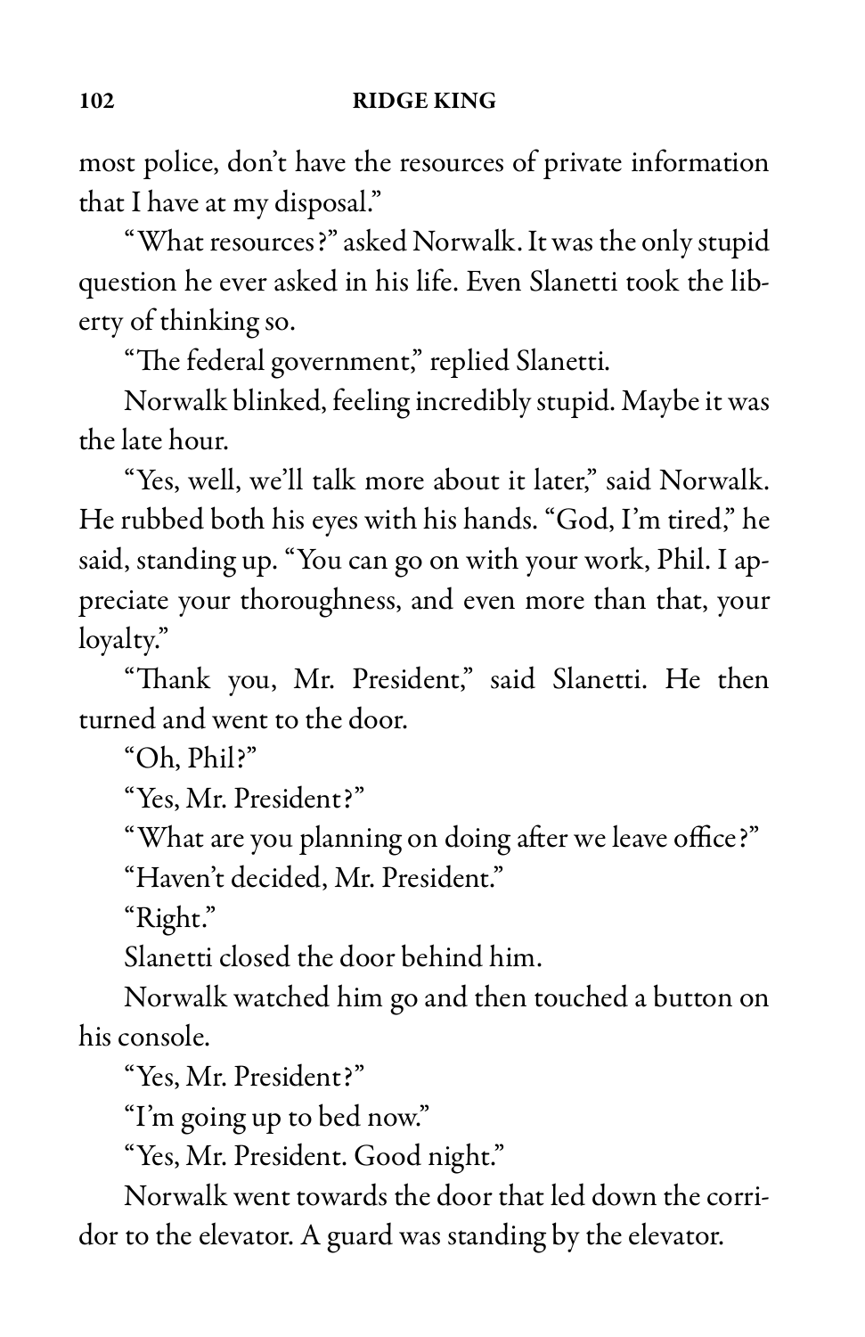most police, don't have the resources of private information that I have at my disposal."

"What resources?" asked Norwalk. It was the only stupid question he ever asked in his life. Even Slanetti took the liberty of thinking so.

"The federal government," replied Slanetti.

Norwalk blinked, feeling incredibly stupid. Maybe it was the late hour.

"Yes, well, we'll talk more about it later," said Norwalk. He rubbed both his eyes with his hands. "God, I'm tired," he said, standing up. "You can go on with your work, Phil. I appreciate your thoroughness, and even more than that, your loyalty."

"Thank you, Mr. President," said Slanetti. He then turned and went to the door.

"Oh, Phil?"

"Yes, Mr. President?"

"What are you planning on doing after we leave office?"

"Haven't decided, Mr. President."

"Right."

Slanetti closed the door behind him.

Norwalk watched him go and then touched a button on his console.

"Yes, Mr. President?"

"I'm going up to bed now."

"Yes, Mr. President. Good night."

Norwalk went towards the door that led down the corridor to the elevator. A guard was standing by the elevator.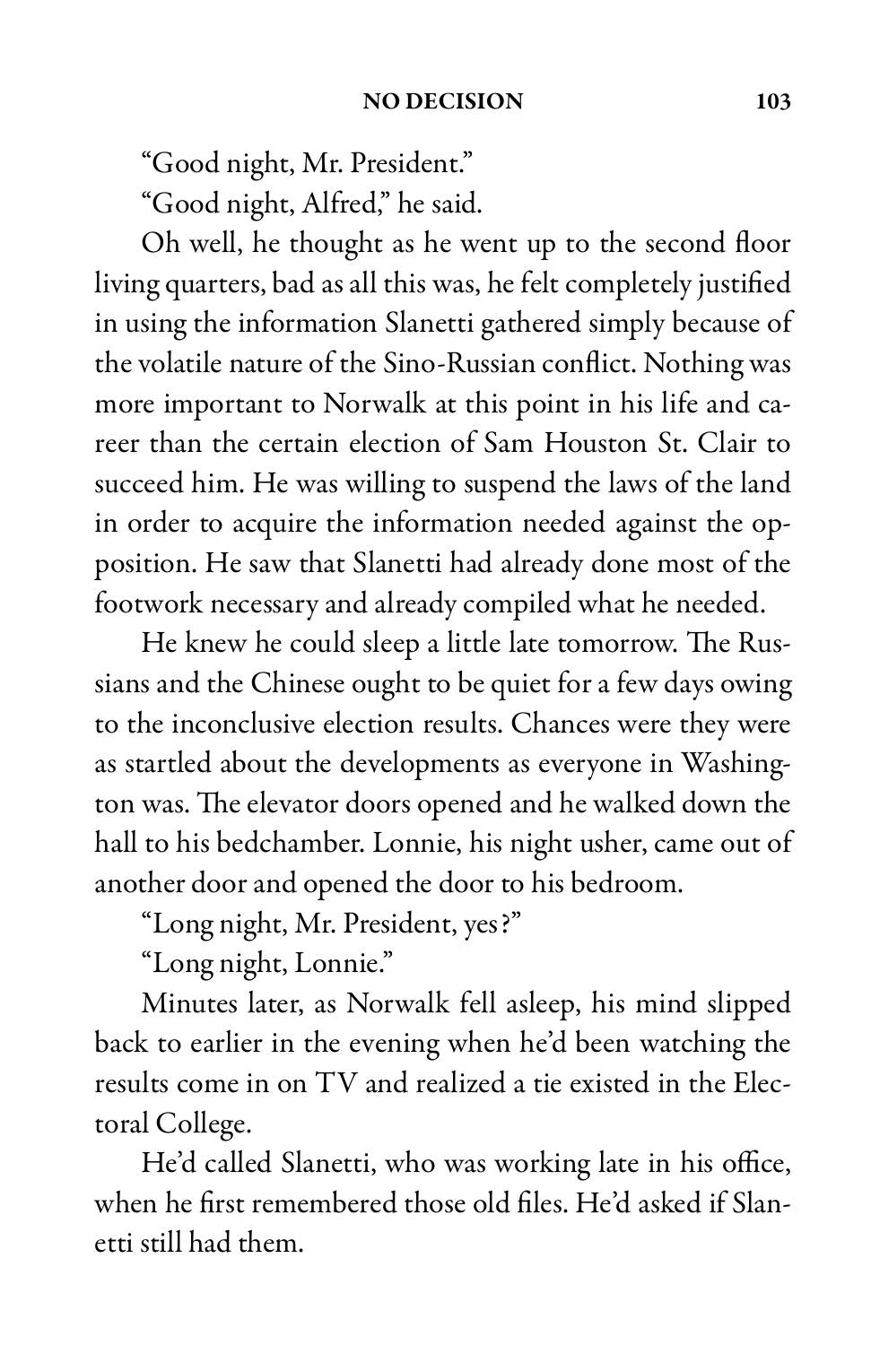"Good night, Mr. President."

"Good night, Alfred," he said.

Oh well, he thought as he went up to the second floor living quarters, bad as all this was, he felt completely justified in using the information Slanetti gathered simply because of the volatile nature of the Sino-Russian conflict. Nothing was more important to Norwalk at this point in his life and career than the certain election of Sam Houston St. Clair to succeed him. He was willing to suspend the laws of the land in order to acquire the information needed against the opposition. He saw that Slanetti had already done most of the footwork necessary and already compiled what he needed.

He knew he could sleep a little late tomorrow. The Russians and the Chinese ought to be quiet for a few days owing to the inconclusive election results. Chances were they were as startled about the developments as everyone in Washington was. The elevator doors opened and he walked down the hall to his bedchamber. Lonnie, his night usher, came out of another door and opened the door to his bedroom.

"Long night, Mr. President, yes?"

"Long night, Lonnie."

Minutes later, as Norwalk fell asleep, his mind slipped back to earlier in the evening when he'd been watching the results come in on TV and realized a tie existed in the Electoral College.

He'd called Slanetti, who was working late in his office, when he first remembered those old files. He'd asked if Slanetti still had them.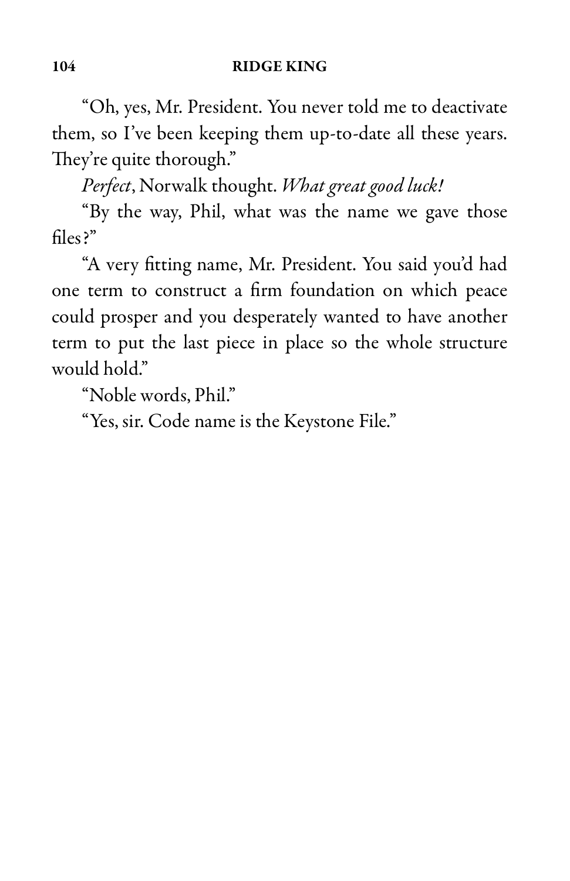"Oh, yes, Mr. President. You never told me to deactivate them, so I've been keeping them up-to-date all these years. They're quite thorough."

*Perfect*, Norwalk thought. *What great good luck!*

"By the way, Phil, what was the name we gave those files?"

"A very fitting name, Mr. President. You said you'd had one term to construct a firm foundation on which peace could prosper and you desperately wanted to have another term to put the last piece in place so the whole structure would hold."

"Noble words, Phil."

"Yes, sir. Code name is the Keystone File."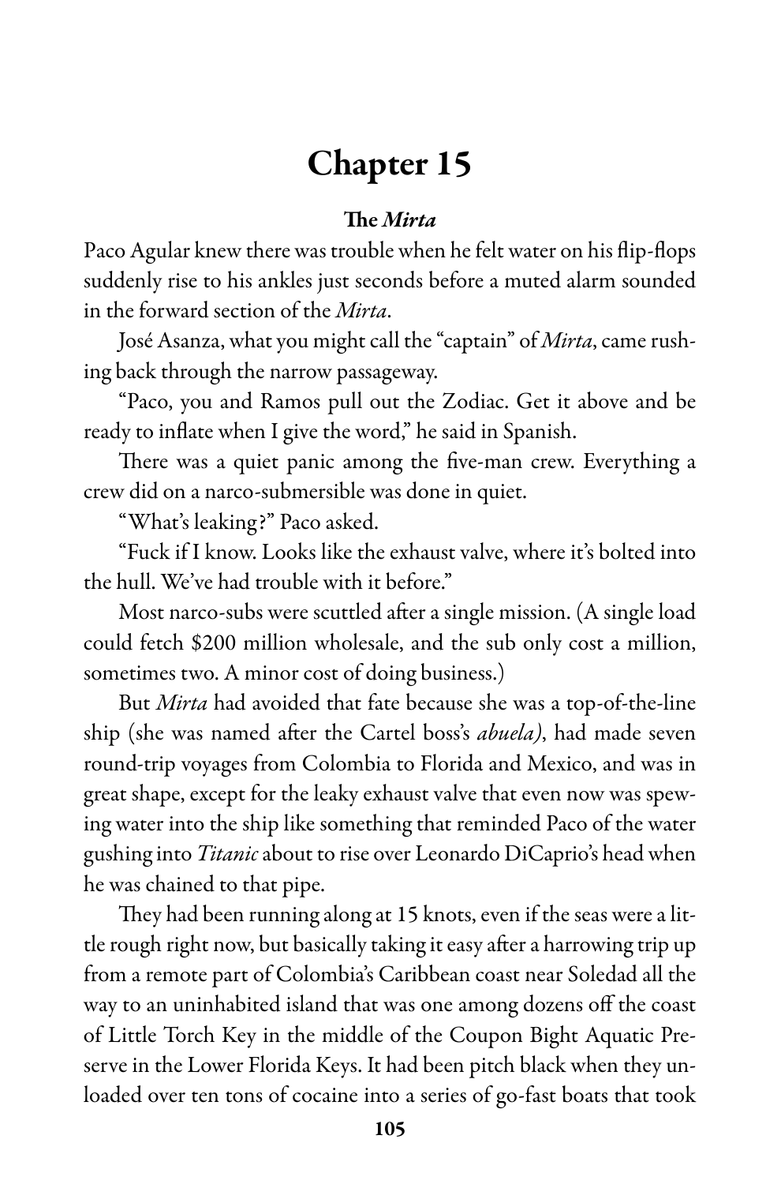# Chapter 15

## The *Mirta*

Paco Agular knew there was trouble when he felt water on his flip-flops suddenly rise to his ankles just seconds before a muted alarm sounded in the forward section of the *Mirta*.

José Asanza, what you might call the "captain" of *Mirta*, came rushing back through the narrow passageway.

"Paco, you and Ramos pull out the Zodiac. Get it above and be ready to inflate when I give the word," he said in Spanish.

There was a quiet panic among the five-man crew. Everything a crew did on a narco-submersible was done in quiet.

"What's leaking?" Paco asked.

"Fuck if I know. Looks like the exhaust valve, where it's bolted into the hull. We've had trouble with it before."

Most narco-subs were scuttled after a single mission. (A single load could fetch $200 million wholesale, and the sub only cost a million, sometimes two. A minor cost of doing business.)

But *Mirta* had avoided that fate because she was a top-of-the-line ship (she was named after the Cartel boss's *abuela)*, had made seven round-trip voyages from Colombia to Florida and Mexico, and was in great shape, except for the leaky exhaust valve that even now was spewing water into the ship like something that reminded Paco of the water gushing into *Titanic* about to rise over Leonardo DiCaprio's head when he was chained to that pipe.

They had been running along at 15 knots, even if the seas were a little rough right now, but basically taking it easy after a harrowing trip up from a remote part of Colombia's Caribbean coast near Soledad all the way to an uninhabited island that was one among dozens off the coast of Little Torch Key in the middle of the Coupon Bight Aquatic Preserve in the Lower Florida Keys. It had been pitch black when they unloaded over ten tons of cocaine into a series of go-fast boats that took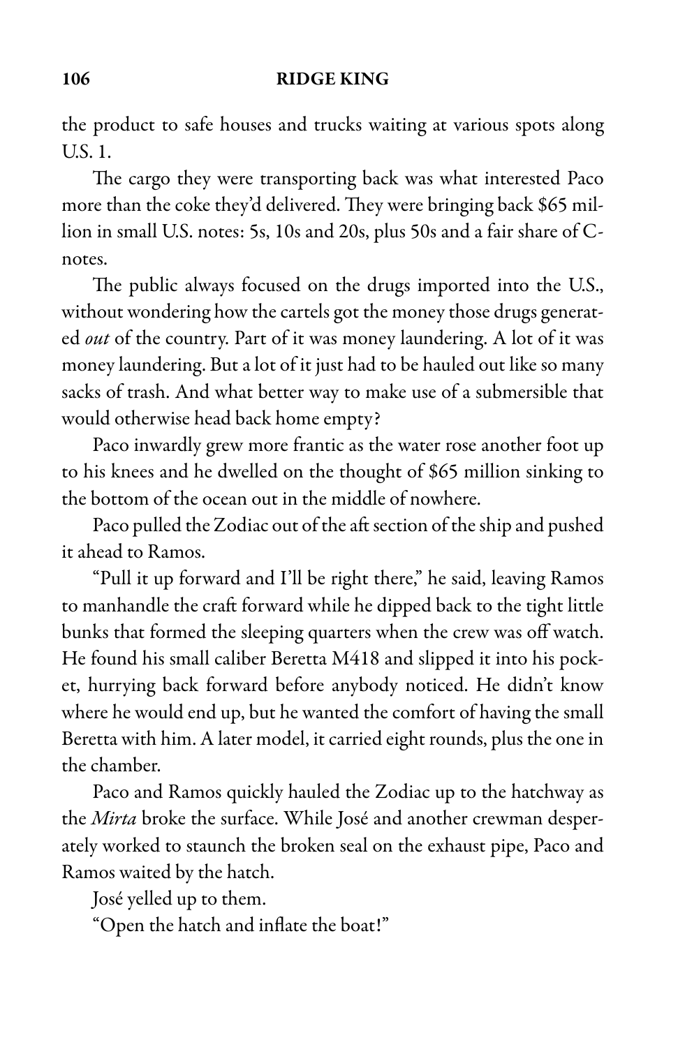the product to safe houses and trucks waiting at various spots along U.S. 1.

The cargo they were transporting back was what interested Paco more than the coke they'd delivered. They were bringing back $65 million in small U.S. notes: 5s, 10s and 20s, plus 50s and a fair share of C-notes.

The public always focused on the drugs imported into the U.S., without wondering how the cartels got the money those drugs generated *out* of the country. Part of it was money laundering. A lot of it was money laundering. But a lot of it just had to be hauled out like so many sacks of trash. And what better way to make use of a submersible that would otherwise head back home empty?

Paco inwardly grew more frantic as the water rose another foot up to his knees and he dwelled on the thought of $65 million sinking to the bottom of the ocean out in the middle of nowhere.

Paco pulled the Zodiac out of the aft section of the ship and pushed it ahead to Ramos.

"Pull it up forward and I'll be right there," he said, leaving Ramos to manhandle the craft forward while he dipped back to the tight little bunks that formed the sleeping quarters when the crew was off watch. He found his small caliber Beretta M418 and slipped it into his pocket, hurrying back forward before anybody noticed. He didn't know where he would end up, but he wanted the comfort of having the small Beretta with him. A later model, it carried eight rounds, plus the one in the chamber.

Paco and Ramos quickly hauled the Zodiac up to the hatchway as the *Mirta* broke the surface. While José and another crewman desperately worked to staunch the broken seal on the exhaust pipe, Paco and Ramos waited by the hatch.

José yelled up to them.

"Open the hatch and inflate the boat!"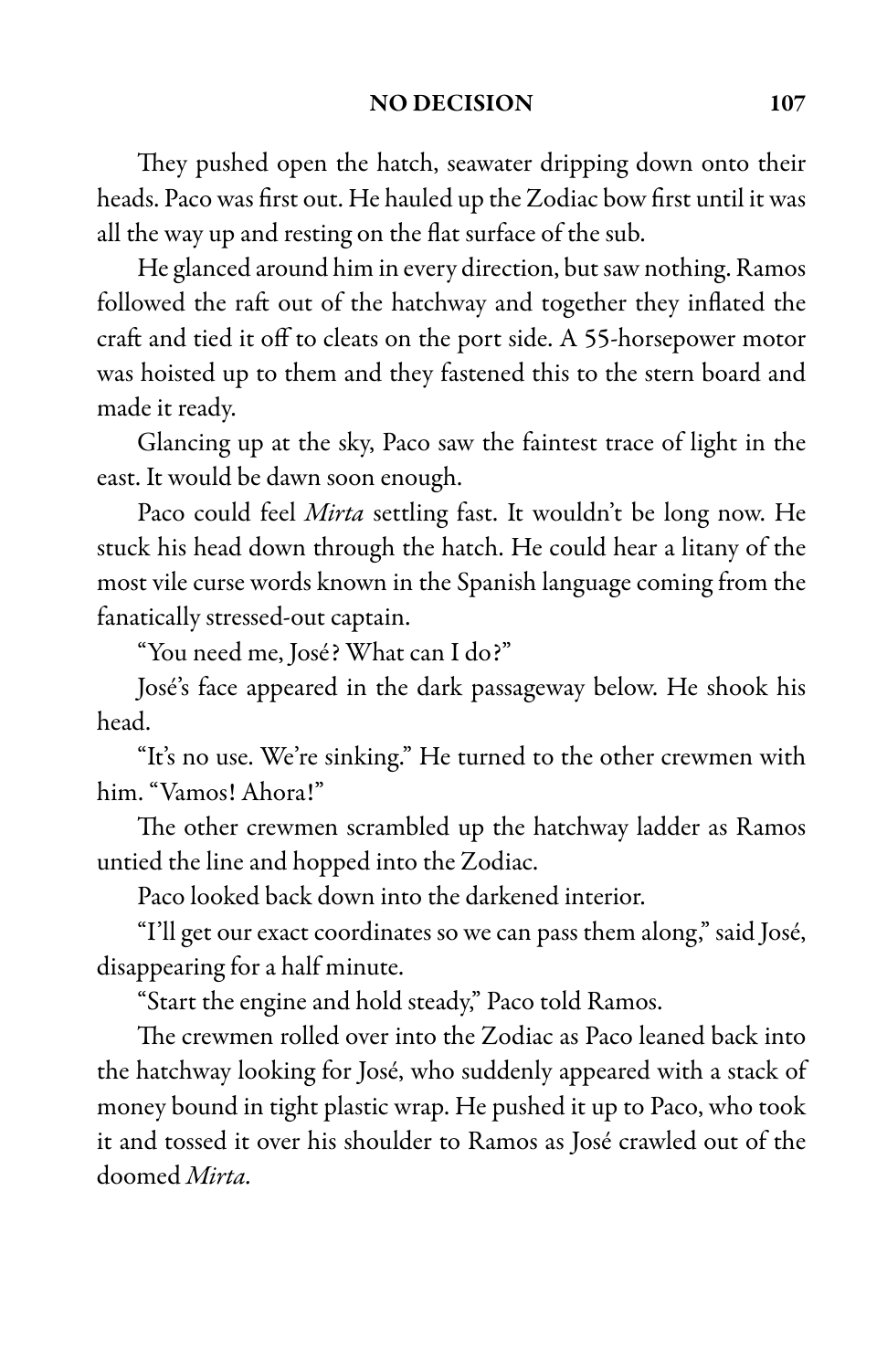They pushed open the hatch, seawater dripping down onto their heads. Paco was first out. He hauled up the Zodiac bow first until it was all the way up and resting on the flat surface of the sub.

He glanced around him in every direction, but saw nothing. Ramos followed the raft out of the hatchway and together they inflated the craft and tied it off to cleats on the port side. A 55-horsepower motor was hoisted up to them and they fastened this to the stern board and made it ready.

Glancing up at the sky, Paco saw the faintest trace of light in the east. It would be dawn soon enough.

Paco could feel *Mirta* settling fast. It wouldn't be long now. He stuck his head down through the hatch. He could hear a litany of the most vile curse words known in the Spanish language coming from the fanatically stressed-out captain.

"You need me, José? What can I do?"

José's face appeared in the dark passageway below. He shook his head.

"It's no use. We're sinking." He turned to the other crewmen with him. "Vamos! Ahora!"

The other crewmen scrambled up the hatchway ladder as Ramos untied the line and hopped into the Zodiac.

Paco looked back down into the darkened interior.

"I'll get our exact coordinates so we can pass them along," said José, disappearing for a half minute.

"Start the engine and hold steady," Paco told Ramos.

The crewmen rolled over into the Zodiac as Paco leaned back into the hatchway looking for José, who suddenly appeared with a stack of money bound in tight plastic wrap. He pushed it up to Paco, who took it and tossed it over his shoulder to Ramos as José crawled out of the doomed *Mirta*.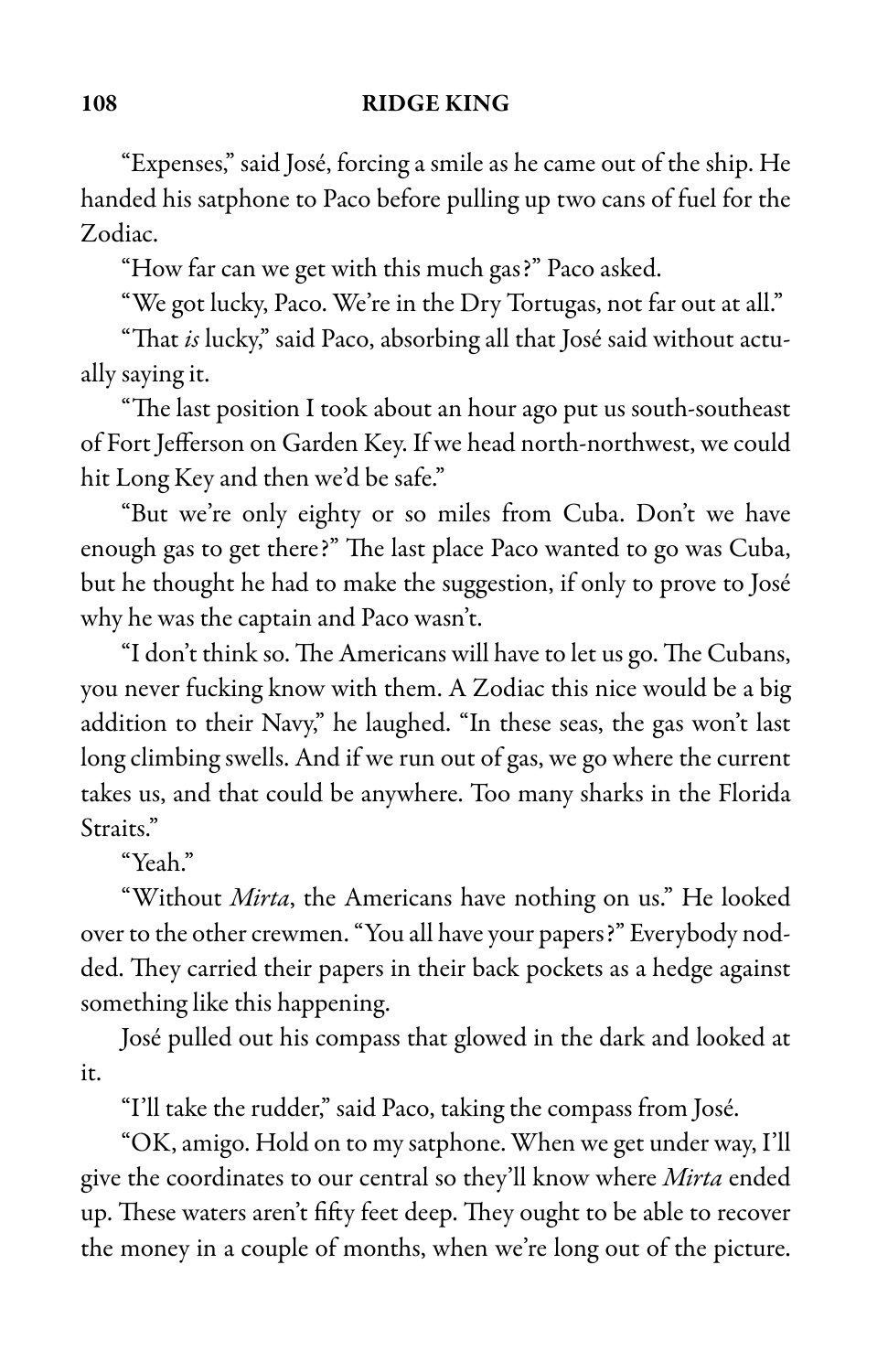"Expenses," said José, forcing a smile as he came out of the ship. He handed his satphone to Paco before pulling up two cans of fuel for the Zodiac.

"How far can we get with this much gas?" Paco asked.

"We got lucky, Paco. We're in the Dry Tortugas, not far out at all."

"That *is* lucky," said Paco, absorbing all that José said without actually saying it.

"The last position I took about an hour ago put us south-southeast of Fort Jefferson on Garden Key. If we head north-northwest, we could hit Long Key and then we'd be safe."

"But we're only eighty or so miles from Cuba. Don't we have enough gas to get there?" The last place Paco wanted to go was Cuba, but he thought he had to make the suggestion, if only to prove to José why he was the captain and Paco wasn't.

"I don't think so. The Americans will have to let us go. The Cubans, you never fucking know with them. A Zodiac this nice would be a big addition to their Navy," he laughed. "In these seas, the gas won't last long climbing swells. And if we run out of gas, we go where the current takes us, and that could be anywhere. Too many sharks in the Florida Straits."

"Yeah."

"Without *Mirta*, the Americans have nothing on us." He looked over to the other crewmen. "You all have your papers?" Everybody nodded. They carried their papers in their back pockets as a hedge against something like this happening.

José pulled out his compass that glowed in the dark and looked at it.

"I'll take the rudder," said Paco, taking the compass from José.

"OK, amigo. Hold on to my satphone. When we get under way, I'll give the coordinates to our central so they'll know where *Mirta* ended up. These waters aren't fifty feet deep. They ought to be able to recover the money in a couple of months, when we're long out of the picture.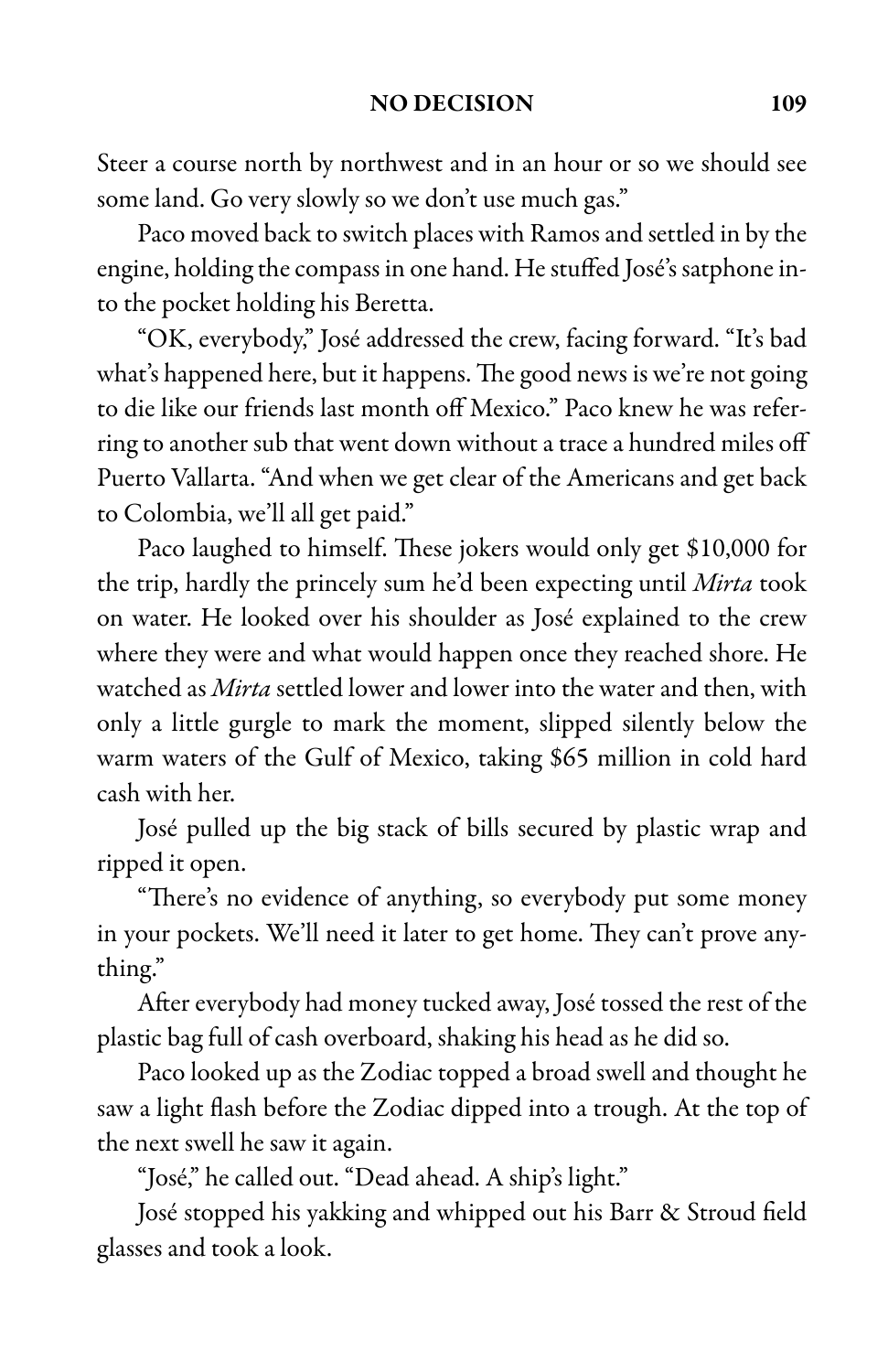Steer a course north by northwest and in an hour or so we should see some land. Go very slowly so we don't use much gas."

Paco moved back to switch places with Ramos and settled in by the engine, holding the compass in one hand. He stuffed José's satphone into the pocket holding his Beretta.

"OK, everybody," José addressed the crew, facing forward. "It's bad what's happened here, but it happens. The good news is we're not going to die like our friends last month off Mexico." Paco knew he was referring to another sub that went down without a trace a hundred miles off Puerto Vallarta. "And when we get clear of the Americans and get back to Colombia, we'll all get paid."

Paco laughed to himself. These jokers would only get $10,000 for the trip, hardly the princely sum he'd been expecting until *Mirta* took on water. He looked over his shoulder as José explained to the crew where they were and what would happen once they reached shore. He watched as *Mirta* settled lower and lower into the water and then, with only a little gurgle to mark the moment, slipped silently below the warm waters of the Gulf of Mexico, taking $65 million in cold hard cash with her.

José pulled up the big stack of bills secured by plastic wrap and ripped it open.

"There's no evidence of anything, so everybody put some money in your pockets. We'll need it later to get home. They can't prove anything."

After everybody had money tucked away, José tossed the rest of the plastic bag full of cash overboard, shaking his head as he did so.

Paco looked up as the Zodiac topped a broad swell and thought he saw a light flash before the Zodiac dipped into a trough. At the top of the next swell he saw it again.

"José," he called out. "Dead ahead. A ship's light."

José stopped his yakking and whipped out his Barr & Stroud field glasses and took a look.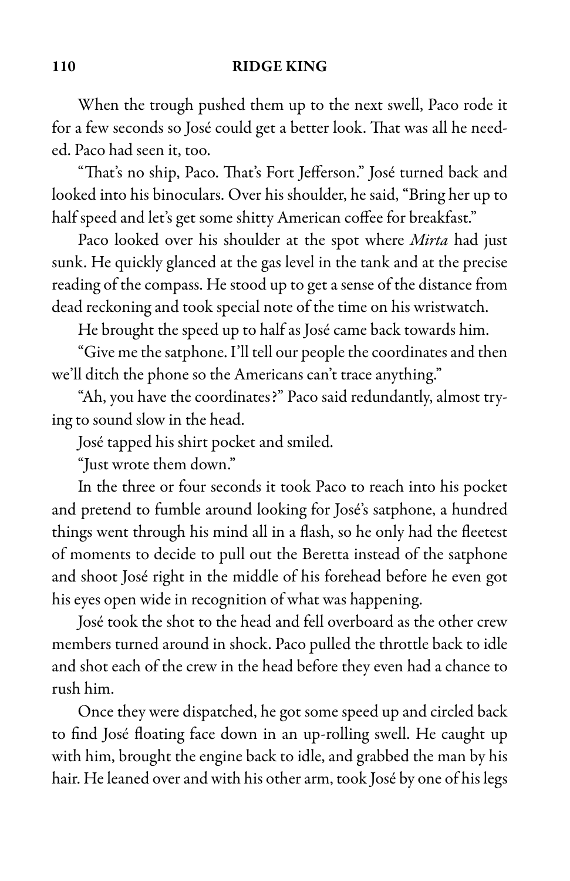When the trough pushed them up to the next swell, Paco rode it for a few seconds so José could get a better look. That was all he needed. Paco had seen it, too.

"That's no ship, Paco. That's Fort Jefferson." José turned back and looked into his binoculars. Over his shoulder, he said, "Bring her up to half speed and let's get some shitty American coffee for breakfast."

Paco looked over his shoulder at the spot where *Mirta* had just sunk. He quickly glanced at the gas level in the tank and at the precise reading of the compass. He stood up to get a sense of the distance from dead reckoning and took special note of the time on his wristwatch.

He brought the speed up to half as José came back towards him.

"Give me the satphone. I'll tell our people the coordinates and then we'll ditch the phone so the Americans can't trace anything."

"Ah, you have the coordinates?" Paco said redundantly, almost trying to sound slow in the head.

José tapped his shirt pocket and smiled.

"Just wrote them down."

In the three or four seconds it took Paco to reach into his pocket and pretend to fumble around looking for José's satphone, a hundred things went through his mind all in a flash, so he only had the fleetest of moments to decide to pull out the Beretta instead of the satphone and shoot José right in the middle of his forehead before he even got his eyes open wide in recognition of what was happening.

José took the shot to the head and fell overboard as the other crew members turned around in shock. Paco pulled the throttle back to idle and shot each of the crew in the head before they even had a chance to rush him.

Once they were dispatched, he got some speed up and circled back to find José floating face down in an up-rolling swell. He caught up with him, brought the engine back to idle, and grabbed the man by his hair. He leaned over and with his other arm, took José by one of his legs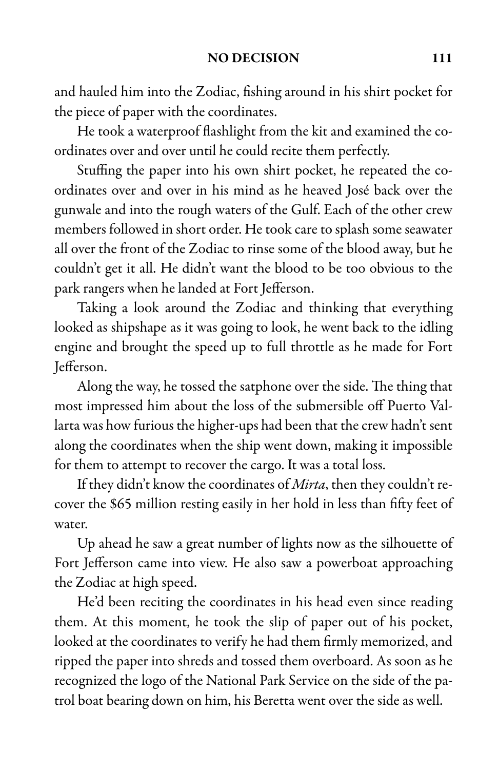and hauled him into the Zodiac, fishing around in his shirt pocket for the piece of paper with the coordinates.

He took a waterproof flashlight from the kit and examined the coordinates over and over until he could recite them perfectly.

Stuffing the paper into his own shirt pocket, he repeated the coordinates over and over in his mind as he heaved José back over the gunwale and into the rough waters of the Gulf. Each of the other crew members followed in short order. He took care to splash some seawater all over the front of the Zodiac to rinse some of the blood away, but he couldn't get it all. He didn't want the blood to be too obvious to the park rangers when he landed at Fort Jefferson.

Taking a look around the Zodiac and thinking that everything looked as shipshape as it was going to look, he went back to the idling engine and brought the speed up to full throttle as he made for Fort Jefferson.

Along the way, he tossed the satphone over the side. The thing that most impressed him about the loss of the submersible off Puerto Vallarta was how furious the higher-ups had been that the crew hadn't sent along the coordinates when the ship went down, making it impossible for them to attempt to recover the cargo. It was a total loss.

If they didn't know the coordinates of *Mirta*, then they couldn't recover the $65 million resting easily in her hold in less than fifty feet of water.

Up ahead he saw a great number of lights now as the silhouette of Fort Jefferson came into view. He also saw a powerboat approaching the Zodiac at high speed.

He'd been reciting the coordinates in his head even since reading them. At this moment, he took the slip of paper out of his pocket, looked at the coordinates to verify he had them firmly memorized, and ripped the paper into shreds and tossed them overboard. As soon as he recognized the logo of the National Park Service on the side of the patrol boat bearing down on him, his Beretta went over the side as well.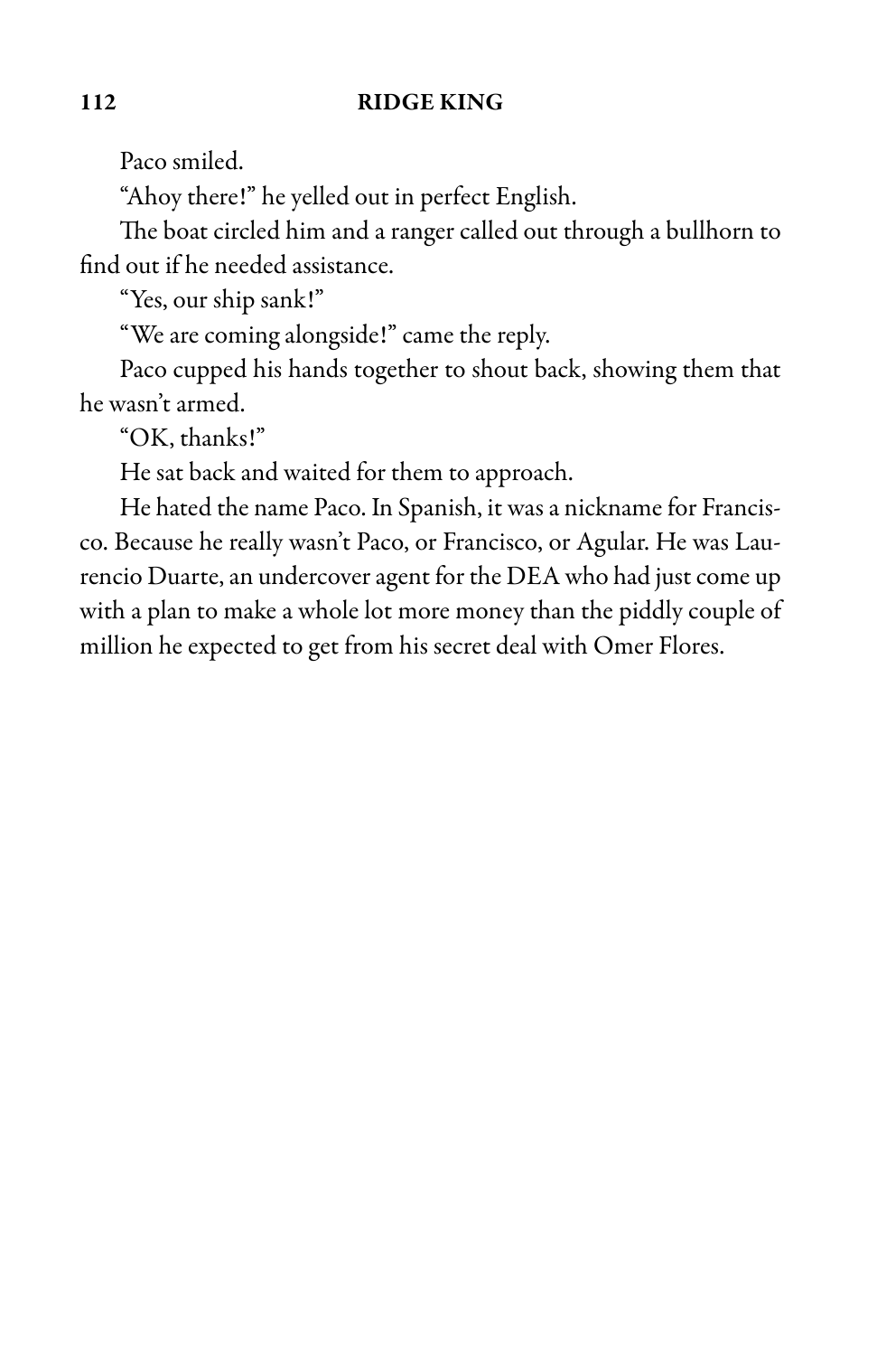Paco smiled.

"Ahoy there!" he yelled out in perfect English.

The boat circled him and a ranger called out through a bullhorn to find out if he needed assistance.

"Yes, our ship sank!"

"We are coming alongside!" came the reply.

Paco cupped his hands together to shout back, showing them that he wasn't armed.

"OK, thanks!"

He sat back and waited for them to approach.

He hated the name Paco. In Spanish, it was a nickname for Francisco. Because he really wasn't Paco, or Francisco, or Agular. He was Laurencio Duarte, an undercover agent for the DEA who had just come up with a plan to make a whole lot more money than the piddly couple of million he expected to get from his secret deal with Omer Flores.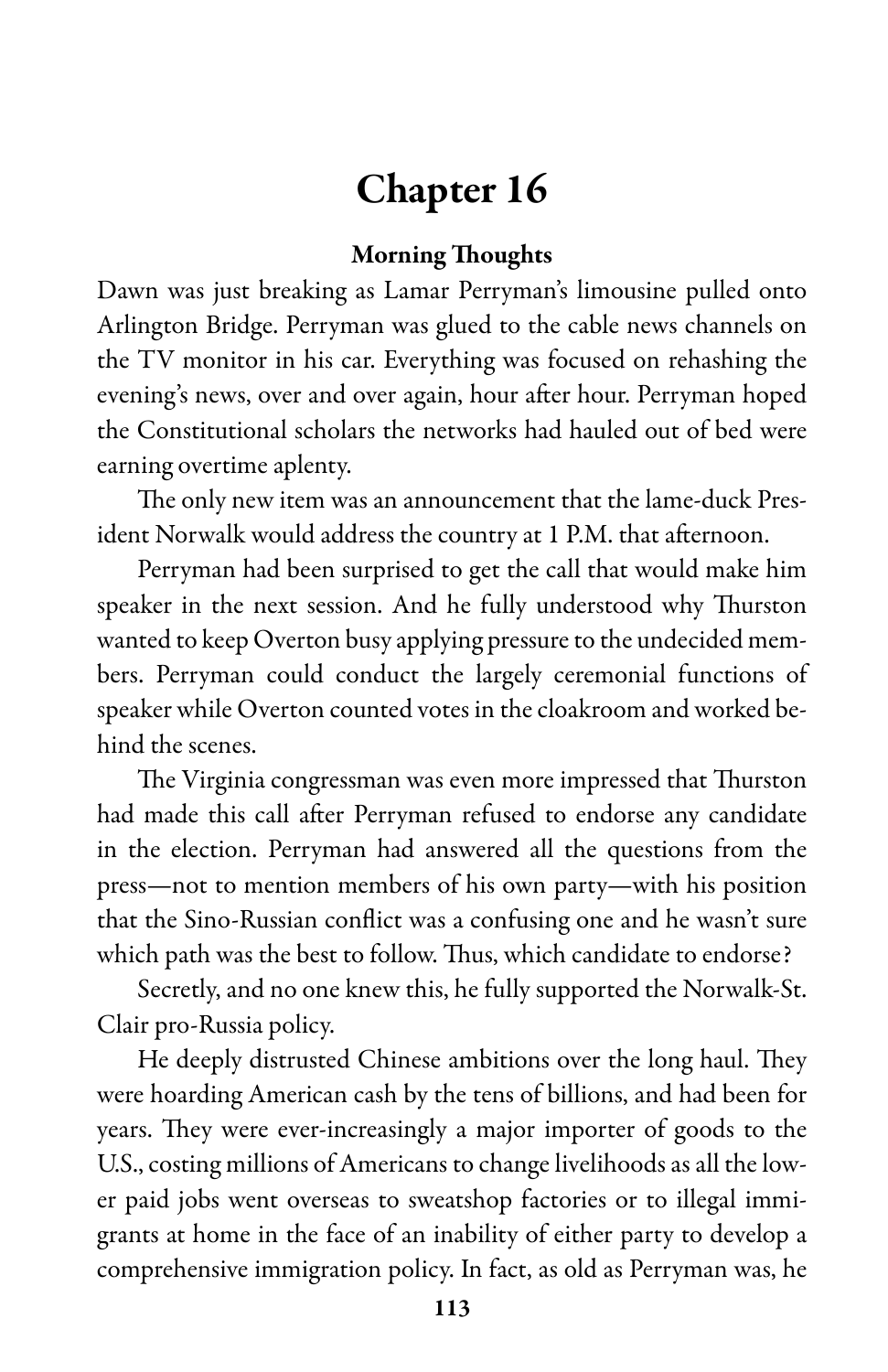# Chapter 16

**Morning Thoughts**

Dawn was just breaking as Lamar Perryman's limousine pulled onto Arlington Bridge. Perryman was glued to the cable news channels on the TV monitor in his car. Everything was focused on rehashing the evening's news, over and over again, hour after hour. Perryman hoped the Constitutional scholars the networks had hauled out of bed were earning overtime aplenty.

The only new item was an announcement that the lame-duck President Norwalk would address the country at 1 P.M. that afternoon.

Perryman had been surprised to get the call that would make him speaker in the next session. And he fully understood why Thurston wanted to keep Overton busy applying pressure to the undecided members. Perryman could conduct the largely ceremonial functions of speaker while Overton counted votes in the cloakroom and worked behind the scenes.

The Virginia congressman was even more impressed that Thurston had made this call after Perryman refused to endorse any candidate in the election. Perryman had answered all the questions from the press—not to mention members of his own party—with his position that the Sino-Russian conflict was a confusing one and he wasn't sure which path was the best to follow. Thus, which candidate to endorse?

Secretly, and no one knew this, he fully supported the Norwalk-St. Clair pro-Russia policy.

He deeply distrusted Chinese ambitions over the long haul. They were hoarding American cash by the tens of billions, and had been for years. They were ever-increasingly a major importer of goods to the U.S., costing millions of Americans to change livelihoods as all the lower paid jobs went overseas to sweatshop factories or to illegal immigrants at home in the face of an inability of either party to develop a comprehensive immigration policy. In fact, as old as Perryman was, he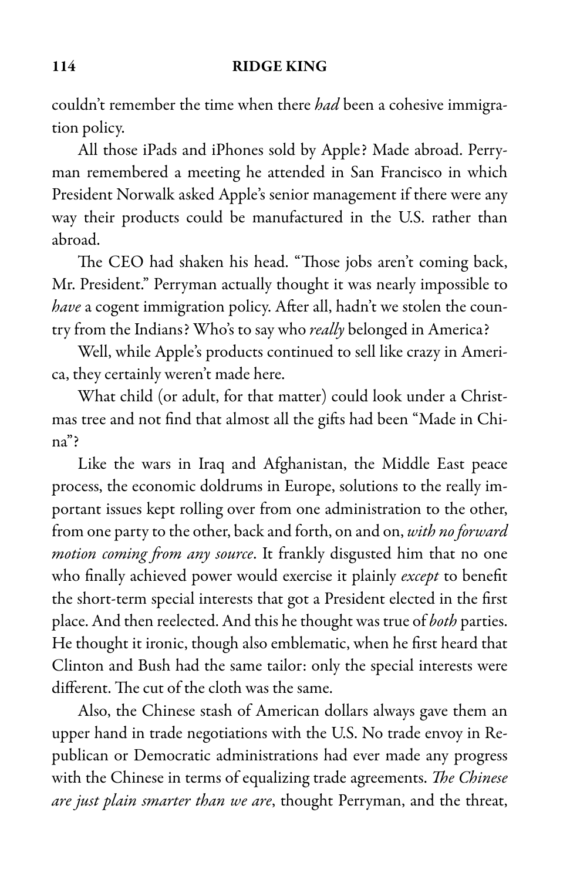couldn't remember the time when there *had* been a cohesive immigration policy.

All those iPads and iPhones sold by Apple? Made abroad. Perryman remembered a meeting he attended in San Francisco in which President Norwalk asked Apple's senior management if there were any way their products could be manufactured in the U.S. rather than abroad.

The CEO had shaken his head. "Those jobs aren't coming back, Mr. President." Perryman actually thought it was nearly impossible to *have* a cogent immigration policy. After all, hadn't we stolen the country from the Indians? Who's to say who *really* belonged in America?

Well, while Apple's products continued to sell like crazy in America, they certainly weren't made here.

What child (or adult, for that matter) could look under a Christmas tree and not find that almost all the gifts had been "Made in China"?

Like the wars in Iraq and Afghanistan, the Middle East peace process, the economic doldrums in Europe, solutions to the really important issues kept rolling over from one administration to the other, from one party to the other, back and forth, on and on, *with no forward motion coming from any source*. It frankly disgusted him that no one who finally achieved power would exercise it plainly *except* to benefit the short-term special interests that got a President elected in the first place. And then reelected. And this he thought was true of *both* parties. He thought it ironic, though also emblematic, when he first heard that Clinton and Bush had the same tailor: only the special interests were different. The cut of the cloth was the same.

Also, the Chinese stash of American dollars always gave them an upper hand in trade negotiations with the U.S. No trade envoy in Republican or Democratic administrations had ever made any progress with the Chinese in terms of equalizing trade agreements. *The Chinese are just plain smarter than we are*, thought Perryman, and the threat,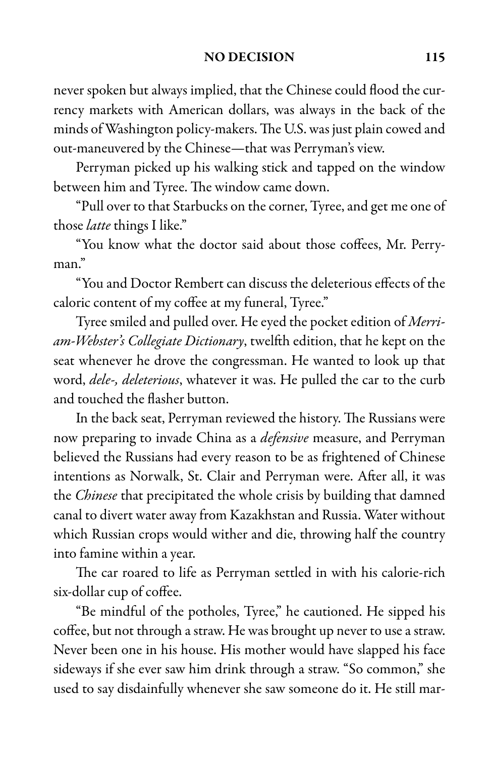never spoken but always implied, that the Chinese could flood the currency markets with American dollars, was always in the back of the minds of Washington policy-makers. The U.S. was just plain cowed and out-maneuvered by the Chinese—that was Perryman's view.

Perryman picked up his walking stick and tapped on the window between him and Tyree. The window came down.

"Pull over to that Starbucks on the corner, Tyree, and get me one of those *latte* things I like."

"You know what the doctor said about those coffees, Mr. Perryman."

"You and Doctor Rembert can discuss the deleterious effects of the caloric content of my coffee at my funeral, Tyree."

Tyree smiled and pulled over. He eyed the pocket edition of *Merriam-Webster's Collegiate Dictionary*, twelfth edition, that he kept on the seat whenever he drove the congressman. He wanted to look up that word, *dele-, deleterious*, whatever it was. He pulled the car to the curb and touched the flasher button.

In the back seat, Perryman reviewed the history. The Russians were now preparing to invade China as a *defensive* measure, and Perryman believed the Russians had every reason to be as frightened of Chinese intentions as Norwalk, St. Clair and Perryman were. After all, it was the *Chinese* that precipitated the whole crisis by building that damned canal to divert water away from Kazakhstan and Russia. Water without which Russian crops would wither and die, throwing half the country into famine within a year.

The car roared to life as Perryman settled in with his calorie-rich six-dollar cup of coffee.

"Be mindful of the potholes, Tyree," he cautioned. He sipped his coffee, but not through a straw. He was brought up never to use a straw. Never been one in his house. His mother would have slapped his face sideways if she ever saw him drink through a straw. "So common," she used to say disdainfully whenever she saw someone do it. He still mar-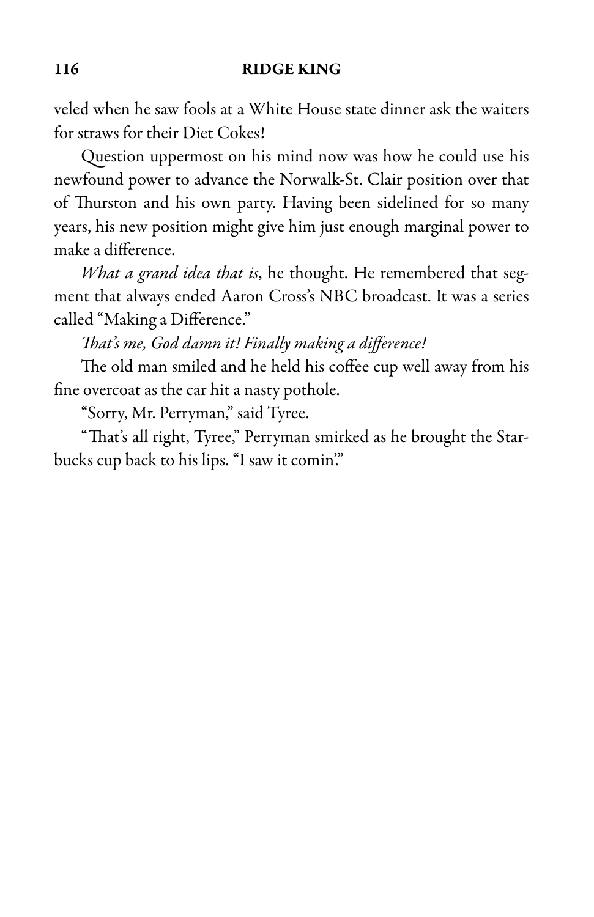veled when he saw fools at a White House state dinner ask the waiters for straws for their Diet Cokes!

Question uppermost on his mind now was how he could use his newfound power to advance the Norwalk-St. Clair position over that of Thurston and his own party. Having been sidelined for so many years, his new position might give him just enough marginal power to make a difference.

*What a grand idea that is*, he thought. He remembered that segment that always ended Aaron Cross's NBC broadcast. It was a series called "Making a Difference."

*That's me, God damn it! Finally making a difference!*

The old man smiled and he held his coffee cup well away from his fine overcoat as the car hit a nasty pothole.

"Sorry, Mr. Perryman," said Tyree.

"That's all right, Tyree," Perryman smirked as he brought the Starbucks cup back to his lips. "I saw it comin'."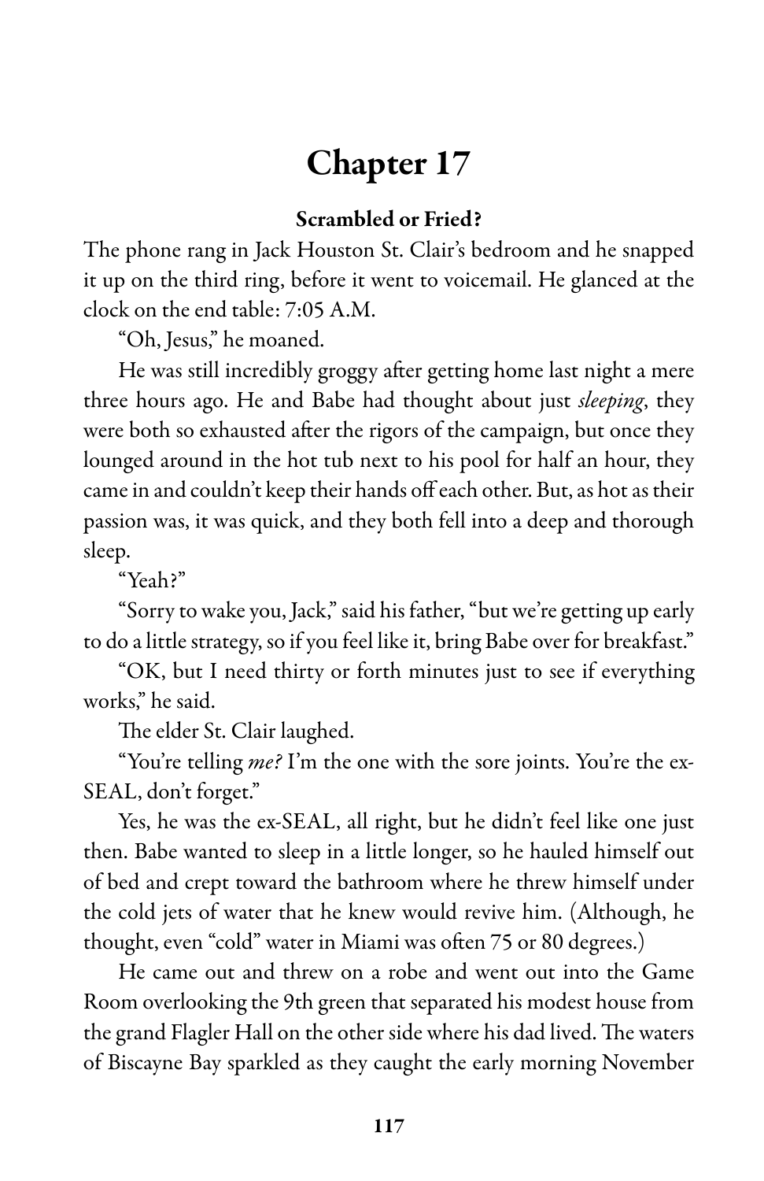# Chapter 17

### Scrambled or Fried?

The phone rang in Jack Houston St. Clair's bedroom and he snapped it up on the third ring, before it went to voicemail. He glanced at the clock on the end table: 7:05 A.M.

"Oh, Jesus," he moaned.

He was still incredibly groggy after getting home last night a mere three hours ago. He and Babe had thought about just *sleeping*, they were both so exhausted after the rigors of the campaign, but once they lounged around in the hot tub next to his pool for half an hour, they came in and couldn't keep their hands off each other. But, as hot as their passion was, it was quick, and they both fell into a deep and thorough sleep.

"Yeah?"

"Sorry to wake you, Jack," said his father, "but we're getting up early to do a little strategy, so if you feel like it, bring Babe over for breakfast."

"OK, but I need thirty or forth minutes just to see if everything works," he said.

The elder St. Clair laughed.

"You're telling *me?* I'm the one with the sore joints. You're the ex-SEAL, don't forget."

Yes, he was the ex-SEAL, all right, but he didn't feel like one just then. Babe wanted to sleep in a little longer, so he hauled himself out of bed and crept toward the bathroom where he threw himself under the cold jets of water that he knew would revive him. (Although, he thought, even "cold" water in Miami was often 75 or 80 degrees.)

He came out and threw on a robe and went out into the Game Room overlooking the 9th green that separated his modest house from the grand Flagler Hall on the other side where his dad lived. The waters of Biscayne Bay sparkled as they caught the early morning November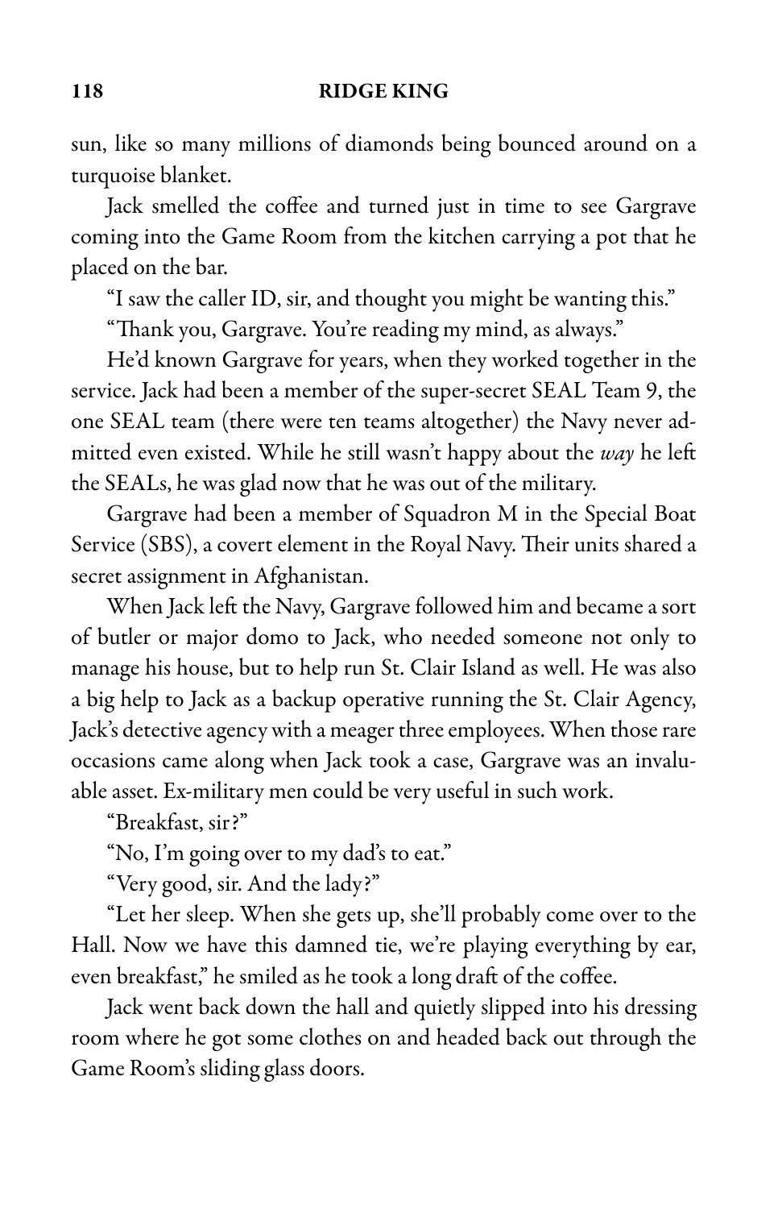sun, like so many millions of diamonds being bounced around on a turquoise blanket.

Jack smelled the coffee and turned just in time to see Gargrave coming into the Game Room from the kitchen carrying a pot that he placed on the bar.

"I saw the caller ID, sir, and thought you might be wanting this."

"Thank you, Gargrave. You're reading my mind, as always."

He'd known Gargrave for years, when they worked together in the service. Jack had been a member of the super-secret SEAL Team 9, the one SEAL team (there were ten teams altogether) the Navy never admitted even existed. While he still wasn't happy about the *way* he left the SEALs, he was glad now that he was out of the military.

Gargrave had been a member of Squadron M in the Special Boat Service (SBS), a covert element in the Royal Navy. Their units shared a secret assignment in Afghanistan.

When Jack left the Navy, Gargrave followed him and became a sort of butler or major domo to Jack, who needed someone not only to manage his house, but to help run St. Clair Island as well. He was also a big help to Jack as a backup operative running the St. Clair Agency, Jack's detective agency with a meager three employees. When those rare occasions came along when Jack took a case, Gargrave was an invaluable asset. Ex-military men could be very useful in such work.

"Breakfast, sir?"

"No, I'm going over to my dad's to eat."

"Very good, sir. And the lady?"

"Let her sleep. When she gets up, she'll probably come over to the Hall. Now we have this damned tie, we're playing everything by ear, even breakfast," he smiled as he took a long draft of the coffee.

Jack went back down the hall and quietly slipped into his dressing room where he got some clothes on and headed back out through the Game Room's sliding glass doors.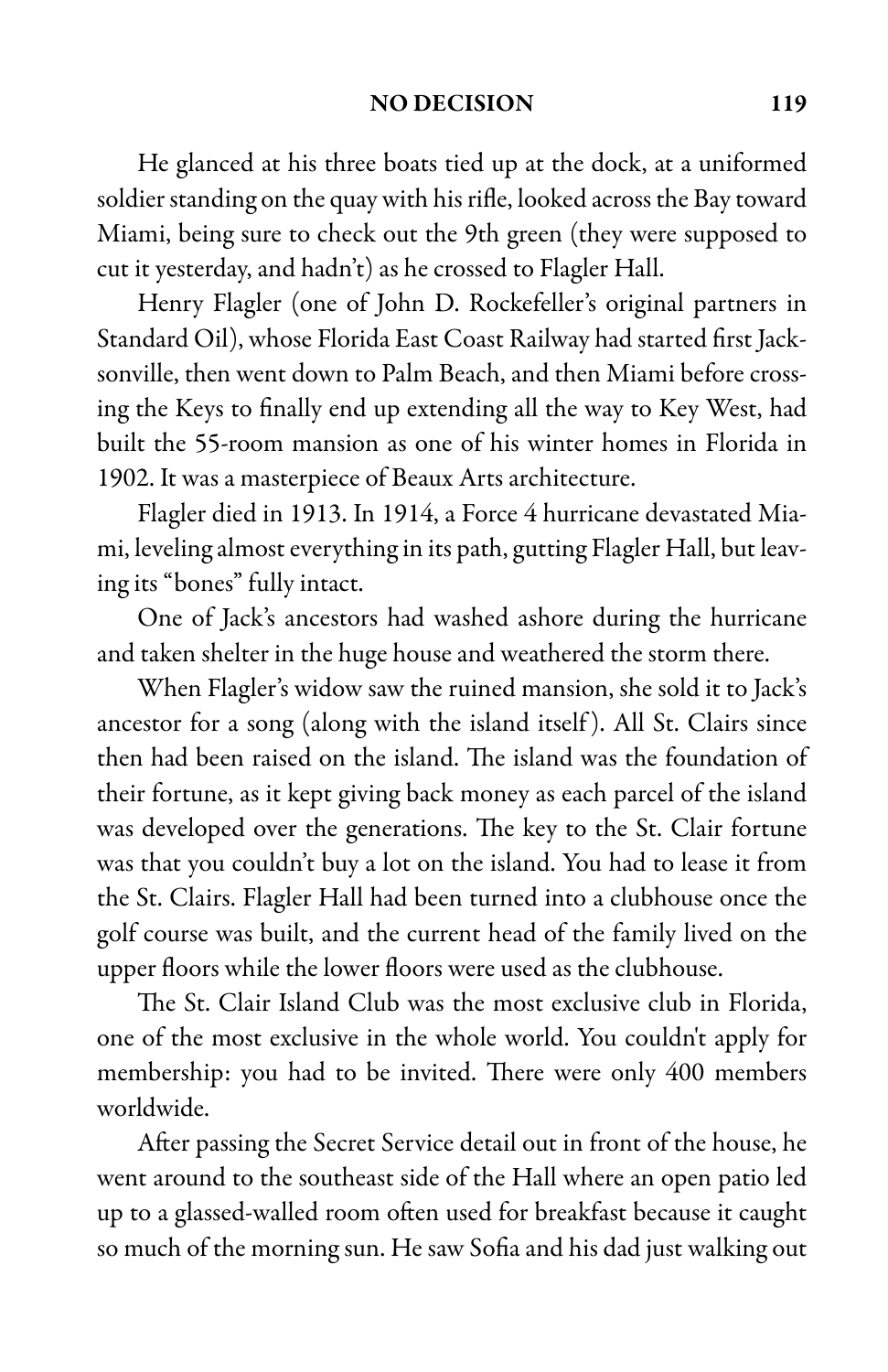He glanced at his three boats tied up at the dock, at a uniformed soldier standing on the quay with his rifle, looked across the Bay toward Miami, being sure to check out the 9th green (they were supposed to cut it yesterday, and hadn't) as he crossed to Flagler Hall.

Henry Flagler (one of John D. Rockefeller's original partners in Standard Oil), whose Florida East Coast Railway had started first Jacksonville, then went down to Palm Beach, and then Miami before crossing the Keys to finally end up extending all the way to Key West, had built the 55-room mansion as one of his winter homes in Florida in 1902. It was a masterpiece of Beaux Arts architecture.

Flagler died in 1913. In 1914, a Force 4 hurricane devastated Miami, leveling almost everything in its path, gutting Flagler Hall, but leaving its "bones" fully intact.

One of Jack's ancestors had washed ashore during the hurricane and taken shelter in the huge house and weathered the storm there.

When Flagler's widow saw the ruined mansion, she sold it to Jack's ancestor for a song (along with the island itself). All St. Clairs since then had been raised on the island. The island was the foundation of their fortune, as it kept giving back money as each parcel of the island was developed over the generations. The key to the St. Clair fortune was that you couldn't buy a lot on the island. You had to lease it from the St. Clairs. Flagler Hall had been turned into a clubhouse once the golf course was built, and the current head of the family lived on the upper floors while the lower floors were used as the clubhouse.

The St. Clair Island Club was the most exclusive club in Florida, one of the most exclusive in the whole world. You couldn't apply for membership: you had to be invited. There were only 400 members worldwide.

After passing the Secret Service detail out in front of the house, he went around to the southeast side of the Hall where an open patio led up to a glassed-walled room often used for breakfast because it caught so much of the morning sun. He saw Sofia and his dad just walking out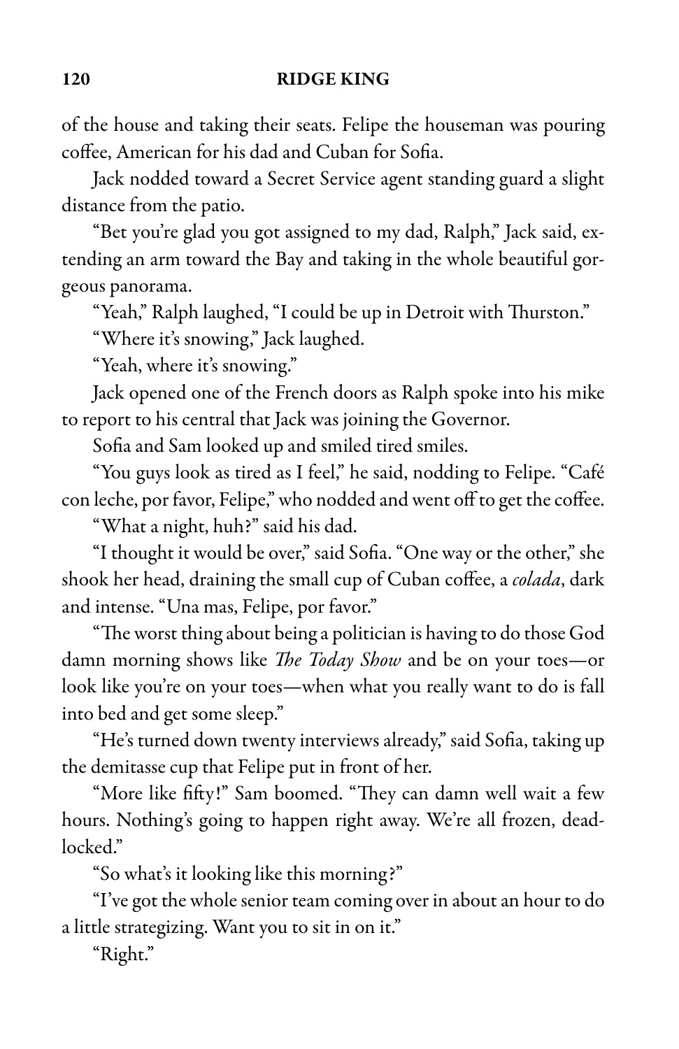of the house and taking their seats. Felipe the houseman was pouring coffee, American for his dad and Cuban for Sofia.

Jack nodded toward a Secret Service agent standing guard a slight distance from the patio.

"Bet you're glad you got assigned to my dad, Ralph," Jack said, extending an arm toward the Bay and taking in the whole beautiful gorgeous panorama.

"Yeah," Ralph laughed, "I could be up in Detroit with Thurston."

"Where it's snowing," Jack laughed.

"Yeah, where it's snowing."

Jack opened one of the French doors as Ralph spoke into his mike to report to his central that Jack was joining the Governor.

Sofia and Sam looked up and smiled tired smiles.

"You guys look as tired as I feel," he said, nodding to Felipe. "Café con leche, por favor, Felipe," who nodded and went off to get the coffee.

"What a night, huh?" said his dad.

"I thought it would be over," said Sofia. "One way or the other," she shook her head, draining the small cup of Cuban coffee, a *colada*, dark and intense. "Una mas, Felipe, por favor."

"The worst thing about being a politician is having to do those God damn morning shows like *The Today Show* and be on your toes—or look like you're on your toes—when what you really want to do is fall into bed and get some sleep."

"He's turned down twenty interviews already," said Sofia, taking up the demitasse cup that Felipe put in front of her.

"More like fifty!" Sam boomed. "They can damn well wait a few hours. Nothing's going to happen right away. We're all frozen, deadlocked."

"So what's it looking like this morning?"

"I've got the whole senior team coming over in about an hour to do a little strategizing. Want you to sit in on it."

"Right."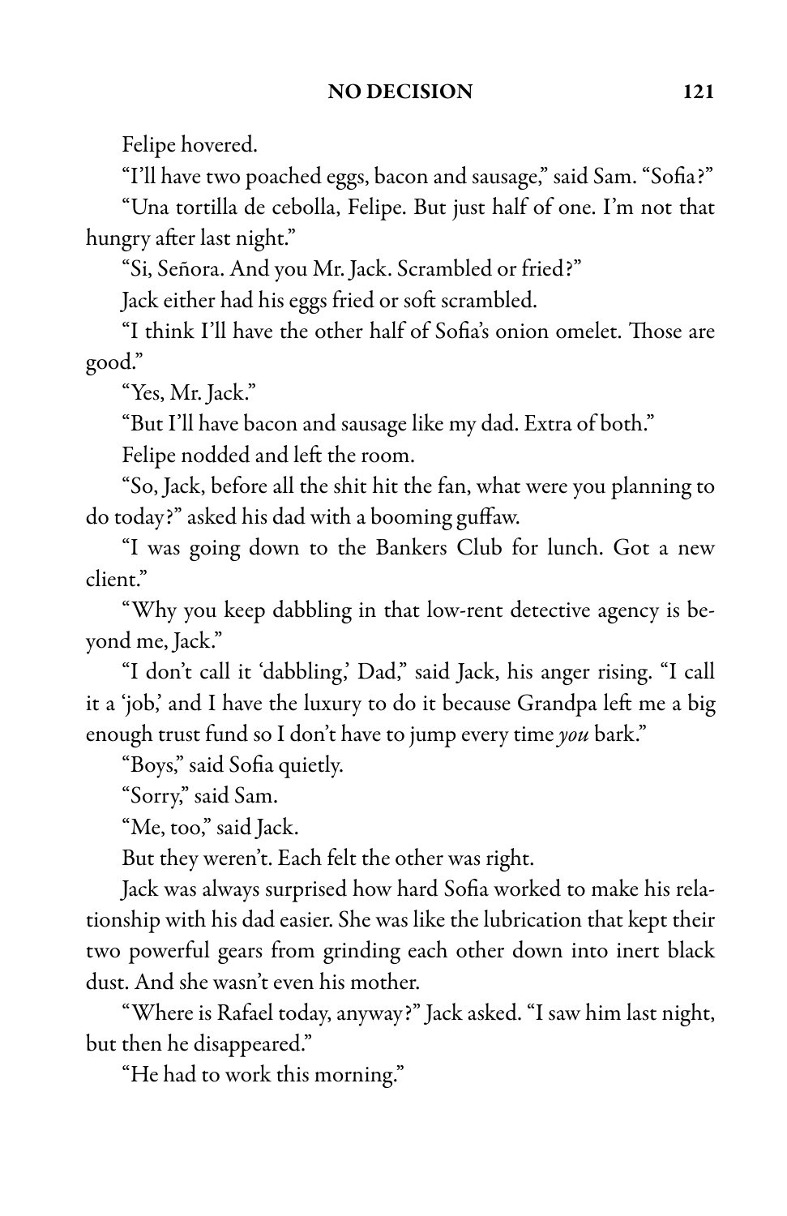Felipe hovered.

"I'll have two poached eggs, bacon and sausage," said Sam. "Sofia?"

"Una tortilla de cebolla, Felipe. But just half of one. I'm not that hungry after last night."

"Si, Señora. And you Mr. Jack. Scrambled or fried?"

Jack either had his eggs fried or soft scrambled.

"I think I'll have the other half of Sofia's onion omelet. Those are good."

"Yes, Mr. Jack."

"But I'll have bacon and sausage like my dad. Extra of both."

Felipe nodded and left the room.

"So, Jack, before all the shit hit the fan, what were you planning to do today?" asked his dad with a booming guffaw.

"I was going down to the Bankers Club for lunch. Got a new client."

"Why you keep dabbling in that low-rent detective agency is beyond me, Jack."

"I don't call it 'dabbling,' Dad," said Jack, his anger rising. "I call it a 'job,' and I have the luxury to do it because Grandpa left me a big enough trust fund so I don't have to jump every time *you* bark."

"Boys," said Sofia quietly.

"Sorry," said Sam.

"Me, too," said Jack.

But they weren't. Each felt the other was right.

Jack was always surprised how hard Sofia worked to make his relationship with his dad easier. She was like the lubrication that kept their two powerful gears from grinding each other down into inert black dust. And she wasn't even his mother.

"Where is Rafael today, anyway?" Jack asked. "I saw him last night, but then he disappeared."

"He had to work this morning."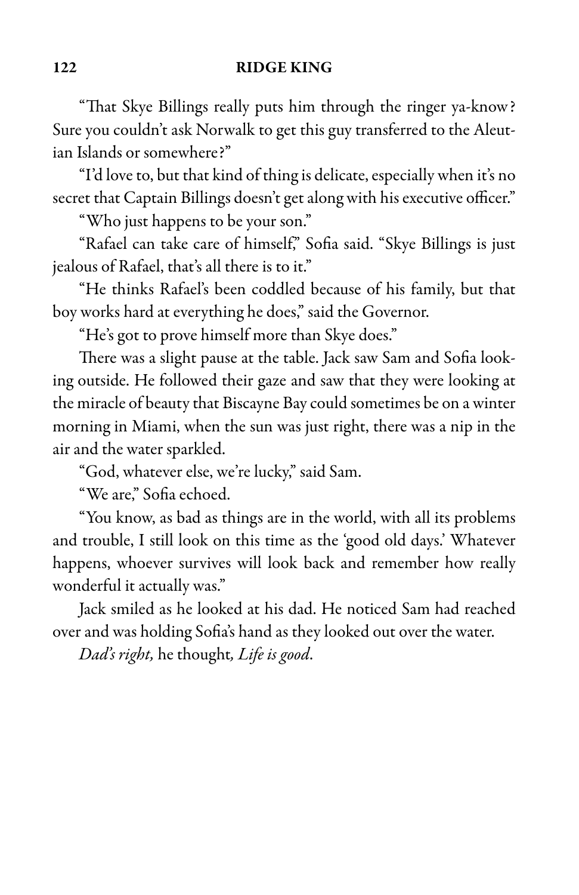"That Skye Billings really puts him through the ringer ya-know? Sure you couldn't ask Norwalk to get this guy transferred to the Aleutian Islands or somewhere?"

"I'd love to, but that kind of thing is delicate, especially when it's no secret that Captain Billings doesn't get along with his executive officer."

"Who just happens to be your son."

"Rafael can take care of himself," Sofia said. "Skye Billings is just jealous of Rafael, that's all there is to it."

"He thinks Rafael's been coddled because of his family, but that boy works hard at everything he does," said the Governor.

"He's got to prove himself more than Skye does."

There was a slight pause at the table. Jack saw Sam and Sofia looking outside. He followed their gaze and saw that they were looking at the miracle of beauty that Biscayne Bay could sometimes be on a winter morning in Miami, when the sun was just right, there was a nip in the air and the water sparkled.

"God, whatever else, we're lucky," said Sam.

"We are," Sofia echoed.

"You know, as bad as things are in the world, with all its problems and trouble, I still look on this time as the 'good old days.' Whatever happens, whoever survives will look back and remember how really wonderful it actually was."

Jack smiled as he looked at his dad. He noticed Sam had reached over and was holding Sofia's hand as they looked out over the water.

*Dad's right,* he thought*, Life is good*.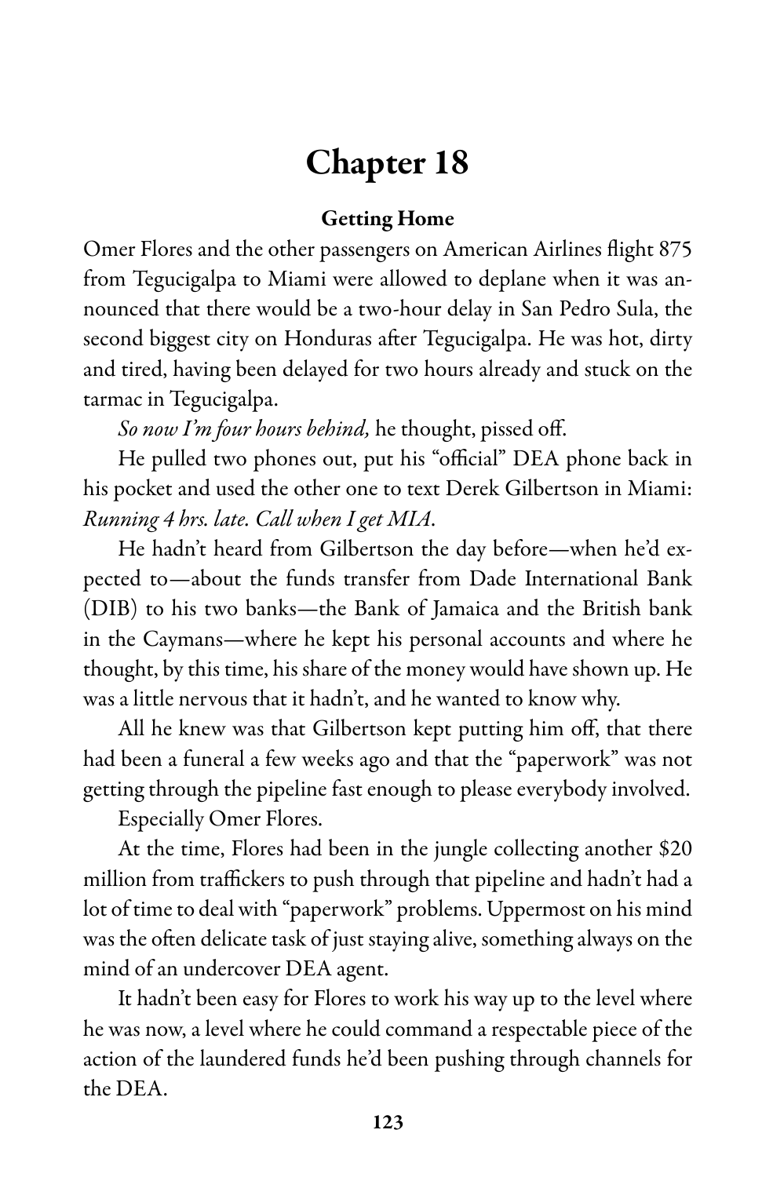# Chapter 18

### Getting Home

Omer Flores and the other passengers on American Airlines flight 875 from Tegucigalpa to Miami were allowed to deplane when it was announced that there would be a two-hour delay in San Pedro Sula, the second biggest city on Honduras after Tegucigalpa. He was hot, dirty and tired, having been delayed for two hours already and stuck on the tarmac in Tegucigalpa.

*So now I'm four hours behind,* he thought, pissed off.

He pulled two phones out, put his "official" DEA phone back in his pocket and used the other one to text Derek Gilbertson in Miami: *Running 4 hrs. late. Call when I get MIA.*

He hadn't heard from Gilbertson the day before—when he'd expected to—about the funds transfer from Dade International Bank (DIB) to his two banks—the Bank of Jamaica and the British bank in the Caymans—where he kept his personal accounts and where he thought, by this time, his share of the money would have shown up. He was a little nervous that it hadn't, and he wanted to know why.

All he knew was that Gilbertson kept putting him off, that there had been a funeral a few weeks ago and that the "paperwork" was not getting through the pipeline fast enough to please everybody involved.

Especially Omer Flores.

At the time, Flores had been in the jungle collecting another $20 million from traffickers to push through that pipeline and hadn't had a lot of time to deal with "paperwork" problems. Uppermost on his mind was the often delicate task of just staying alive, something always on the mind of an undercover DEA agent.

It hadn't been easy for Flores to work his way up to the level where he was now, a level where he could command a respectable piece of the action of the laundered funds he'd been pushing through channels for the DEA.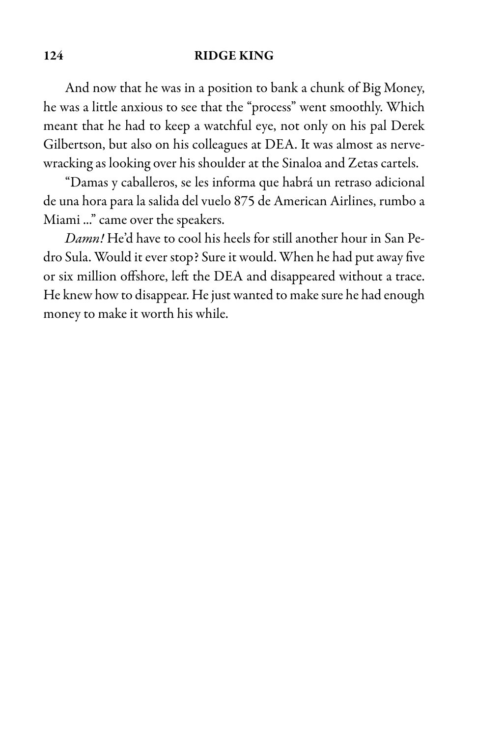And now that he was in a position to bank a chunk of Big Money, he was a little anxious to see that the "process" went smoothly. Which meant that he had to keep a watchful eye, not only on his pal Derek Gilbertson, but also on his colleagues at DEA. It was almost as nerve-wracking as looking over his shoulder at the Sinaloa and Zetas cartels.

"Damas y caballeros, se les informa que habrá un retraso adicional de una hora para la salida del vuelo 875 de American Airlines, rumbo a Miami ..." came over the speakers.

*Damn!* He'd have to cool his heels for still another hour in San Pedro Sula. Would it ever stop? Sure it would. When he had put away five or six million offshore, left the DEA and disappeared without a trace. He knew how to disappear. He just wanted to make sure he had enough money to make it worth his while.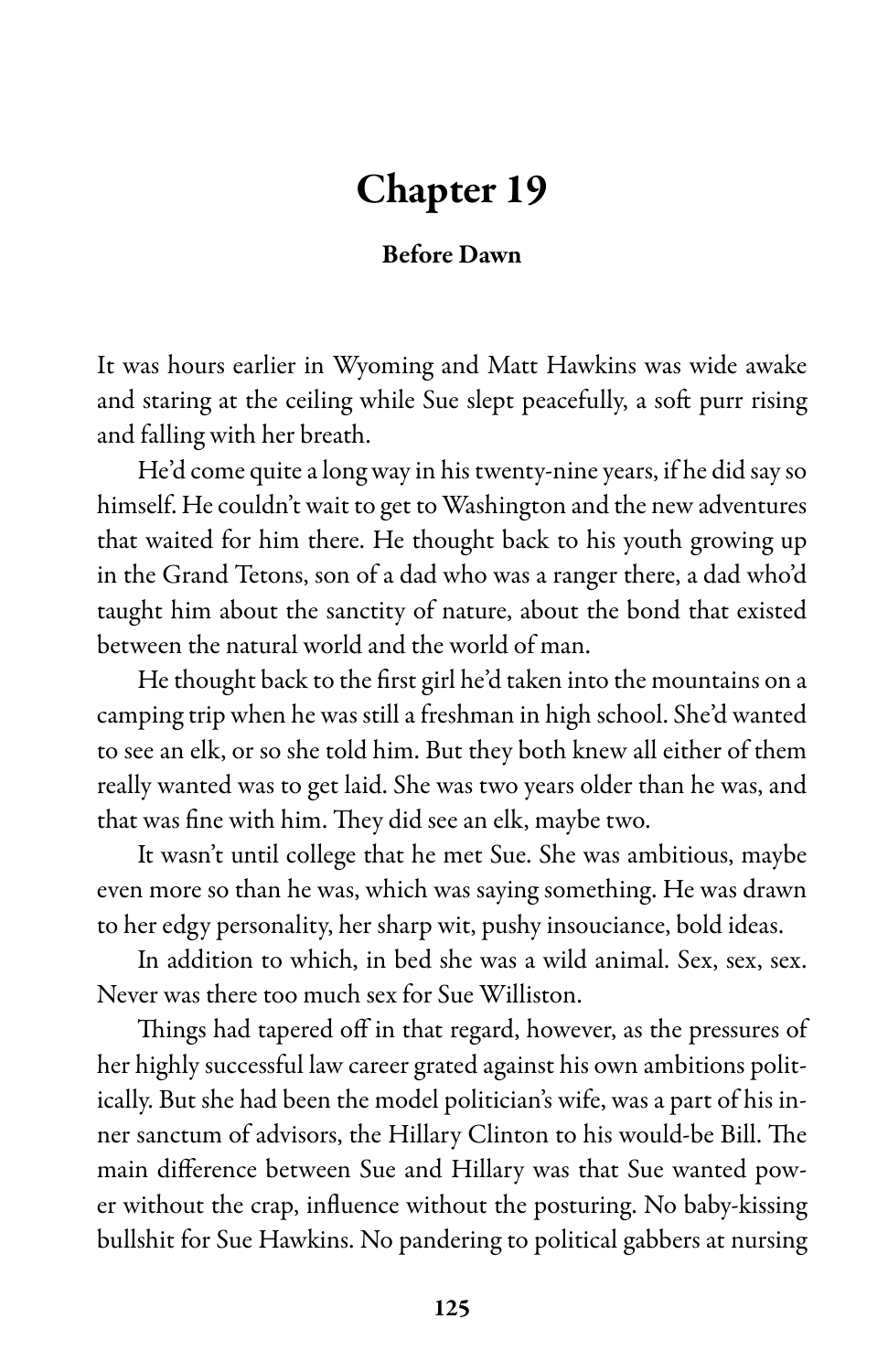# Chapter 19

### Before Dawn

It was hours earlier in Wyoming and Matt Hawkins was wide awake and staring at the ceiling while Sue slept peacefully, a soft purr rising and falling with her breath.

He'd come quite a long way in his twenty-nine years, if he did say so himself. He couldn't wait to get to Washington and the new adventures that waited for him there. He thought back to his youth growing up in the Grand Tetons, son of a dad who was a ranger there, a dad who'd taught him about the sanctity of nature, about the bond that existed between the natural world and the world of man.

He thought back to the first girl he'd taken into the mountains on a camping trip when he was still a freshman in high school. She'd wanted to see an elk, or so she told him. But they both knew all either of them really wanted was to get laid. She was two years older than he was, and that was fine with him. They did see an elk, maybe two.

It wasn't until college that he met Sue. She was ambitious, maybe even more so than he was, which was saying something. He was drawn to her edgy personality, her sharp wit, pushy insouciance, bold ideas.

In addition to which, in bed she was a wild animal. Sex, sex, sex. Never was there too much sex for Sue Williston.

Things had tapered off in that regard, however, as the pressures of her highly successful law career grated against his own ambitions politically. But she had been the model politician's wife, was a part of his inner sanctum of advisors, the Hillary Clinton to his would-be Bill. The main difference between Sue and Hillary was that Sue wanted power without the crap, influence without the posturing. No baby-kissing bullshit for Sue Hawkins. No pandering to political gabbers at nursing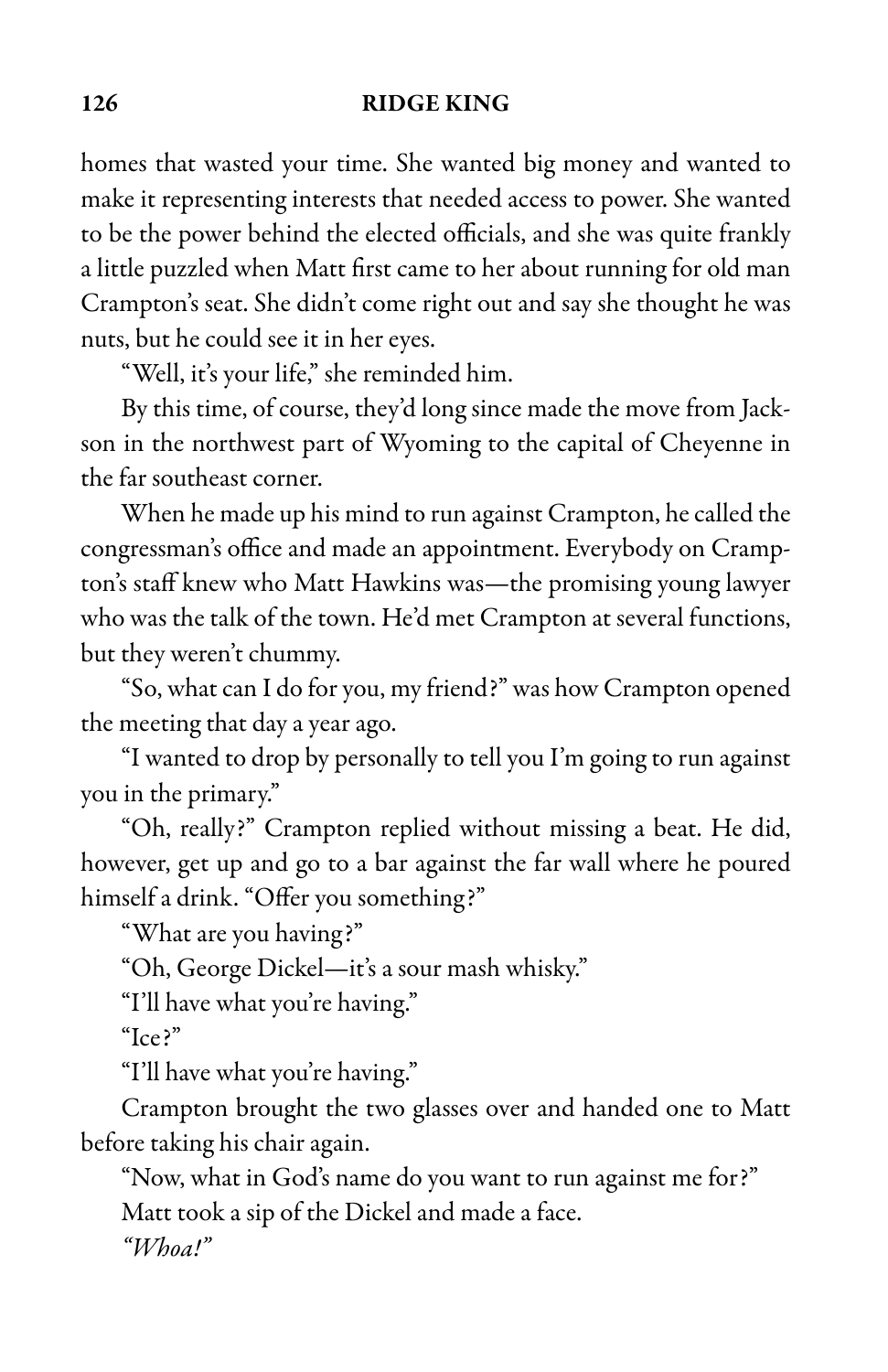homes that wasted your time. She wanted big money and wanted to make it representing interests that needed access to power. She wanted to be the power behind the elected officials, and she was quite frankly a little puzzled when Matt first came to her about running for old man Crampton's seat. She didn't come right out and say she thought he was nuts, but he could see it in her eyes.

"Well, it's your life," she reminded him.

By this time, of course, they'd long since made the move from Jackson in the northwest part of Wyoming to the capital of Cheyenne in the far southeast corner.

When he made up his mind to run against Crampton, he called the congressman's office and made an appointment. Everybody on Crampton's staff knew who Matt Hawkins was—the promising young lawyer who was the talk of the town. He'd met Crampton at several functions, but they weren't chummy.

"So, what can I do for you, my friend?" was how Crampton opened the meeting that day a year ago.

"I wanted to drop by personally to tell you I'm going to run against you in the primary."

"Oh, really?" Crampton replied without missing a beat. He did, however, get up and go to a bar against the far wall where he poured himself a drink. "Offer you something?"

"What are you having?"

"Oh, George Dickel—it's a sour mash whisky."

"I'll have what you're having."

"Ice?"

"I'll have what you're having."

Crampton brought the two glasses over and handed one to Matt before taking his chair again.

"Now, what in God's name do you want to run against me for?"

Matt took a sip of the Dickel and made a face.

*"Whoa!"*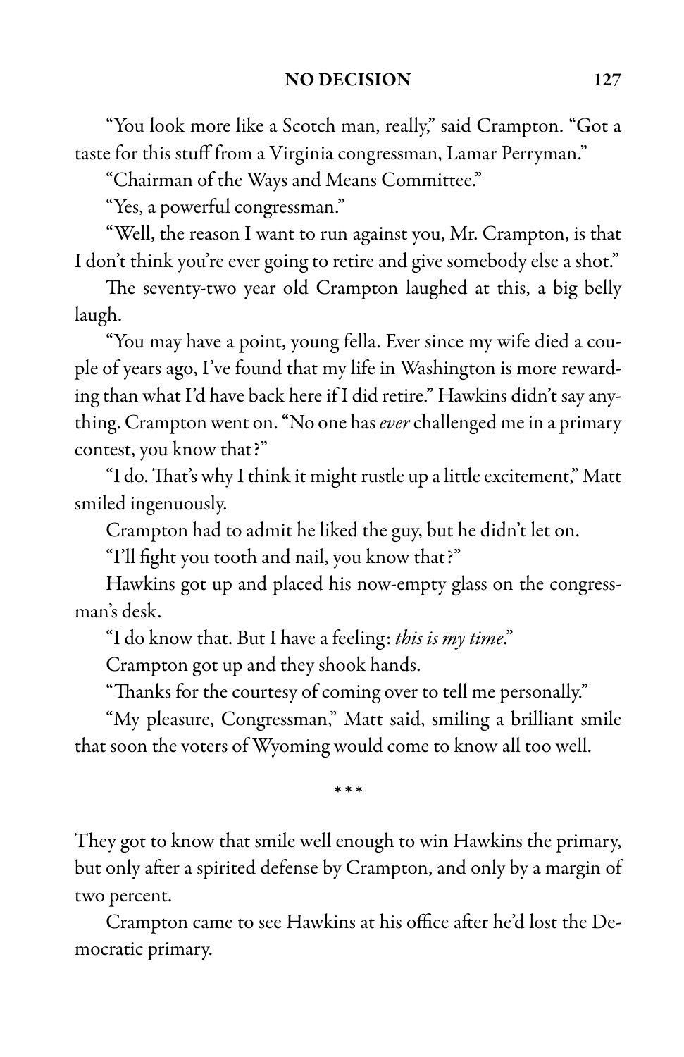"You look more like a Scotch man, really," said Crampton. "Got a taste for this stuff from a Virginia congressman, Lamar Perryman."

"Chairman of the Ways and Means Committee."

"Yes, a powerful congressman."

"Well, the reason I want to run against you, Mr. Crampton, is that I don't think you're ever going to retire and give somebody else a shot."

The seventy-two year old Crampton laughed at this, a big belly laugh.

"You may have a point, young fella. Ever since my wife died a couple of years ago, I've found that my life in Washington is more rewarding than what I'd have back here if I did retire." Hawkins didn't say anything. Crampton went on. "No one has *ever* challenged me in a primary contest, you know that?"

"I do. That's why I think it might rustle up a little excitement," Matt smiled ingenuously.

Crampton had to admit he liked the guy, but he didn't let on.

"I'll fight you tooth and nail, you know that?"

Hawkins got up and placed his now-empty glass on the congressman's desk.

"I do know that. But I have a feeling: *this is my time*."

Crampton got up and they shook hands.

"Thanks for the courtesy of coming over to tell me personally."

"My pleasure, Congressman," Matt said, smiling a brilliant smile that soon the voters of Wyoming would come to know all too well.

\* \* \*

They got to know that smile well enough to win Hawkins the primary, but only after a spirited defense by Crampton, and only by a margin of two percent.

Crampton came to see Hawkins at his office after he'd lost the Democratic primary.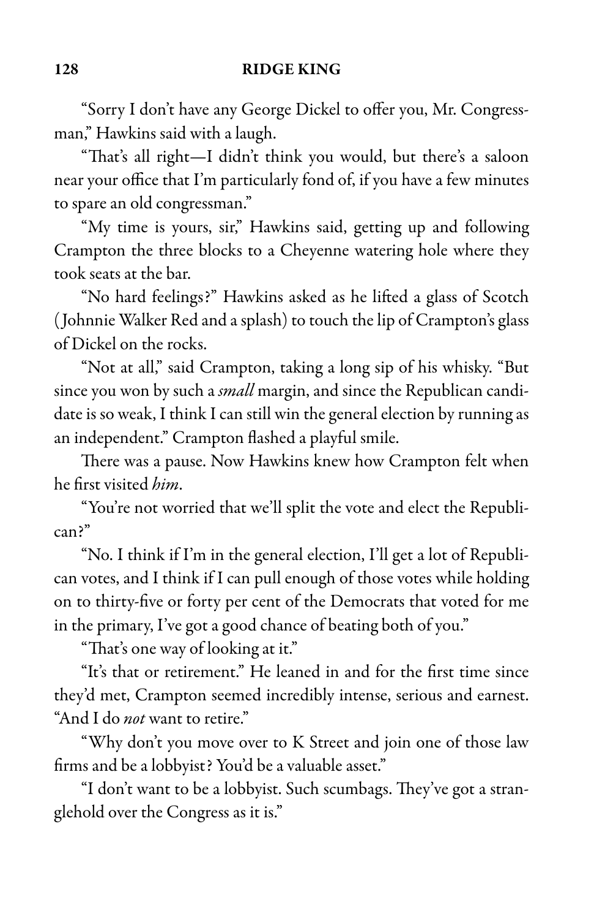"Sorry I don't have any George Dickel to offer you, Mr. Congressman," Hawkins said with a laugh.

"That's all right—I didn't think you would, but there's a saloon near your office that I'm particularly fond of, if you have a few minutes to spare an old congressman."

"My time is yours, sir," Hawkins said, getting up and following Crampton the three blocks to a Cheyenne watering hole where they took seats at the bar.

"No hard feelings?" Hawkins asked as he lifted a glass of Scotch (Johnnie Walker Red and a splash) to touch the lip of Crampton's glass of Dickel on the rocks.

"Not at all," said Crampton, taking a long sip of his whisky. "But since you won by such a *small* margin, and since the Republican candidate is so weak, I think I can still win the general election by running as an independent." Crampton flashed a playful smile.

There was a pause. Now Hawkins knew how Crampton felt when he first visited *him*.

"You're not worried that we'll split the vote and elect the Republican?"

"No. I think if I'm in the general election, I'll get a lot of Republican votes, and I think if I can pull enough of those votes while holding on to thirty-five or forty per cent of the Democrats that voted for me in the primary, I've got a good chance of beating both of you."

"That's one way of looking at it."

"It's that or retirement." He leaned in and for the first time since they'd met, Crampton seemed incredibly intense, serious and earnest. "And I do *not* want to retire."

"Why don't you move over to K Street and join one of those law firms and be a lobbyist? You'd be a valuable asset."

"I don't want to be a lobbyist. Such scumbags. They've got a stranglehold over the Congress as it is."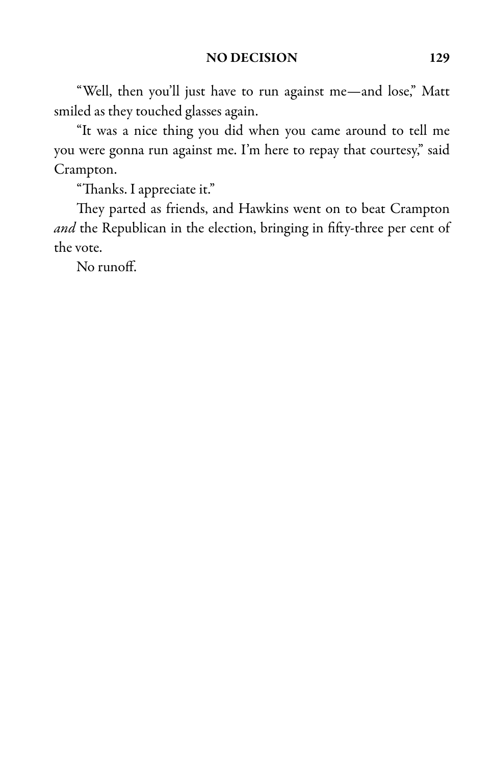"Well, then you'll just have to run against me—and lose," Matt smiled as they touched glasses again.

"It was a nice thing you did when you came around to tell me you were gonna run against me. I'm here to repay that courtesy," said Crampton.

"Thanks. I appreciate it."

They parted as friends, and Hawkins went on to beat Crampton *and* the Republican in the election, bringing in fifty-three per cent of the vote.

No runoff.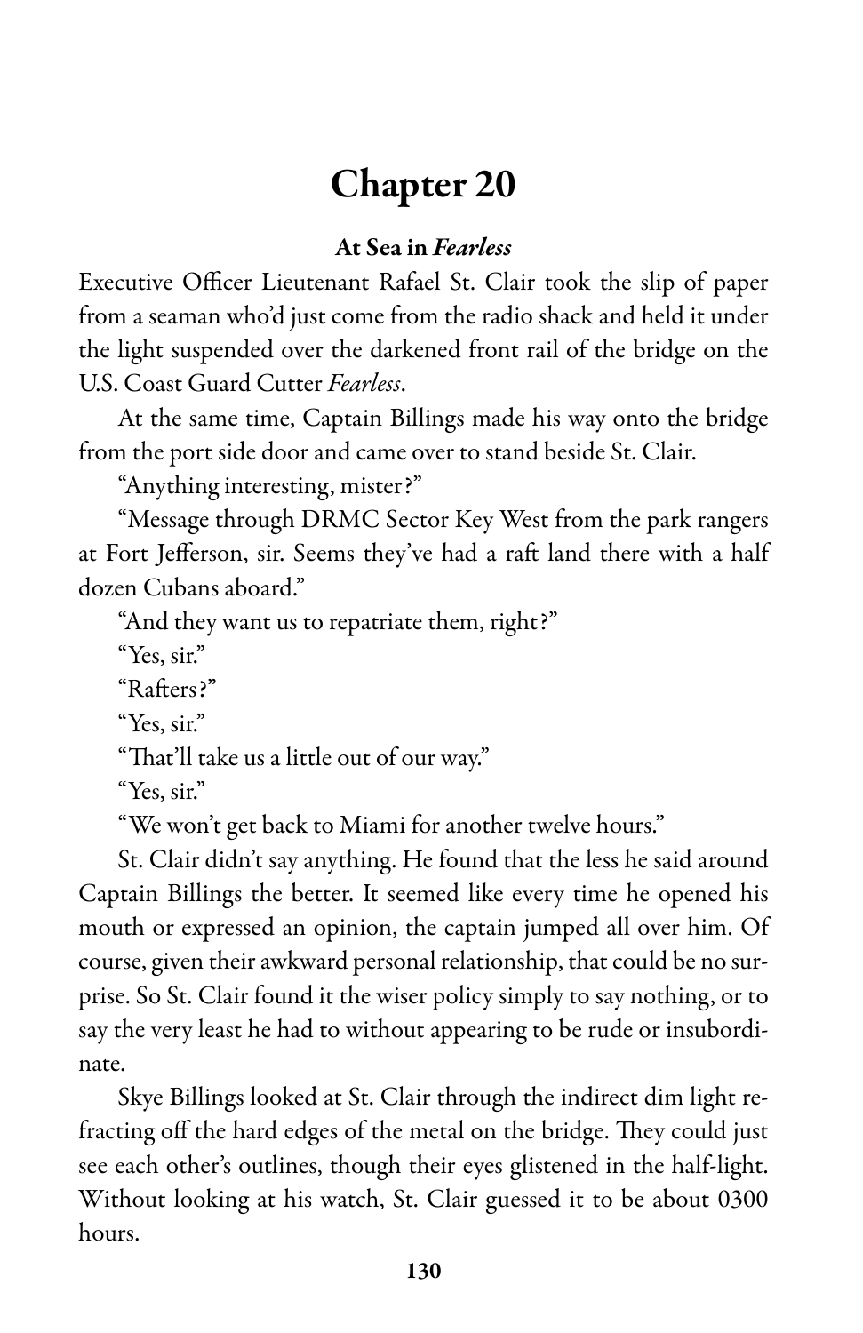# Chapter 20

### At Sea in *Fearless*

Executive Officer Lieutenant Rafael St. Clair took the slip of paper from a seaman who'd just come from the radio shack and held it under the light suspended over the darkened front rail of the bridge on the U.S. Coast Guard Cutter *Fearless*.

At the same time, Captain Billings made his way onto the bridge from the port side door and came over to stand beside St. Clair.

"Anything interesting, mister?"

"Message through DRMC Sector Key West from the park rangers at Fort Jefferson, sir. Seems they've had a raft land there with a half dozen Cubans aboard."

"And they want us to repatriate them, right?"

"Yes, sir."

"Rafters?"

"Yes, sir."

"That'll take us a little out of our way."

"Yes, sir."

"We won't get back to Miami for another twelve hours."

St. Clair didn't say anything. He found that the less he said around Captain Billings the better. It seemed like every time he opened his mouth or expressed an opinion, the captain jumped all over him. Of course, given their awkward personal relationship, that could be no surprise. So St. Clair found it the wiser policy simply to say nothing, or to say the very least he had to without appearing to be rude or insubordinate.

Skye Billings looked at St. Clair through the indirect dim light refracting off the hard edges of the metal on the bridge. They could just see each other's outlines, though their eyes glistened in the half-light. Without looking at his watch, St. Clair guessed it to be about 0300 hours.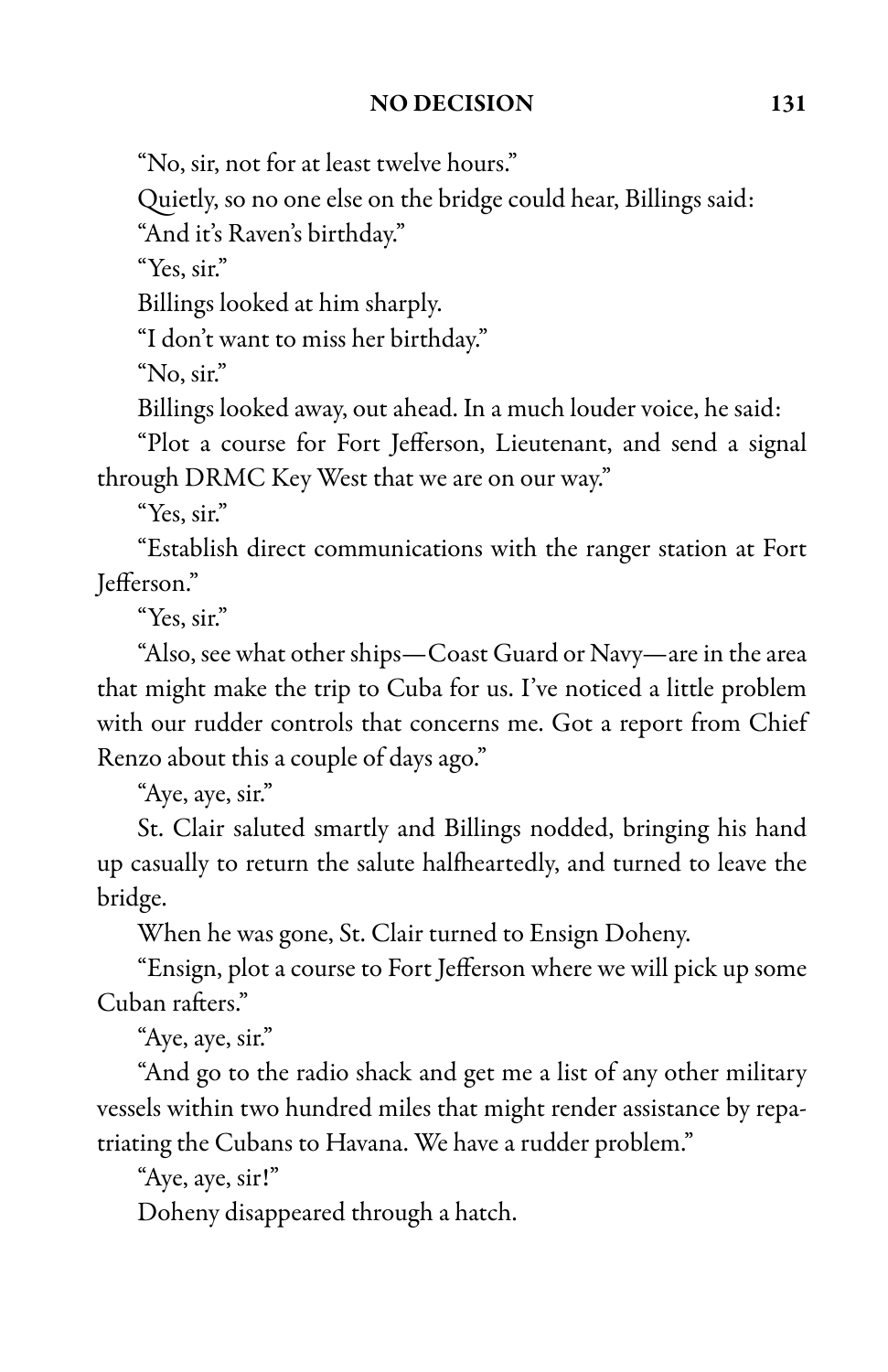"No, sir, not for at least twelve hours."

Quietly, so no one else on the bridge could hear, Billings said:

"And it's Raven's birthday."

"Yes, sir."

Billings looked at him sharply.

"I don't want to miss her birthday."

"No, sir."

Billings looked away, out ahead. In a much louder voice, he said:

"Plot a course for Fort Jefferson, Lieutenant, and send a signal through DRMC Key West that we are on our way."

"Yes, sir."

"Establish direct communications with the ranger station at Fort Jefferson."

"Yes, sir."

"Also, see what other ships—Coast Guard or Navy—are in the area that might make the trip to Cuba for us. I've noticed a little problem with our rudder controls that concerns me. Got a report from Chief Renzo about this a couple of days ago."

"Aye, aye, sir."

St. Clair saluted smartly and Billings nodded, bringing his hand up casually to return the salute halfheartedly, and turned to leave the bridge.

When he was gone, St. Clair turned to Ensign Doheny.

"Ensign, plot a course to Fort Jefferson where we will pick up some Cuban rafters."

"Aye, aye, sir."

"And go to the radio shack and get me a list of any other military vessels within two hundred miles that might render assistance by repatriating the Cubans to Havana. We have a rudder problem."

"Aye, aye, sir!"

Doheny disappeared through a hatch.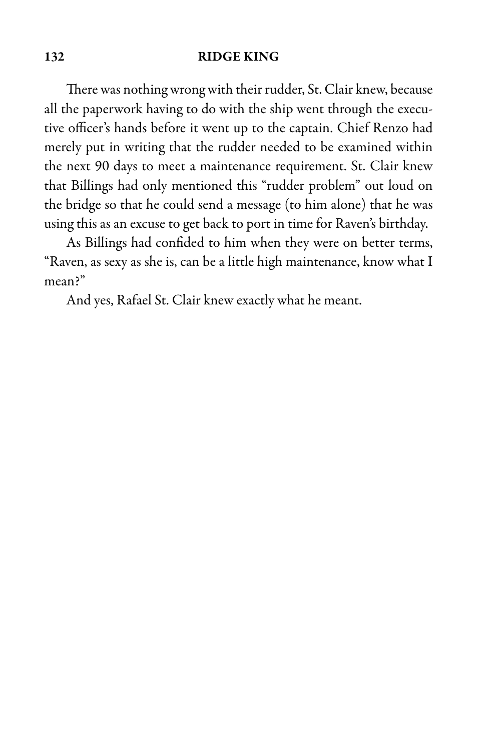There was nothing wrong with their rudder, St. Clair knew, because all the paperwork having to do with the ship went through the executive officer's hands before it went up to the captain. Chief Renzo had merely put in writing that the rudder needed to be examined within the next 90 days to meet a maintenance requirement. St. Clair knew that Billings had only mentioned this "rudder problem" out loud on the bridge so that he could send a message (to him alone) that he was using this as an excuse to get back to port in time for Raven's birthday.

As Billings had confided to him when they were on better terms, "Raven, as sexy as she is, can be a little high maintenance, know what I mean?"

And yes, Rafael St. Clair knew exactly what he meant.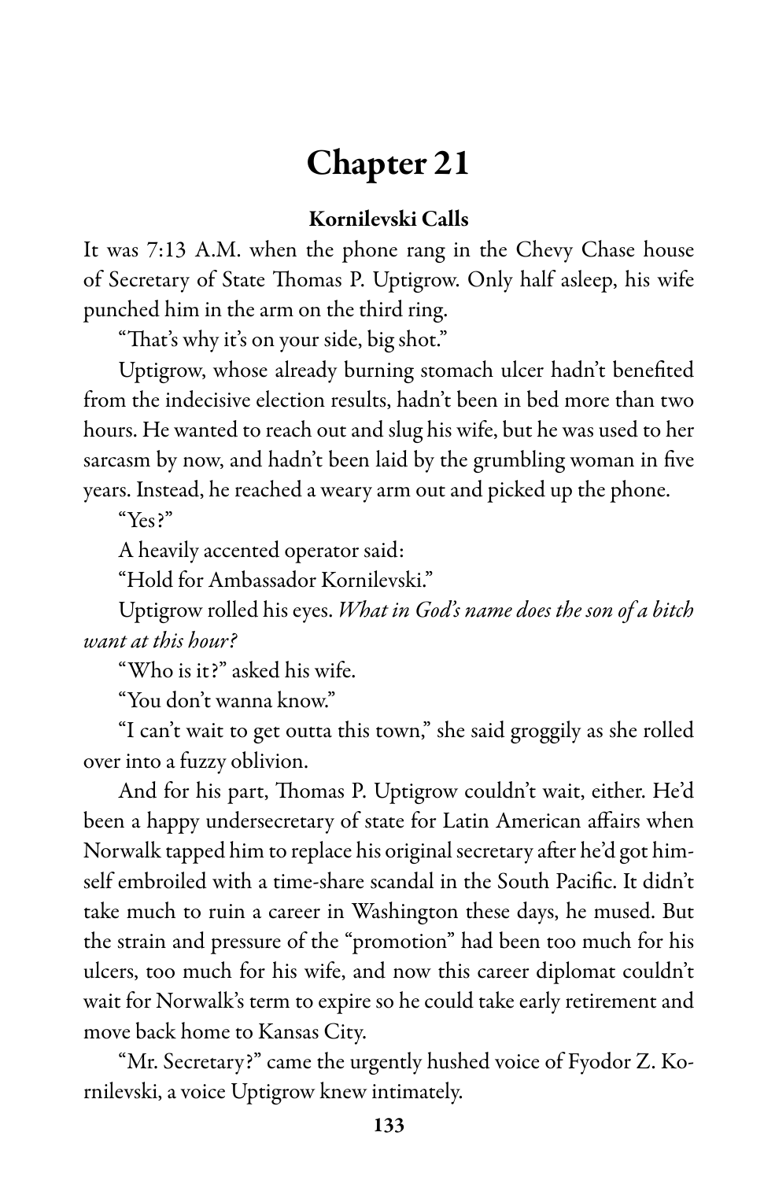# Chapter 21

### Kornilevski Calls

It was 7:13 A.M. when the phone rang in the Chevy Chase house of Secretary of State Thomas P. Uptigrow. Only half asleep, his wife punched him in the arm on the third ring.

"That's why it's on your side, big shot."

Uptigrow, whose already burning stomach ulcer hadn't benefited from the indecisive election results, hadn't been in bed more than two hours. He wanted to reach out and slug his wife, but he was used to her sarcasm by now, and hadn't been laid by the grumbling woman in five years. Instead, he reached a weary arm out and picked up the phone.

"Yes?"

A heavily accented operator said:

"Hold for Ambassador Kornilevski."

Uptigrow rolled his eyes. *What in God's name does the son of a bitch want at this hour?*

"Who is it?" asked his wife.

"You don't wanna know."

"I can't wait to get outta this town," she said groggily as she rolled over into a fuzzy oblivion.

And for his part, Thomas P. Uptigrow couldn't wait, either. He'd been a happy undersecretary of state for Latin American affairs when Norwalk tapped him to replace his original secretary after he'd got himself embroiled with a time-share scandal in the South Pacific. It didn't take much to ruin a career in Washington these days, he mused. But the strain and pressure of the "promotion" had been too much for his ulcers, too much for his wife, and now this career diplomat couldn't wait for Norwalk's term to expire so he could take early retirement and move back home to Kansas City.

"Mr. Secretary?" came the urgently hushed voice of Fyodor Z. Kornilevski, a voice Uptigrow knew intimately.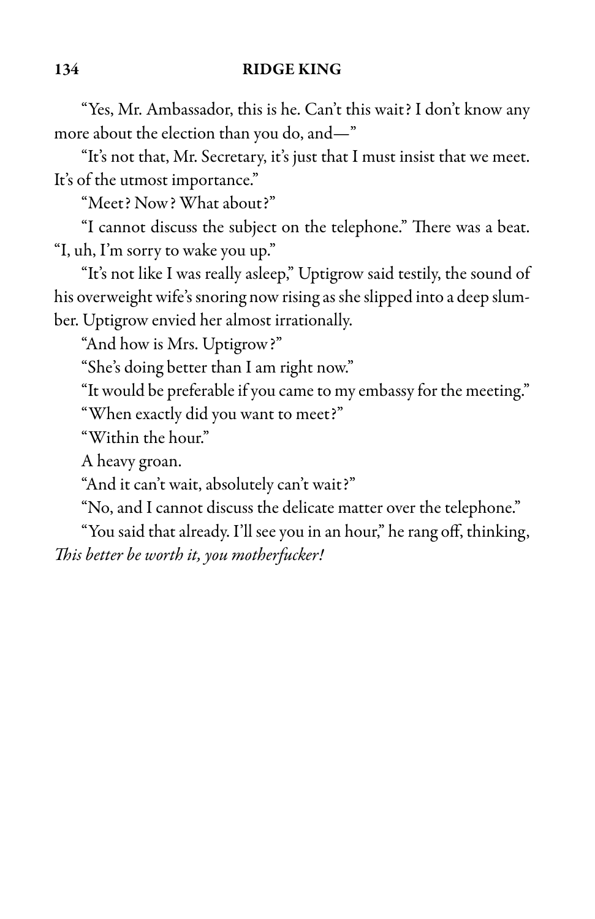"Yes, Mr. Ambassador, this is he. Can't this wait? I don't know any more about the election than you do, and—"

"It's not that, Mr. Secretary, it's just that I must insist that we meet. It's of the utmost importance."

"Meet? Now? What about?"

"I cannot discuss the subject on the telephone." There was a beat. "I, uh, I'm sorry to wake you up."

"It's not like I was really asleep," Uptigrow said testily, the sound of his overweight wife's snoring now rising as she slipped into a deep slumber. Uptigrow envied her almost irrationally.

"And how is Mrs. Uptigrow?"

"She's doing better than I am right now."

"It would be preferable if you came to my embassy for the meeting."

"When exactly did you want to meet?"

"Within the hour."

A heavy groan.

"And it can't wait, absolutely can't wait?"

"No, and I cannot discuss the delicate matter over the telephone."

"You said that already. I'll see you in an hour," he rang off, thinking, *This better be worth it, you motherfucker!*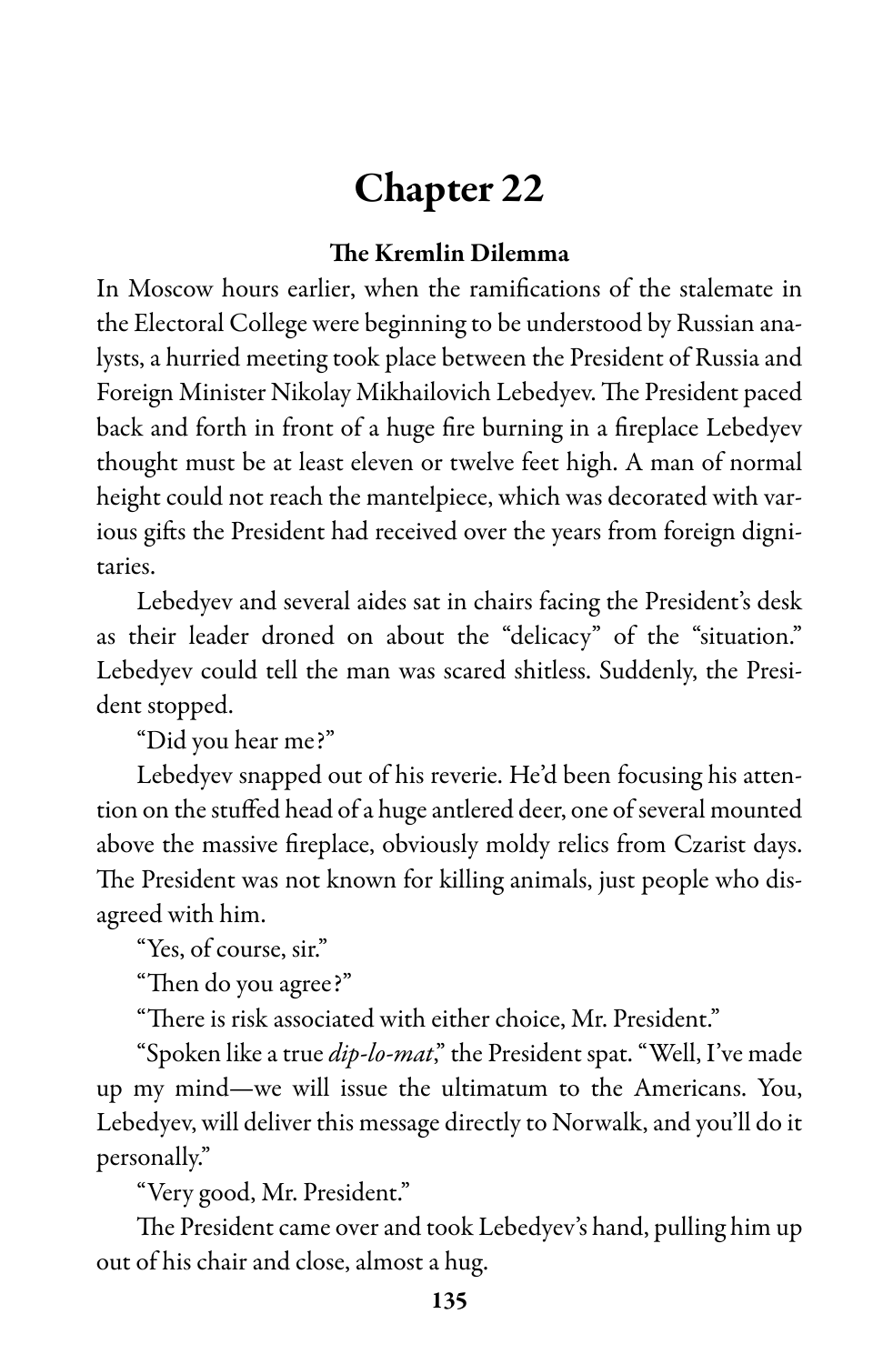# Chapter 22

## The Kremlin Dilemma

In Moscow hours earlier, when the ramifications of the stalemate in the Electoral College were beginning to be understood by Russian analysts, a hurried meeting took place between the President of Russia and Foreign Minister Nikolay Mikhailovich Lebedyev. The President paced back and forth in front of a huge fire burning in a fireplace Lebedyev thought must be at least eleven or twelve feet high. A man of normal height could not reach the mantelpiece, which was decorated with various gifts the President had received over the years from foreign dignitaries.

Lebedyev and several aides sat in chairs facing the President's desk as their leader droned on about the "delicacy" of the "situation." Lebedyev could tell the man was scared shitless. Suddenly, the President stopped.

"Did you hear me?"

Lebedyev snapped out of his reverie. He'd been focusing his attention on the stuffed head of a huge antlered deer, one of several mounted above the massive fireplace, obviously moldy relics from Czarist days. The President was not known for killing animals, just people who disagreed with him.

"Yes, of course, sir."

"Then do you agree?"

"There is risk associated with either choice, Mr. President."

"Spoken like a true *dip-lo-mat*," the President spat. "Well, I've made up my mind—we will issue the ultimatum to the Americans. You, Lebedyev, will deliver this message directly to Norwalk, and you'll do it personally."

"Very good, Mr. President."

The President came over and took Lebedyev's hand, pulling him up out of his chair and close, almost a hug.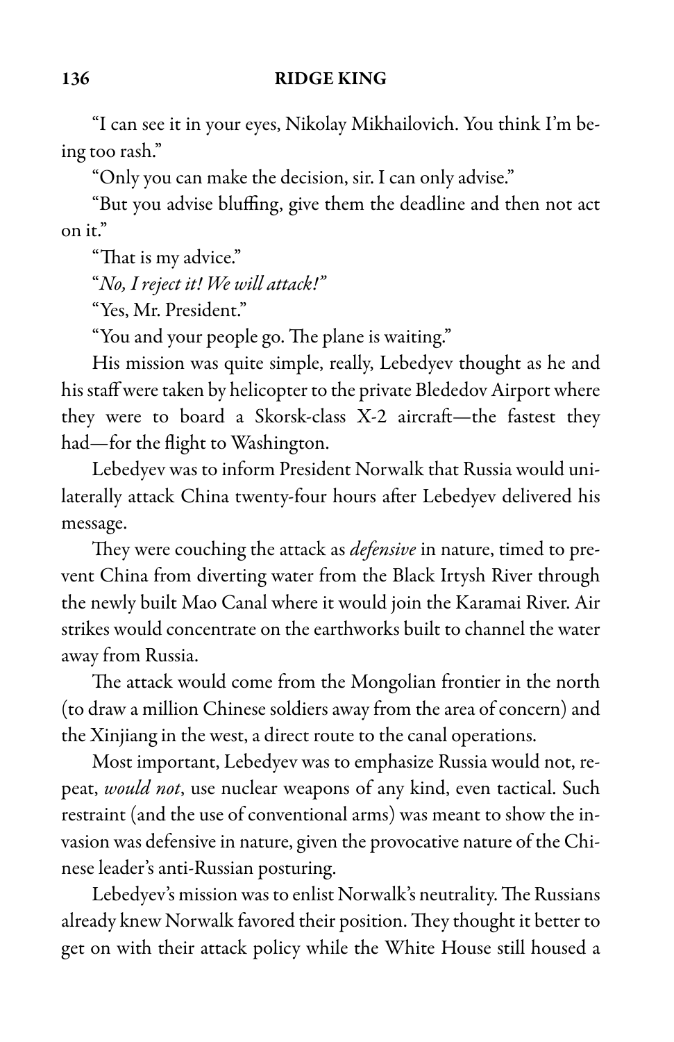"I can see it in your eyes, Nikolay Mikhailovich. You think I'm being too rash."

"Only you can make the decision, sir. I can only advise."

"But you advise bluffing, give them the deadline and then not act on it."

"That is my advice."

"*No, I reject it! We will attack!*"

"Yes, Mr. President."

"You and your people go. The plane is waiting."

His mission was quite simple, really, Lebedyev thought as he and his staff were taken by helicopter to the private Blededov Airport where they were to board a Skorsk-class X-2 aircraft—the fastest they had—for the flight to Washington.

Lebedyev was to inform President Norwalk that Russia would unilaterally attack China twenty-four hours after Lebedyev delivered his message.

They were couching the attack as *defensive* in nature, timed to prevent China from diverting water from the Black Irtysh River through the newly built Mao Canal where it would join the Karamai River. Air strikes would concentrate on the earthworks built to channel the water away from Russia.

The attack would come from the Mongolian frontier in the north (to draw a million Chinese soldiers away from the area of concern) and the Xinjiang in the west, a direct route to the canal operations.

Most important, Lebedyev was to emphasize Russia would not, repeat, *would not*, use nuclear weapons of any kind, even tactical. Such restraint (and the use of conventional arms) was meant to show the invasion was defensive in nature, given the provocative nature of the Chinese leader's anti-Russian posturing.

Lebedyev's mission was to enlist Norwalk's neutrality. The Russians already knew Norwalk favored their position. They thought it better to get on with their attack policy while the White House still housed a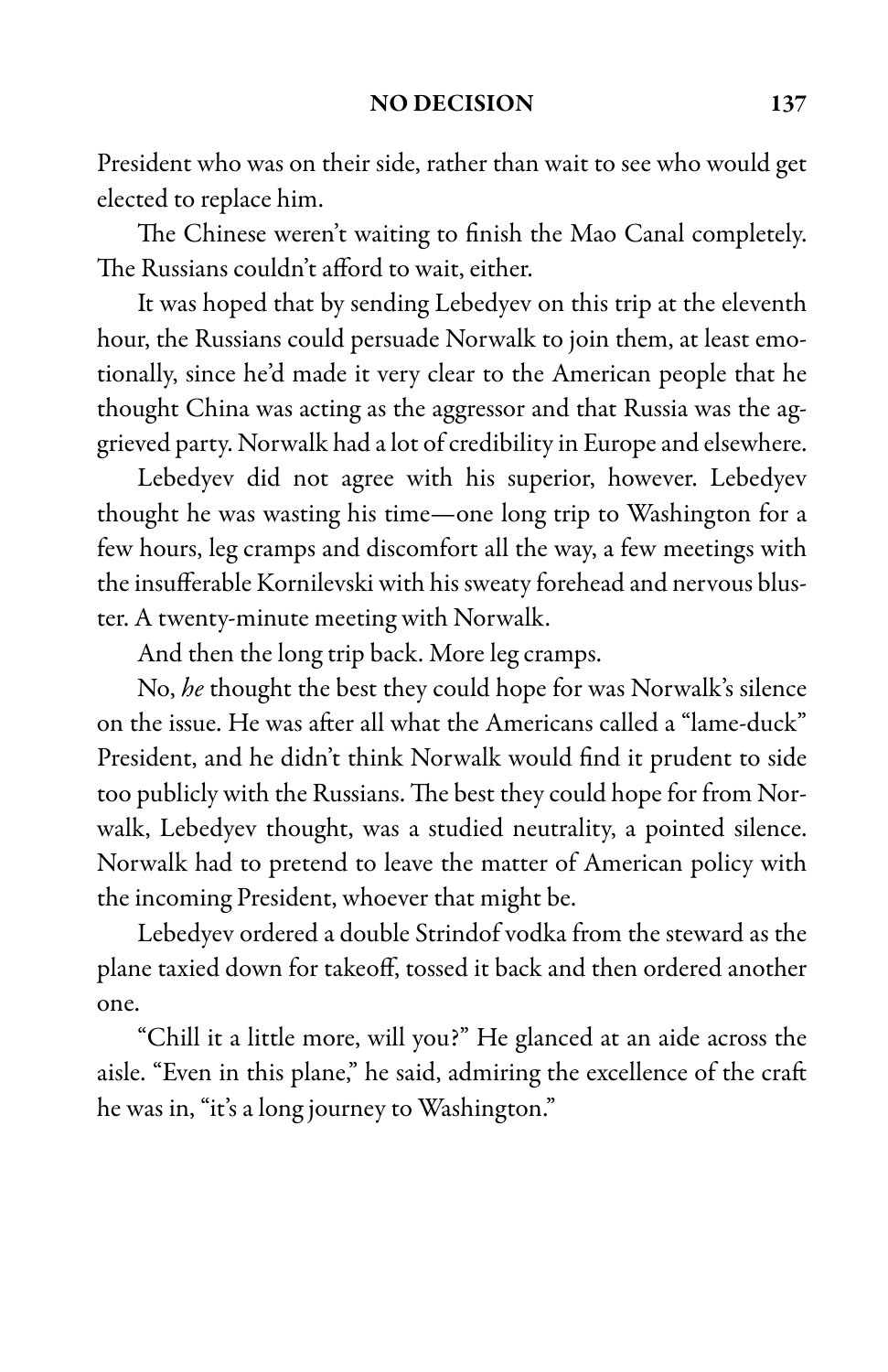President who was on their side, rather than wait to see who would get elected to replace him.

The Chinese weren't waiting to finish the Mao Canal completely. The Russians couldn't afford to wait, either.

It was hoped that by sending Lebedyev on this trip at the eleventh hour, the Russians could persuade Norwalk to join them, at least emotionally, since he'd made it very clear to the American people that he thought China was acting as the aggressor and that Russia was the aggrieved party. Norwalk had a lot of credibility in Europe and elsewhere.

Lebedyev did not agree with his superior, however. Lebedyev thought he was wasting his time—one long trip to Washington for a few hours, leg cramps and discomfort all the way, a few meetings with the insufferable Kornilevski with his sweaty forehead and nervous bluster. A twenty-minute meeting with Norwalk.

And then the long trip back. More leg cramps.

No, *he* thought the best they could hope for was Norwalk's silence on the issue. He was after all what the Americans called a "lame-duck" President, and he didn't think Norwalk would find it prudent to side too publicly with the Russians. The best they could hope for from Norwalk, Lebedyev thought, was a studied neutrality, a pointed silence. Norwalk had to pretend to leave the matter of American policy with the incoming President, whoever that might be.

Lebedyev ordered a double Strindof vodka from the steward as the plane taxied down for takeoff, tossed it back and then ordered another one.

"Chill it a little more, will you?" He glanced at an aide across the aisle. "Even in this plane," he said, admiring the excellence of the craft he was in, "it's a long journey to Washington."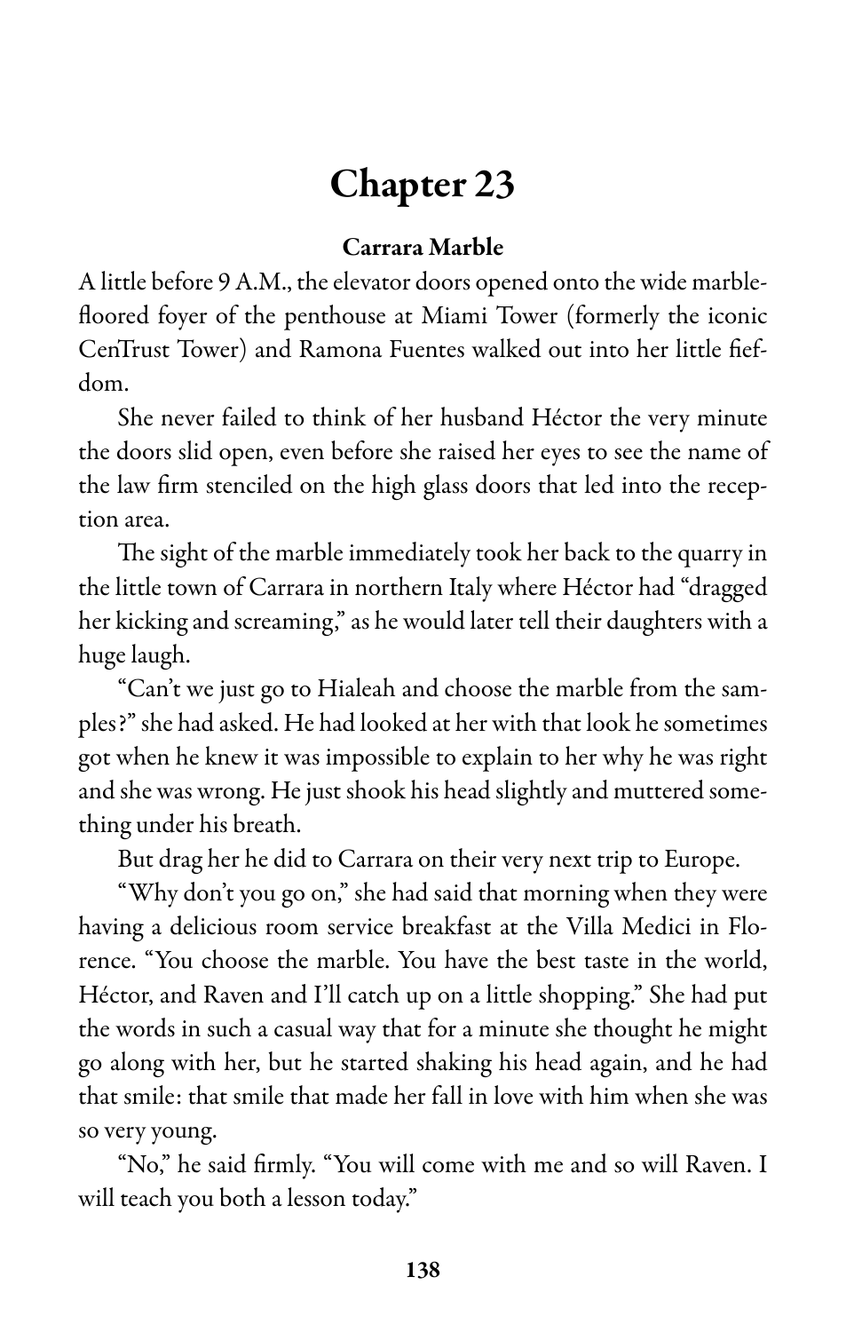# Chapter 23

### Carrara Marble

A little before 9 A.M., the elevator doors opened onto the wide marble-floored foyer of the penthouse at Miami Tower (formerly the iconic CenTrust Tower) and Ramona Fuentes walked out into her little fiefdom.

She never failed to think of her husband Héctor the very minute the doors slid open, even before she raised her eyes to see the name of the law firm stenciled on the high glass doors that led into the reception area.

The sight of the marble immediately took her back to the quarry in the little town of Carrara in northern Italy where Héctor had "dragged her kicking and screaming," as he would later tell their daughters with a huge laugh.

"Can't we just go to Hialeah and choose the marble from the samples?" she had asked. He had looked at her with that look he sometimes got when he knew it was impossible to explain to her why he was right and she was wrong. He just shook his head slightly and muttered something under his breath.

But drag her he did to Carrara on their very next trip to Europe.

"Why don't you go on," she had said that morning when they were having a delicious room service breakfast at the Villa Medici in Florence. "You choose the marble. You have the best taste in the world, Héctor, and Raven and I'll catch up on a little shopping." She had put the words in such a casual way that for a minute she thought he might go along with her, but he started shaking his head again, and he had that smile: that smile that made her fall in love with him when she was so very young.

"No," he said firmly. "You will come with me and so will Raven. I will teach you both a lesson today."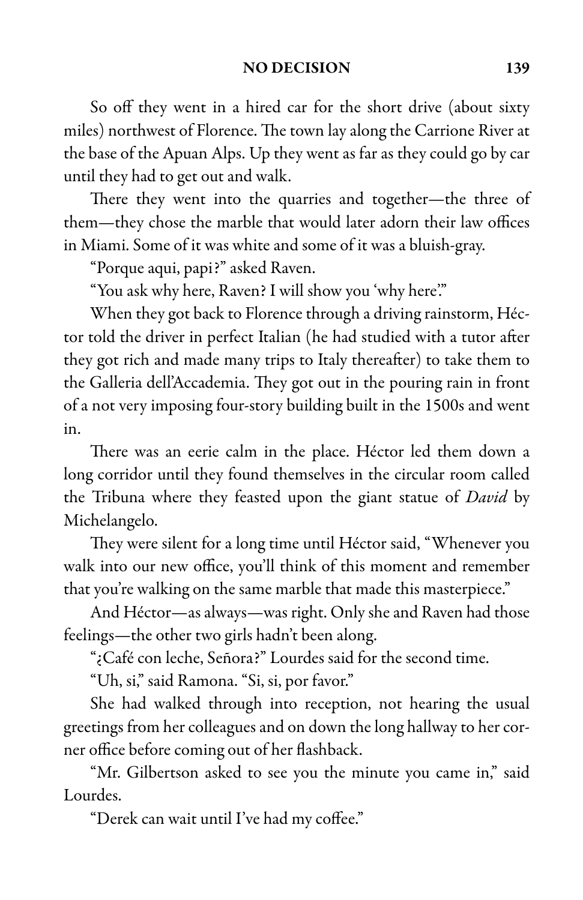So off they went in a hired car for the short drive (about sixty miles) northwest of Florence. The town lay along the Carrione River at the base of the Apuan Alps. Up they went as far as they could go by car until they had to get out and walk.

There they went into the quarries and together—the three of them—they chose the marble that would later adorn their law offices in Miami. Some of it was white and some of it was a bluish-gray.

"Porque aqui, papi?" asked Raven.

"You ask why here, Raven? I will show you 'why here.'"

When they got back to Florence through a driving rainstorm, Héctor told the driver in perfect Italian (he had studied with a tutor after they got rich and made many trips to Italy thereafter) to take them to the Galleria dell'Accademia. They got out in the pouring rain in front of a not very imposing four-story building built in the 1500s and went in.

There was an eerie calm in the place. Héctor led them down a long corridor until they found themselves in the circular room called the Tribuna where they feasted upon the giant statue of *David* by Michelangelo.

They were silent for a long time until Héctor said, "Whenever you walk into our new office, you'll think of this moment and remember that you're walking on the same marble that made this masterpiece."

And Héctor—as always—was right. Only she and Raven had those feelings—the other two girls hadn't been along.

"¿Café con leche, Señora?" Lourdes said for the second time.

"Uh, si," said Ramona. "Si, si, por favor."

She had walked through into reception, not hearing the usual greetings from her colleagues and on down the long hallway to her corner office before coming out of her flashback.

"Mr. Gilbertson asked to see you the minute you came in," said Lourdes.

"Derek can wait until I've had my coffee."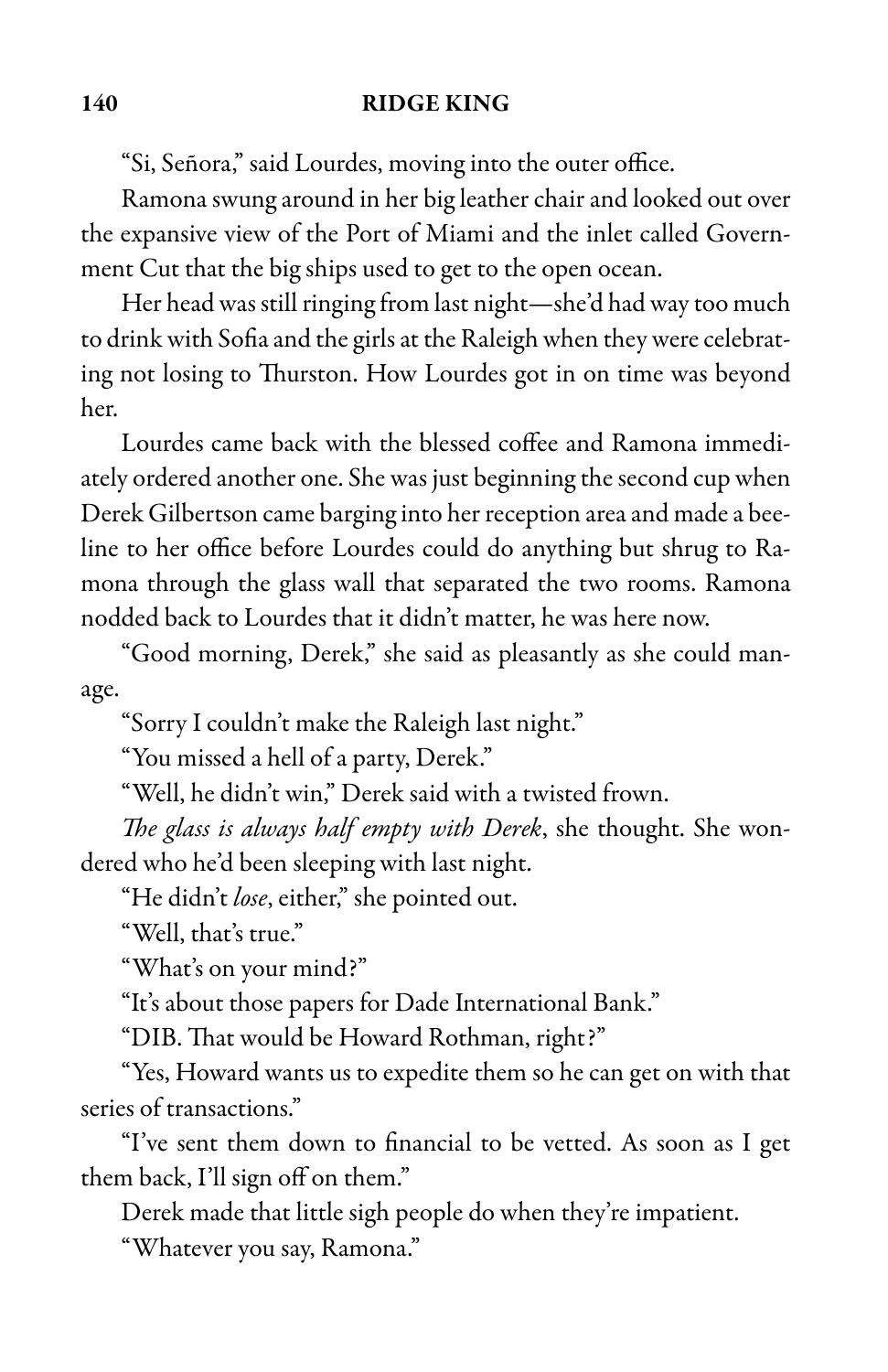"Si, Señora," said Lourdes, moving into the outer office.

Ramona swung around in her big leather chair and looked out over the expansive view of the Port of Miami and the inlet called Government Cut that the big ships used to get to the open ocean.

Her head was still ringing from last night—she'd had way too much to drink with Sofia and the girls at the Raleigh when they were celebrating not losing to Thurston. How Lourdes got in on time was beyond her.

Lourdes came back with the blessed coffee and Ramona immediately ordered another one. She was just beginning the second cup when Derek Gilbertson came barging into her reception area and made a beeline to her office before Lourdes could do anything but shrug to Ramona through the glass wall that separated the two rooms. Ramona nodded back to Lourdes that it didn't matter, he was here now.

"Good morning, Derek," she said as pleasantly as she could manage.

"Sorry I couldn't make the Raleigh last night."

"You missed a hell of a party, Derek."

"Well, he didn't win," Derek said with a twisted frown.

*The glass is always half empty with Derek*, she thought. She wondered who he'd been sleeping with last night.

"He didn't *lose*, either," she pointed out.

"Well, that's true."

"What's on your mind?"

"It's about those papers for Dade International Bank."

"DIB. That would be Howard Rothman, right?"

"Yes, Howard wants us to expedite them so he can get on with that series of transactions."

"I've sent them down to financial to be vetted. As soon as I get them back, I'll sign off on them."

Derek made that little sigh people do when they're impatient.

"Whatever you say, Ramona."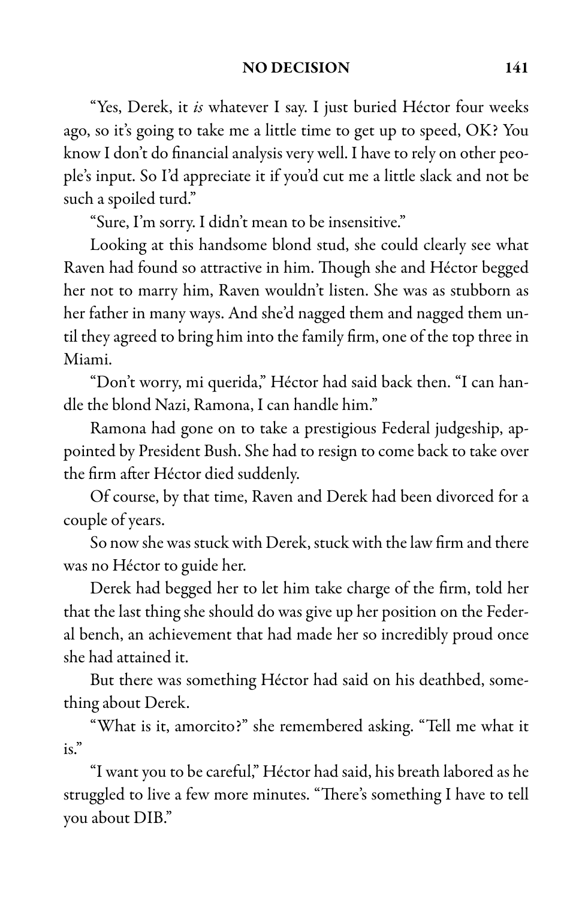"Yes, Derek, it *is* whatever I say. I just buried Héctor four weeks ago, so it's going to take me a little time to get up to speed, OK? You know I don't do financial analysis very well. I have to rely on other people's input. So I'd appreciate it if you'd cut me a little slack and not be such a spoiled turd."

"Sure, I'm sorry. I didn't mean to be insensitive."

Looking at this handsome blond stud, she could clearly see what Raven had found so attractive in him. Though she and Héctor begged her not to marry him, Raven wouldn't listen. She was as stubborn as her father in many ways. And she'd nagged them and nagged them until they agreed to bring him into the family firm, one of the top three in Miami.

"Don't worry, mi querida," Héctor had said back then. "I can handle the blond Nazi, Ramona, I can handle him."

Ramona had gone on to take a prestigious Federal judgeship, appointed by President Bush. She had to resign to come back to take over the firm after Héctor died suddenly.

Of course, by that time, Raven and Derek had been divorced for a couple of years.

So now she was stuck with Derek, stuck with the law firm and there was no Héctor to guide her.

Derek had begged her to let him take charge of the firm, told her that the last thing she should do was give up her position on the Federal bench, an achievement that had made her so incredibly proud once she had attained it.

But there was something Héctor had said on his deathbed, something about Derek.

"What is it, amorcito?" she remembered asking. "Tell me what it is."

"I want you to be careful," Héctor had said, his breath labored as he struggled to live a few more minutes. "There's something I have to tell you about DIB."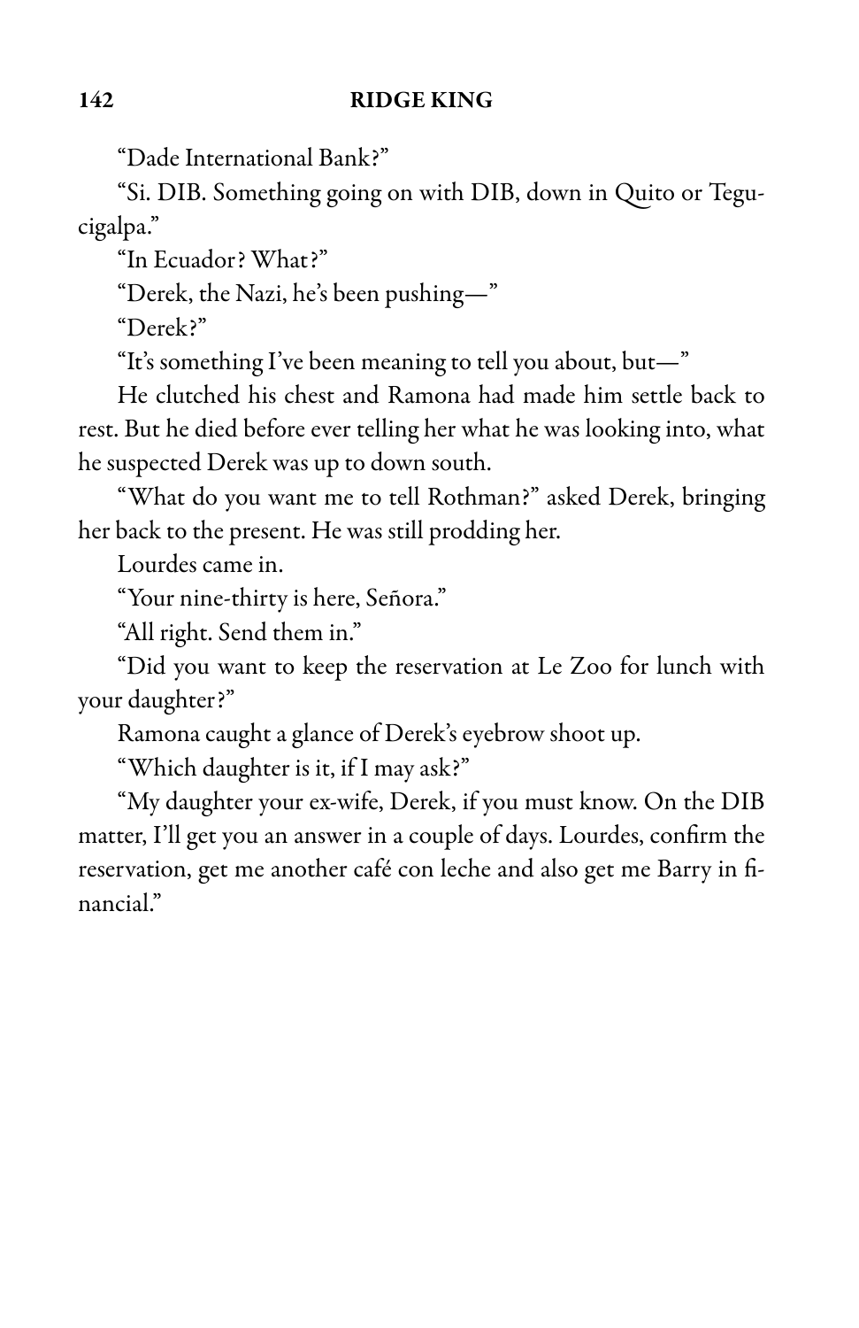"Dade International Bank?"

"Si. DIB. Something going on with DIB, down in Quito or Tegucigalpa."

"In Ecuador? What?"

"Derek, the Nazi, he's been pushing—"

"Derek?"

"It's something I've been meaning to tell you about, but—"

He clutched his chest and Ramona had made him settle back to rest. But he died before ever telling her what he was looking into, what he suspected Derek was up to down south.

"What do you want me to tell Rothman?" asked Derek, bringing her back to the present. He was still prodding her.

Lourdes came in.

"Your nine-thirty is here, Señora."

"All right. Send them in."

"Did you want to keep the reservation at Le Zoo for lunch with your daughter?"

Ramona caught a glance of Derek's eyebrow shoot up.

"Which daughter is it, if I may ask?"

"My daughter your ex-wife, Derek, if you must know. On the DIB matter, I'll get you an answer in a couple of days. Lourdes, confirm the reservation, get me another café con leche and also get me Barry in financial."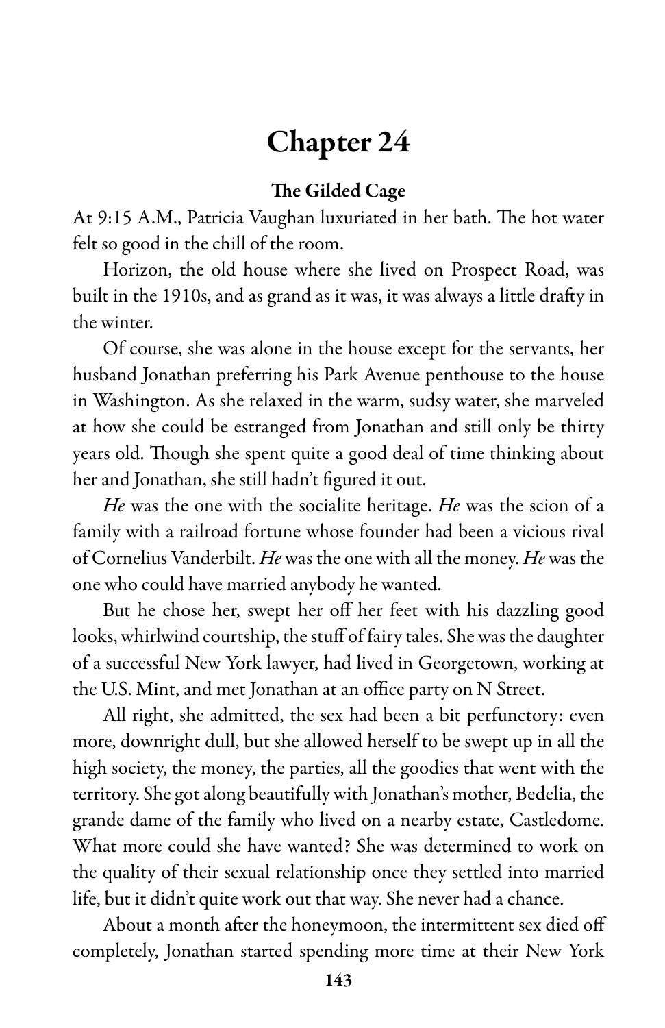# Chapter 24

### The Gilded Cage

At 9:15 A.M., Patricia Vaughan luxuriated in her bath. The hot water felt so good in the chill of the room.

Horizon, the old house where she lived on Prospect Road, was built in the 1910s, and as grand as it was, it was always a little drafty in the winter.

Of course, she was alone in the house except for the servants, her husband Jonathan preferring his Park Avenue penthouse to the house in Washington. As she relaxed in the warm, sudsy water, she marveled at how she could be estranged from Jonathan and still only be thirty years old. Though she spent quite a good deal of time thinking about her and Jonathan, she still hadn't figured it out.

*He* was the one with the socialite heritage. *He* was the scion of a family with a railroad fortune whose founder had been a vicious rival of Cornelius Vanderbilt. *He* was the one with all the money. *He* was the one who could have married anybody he wanted.

But he chose her, swept her off her feet with his dazzling good looks, whirlwind courtship, the stuff of fairy tales. She was the daughter of a successful New York lawyer, had lived in Georgetown, working at the U.S. Mint, and met Jonathan at an office party on N Street.

All right, she admitted, the sex had been a bit perfunctory: even more, downright dull, but she allowed herself to be swept up in all the high society, the money, the parties, all the goodies that went with the territory. She got along beautifully with Jonathan's mother, Bedelia, the grande dame of the family who lived on a nearby estate, Castledome. What more could she have wanted? She was determined to work on the quality of their sexual relationship once they settled into married life, but it didn't quite work out that way. She never had a chance.

About a month after the honeymoon, the intermittent sex died off completely, Jonathan started spending more time at their New York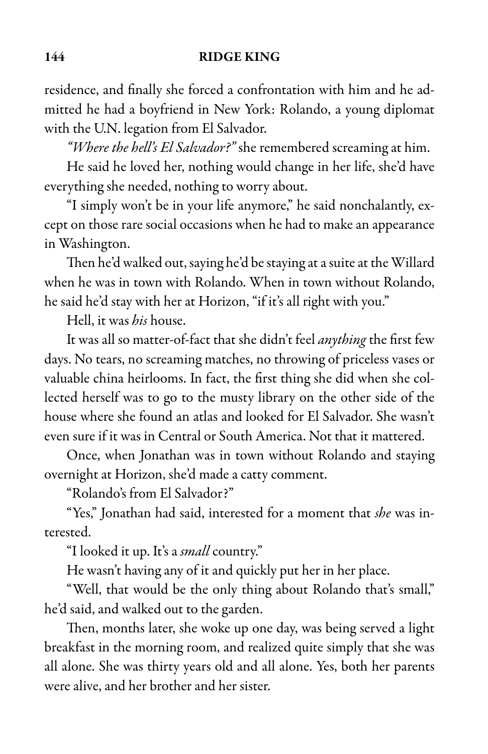residence, and finally she forced a confrontation with him and he admitted he had a boyfriend in New York: Rolando, a young diplomat with the U.N. legation from El Salvador.

*"Where the hell's El Salvador?"* she remembered screaming at him.

He said he loved her, nothing would change in her life, she'd have everything she needed, nothing to worry about.

"I simply won't be in your life anymore," he said nonchalantly, except on those rare social occasions when he had to make an appearance in Washington.

Then he'd walked out, saying he'd be staying at a suite at the Willard when he was in town with Rolando. When in town without Rolando, he said he'd stay with her at Horizon, "if it's all right with you."

Hell, it was *his* house.

It was all so matter-of-fact that she didn't feel *anything* the first few days. No tears, no screaming matches, no throwing of priceless vases or valuable china heirlooms. In fact, the first thing she did when she collected herself was to go to the musty library on the other side of the house where she found an atlas and looked for El Salvador. She wasn't even sure if it was in Central or South America. Not that it mattered.

Once, when Jonathan was in town without Rolando and staying overnight at Horizon, she'd made a catty comment.

"Rolando's from El Salvador?"

"Yes," Jonathan had said, interested for a moment that *she* was interested.

"I looked it up. It's a *small* country."

He wasn't having any of it and quickly put her in her place.

"Well, that would be the only thing about Rolando that's small," he'd said, and walked out to the garden.

Then, months later, she woke up one day, was being served a light breakfast in the morning room, and realized quite simply that she was all alone. She was thirty years old and all alone. Yes, both her parents were alive, and her brother and her sister.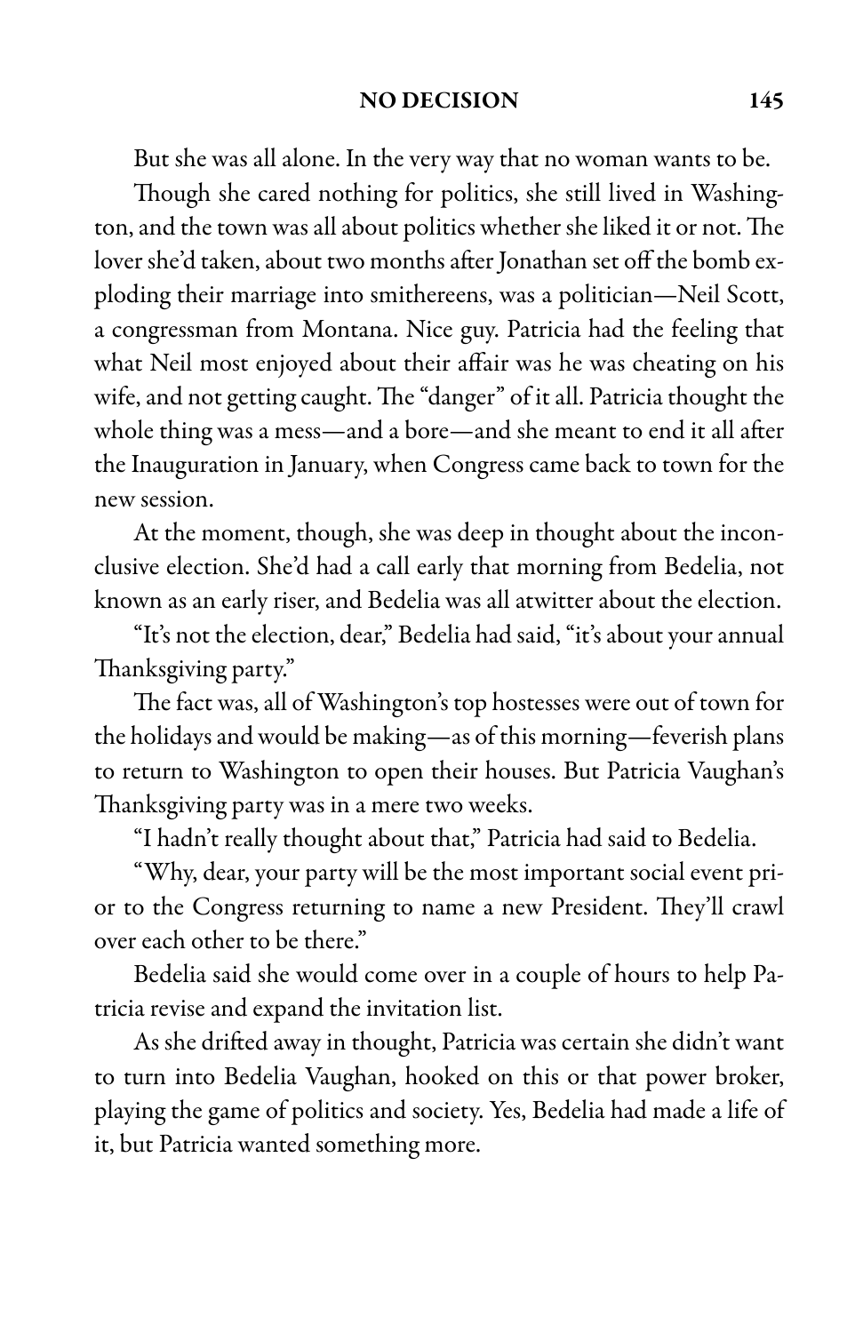But she was all alone. In the very way that no woman wants to be.

Though she cared nothing for politics, she still lived in Washington, and the town was all about politics whether she liked it or not. The lover she'd taken, about two months after Jonathan set off the bomb exploding their marriage into smithereens, was a politician—Neil Scott, a congressman from Montana. Nice guy. Patricia had the feeling that what Neil most enjoyed about their affair was he was cheating on his wife, and not getting caught. The "danger" of it all. Patricia thought the whole thing was a mess—and a bore—and she meant to end it all after the Inauguration in January, when Congress came back to town for the new session.

At the moment, though, she was deep in thought about the inconclusive election. She'd had a call early that morning from Bedelia, not known as an early riser, and Bedelia was all atwitter about the election.

"It's not the election, dear," Bedelia had said, "it's about your annual Thanksgiving party."

The fact was, all of Washington's top hostesses were out of town for the holidays and would be making—as of this morning—feverish plans to return to Washington to open their houses. But Patricia Vaughan's Thanksgiving party was in a mere two weeks.

"I hadn't really thought about that," Patricia had said to Bedelia.

"Why, dear, your party will be the most important social event prior to the Congress returning to name a new President. They'll crawl over each other to be there."

Bedelia said she would come over in a couple of hours to help Patricia revise and expand the invitation list.

As she drifted away in thought, Patricia was certain she didn't want to turn into Bedelia Vaughan, hooked on this or that power broker, playing the game of politics and society. Yes, Bedelia had made a life of it, but Patricia wanted something more.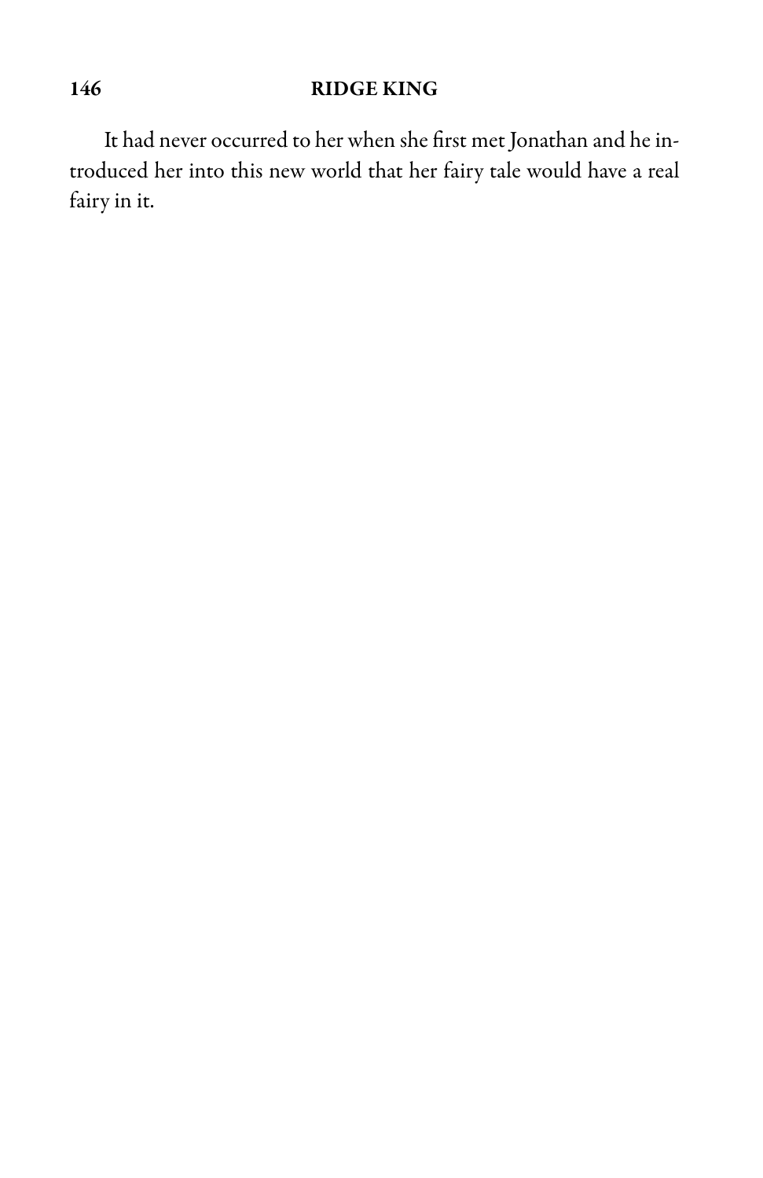It had never occurred to her when she first met Jonathan and he introduced her into this new world that her fairy tale would have a real fairy in it.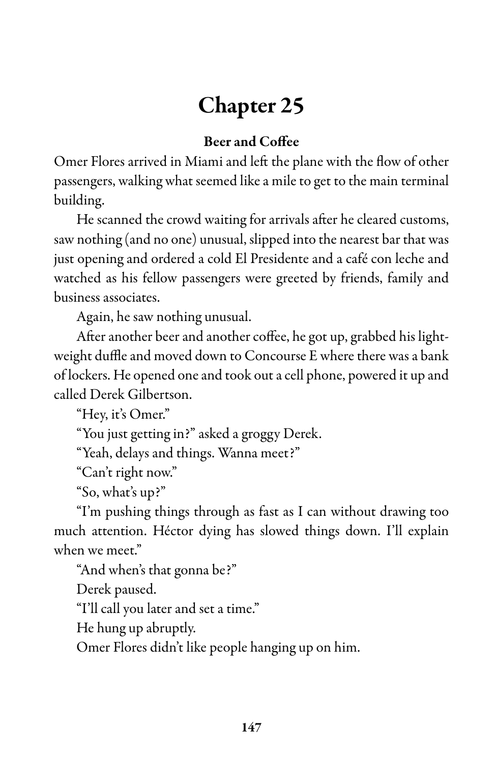# Chapter 25

### Beer and Coffee

Omer Flores arrived in Miami and left the plane with the flow of other passengers, walking what seemed like a mile to get to the main terminal building.

He scanned the crowd waiting for arrivals after he cleared customs, saw nothing (and no one) unusual, slipped into the nearest bar that was just opening and ordered a cold El Presidente and a café con leche and watched as his fellow passengers were greeted by friends, family and business associates.

Again, he saw nothing unusual.

After another beer and another coffee, he got up, grabbed his lightweight duffle and moved down to Concourse E where there was a bank of lockers. He opened one and took out a cell phone, powered it up and called Derek Gilbertson.

"Hey, it's Omer."

"You just getting in?" asked a groggy Derek.

"Yeah, delays and things. Wanna meet?"

"Can't right now."

"So, what's up?"

"I'm pushing things through as fast as I can without drawing too much attention. Héctor dying has slowed things down. I'll explain when we meet."

"And when's that gonna be?"

Derek paused.

"I'll call you later and set a time."

He hung up abruptly.

Omer Flores didn't like people hanging up on him.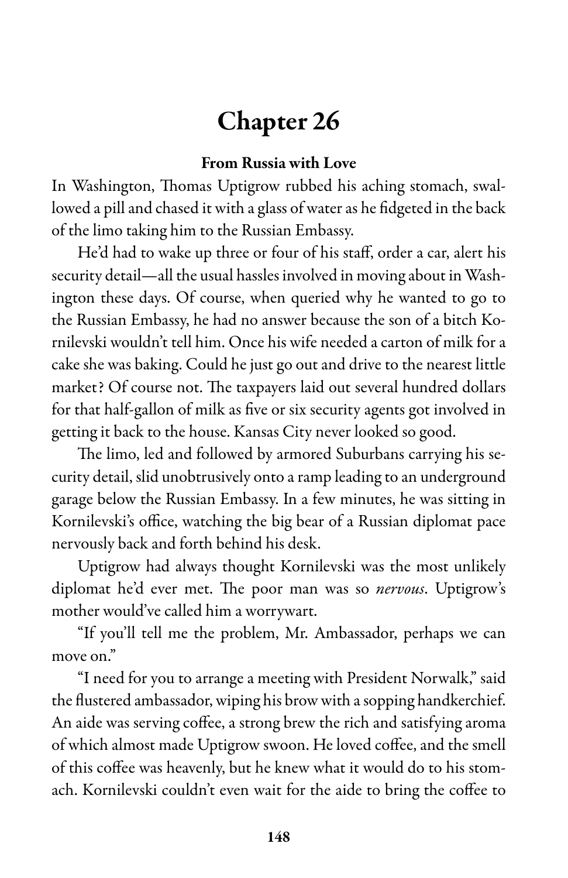# Chapter 26

### From Russia with Love

In Washington, Thomas Uptigrow rubbed his aching stomach, swallowed a pill and chased it with a glass of water as he fidgeted in the back of the limo taking him to the Russian Embassy.

He'd had to wake up three or four of his staff, order a car, alert his security detail—all the usual hassles involved in moving about in Washington these days. Of course, when queried why he wanted to go to the Russian Embassy, he had no answer because the son of a bitch Kornilevski wouldn't tell him. Once his wife needed a carton of milk for a cake she was baking. Could he just go out and drive to the nearest little market? Of course not. The taxpayers laid out several hundred dollars for that half-gallon of milk as five or six security agents got involved in getting it back to the house. Kansas City never looked so good.

The limo, led and followed by armored Suburbans carrying his security detail, slid unobtrusively onto a ramp leading to an underground garage below the Russian Embassy. In a few minutes, he was sitting in Kornilevski's office, watching the big bear of a Russian diplomat pace nervously back and forth behind his desk.

Uptigrow had always thought Kornilevski was the most unlikely diplomat he'd ever met. The poor man was so *nervous*. Uptigrow's mother would've called him a worrywart.

"If you'll tell me the problem, Mr. Ambassador, perhaps we can move on."

"I need for you to arrange a meeting with President Norwalk," said the flustered ambassador, wiping his brow with a sopping handkerchief. An aide was serving coffee, a strong brew the rich and satisfying aroma of which almost made Uptigrow swoon. He loved coffee, and the smell of this coffee was heavenly, but he knew what it would do to his stomach. Kornilevski couldn't even wait for the aide to bring the coffee to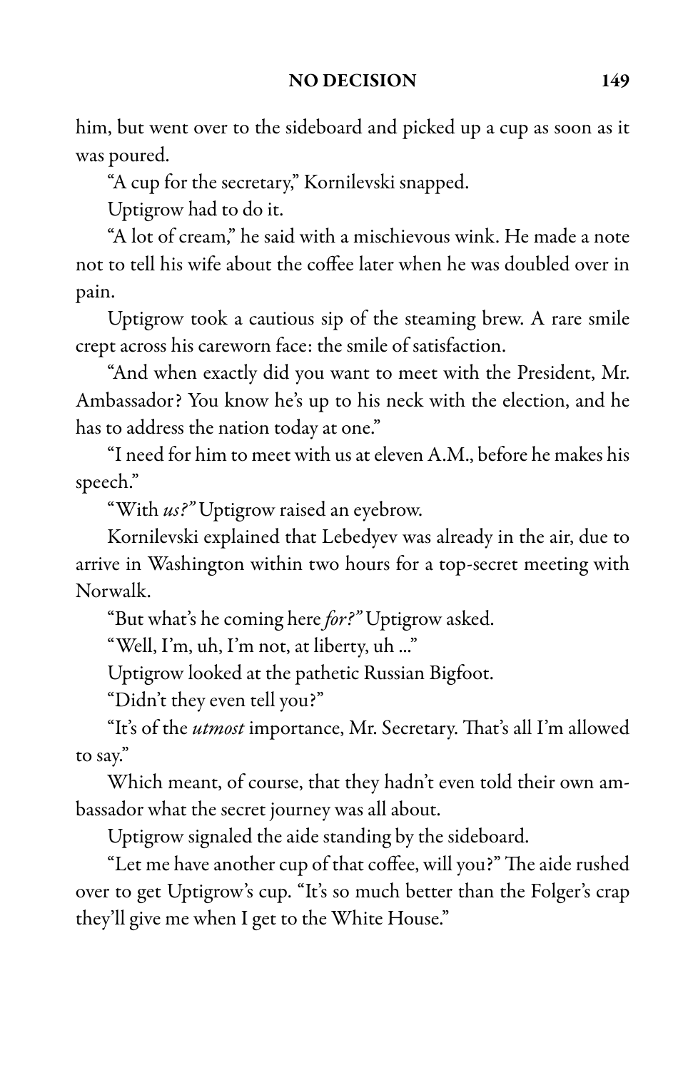him, but went over to the sideboard and picked up a cup as soon as it was poured.

"A cup for the secretary," Kornilevski snapped.

Uptigrow had to do it.

"A lot of cream," he said with a mischievous wink. He made a note not to tell his wife about the coffee later when he was doubled over in pain.

Uptigrow took a cautious sip of the steaming brew. A rare smile crept across his careworn face: the smile of satisfaction.

"And when exactly did you want to meet with the President, Mr. Ambassador? You know he's up to his neck with the election, and he has to address the nation today at one."

"I need for him to meet with us at eleven A.M., before he makes his speech."

"With *us?"* Uptigrow raised an eyebrow.

Kornilevski explained that Lebedyev was already in the air, due to arrive in Washington within two hours for a top-secret meeting with Norwalk.

"But what's he coming here *for?"* Uptigrow asked.

"Well, I'm, uh, I'm not, at liberty, uh ..."

Uptigrow looked at the pathetic Russian Bigfoot.

"Didn't they even tell you?"

"It's of the *utmost* importance, Mr. Secretary. That's all I'm allowed to say."

Which meant, of course, that they hadn't even told their own ambassador what the secret journey was all about.

Uptigrow signaled the aide standing by the sideboard.

"Let me have another cup of that coffee, will you?" The aide rushed over to get Uptigrow's cup. "It's so much better than the Folger's crap they'll give me when I get to the White House."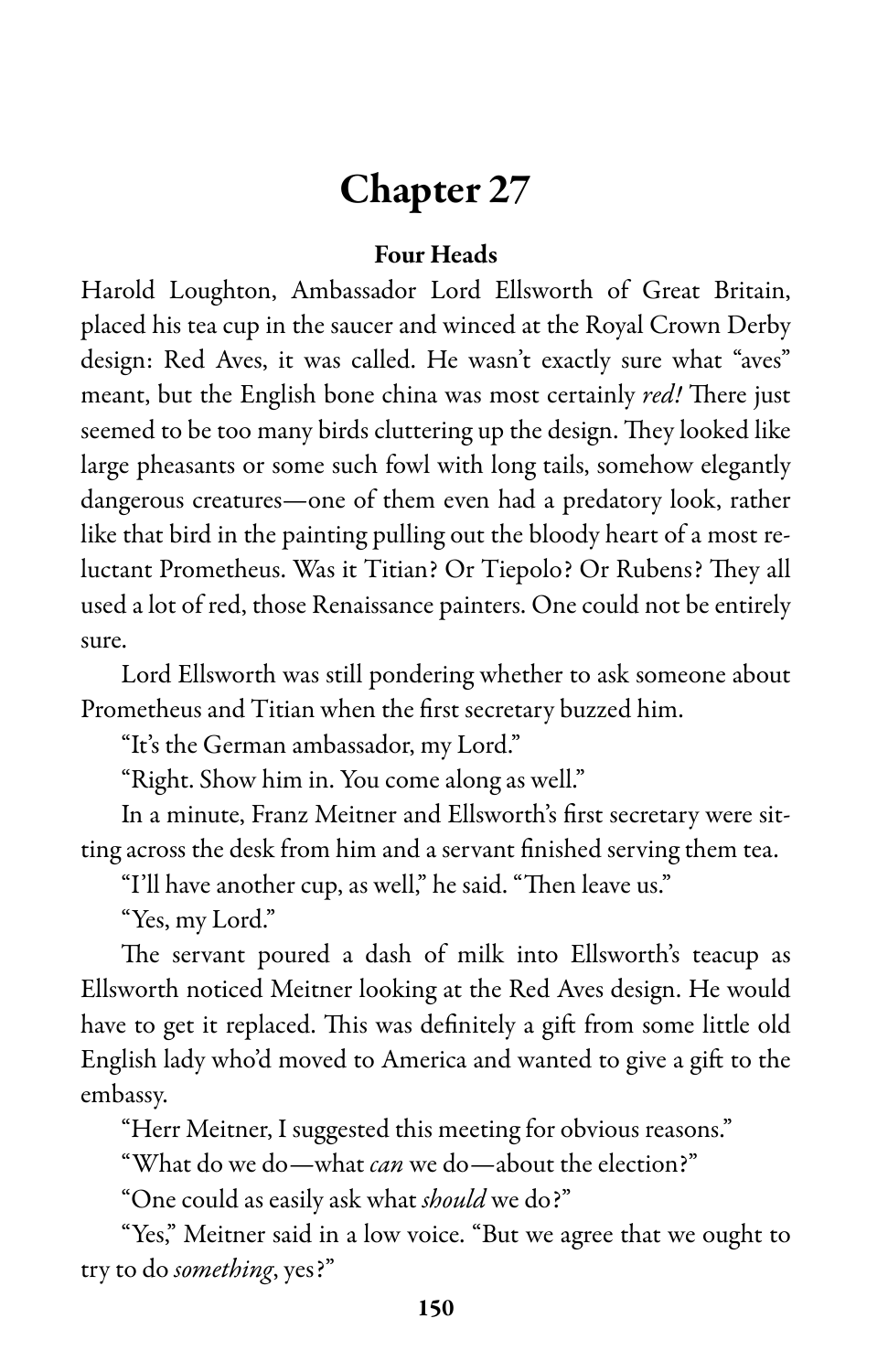# Chapter 27

### Four Heads

Harold Loughton, Ambassador Lord Ellsworth of Great Britain, placed his tea cup in the saucer and winced at the Royal Crown Derby design: Red Aves, it was called. He wasn't exactly sure what "aves" meant, but the English bone china was most certainly *red!* There just seemed to be too many birds cluttering up the design. They looked like large pheasants or some such fowl with long tails, somehow elegantly dangerous creatures—one of them even had a predatory look, rather like that bird in the painting pulling out the bloody heart of a most reluctant Prometheus. Was it Titian? Or Tiepolo? Or Rubens? They all used a lot of red, those Renaissance painters. One could not be entirely sure.

Lord Ellsworth was still pondering whether to ask someone about Prometheus and Titian when the first secretary buzzed him.

"It's the German ambassador, my Lord."

"Right. Show him in. You come along as well."

In a minute, Franz Meitner and Ellsworth's first secretary were sitting across the desk from him and a servant finished serving them tea.

"I'll have another cup, as well," he said. "Then leave us."

"Yes, my Lord."

The servant poured a dash of milk into Ellsworth's teacup as Ellsworth noticed Meitner looking at the Red Aves design. He would have to get it replaced. This was definitely a gift from some little old English lady who'd moved to America and wanted to give a gift to the embassy.

"Herr Meitner, I suggested this meeting for obvious reasons."

"What do we do—what *can* we do—about the election?"

"One could as easily ask what *should* we do?"

"Yes," Meitner said in a low voice. "But we agree that we ought to try to do *something*, yes?"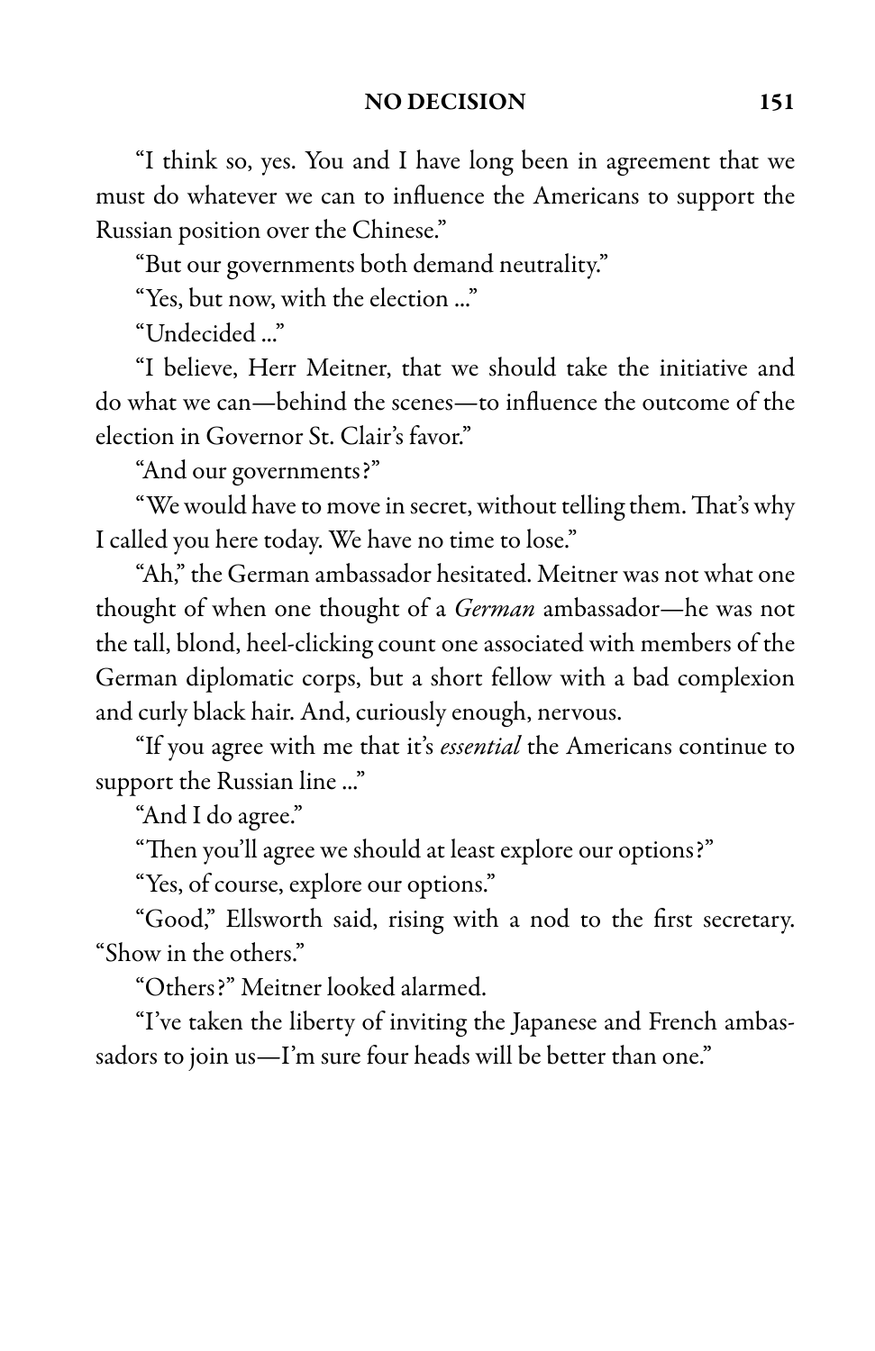"I think so, yes. You and I have long been in agreement that we must do whatever we can to influence the Americans to support the Russian position over the Chinese."

"But our governments both demand neutrality."

"Yes, but now, with the election …"

"Undecided …"

"I believe, Herr Meitner, that we should take the initiative and do what we can—behind the scenes—to influence the outcome of the election in Governor St. Clair's favor."

"And our governments?"

"We would have to move in secret, without telling them. That's why I called you here today. We have no time to lose."

"Ah," the German ambassador hesitated. Meitner was not what one thought of when one thought of a *German* ambassador—he was not the tall, blond, heel-clicking count one associated with members of the German diplomatic corps, but a short fellow with a bad complexion and curly black hair. And, curiously enough, nervous.

"If you agree with me that it's *essential* the Americans continue to support the Russian line …"

"And I do agree."

"Then you'll agree we should at least explore our options?"

"Yes, of course, explore our options."

"Good," Ellsworth said, rising with a nod to the first secretary. "Show in the others."

"Others?" Meitner looked alarmed.

"I've taken the liberty of inviting the Japanese and French ambassadors to join us—I'm sure four heads will be better than one."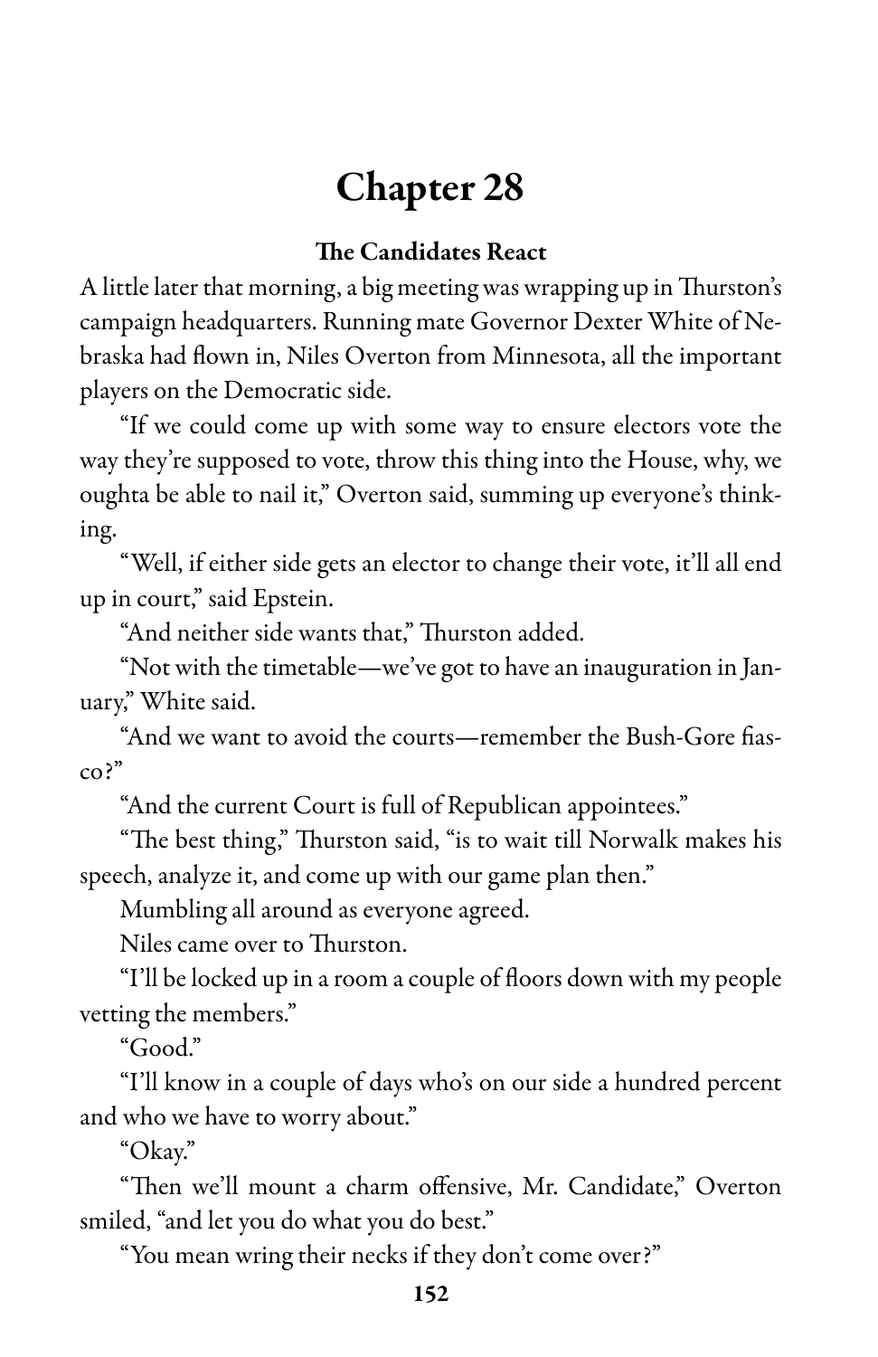# Chapter 28

**The Candidates React**

A little later that morning, a big meeting was wrapping up in Thurston's campaign headquarters. Running mate Governor Dexter White of Nebraska had flown in, Niles Overton from Minnesota, all the important players on the Democratic side.

"If we could come up with some way to ensure electors vote the way they're supposed to vote, throw this thing into the House, why, we oughta be able to nail it," Overton said, summing up everyone's thinking.

"Well, if either side gets an elector to change their vote, it'll all end up in court," said Epstein.

"And neither side wants that," Thurston added.

"Not with the timetable—we've got to have an inauguration in January," White said.

"And we want to avoid the courts—remember the Bush-Gore fiasco?"

"And the current Court is full of Republican appointees."

"The best thing," Thurston said, "is to wait till Norwalk makes his speech, analyze it, and come up with our game plan then."

Mumbling all around as everyone agreed.

Niles came over to Thurston.

"I'll be locked up in a room a couple of floors down with my people vetting the members."

"Good."

"I'll know in a couple of days who's on our side a hundred percent and who we have to worry about."

"Okay."

"Then we'll mount a charm offensive, Mr. Candidate," Overton smiled, "and let you do what you do best."

"You mean wring their necks if they don't come over?"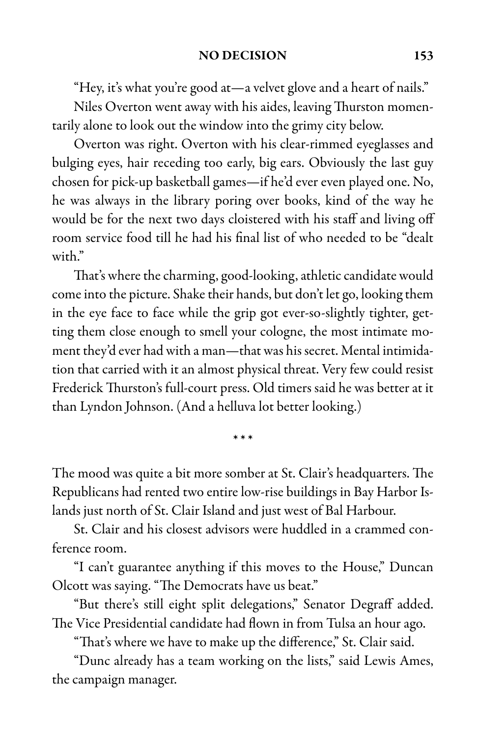"Hey, it's what you're good at—a velvet glove and a heart of nails."

Niles Overton went away with his aides, leaving Thurston momentarily alone to look out the window into the grimy city below.

Overton was right. Overton with his clear-rimmed eyeglasses and bulging eyes, hair receding too early, big ears. Obviously the last guy chosen for pick-up basketball games—if he'd ever even played one. No, he was always in the library poring over books, kind of the way he would be for the next two days cloistered with his staff and living off room service food till he had his final list of who needed to be "dealt with."

That's where the charming, good-looking, athletic candidate would come into the picture. Shake their hands, but don't let go, looking them in the eye face to face while the grip got ever-so-slightly tighter, getting them close enough to smell your cologne, the most intimate moment they'd ever had with a man—that was his secret. Mental intimidation that carried with it an almost physical threat. Very few could resist Frederick Thurston's full-court press. Old timers said he was better at it than Lyndon Johnson. (And a helluva lot better looking.)

\* \* \*

The mood was quite a bit more somber at St. Clair's headquarters. The Republicans had rented two entire low-rise buildings in Bay Harbor Islands just north of St. Clair Island and just west of Bal Harbour.

St. Clair and his closest advisors were huddled in a crammed conference room.

"I can't guarantee anything if this moves to the House," Duncan Olcott was saying. "The Democrats have us beat."

"But there's still eight split delegations," Senator Degraff added. The Vice Presidential candidate had flown in from Tulsa an hour ago.

"That's where we have to make up the difference," St. Clair said.

"Dunc already has a team working on the lists," said Lewis Ames, the campaign manager.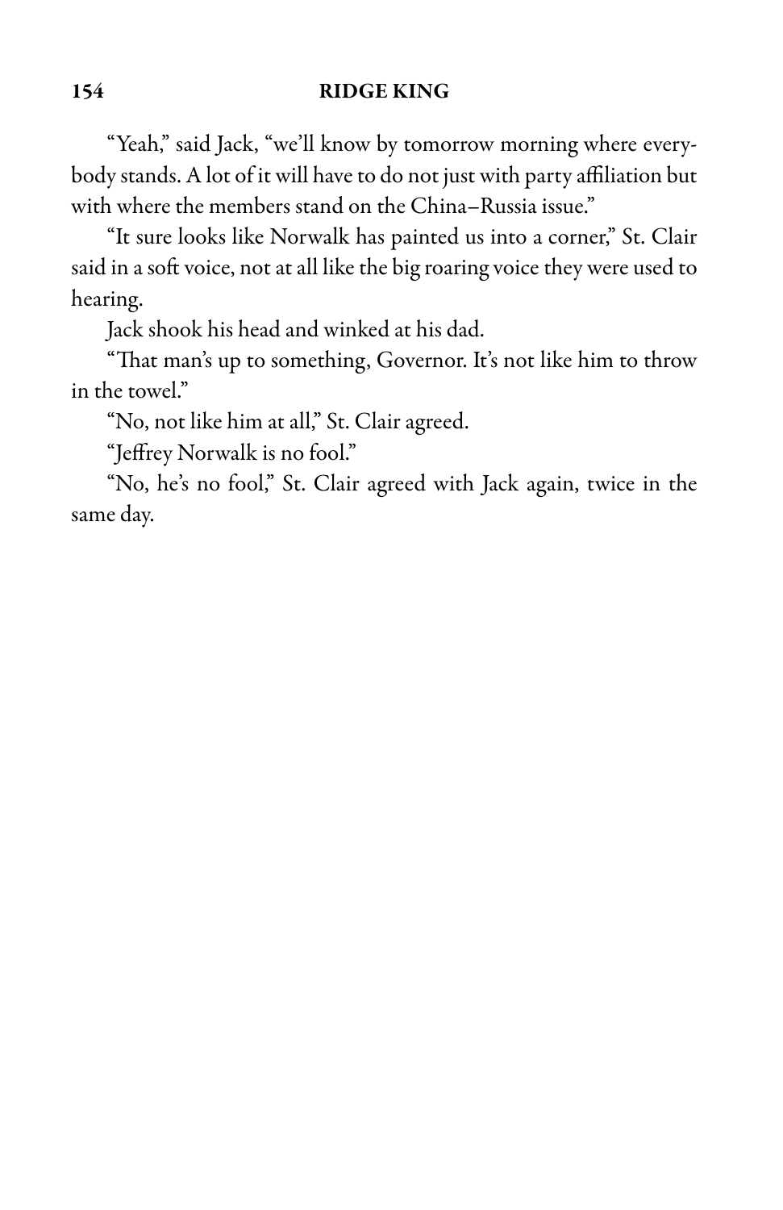"Yeah," said Jack, "we'll know by tomorrow morning where everybody stands. A lot of it will have to do not just with party affiliation but with where the members stand on the China–Russia issue."

"It sure looks like Norwalk has painted us into a corner," St. Clair said in a soft voice, not at all like the big roaring voice they were used to hearing.

Jack shook his head and winked at his dad.

"That man's up to something, Governor. It's not like him to throw in the towel."

"No, not like him at all," St. Clair agreed.

"Jeffrey Norwalk is no fool."

"No, he's no fool," St. Clair agreed with Jack again, twice in the same day.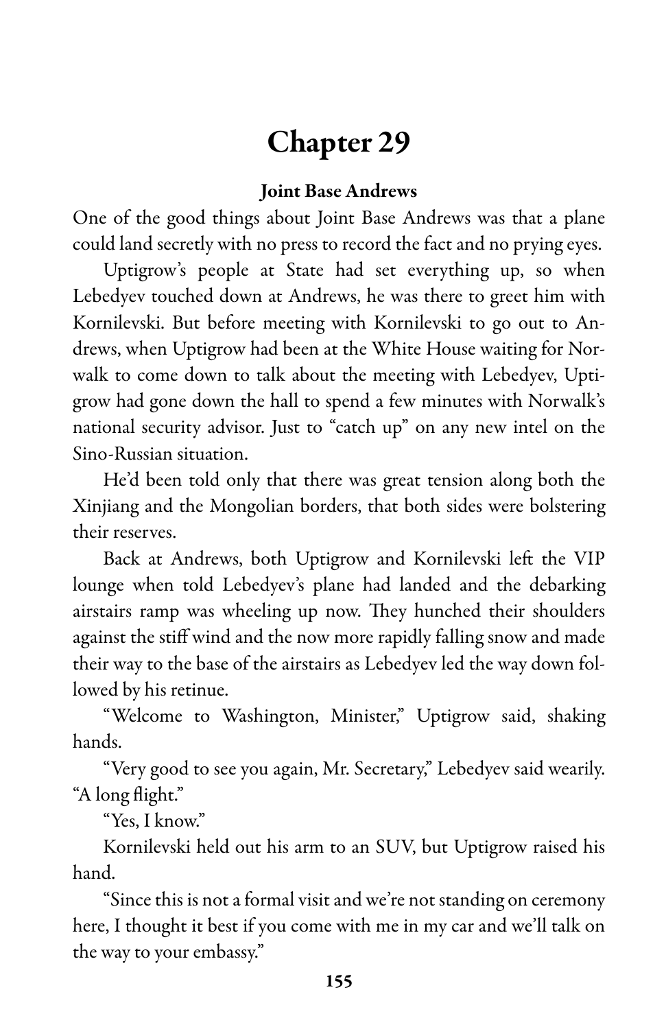# Chapter 29

**Joint Base Andrews**

One of the good things about Joint Base Andrews was that a plane could land secretly with no press to record the fact and no prying eyes.

Uptigrow's people at State had set everything up, so when Lebedyev touched down at Andrews, he was there to greet him with Kornilevski. But before meeting with Kornilevski to go out to Andrews, when Uptigrow had been at the White House waiting for Norwalk to come down to talk about the meeting with Lebedyev, Uptigrow had gone down the hall to spend a few minutes with Norwalk's national security advisor. Just to "catch up" on any new intel on the Sino-Russian situation.

He'd been told only that there was great tension along both the Xinjiang and the Mongolian borders, that both sides were bolstering their reserves.

Back at Andrews, both Uptigrow and Kornilevski left the VIP lounge when told Lebedyev's plane had landed and the debarking airstairs ramp was wheeling up now. They hunched their shoulders against the stiff wind and the now more rapidly falling snow and made their way to the base of the airstairs as Lebedyev led the way down followed by his retinue.

"Welcome to Washington, Minister," Uptigrow said, shaking hands.

"Very good to see you again, Mr. Secretary," Lebedyev said wearily. "A long flight."

"Yes, I know."

Kornilevski held out his arm to an SUV, but Uptigrow raised his hand.

"Since this is not a formal visit and we're not standing on ceremony here, I thought it best if you come with me in my car and we'll talk on the way to your embassy."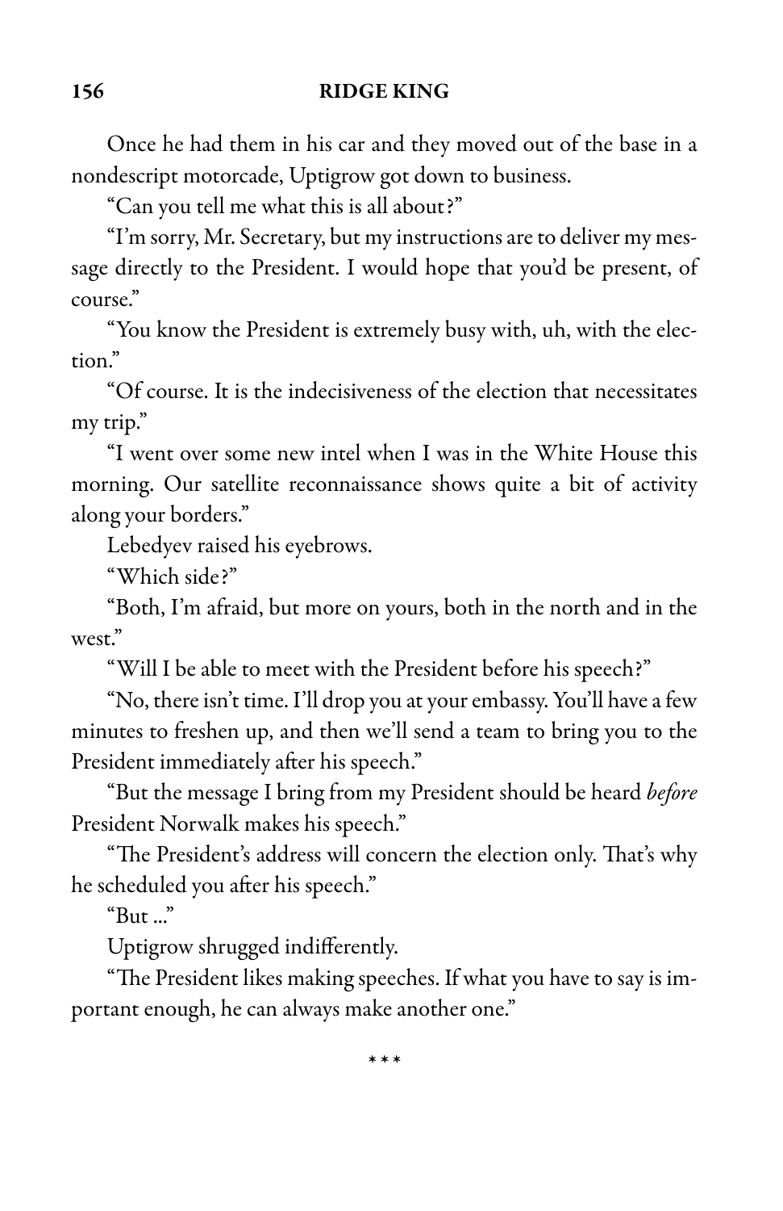Once he had them in his car and they moved out of the base in a nondescript motorcade, Uptigrow got down to business.

"Can you tell me what this is all about?"

"I'm sorry, Mr. Secretary, but my instructions are to deliver my message directly to the President. I would hope that you'd be present, of course."

"You know the President is extremely busy with, uh, with the election."

"Of course. It is the indecisiveness of the election that necessitates my trip."

"I went over some new intel when I was in the White House this morning. Our satellite reconnaissance shows quite a bit of activity along your borders."

Lebedyev raised his eyebrows.

"Which side?"

"Both, I'm afraid, but more on yours, both in the north and in the west."

"Will I be able to meet with the President before his speech?"

"No, there isn't time. I'll drop you at your embassy. You'll have a few minutes to freshen up, and then we'll send a team to bring you to the President immediately after his speech."

"But the message I bring from my President should be heard *before* President Norwalk makes his speech."

"The President's address will concern the election only. That's why he scheduled you after his speech."

"But ..."

Uptigrow shrugged indifferently.

"The President likes making speeches. If what you have to say is important enough, he can always make another one."

\* \* \*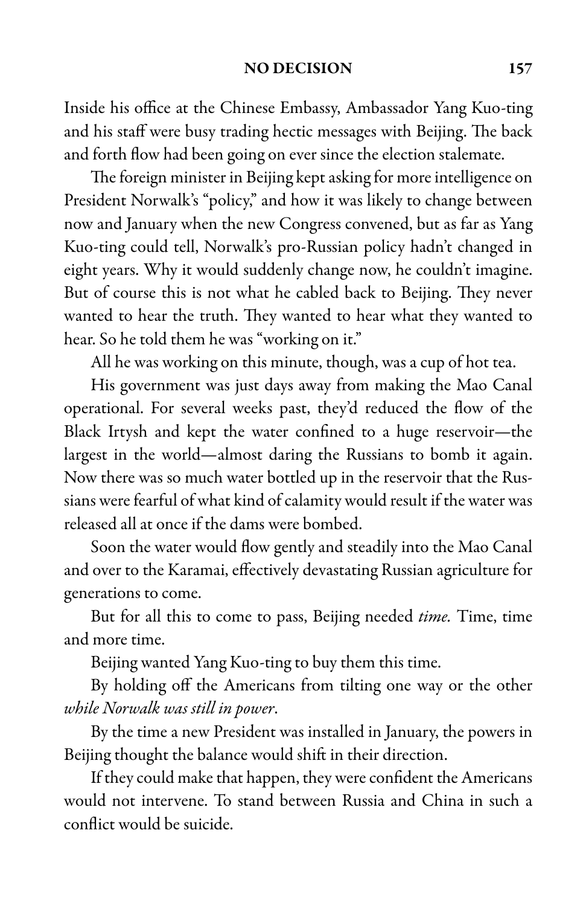Inside his office at the Chinese Embassy, Ambassador Yang Kuo-ting and his staff were busy trading hectic messages with Beijing. The back and forth flow had been going on ever since the election stalemate.

The foreign minister in Beijing kept asking for more intelligence on President Norwalk's "policy," and how it was likely to change between now and January when the new Congress convened, but as far as Yang Kuo-ting could tell, Norwalk's pro-Russian policy hadn't changed in eight years. Why it would suddenly change now, he couldn't imagine. But of course this is not what he cabled back to Beijing. They never wanted to hear the truth. They wanted to hear what they wanted to hear. So he told them he was "working on it."

All he was working on this minute, though, was a cup of hot tea.

His government was just days away from making the Mao Canal operational. For several weeks past, they'd reduced the flow of the Black Irtysh and kept the water confined to a huge reservoir—the largest in the world—almost daring the Russians to bomb it again. Now there was so much water bottled up in the reservoir that the Russians were fearful of what kind of calamity would result if the water was released all at once if the dams were bombed.

Soon the water would flow gently and steadily into the Mao Canal and over to the Karamai, effectively devastating Russian agriculture for generations to come.

But for all this to come to pass, Beijing needed *time.* Time, time and more time.

Beijing wanted Yang Kuo-ting to buy them this time.

By holding off the Americans from tilting one way or the other *while Norwalk was still in power*.

By the time a new President was installed in January, the powers in Beijing thought the balance would shift in their direction.

If they could make that happen, they were confident the Americans would not intervene. To stand between Russia and China in such a conflict would be suicide.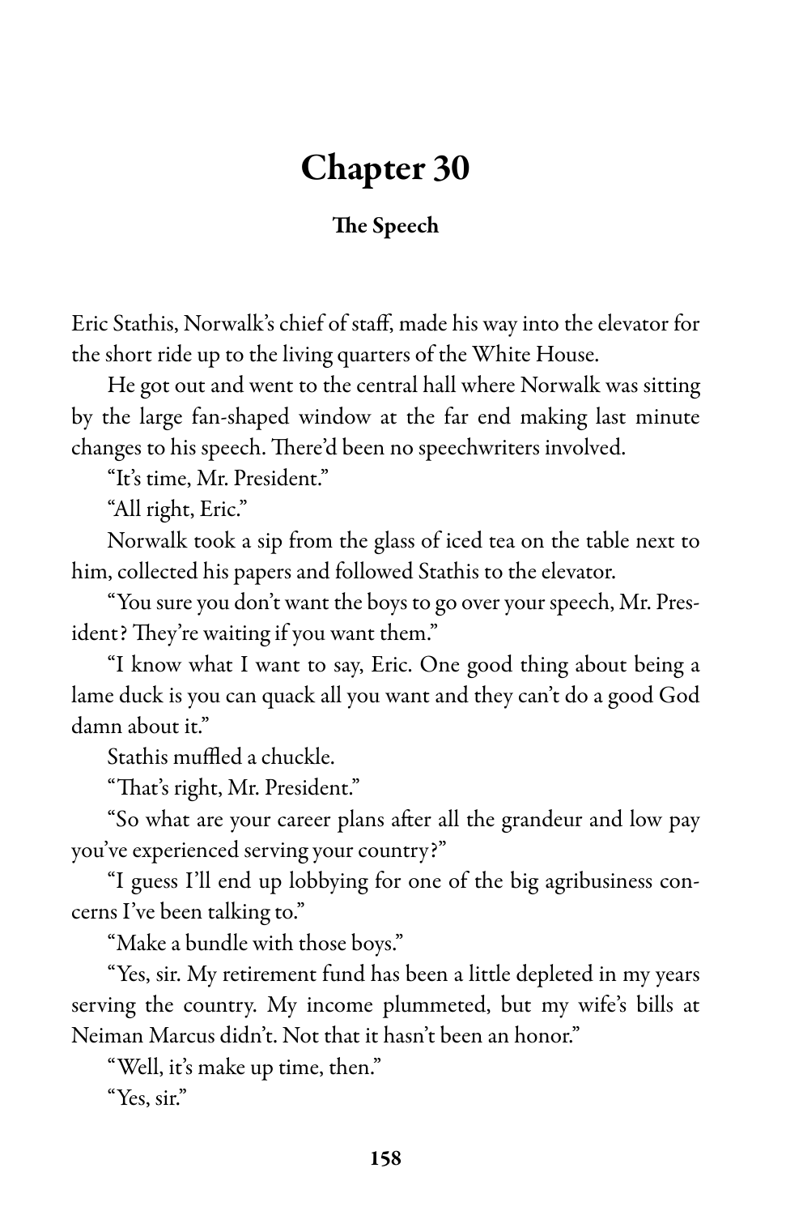# Chapter 30

### The Speech

Eric Stathis, Norwalk's chief of staff, made his way into the elevator for the short ride up to the living quarters of the White House.

He got out and went to the central hall where Norwalk was sitting by the large fan-shaped window at the far end making last minute changes to his speech. There'd been no speechwriters involved.

"It's time, Mr. President."

"All right, Eric."

Norwalk took a sip from the glass of iced tea on the table next to him, collected his papers and followed Stathis to the elevator.

"You sure you don't want the boys to go over your speech, Mr. President? They're waiting if you want them."

"I know what I want to say, Eric. One good thing about being a lame duck is you can quack all you want and they can't do a good God damn about it."

Stathis muffled a chuckle.

"That's right, Mr. President."

"So what are your career plans after all the grandeur and low pay you've experienced serving your country?"

"I guess I'll end up lobbying for one of the big agribusiness concerns I've been talking to."

"Make a bundle with those boys."

"Yes, sir. My retirement fund has been a little depleted in my years serving the country. My income plummeted, but my wife's bills at Neiman Marcus didn't. Not that it hasn't been an honor."

"Well, it's make up time, then."

"Yes, sir."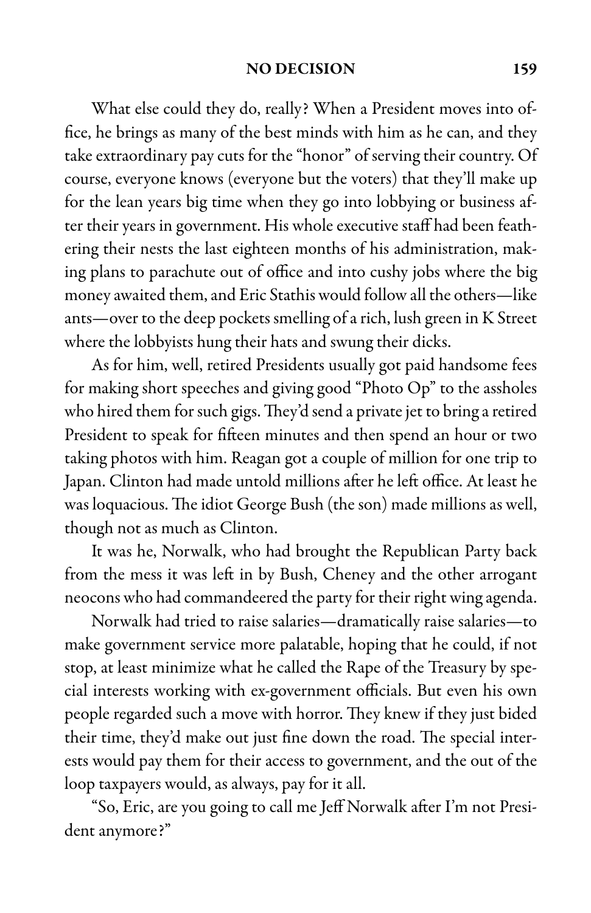What else could they do, really? When a President moves into office, he brings as many of the best minds with him as he can, and they take extraordinary pay cuts for the "honor" of serving their country. Of course, everyone knows (everyone but the voters) that they'll make up for the lean years big time when they go into lobbying or business after their years in government. His whole executive staff had been feathering their nests the last eighteen months of his administration, making plans to parachute out of office and into cushy jobs where the big money awaited them, and Eric Stathis would follow all the others—like ants—over to the deep pockets smelling of a rich, lush green in K Street where the lobbyists hung their hats and swung their dicks.

As for him, well, retired Presidents usually got paid handsome fees for making short speeches and giving good "Photo Op" to the assholes who hired them for such gigs. They'd send a private jet to bring a retired President to speak for fifteen minutes and then spend an hour or two taking photos with him. Reagan got a couple of million for one trip to Japan. Clinton had made untold millions after he left office. At least he was loquacious. The idiot George Bush (the son) made millions as well, though not as much as Clinton.

It was he, Norwalk, who had brought the Republican Party back from the mess it was left in by Bush, Cheney and the other arrogant neocons who had commandeered the party for their right wing agenda.

Norwalk had tried to raise salaries—dramatically raise salaries—to make government service more palatable, hoping that he could, if not stop, at least minimize what he called the Rape of the Treasury by special interests working with ex-government officials. But even his own people regarded such a move with horror. They knew if they just bided their time, they'd make out just fine down the road. The special interests would pay them for their access to government, and the out of the loop taxpayers would, as always, pay for it all.

"So, Eric, are you going to call me Jeff Norwalk after I'm not President anymore?"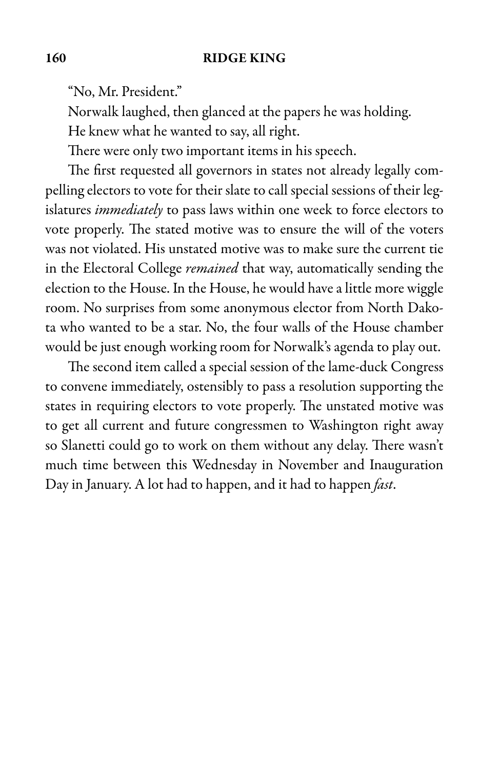"No, Mr. President."

Norwalk laughed, then glanced at the papers he was holding.

He knew what he wanted to say, all right.

There were only two important items in his speech.

The first requested all governors in states not already legally compelling electors to vote for their slate to call special sessions of their legislatures *immediately* to pass laws within one week to force electors to vote properly. The stated motive was to ensure the will of the voters was not violated. His unstated motive was to make sure the current tie in the Electoral College *remained* that way, automatically sending the election to the House. In the House, he would have a little more wiggle room. No surprises from some anonymous elector from North Dakota who wanted to be a star. No, the four walls of the House chamber would be just enough working room for Norwalk's agenda to play out.

The second item called a special session of the lame-duck Congress to convene immediately, ostensibly to pass a resolution supporting the states in requiring electors to vote properly. The unstated motive was to get all current and future congressmen to Washington right away so Slanetti could go to work on them without any delay. There wasn't much time between this Wednesday in November and Inauguration Day in January. A lot had to happen, and it had to happen *fast*.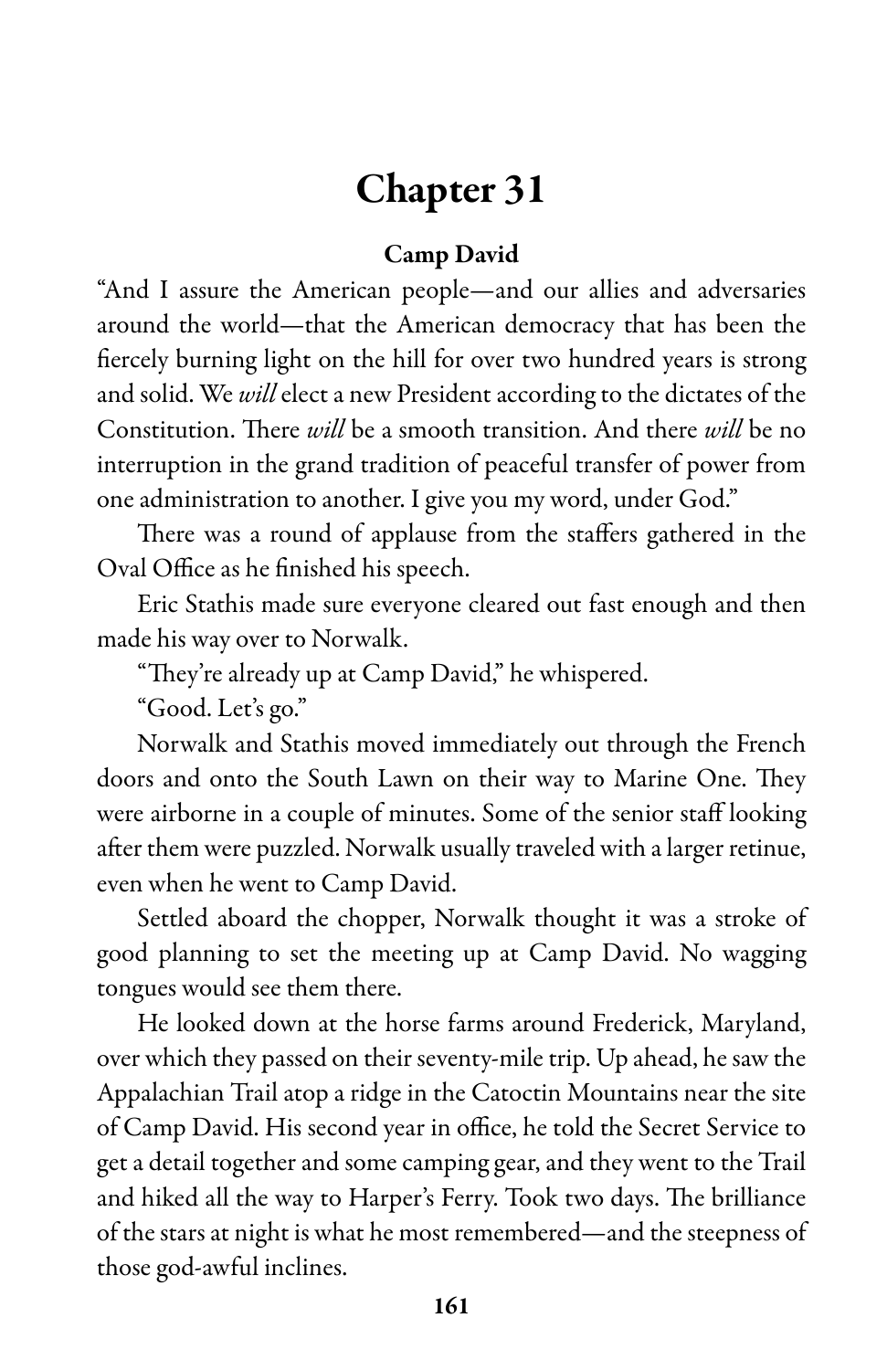# Chapter 31

### Camp David

"And I assure the American people—and our allies and adversaries around the world—that the American democracy that has been the fiercely burning light on the hill for over two hundred years is strong and solid. We *will* elect a new President according to the dictates of the Constitution. There *will* be a smooth transition. And there *will* be no interruption in the grand tradition of peaceful transfer of power from one administration to another. I give you my word, under God."

There was a round of applause from the staffers gathered in the Oval Office as he finished his speech.

Eric Stathis made sure everyone cleared out fast enough and then made his way over to Norwalk.

"They're already up at Camp David," he whispered.

"Good. Let's go."

Norwalk and Stathis moved immediately out through the French doors and onto the South Lawn on their way to Marine One. They were airborne in a couple of minutes. Some of the senior staff looking after them were puzzled. Norwalk usually traveled with a larger retinue, even when he went to Camp David.

Settled aboard the chopper, Norwalk thought it was a stroke of good planning to set the meeting up at Camp David. No wagging tongues would see them there.

He looked down at the horse farms around Frederick, Maryland, over which they passed on their seventy-mile trip. Up ahead, he saw the Appalachian Trail atop a ridge in the Catoctin Mountains near the site of Camp David. His second year in office, he told the Secret Service to get a detail together and some camping gear, and they went to the Trail and hiked all the way to Harper's Ferry. Took two days. The brilliance of the stars at night is what he most remembered—and the steepness of those god-awful inclines.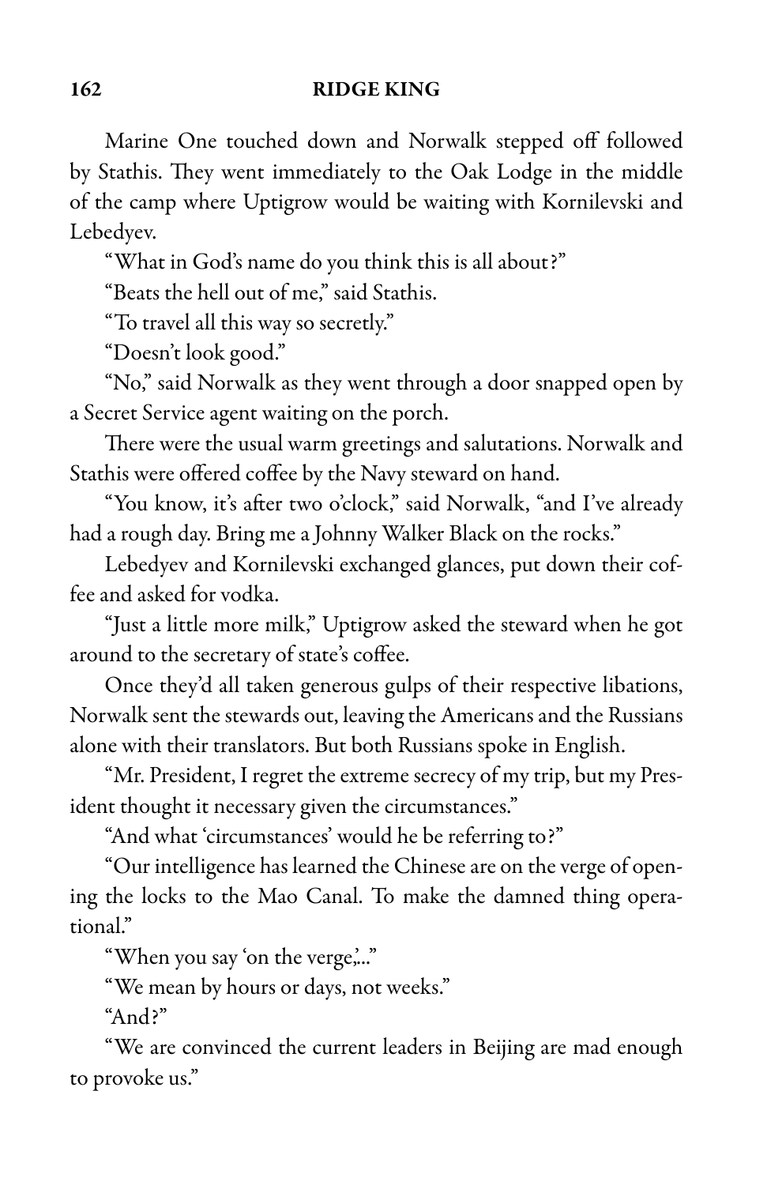Marine One touched down and Norwalk stepped off followed by Stathis. They went immediately to the Oak Lodge in the middle of the camp where Uptigrow would be waiting with Kornilevski and Lebedyev.

"What in God's name do you think this is all about?"

"Beats the hell out of me," said Stathis.

"To travel all this way so secretly."

"Doesn't look good."

"No," said Norwalk as they went through a door snapped open by a Secret Service agent waiting on the porch.

There were the usual warm greetings and salutations. Norwalk and Stathis were offered coffee by the Navy steward on hand.

"You know, it's after two o'clock," said Norwalk, "and I've already had a rough day. Bring me a Johnny Walker Black on the rocks."

Lebedyev and Kornilevski exchanged glances, put down their coffee and asked for vodka.

"Just a little more milk," Uptigrow asked the steward when he got around to the secretary of state's coffee.

Once they'd all taken generous gulps of their respective libations, Norwalk sent the stewards out, leaving the Americans and the Russians alone with their translators. But both Russians spoke in English.

"Mr. President, I regret the extreme secrecy of my trip, but my President thought it necessary given the circumstances."

"And what 'circumstances' would he be referring to?"

"Our intelligence has learned the Chinese are on the verge of opening the locks to the Mao Canal. To make the damned thing operational."

"When you say 'on the verge,'..."

"We mean by hours or days, not weeks."

"And?"

"We are convinced the current leaders in Beijing are mad enough to provoke us."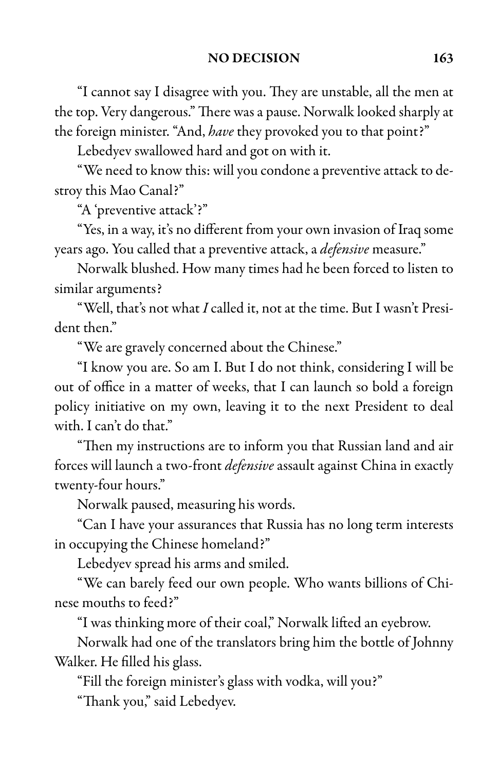"I cannot say I disagree with you. They are unstable, all the men at the top. Very dangerous." There was a pause. Norwalk looked sharply at the foreign minister. "And, *have* they provoked you to that point?"

Lebedyev swallowed hard and got on with it.

"We need to know this: will you condone a preventive attack to destroy this Mao Canal?"

"A 'preventive attack'?"

"Yes, in a way, it's no different from your own invasion of Iraq some years ago. You called that a preventive attack, a *defensive* measure."

Norwalk blushed. How many times had he been forced to listen to similar arguments?

"Well, that's not what *I* called it, not at the time. But I wasn't President then."

"We are gravely concerned about the Chinese."

"I know you are. So am I. But I do not think, considering I will be out of office in a matter of weeks, that I can launch so bold a foreign policy initiative on my own, leaving it to the next President to deal with. I can't do that."

"Then my instructions are to inform you that Russian land and air forces will launch a two-front *defensive* assault against China in exactly twenty-four hours."

Norwalk paused, measuring his words.

"Can I have your assurances that Russia has no long term interests in occupying the Chinese homeland?"

Lebedyev spread his arms and smiled.

"We can barely feed our own people. Who wants billions of Chinese mouths to feed?"

"I was thinking more of their coal," Norwalk lifted an eyebrow.

Norwalk had one of the translators bring him the bottle of Johnny Walker. He filled his glass.

"Fill the foreign minister's glass with vodka, will you?"

"Thank you," said Lebedyev.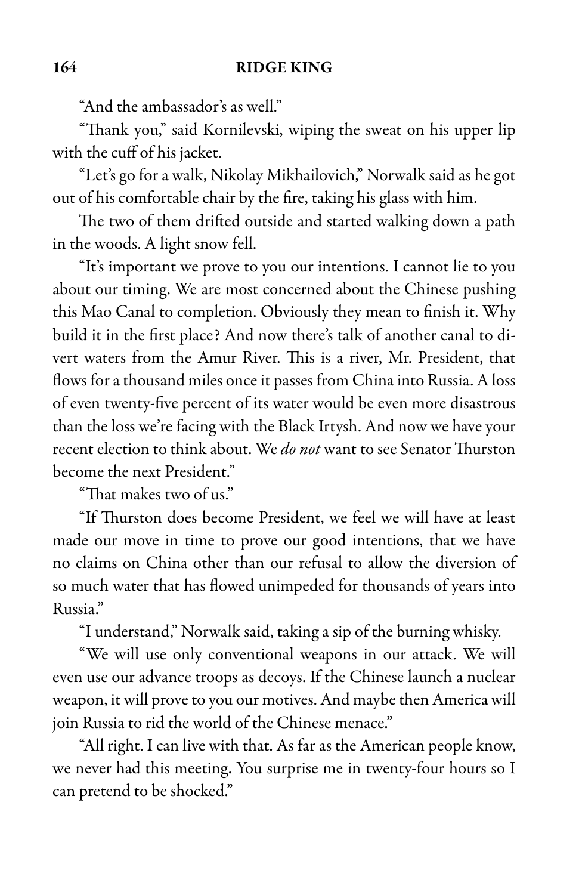"And the ambassador's as well."

"Thank you," said Kornilevski, wiping the sweat on his upper lip with the cuff of his jacket.

"Let's go for a walk, Nikolay Mikhailovich," Norwalk said as he got out of his comfortable chair by the fire, taking his glass with him.

The two of them drifted outside and started walking down a path in the woods. A light snow fell.

"It's important we prove to you our intentions. I cannot lie to you about our timing. We are most concerned about the Chinese pushing this Mao Canal to completion. Obviously they mean to finish it. Why build it in the first place? And now there's talk of another canal to divert waters from the Amur River. This is a river, Mr. President, that flows for a thousand miles once it passes from China into Russia. A loss of even twenty-five percent of its water would be even more disastrous than the loss we're facing with the Black Irtysh. And now we have your recent election to think about. We *do not* want to see Senator Thurston become the next President."

"That makes two of us."

"If Thurston does become President, we feel we will have at least made our move in time to prove our good intentions, that we have no claims on China other than our refusal to allow the diversion of so much water that has flowed unimpeded for thousands of years into Russia."

"I understand," Norwalk said, taking a sip of the burning whisky.

"We will use only conventional weapons in our attack. We will even use our advance troops as decoys. If the Chinese launch a nuclear weapon, it will prove to you our motives. And maybe then America will join Russia to rid the world of the Chinese menace."

"All right. I can live with that. As far as the American people know, we never had this meeting. You surprise me in twenty-four hours so I can pretend to be shocked."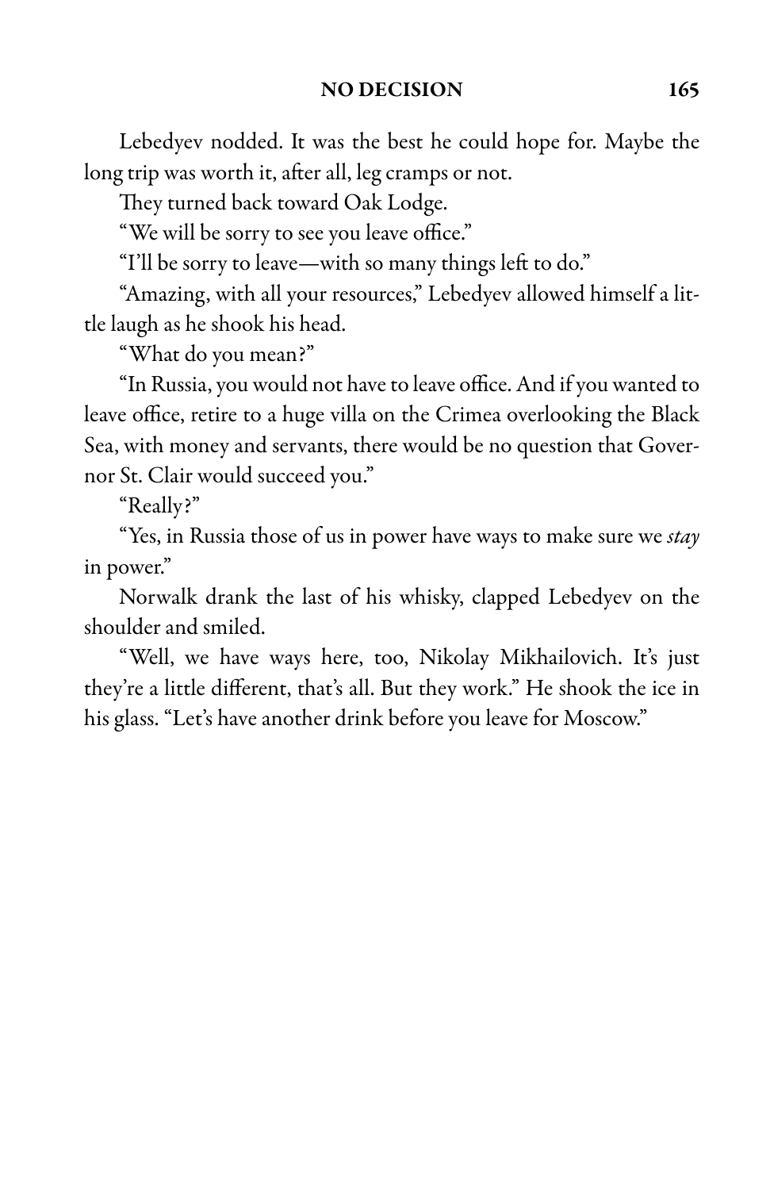Lebedyev nodded. It was the best he could hope for. Maybe the long trip was worth it, after all, leg cramps or not.

They turned back toward Oak Lodge.

"We will be sorry to see you leave office."

"I'll be sorry to leave—with so many things left to do."

"Amazing, with all your resources," Lebedyev allowed himself a little laugh as he shook his head.

"What do you mean?"

"In Russia, you would not have to leave office. And if you wanted to leave office, retire to a huge villa on the Crimea overlooking the Black Sea, with money and servants, there would be no question that Governor St. Clair would succeed you."

"Really?"

"Yes, in Russia those of us in power have ways to make sure we *stay* in power."

Norwalk drank the last of his whisky, clapped Lebedyev on the shoulder and smiled.

"Well, we have ways here, too, Nikolay Mikhailovich. It's just they're a little different, that's all. But they work." He shook the ice in his glass. "Let's have another drink before you leave for Moscow."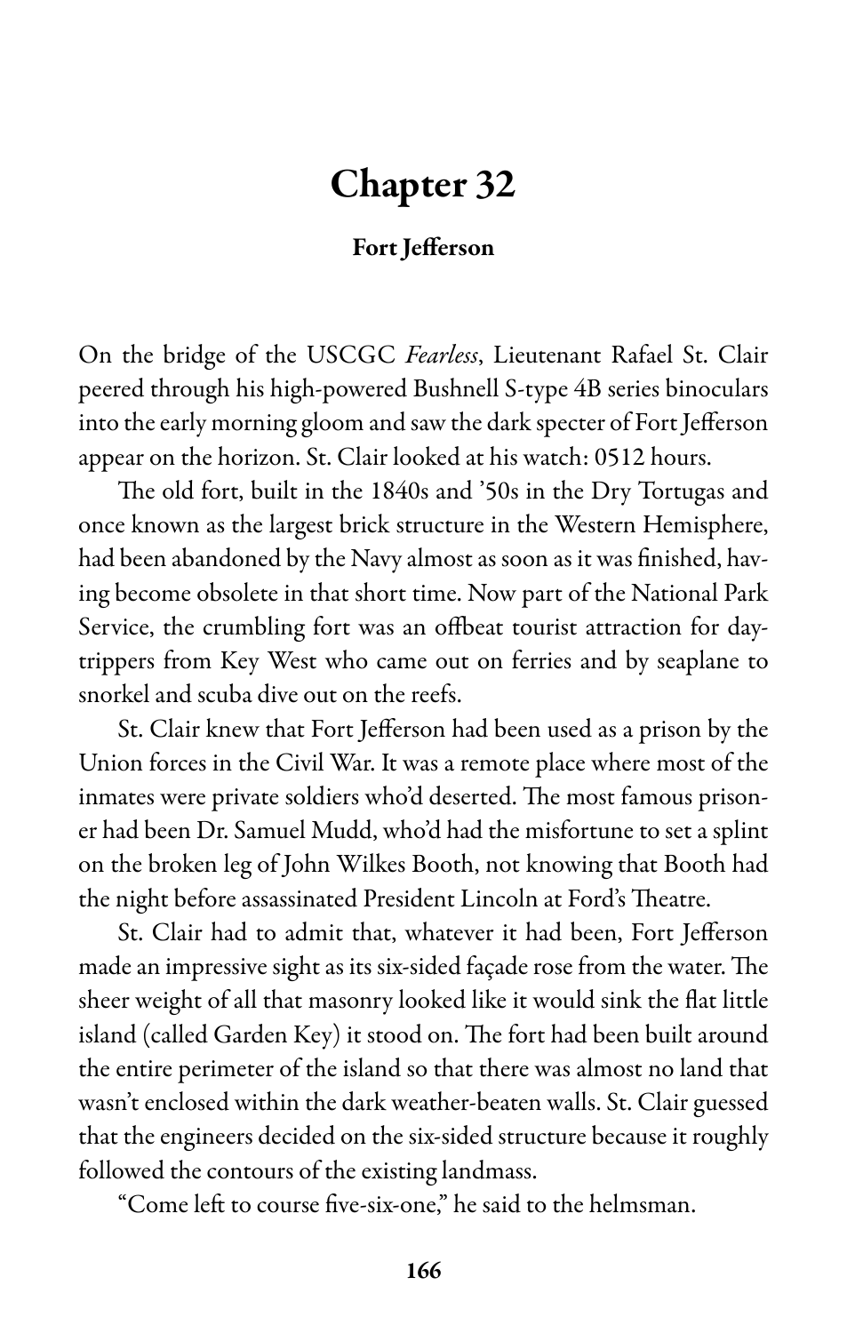# Chapter 32

### Fort Jefferson

On the bridge of the USCGC *Fearless*, Lieutenant Rafael St. Clair peered through his high-powered Bushnell S-type 4B series binoculars into the early morning gloom and saw the dark specter of Fort Jefferson appear on the horizon. St. Clair looked at his watch: 0512 hours.

The old fort, built in the 1840s and '50s in the Dry Tortugas and once known as the largest brick structure in the Western Hemisphere, had been abandoned by the Navy almost as soon as it was finished, having become obsolete in that short time. Now part of the National Park Service, the crumbling fort was an offbeat tourist attraction for day-trippers from Key West who came out on ferries and by seaplane to snorkel and scuba dive out on the reefs.

St. Clair knew that Fort Jefferson had been used as a prison by the Union forces in the Civil War. It was a remote place where most of the inmates were private soldiers who'd deserted. The most famous prisoner had been Dr. Samuel Mudd, who'd had the misfortune to set a splint on the broken leg of John Wilkes Booth, not knowing that Booth had the night before assassinated President Lincoln at Ford's Theatre.

St. Clair had to admit that, whatever it had been, Fort Jefferson made an impressive sight as its six-sided façade rose from the water. The sheer weight of all that masonry looked like it would sink the flat little island (called Garden Key) it stood on. The fort had been built around the entire perimeter of the island so that there was almost no land that wasn't enclosed within the dark weather-beaten walls. St. Clair guessed that the engineers decided on the six-sided structure because it roughly followed the contours of the existing landmass.

"Come left to course five-six-one," he said to the helmsman.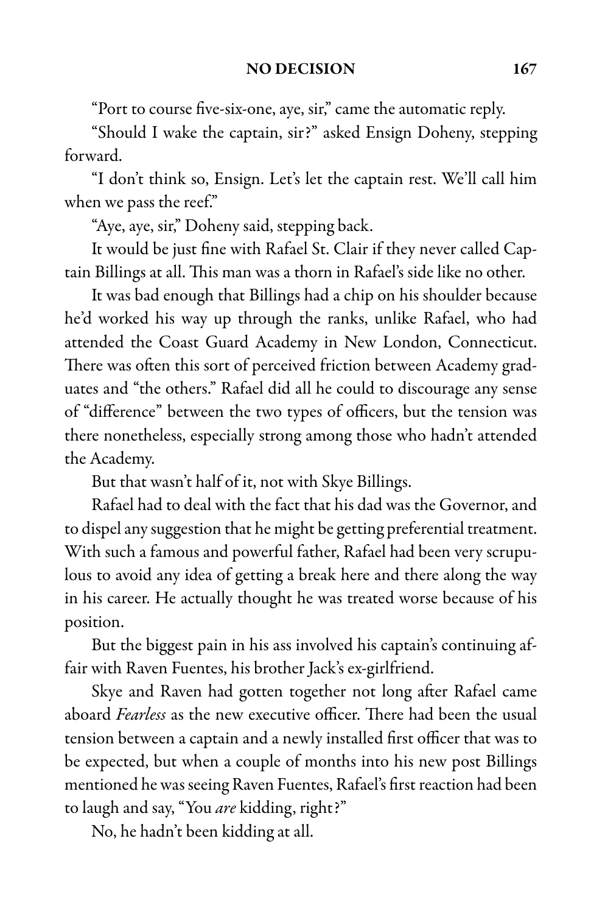"Port to course five-six-one, aye, sir," came the automatic reply.

"Should I wake the captain, sir?" asked Ensign Doheny, stepping forward.

"I don't think so, Ensign. Let's let the captain rest. We'll call him when we pass the reef."

"Aye, aye, sir," Doheny said, stepping back.

It would be just fine with Rafael St. Clair if they never called Captain Billings at all. This man was a thorn in Rafael's side like no other.

It was bad enough that Billings had a chip on his shoulder because he'd worked his way up through the ranks, unlike Rafael, who had attended the Coast Guard Academy in New London, Connecticut. There was often this sort of perceived friction between Academy graduates and "the others." Rafael did all he could to discourage any sense of "difference" between the two types of officers, but the tension was there nonetheless, especially strong among those who hadn't attended the Academy.

But that wasn't half of it, not with Skye Billings.

Rafael had to deal with the fact that his dad was the Governor, and to dispel any suggestion that he might be getting preferential treatment. With such a famous and powerful father, Rafael had been very scrupulous to avoid any idea of getting a break here and there along the way in his career. He actually thought he was treated worse because of his position.

But the biggest pain in his ass involved his captain's continuing affair with Raven Fuentes, his brother Jack's ex-girlfriend.

Skye and Raven had gotten together not long after Rafael came aboard *Fearless* as the new executive officer. There had been the usual tension between a captain and a newly installed first officer that was to be expected, but when a couple of months into his new post Billings mentioned he was seeing Raven Fuentes, Rafael's first reaction had been to laugh and say, "You *are* kidding, right?"

No, he hadn't been kidding at all.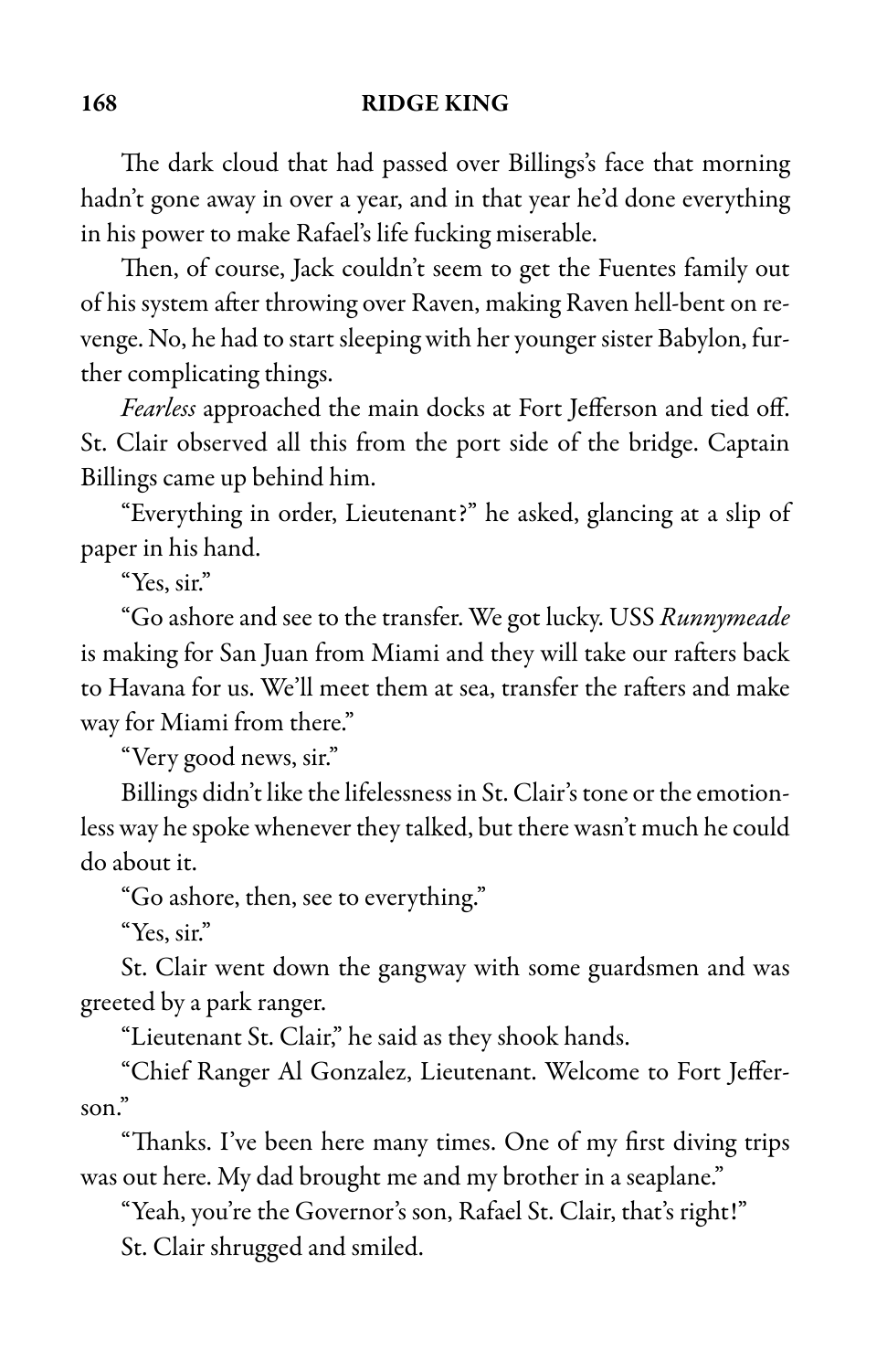The dark cloud that had passed over Billings's face that morning hadn't gone away in over a year, and in that year he'd done everything in his power to make Rafael's life fucking miserable.

Then, of course, Jack couldn't seem to get the Fuentes family out of his system after throwing over Raven, making Raven hell-bent on revenge. No, he had to start sleeping with her younger sister Babylon, further complicating things.

*Fearless* approached the main docks at Fort Jefferson and tied off. St. Clair observed all this from the port side of the bridge. Captain Billings came up behind him.

"Everything in order, Lieutenant?" he asked, glancing at a slip of paper in his hand.

"Yes, sir."

"Go ashore and see to the transfer. We got lucky. USS *Runnymeade* is making for San Juan from Miami and they will take our rafters back to Havana for us. We'll meet them at sea, transfer the rafters and make way for Miami from there."

"Very good news, sir."

Billings didn't like the lifelessness in St. Clair's tone or the emotionless way he spoke whenever they talked, but there wasn't much he could do about it.

"Go ashore, then, see to everything."

"Yes, sir."

St. Clair went down the gangway with some guardsmen and was greeted by a park ranger.

"Lieutenant St. Clair," he said as they shook hands.

"Chief Ranger Al Gonzalez, Lieutenant. Welcome to Fort Jefferson."

"Thanks. I've been here many times. One of my first diving trips was out here. My dad brought me and my brother in a seaplane."

"Yeah, you're the Governor's son, Rafael St. Clair, that's right!"

St. Clair shrugged and smiled.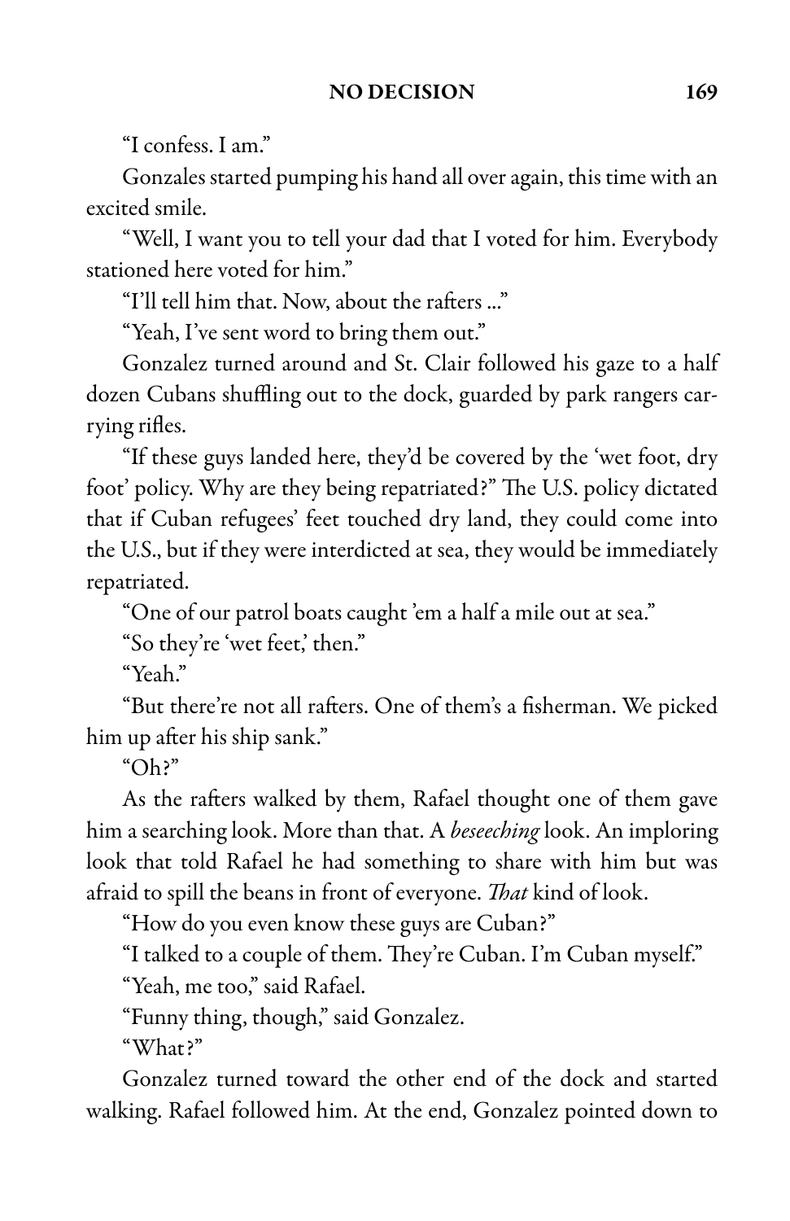"I confess. I am."

Gonzales started pumping his hand all over again, this time with an excited smile.

"Well, I want you to tell your dad that I voted for him. Everybody stationed here voted for him."

"I'll tell him that. Now, about the rafters ..."

"Yeah, I've sent word to bring them out."

Gonzalez turned around and St. Clair followed his gaze to a half dozen Cubans shuffling out to the dock, guarded by park rangers carrying rifles.

"If these guys landed here, they'd be covered by the 'wet foot, dry foot' policy. Why are they being repatriated?" The U.S. policy dictated that if Cuban refugees' feet touched dry land, they could come into the U.S., but if they were interdicted at sea, they would be immediately repatriated.

"One of our patrol boats caught 'em a half a mile out at sea."

"So they're 'wet feet,' then."

"Yeah."

"But there're not all rafters. One of them's a fisherman. We picked him up after his ship sank."

"Oh?"

As the rafters walked by them, Rafael thought one of them gave him a searching look. More than that. A *beseeching* look. An imploring look that told Rafael he had something to share with him but was afraid to spill the beans in front of everyone. *That* kind of look.

"How do you even know these guys are Cuban?"

"I talked to a couple of them. They're Cuban. I'm Cuban myself."

"Yeah, me too," said Rafael.

"Funny thing, though," said Gonzalez.

"What?"

Gonzalez turned toward the other end of the dock and started walking. Rafael followed him. At the end, Gonzalez pointed down to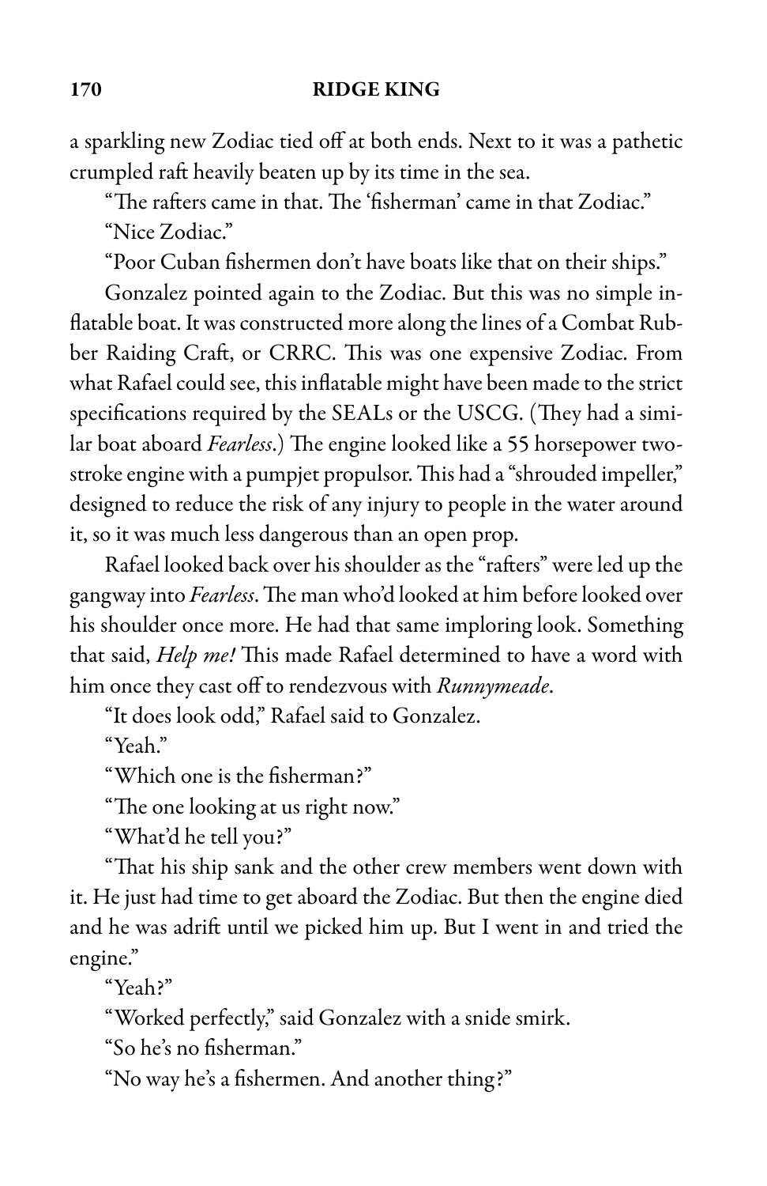a sparkling new Zodiac tied off at both ends. Next to it was a pathetic crumpled raft heavily beaten up by its time in the sea.

"The rafters came in that. The 'fisherman' came in that Zodiac."

"Nice Zodiac."

"Poor Cuban fishermen don't have boats like that on their ships."

Gonzalez pointed again to the Zodiac. But this was no simple inflatable boat. It was constructed more along the lines of a Combat Rubber Raiding Craft, or CRRC. This was one expensive Zodiac. From what Rafael could see, this inflatable might have been made to the strict specifications required by the SEALs or the USCG. (They had a similar boat aboard *Fearless*.) The engine looked like a 55 horsepower two-stroke engine with a pumpjet propulsor. This had a "shrouded impeller," designed to reduce the risk of any injury to people in the water around it, so it was much less dangerous than an open prop.

Rafael looked back over his shoulder as the "rafters" were led up the gangway into *Fearless*. The man who'd looked at him before looked over his shoulder once more. He had that same imploring look. Something that said, *Help me!* This made Rafael determined to have a word with him once they cast off to rendezvous with *Runnymeade*.

"It does look odd," Rafael said to Gonzalez.

"Yeah."

"Which one is the fisherman?"

"The one looking at us right now."

"What'd he tell you?"

"That his ship sank and the other crew members went down with it. He just had time to get aboard the Zodiac. But then the engine died and he was adrift until we picked him up. But I went in and tried the engine."

"Yeah?"

"Worked perfectly," said Gonzalez with a snide smirk.

"So he's no fisherman."

"No way he's a fishermen. And another thing?"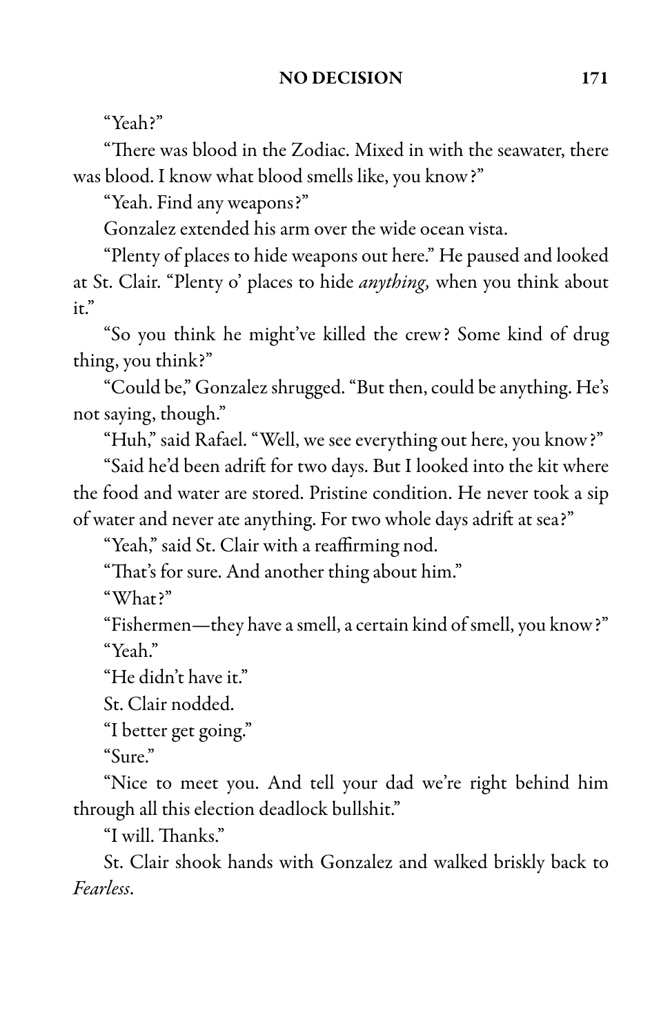"Yeah?"

"There was blood in the Zodiac. Mixed in with the seawater, there was blood. I know what blood smells like, you know?"

"Yeah. Find any weapons?"

Gonzalez extended his arm over the wide ocean vista.

"Plenty of places to hide weapons out here." He paused and looked at St. Clair. "Plenty o' places to hide *anything,* when you think about it."

"So you think he might've killed the crew? Some kind of drug thing, you think?"

"Could be," Gonzalez shrugged. "But then, could be anything. He's not saying, though."

"Huh," said Rafael. "Well, we see everything out here, you know?"

"Said he'd been adrift for two days. But I looked into the kit where the food and water are stored. Pristine condition. He never took a sip of water and never ate anything. For two whole days adrift at sea?"

"Yeah," said St. Clair with a reaffirming nod.

"That's for sure. And another thing about him."

"What?"

"Fishermen—they have a smell, a certain kind of smell, you know?"

"Yeah."

"He didn't have it."

St. Clair nodded.

"I better get going."

"Sure."

"Nice to meet you. And tell your dad we're right behind him through all this election deadlock bullshit."

"I will. Thanks."

St. Clair shook hands with Gonzalez and walked briskly back to *Fearless*.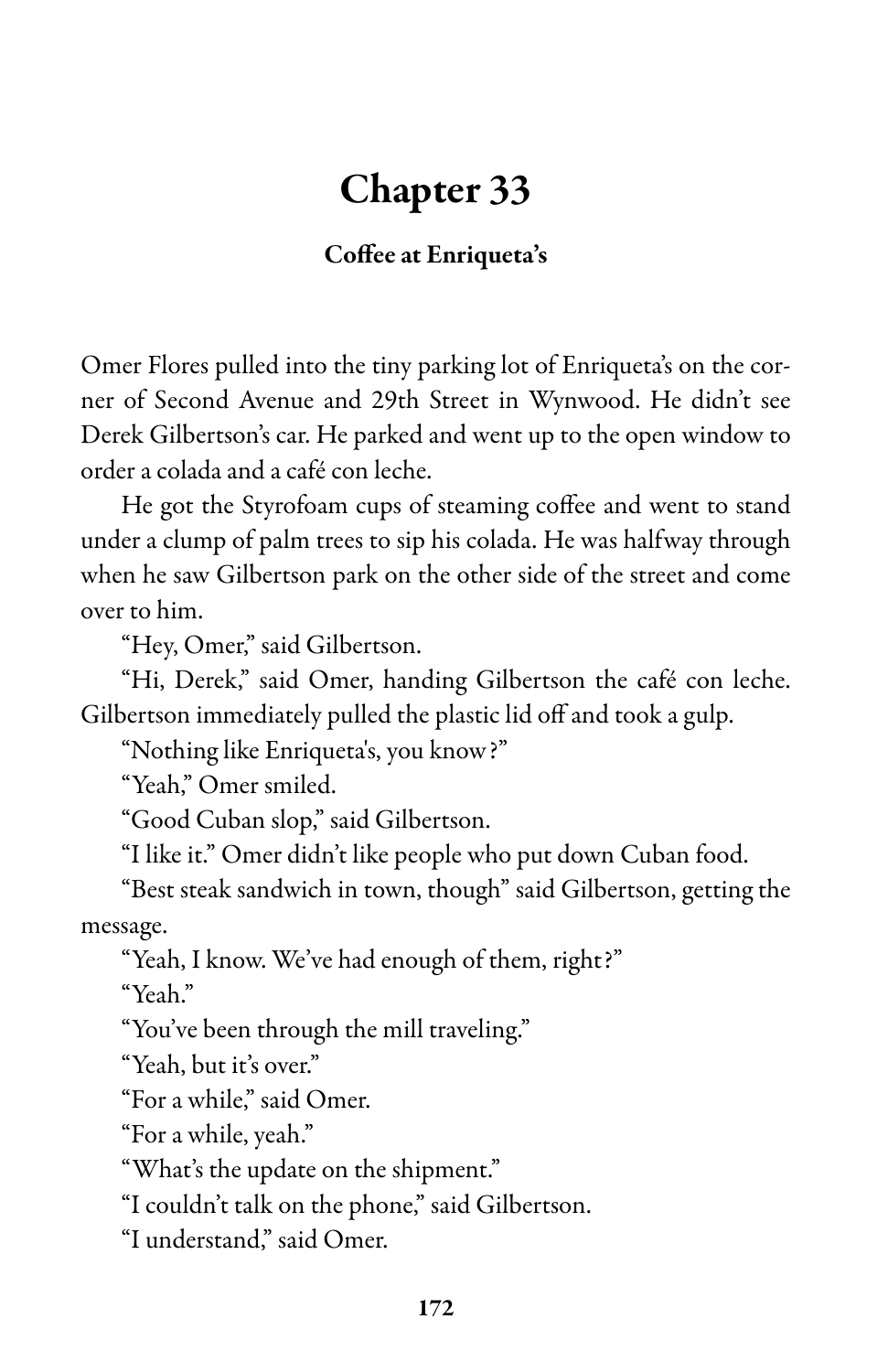# Chapter 33

### Coffee at Enriqueta's

Omer Flores pulled into the tiny parking lot of Enriqueta's on the corner of Second Avenue and 29th Street in Wynwood. He didn't see Derek Gilbertson's car. He parked and went up to the open window to order a colada and a café con leche.

He got the Styrofoam cups of steaming coffee and went to stand under a clump of palm trees to sip his colada. He was halfway through when he saw Gilbertson park on the other side of the street and come over to him.

"Hey, Omer," said Gilbertson.

"Hi, Derek," said Omer, handing Gilbertson the café con leche. Gilbertson immediately pulled the plastic lid off and took a gulp.

"Nothing like Enriqueta's, you know?"

"Yeah," Omer smiled.

"Good Cuban slop," said Gilbertson.

"I like it." Omer didn't like people who put down Cuban food.

"Best steak sandwich in town, though" said Gilbertson, getting the message.

"Yeah, I know. We've had enough of them, right?"

"Yeah."

"You've been through the mill traveling."

"Yeah, but it's over."

"For a while," said Omer.

"For a while, yeah."

"What's the update on the shipment."

"I couldn't talk on the phone," said Gilbertson.

"I understand," said Omer.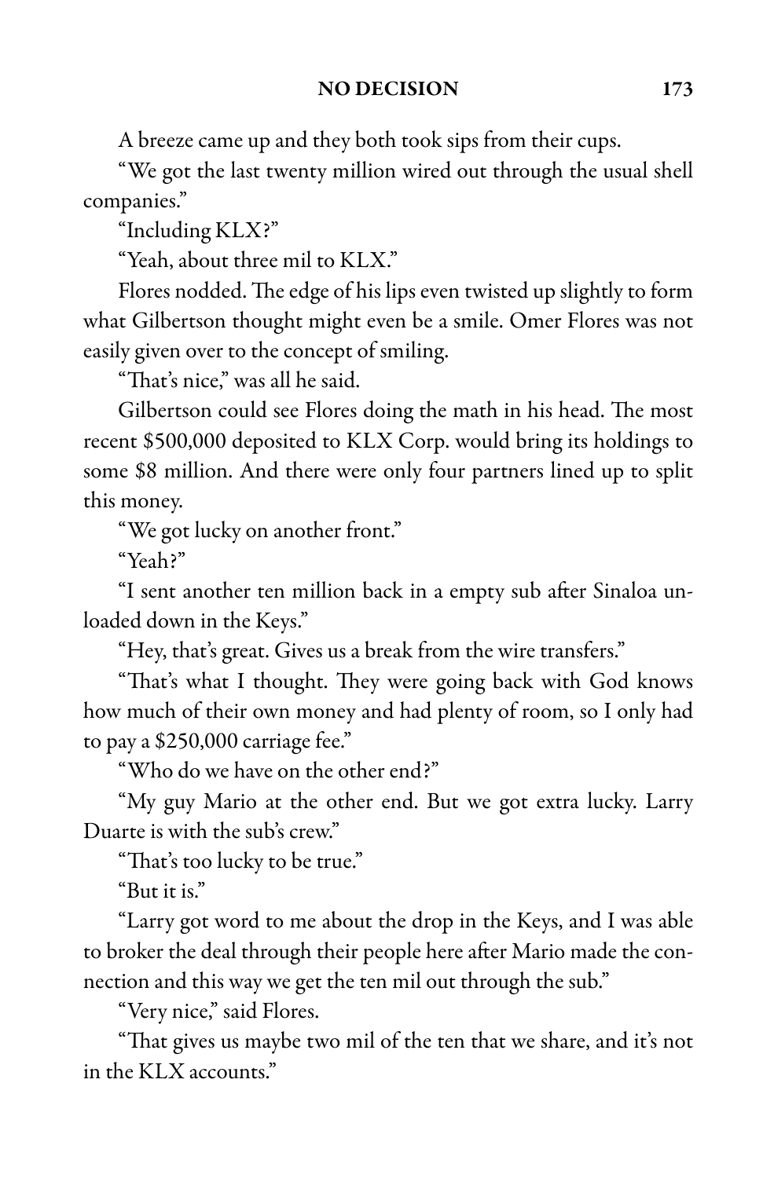A breeze came up and they both took sips from their cups.

"We got the last twenty million wired out through the usual shell companies."

"Including KLX?"

"Yeah, about three mil to KLX."

Flores nodded. The edge of his lips even twisted up slightly to form what Gilbertson thought might even be a smile. Omer Flores was not easily given over to the concept of smiling.

"That's nice," was all he said.

Gilbertson could see Flores doing the math in his head. The most recent $500,000 deposited to KLX Corp. would bring its holdings to some $8 million. And there were only four partners lined up to split this money.

"We got lucky on another front."

"Yeah?"

"I sent another ten million back in a empty sub after Sinaloa unloaded down in the Keys."

"Hey, that's great. Gives us a break from the wire transfers."

"That's what I thought. They were going back with God knows how much of their own money and had plenty of room, so I only had to pay a $250,000 carriage fee."

"Who do we have on the other end?"

"My guy Mario at the other end. But we got extra lucky. Larry Duarte is with the sub's crew."

"That's too lucky to be true."

"But it is."

"Larry got word to me about the drop in the Keys, and I was able to broker the deal through their people here after Mario made the connection and this way we get the ten mil out through the sub."

"Very nice," said Flores.

"That gives us maybe two mil of the ten that we share, and it's not in the KLX accounts."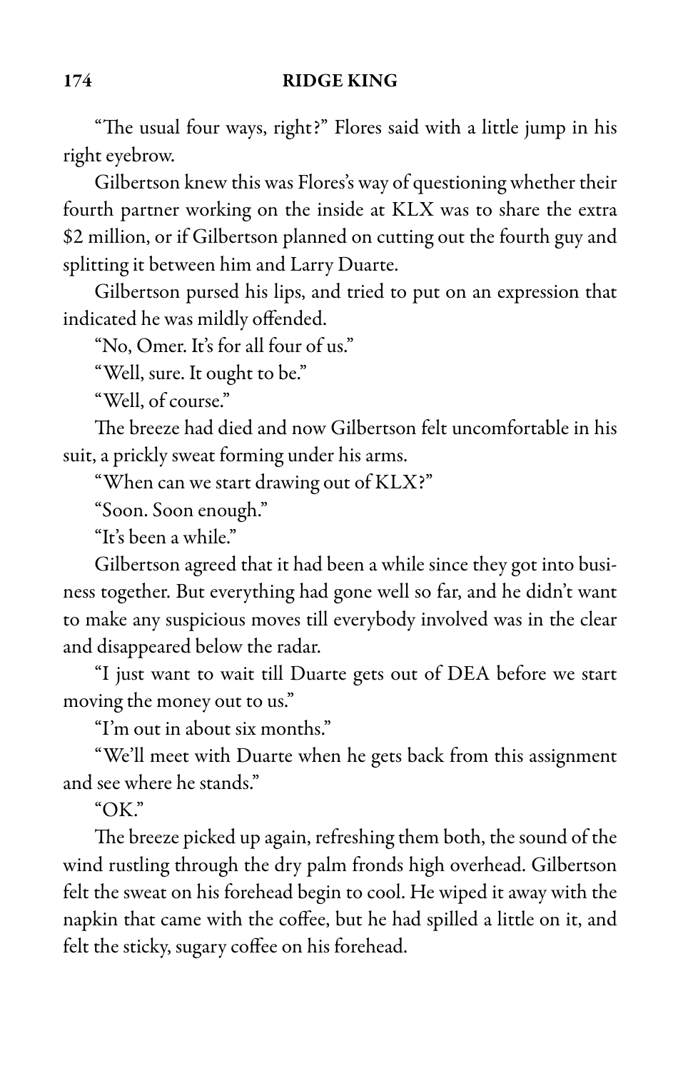"The usual four ways, right?" Flores said with a little jump in his right eyebrow.

Gilbertson knew this was Flores's way of questioning whether their fourth partner working on the inside at KLX was to share the extra $2 million, or if Gilbertson planned on cutting out the fourth guy and splitting it between him and Larry Duarte.

Gilbertson pursed his lips, and tried to put on an expression that indicated he was mildly offended.

"No, Omer. It's for all four of us."

"Well, sure. It ought to be."

"Well, of course."

The breeze had died and now Gilbertson felt uncomfortable in his suit, a prickly sweat forming under his arms.

"When can we start drawing out of KLX?"

"Soon. Soon enough."

"It's been a while."

Gilbertson agreed that it had been a while since they got into business together. But everything had gone well so far, and he didn't want to make any suspicious moves till everybody involved was in the clear and disappeared below the radar.

"I just want to wait till Duarte gets out of DEA before we start moving the money out to us."

"I'm out in about six months."

"We'll meet with Duarte when he gets back from this assignment and see where he stands."

"OK."

The breeze picked up again, refreshing them both, the sound of the wind rustling through the dry palm fronds high overhead. Gilbertson felt the sweat on his forehead begin to cool. He wiped it away with the napkin that came with the coffee, but he had spilled a little on it, and felt the sticky, sugary coffee on his forehead.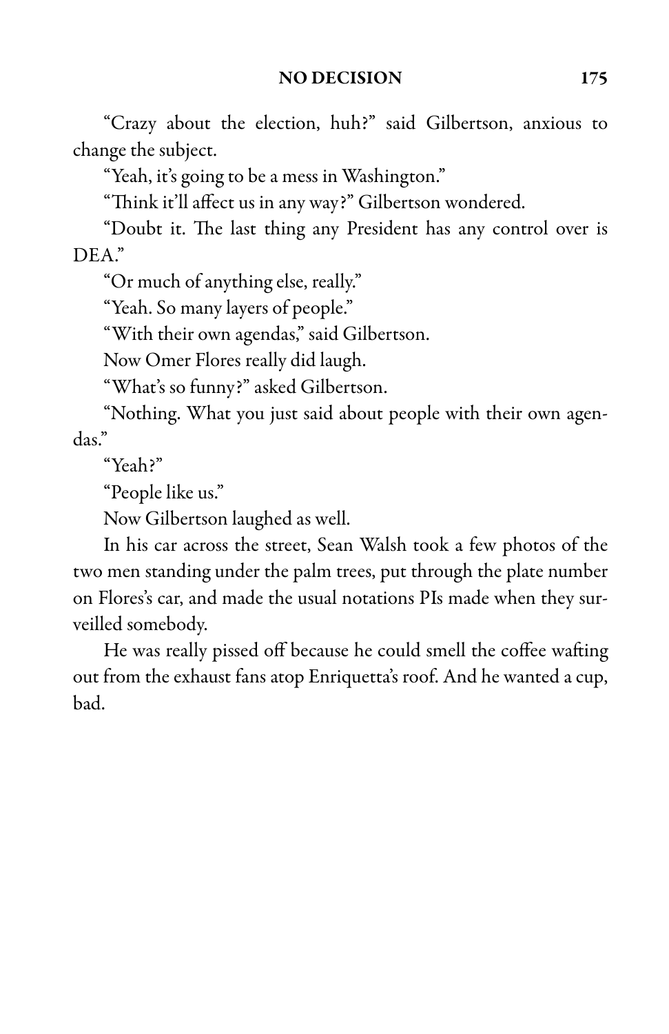"Crazy about the election, huh?" said Gilbertson, anxious to change the subject.

"Yeah, it's going to be a mess in Washington."

"Think it'll affect us in any way?" Gilbertson wondered.

"Doubt it. The last thing any President has any control over is DEA."

"Or much of anything else, really."

"Yeah. So many layers of people."

"With their own agendas," said Gilbertson.

Now Omer Flores really did laugh.

"What's so funny?" asked Gilbertson.

"Nothing. What you just said about people with their own agendas."

"Yeah?"

"People like us."

Now Gilbertson laughed as well.

In his car across the street, Sean Walsh took a few photos of the two men standing under the palm trees, put through the plate number on Flores's car, and made the usual notations PIs made when they surveilled somebody.

He was really pissed off because he could smell the coffee wafting out from the exhaust fans atop Enriquetta's roof. And he wanted a cup, bad.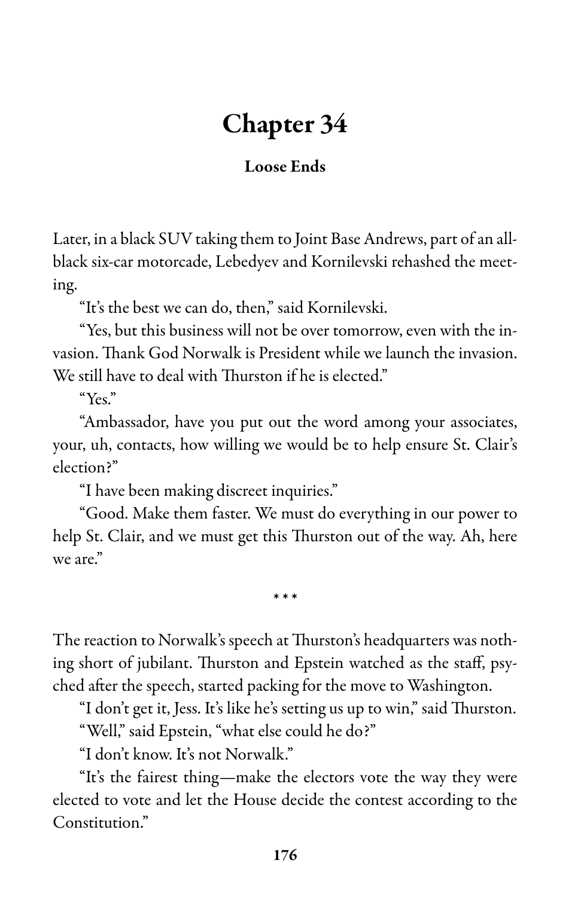# Chapter 34

## Loose Ends

Later, in a black SUV taking them to Joint Base Andrews, part of an all-black six-car motorcade, Lebedyev and Kornilevski rehashed the meeting.

"It's the best we can do, then," said Kornilevski.

"Yes, but this business will not be over tomorrow, even with the invasion. Thank God Norwalk is President while we launch the invasion. We still have to deal with Thurston if he is elected."

"Yes."

"Ambassador, have you put out the word among your associates, your, uh, contacts, how willing we would be to help ensure St. Clair's election?"

"I have been making discreet inquiries."

"Good. Make them faster. We must do everything in our power to help St. Clair, and we must get this Thurston out of the way. Ah, here we are."

\* \* \*

The reaction to Norwalk's speech at Thurston's headquarters was nothing short of jubilant. Thurston and Epstein watched as the staff, psyched after the speech, started packing for the move to Washington.

"I don't get it, Jess. It's like he's setting us up to win," said Thurston.

"Well," said Epstein, "what else could he do?"

"I don't know. It's not Norwalk."

"It's the fairest thing—make the electors vote the way they were elected to vote and let the House decide the contest according to the Constitution."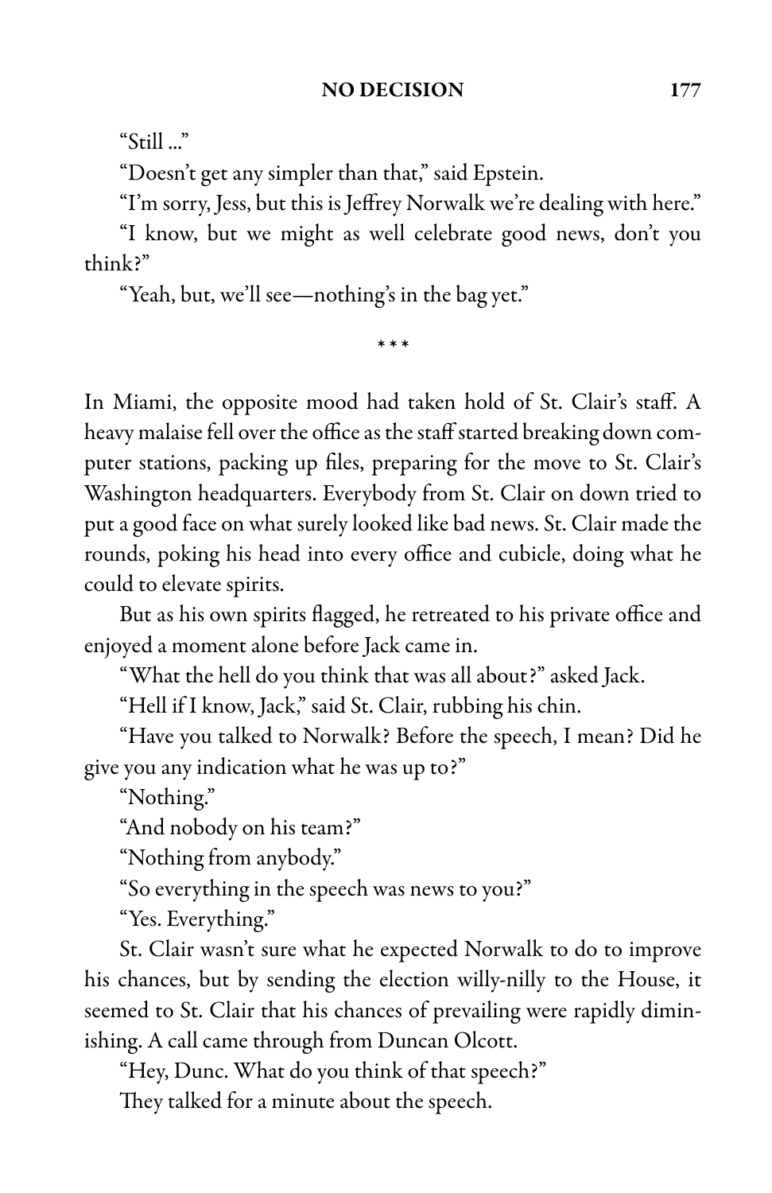"Still ..."

"Doesn't get any simpler than that," said Epstein.

"I'm sorry, Jess, but this is Jeffrey Norwalk we're dealing with here."

"I know, but we might as well celebrate good news, don't you think?"

"Yeah, but, we'll see—nothing's in the bag yet."

\* \* \*

In Miami, the opposite mood had taken hold of St. Clair's staff. A heavy malaise fell over the office as the staff started breaking down computer stations, packing up files, preparing for the move to St. Clair's Washington headquarters. Everybody from St. Clair on down tried to put a good face on what surely looked like bad news. St. Clair made the rounds, poking his head into every office and cubicle, doing what he could to elevate spirits.

But as his own spirits flagged, he retreated to his private office and enjoyed a moment alone before Jack came in.

"What the hell do you think that was all about?" asked Jack.

"Hell if I know, Jack," said St. Clair, rubbing his chin.

"Have you talked to Norwalk? Before the speech, I mean? Did he give you any indication what he was up to?"

"Nothing."

"And nobody on his team?"

"Nothing from anybody."

"So everything in the speech was news to you?"

"Yes. Everything."

St. Clair wasn't sure what he expected Norwalk to do to improve his chances, but by sending the election willy-nilly to the House, it seemed to St. Clair that his chances of prevailing were rapidly diminishing. A call came through from Duncan Olcott.

"Hey, Dunc. What do you think of that speech?"

They talked for a minute about the speech.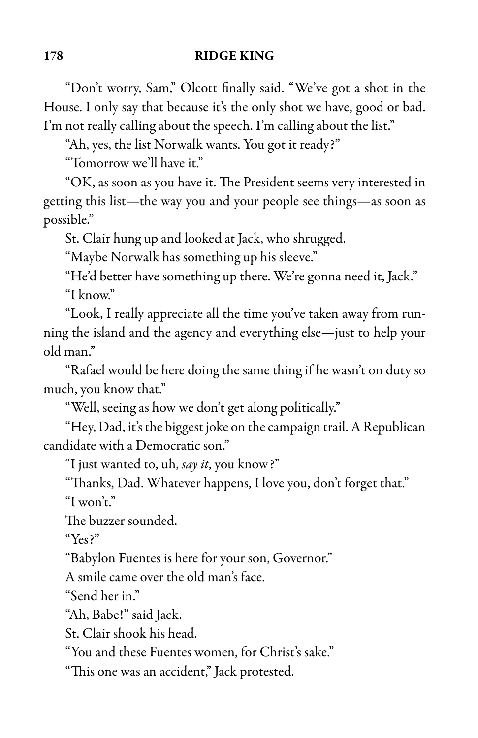"Don't worry, Sam," Olcott finally said. "We've got a shot in the House. I only say that because it's the only shot we have, good or bad. I'm not really calling about the speech. I'm calling about the list."

"Ah, yes, the list Norwalk wants. You got it ready?"

"Tomorrow we'll have it."

"OK, as soon as you have it. The President seems very interested in getting this list—the way you and your people see things—as soon as possible."

St. Clair hung up and looked at Jack, who shrugged.

"Maybe Norwalk has something up his sleeve."

"He'd better have something up there. We're gonna need it, Jack."

"I know."

"Look, I really appreciate all the time you've taken away from running the island and the agency and everything else—just to help your old man."

"Rafael would be here doing the same thing if he wasn't on duty so much, you know that."

"Well, seeing as how we don't get along politically."

"Hey, Dad, it's the biggest joke on the campaign trail. A Republican candidate with a Democratic son."

"I just wanted to, uh, *say it*, you know?"

"Thanks, Dad. Whatever happens, I love you, don't forget that."

"I won't."

The buzzer sounded.

"Yes?"

"Babylon Fuentes is here for your son, Governor."

A smile came over the old man's face.

"Send her in."

"Ah, Babe!" said Jack.

St. Clair shook his head.

"You and these Fuentes women, for Christ's sake."

"This one was an accident," Jack protested.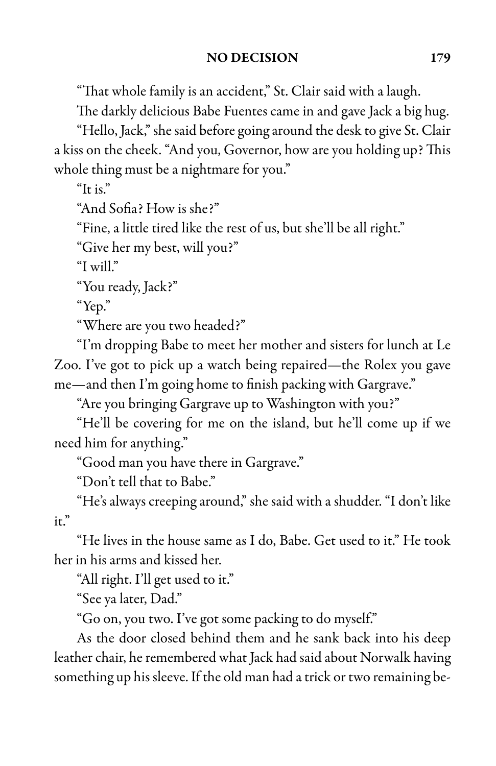"That whole family is an accident," St. Clair said with a laugh.

The darkly delicious Babe Fuentes came in and gave Jack a big hug.

"Hello, Jack," she said before going around the desk to give St. Clair a kiss on the cheek. "And you, Governor, how are you holding up? This whole thing must be a nightmare for you."

"It is."

"And Sofia? How is she?"

"Fine, a little tired like the rest of us, but she'll be all right."

"Give her my best, will you?"

"I will."

"You ready, Jack?"

"Yep."

"Where are you two headed?"

"I'm dropping Babe to meet her mother and sisters for lunch at Le Zoo. I've got to pick up a watch being repaired—the Rolex you gave me—and then I'm going home to finish packing with Gargrave."

"Are you bringing Gargrave up to Washington with you?"

"He'll be covering for me on the island, but he'll come up if we need him for anything."

"Good man you have there in Gargrave."

"Don't tell that to Babe."

"He's always creeping around," she said with a shudder. "I don't like it."

"He lives in the house same as I do, Babe. Get used to it." He took her in his arms and kissed her.

"All right. I'll get used to it."

"See ya later, Dad."

"Go on, you two. I've got some packing to do myself."

As the door closed behind them and he sank back into his deep leather chair, he remembered what Jack had said about Norwalk having something up his sleeve. If the old man had a trick or two remaining be-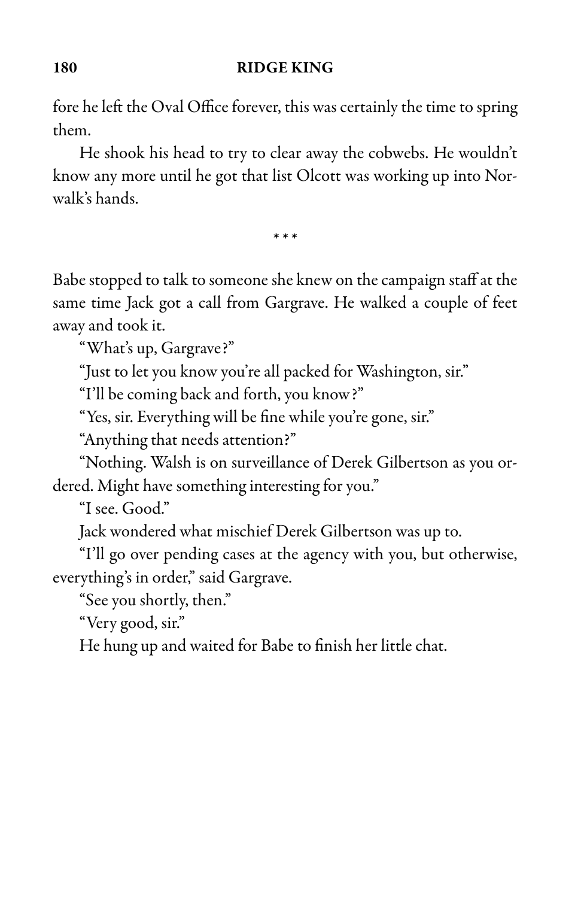fore he left the Oval Office forever, this was certainly the time to spring them.

He shook his head to try to clear away the cobwebs. He wouldn't know any more until he got that list Olcott was working up into Norwalk's hands.

\* \* \*

Babe stopped to talk to someone she knew on the campaign staff at the same time Jack got a call from Gargrave. He walked a couple of feet away and took it.

"What's up, Gargrave?"

"Just to let you know you're all packed for Washington, sir."

"I'll be coming back and forth, you know?"

"Yes, sir. Everything will be fine while you're gone, sir."

"Anything that needs attention?"

"Nothing. Walsh is on surveillance of Derek Gilbertson as you ordered. Might have something interesting for you."

"I see. Good."

Jack wondered what mischief Derek Gilbertson was up to.

"I'll go over pending cases at the agency with you, but otherwise, everything's in order," said Gargrave.

"See you shortly, then."

"Very good, sir."

He hung up and waited for Babe to finish her little chat.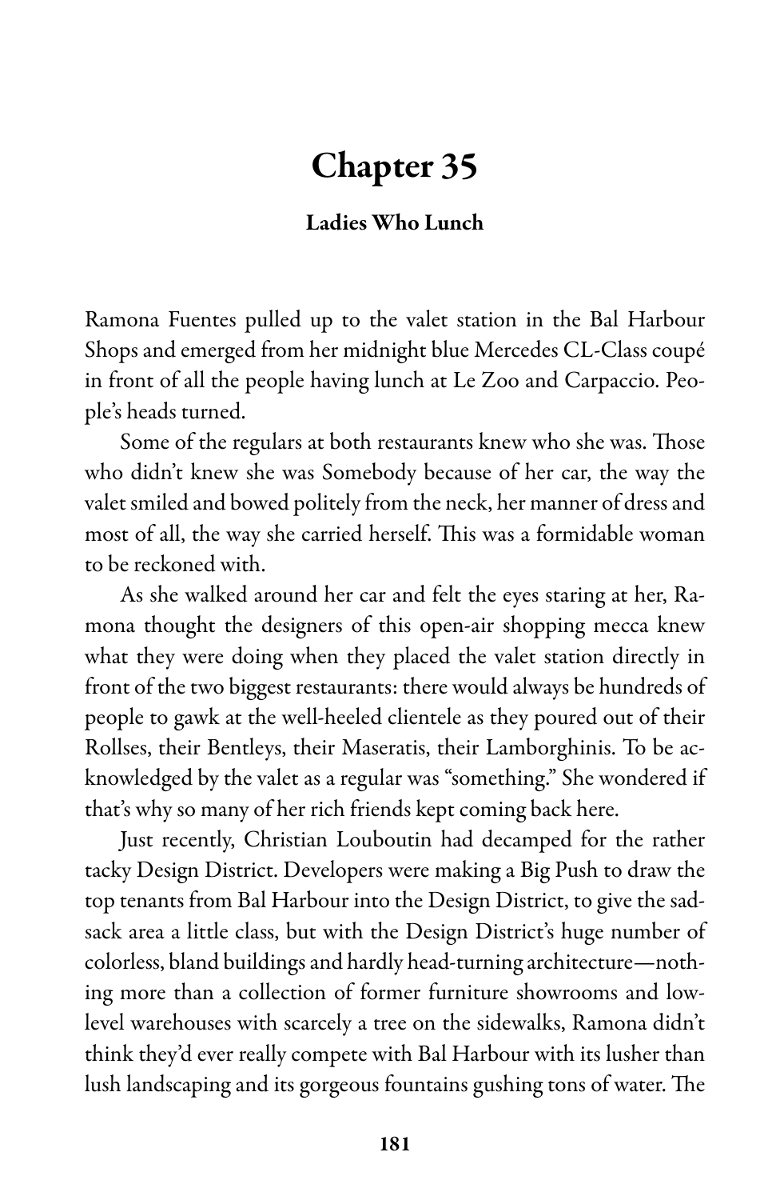# Chapter 35

### Ladies Who Lunch

Ramona Fuentes pulled up to the valet station in the Bal Harbour Shops and emerged from her midnight blue Mercedes CL-Class coupé in front of all the people having lunch at Le Zoo and Carpaccio. People's heads turned.

Some of the regulars at both restaurants knew who she was. Those who didn't knew she was Somebody because of her car, the way the valet smiled and bowed politely from the neck, her manner of dress and most of all, the way she carried herself. This was a formidable woman to be reckoned with.

As she walked around her car and felt the eyes staring at her, Ramona thought the designers of this open-air shopping mecca knew what they were doing when they placed the valet station directly in front of the two biggest restaurants: there would always be hundreds of people to gawk at the well-heeled clientele as they poured out of their Rollses, their Bentleys, their Maseratis, their Lamborghinis. To be acknowledged by the valet as a regular was "something." She wondered if that's why so many of her rich friends kept coming back here.

Just recently, Christian Louboutin had decamped for the rather tacky Design District. Developers were making a Big Push to draw the top tenants from Bal Harbour into the Design District, to give the sad-sack area a little class, but with the Design District's huge number of colorless, bland buildings and hardly head-turning architecture—nothing more than a collection of former furniture showrooms and low-level warehouses with scarcely a tree on the sidewalks, Ramona didn't think they'd ever really compete with Bal Harbour with its lusher than lush landscaping and its gorgeous fountains gushing tons of water. The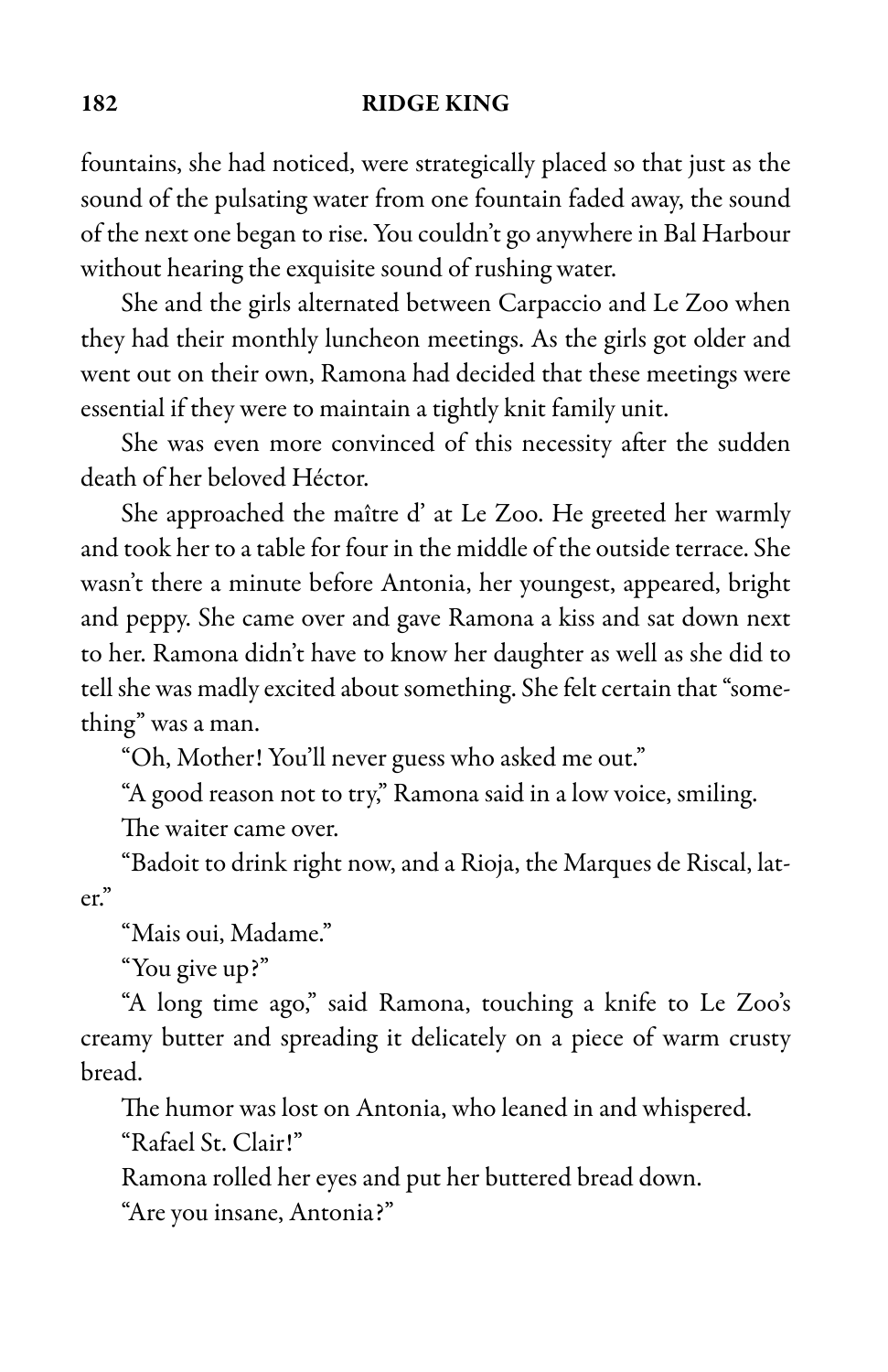fountains, she had noticed, were strategically placed so that just as the sound of the pulsating water from one fountain faded away, the sound of the next one began to rise. You couldn't go anywhere in Bal Harbour without hearing the exquisite sound of rushing water.

She and the girls alternated between Carpaccio and Le Zoo when they had their monthly luncheon meetings. As the girls got older and went out on their own, Ramona had decided that these meetings were essential if they were to maintain a tightly knit family unit.

She was even more convinced of this necessity after the sudden death of her beloved Héctor.

She approached the maître d' at Le Zoo. He greeted her warmly and took her to a table for four in the middle of the outside terrace. She wasn't there a minute before Antonia, her youngest, appeared, bright and peppy. She came over and gave Ramona a kiss and sat down next to her. Ramona didn't have to know her daughter as well as she did to tell she was madly excited about something. She felt certain that "something" was a man.

"Oh, Mother! You'll never guess who asked me out."

"A good reason not to try," Ramona said in a low voice, smiling.

The waiter came over.

"Badoit to drink right now, and a Rioja, the Marques de Riscal, later."

"Mais oui, Madame."

"You give up?"

"A long time ago," said Ramona, touching a knife to Le Zoo's creamy butter and spreading it delicately on a piece of warm crusty bread.

The humor was lost on Antonia, who leaned in and whispered.

"Rafael St. Clair!"

Ramona rolled her eyes and put her buttered bread down.

"Are you insane, Antonia?"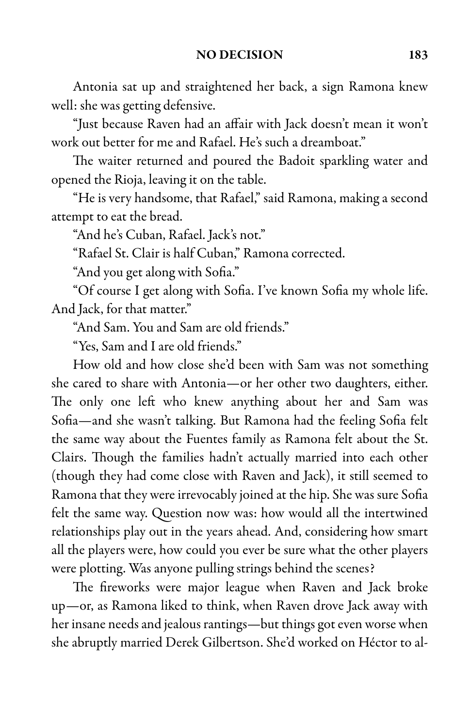Antonia sat up and straightened her back, a sign Ramona knew well: she was getting defensive.

"Just because Raven had an affair with Jack doesn't mean it won't work out better for me and Rafael. He's such a dreamboat."

The waiter returned and poured the Badoit sparkling water and opened the Rioja, leaving it on the table.

"He is very handsome, that Rafael," said Ramona, making a second attempt to eat the bread.

"And he's Cuban, Rafael. Jack's not."

"Rafael St. Clair is half Cuban," Ramona corrected.

"And you get along with Sofia."

"Of course I get along with Sofia. I've known Sofia my whole life. And Jack, for that matter."

"And Sam. You and Sam are old friends."

"Yes, Sam and I are old friends."

How old and how close she'd been with Sam was not something she cared to share with Antonia—or her other two daughters, either. The only one left who knew anything about her and Sam was Sofia—and she wasn't talking. But Ramona had the feeling Sofia felt the same way about the Fuentes family as Ramona felt about the St. Clairs. Though the families hadn't actually married into each other (though they had come close with Raven and Jack), it still seemed to Ramona that they were irrevocably joined at the hip. She was sure Sofia felt the same way. Question now was: how would all the intertwined relationships play out in the years ahead. And, considering how smart all the players were, how could you ever be sure what the other players were plotting. Was anyone pulling strings behind the scenes?

The fireworks were major league when Raven and Jack broke up—or, as Ramona liked to think, when Raven drove Jack away with her insane needs and jealous rantings—but things got even worse when she abruptly married Derek Gilbertson. She'd worked on Héctor to al-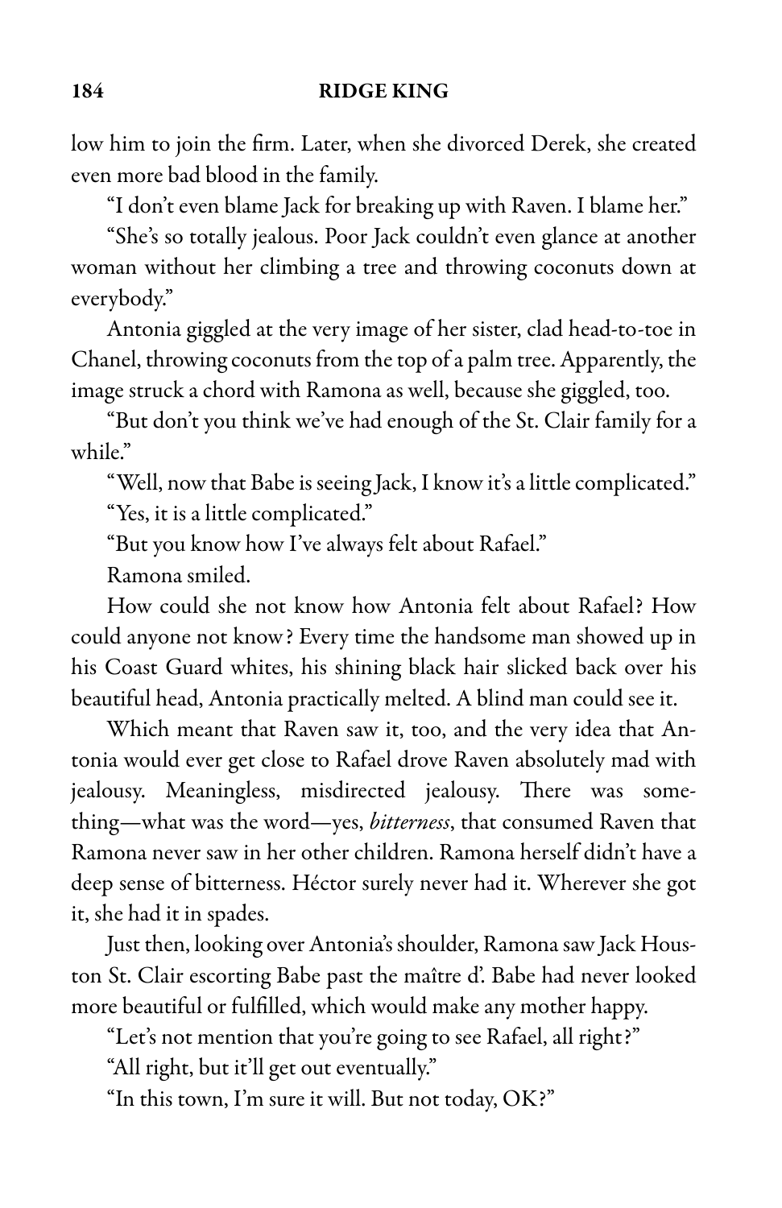low him to join the firm. Later, when she divorced Derek, she created even more bad blood in the family.

"I don't even blame Jack for breaking up with Raven. I blame her."

"She's so totally jealous. Poor Jack couldn't even glance at another woman without her climbing a tree and throwing coconuts down at everybody."

Antonia giggled at the very image of her sister, clad head-to-toe in Chanel, throwing coconuts from the top of a palm tree. Apparently, the image struck a chord with Ramona as well, because she giggled, too.

"But don't you think we've had enough of the St. Clair family for a while."

"Well, now that Babe is seeing Jack, I know it's a little complicated."

"Yes, it is a little complicated."

"But you know how I've always felt about Rafael."

Ramona smiled.

How could she not know how Antonia felt about Rafael? How could anyone not know? Every time the handsome man showed up in his Coast Guard whites, his shining black hair slicked back over his beautiful head, Antonia practically melted. A blind man could see it.

Which meant that Raven saw it, too, and the very idea that Antonia would ever get close to Rafael drove Raven absolutely mad with jealousy. Meaningless, misdirected jealousy. There was something—what was the word—yes, *bitterness*, that consumed Raven that Ramona never saw in her other children. Ramona herself didn't have a deep sense of bitterness. Héctor surely never had it. Wherever she got it, she had it in spades.

Just then, looking over Antonia's shoulder, Ramona saw Jack Houston St. Clair escorting Babe past the maître d'. Babe had never looked more beautiful or fulfilled, which would make any mother happy.

"Let's not mention that you're going to see Rafael, all right?"

"All right, but it'll get out eventually."

"In this town, I'm sure it will. But not today, OK?"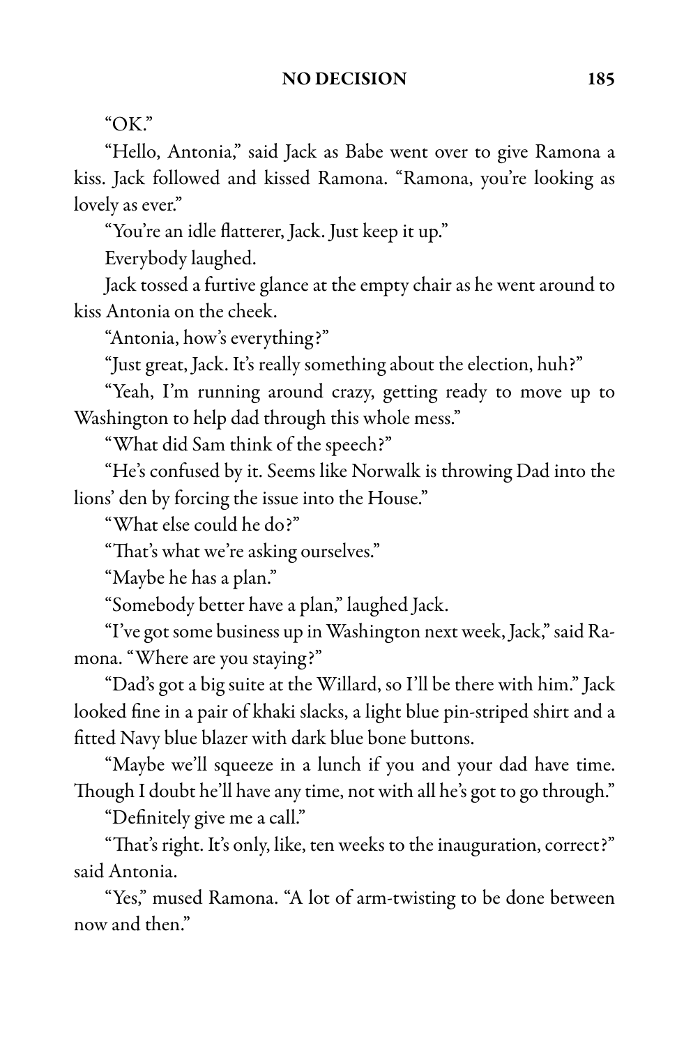"OK."

"Hello, Antonia," said Jack as Babe went over to give Ramona a kiss. Jack followed and kissed Ramona. "Ramona, you're looking as lovely as ever."

"You're an idle flatterer, Jack. Just keep it up."

Everybody laughed.

Jack tossed a furtive glance at the empty chair as he went around to kiss Antonia on the cheek.

"Antonia, how's everything?"

"Just great, Jack. It's really something about the election, huh?"

"Yeah, I'm running around crazy, getting ready to move up to Washington to help dad through this whole mess."

"What did Sam think of the speech?"

"He's confused by it. Seems like Norwalk is throwing Dad into the lions' den by forcing the issue into the House."

"What else could he do?"

"That's what we're asking ourselves."

"Maybe he has a plan."

"Somebody better have a plan," laughed Jack.

"I've got some business up in Washington next week, Jack," said Ramona. "Where are you staying?"

"Dad's got a big suite at the Willard, so I'll be there with him." Jack looked fine in a pair of khaki slacks, a light blue pin-striped shirt and a fitted Navy blue blazer with dark blue bone buttons.

"Maybe we'll squeeze in a lunch if you and your dad have time. Though I doubt he'll have any time, not with all he's got to go through."

"Definitely give me a call."

"That's right. It's only, like, ten weeks to the inauguration, correct?" said Antonia.

"Yes," mused Ramona. "A lot of arm-twisting to be done between now and then."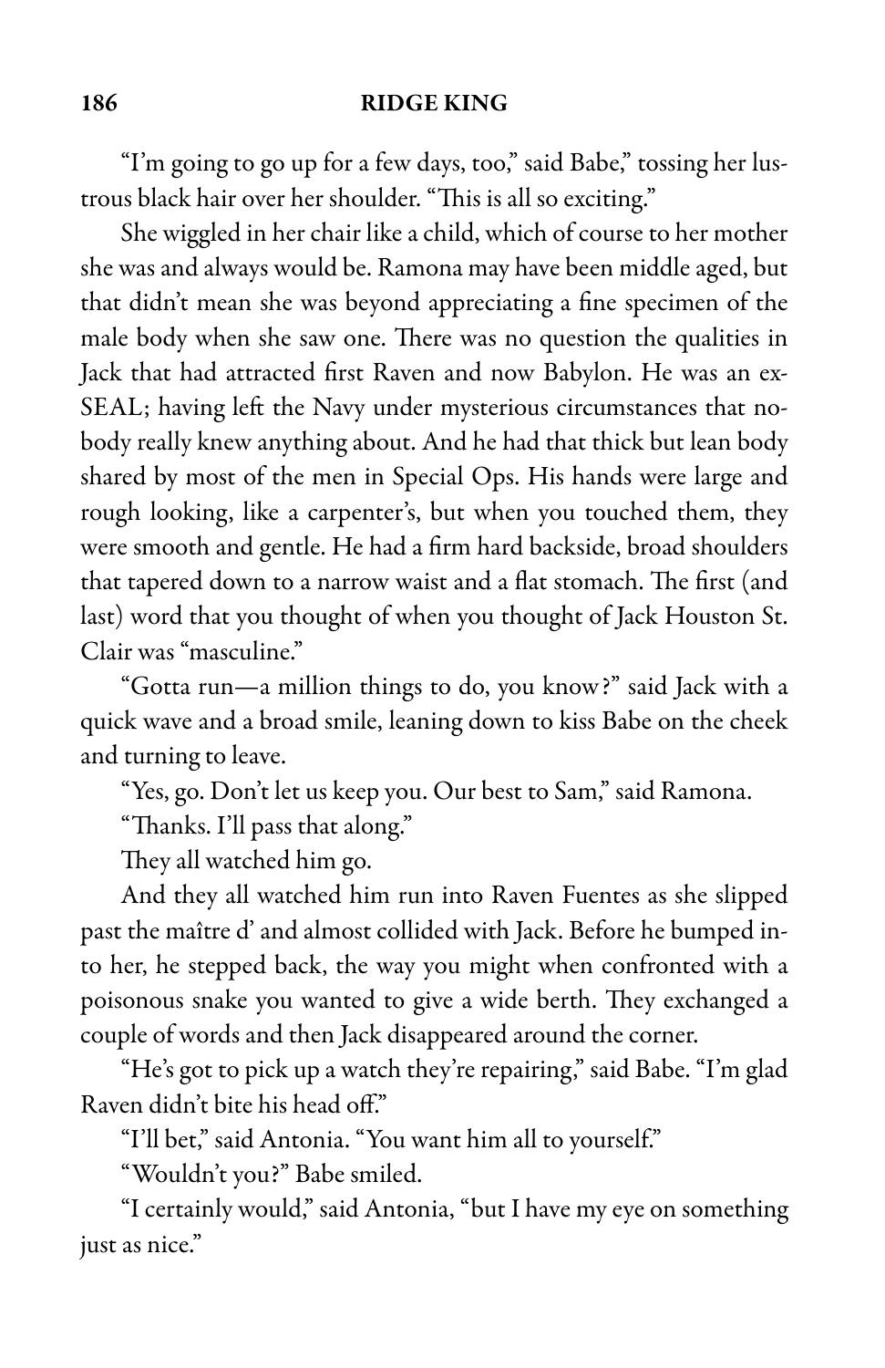"I'm going to go up for a few days, too," said Babe," tossing her lustrous black hair over her shoulder. "This is all so exciting."

She wiggled in her chair like a child, which of course to her mother she was and always would be. Ramona may have been middle aged, but that didn't mean she was beyond appreciating a fine specimen of the male body when she saw one. There was no question the qualities in Jack that had attracted first Raven and now Babylon. He was an ex-SEAL; having left the Navy under mysterious circumstances that nobody really knew anything about. And he had that thick but lean body shared by most of the men in Special Ops. His hands were large and rough looking, like a carpenter's, but when you touched them, they were smooth and gentle. He had a firm hard backside, broad shoulders that tapered down to a narrow waist and a flat stomach. The first (and last) word that you thought of when you thought of Jack Houston St. Clair was "masculine."

"Gotta run—a million things to do, you know?" said Jack with a quick wave and a broad smile, leaning down to kiss Babe on the cheek and turning to leave.

"Yes, go. Don't let us keep you. Our best to Sam," said Ramona.

"Thanks. I'll pass that along."

They all watched him go.

And they all watched him run into Raven Fuentes as she slipped past the maître d' and almost collided with Jack. Before he bumped into her, he stepped back, the way you might when confronted with a poisonous snake you wanted to give a wide berth. They exchanged a couple of words and then Jack disappeared around the corner.

"He's got to pick up a watch they're repairing," said Babe. "I'm glad Raven didn't bite his head off."

"I'll bet," said Antonia. "You want him all to yourself."

"Wouldn't you?" Babe smiled.

"I certainly would," said Antonia, "but I have my eye on something just as nice."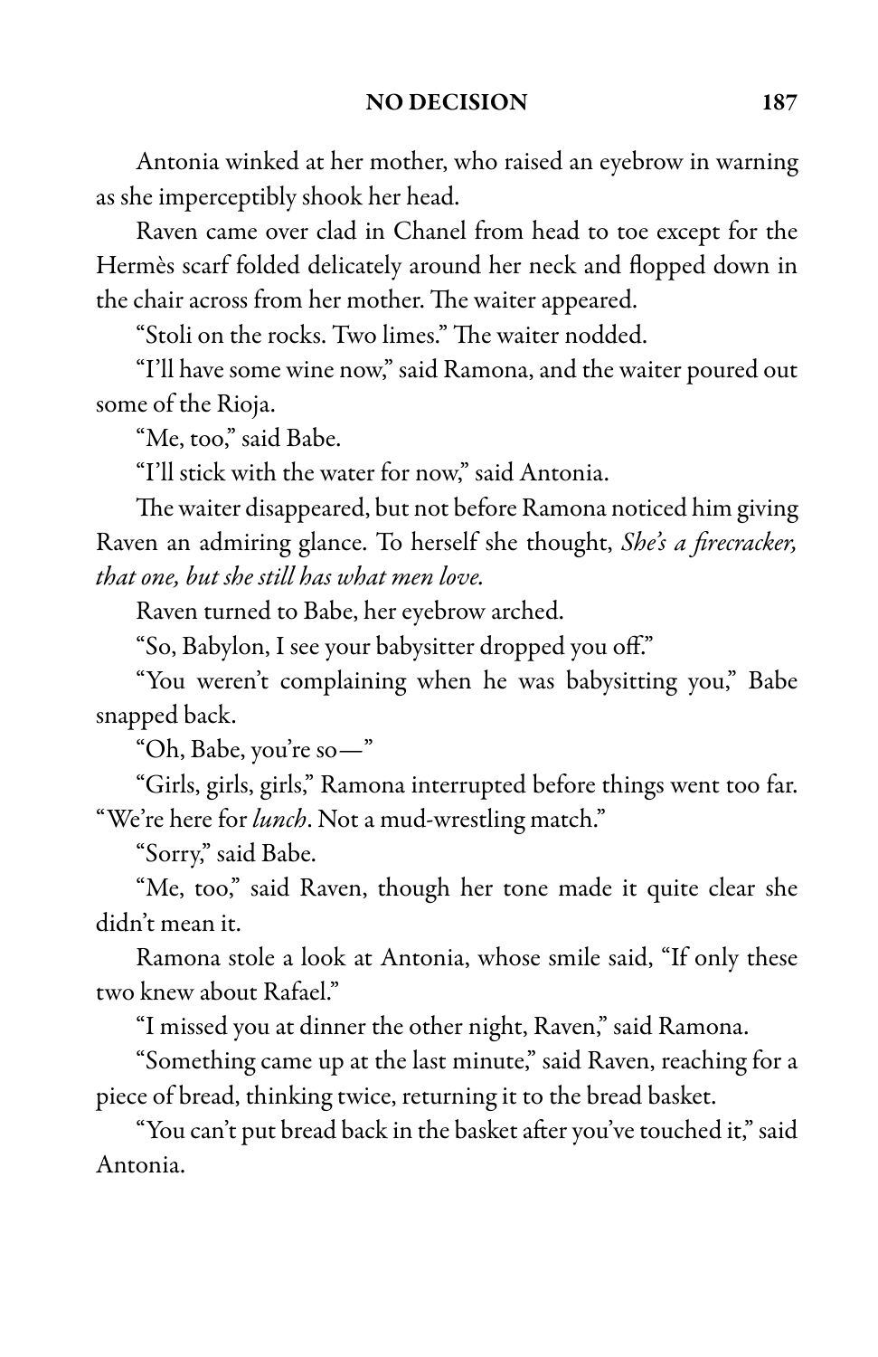Antonia winked at her mother, who raised an eyebrow in warning as she imperceptibly shook her head.

Raven came over clad in Chanel from head to toe except for the Hermès scarf folded delicately around her neck and flopped down in the chair across from her mother. The waiter appeared.

"Stoli on the rocks. Two limes." The waiter nodded.

"I'll have some wine now," said Ramona, and the waiter poured out some of the Rioja.

"Me, too," said Babe.

"I'll stick with the water for now," said Antonia.

The waiter disappeared, but not before Ramona noticed him giving Raven an admiring glance. To herself she thought, *She's a firecracker, that one, but she still has what men love.*

Raven turned to Babe, her eyebrow arched.

"So, Babylon, I see your babysitter dropped you off."

"You weren't complaining when he was babysitting you," Babe snapped back.

"Oh, Babe, you're so—"

"Girls, girls, girls," Ramona interrupted before things went too far. "We're here for *lunch*. Not a mud-wrestling match."

"Sorry," said Babe.

"Me, too," said Raven, though her tone made it quite clear she didn't mean it.

Ramona stole a look at Antonia, whose smile said, "If only these two knew about Rafael."

"I missed you at dinner the other night, Raven," said Ramona.

"Something came up at the last minute," said Raven, reaching for a piece of bread, thinking twice, returning it to the bread basket.

"You can't put bread back in the basket after you've touched it," said Antonia.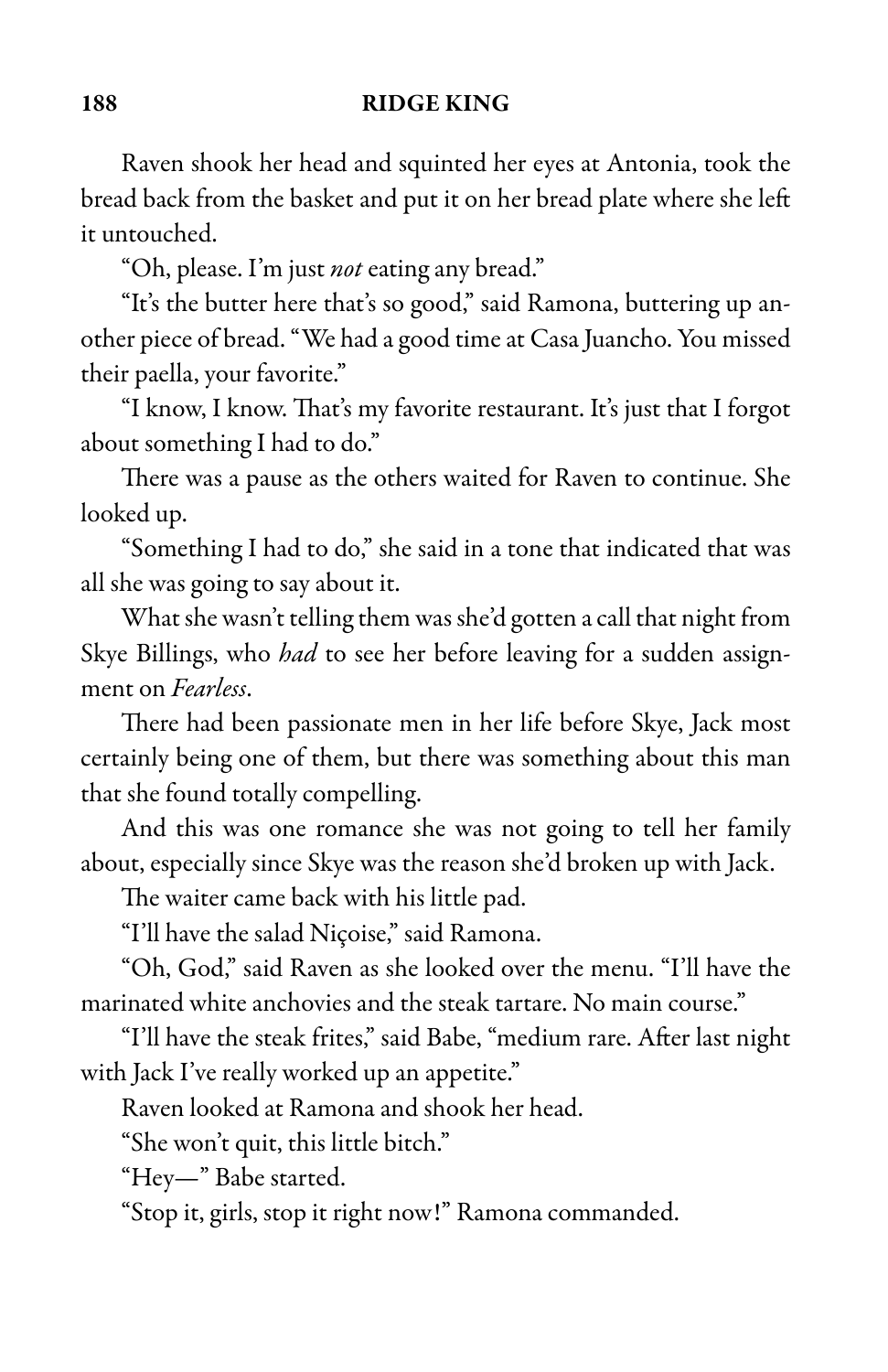Raven shook her head and squinted her eyes at Antonia, took the bread back from the basket and put it on her bread plate where she left it untouched.

"Oh, please. I'm just *not* eating any bread."

"It's the butter here that's so good," said Ramona, buttering up another piece of bread. "We had a good time at Casa Juancho. You missed their paella, your favorite."

"I know, I know. That's my favorite restaurant. It's just that I forgot about something I had to do."

There was a pause as the others waited for Raven to continue. She looked up.

"Something I had to do," she said in a tone that indicated that was all she was going to say about it.

What she wasn't telling them was she'd gotten a call that night from Skye Billings, who *had* to see her before leaving for a sudden assignment on *Fearless*.

There had been passionate men in her life before Skye, Jack most certainly being one of them, but there was something about this man that she found totally compelling.

And this was one romance she was not going to tell her family about, especially since Skye was the reason she'd broken up with Jack.

The waiter came back with his little pad.

"I'll have the salad Niçoise," said Ramona.

"Oh, God," said Raven as she looked over the menu. "I'll have the marinated white anchovies and the steak tartare. No main course."

"I'll have the steak frites," said Babe, "medium rare. After last night with Jack I've really worked up an appetite."

Raven looked at Ramona and shook her head.

"She won't quit, this little bitch."

"Hey—" Babe started.

"Stop it, girls, stop it right now!" Ramona commanded.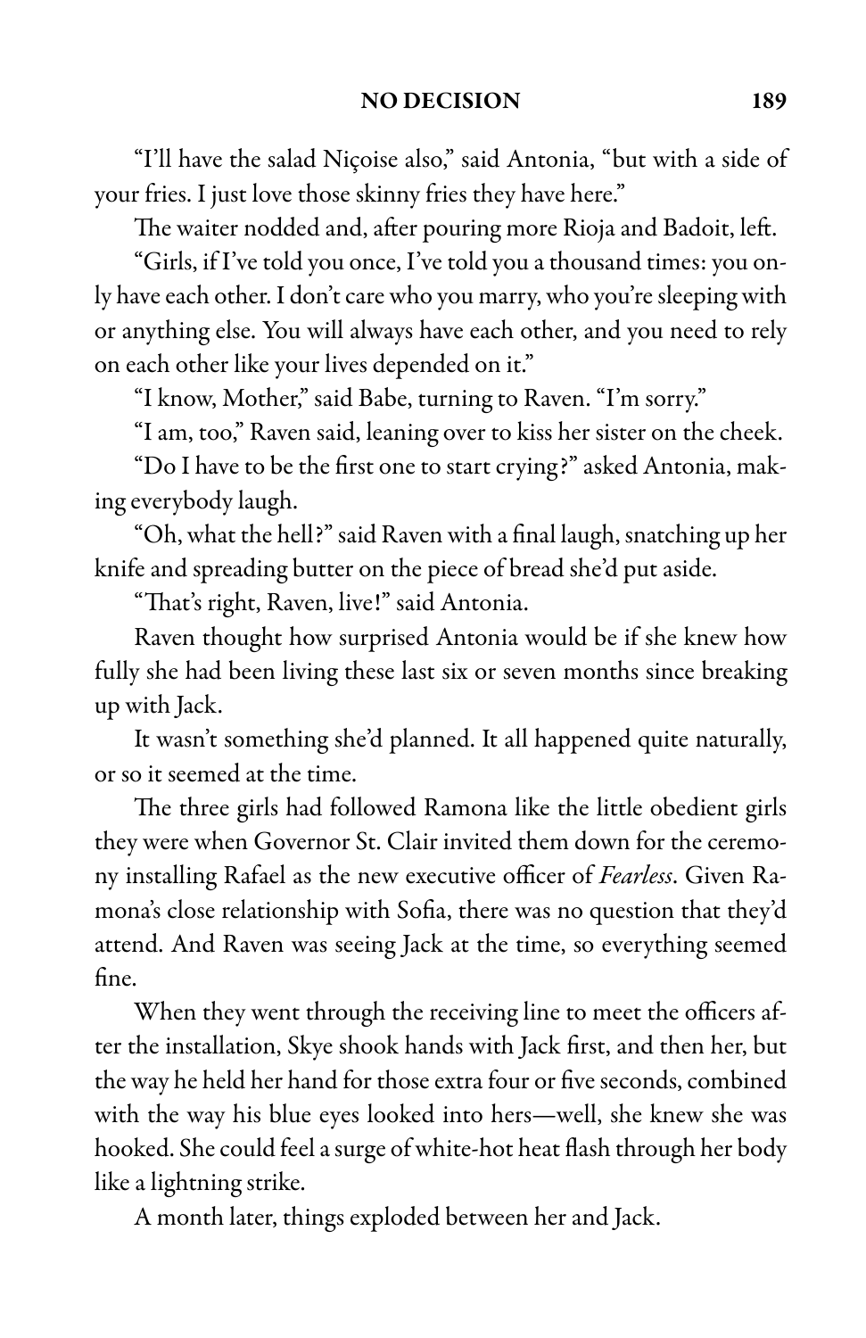"I'll have the salad Niçoise also," said Antonia, "but with a side of your fries. I just love those skinny fries they have here."

The waiter nodded and, after pouring more Rioja and Badoit, left.

"Girls, if I've told you once, I've told you a thousand times: you only have each other. I don't care who you marry, who you're sleeping with or anything else. You will always have each other, and you need to rely on each other like your lives depended on it."

"I know, Mother," said Babe, turning to Raven. "I'm sorry."

"I am, too," Raven said, leaning over to kiss her sister on the cheek.

"Do I have to be the first one to start crying?" asked Antonia, making everybody laugh.

"Oh, what the hell?" said Raven with a final laugh, snatching up her knife and spreading butter on the piece of bread she'd put aside.

"That's right, Raven, live!" said Antonia.

Raven thought how surprised Antonia would be if she knew how fully she had been living these last six or seven months since breaking up with Jack.

It wasn't something she'd planned. It all happened quite naturally, or so it seemed at the time.

The three girls had followed Ramona like the little obedient girls they were when Governor St. Clair invited them down for the ceremony installing Rafael as the new executive officer of *Fearless*. Given Ramona's close relationship with Sofia, there was no question that they'd attend. And Raven was seeing Jack at the time, so everything seemed fine.

When they went through the receiving line to meet the officers after the installation, Skye shook hands with Jack first, and then her, but the way he held her hand for those extra four or five seconds, combined with the way his blue eyes looked into hers—well, she knew she was hooked. She could feel a surge of white-hot heat flash through her body like a lightning strike.

A month later, things exploded between her and Jack.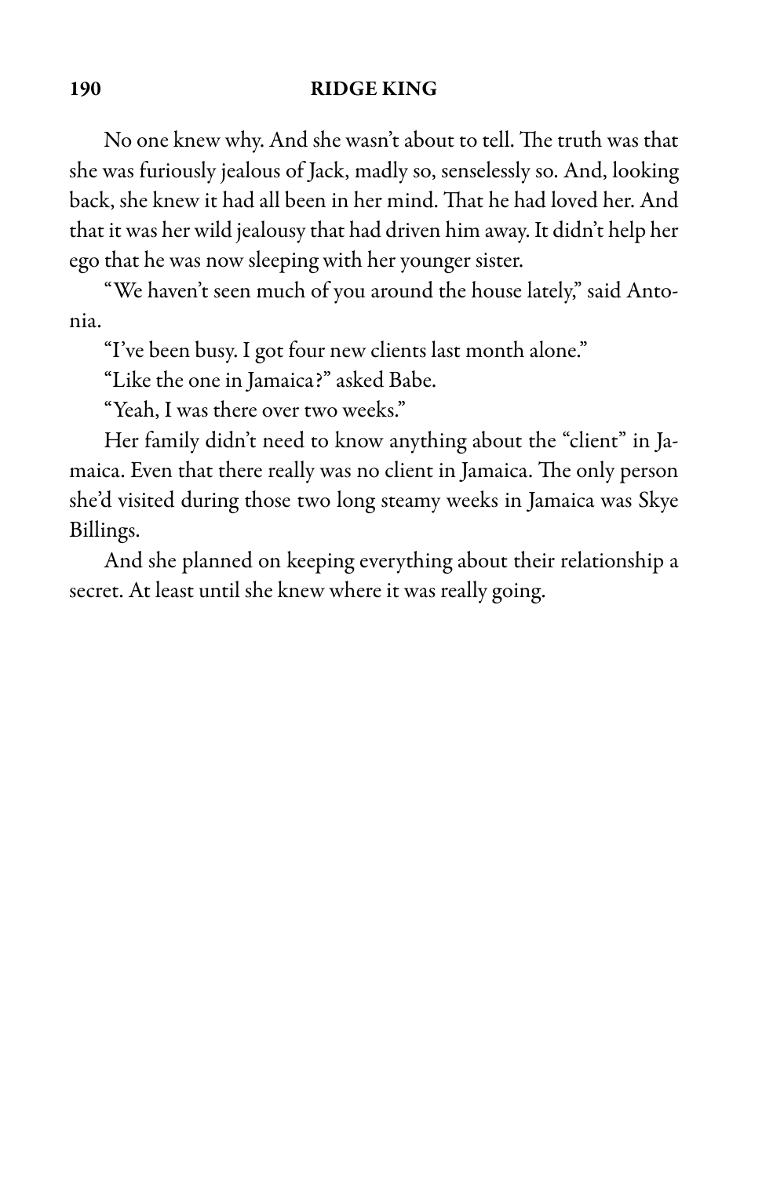No one knew why. And she wasn't about to tell. The truth was that she was furiously jealous of Jack, madly so, senselessly so. And, looking back, she knew it had all been in her mind. That he had loved her. And that it was her wild jealousy that had driven him away. It didn't help her ego that he was now sleeping with her younger sister.

"We haven't seen much of you around the house lately," said Antonia.

"I've been busy. I got four new clients last month alone."

"Like the one in Jamaica?" asked Babe.

"Yeah, I was there over two weeks."

Her family didn't need to know anything about the "client" in Jamaica. Even that there really was no client in Jamaica. The only person she'd visited during those two long steamy weeks in Jamaica was Skye Billings.

And she planned on keeping everything about their relationship a secret. At least until she knew where it was really going.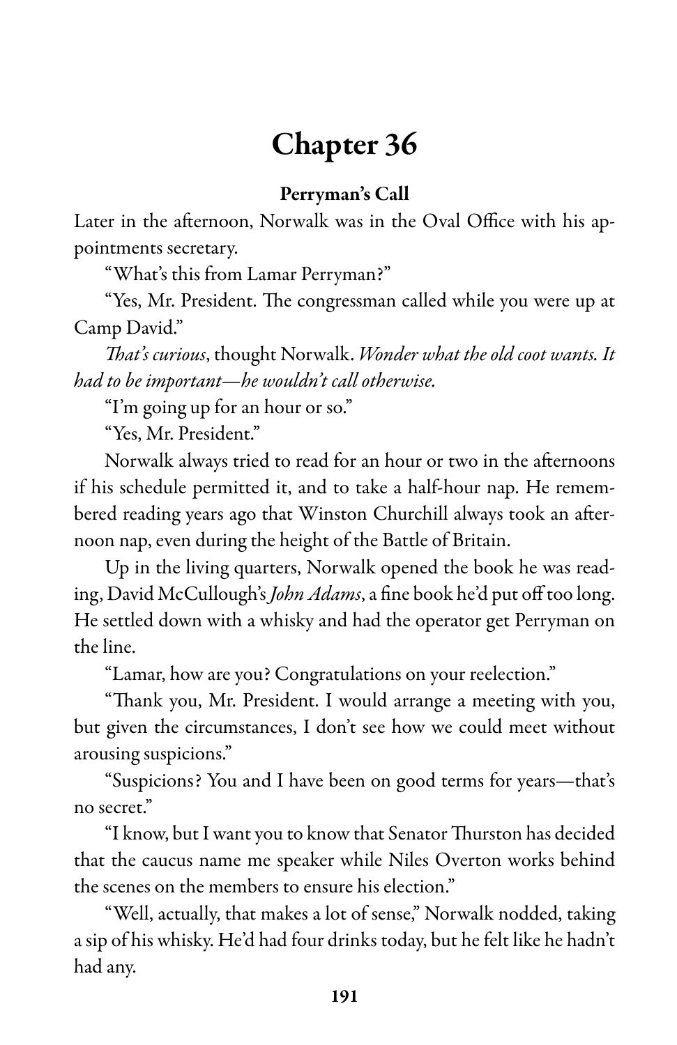# Chapter 36

**Perryman's Call**

Later in the afternoon, Norwalk was in the Oval Office with his appointments secretary.

"What's this from Lamar Perryman?"

"Yes, Mr. President. The congressman called while you were up at Camp David."

*That's curious*, thought Norwalk. *Wonder what the old coot wants. It had to be important—he wouldn't call otherwise.*

"I'm going up for an hour or so."

"Yes, Mr. President."

Norwalk always tried to read for an hour or two in the afternoons if his schedule permitted it, and to take a half-hour nap. He remembered reading years ago that Winston Churchill always took an afternoon nap, even during the height of the Battle of Britain.

Up in the living quarters, Norwalk opened the book he was reading, David McCullough's *John Adams*, a fine book he'd put off too long. He settled down with a whisky and had the operator get Perryman on the line.

"Lamar, how are you? Congratulations on your reelection."

"Thank you, Mr. President. I would arrange a meeting with you, but given the circumstances, I don't see how we could meet without arousing suspicions."

"Suspicions? You and I have been on good terms for years—that's no secret."

"I know, but I want you to know that Senator Thurston has decided that the caucus name me speaker while Niles Overton works behind the scenes on the members to ensure his election."

"Well, actually, that makes a lot of sense," Norwalk nodded, taking a sip of his whisky. He'd had four drinks today, but he felt like he hadn't had any.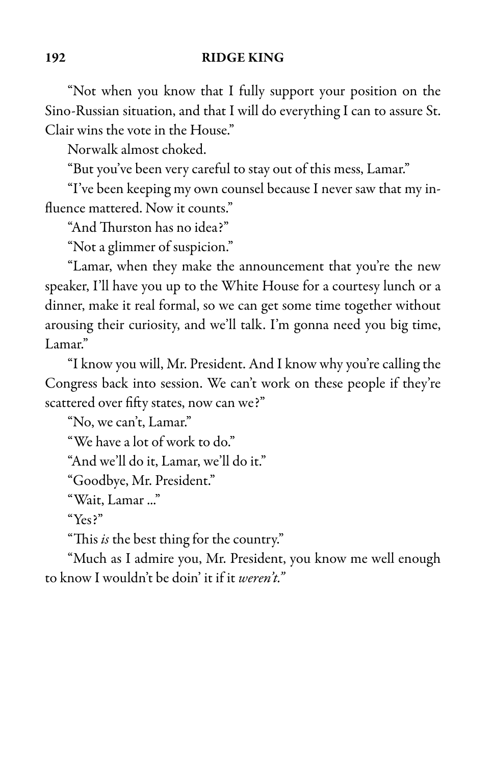"Not when you know that I fully support your position on the Sino-Russian situation, and that I will do everything I can to assure St. Clair wins the vote in the House."

Norwalk almost choked.

"But you've been very careful to stay out of this mess, Lamar."

"I've been keeping my own counsel because I never saw that my influence mattered. Now it counts."

"And Thurston has no idea?"

"Not a glimmer of suspicion."

"Lamar, when they make the announcement that you're the new speaker, I'll have you up to the White House for a courtesy lunch or a dinner, make it real formal, so we can get some time together without arousing their curiosity, and we'll talk. I'm gonna need you big time, Lamar."

"I know you will, Mr. President. And I know why you're calling the Congress back into session. We can't work on these people if they're scattered over fifty states, now can we?"

"No, we can't, Lamar."

"We have a lot of work to do."

"And we'll do it, Lamar, we'll do it."

"Goodbye, Mr. President."

"Wait, Lamar ..."

"Yes?"

"This *is* the best thing for the country."

"Much as I admire you, Mr. President, you know me well enough to know I wouldn't be doin' it if it *weren't.*"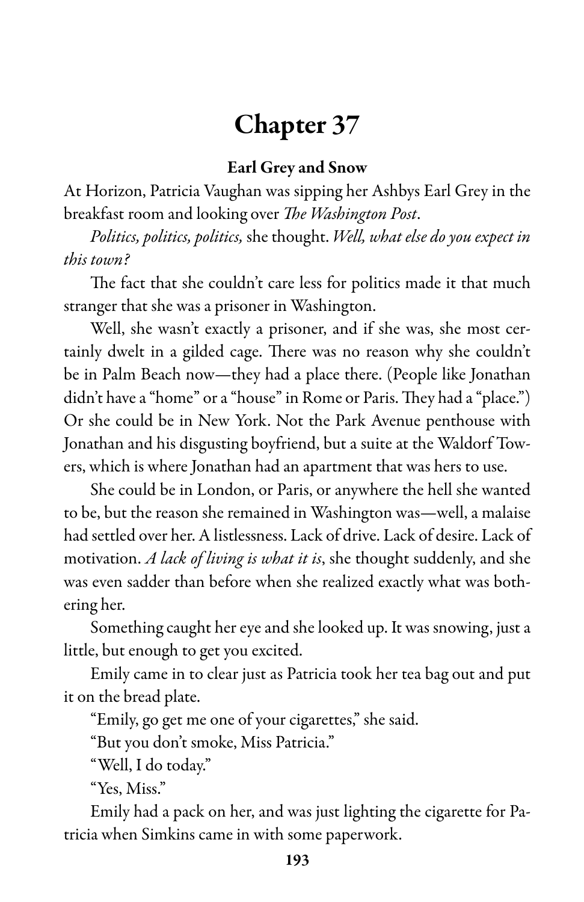# Chapter 37

### Earl Grey and Snow

At Horizon, Patricia Vaughan was sipping her Ashbys Earl Grey in the breakfast room and looking over *The Washington Post*.

*Politics, politics, politics,* she thought. *Well, what else do you expect in this town?*

The fact that she couldn't care less for politics made it that much stranger that she was a prisoner in Washington.

Well, she wasn't exactly a prisoner, and if she was, she most certainly dwelt in a gilded cage. There was no reason why she couldn't be in Palm Beach now—they had a place there. (People like Jonathan didn't have a "home" or a "house" in Rome or Paris. They had a "place.") Or she could be in New York. Not the Park Avenue penthouse with Jonathan and his disgusting boyfriend, but a suite at the Waldorf Towers, which is where Jonathan had an apartment that was hers to use.

She could be in London, or Paris, or anywhere the hell she wanted to be, but the reason she remained in Washington was—well, a malaise had settled over her. A listlessness. Lack of drive. Lack of desire. Lack of motivation. *A lack of living is what it is*, she thought suddenly, and she was even sadder than before when she realized exactly what was bothering her.

Something caught her eye and she looked up. It was snowing, just a little, but enough to get you excited.

Emily came in to clear just as Patricia took her tea bag out and put it on the bread plate.

"Emily, go get me one of your cigarettes," she said.

"But you don't smoke, Miss Patricia."

"Well, I do today."

"Yes, Miss."

Emily had a pack on her, and was just lighting the cigarette for Patricia when Simkins came in with some paperwork.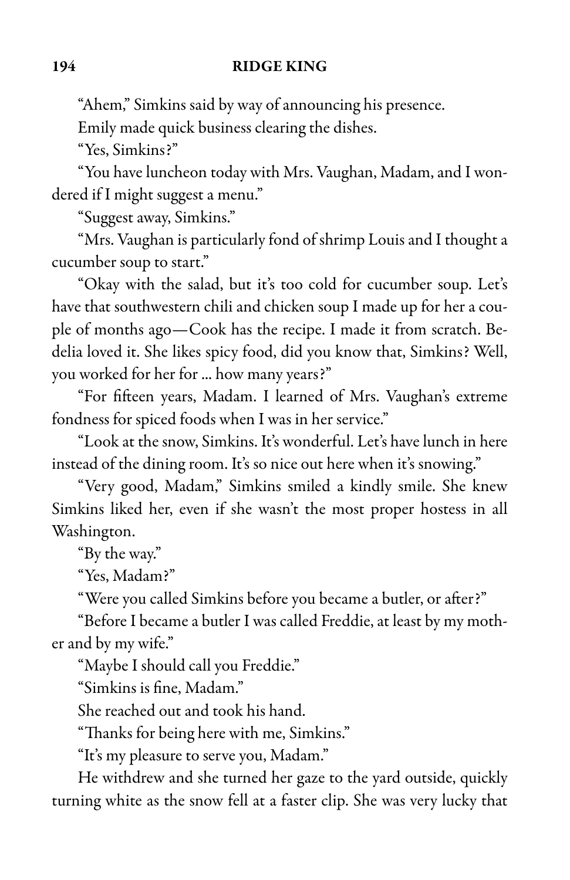"Ahem," Simkins said by way of announcing his presence.

Emily made quick business clearing the dishes.

"Yes, Simkins?"

"You have luncheon today with Mrs. Vaughan, Madam, and I wondered if I might suggest a menu."

"Suggest away, Simkins."

"Mrs. Vaughan is particularly fond of shrimp Louis and I thought a cucumber soup to start."

"Okay with the salad, but it's too cold for cucumber soup. Let's have that southwestern chili and chicken soup I made up for her a couple of months ago—Cook has the recipe. I made it from scratch. Bedelia loved it. She likes spicy food, did you know that, Simkins? Well, you worked for her for … how many years?"

"For fifteen years, Madam. I learned of Mrs. Vaughan's extreme fondness for spiced foods when I was in her service."

"Look at the snow, Simkins. It's wonderful. Let's have lunch in here instead of the dining room. It's so nice out here when it's snowing."

"Very good, Madam," Simkins smiled a kindly smile. She knew Simkins liked her, even if she wasn't the most proper hostess in all Washington.

"By the way."

"Yes, Madam?"

"Were you called Simkins before you became a butler, or after?"

"Before I became a butler I was called Freddie, at least by my mother and by my wife."

"Maybe I should call you Freddie."

"Simkins is fine, Madam."

She reached out and took his hand.

"Thanks for being here with me, Simkins."

"It's my pleasure to serve you, Madam."

He withdrew and she turned her gaze to the yard outside, quickly turning white as the snow fell at a faster clip. She was very lucky that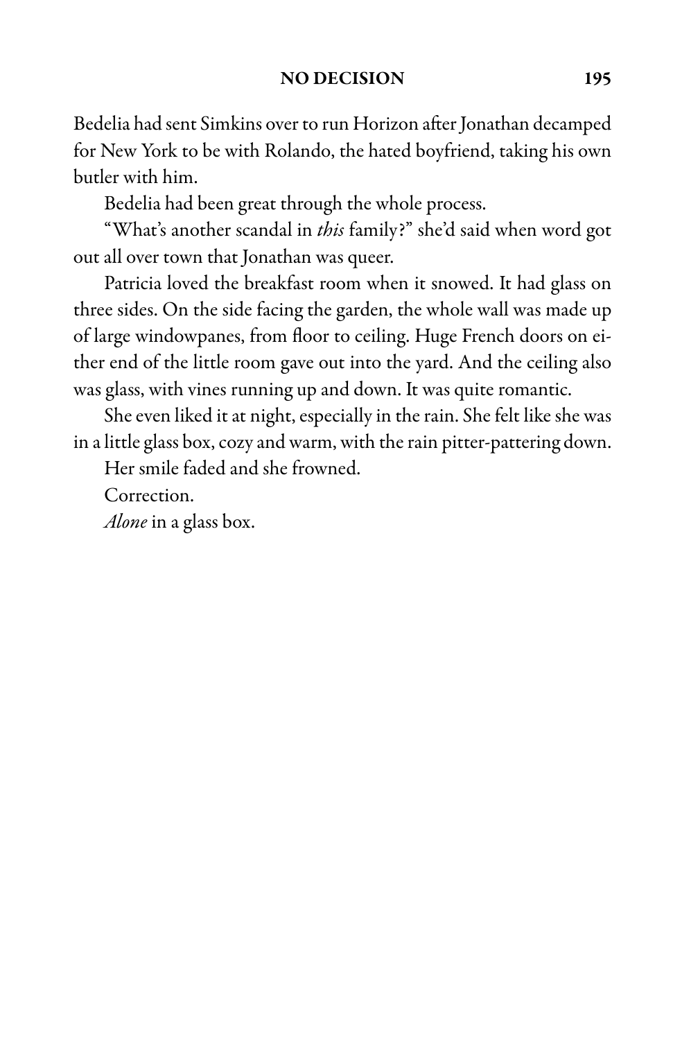Bedelia had sent Simkins over to run Horizon after Jonathan decamped for New York to be with Rolando, the hated boyfriend, taking his own butler with him.

Bedelia had been great through the whole process.

"What's another scandal in *this* family?" she'd said when word got out all over town that Jonathan was queer.

Patricia loved the breakfast room when it snowed. It had glass on three sides. On the side facing the garden, the whole wall was made up of large windowpanes, from floor to ceiling. Huge French doors on either end of the little room gave out into the yard. And the ceiling also was glass, with vines running up and down. It was quite romantic.

She even liked it at night, especially in the rain. She felt like she was in a little glass box, cozy and warm, with the rain pitter-pattering down.

Her smile faded and she frowned.

Correction.

*Alone* in a glass box.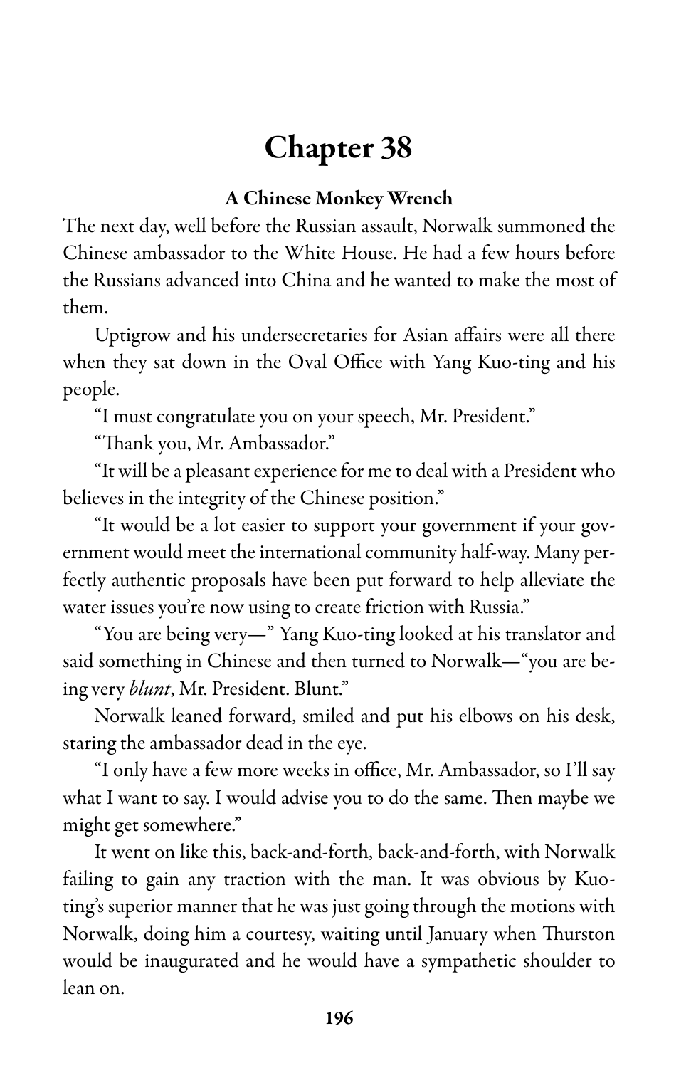# Chapter 38

### A Chinese Monkey Wrench

The next day, well before the Russian assault, Norwalk summoned the Chinese ambassador to the White House. He had a few hours before the Russians advanced into China and he wanted to make the most of them.

Uptigrow and his undersecretaries for Asian affairs were all there when they sat down in the Oval Office with Yang Kuo-ting and his people.

"I must congratulate you on your speech, Mr. President."

"Thank you, Mr. Ambassador."

"It will be a pleasant experience for me to deal with a President who believes in the integrity of the Chinese position."

"It would be a lot easier to support your government if your government would meet the international community half-way. Many perfectly authentic proposals have been put forward to help alleviate the water issues you're now using to create friction with Russia."

"You are being very—" Yang Kuo-ting looked at his translator and said something in Chinese and then turned to Norwalk—"you are being very *blunt*, Mr. President. Blunt."

Norwalk leaned forward, smiled and put his elbows on his desk, staring the ambassador dead in the eye.

"I only have a few more weeks in office, Mr. Ambassador, so I'll say what I want to say. I would advise you to do the same. Then maybe we might get somewhere."

It went on like this, back-and-forth, back-and-forth, with Norwalk failing to gain any traction with the man. It was obvious by Kuo-ting's superior manner that he was just going through the motions with Norwalk, doing him a courtesy, waiting until January when Thurston would be inaugurated and he would have a sympathetic shoulder to lean on.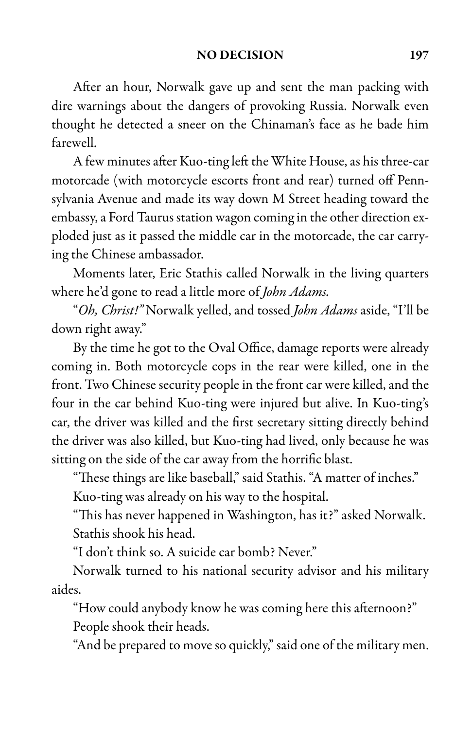After an hour, Norwalk gave up and sent the man packing with dire warnings about the dangers of provoking Russia. Norwalk even thought he detected a sneer on the Chinaman's face as he bade him farewell.

A few minutes after Kuo-ting left the White House, as his three-car motorcade (with motorcycle escorts front and rear) turned off Pennsylvania Avenue and made its way down M Street heading toward the embassy, a Ford Taurus station wagon coming in the other direction exploded just as it passed the middle car in the motorcade, the car carrying the Chinese ambassador.

Moments later, Eric Stathis called Norwalk in the living quarters where he'd gone to read a little more of *John Adams.*

"*Oh, Christ!*" Norwalk yelled, and tossed *John Adams* aside, "I'll be down right away."

By the time he got to the Oval Office, damage reports were already coming in. Both motorcycle cops in the rear were killed, one in the front. Two Chinese security people in the front car were killed, and the four in the car behind Kuo-ting were injured but alive. In Kuo-ting's car, the driver was killed and the first secretary sitting directly behind the driver was also killed, but Kuo-ting had lived, only because he was sitting on the side of the car away from the horrific blast.

"These things are like baseball," said Stathis. "A matter of inches."

Kuo-ting was already on his way to the hospital.

"This has never happened in Washington, has it?" asked Norwalk.

Stathis shook his head.

"I don't think so. A suicide car bomb? Never."

Norwalk turned to his national security advisor and his military aides.

"How could anybody know he was coming here this afternoon?"

People shook their heads.

"And be prepared to move so quickly," said one of the military men.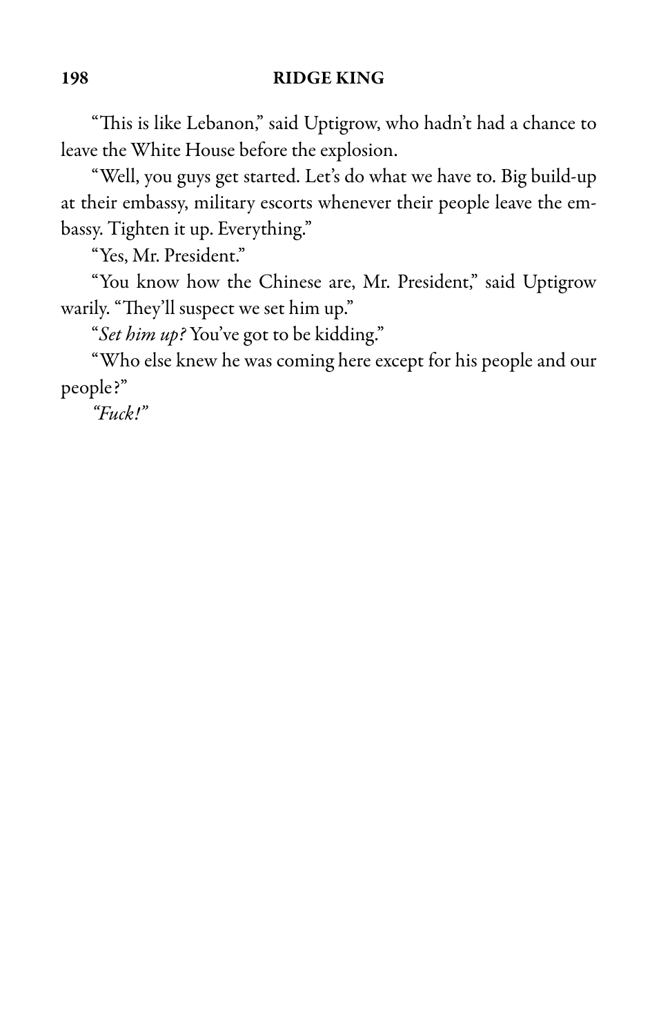"This is like Lebanon," said Uptigrow, who hadn't had a chance to leave the White House before the explosion.

"Well, you guys get started. Let's do what we have to. Big build-up at their embassy, military escorts whenever their people leave the embassy. Tighten it up. Everything."

"Yes, Mr. President."

"You know how the Chinese are, Mr. President," said Uptigrow warily. "They'll suspect we set him up."

"*Set him up?* You've got to be kidding."

"Who else knew he was coming here except for his people and our people?"

*"Fuck!"*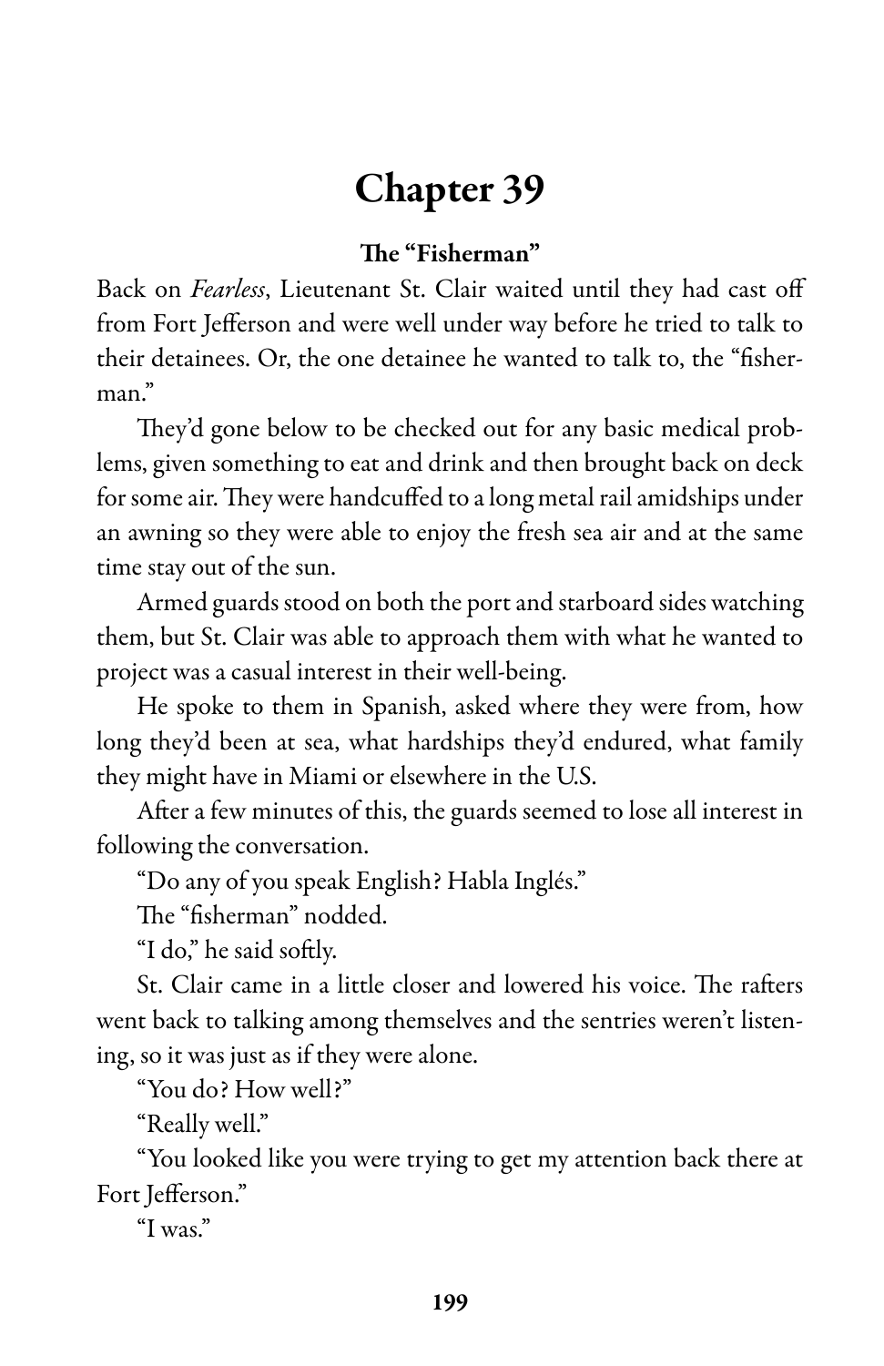# Chapter 39

## The "Fisherman"

Back on *Fearless*, Lieutenant St. Clair waited until they had cast off from Fort Jefferson and were well under way before he tried to talk to their detainees. Or, the one detainee he wanted to talk to, the "fisherman."

They'd gone below to be checked out for any basic medical problems, given something to eat and drink and then brought back on deck for some air. They were handcuffed to a long metal rail amidships under an awning so they were able to enjoy the fresh sea air and at the same time stay out of the sun.

Armed guards stood on both the port and starboard sides watching them, but St. Clair was able to approach them with what he wanted to project was a casual interest in their well-being.

He spoke to them in Spanish, asked where they were from, how long they'd been at sea, what hardships they'd endured, what family they might have in Miami or elsewhere in the U.S.

After a few minutes of this, the guards seemed to lose all interest in following the conversation.

"Do any of you speak English? Habla Inglés."

The "fisherman" nodded.

"I do," he said softly.

St. Clair came in a little closer and lowered his voice. The rafters went back to talking among themselves and the sentries weren't listening, so it was just as if they were alone.

"You do? How well?"

"Really well."

"You looked like you were trying to get my attention back there at Fort Jefferson."

"I was."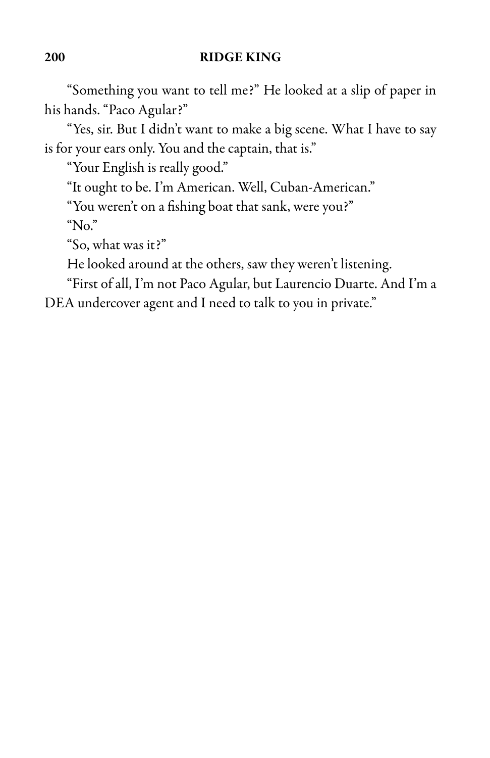"Something you want to tell me?" He looked at a slip of paper in his hands. "Paco Agular?"

"Yes, sir. But I didn't want to make a big scene. What I have to say is for your ears only. You and the captain, that is."

"Your English is really good."

"It ought to be. I'm American. Well, Cuban-American."

"You weren't on a fishing boat that sank, were you?"

"No."

"So, what was it?"

He looked around at the others, saw they weren't listening.

"First of all, I'm not Paco Agular, but Laurencio Duarte. And I'm a DEA undercover agent and I need to talk to you in private."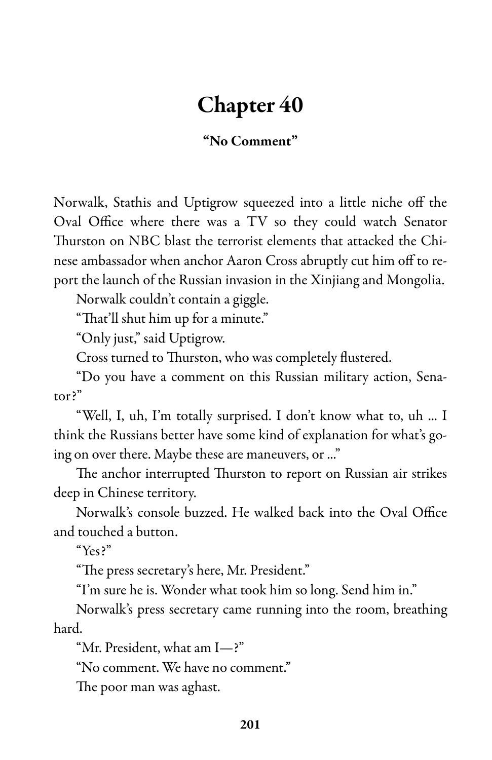# Chapter 40

**"No Comment"**

Norwalk, Stathis and Uptigrow squeezed into a little niche off the Oval Office where there was a TV so they could watch Senator Thurston on NBC blast the terrorist elements that attacked the Chinese ambassador when anchor Aaron Cross abruptly cut him off to report the launch of the Russian invasion in the Xinjiang and Mongolia.

Norwalk couldn't contain a giggle.

"That'll shut him up for a minute."

"Only just," said Uptigrow.

Cross turned to Thurston, who was completely flustered.

"Do you have a comment on this Russian military action, Senator?"

"Well, I, uh, I'm totally surprised. I don't know what to, uh ... I think the Russians better have some kind of explanation for what's going on over there. Maybe these are maneuvers, or ..."

The anchor interrupted Thurston to report on Russian air strikes deep in Chinese territory.

Norwalk's console buzzed. He walked back into the Oval Office and touched a button.

"Yes?"

"The press secretary's here, Mr. President."

"I'm sure he is. Wonder what took him so long. Send him in."

Norwalk's press secretary came running into the room, breathing hard.

"Mr. President, what am I—?"

"No comment. We have no comment."

The poor man was aghast.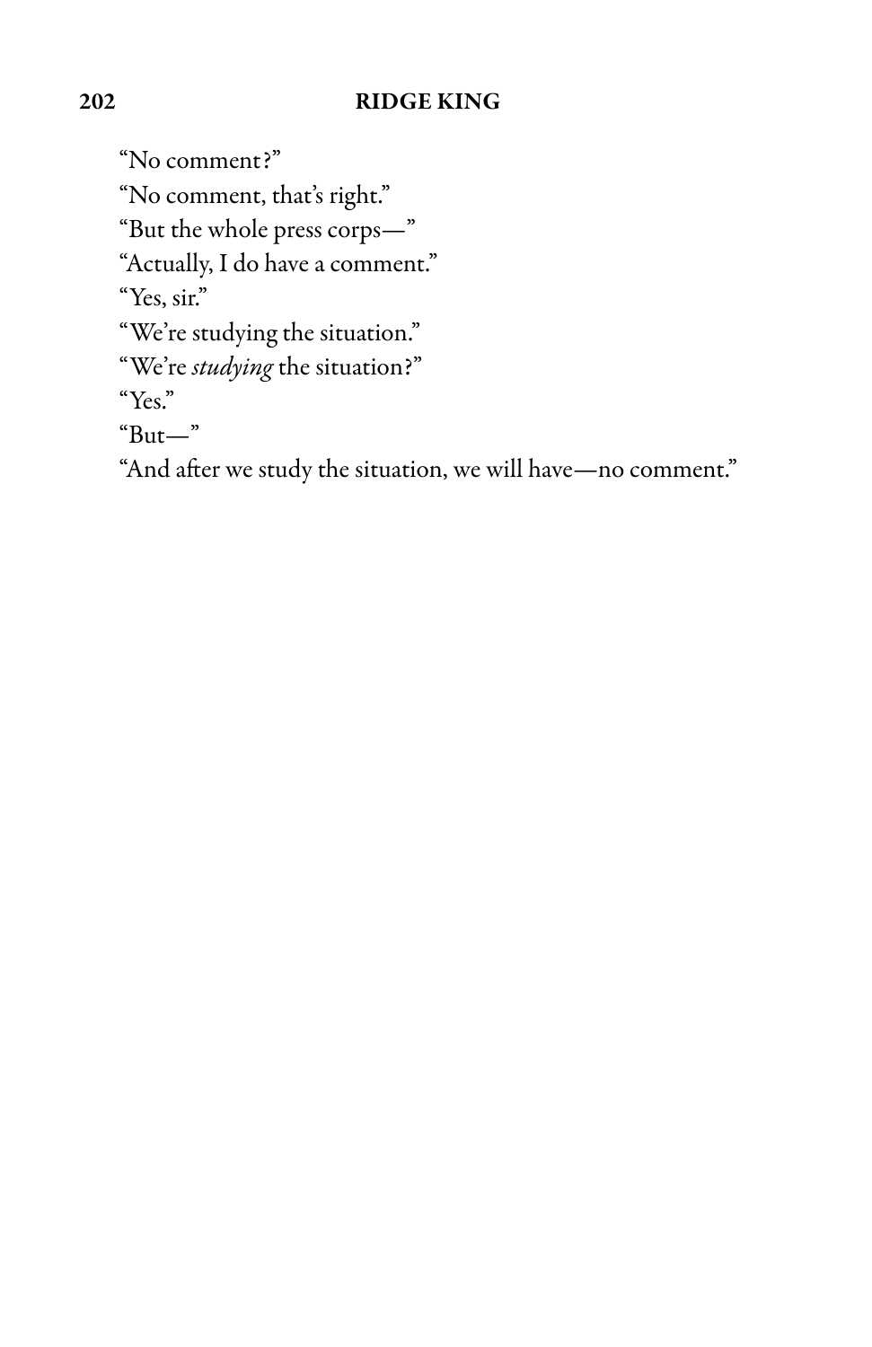"No comment?"

"No comment, that's right."

"But the whole press corps—"

"Actually, I do have a comment."

"Yes, sir."

"We're studying the situation."

"We're *studying* the situation?"

"Yes."

"But—"

"And after we study the situation, we will have—no comment."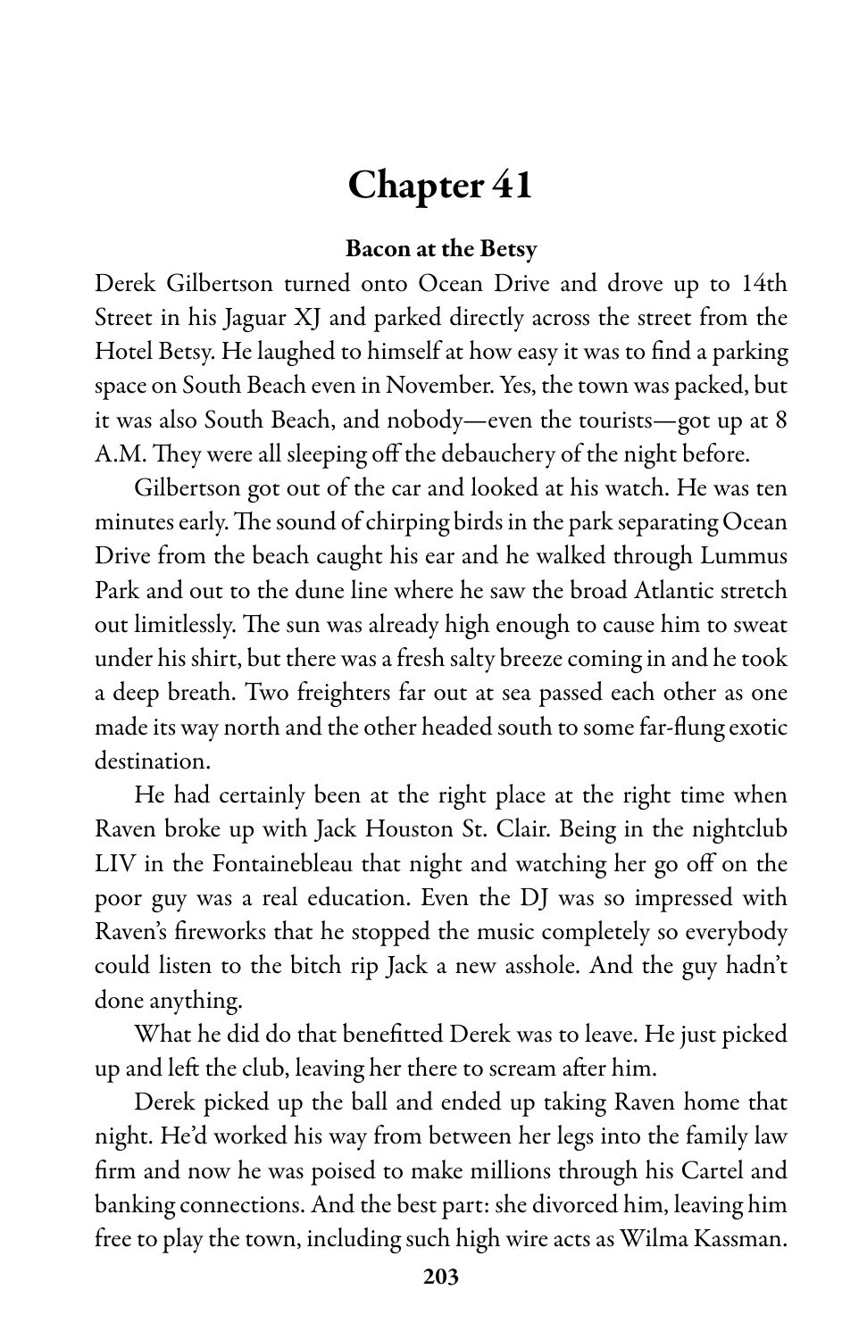# Chapter 41

### Bacon at the Betsy

Derek Gilbertson turned onto Ocean Drive and drove up to 14th Street in his Jaguar XJ and parked directly across the street from the Hotel Betsy. He laughed to himself at how easy it was to find a parking space on South Beach even in November. Yes, the town was packed, but it was also South Beach, and nobody—even the tourists—got up at 8 A.M. They were all sleeping off the debauchery of the night before.

Gilbertson got out of the car and looked at his watch. He was ten minutes early. The sound of chirping birds in the park separating Ocean Drive from the beach caught his ear and he walked through Lummus Park and out to the dune line where he saw the broad Atlantic stretch out limitlessly. The sun was already high enough to cause him to sweat under his shirt, but there was a fresh salty breeze coming in and he took a deep breath. Two freighters far out at sea passed each other as one made its way north and the other headed south to some far-flung exotic destination.

He had certainly been at the right place at the right time when Raven broke up with Jack Houston St. Clair. Being in the nightclub LIV in the Fontainebleau that night and watching her go off on the poor guy was a real education. Even the DJ was so impressed with Raven's fireworks that he stopped the music completely so everybody could listen to the bitch rip Jack a new asshole. And the guy hadn't done anything.

What he did do that benefitted Derek was to leave. He just picked up and left the club, leaving her there to scream after him.

Derek picked up the ball and ended up taking Raven home that night. He'd worked his way from between her legs into the family law firm and now he was poised to make millions through his Cartel and banking connections. And the best part: she divorced him, leaving him free to play the town, including such high wire acts as Wilma Kassman.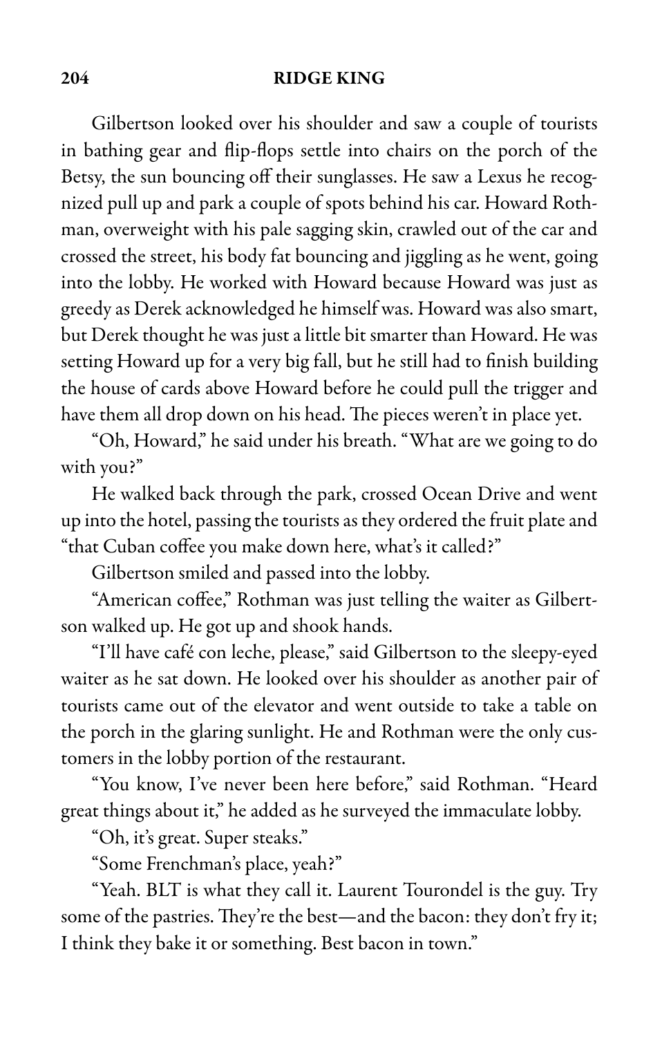Gilbertson looked over his shoulder and saw a couple of tourists in bathing gear and flip-flops settle into chairs on the porch of the Betsy, the sun bouncing off their sunglasses. He saw a Lexus he recognized pull up and park a couple of spots behind his car. Howard Rothman, overweight with his pale sagging skin, crawled out of the car and crossed the street, his body fat bouncing and jiggling as he went, going into the lobby. He worked with Howard because Howard was just as greedy as Derek acknowledged he himself was. Howard was also smart, but Derek thought he was just a little bit smarter than Howard. He was setting Howard up for a very big fall, but he still had to finish building the house of cards above Howard before he could pull the trigger and have them all drop down on his head. The pieces weren't in place yet.

"Oh, Howard," he said under his breath. "What are we going to do with you?"

He walked back through the park, crossed Ocean Drive and went up into the hotel, passing the tourists as they ordered the fruit plate and "that Cuban coffee you make down here, what's it called?"

Gilbertson smiled and passed into the lobby.

"American coffee," Rothman was just telling the waiter as Gilbertson walked up. He got up and shook hands.

"I'll have café con leche, please," said Gilbertson to the sleepy-eyed waiter as he sat down. He looked over his shoulder as another pair of tourists came out of the elevator and went outside to take a table on the porch in the glaring sunlight. He and Rothman were the only customers in the lobby portion of the restaurant.

"You know, I've never been here before," said Rothman. "Heard great things about it," he added as he surveyed the immaculate lobby.

"Oh, it's great. Super steaks."

"Some Frenchman's place, yeah?"

"Yeah. BLT is what they call it. Laurent Tourondel is the guy. Try some of the pastries. They're the best—and the bacon: they don't fry it; I think they bake it or something. Best bacon in town."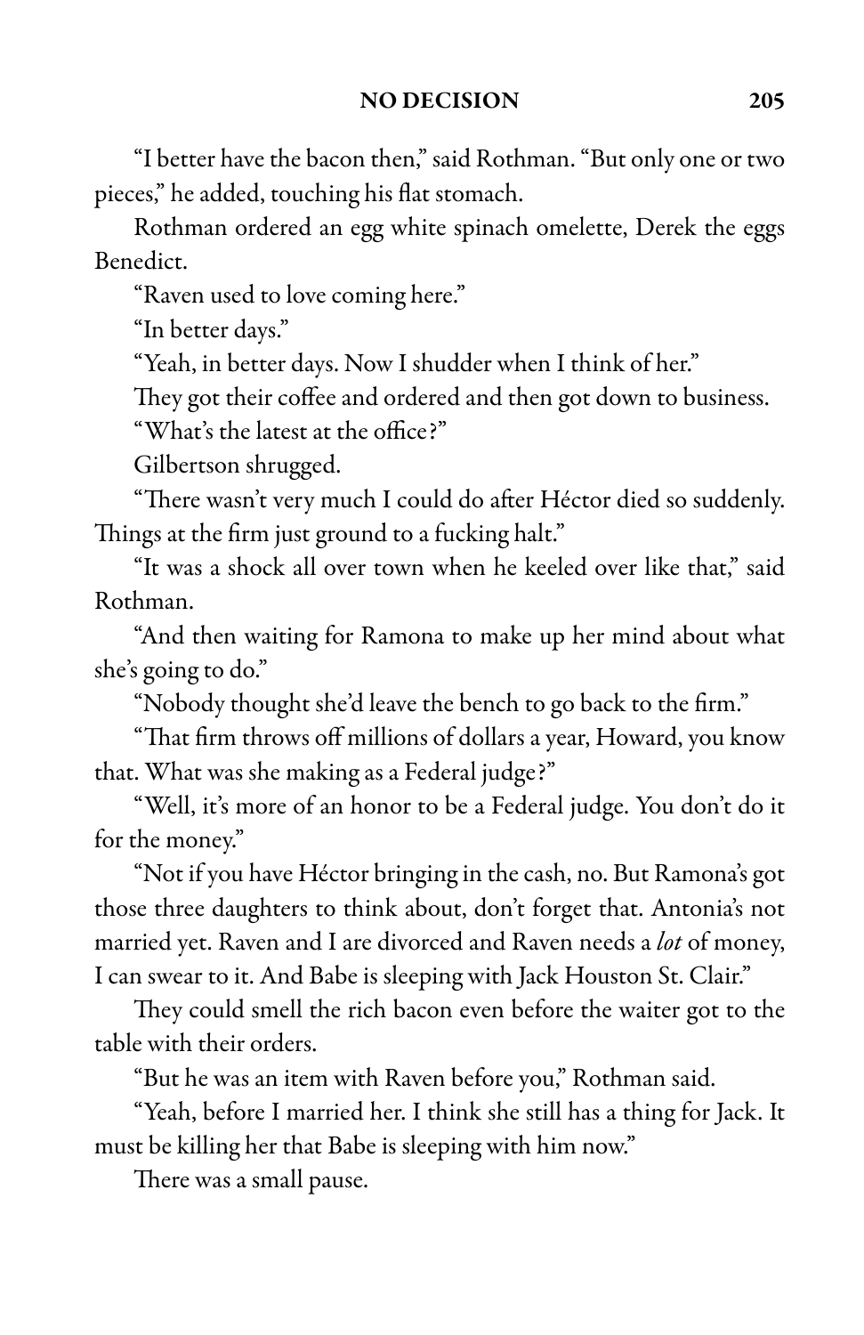"I better have the bacon then," said Rothman. "But only one or two pieces," he added, touching his flat stomach.

Rothman ordered an egg white spinach omelette, Derek the eggs Benedict.

"Raven used to love coming here."

"In better days."

"Yeah, in better days. Now I shudder when I think of her."

They got their coffee and ordered and then got down to business.

"What's the latest at the office?"

Gilbertson shrugged.

"There wasn't very much I could do after Héctor died so suddenly. Things at the firm just ground to a fucking halt."

"It was a shock all over town when he keeled over like that," said Rothman.

"And then waiting for Ramona to make up her mind about what she's going to do."

"Nobody thought she'd leave the bench to go back to the firm."

"That firm throws off millions of dollars a year, Howard, you know that. What was she making as a Federal judge?"

"Well, it's more of an honor to be a Federal judge. You don't do it for the money."

"Not if you have Héctor bringing in the cash, no. But Ramona's got those three daughters to think about, don't forget that. Antonia's not married yet. Raven and I are divorced and Raven needs a *lot* of money, I can swear to it. And Babe is sleeping with Jack Houston St. Clair."

They could smell the rich bacon even before the waiter got to the table with their orders.

"But he was an item with Raven before you," Rothman said.

"Yeah, before I married her. I think she still has a thing for Jack. It must be killing her that Babe is sleeping with him now."

There was a small pause.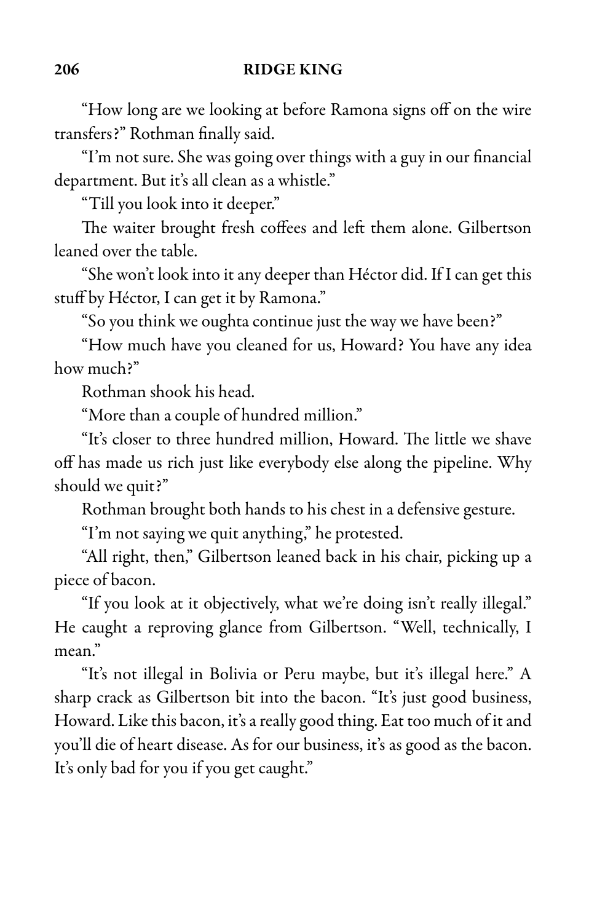"How long are we looking at before Ramona signs off on the wire transfers?" Rothman finally said.

"I'm not sure. She was going over things with a guy in our financial department. But it's all clean as a whistle."

"Till you look into it deeper."

The waiter brought fresh coffees and left them alone. Gilbertson leaned over the table.

"She won't look into it any deeper than Héctor did. If I can get this stuff by Héctor, I can get it by Ramona."

"So you think we oughta continue just the way we have been?"

"How much have you cleaned for us, Howard? You have any idea how much?"

Rothman shook his head.

"More than a couple of hundred million."

"It's closer to three hundred million, Howard. The little we shave off has made us rich just like everybody else along the pipeline. Why should we quit?"

Rothman brought both hands to his chest in a defensive gesture.

"I'm not saying we quit anything," he protested.

"All right, then," Gilbertson leaned back in his chair, picking up a piece of bacon.

"If you look at it objectively, what we're doing isn't really illegal." He caught a reproving glance from Gilbertson. "Well, technically, I mean."

"It's not illegal in Bolivia or Peru maybe, but it's illegal here." A sharp crack as Gilbertson bit into the bacon. "It's just good business, Howard. Like this bacon, it's a really good thing. Eat too much of it and you'll die of heart disease. As for our business, it's as good as the bacon. It's only bad for you if you get caught."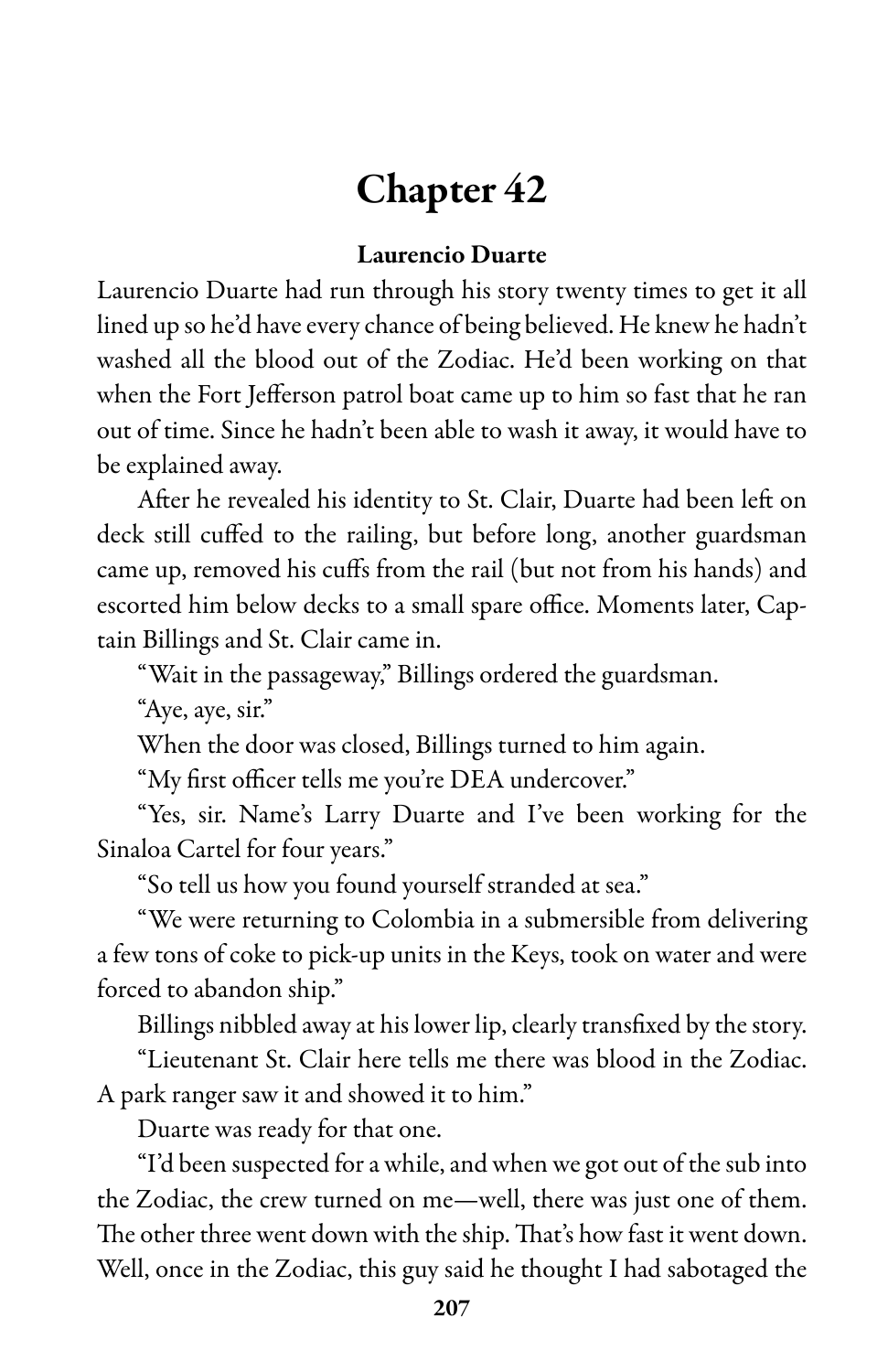# Chapter 42

**Laurencio Duarte**

Laurencio Duarte had run through his story twenty times to get it all lined up so he'd have every chance of being believed. He knew he hadn't washed all the blood out of the Zodiac. He'd been working on that when the Fort Jefferson patrol boat came up to him so fast that he ran out of time. Since he hadn't been able to wash it away, it would have to be explained away.

After he revealed his identity to St. Clair, Duarte had been left on deck still cuffed to the railing, but before long, another guardsman came up, removed his cuffs from the rail (but not from his hands) and escorted him below decks to a small spare office. Moments later, Captain Billings and St. Clair came in.

"Wait in the passageway," Billings ordered the guardsman.

"Aye, aye, sir."

When the door was closed, Billings turned to him again.

"My first officer tells me you're DEA undercover."

"Yes, sir. Name's Larry Duarte and I've been working for the Sinaloa Cartel for four years."

"So tell us how you found yourself stranded at sea."

"We were returning to Colombia in a submersible from delivering a few tons of coke to pick-up units in the Keys, took on water and were forced to abandon ship."

Billings nibbled away at his lower lip, clearly transfixed by the story.

"Lieutenant St. Clair here tells me there was blood in the Zodiac. A park ranger saw it and showed it to him."

Duarte was ready for that one.

"I'd been suspected for a while, and when we got out of the sub into the Zodiac, the crew turned on me—well, there was just one of them. The other three went down with the ship. That's how fast it went down. Well, once in the Zodiac, this guy said he thought I had sabotaged the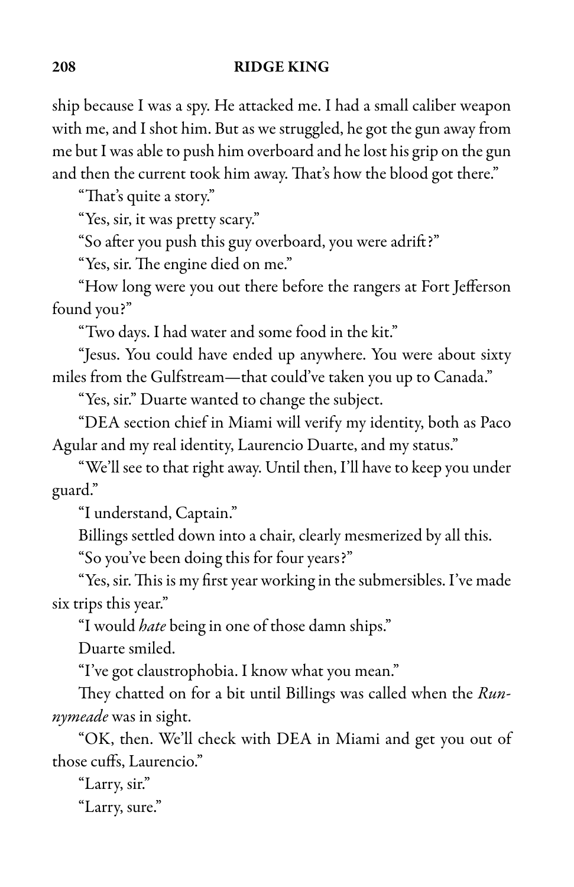ship because I was a spy. He attacked me. I had a small caliber weapon with me, and I shot him. But as we struggled, he got the gun away from me but I was able to push him overboard and he lost his grip on the gun and then the current took him away. That's how the blood got there."

"That's quite a story."

"Yes, sir, it was pretty scary."

"So after you push this guy overboard, you were adrift?"

"Yes, sir. The engine died on me."

"How long were you out there before the rangers at Fort Jefferson found you?"

"Two days. I had water and some food in the kit."

"Jesus. You could have ended up anywhere. You were about sixty miles from the Gulfstream—that could've taken you up to Canada."

"Yes, sir." Duarte wanted to change the subject.

"DEA section chief in Miami will verify my identity, both as Paco Agular and my real identity, Laurencio Duarte, and my status."

"We'll see to that right away. Until then, I'll have to keep you under guard."

"I understand, Captain."

Billings settled down into a chair, clearly mesmerized by all this.

"So you've been doing this for four years?"

"Yes, sir. This is my first year working in the submersibles. I've made six trips this year."

"I would *hate* being in one of those damn ships."

Duarte smiled.

"I've got claustrophobia. I know what you mean."

They chatted on for a bit until Billings was called when the *Runnymeade* was in sight.

"OK, then. We'll check with DEA in Miami and get you out of those cuffs, Laurencio."

"Larry, sir."

"Larry, sure."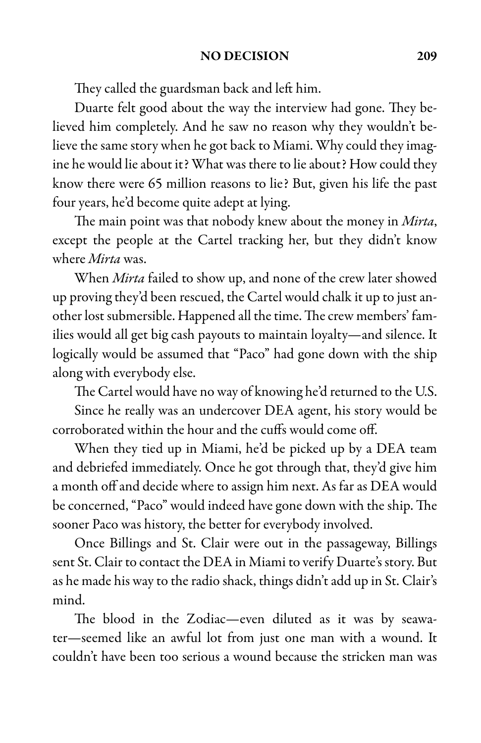They called the guardsman back and left him.

Duarte felt good about the way the interview had gone. They believed him completely. And he saw no reason why they wouldn't believe the same story when he got back to Miami. Why could they imagine he would lie about it? What was there to lie about? How could they know there were 65 million reasons to lie? But, given his life the past four years, he'd become quite adept at lying.

The main point was that nobody knew about the money in *Mirta*, except the people at the Cartel tracking her, but they didn't know where *Mirta* was.

When *Mirta* failed to show up, and none of the crew later showed up proving they'd been rescued, the Cartel would chalk it up to just another lost submersible. Happened all the time. The crew members' families would all get big cash payouts to maintain loyalty—and silence. It logically would be assumed that "Paco" had gone down with the ship along with everybody else.

The Cartel would have no way of knowing he'd returned to the U.S.

Since he really was an undercover DEA agent, his story would be corroborated within the hour and the cuffs would come off.

When they tied up in Miami, he'd be picked up by a DEA team and debriefed immediately. Once he got through that, they'd give him a month off and decide where to assign him next. As far as DEA would be concerned, "Paco" would indeed have gone down with the ship. The sooner Paco was history, the better for everybody involved.

Once Billings and St. Clair were out in the passageway, Billings sent St. Clair to contact the DEA in Miami to verify Duarte's story. But as he made his way to the radio shack, things didn't add up in St. Clair's mind.

The blood in the Zodiac—even diluted as it was by seawater—seemed like an awful lot from just one man with a wound. It couldn't have been too serious a wound because the stricken man was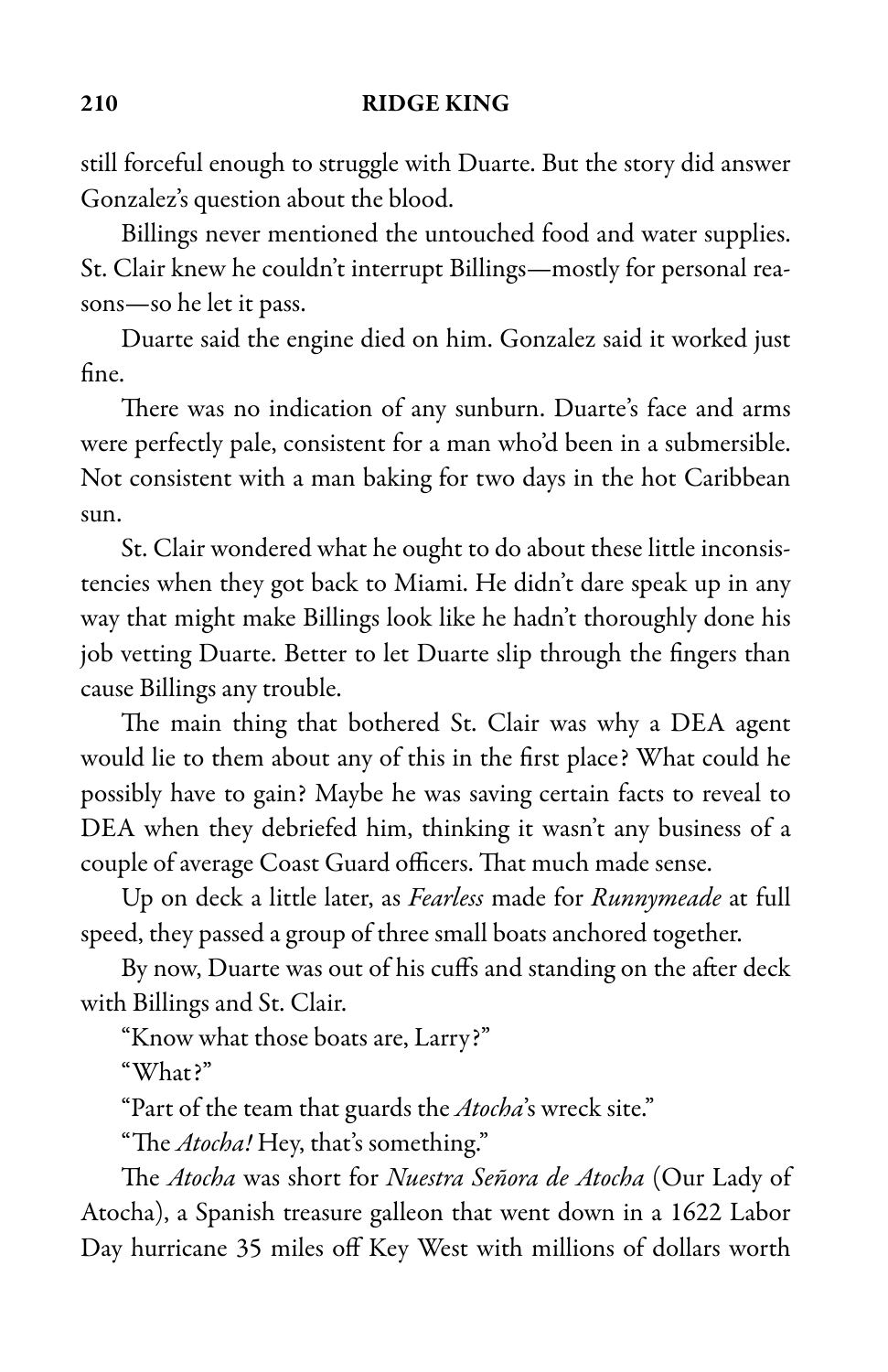still forceful enough to struggle with Duarte. But the story did answer Gonzalez's question about the blood.

Billings never mentioned the untouched food and water supplies. St. Clair knew he couldn't interrupt Billings—mostly for personal reasons—so he let it pass.

Duarte said the engine died on him. Gonzalez said it worked just fine.

There was no indication of any sunburn. Duarte's face and arms were perfectly pale, consistent for a man who'd been in a submersible. Not consistent with a man baking for two days in the hot Caribbean sun.

St. Clair wondered what he ought to do about these little inconsistencies when they got back to Miami. He didn't dare speak up in any way that might make Billings look like he hadn't thoroughly done his job vetting Duarte. Better to let Duarte slip through the fingers than cause Billings any trouble.

The main thing that bothered St. Clair was why a DEA agent would lie to them about any of this in the first place? What could he possibly have to gain? Maybe he was saving certain facts to reveal to DEA when they debriefed him, thinking it wasn't any business of a couple of average Coast Guard officers. That much made sense.

Up on deck a little later, as *Fearless* made for *Runnymeade* at full speed, they passed a group of three small boats anchored together.

By now, Duarte was out of his cuffs and standing on the after deck with Billings and St. Clair.

"Know what those boats are, Larry?"

"What?"

"Part of the team that guards the *Atocha*'s wreck site."

"The *Atocha!* Hey, that's something."

The *Atocha* was short for *Nuestra Señora de Atocha* (Our Lady of Atocha), a Spanish treasure galleon that went down in a 1622 Labor Day hurricane 35 miles off Key West with millions of dollars worth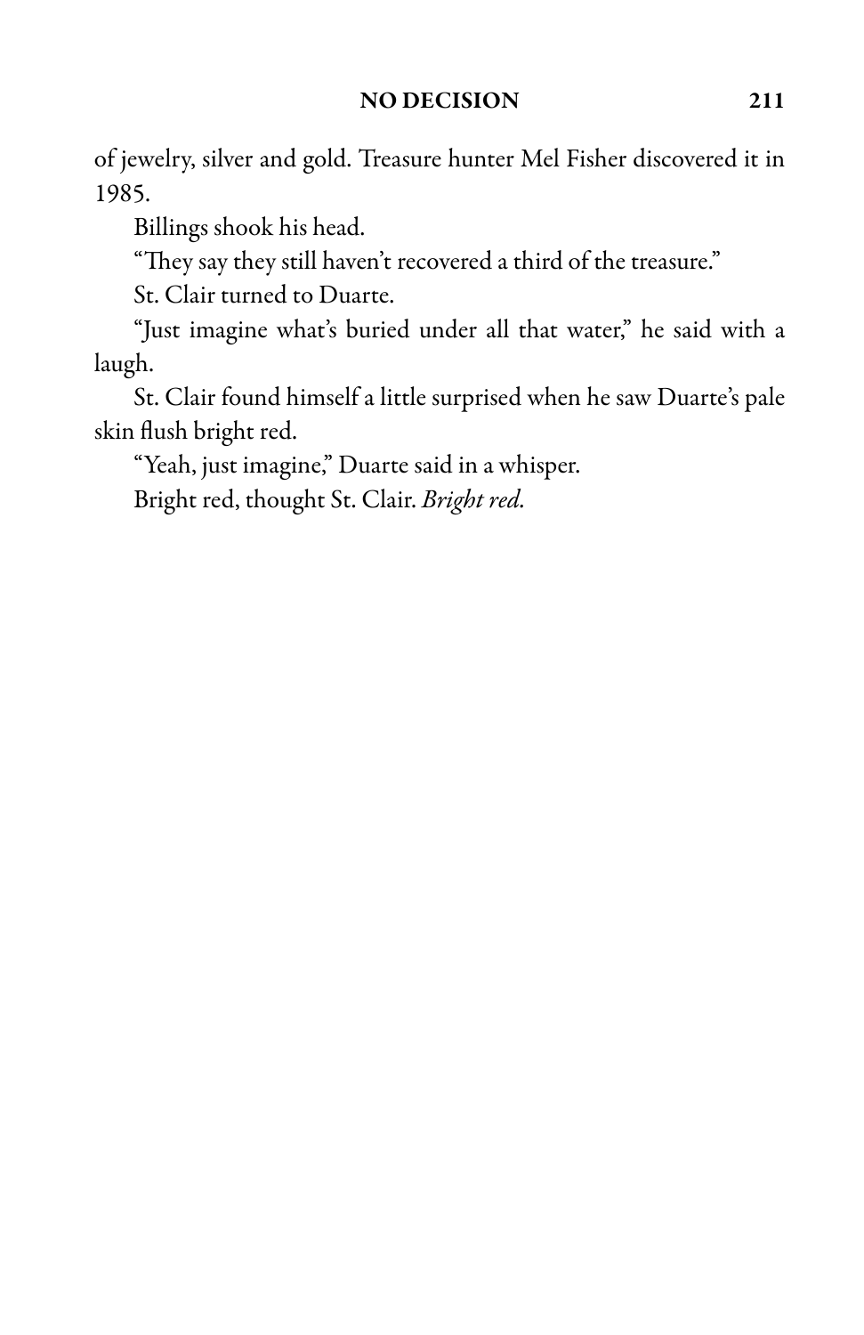of jewelry, silver and gold. Treasure hunter Mel Fisher discovered it in 1985.

Billings shook his head.

"They say they still haven't recovered a third of the treasure."

St. Clair turned to Duarte.

"Just imagine what's buried under all that water," he said with a laugh.

St. Clair found himself a little surprised when he saw Duarte's pale skin flush bright red.

"Yeah, just imagine," Duarte said in a whisper.

Bright red, thought St. Clair. *Bright red.*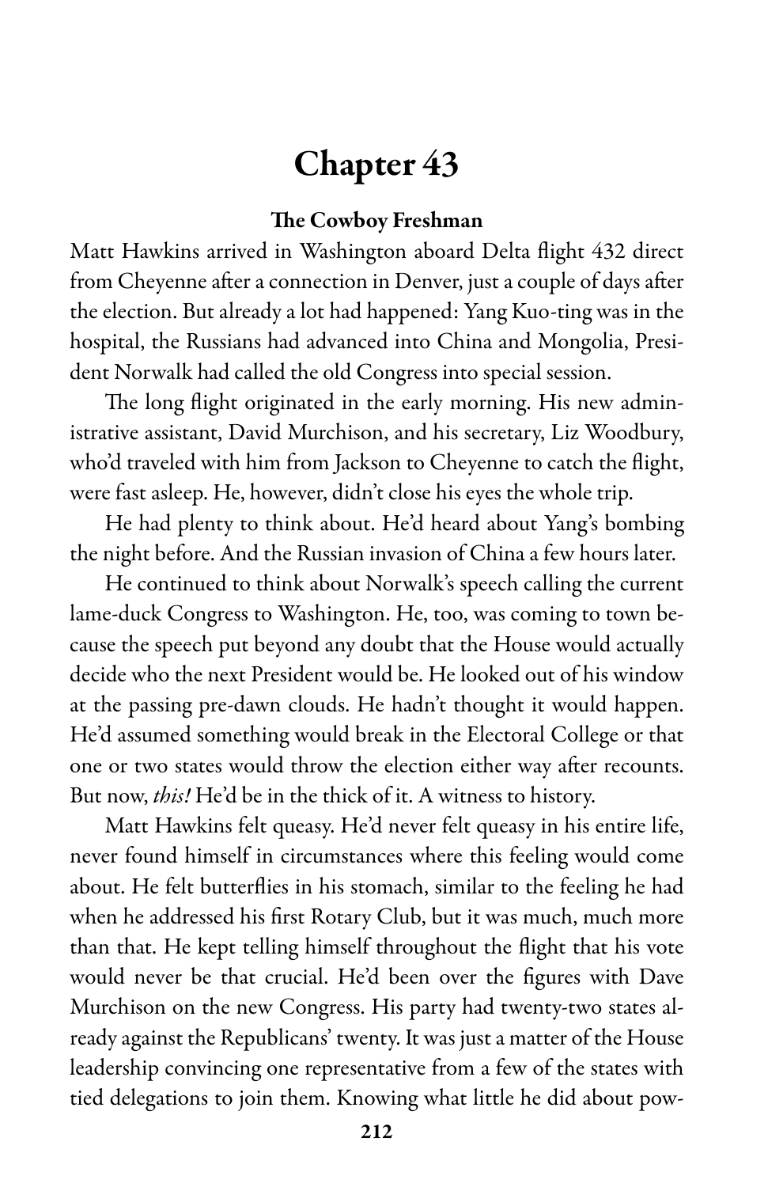# Chapter 43

**The Cowboy Freshman**

Matt Hawkins arrived in Washington aboard Delta flight 432 direct from Cheyenne after a connection in Denver, just a couple of days after the election. But already a lot had happened: Yang Kuo-ting was in the hospital, the Russians had advanced into China and Mongolia, President Norwalk had called the old Congress into special session.

The long flight originated in the early morning. His new administrative assistant, David Murchison, and his secretary, Liz Woodbury, who'd traveled with him from Jackson to Cheyenne to catch the flight, were fast asleep. He, however, didn't close his eyes the whole trip.

He had plenty to think about. He'd heard about Yang's bombing the night before. And the Russian invasion of China a few hours later.

He continued to think about Norwalk's speech calling the current lame-duck Congress to Washington. He, too, was coming to town because the speech put beyond any doubt that the House would actually decide who the next President would be. He looked out of his window at the passing pre-dawn clouds. He hadn't thought it would happen. He'd assumed something would break in the Electoral College or that one or two states would throw the election either way after recounts. But now, *this!* He'd be in the thick of it. A witness to history.

Matt Hawkins felt queasy. He'd never felt queasy in his entire life, never found himself in circumstances where this feeling would come about. He felt butterflies in his stomach, similar to the feeling he had when he addressed his first Rotary Club, but it was much, much more than that. He kept telling himself throughout the flight that his vote would never be that crucial. He'd been over the figures with Dave Murchison on the new Congress. His party had twenty-two states already against the Republicans' twenty. It was just a matter of the House leadership convincing one representative from a few of the states with tied delegations to join them. Knowing what little he did about pow-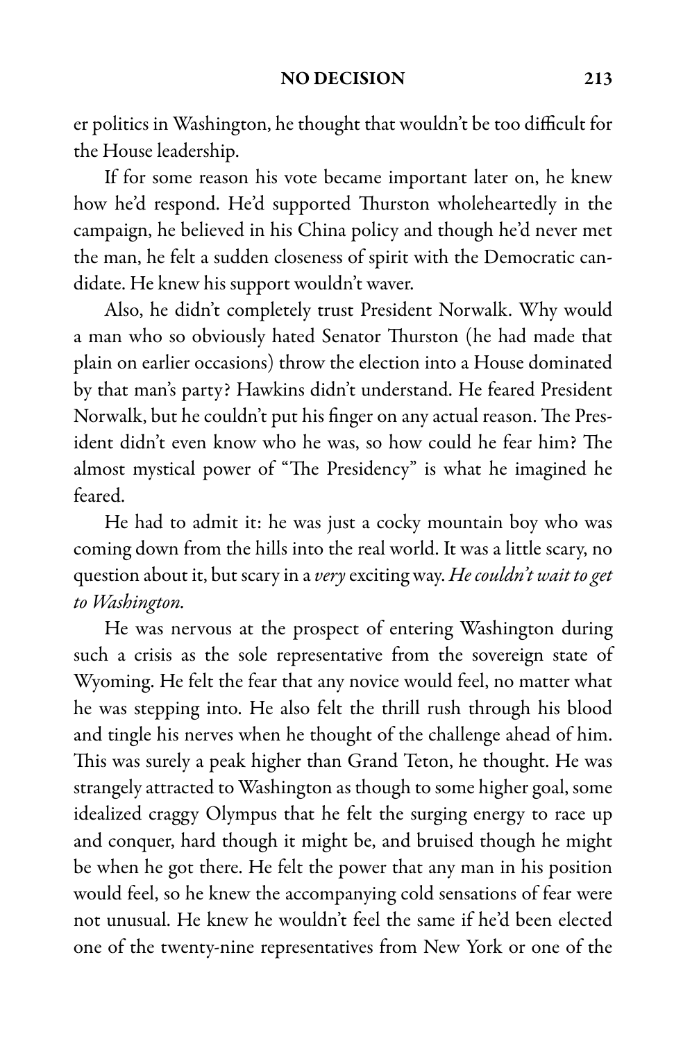er politics in Washington, he thought that wouldn't be too difficult for the House leadership.

If for some reason his vote became important later on, he knew how he'd respond. He'd supported Thurston wholeheartedly in the campaign, he believed in his China policy and though he'd never met the man, he felt a sudden closeness of spirit with the Democratic candidate. He knew his support wouldn't waver.

Also, he didn't completely trust President Norwalk. Why would a man who so obviously hated Senator Thurston (he had made that plain on earlier occasions) throw the election into a House dominated by that man's party? Hawkins didn't understand. He feared President Norwalk, but he couldn't put his finger on any actual reason. The President didn't even know who he was, so how could he fear him? The almost mystical power of "The Presidency" is what he imagined he feared.

He had to admit it: he was just a cocky mountain boy who was coming down from the hills into the real world. It was a little scary, no question about it, but scary in a *very* exciting way. *He couldn't wait to get to Washington.*

He was nervous at the prospect of entering Washington during such a crisis as the sole representative from the sovereign state of Wyoming. He felt the fear that any novice would feel, no matter what he was stepping into. He also felt the thrill rush through his blood and tingle his nerves when he thought of the challenge ahead of him. This was surely a peak higher than Grand Teton, he thought. He was strangely attracted to Washington as though to some higher goal, some idealized craggy Olympus that he felt the surging energy to race up and conquer, hard though it might be, and bruised though he might be when he got there. He felt the power that any man in his position would feel, so he knew the accompanying cold sensations of fear were not unusual. He knew he wouldn't feel the same if he'd been elected one of the twenty-nine representatives from New York or one of the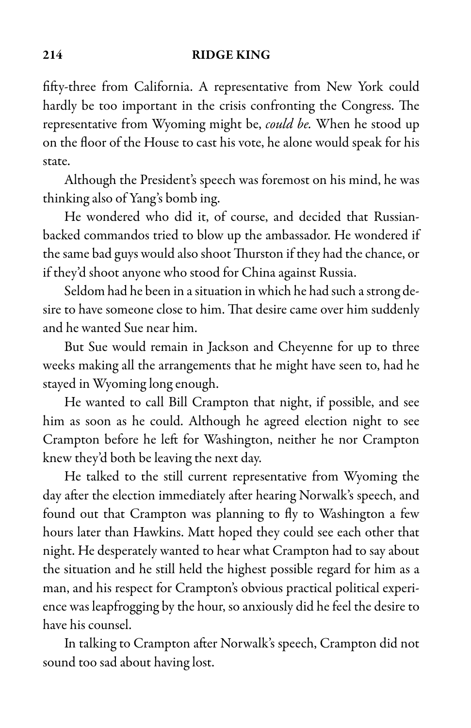fifty-three from California. A representative from New York could hardly be too important in the crisis confronting the Congress. The representative from Wyoming might be, *could be.* When he stood up on the floor of the House to cast his vote, he alone would speak for his state.

Although the President's speech was foremost on his mind, he was thinking also of Yang's bomb ing.

He wondered who did it, of course, and decided that Russian-backed commandos tried to blow up the ambassador. He wondered if the same bad guys would also shoot Thurston if they had the chance, or if they'd shoot anyone who stood for China against Russia.

Seldom had he been in a situation in which he had such a strong desire to have someone close to him. That desire came over him suddenly and he wanted Sue near him.

But Sue would remain in Jackson and Cheyenne for up to three weeks making all the arrangements that he might have seen to, had he stayed in Wyoming long enough.

He wanted to call Bill Crampton that night, if possible, and see him as soon as he could. Although he agreed election night to see Crampton before he left for Washington, neither he nor Crampton knew they'd both be leaving the next day.

He talked to the still current representative from Wyoming the day after the election immediately after hearing Norwalk's speech, and found out that Crampton was planning to fly to Washington a few hours later than Hawkins. Matt hoped they could see each other that night. He desperately wanted to hear what Crampton had to say about the situation and he still held the highest possible regard for him as a man, and his respect for Crampton's obvious practical political experience was leapfrogging by the hour, so anxiously did he feel the desire to have his counsel.

In talking to Crampton after Norwalk's speech, Crampton did not sound too sad about having lost.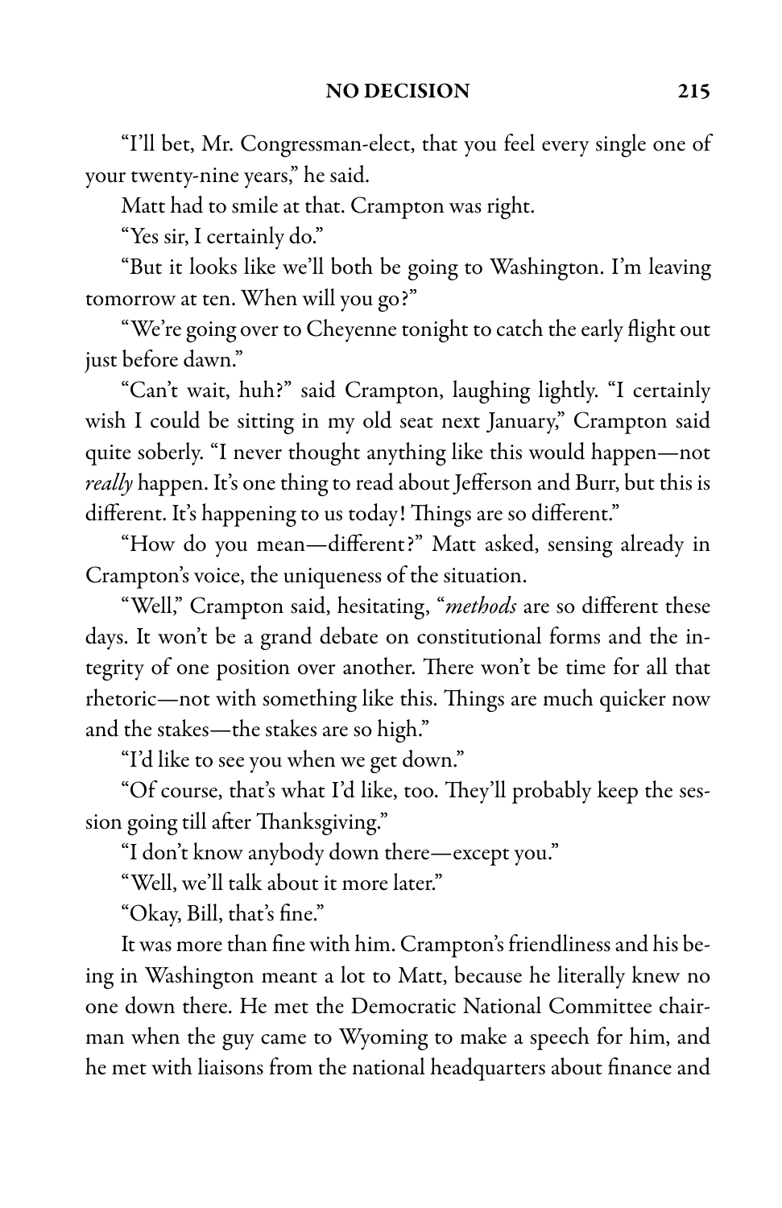"I'll bet, Mr. Congressman-elect, that you feel every single one of your twenty-nine years," he said.

Matt had to smile at that. Crampton was right.

"Yes sir, I certainly do."

"But it looks like we'll both be going to Washington. I'm leaving tomorrow at ten. When will you go?"

"We're going over to Cheyenne tonight to catch the early flight out just before dawn."

"Can't wait, huh?" said Crampton, laughing lightly. "I certainly wish I could be sitting in my old seat next January," Crampton said quite soberly. "I never thought anything like this would happen—not *really* happen. It's one thing to read about Jefferson and Burr, but this is different. It's happening to us today! Things are so different."

"How do you mean—different?" Matt asked, sensing already in Crampton's voice, the uniqueness of the situation.

"Well," Crampton said, hesitating, "*methods* are so different these days. It won't be a grand debate on constitutional forms and the integrity of one position over another. There won't be time for all that rhetoric—not with something like this. Things are much quicker now and the stakes—the stakes are so high."

"I'd like to see you when we get down."

"Of course, that's what I'd like, too. They'll probably keep the session going till after Thanksgiving."

"I don't know anybody down there—except you."

"Well, we'll talk about it more later."

"Okay, Bill, that's fine."

It was more than fine with him. Crampton's friendliness and his being in Washington meant a lot to Matt, because he literally knew no one down there. He met the Democratic National Committee chairman when the guy came to Wyoming to make a speech for him, and he met with liaisons from the national headquarters about finance and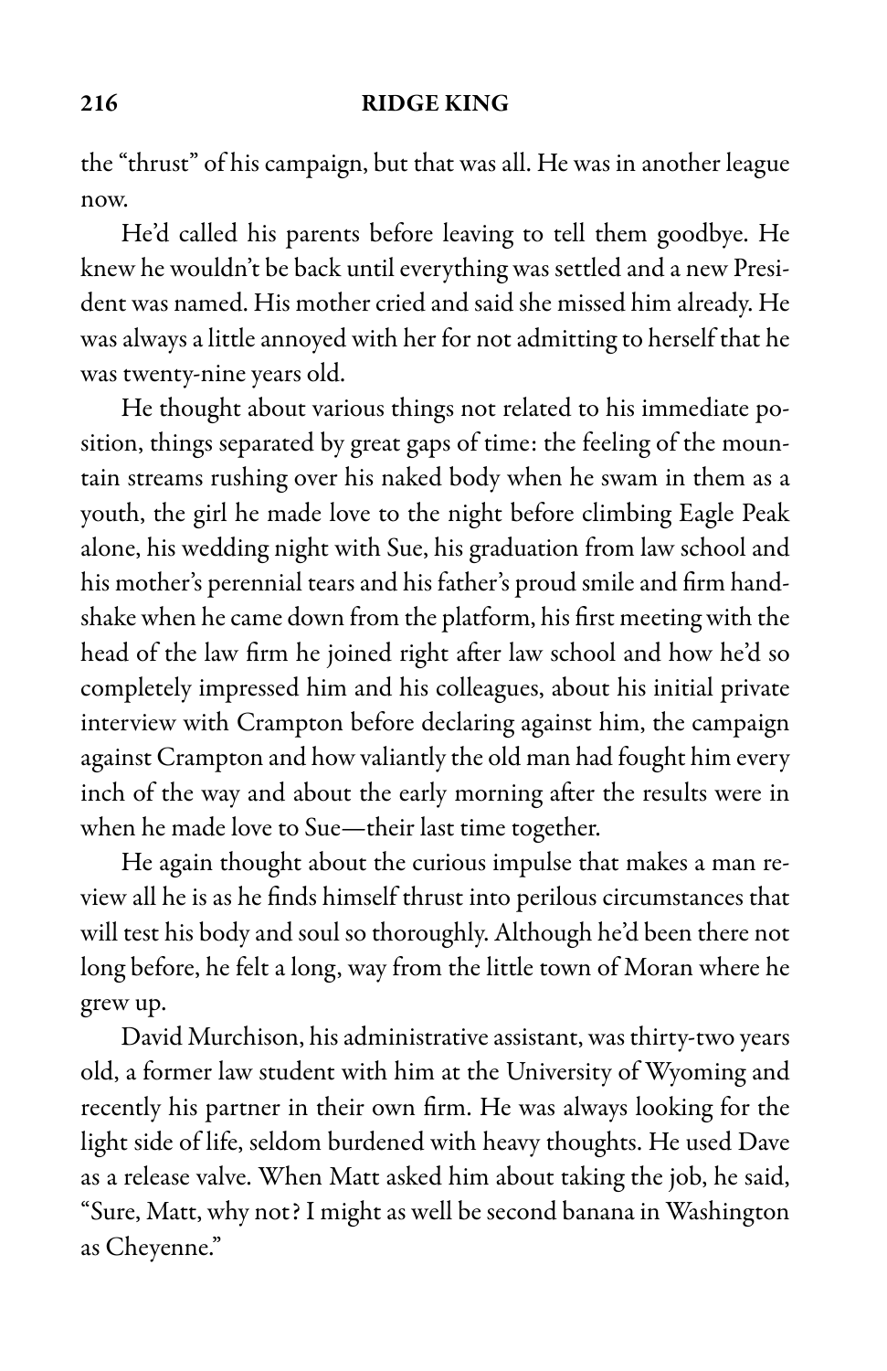the "thrust" of his campaign, but that was all. He was in another league now.

He'd called his parents before leaving to tell them goodbye. He knew he wouldn't be back until everything was settled and a new President was named. His mother cried and said she missed him already. He was always a little annoyed with her for not admitting to herself that he was twenty-nine years old.

He thought about various things not related to his immediate position, things separated by great gaps of time: the feeling of the mountain streams rushing over his naked body when he swam in them as a youth, the girl he made love to the night before climbing Eagle Peak alone, his wedding night with Sue, his graduation from law school and his mother's perennial tears and his father's proud smile and firm handshake when he came down from the platform, his first meeting with the head of the law firm he joined right after law school and how he'd so completely impressed him and his colleagues, about his initial private interview with Crampton before declaring against him, the campaign against Crampton and how valiantly the old man had fought him every inch of the way and about the early morning after the results were in when he made love to Sue—their last time together.

He again thought about the curious impulse that makes a man review all he is as he finds himself thrust into perilous circumstances that will test his body and soul so thoroughly. Although he'd been there not long before, he felt a long, way from the little town of Moran where he grew up.

David Murchison, his administrative assistant, was thirty-two years old, a former law student with him at the University of Wyoming and recently his partner in their own firm. He was always looking for the light side of life, seldom burdened with heavy thoughts. He used Dave as a release valve. When Matt asked him about taking the job, he said, "Sure, Matt, why not? I might as well be second banana in Washington as Cheyenne."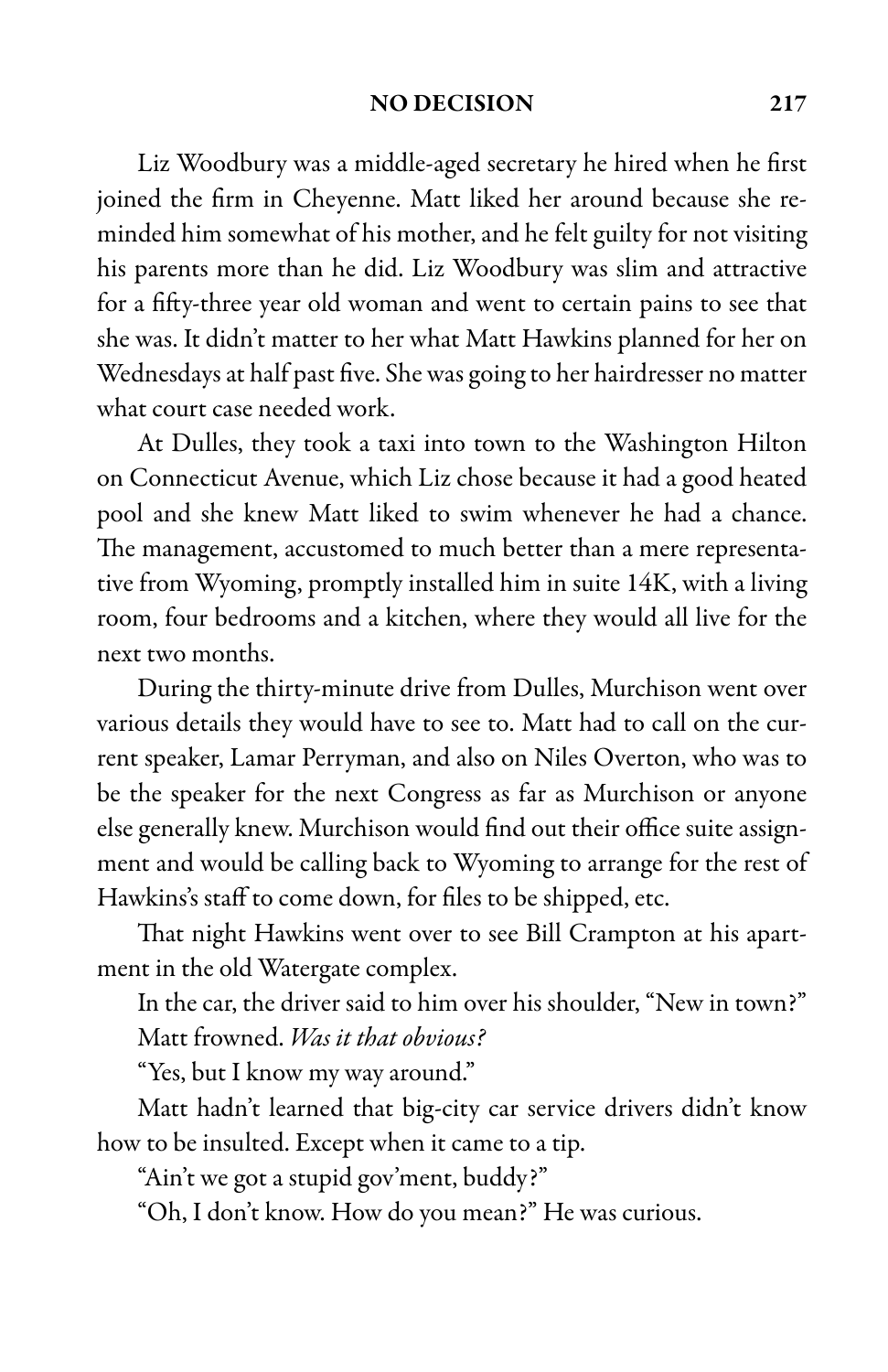Liz Woodbury was a middle-aged secretary he hired when he first joined the firm in Cheyenne. Matt liked her around because she reminded him somewhat of his mother, and he felt guilty for not visiting his parents more than he did. Liz Woodbury was slim and attractive for a fifty-three year old woman and went to certain pains to see that she was. It didn't matter to her what Matt Hawkins planned for her on Wednesdays at half past five. She was going to her hairdresser no matter what court case needed work.

At Dulles, they took a taxi into town to the Washington Hilton on Connecticut Avenue, which Liz chose because it had a good heated pool and she knew Matt liked to swim whenever he had a chance. The management, accustomed to much better than a mere representative from Wyoming, promptly installed him in suite 14K, with a living room, four bedrooms and a kitchen, where they would all live for the next two months.

During the thirty-minute drive from Dulles, Murchison went over various details they would have to see to. Matt had to call on the current speaker, Lamar Perryman, and also on Niles Overton, who was to be the speaker for the next Congress as far as Murchison or anyone else generally knew. Murchison would find out their office suite assignment and would be calling back to Wyoming to arrange for the rest of Hawkins's staff to come down, for files to be shipped, etc.

That night Hawkins went over to see Bill Crampton at his apartment in the old Watergate complex.

In the car, the driver said to him over his shoulder, "New in town?"

Matt frowned. *Was it that obvious?*

"Yes, but I know my way around."

Matt hadn't learned that big-city car service drivers didn't know how to be insulted. Except when it came to a tip.

"Ain't we got a stupid gov'ment, buddy?"

"Oh, I don't know. How do you mean?" He was curious.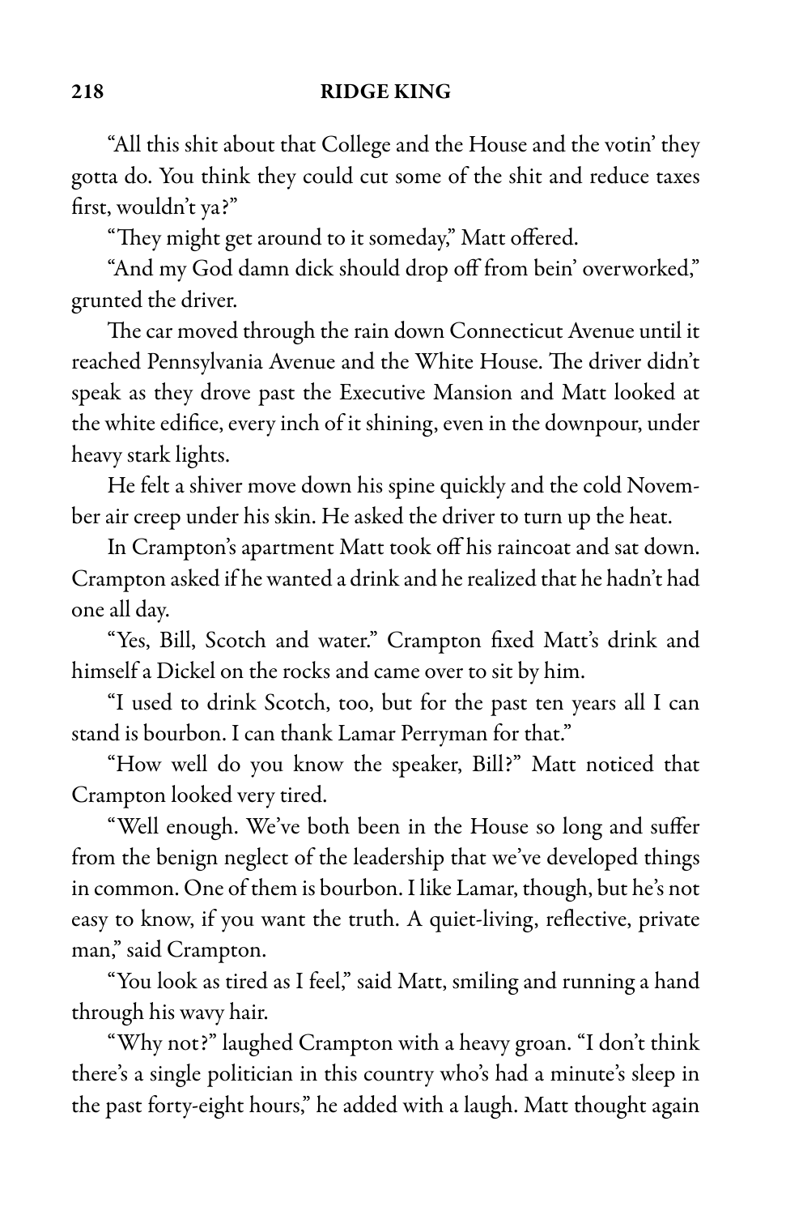"All this shit about that College and the House and the votin' they gotta do. You think they could cut some of the shit and reduce taxes first, wouldn't ya?"

"They might get around to it someday," Matt offered.

"And my God damn dick should drop off from bein' overworked," grunted the driver.

The car moved through the rain down Connecticut Avenue until it reached Pennsylvania Avenue and the White House. The driver didn't speak as they drove past the Executive Mansion and Matt looked at the white edifice, every inch of it shining, even in the downpour, under heavy stark lights.

He felt a shiver move down his spine quickly and the cold November air creep under his skin. He asked the driver to turn up the heat.

In Crampton's apartment Matt took off his raincoat and sat down. Crampton asked if he wanted a drink and he realized that he hadn't had one all day.

"Yes, Bill, Scotch and water." Crampton fixed Matt's drink and himself a Dickel on the rocks and came over to sit by him.

"I used to drink Scotch, too, but for the past ten years all I can stand is bourbon. I can thank Lamar Perryman for that."

"How well do you know the speaker, Bill?" Matt noticed that Crampton looked very tired.

"Well enough. We've both been in the House so long and suffer from the benign neglect of the leadership that we've developed things in common. One of them is bourbon. I like Lamar, though, but he's not easy to know, if you want the truth. A quiet-living, reflective, private man," said Crampton.

"You look as tired as I feel," said Matt, smiling and running a hand through his wavy hair.

"Why not?" laughed Crampton with a heavy groan. "I don't think there's a single politician in this country who's had a minute's sleep in the past forty-eight hours," he added with a laugh. Matt thought again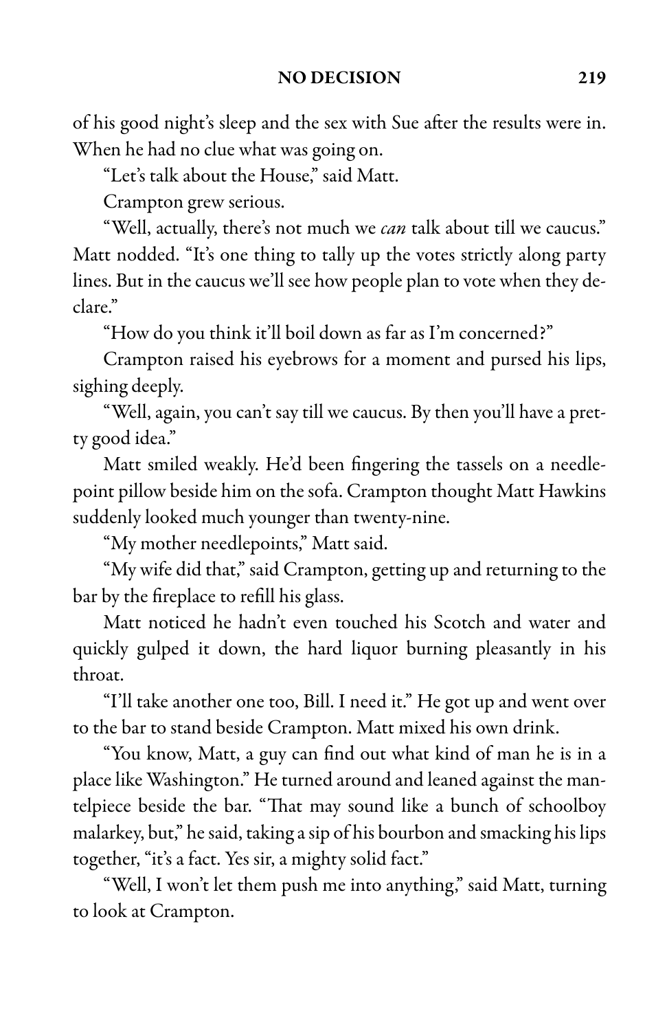of his good night's sleep and the sex with Sue after the results were in. When he had no clue what was going on.

"Let's talk about the House," said Matt.

Crampton grew serious.

"Well, actually, there's not much we *can* talk about till we caucus." Matt nodded. "It's one thing to tally up the votes strictly along party lines. But in the caucus we'll see how people plan to vote when they declare."

"How do you think it'll boil down as far as I'm concerned?"

Crampton raised his eyebrows for a moment and pursed his lips, sighing deeply.

"Well, again, you can't say till we caucus. By then you'll have a pretty good idea."

Matt smiled weakly. He'd been fingering the tassels on a needlepoint pillow beside him on the sofa. Crampton thought Matt Hawkins suddenly looked much younger than twenty-nine.

"My mother needlepoints," Matt said.

"My wife did that," said Crampton, getting up and returning to the bar by the fireplace to refill his glass.

Matt noticed he hadn't even touched his Scotch and water and quickly gulped it down, the hard liquor burning pleasantly in his throat.

"I'll take another one too, Bill. I need it." He got up and went over to the bar to stand beside Crampton. Matt mixed his own drink.

"You know, Matt, a guy can find out what kind of man he is in a place like Washington." He turned around and leaned against the mantelpiece beside the bar. "That may sound like a bunch of schoolboy malarkey, but," he said, taking a sip of his bourbon and smacking his lips together, "it's a fact. Yes sir, a mighty solid fact."

"Well, I won't let them push me into anything," said Matt, turning to look at Crampton.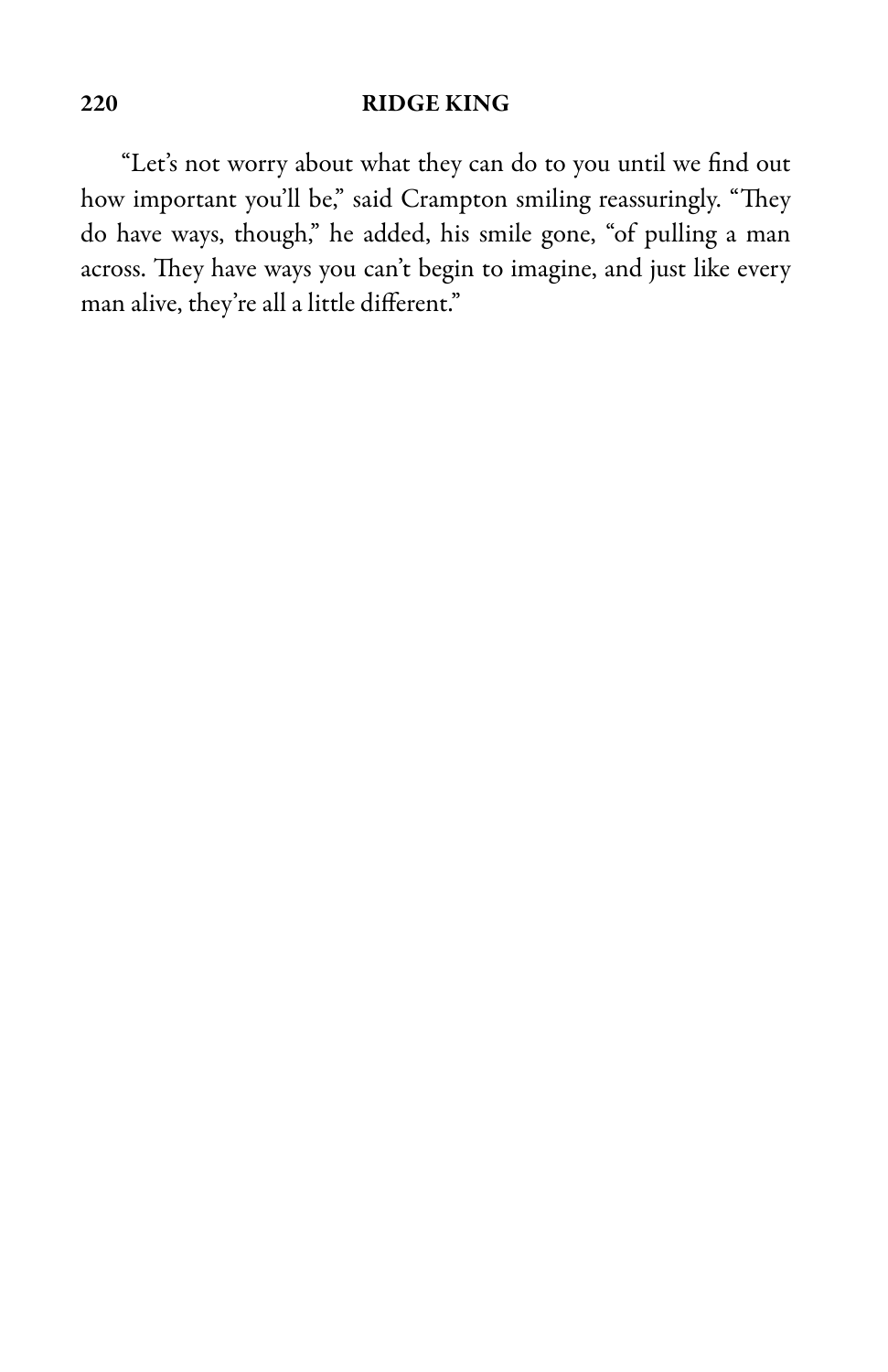"Let's not worry about what they can do to you until we find out how important you'll be," said Crampton smiling reassuringly. "They do have ways, though," he added, his smile gone, "of pulling a man across. They have ways you can't begin to imagine, and just like every man alive, they're all a little different."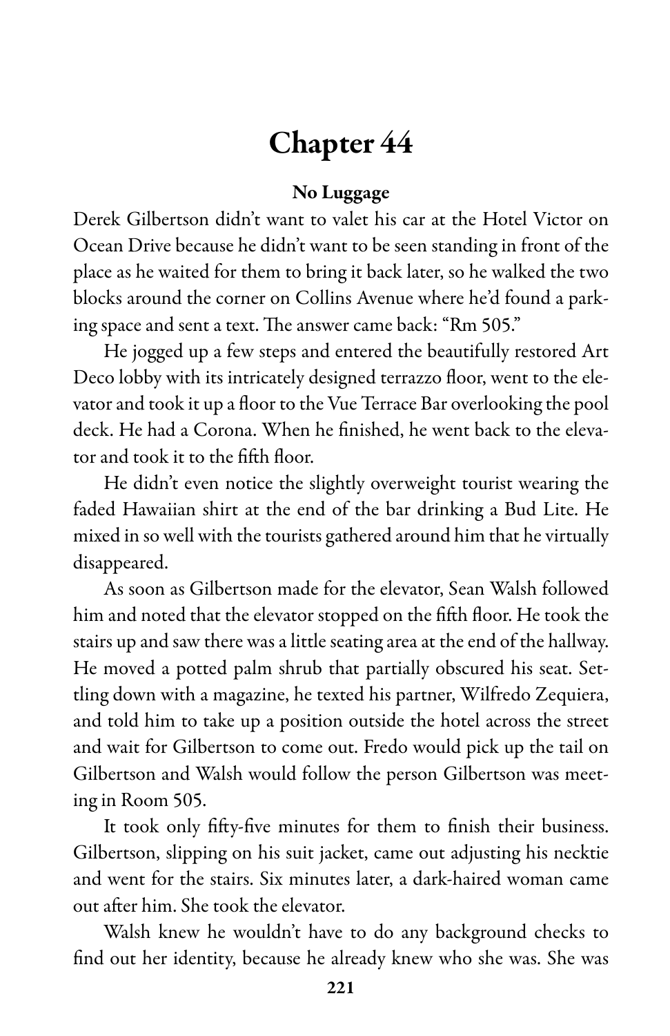# Chapter 44

**No Luggage**

Derek Gilbertson didn't want to valet his car at the Hotel Victor on Ocean Drive because he didn't want to be seen standing in front of the place as he waited for them to bring it back later, so he walked the two blocks around the corner on Collins Avenue where he'd found a parking space and sent a text. The answer came back: "Rm 505."

He jogged up a few steps and entered the beautifully restored Art Deco lobby with its intricately designed terrazzo floor, went to the elevator and took it up a floor to the Vue Terrace Bar overlooking the pool deck. He had a Corona. When he finished, he went back to the elevator and took it to the fifth floor.

He didn't even notice the slightly overweight tourist wearing the faded Hawaiian shirt at the end of the bar drinking a Bud Lite. He mixed in so well with the tourists gathered around him that he virtually disappeared.

As soon as Gilbertson made for the elevator, Sean Walsh followed him and noted that the elevator stopped on the fifth floor. He took the stairs up and saw there was a little seating area at the end of the hallway. He moved a potted palm shrub that partially obscured his seat. Settling down with a magazine, he texted his partner, Wilfredo Zequiera, and told him to take up a position outside the hotel across the street and wait for Gilbertson to come out. Fredo would pick up the tail on Gilbertson and Walsh would follow the person Gilbertson was meeting in Room 505.

It took only fifty-five minutes for them to finish their business. Gilbertson, slipping on his suit jacket, came out adjusting his necktie and went for the stairs. Six minutes later, a dark-haired woman came out after him. She took the elevator.

Walsh knew he wouldn't have to do any background checks to find out her identity, because he already knew who she was. She was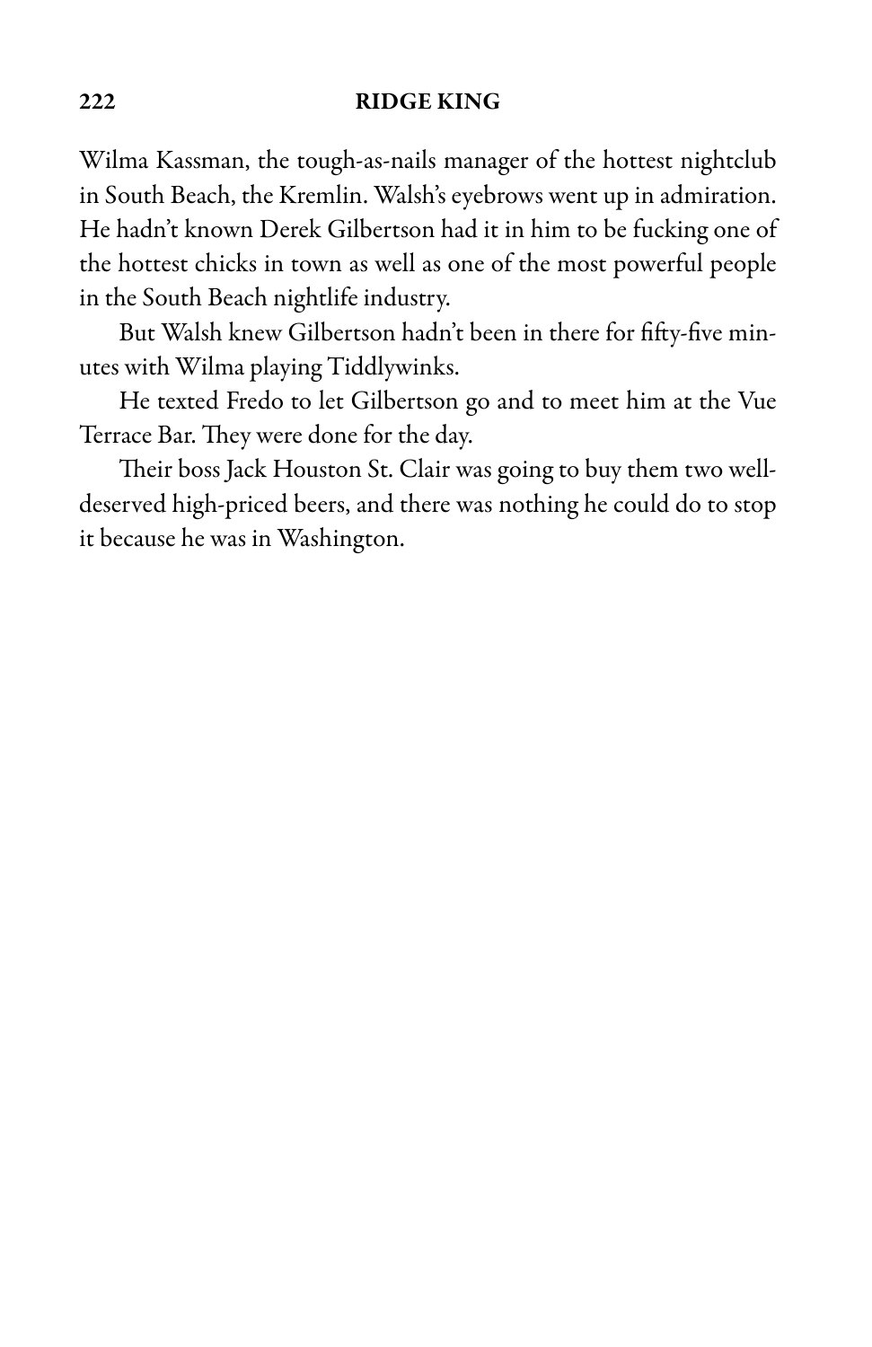Wilma Kassman, the tough-as-nails manager of the hottest nightclub in South Beach, the Kremlin. Walsh's eyebrows went up in admiration. He hadn't known Derek Gilbertson had it in him to be fucking one of the hottest chicks in town as well as one of the most powerful people in the South Beach nightlife industry.

But Walsh knew Gilbertson hadn't been in there for fifty-five minutes with Wilma playing Tiddlywinks.

He texted Fredo to let Gilbertson go and to meet him at the Vue Terrace Bar. They were done for the day.

Their boss Jack Houston St. Clair was going to buy them two well-deserved high-priced beers, and there was nothing he could do to stop it because he was in Washington.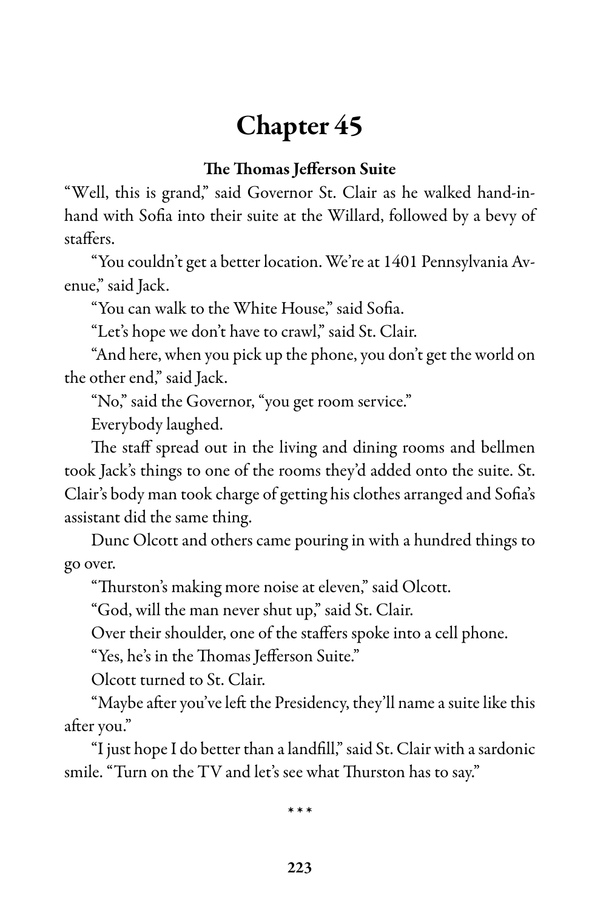# Chapter 45

**The Thomas Jefferson Suite**

"Well, this is grand," said Governor St. Clair as he walked hand-in-hand with Sofia into their suite at the Willard, followed by a bevy of staffers.

"You couldn't get a better location. We're at 1401 Pennsylvania Avenue," said Jack.

"You can walk to the White House," said Sofia.

"Let's hope we don't have to crawl," said St. Clair.

"And here, when you pick up the phone, you don't get the world on the other end," said Jack.

"No," said the Governor, "you get room service."

Everybody laughed.

The staff spread out in the living and dining rooms and bellmen took Jack's things to one of the rooms they'd added onto the suite. St. Clair's body man took charge of getting his clothes arranged and Sofia's assistant did the same thing.

Dunc Olcott and others came pouring in with a hundred things to go over.

"Thurston's making more noise at eleven," said Olcott.

"God, will the man never shut up," said St. Clair.

Over their shoulder, one of the staffers spoke into a cell phone.

"Yes, he's in the Thomas Jefferson Suite."

Olcott turned to St. Clair.

"Maybe after you've left the Presidency, they'll name a suite like this after you."

"I just hope I do better than a landfill," said St. Clair with a sardonic smile. "Turn on the TV and let's see what Thurston has to say."

\* \* \*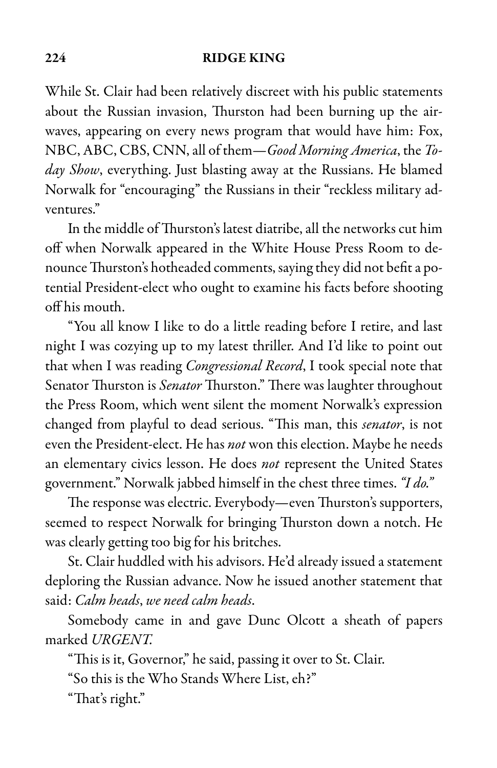While St. Clair had been relatively discreet with his public statements about the Russian invasion, Thurston had been burning up the airwaves, appearing on every news program that would have him: Fox, NBC, ABC, CBS, CNN, all of them—*Good Morning America*, the *Today Show*, everything. Just blasting away at the Russians. He blamed Norwalk for "encouraging" the Russians in their "reckless military adventures."

In the middle of Thurston's latest diatribe, all the networks cut him off when Norwalk appeared in the White House Press Room to denounce Thurston's hotheaded comments, saying they did not befit a potential President-elect who ought to examine his facts before shooting off his mouth.

"You all know I like to do a little reading before I retire, and last night I was cozying up to my latest thriller. And I'd like to point out that when I was reading *Congressional Record*, I took special note that Senator Thurston is *Senator* Thurston." There was laughter throughout the Press Room, which went silent the moment Norwalk's expression changed from playful to dead serious. "This man, this *senator*, is not even the President-elect. He has *not* won this election. Maybe he needs an elementary civics lesson. He does *not* represent the United States government." Norwalk jabbed himself in the chest three times. *"I do."*

The response was electric. Everybody—even Thurston's supporters, seemed to respect Norwalk for bringing Thurston down a notch. He was clearly getting too big for his britches.

St. Clair huddled with his advisors. He'd already issued a statement deploring the Russian advance. Now he issued another statement that said: *Calm heads, we need calm heads*.

Somebody came in and gave Dunc Olcott a sheath of papers marked *URGENT.*

"This is it, Governor," he said, passing it over to St. Clair.

"So this is the Who Stands Where List, eh?"

"That's right."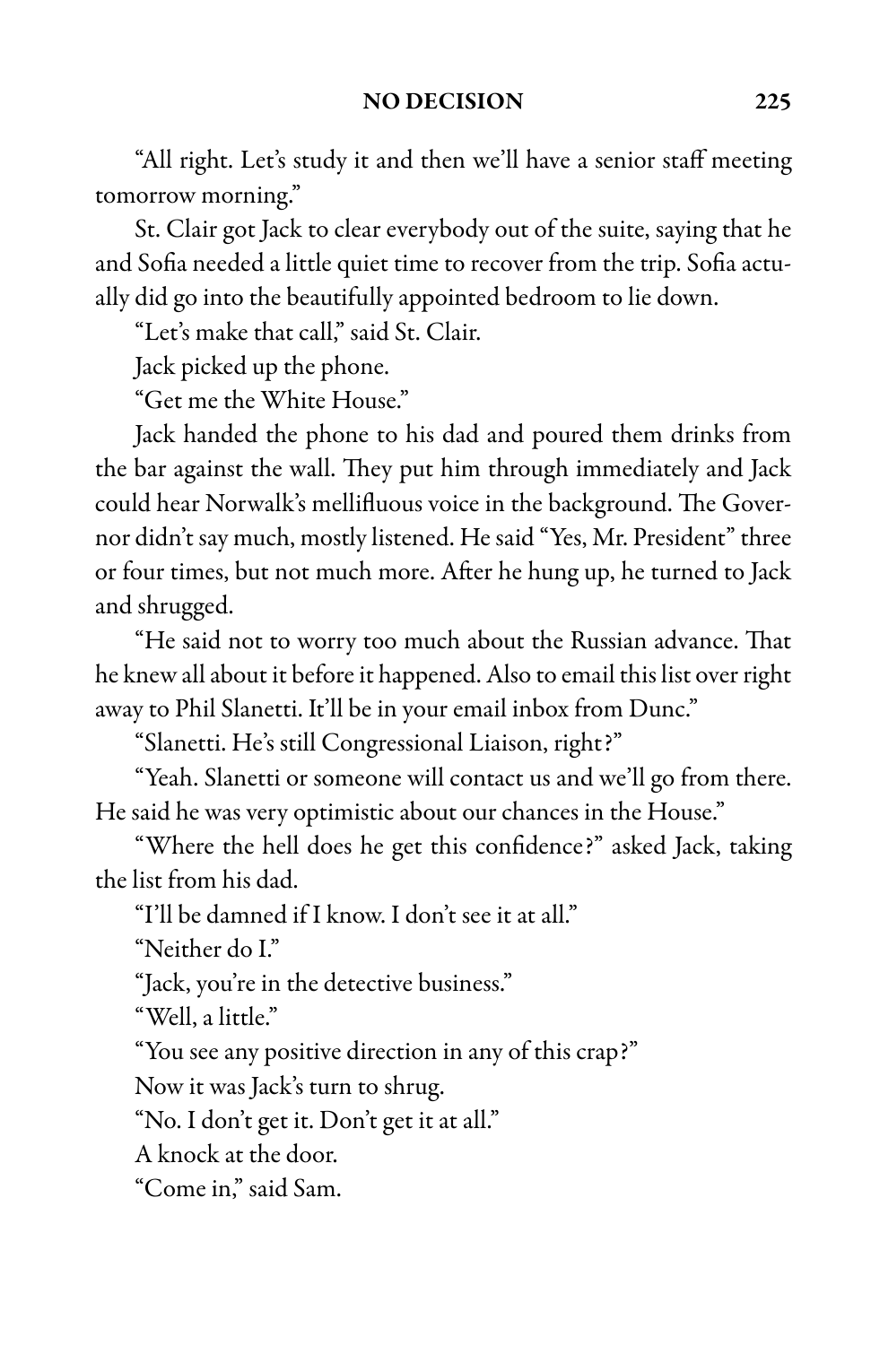"All right. Let's study it and then we'll have a senior staff meeting tomorrow morning."

St. Clair got Jack to clear everybody out of the suite, saying that he and Sofia needed a little quiet time to recover from the trip. Sofia actually did go into the beautifully appointed bedroom to lie down.

"Let's make that call," said St. Clair.

Jack picked up the phone.

"Get me the White House."

Jack handed the phone to his dad and poured them drinks from the bar against the wall. They put him through immediately and Jack could hear Norwalk's mellifluous voice in the background. The Governor didn't say much, mostly listened. He said "Yes, Mr. President" three or four times, but not much more. After he hung up, he turned to Jack and shrugged.

"He said not to worry too much about the Russian advance. That he knew all about it before it happened. Also to email this list over right away to Phil Slanetti. It'll be in your email inbox from Dunc."

"Slanetti. He's still Congressional Liaison, right?"

"Yeah. Slanetti or someone will contact us and we'll go from there. He said he was very optimistic about our chances in the House."

"Where the hell does he get this confidence?" asked Jack, taking the list from his dad.

"I'll be damned if I know. I don't see it at all."

"Neither do I."

"Jack, you're in the detective business."

"Well, a little."

"You see any positive direction in any of this crap?"

Now it was Jack's turn to shrug.

"No. I don't get it. Don't get it at all."

A knock at the door.

"Come in," said Sam.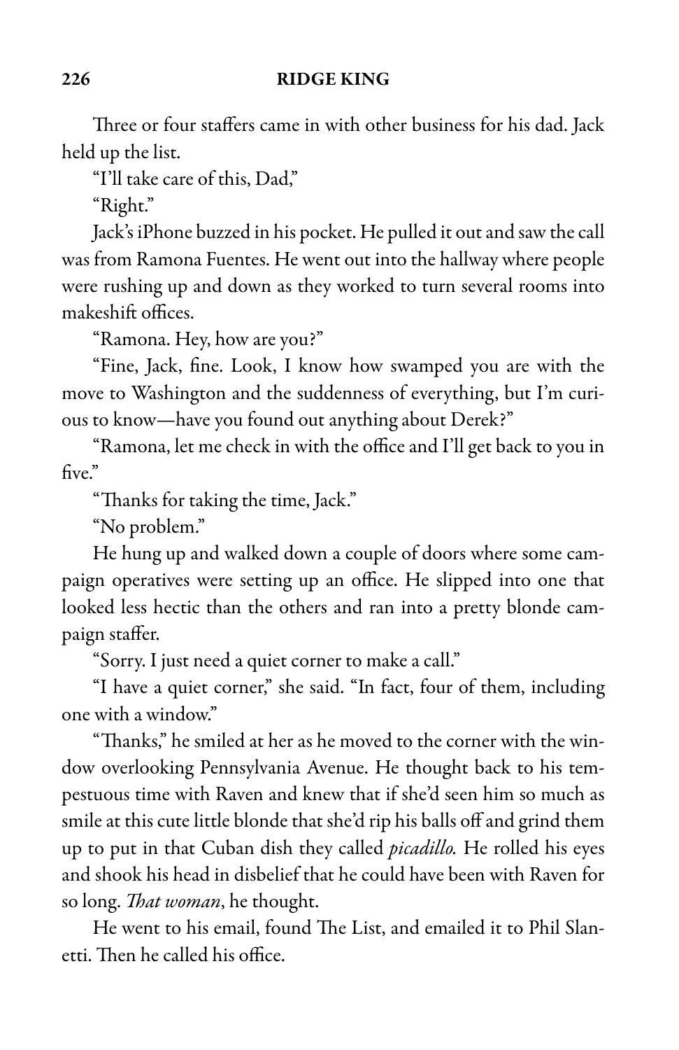Three or four staffers came in with other business for his dad. Jack held up the list.

"I'll take care of this, Dad,"

"Right."

Jack's iPhone buzzed in his pocket. He pulled it out and saw the call was from Ramona Fuentes. He went out into the hallway where people were rushing up and down as they worked to turn several rooms into makeshift offices.

"Ramona. Hey, how are you?"

"Fine, Jack, fine. Look, I know how swamped you are with the move to Washington and the suddenness of everything, but I'm curious to know—have you found out anything about Derek?"

"Ramona, let me check in with the office and I'll get back to you in five."

"Thanks for taking the time, Jack."

"No problem."

He hung up and walked down a couple of doors where some campaign operatives were setting up an office. He slipped into one that looked less hectic than the others and ran into a pretty blonde campaign staffer.

"Sorry. I just need a quiet corner to make a call."

"I have a quiet corner," she said. "In fact, four of them, including one with a window."

"Thanks," he smiled at her as he moved to the corner with the window overlooking Pennsylvania Avenue. He thought back to his tempestuous time with Raven and knew that if she'd seen him so much as smile at this cute little blonde that she'd rip his balls off and grind them up to put in that Cuban dish they called *picadillo.* He rolled his eyes and shook his head in disbelief that he could have been with Raven for so long. *That woman*, he thought.

He went to his email, found The List, and emailed it to Phil Slanetti. Then he called his office.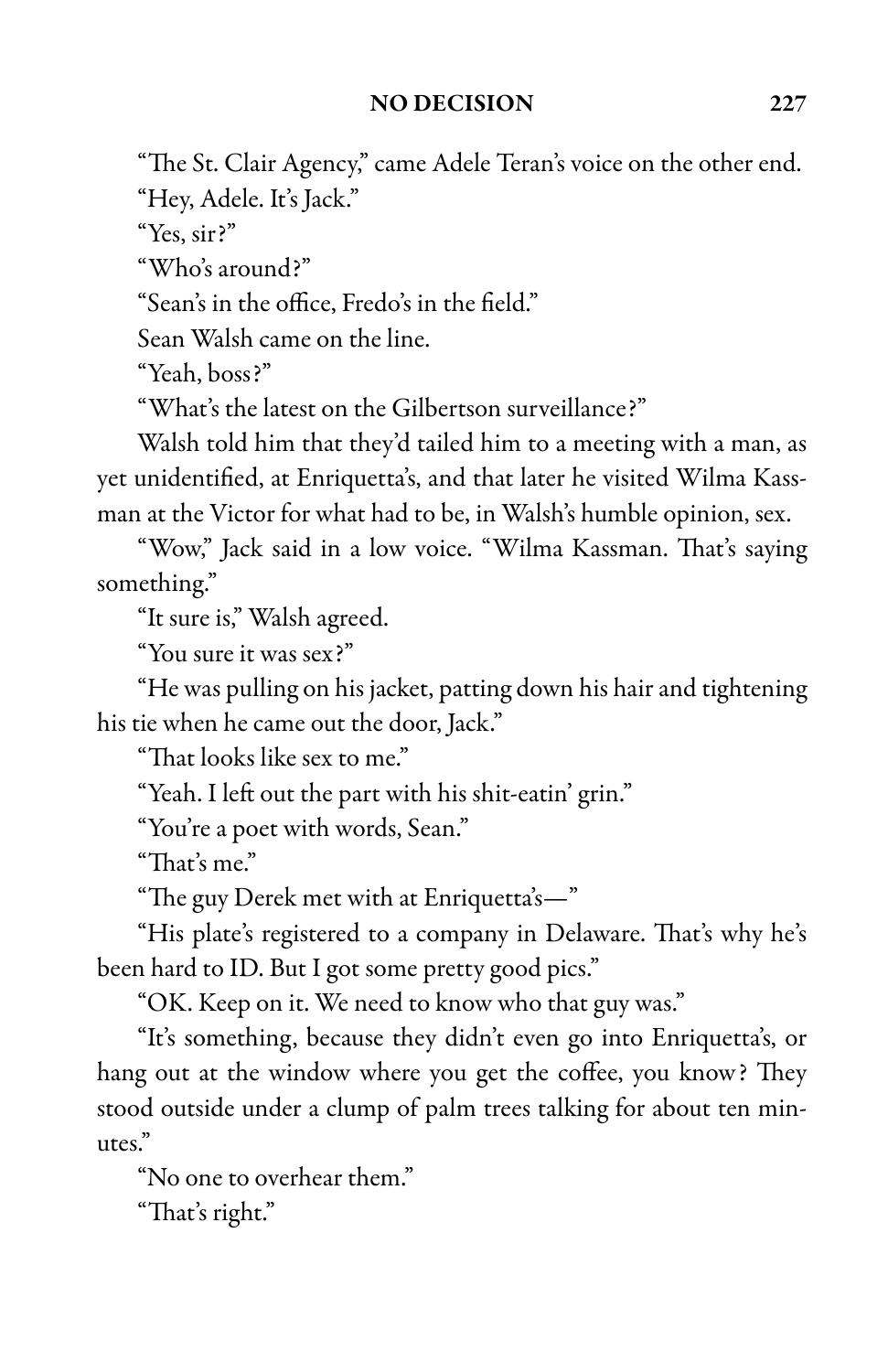"The St. Clair Agency," came Adele Teran's voice on the other end.

"Hey, Adele. It's Jack."

"Yes, sir?"

"Who's around?"

"Sean's in the office, Fredo's in the field."

Sean Walsh came on the line.

"Yeah, boss?"

"What's the latest on the Gilbertson surveillance?"

Walsh told him that they'd tailed him to a meeting with a man, as yet unidentified, at Enriquetta's, and that later he visited Wilma Kassman at the Victor for what had to be, in Walsh's humble opinion, sex.

"Wow," Jack said in a low voice. "Wilma Kassman. That's saying something."

"It sure is," Walsh agreed.

"You sure it was sex?"

"He was pulling on his jacket, patting down his hair and tightening his tie when he came out the door, Jack."

"That looks like sex to me."

"Yeah. I left out the part with his shit-eatin' grin."

"You're a poet with words, Sean."

"That's me."

"The guy Derek met with at Enriquetta's—"

"His plate's registered to a company in Delaware. That's why he's been hard to ID. But I got some pretty good pics."

"OK. Keep on it. We need to know who that guy was."

"It's something, because they didn't even go into Enriquetta's, or hang out at the window where you get the coffee, you know? They stood outside under a clump of palm trees talking for about ten minutes."

"No one to overhear them."

"That's right."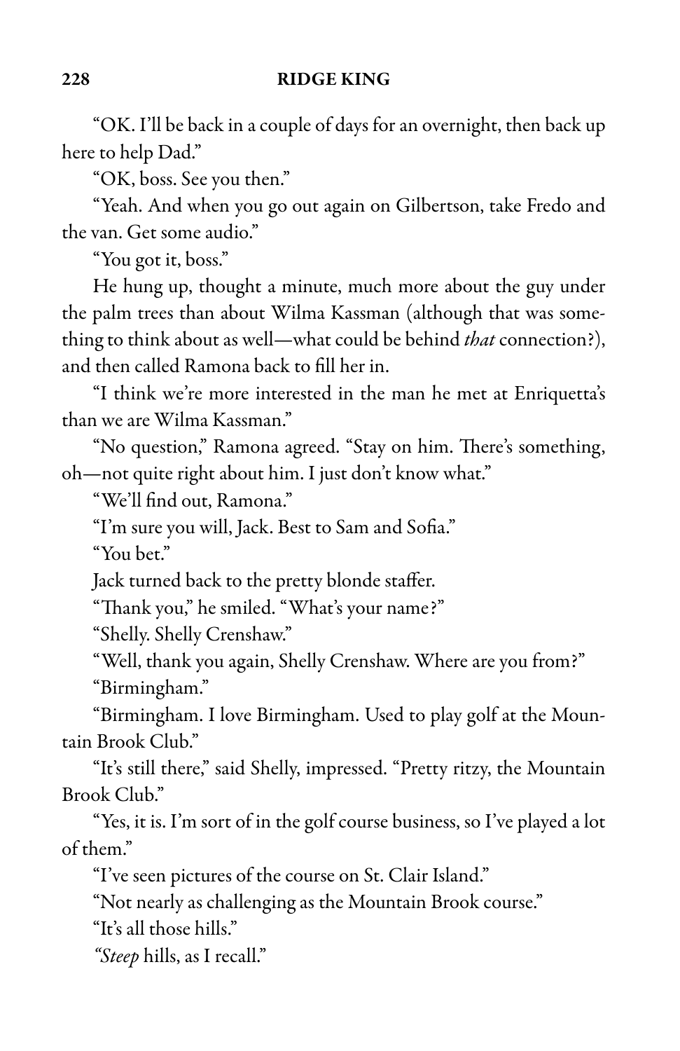"OK. I'll be back in a couple of days for an overnight, then back up here to help Dad."

"OK, boss. See you then."

"Yeah. And when you go out again on Gilbertson, take Fredo and the van. Get some audio."

"You got it, boss."

He hung up, thought a minute, much more about the guy under the palm trees than about Wilma Kassman (although that was something to think about as well—what could be behind *that* connection?), and then called Ramona back to fill her in.

"I think we're more interested in the man he met at Enriquetta's than we are Wilma Kassman."

"No question," Ramona agreed. "Stay on him. There's something, oh—not quite right about him. I just don't know what."

"We'll find out, Ramona."

"I'm sure you will, Jack. Best to Sam and Sofia."

"You bet."

Jack turned back to the pretty blonde staffer.

"Thank you," he smiled. "What's your name?"

"Shelly. Shelly Crenshaw."

"Well, thank you again, Shelly Crenshaw. Where are you from?"

"Birmingham."

"Birmingham. I love Birmingham. Used to play golf at the Mountain Brook Club."

"It's still there," said Shelly, impressed. "Pretty ritzy, the Mountain Brook Club."

"Yes, it is. I'm sort of in the golf course business, so I've played a lot of them."

"I've seen pictures of the course on St. Clair Island."

"Not nearly as challenging as the Mountain Brook course."

"It's all those hills."

*"Steep* hills, as I recall."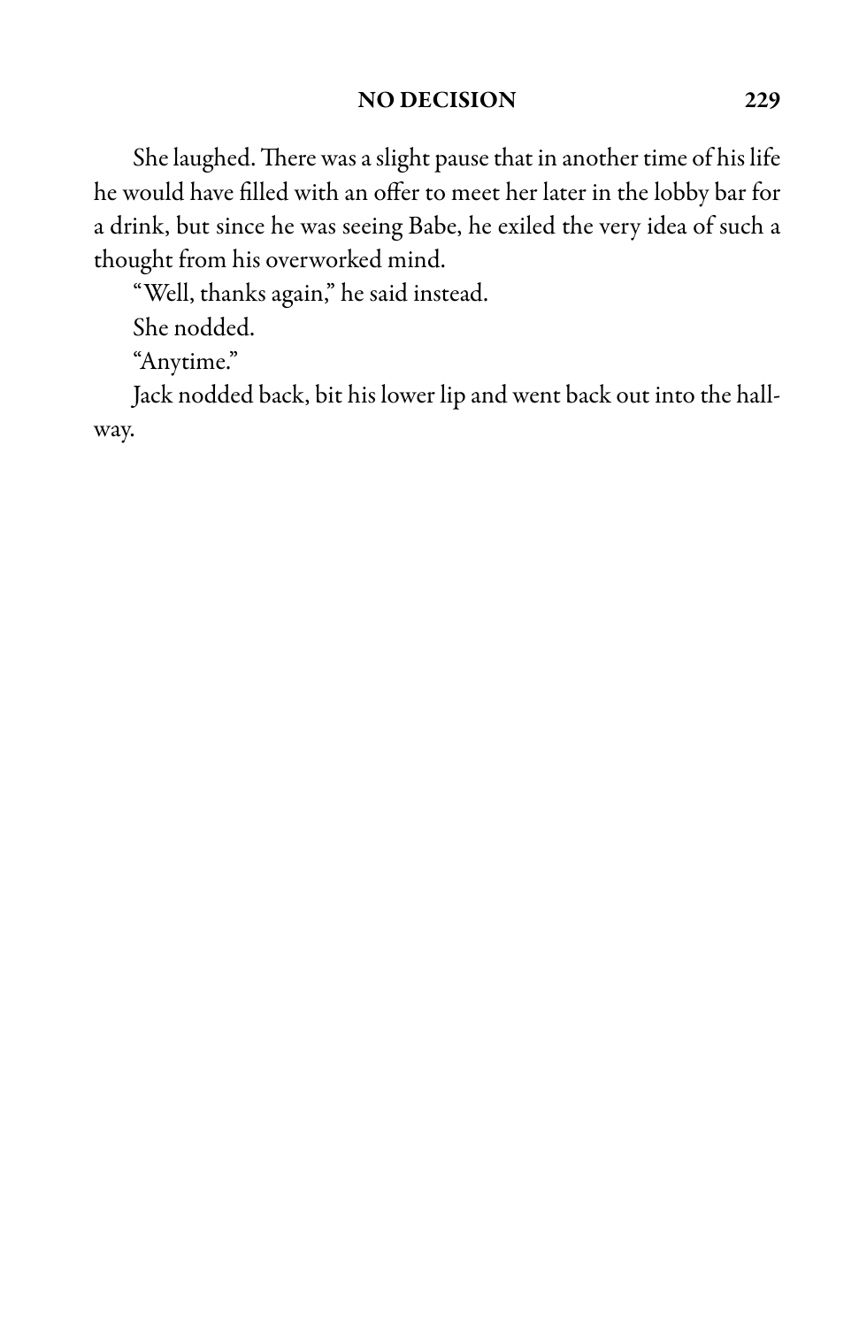She laughed. There was a slight pause that in another time of his life he would have filled with an offer to meet her later in the lobby bar for a drink, but since he was seeing Babe, he exiled the very idea of such a thought from his overworked mind.

"Well, thanks again," he said instead.

She nodded.

"Anytime."

Jack nodded back, bit his lower lip and went back out into the hallway.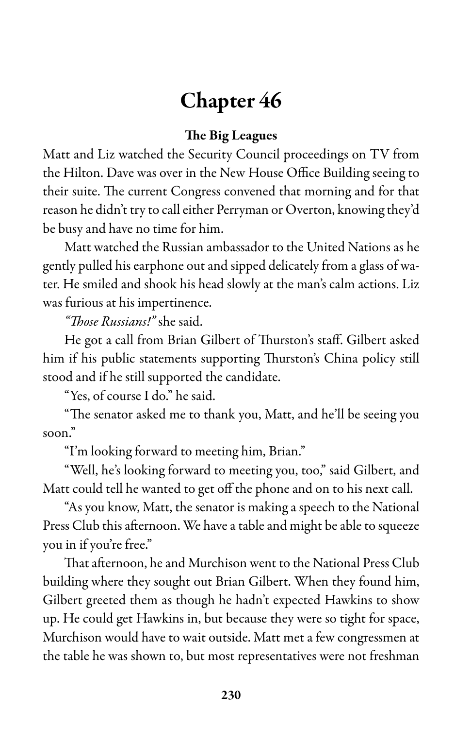# Chapter 46

### The Big Leagues

Matt and Liz watched the Security Council proceedings on TV from the Hilton. Dave was over in the New House Office Building seeing to their suite. The current Congress convened that morning and for that reason he didn't try to call either Perryman or Overton, knowing they'd be busy and have no time for him.

Matt watched the Russian ambassador to the United Nations as he gently pulled his earphone out and sipped delicately from a glass of water. He smiled and shook his head slowly at the man's calm actions. Liz was furious at his impertinence.

*"Those Russians!"* she said.

He got a call from Brian Gilbert of Thurston's staff. Gilbert asked him if his public statements supporting Thurston's China policy still stood and if he still supported the candidate.

"Yes, of course I do." he said.

"The senator asked me to thank you, Matt, and he'll be seeing you soon."

"I'm looking forward to meeting him, Brian."

"Well, he's looking forward to meeting you, too," said Gilbert, and Matt could tell he wanted to get off the phone and on to his next call.

"As you know, Matt, the senator is making a speech to the National Press Club this afternoon. We have a table and might be able to squeeze you in if you're free."

That afternoon, he and Murchison went to the National Press Club building where they sought out Brian Gilbert. When they found him, Gilbert greeted them as though he hadn't expected Hawkins to show up. He could get Hawkins in, but because they were so tight for space, Murchison would have to wait outside. Matt met a few congressmen at the table he was shown to, but most representatives were not freshman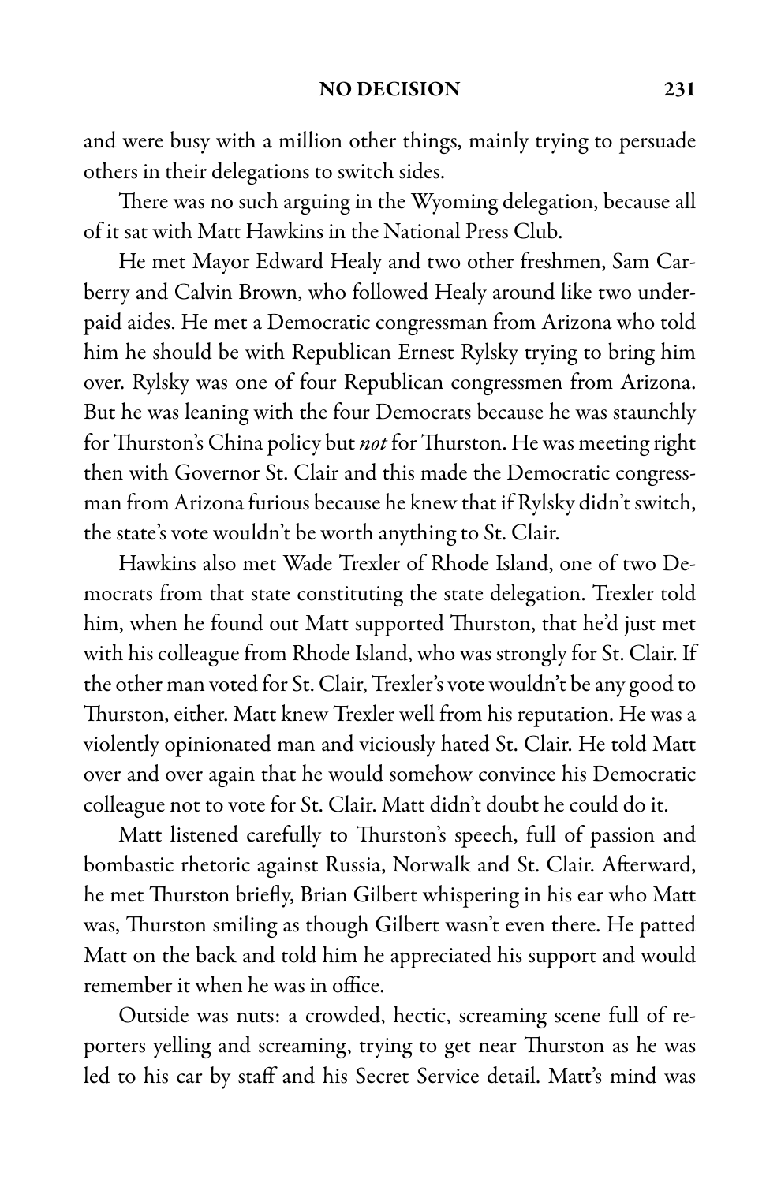and were busy with a million other things, mainly trying to persuade others in their delegations to switch sides.

There was no such arguing in the Wyoming delegation, because all of it sat with Matt Hawkins in the National Press Club.

He met Mayor Edward Healy and two other freshmen, Sam Carberry and Calvin Brown, who followed Healy around like two underpaid aides. He met a Democratic congressman from Arizona who told him he should be with Republican Ernest Rylsky trying to bring him over. Rylsky was one of four Republican congressmen from Arizona. But he was leaning with the four Democrats because he was staunchly for Thurston's China policy but *not* for Thurston. He was meeting right then with Governor St. Clair and this made the Democratic congressman from Arizona furious because he knew that if Rylsky didn't switch, the state's vote wouldn't be worth anything to St. Clair.

Hawkins also met Wade Trexler of Rhode Island, one of two Democrats from that state constituting the state delegation. Trexler told him, when he found out Matt supported Thurston, that he'd just met with his colleague from Rhode Island, who was strongly for St. Clair. If the other man voted for St. Clair, Trexler's vote wouldn't be any good to Thurston, either. Matt knew Trexler well from his reputation. He was a violently opinionated man and viciously hated St. Clair. He told Matt over and over again that he would somehow convince his Democratic colleague not to vote for St. Clair. Matt didn't doubt he could do it.

Matt listened carefully to Thurston's speech, full of passion and bombastic rhetoric against Russia, Norwalk and St. Clair. Afterward, he met Thurston briefly, Brian Gilbert whispering in his ear who Matt was, Thurston smiling as though Gilbert wasn't even there. He patted Matt on the back and told him he appreciated his support and would remember it when he was in office.

Outside was nuts: a crowded, hectic, screaming scene full of reporters yelling and screaming, trying to get near Thurston as he was led to his car by staff and his Secret Service detail. Matt's mind was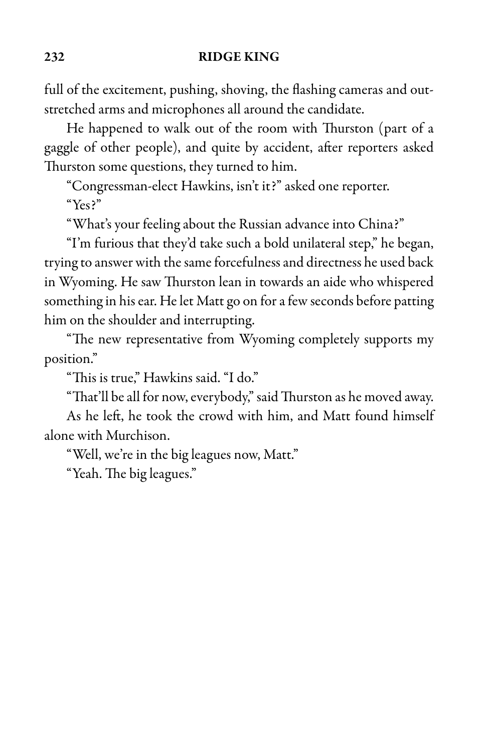full of the excitement, pushing, shoving, the flashing cameras and outstretched arms and microphones all around the candidate.

He happened to walk out of the room with Thurston (part of a gaggle of other people), and quite by accident, after reporters asked Thurston some questions, they turned to him.

"Congressman-elect Hawkins, isn't it?" asked one reporter.

"Yes?"

"What's your feeling about the Russian advance into China?"

"I'm furious that they'd take such a bold unilateral step," he began, trying to answer with the same forcefulness and directness he used back in Wyoming. He saw Thurston lean in towards an aide who whispered something in his ear. He let Matt go on for a few seconds before patting him on the shoulder and interrupting.

"The new representative from Wyoming completely supports my position."

"This is true," Hawkins said. "I do."

"That'll be all for now, everybody," said Thurston as he moved away.

As he left, he took the crowd with him, and Matt found himself alone with Murchison.

"Well, we're in the big leagues now, Matt."

"Yeah. The big leagues."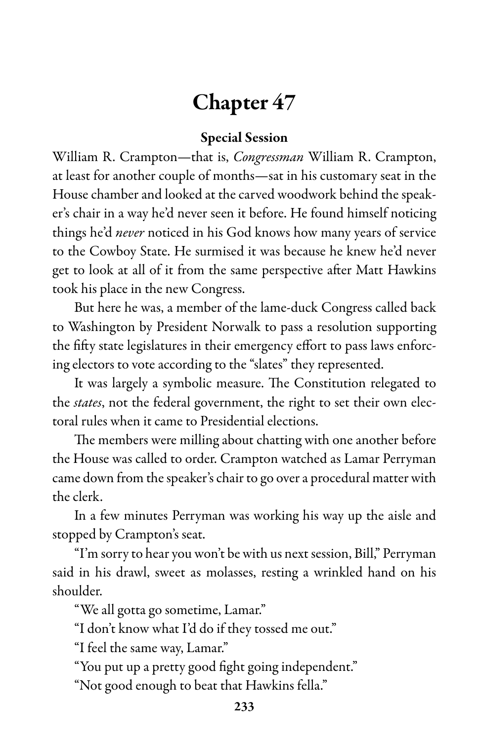# Chapter 47

### Special Session

William R. Crampton—that is, *Congressman* William R. Crampton, at least for another couple of months—sat in his customary seat in the House chamber and looked at the carved woodwork behind the speaker's chair in a way he'd never seen it before. He found himself noticing things he'd *never* noticed in his God knows how many years of service to the Cowboy State. He surmised it was because he knew he'd never get to look at all of it from the same perspective after Matt Hawkins took his place in the new Congress.

But here he was, a member of the lame-duck Congress called back to Washington by President Norwalk to pass a resolution supporting the fifty state legislatures in their emergency effort to pass laws enforcing electors to vote according to the "slates" they represented.

It was largely a symbolic measure. The Constitution relegated to the *states*, not the federal government, the right to set their own electoral rules when it came to Presidential elections.

The members were milling about chatting with one another before the House was called to order. Crampton watched as Lamar Perryman came down from the speaker's chair to go over a procedural matter with the clerk.

In a few minutes Perryman was working his way up the aisle and stopped by Crampton's seat.

"I'm sorry to hear you won't be with us next session, Bill," Perryman said in his drawl, sweet as molasses, resting a wrinkled hand on his shoulder.

"We all gotta go sometime, Lamar."

"I don't know what I'd do if they tossed me out."

"I feel the same way, Lamar."

"You put up a pretty good fight going independent."

"Not good enough to beat that Hawkins fella."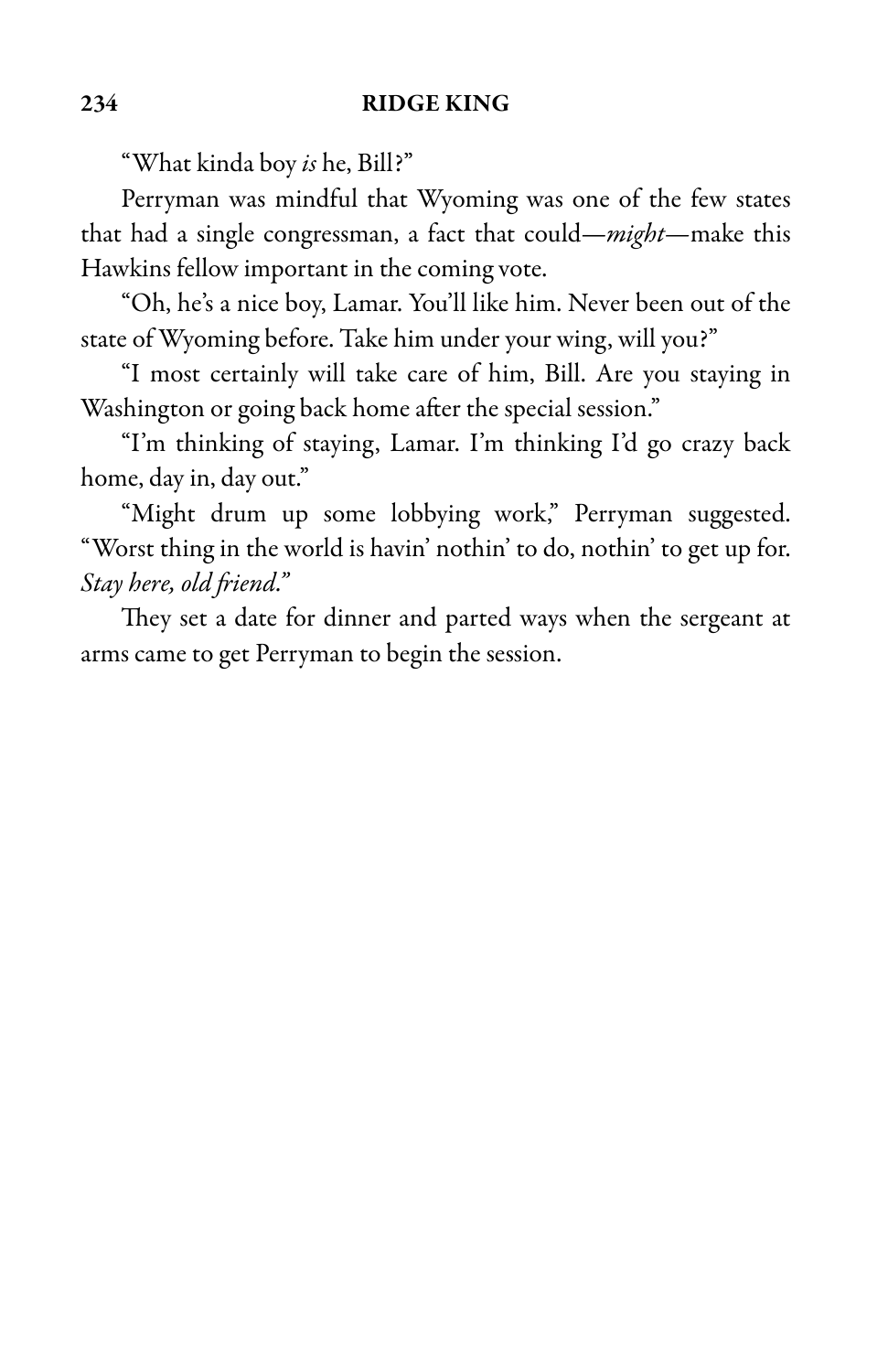"What kinda boy *is* he, Bill?"

Perryman was mindful that Wyoming was one of the few states that had a single congressman, a fact that could—*might*—make this Hawkins fellow important in the coming vote.

"Oh, he's a nice boy, Lamar. You'll like him. Never been out of the state of Wyoming before. Take him under your wing, will you?"

"I most certainly will take care of him, Bill. Are you staying in Washington or going back home after the special session."

"I'm thinking of staying, Lamar. I'm thinking I'd go crazy back home, day in, day out."

"Might drum up some lobbying work," Perryman suggested. "Worst thing in the world is havin' nothin' to do, nothin' to get up for. *Stay here, old friend.*"

They set a date for dinner and parted ways when the sergeant at arms came to get Perryman to begin the session.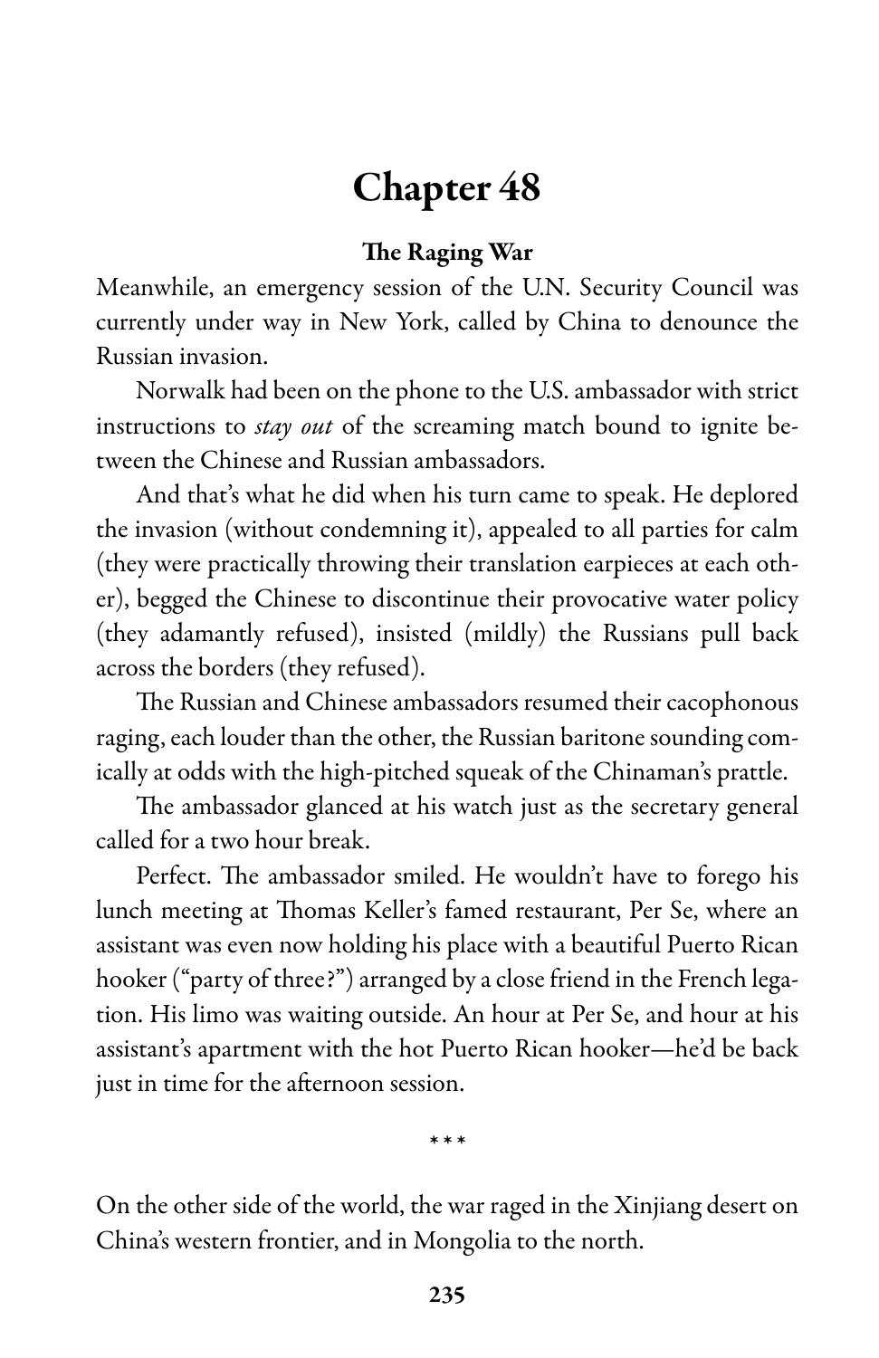# Chapter 48

**The Raging War**

Meanwhile, an emergency session of the U.N. Security Council was currently under way in New York, called by China to denounce the Russian invasion.

Norwalk had been on the phone to the U.S. ambassador with strict instructions to *stay out* of the screaming match bound to ignite between the Chinese and Russian ambassadors.

And that's what he did when his turn came to speak. He deplored the invasion (without condemning it), appealed to all parties for calm (they were practically throwing their translation earpieces at each other), begged the Chinese to discontinue their provocative water policy (they adamantly refused), insisted (mildly) the Russians pull back across the borders (they refused).

The Russian and Chinese ambassadors resumed their cacophonous raging, each louder than the other, the Russian baritone sounding comically at odds with the high-pitched squeak of the Chinaman's prattle.

The ambassador glanced at his watch just as the secretary general called for a two hour break.

Perfect. The ambassador smiled. He wouldn't have to forego his lunch meeting at Thomas Keller's famed restaurant, Per Se, where an assistant was even now holding his place with a beautiful Puerto Rican hooker ("party of three?") arranged by a close friend in the French legation. His limo was waiting outside. An hour at Per Se, and hour at his assistant's apartment with the hot Puerto Rican hooker—he'd be back just in time for the afternoon session.

\* \* \*

On the other side of the world, the war raged in the Xinjiang desert on China's western frontier, and in Mongolia to the north.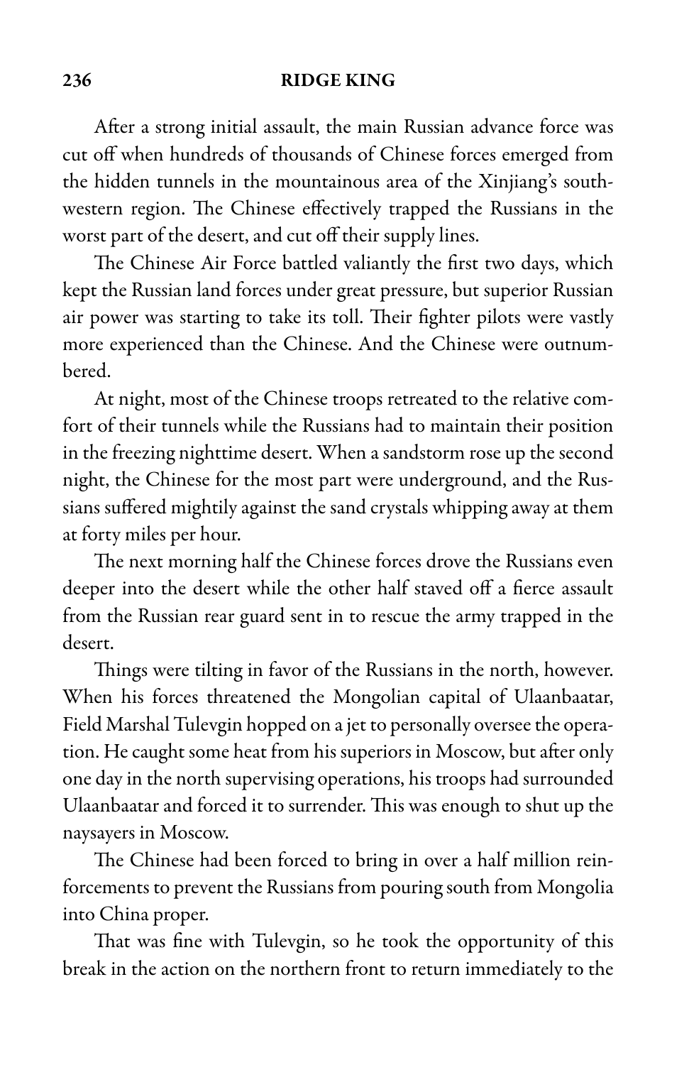After a strong initial assault, the main Russian advance force was cut off when hundreds of thousands of Chinese forces emerged from the hidden tunnels in the mountainous area of the Xinjiang's southwestern region. The Chinese effectively trapped the Russians in the worst part of the desert, and cut off their supply lines.

The Chinese Air Force battled valiantly the first two days, which kept the Russian land forces under great pressure, but superior Russian air power was starting to take its toll. Their fighter pilots were vastly more experienced than the Chinese. And the Chinese were outnumbered.

At night, most of the Chinese troops retreated to the relative comfort of their tunnels while the Russians had to maintain their position in the freezing nighttime desert. When a sandstorm rose up the second night, the Chinese for the most part were underground, and the Russians suffered mightily against the sand crystals whipping away at them at forty miles per hour.

The next morning half the Chinese forces drove the Russians even deeper into the desert while the other half staved off a fierce assault from the Russian rear guard sent in to rescue the army trapped in the desert.

Things were tilting in favor of the Russians in the north, however. When his forces threatened the Mongolian capital of Ulaanbaatar, Field Marshal Tulevgin hopped on a jet to personally oversee the operation. He caught some heat from his superiors in Moscow, but after only one day in the north supervising operations, his troops had surrounded Ulaanbaatar and forced it to surrender. This was enough to shut up the naysayers in Moscow.

The Chinese had been forced to bring in over a half million reinforcements to prevent the Russians from pouring south from Mongolia into China proper.

That was fine with Tulevgin, so he took the opportunity of this break in the action on the northern front to return immediately to the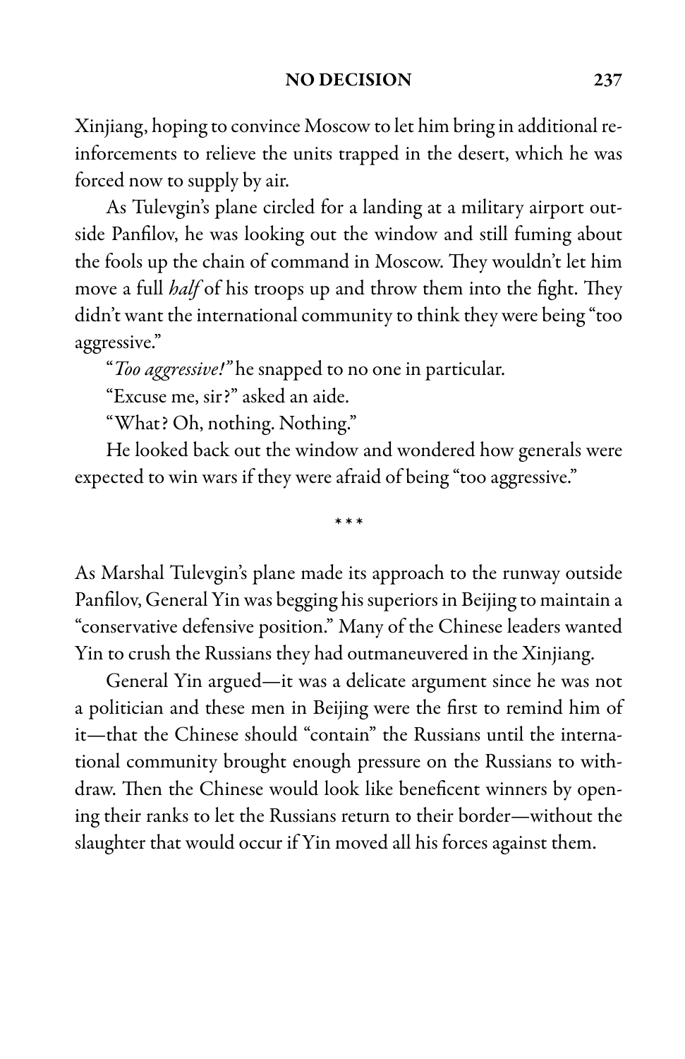Xinjiang, hoping to convince Moscow to let him bring in additional reinforcements to relieve the units trapped in the desert, which he was forced now to supply by air.

As Tulevgin's plane circled for a landing at a military airport outside Panfilov, he was looking out the window and still fuming about the fools up the chain of command in Moscow. They wouldn't let him move a full *half* of his troops up and throw them into the fight. They didn't want the international community to think they were being "too aggressive."

"*Too aggressive!*" he snapped to no one in particular.

"Excuse me, sir?" asked an aide.

"What? Oh, nothing. Nothing."

He looked back out the window and wondered how generals were expected to win wars if they were afraid of being "too aggressive."

\* \* \*

As Marshal Tulevgin's plane made its approach to the runway outside Panfilov, General Yin was begging his superiors in Beijing to maintain a "conservative defensive position." Many of the Chinese leaders wanted Yin to crush the Russians they had outmaneuvered in the Xinjiang.

General Yin argued—it was a delicate argument since he was not a politician and these men in Beijing were the first to remind him of it—that the Chinese should "contain" the Russians until the international community brought enough pressure on the Russians to withdraw. Then the Chinese would look like beneficent winners by opening their ranks to let the Russians return to their border—without the slaughter that would occur if Yin moved all his forces against them.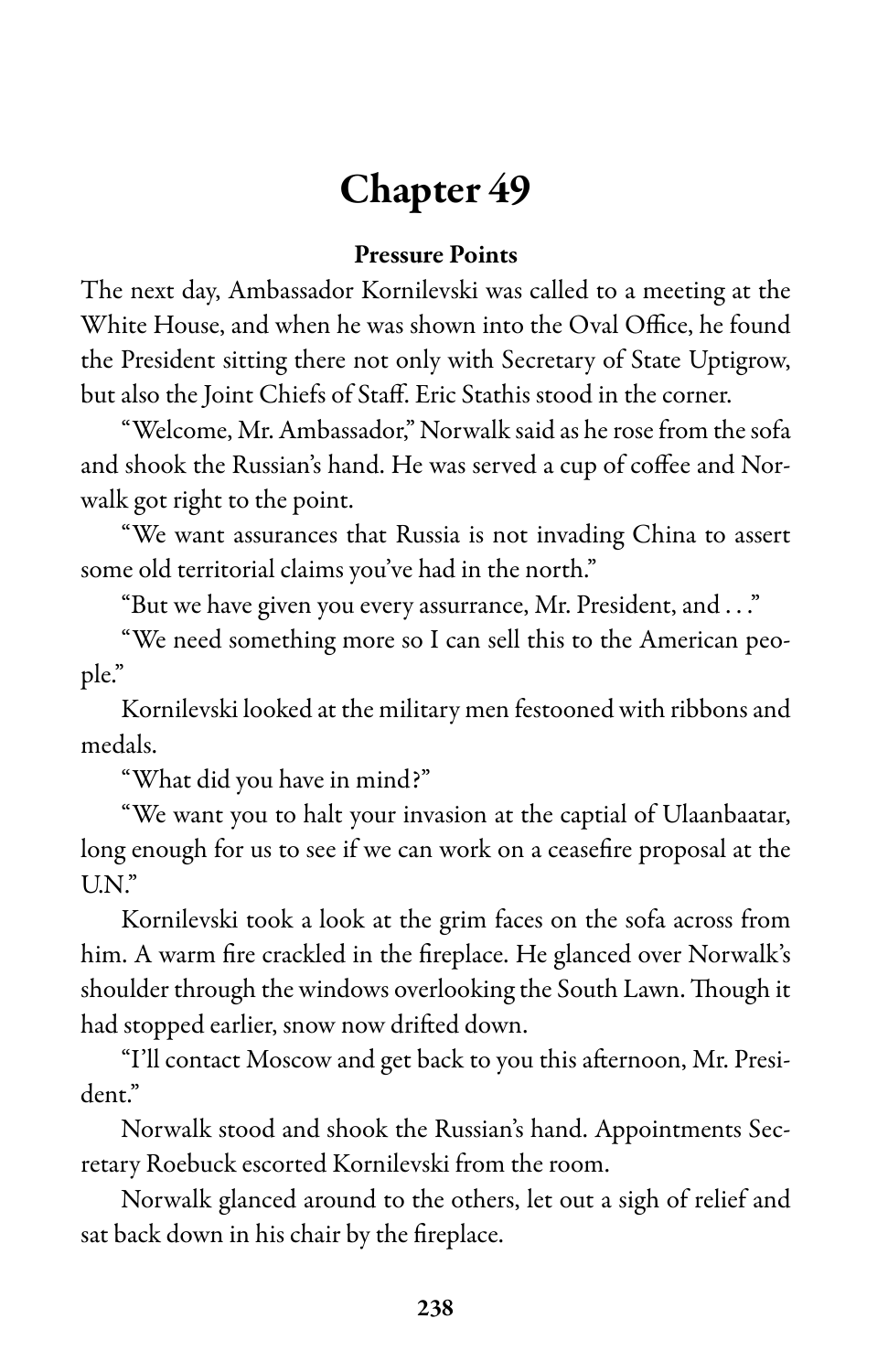# Chapter 49

**Pressure Points**

The next day, Ambassador Kornilevski was called to a meeting at the White House, and when he was shown into the Oval Office, he found the President sitting there not only with Secretary of State Uptigrow, but also the Joint Chiefs of Staff. Eric Stathis stood in the corner.

"Welcome, Mr. Ambassador," Norwalk said as he rose from the sofa and shook the Russian's hand. He was served a cup of coffee and Norwalk got right to the point.

"We want assurances that Russia is not invading China to assert some old territorial claims you've had in the north."

"But we have given you every assurrance, Mr. President, and . . ."

"We need something more so I can sell this to the American people."

Kornilevski looked at the military men festooned with ribbons and medals.

"What did you have in mind?"

"We want you to halt your invasion at the captial of Ulaanbaatar, long enough for us to see if we can work on a ceasefire proposal at the U.N."

Kornilevski took a look at the grim faces on the sofa across from him. A warm fire crackled in the fireplace. He glanced over Norwalk's shoulder through the windows overlooking the South Lawn. Though it had stopped earlier, snow now drifted down.

"I'll contact Moscow and get back to you this afternoon, Mr. President."

Norwalk stood and shook the Russian's hand. Appointments Secretary Roebuck escorted Kornilevski from the room.

Norwalk glanced around to the others, let out a sigh of relief and sat back down in his chair by the fireplace.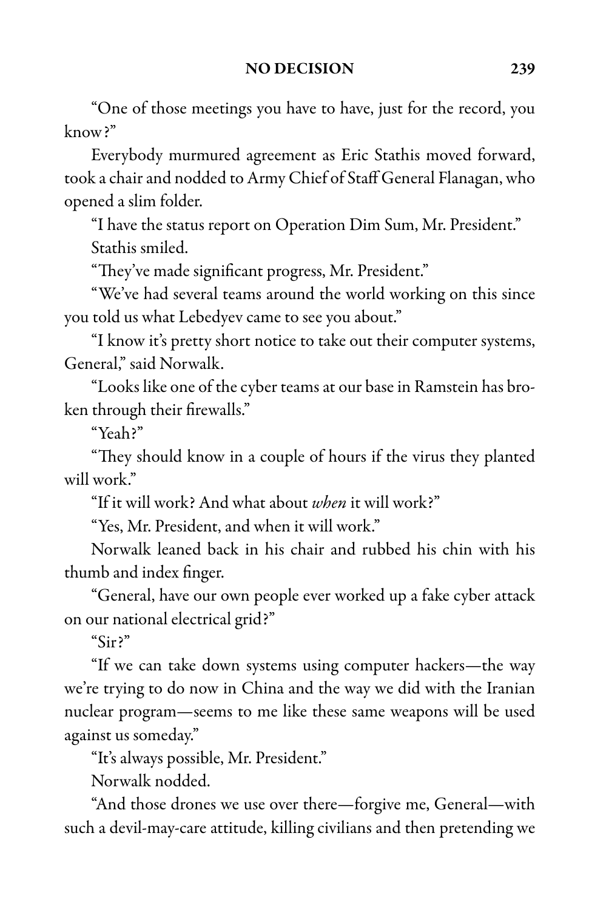"One of those meetings you have to have, just for the record, you know?"

Everybody murmured agreement as Eric Stathis moved forward, took a chair and nodded to Army Chief of Staff General Flanagan, who opened a slim folder.

"I have the status report on Operation Dim Sum, Mr. President."

Stathis smiled.

"They've made significant progress, Mr. President."

"We've had several teams around the world working on this since you told us what Lebedyev came to see you about."

"I know it's pretty short notice to take out their computer systems, General," said Norwalk.

"Looks like one of the cyber teams at our base in Ramstein has broken through their firewalls."

"Yeah?"

"They should know in a couple of hours if the virus they planted will work."

"If it will work? And what about *when* it will work?"

"Yes, Mr. President, and when it will work."

Norwalk leaned back in his chair and rubbed his chin with his thumb and index finger.

"General, have our own people ever worked up a fake cyber attack on our national electrical grid?"

"Sir?"

"If we can take down systems using computer hackers—the way we're trying to do now in China and the way we did with the Iranian nuclear program—seems to me like these same weapons will be used against us someday."

"It's always possible, Mr. President."

Norwalk nodded.

"And those drones we use over there—forgive me, General—with such a devil-may-care attitude, killing civilians and then pretending we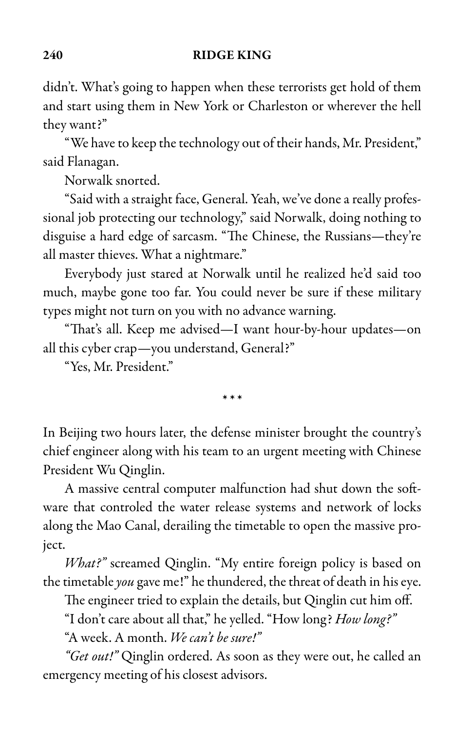didn't. What's going to happen when these terrorists get hold of them and start using them in New York or Charleston or wherever the hell they want?"

"We have to keep the technology out of their hands, Mr. President," said Flanagan.

Norwalk snorted.

"Said with a straight face, General. Yeah, we've done a really professional job protecting our technology," said Norwalk, doing nothing to disguise a hard edge of sarcasm. "The Chinese, the Russians—they're all master thieves. What a nightmare."

Everybody just stared at Norwalk until he realized he'd said too much, maybe gone too far. You could never be sure if these military types might not turn on you with no advance warning.

"That's all. Keep me advised—I want hour-by-hour updates—on all this cyber crap—you understand, General?"

"Yes, Mr. President."

\* \* \*

In Beijing two hours later, the defense minister brought the country's chief engineer along with his team to an urgent meeting with Chinese President Wu Qinglin.

A massive central computer malfunction had shut down the software that controled the water release systems and network of locks along the Mao Canal, derailing the timetable to open the massive project.

*What?"* screamed Qinglin. "My entire foreign policy is based on the timetable *you* gave me!" he thundered, the threat of death in his eye.

The engineer tried to explain the details, but Qinglin cut him off.

"I don't care about all that," he yelled. "How long? *How long?"*

"A week. A month. *We can't be sure!"*

*"Get out!"* Qinglin ordered. As soon as they were out, he called an emergency meeting of his closest advisors.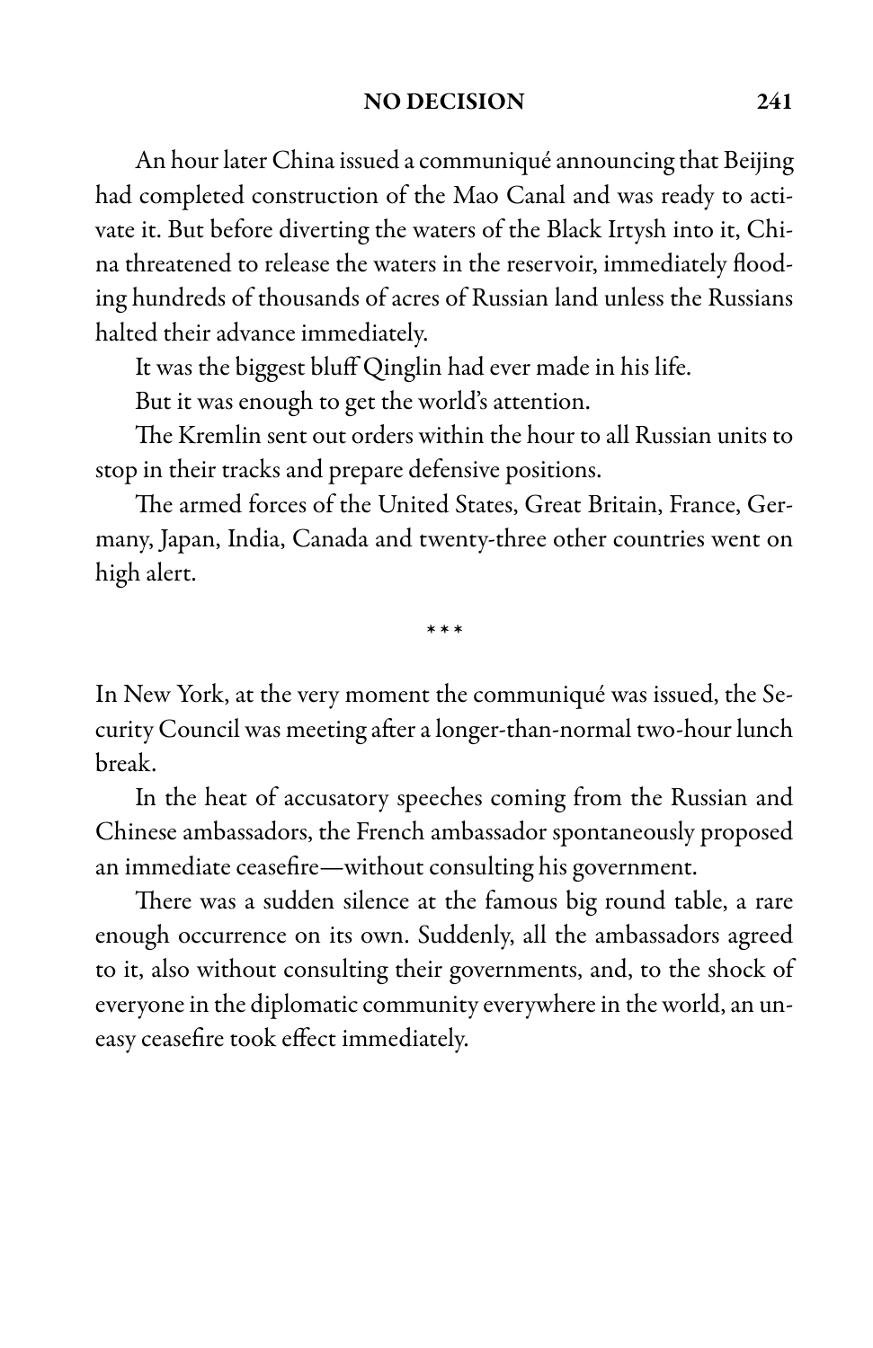An hour later China issued a communiqué announcing that Beijing had completed construction of the Mao Canal and was ready to activate it. But before diverting the waters of the Black Irtysh into it, China threatened to release the waters in the reservoir, immediately flooding hundreds of thousands of acres of Russian land unless the Russians halted their advance immediately.

It was the biggest bluff Qinglin had ever made in his life.

But it was enough to get the world's attention.

The Kremlin sent out orders within the hour to all Russian units to stop in their tracks and prepare defensive positions.

The armed forces of the United States, Great Britain, France, Germany, Japan, India, Canada and twenty-three other countries went on high alert.

\* \* \*

In New York, at the very moment the communiqué was issued, the Security Council was meeting after a longer-than-normal two-hour lunch break.

In the heat of accusatory speeches coming from the Russian and Chinese ambassadors, the French ambassador spontaneously proposed an immediate ceasefire—without consulting his government.

There was a sudden silence at the famous big round table, a rare enough occurrence on its own. Suddenly, all the ambassadors agreed to it, also without consulting their governments, and, to the shock of everyone in the diplomatic community everywhere in the world, an uneasy ceasefire took effect immediately.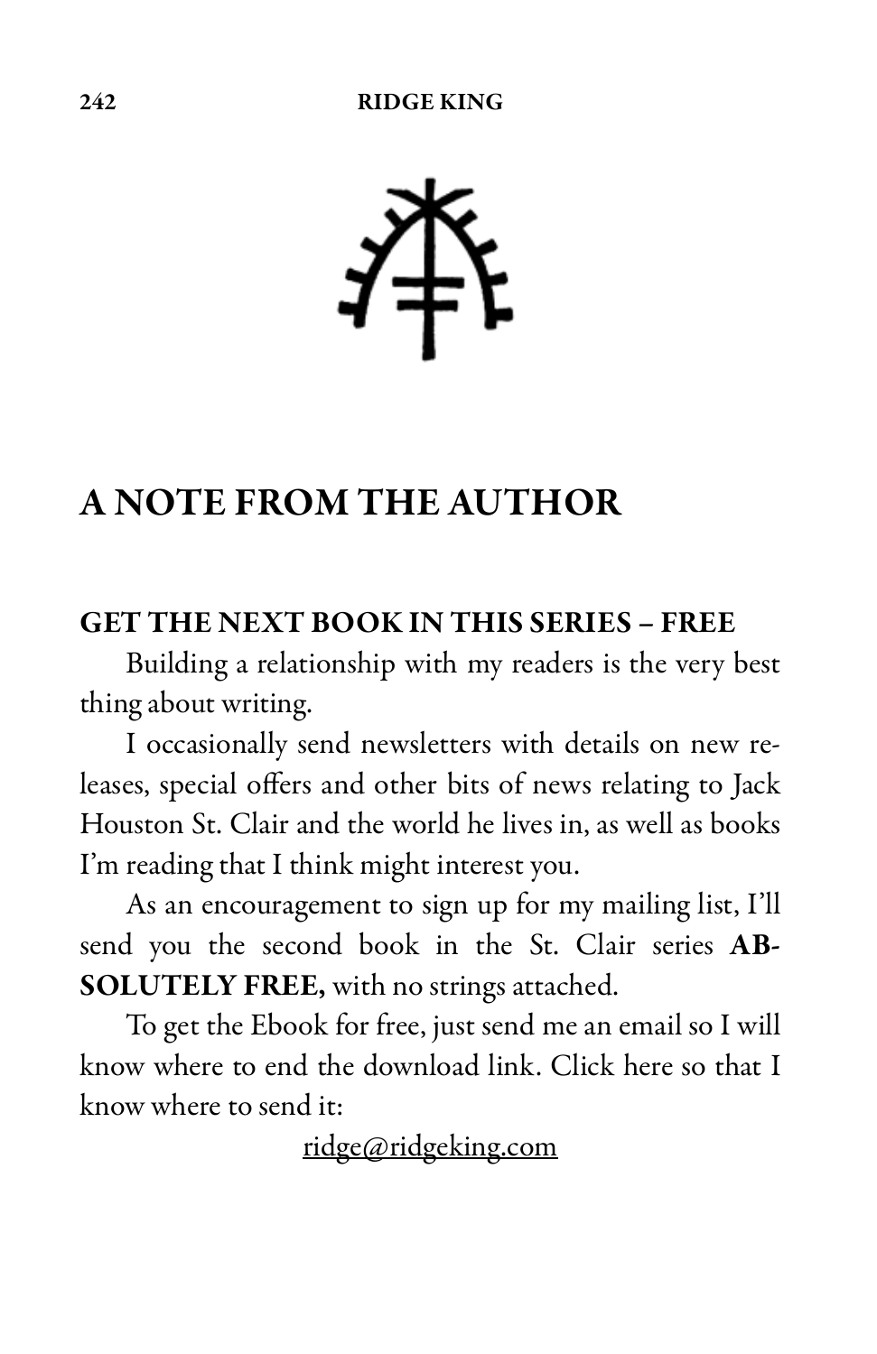# A NOTE FROM THE AUTHOR

**GET THE NEXT BOOK IN THIS SERIES – FREE**

Building a relationship with my readers is the very best thing about writing.

I occasionally send newsletters with details on new releases, special offers and other bits of news relating to Jack Houston St. Clair and the world he lives in, as well as books I'm reading that I think might interest you.

As an encouragement to sign up for my mailing list, I'll send you the second book in the St. Clair series **ABSOLUTELY FREE,** with no strings attached.

To get the Ebook for free, just send me an email so I will know where to end the download link. Click here so that I know where to send it:

ridge@ridgeking.com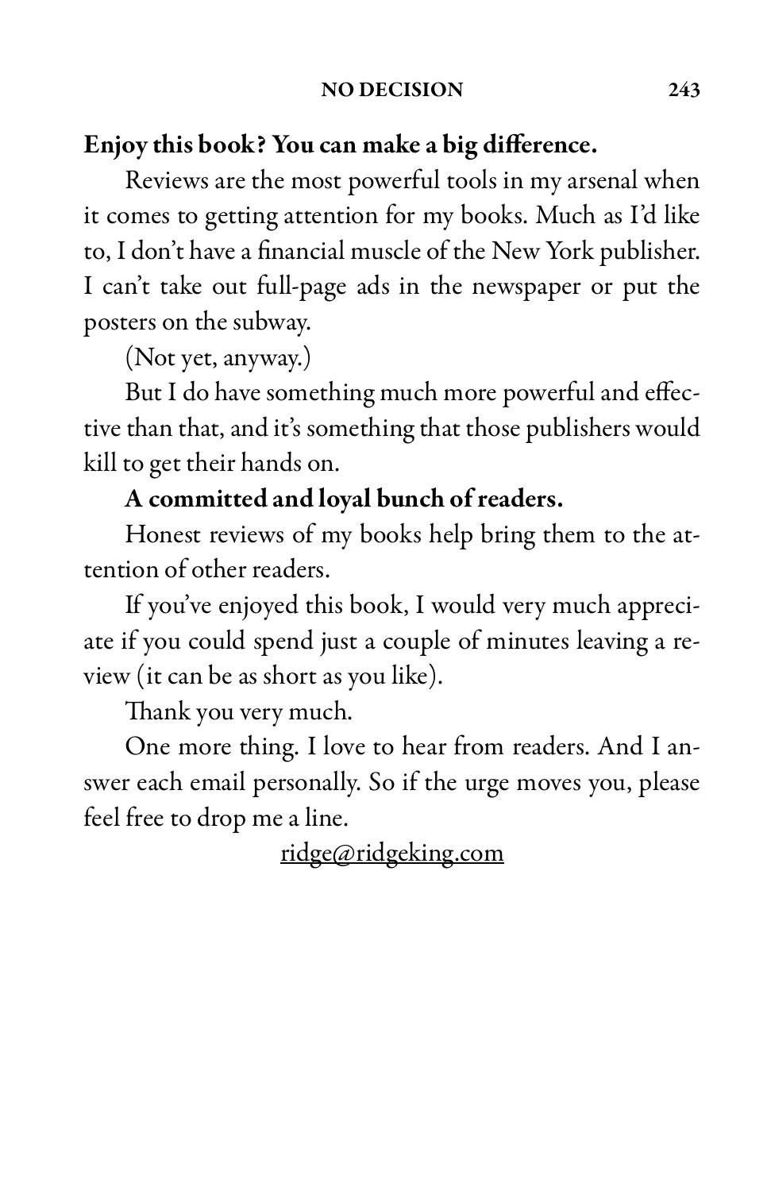**Enjoy this book? You can make a big difference.**

Reviews are the most powerful tools in my arsenal when it comes to getting attention for my books. Much as I'd like to, I don't have a financial muscle of the New York publisher. I can't take out full-page ads in the newspaper or put the posters on the subway.

(Not yet, anyway.)

But I do have something much more powerful and effective than that, and it's something that those publishers would kill to get their hands on.

**A committed and loyal bunch of readers.**

Honest reviews of my books help bring them to the attention of other readers.

If you've enjoyed this book, I would very much appreciate if you could spend just a couple of minutes leaving a review (it can be as short as you like).

Thank you very much.

One more thing. I love to hear from readers. And I answer each email personally. So if the urge moves you, please feel free to drop me a line.

ridge@ridgeking.com